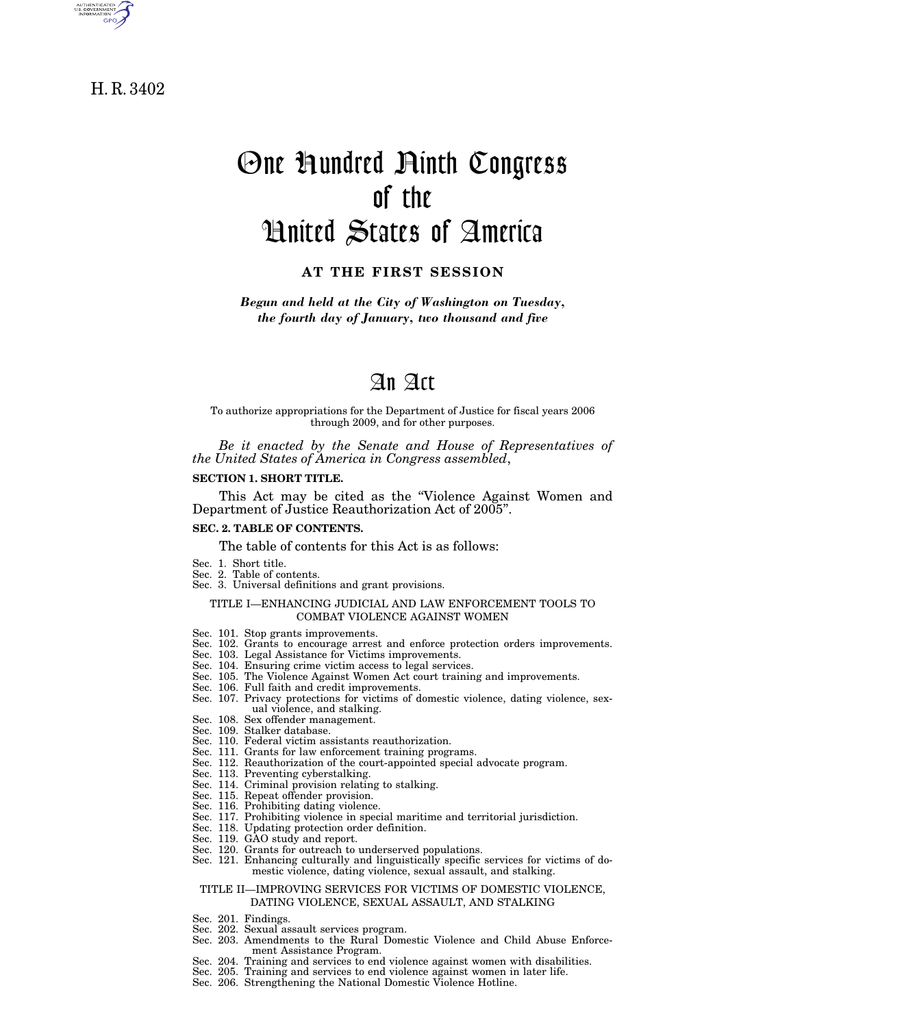H. R. 3402

# One Hundred Ninth Congress of the United States of America

**AT THE FIRST SESSION**

***Begun and held at the City of Washington on Tuesday, the fourth day of January, two thousand and five***

# An Act

To authorize appropriations for the Department of Justice for fiscal years 2006 through 2009, and for other purposes.

*Be it enacted by the Senate and House of Representatives of the United States of America in Congress assembled*,

**SECTION 1. SHORT TITLE.**

This Act may be cited as the "Violence Against Women and Department of Justice Reauthorization Act of 2005".

**SEC. 2. TABLE OF CONTENTS.**

The table of contents for this Act is as follows:

Sec. 1. Short title.
Sec. 2. Table of contents.
Sec. 3. Universal definitions and grant provisions.

TITLE I—ENHANCING JUDICIAL AND LAW ENFORCEMENT TOOLS TO COMBAT VIOLENCE AGAINST WOMEN

Sec. 101. Stop grants improvements.
Sec. 102. Grants to encourage arrest and enforce protection orders improvements.
Sec. 103. Legal Assistance for Victims improvements.
Sec. 104. Ensuring crime victim access to legal services.
Sec. 105. The Violence Against Women Act court training and improvements.
Sec. 106. Full faith and credit improvements.
Sec. 107. Privacy protections for victims of domestic violence, dating violence, sexual violence, and stalking.
Sec. 108. Sex offender management.
Sec. 109. Stalker database.
Sec. 110. Federal victim assistants reauthorization.
Sec. 111. Grants for law enforcement training programs.
Sec. 112. Reauthorization of the court-appointed special advocate program.
Sec. 113. Preventing cyberstalking.
Sec. 114. Criminal provision relating to stalking.
Sec. 115. Repeat offender provision.
Sec. 116. Prohibiting dating violence.
Sec. 117. Prohibiting violence in special maritime and territorial jurisdiction.
Sec. 118. Updating protection order definition.
Sec. 119. GAO study and report.
Sec. 120. Grants for outreach to underserved populations.
Sec. 121. Enhancing culturally and linguistically specific services for victims of domestic violence, dating violence, sexual assault, and stalking.

TITLE II—IMPROVING SERVICES FOR VICTIMS OF DOMESTIC VIOLENCE, DATING VIOLENCE, SEXUAL ASSAULT, AND STALKING

Sec. 201. Findings.
Sec. 202. Sexual assault services program.
Sec. 203. Amendments to the Rural Domestic Violence and Child Abuse Enforcement Assistance Program.
Sec. 204. Training and services to end violence against women with disabilities.
Sec. 205. Training and services to end violence against women in later life.
Sec. 206. Strengthening the National Domestic Violence Hotline.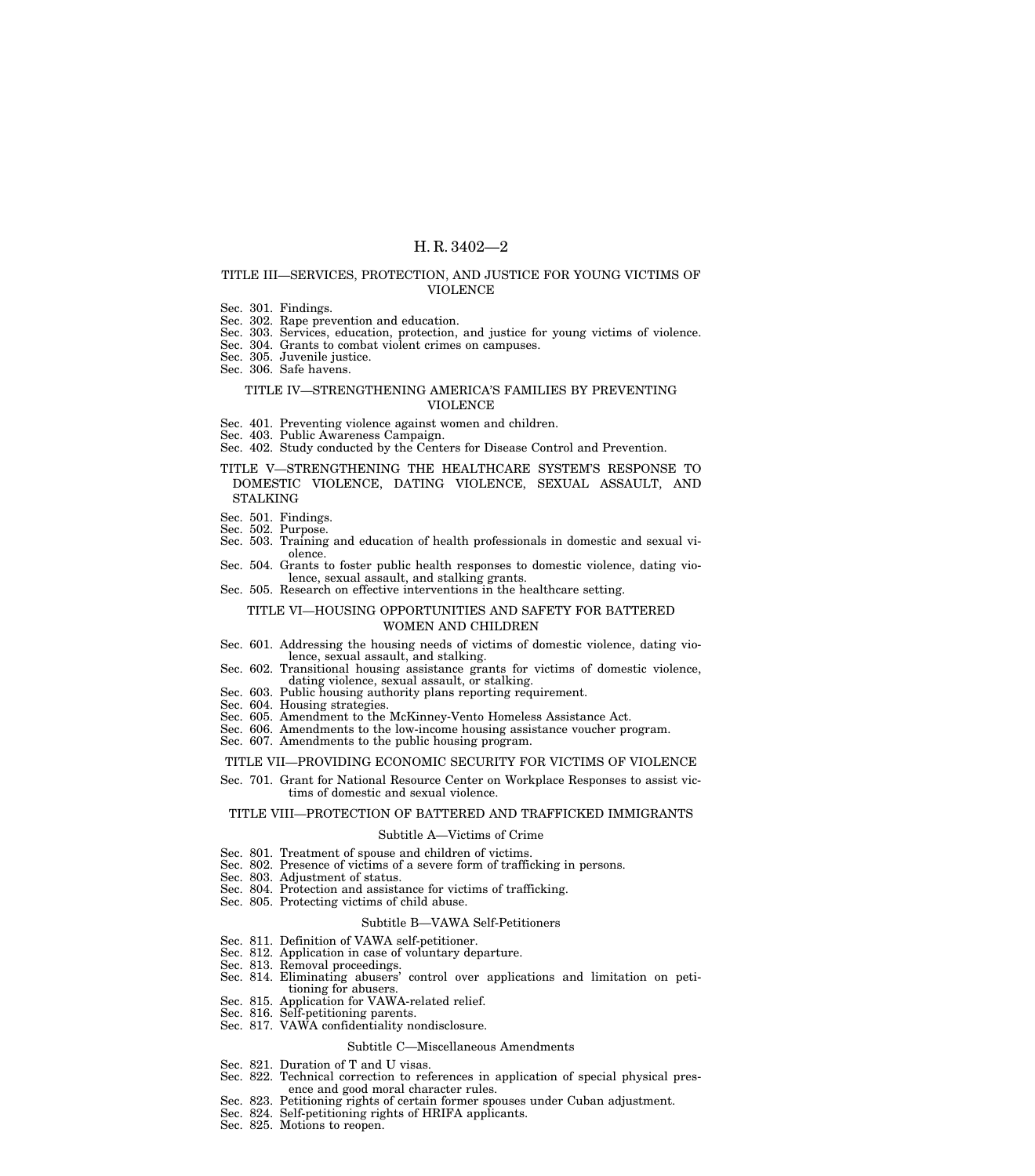### TITLE III—SERVICES, PROTECTION, AND JUSTICE FOR YOUNG VICTIMS OF VIOLENCE

Sec. 301. Findings.
Sec. 302. Rape prevention and education.
Sec. 303. Services, education, protection, and justice for young victims of violence.
Sec. 304. Grants to combat violent crimes on campuses.
Sec. 305. Juvenile justice.
Sec. 306. Safe havens.

### TITLE IV—STRENGTHENING AMERICA'S FAMILIES BY PREVENTING VIOLENCE

Sec. 401. Preventing violence against women and children.
Sec. 403. Public Awareness Campaign.
Sec. 402. Study conducted by the Centers for Disease Control and Prevention.

### TITLE V—STRENGTHENING THE HEALTHCARE SYSTEM'S RESPONSE TO DOMESTIC VIOLENCE, DATING VIOLENCE, SEXUAL ASSAULT, AND STALKING

Sec. 501. Findings.
Sec. 502. Purpose.
Sec. 503. Training and education of health professionals in domestic and sexual violence.
Sec. 504. Grants to foster public health responses to domestic violence, dating violence, sexual assault, and stalking grants.
Sec. 505. Research on effective interventions in the healthcare setting.

### TITLE VI—HOUSING OPPORTUNITIES AND SAFETY FOR BATTERED WOMEN AND CHILDREN

Sec. 601. Addressing the housing needs of victims of domestic violence, dating violence, sexual assault, and stalking.
Sec. 602. Transitional housing assistance grants for victims of domestic violence, dating violence, sexual assault, or stalking.
Sec. 603. Public housing authority plans reporting requirement.
Sec. 604. Housing strategies.
Sec. 605. Amendment to the McKinney-Vento Homeless Assistance Act.
Sec. 606. Amendments to the low-income housing assistance voucher program.
Sec. 607. Amendments to the public housing program.

### TITLE VII—PROVIDING ECONOMIC SECURITY FOR VICTIMS OF VIOLENCE

Sec. 701. Grant for National Resource Center on Workplace Responses to assist victims of domestic and sexual violence.

### TITLE VIII—PROTECTION OF BATTERED AND TRAFFICKED IMMIGRANTS

#### Subtitle A—Victims of Crime

Sec. 801. Treatment of spouse and children of victims.
Sec. 802. Presence of victims of a severe form of trafficking in persons.
Sec. 803. Adjustment of status.
Sec. 804. Protection and assistance for victims of trafficking.
Sec. 805. Protecting victims of child abuse.

#### Subtitle B—VAWA Self-Petitioners

Sec. 811. Definition of VAWA self-petitioner.
Sec. 812. Application in case of voluntary departure.
Sec. 813. Removal proceedings.
Sec. 814. Eliminating abusers' control over applications and limitation on petitioning for abusers.
Sec. 815. Application for VAWA-related relief.
Sec. 816. Self-petitioning parents.
Sec. 817. VAWA confidentiality nondisclosure.

#### Subtitle C—Miscellaneous Amendments

Sec. 821. Duration of T and U visas.
Sec. 822. Technical correction to references in application of special physical presence and good moral character rules.
Sec. 823. Petitioning rights of certain former spouses under Cuban adjustment.
Sec. 824. Self-petitioning rights of HRIFA applicants.
Sec. 825. Motions to reopen.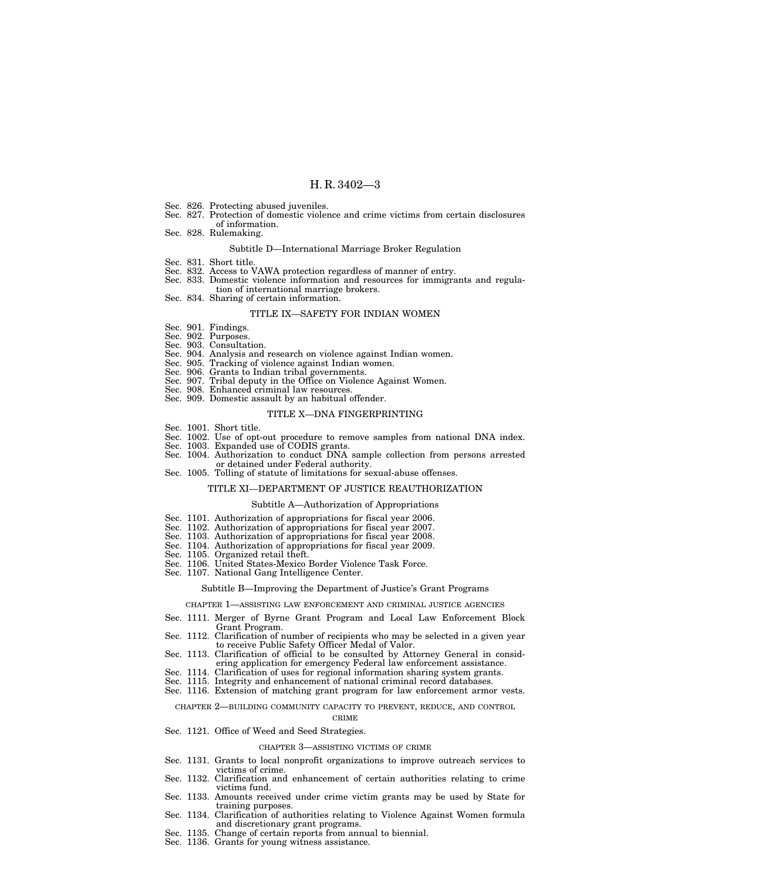Sec. 826. Protecting abused juveniles.
Sec. 827. Protection of domestic violence and crime victims from certain disclosures of information.
Sec. 828. Rulemaking.

Subtitle D—International Marriage Broker Regulation

Sec. 831. Short title.
Sec. 832. Access to VAWA protection regardless of manner of entry.
Sec. 833. Domestic violence information and resources for immigrants and regulation of international marriage brokers.
Sec. 834. Sharing of certain information.

TITLE IX—SAFETY FOR INDIAN WOMEN

Sec. 901. Findings.
Sec. 902. Purposes.
Sec. 903. Consultation.
Sec. 904. Analysis and research on violence against Indian women.
Sec. 905. Tracking of violence against Indian women.
Sec. 906. Grants to Indian tribal governments.
Sec. 907. Tribal deputy in the Office on Violence Against Women.
Sec. 908. Enhanced criminal law resources.
Sec. 909. Domestic assault by an habitual offender.

TITLE X—DNA FINGERPRINTING

Sec. 1001. Short title.
Sec. 1002. Use of opt-out procedure to remove samples from national DNA index.
Sec. 1003. Expanded use of CODIS grants.
Sec. 1004. Authorization to conduct DNA sample collection from persons arrested or detained under Federal authority.
Sec. 1005. Tolling of statute of limitations for sexual-abuse offenses.

TITLE XI—DEPARTMENT OF JUSTICE REAUTHORIZATION

Subtitle A—Authorization of Appropriations

Sec. 1101. Authorization of appropriations for fiscal year 2006.
Sec. 1102. Authorization of appropriations for fiscal year 2007.
Sec. 1103. Authorization of appropriations for fiscal year 2008.
Sec. 1104. Authorization of appropriations for fiscal year 2009.
Sec. 1105. Organized retail theft.
Sec. 1106. United States-Mexico Border Violence Task Force.
Sec. 1107. National Gang Intelligence Center.

Subtitle B—Improving the Department of Justice's Grant Programs

CHAPTER 1—ASSISTING LAW ENFORCEMENT AND CRIMINAL JUSTICE AGENCIES

Sec. 1111. Merger of Byrne Grant Program and Local Law Enforcement Block Grant Program.
Sec. 1112. Clarification of number of recipients who may be selected in a given year to receive Public Safety Officer Medal of Valor.
Sec. 1113. Clarification of official to be consulted by Attorney General in considering application for emergency Federal law enforcement assistance.
Sec. 1114. Clarification of uses for regional information sharing system grants.
Sec. 1115. Integrity and enhancement of national criminal record databases.
Sec. 1116. Extension of matching grant program for law enforcement armor vests.

CHAPTER 2—BUILDING COMMUNITY CAPACITY TO PREVENT, REDUCE, AND CONTROL CRIME

Sec. 1121. Office of Weed and Seed Strategies.

CHAPTER 3—ASSISTING VICTIMS OF CRIME

Sec. 1131. Grants to local nonprofit organizations to improve outreach services to victims of crime.
Sec. 1132. Clarification and enhancement of certain authorities relating to crime victims fund.
Sec. 1133. Amounts received under crime victim grants may be used by State for training purposes.
Sec. 1134. Clarification of authorities relating to Violence Against Women formula and discretionary grant programs.
Sec. 1135. Change of certain reports from annual to biennial.
Sec. 1136. Grants for young witness assistance.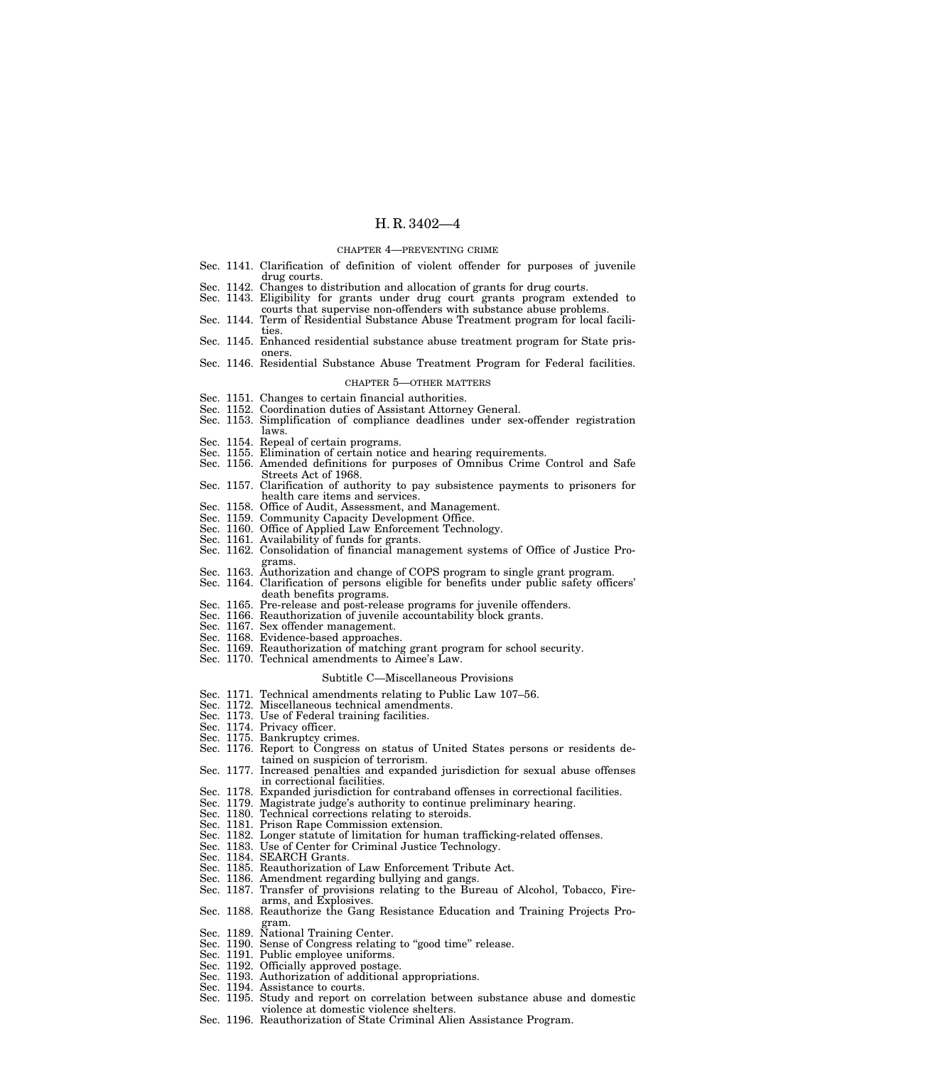#### CHAPTER 4—PREVENTING CRIME

Sec. 1141. Clarification of definition of violent offender for purposes of juvenile drug courts.
Sec. 1142. Changes to distribution and allocation of grants for drug courts.
Sec. 1143. Eligibility for grants under drug court grants program extended to courts that supervise non-offenders with substance abuse problems.
Sec. 1144. Term of Residential Substance Abuse Treatment program for local facilities.
Sec. 1145. Enhanced residential substance abuse treatment program for State prisoners.
Sec. 1146. Residential Substance Abuse Treatment Program for Federal facilities.

#### CHAPTER 5—OTHER MATTERS

Sec. 1151. Changes to certain financial authorities.
Sec. 1152. Coordination duties of Assistant Attorney General.
Sec. 1153. Simplification of compliance deadlines under sex-offender registration laws.
Sec. 1154. Repeal of certain programs.
Sec. 1155. Elimination of certain notice and hearing requirements.
Sec. 1156. Amended definitions for purposes of Omnibus Crime Control and Safe Streets Act of 1968.
Sec. 1157. Clarification of authority to pay subsistence payments to prisoners for health care items and services.
Sec. 1158. Office of Audit, Assessment, and Management.
Sec. 1159. Community Capacity Development Office.
Sec. 1160. Office of Applied Law Enforcement Technology.
Sec. 1161. Availability of funds for grants.
Sec. 1162. Consolidation of financial management systems of Office of Justice Programs.
Sec. 1163. Authorization and change of COPS program to single grant program.
Sec. 1164. Clarification of persons eligible for benefits under public safety officers' death benefits programs.
Sec. 1165. Pre-release and post-release programs for juvenile offenders.
Sec. 1166. Reauthorization of juvenile accountability block grants.
Sec. 1167. Sex offender management.
Sec. 1168. Evidence-based approaches.
Sec. 1169. Reauthorization of matching grant program for school security.
Sec. 1170. Technical amendments to Aimee's Law.

### Subtitle C—Miscellaneous Provisions

Sec. 1171. Technical amendments relating to Public Law 107–56.
Sec. 1172. Miscellaneous technical amendments.
Sec. 1173. Use of Federal training facilities.
Sec. 1174. Privacy officer.
Sec. 1175. Bankruptcy crimes.
Sec. 1176. Report to Congress on status of United States persons or residents detained on suspicion of terrorism.
Sec. 1177. Increased penalties and expanded jurisdiction for sexual abuse offenses in correctional facilities.
Sec. 1178. Expanded jurisdiction for contraband offenses in correctional facilities.
Sec. 1179. Magistrate judge's authority to continue preliminary hearing.
Sec. 1180. Technical corrections relating to steroids.
Sec. 1181. Prison Rape Commission extension.
Sec. 1182. Longer statute of limitation for human trafficking-related offenses.
Sec. 1183. Use of Center for Criminal Justice Technology.
Sec. 1184. SEARCH Grants.
Sec. 1185. Reauthorization of Law Enforcement Tribute Act.
Sec. 1186. Amendment regarding bullying and gangs.
Sec. 1187. Transfer of provisions relating to the Bureau of Alcohol, Tobacco, Firearms, and Explosives.
Sec. 1188. Reauthorize the Gang Resistance Education and Training Projects Program.
Sec. 1189. National Training Center.
Sec. 1190. Sense of Congress relating to "good time" release.
Sec. 1191. Public employee uniforms.
Sec. 1192. Officially approved postage.
Sec. 1193. Authorization of additional appropriations.
Sec. 1194. Assistance to courts.
Sec. 1195. Study and report on correlation between substance abuse and domestic violence at domestic violence shelters.
Sec. 1196. Reauthorization of State Criminal Alien Assistance Program.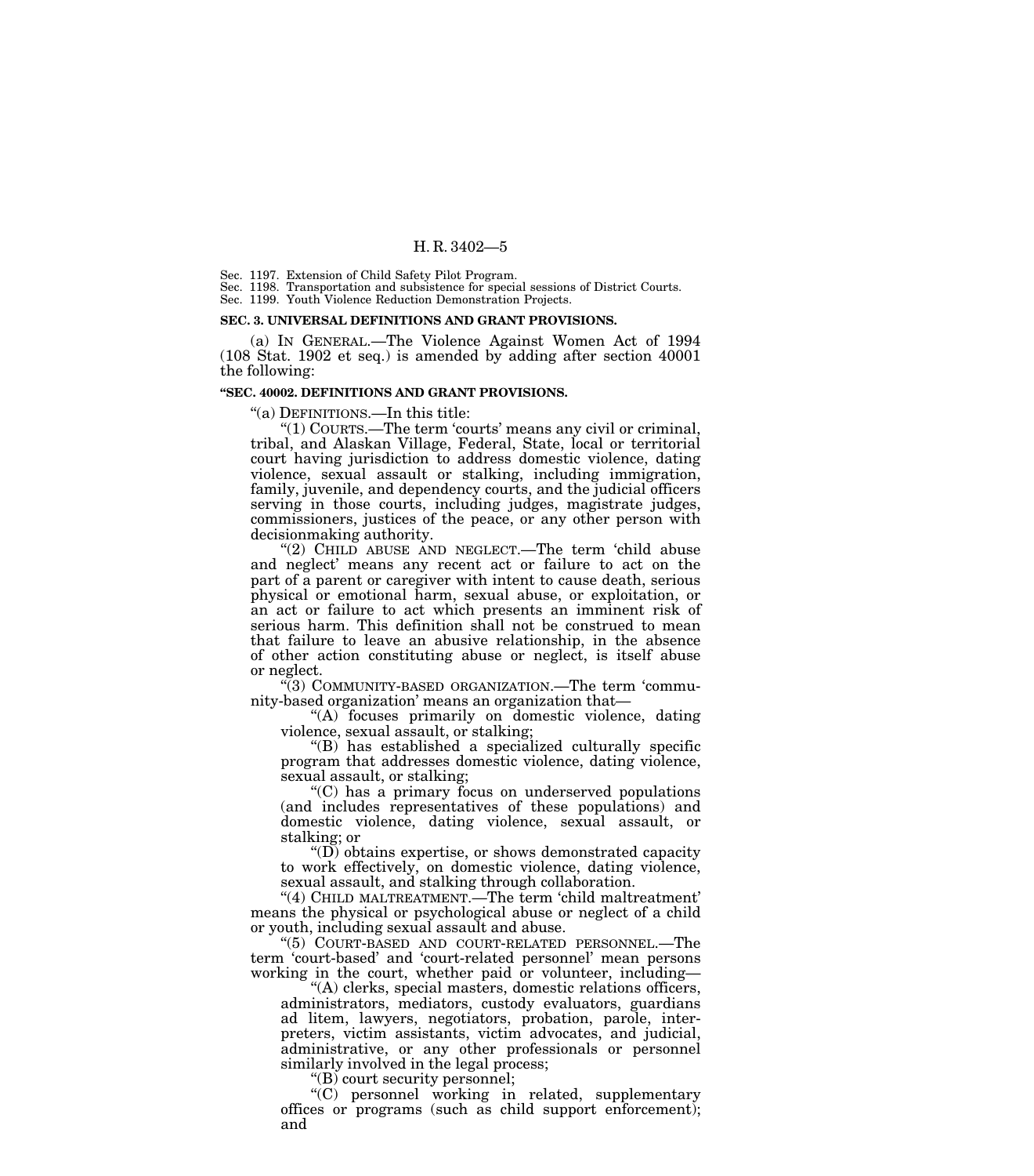Sec. 1197. Extension of Child Safety Pilot Program.
Sec. 1198. Transportation and subsistence for special sessions of District Courts.
Sec. 1199. Youth Violence Reduction Demonstration Projects.

**SEC. 3. UNIVERSAL DEFINITIONS AND GRANT PROVISIONS.**

(a) IN GENERAL.—The Violence Against Women Act of 1994 (108 Stat. 1902 et seq.) is amended by adding after section 40001 the following:

**"SEC. 40002. DEFINITIONS AND GRANT PROVISIONS.**

"(a) DEFINITIONS.—In this title:

"(1) COURTS.—The term 'courts' means any civil or criminal, tribal, and Alaskan Village, Federal, State, local or territorial court having jurisdiction to address domestic violence, dating violence, sexual assault or stalking, including immigration, family, juvenile, and dependency courts, and the judicial officers serving in those courts, including judges, magistrate judges, commissioners, justices of the peace, or any other person with decisionmaking authority.

"(2) CHILD ABUSE AND NEGLECT.—The term 'child abuse and neglect' means any recent act or failure to act on the part of a parent or caregiver with intent to cause death, serious physical or emotional harm, sexual abuse, or exploitation, or an act or failure to act which presents an imminent risk of serious harm. This definition shall not be construed to mean that failure to leave an abusive relationship, in the absence of other action constituting abuse or neglect, is itself abuse or neglect.

"(3) COMMUNITY-BASED ORGANIZATION.—The term 'community-based organization' means an organization that—

"(A) focuses primarily on domestic violence, dating violence, sexual assault, or stalking;

"(B) has established a specialized culturally specific program that addresses domestic violence, dating violence, sexual assault, or stalking;

"(C) has a primary focus on underserved populations (and includes representatives of these populations) and domestic violence, dating violence, sexual assault, or stalking; or

"(D) obtains expertise, or shows demonstrated capacity to work effectively, on domestic violence, dating violence, sexual assault, and stalking through collaboration.

"(4) CHILD MALTREATMENT.—The term 'child maltreatment' means the physical or psychological abuse or neglect of a child or youth, including sexual assault and abuse.

"(5) COURT-BASED AND COURT-RELATED PERSONNEL.—The term 'court-based' and 'court-related personnel' mean persons working in the court, whether paid or volunteer, including—

"(A) clerks, special masters, domestic relations officers, administrators, mediators, custody evaluators, guardians ad litem, lawyers, negotiators, probation, parole, interpreters, victim assistants, victim advocates, and judicial, administrative, or any other professionals or personnel similarly involved in the legal process;

"(B) court security personnel;

"(C) personnel working in related, supplementary offices or programs (such as child support enforcement); and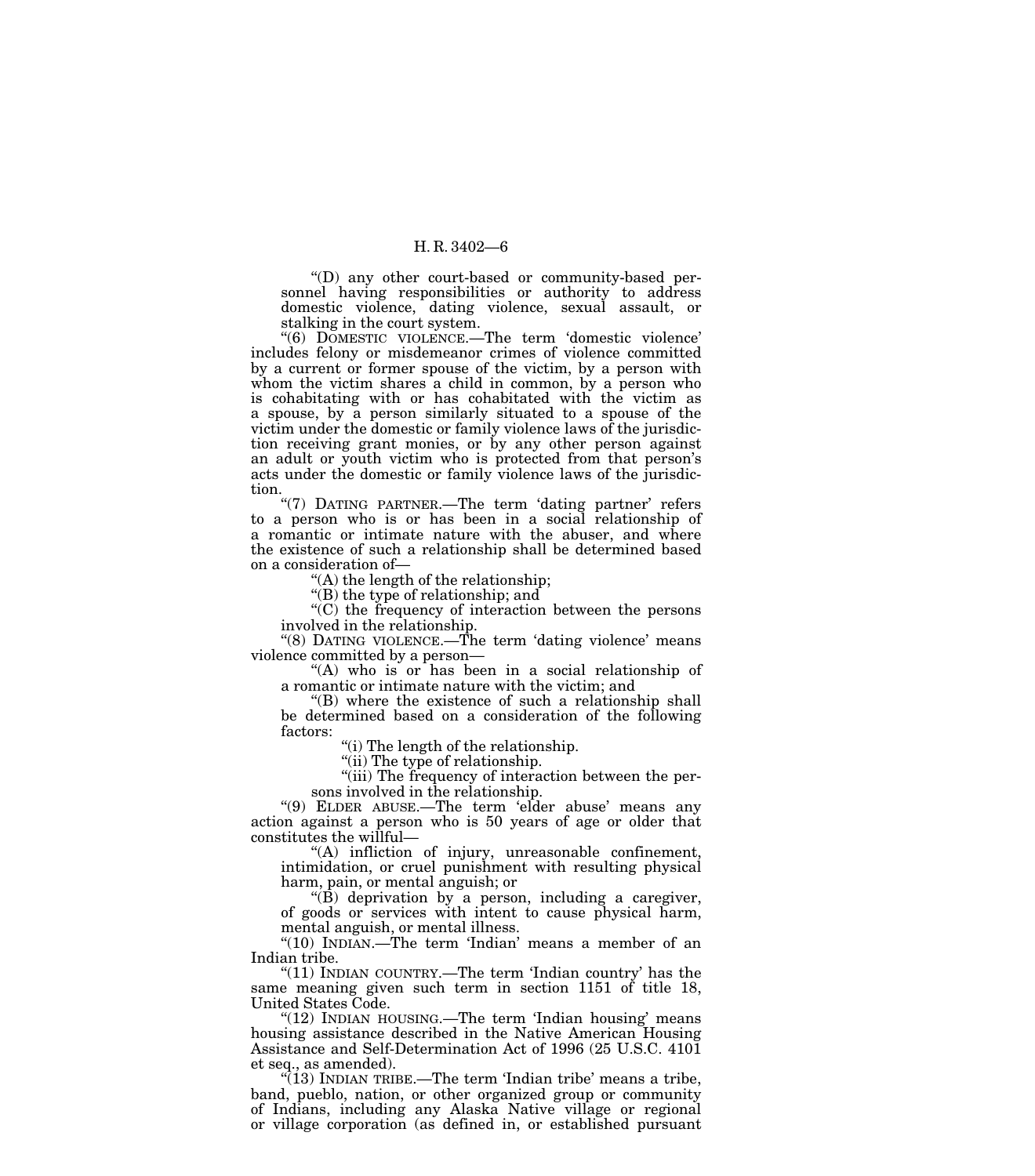"(D) any other court-based or community-based personnel having responsibilities or authority to address domestic violence, dating violence, sexual assault, or stalking in the court system.

"(6) DOMESTIC VIOLENCE.—The term 'domestic violence' includes felony or misdemeanor crimes of violence committed by a current or former spouse of the victim, by a person with whom the victim shares a child in common, by a person who is cohabitating with or has cohabitated with the victim as a spouse, by a person similarly situated to a spouse of the victim under the domestic or family violence laws of the jurisdiction receiving grant monies, or by any other person against an adult or youth victim who is protected from that person's acts under the domestic or family violence laws of the jurisdiction.

"(7) DATING PARTNER.—The term 'dating partner' refers to a person who is or has been in a social relationship of a romantic or intimate nature with the abuser, and where the existence of such a relationship shall be determined based on a consideration of—

"(A) the length of the relationship;

"(B) the type of relationship; and

"(C) the frequency of interaction between the persons involved in the relationship.

"(8) DATING VIOLENCE.—The term 'dating violence' means violence committed by a person—

"(A) who is or has been in a social relationship of a romantic or intimate nature with the victim; and

"(B) where the existence of such a relationship shall be determined based on a consideration of the following factors:

"(i) The length of the relationship.

"(ii) The type of relationship.

"(iii) The frequency of interaction between the persons involved in the relationship.

"(9) ELDER ABUSE.—The term 'elder abuse' means any action against a person who is 50 years of age or older that constitutes the willful—

"(A) infliction of injury, unreasonable confinement, intimidation, or cruel punishment with resulting physical harm, pain, or mental anguish; or

"(B) deprivation by a person, including a caregiver, of goods or services with intent to cause physical harm, mental anguish, or mental illness.

"(10) INDIAN.—The term 'Indian' means a member of an Indian tribe.

"(11) INDIAN COUNTRY.—The term 'Indian country' has the same meaning given such term in section 1151 of title 18, United States Code.

"(12) INDIAN HOUSING.—The term 'Indian housing' means housing assistance described in the Native American Housing Assistance and Self-Determination Act of 1996 (25 U.S.C. 4101 et seq., as amended).

"(13) INDIAN TRIBE.—The term 'Indian tribe' means a tribe, band, pueblo, nation, or other organized group or community of Indians, including any Alaska Native village or regional or village corporation (as defined in, or established pursuant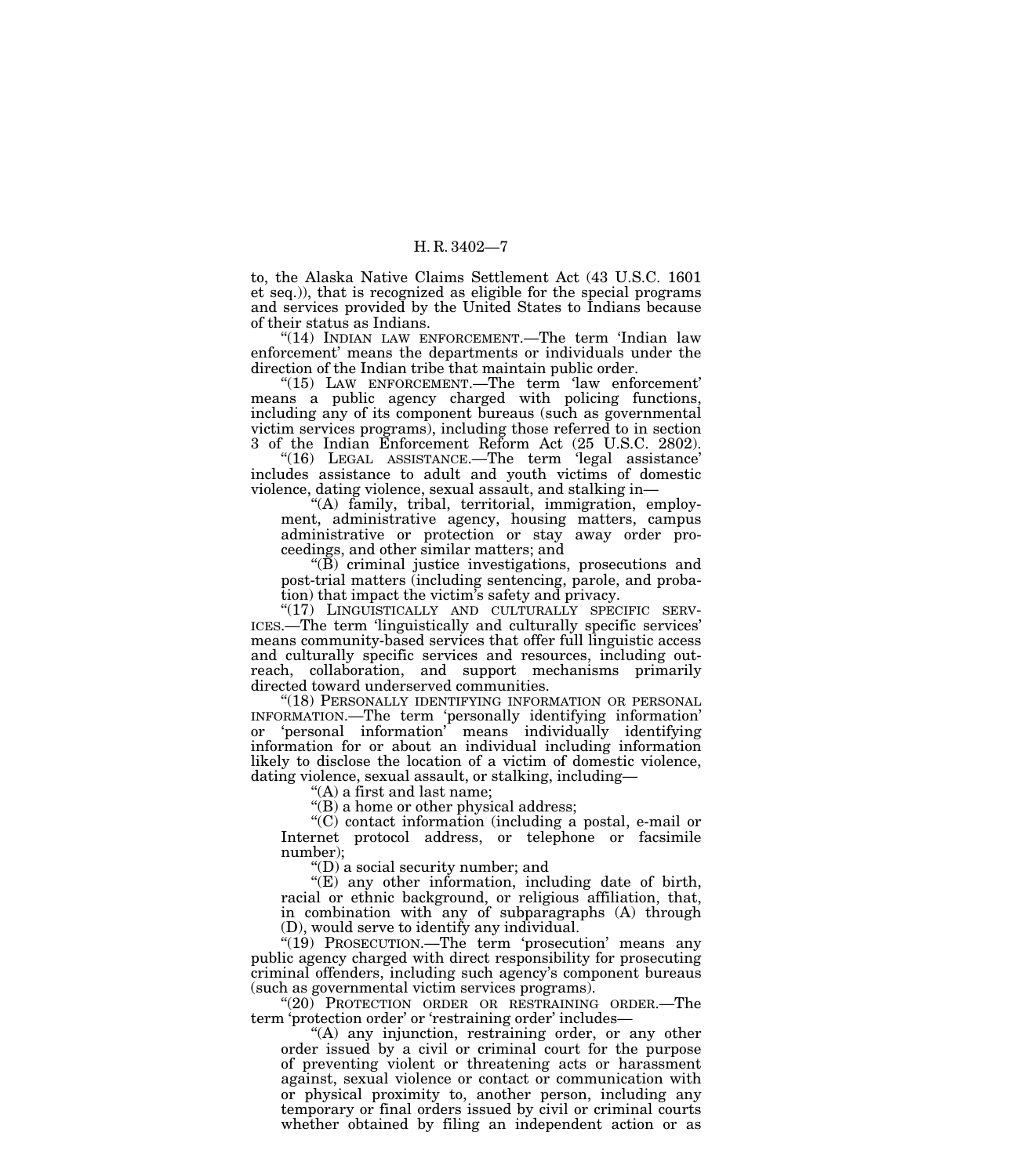to, the Alaska Native Claims Settlement Act (43 U.S.C. 1601 et seq.)), that is recognized as eligible for the special programs and services provided by the United States to Indians because of their status as Indians.

"(14) INDIAN LAW ENFORCEMENT.—The term 'Indian law enforcement' means the departments or individuals under the direction of the Indian tribe that maintain public order.

"(15) LAW ENFORCEMENT.—The term 'law enforcement' means a public agency charged with policing functions, including any of its component bureaus (such as governmental victim services programs), including those referred to in section 3 of the Indian Enforcement Reform Act (25 U.S.C. 2802).

"(16) LEGAL ASSISTANCE.—The term 'legal assistance' includes assistance to adult and youth victims of domestic violence, dating violence, sexual assault, and stalking in—

"(A) family, tribal, territorial, immigration, employment, administrative agency, housing matters, campus administrative or protection or stay away order proceedings, and other similar matters; and

"(B) criminal justice investigations, prosecutions and post-trial matters (including sentencing, parole, and probation) that impact the victim's safety and privacy.

"(17) LINGUISTICALLY AND CULTURALLY SPECIFIC SERVICES.—The term 'linguistically and culturally specific services' means community-based services that offer full linguistic access and culturally specific services and resources, including outreach, collaboration, and support mechanisms primarily directed toward underserved communities.

"(18) PERSONALLY IDENTIFYING INFORMATION OR PERSONAL INFORMATION.—The term 'personally identifying information' or 'personal information' means individually identifying information for or about an individual including information likely to disclose the location of a victim of domestic violence, dating violence, sexual assault, or stalking, including—

"(A) a first and last name;

"(B) a home or other physical address;

"(C) contact information (including a postal, e-mail or Internet protocol address, or telephone or facsimile number);

"(D) a social security number; and

"(E) any other information, including date of birth, racial or ethnic background, or religious affiliation, that, in combination with any of subparagraphs (A) through (D), would serve to identify any individual.

"(19) PROSECUTION.—The term 'prosecution' means any public agency charged with direct responsibility for prosecuting criminal offenders, including such agency's component bureaus (such as governmental victim services programs).

"(20) PROTECTION ORDER OR RESTRAINING ORDER.—The term 'protection order' or 'restraining order' includes—

"(A) any injunction, restraining order, or any other order issued by a civil or criminal court for the purpose of preventing violent or threatening acts or harassment against, sexual violence or contact or communication with or physical proximity to, another person, including any temporary or final orders issued by civil or criminal courts whether obtained by filing an independent action or as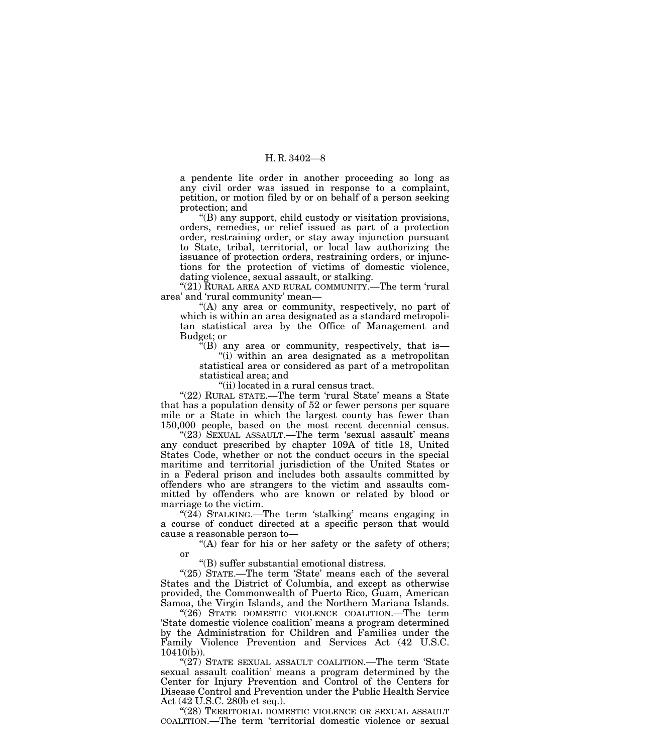a pendente lite order in another proceeding so long as any civil order was issued in response to a complaint, petition, or motion filed by or on behalf of a person seeking protection; and

"(B) any support, child custody or visitation provisions, orders, remedies, or relief issued as part of a protection order, restraining order, or stay away injunction pursuant to State, tribal, territorial, or local law authorizing the issuance of protection orders, restraining orders, or injunctions for the protection of victims of domestic violence, dating violence, sexual assault, or stalking.

"(21) RURAL AREA AND RURAL COMMUNITY.—The term 'rural area' and 'rural community' mean—

"(A) any area or community, respectively, no part of which is within an area designated as a standard metropolitan statistical area by the Office of Management and Budget; or

"(B) any area or community, respectively, that is—

"(i) within an area designated as a metropolitan statistical area or considered as part of a metropolitan statistical area; and

"(ii) located in a rural census tract.

"(22) RURAL STATE.—The term 'rural State' means a State that has a population density of 52 or fewer persons per square mile or a State in which the largest county has fewer than 150,000 people, based on the most recent decennial census.

"(23) SEXUAL ASSAULT.—The term 'sexual assault' means any conduct prescribed by chapter 109A of title 18, United States Code, whether or not the conduct occurs in the special maritime and territorial jurisdiction of the United States or in a Federal prison and includes both assaults committed by offenders who are strangers to the victim and assaults committed by offenders who are known or related by blood or marriage to the victim.

"(24) STALKING.—The term 'stalking' means engaging in a course of conduct directed at a specific person that would cause a reasonable person to—

"(A) fear for his or her safety or the safety of others; or

"(B) suffer substantial emotional distress.

"(25) STATE.—The term 'State' means each of the several States and the District of Columbia, and except as otherwise provided, the Commonwealth of Puerto Rico, Guam, American Samoa, the Virgin Islands, and the Northern Mariana Islands.

"(26) STATE DOMESTIC VIOLENCE COALITION.—The term 'State domestic violence coalition' means a program determined by the Administration for Children and Families under the Family Violence Prevention and Services Act (42 U.S.C. 10410(b)).

"(27) STATE SEXUAL ASSAULT COALITION.—The term 'State sexual assault coalition' means a program determined by the Center for Injury Prevention and Control of the Centers for Disease Control and Prevention under the Public Health Service Act (42 U.S.C. 280b et seq.).

"(28) TERRITORIAL DOMESTIC VIOLENCE OR SEXUAL ASSAULT COALITION.—The term 'territorial domestic violence or sexual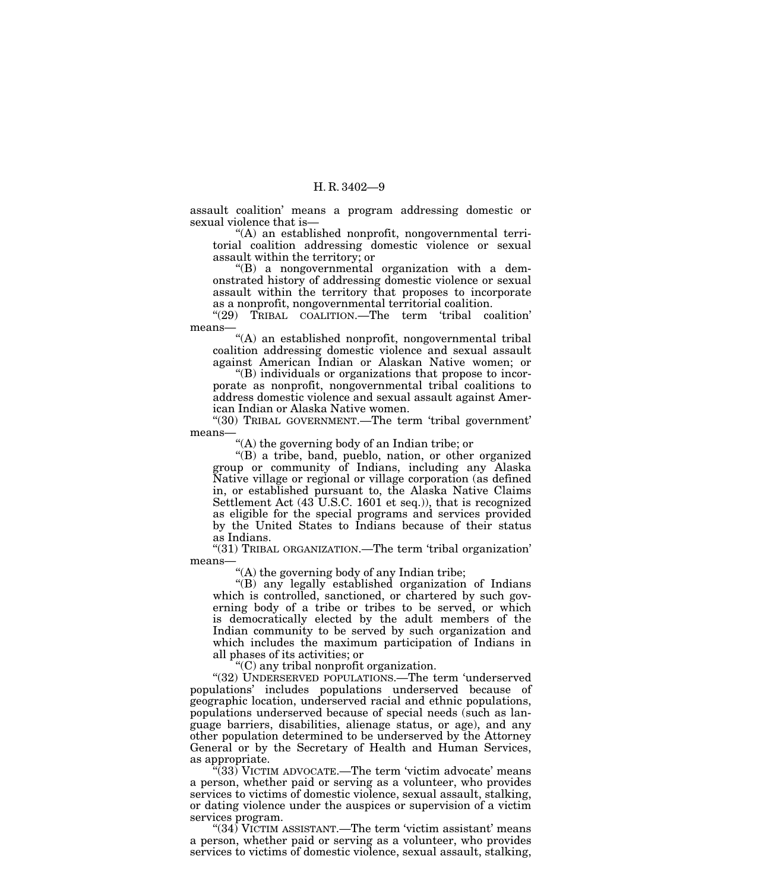assault coalition' means a program addressing domestic or sexual violence that is—

"(A) an established nonprofit, nongovernmental territorial coalition addressing domestic violence or sexual assault within the territory; or

"(B) a nongovernmental organization with a demonstrated history of addressing domestic violence or sexual assault within the territory that proposes to incorporate as a nonprofit, nongovernmental territorial coalition.

"(29) TRIBAL COALITION.—The term 'tribal coalition' means—

"(A) an established nonprofit, nongovernmental tribal coalition addressing domestic violence and sexual assault against American Indian or Alaskan Native women; or

"(B) individuals or organizations that propose to incorporate as nonprofit, nongovernmental tribal coalitions to address domestic violence and sexual assault against American Indian or Alaska Native women.

"(30) TRIBAL GOVERNMENT.—The term 'tribal government' means—

"(A) the governing body of an Indian tribe; or

"(B) a tribe, band, pueblo, nation, or other organized group or community of Indians, including any Alaska Native village or regional or village corporation (as defined in, or established pursuant to, the Alaska Native Claims Settlement Act (43 U.S.C. 1601 et seq.)), that is recognized as eligible for the special programs and services provided by the United States to Indians because of their status as Indians.

"(31) TRIBAL ORGANIZATION.—The term 'tribal organization' means—

"(A) the governing body of any Indian tribe;

"(B) any legally established organization of Indians which is controlled, sanctioned, or chartered by such governing body of a tribe or tribes to be served, or which is democratically elected by the adult members of the Indian community to be served by such organization and which includes the maximum participation of Indians in all phases of its activities; or

"(C) any tribal nonprofit organization.

"(32) UNDERSERVED POPULATIONS.—The term 'underserved populations' includes populations underserved because of geographic location, underserved racial and ethnic populations, populations underserved because of special needs (such as language barriers, disabilities, alienage status, or age), and any other population determined to be underserved by the Attorney General or by the Secretary of Health and Human Services, as appropriate.

"(33) VICTIM ADVOCATE.—The term 'victim advocate' means a person, whether paid or serving as a volunteer, who provides services to victims of domestic violence, sexual assault, stalking, or dating violence under the auspices or supervision of a victim services program.

"(34) VICTIM ASSISTANT.—The term 'victim assistant' means a person, whether paid or serving as a volunteer, who provides services to victims of domestic violence, sexual assault, stalking,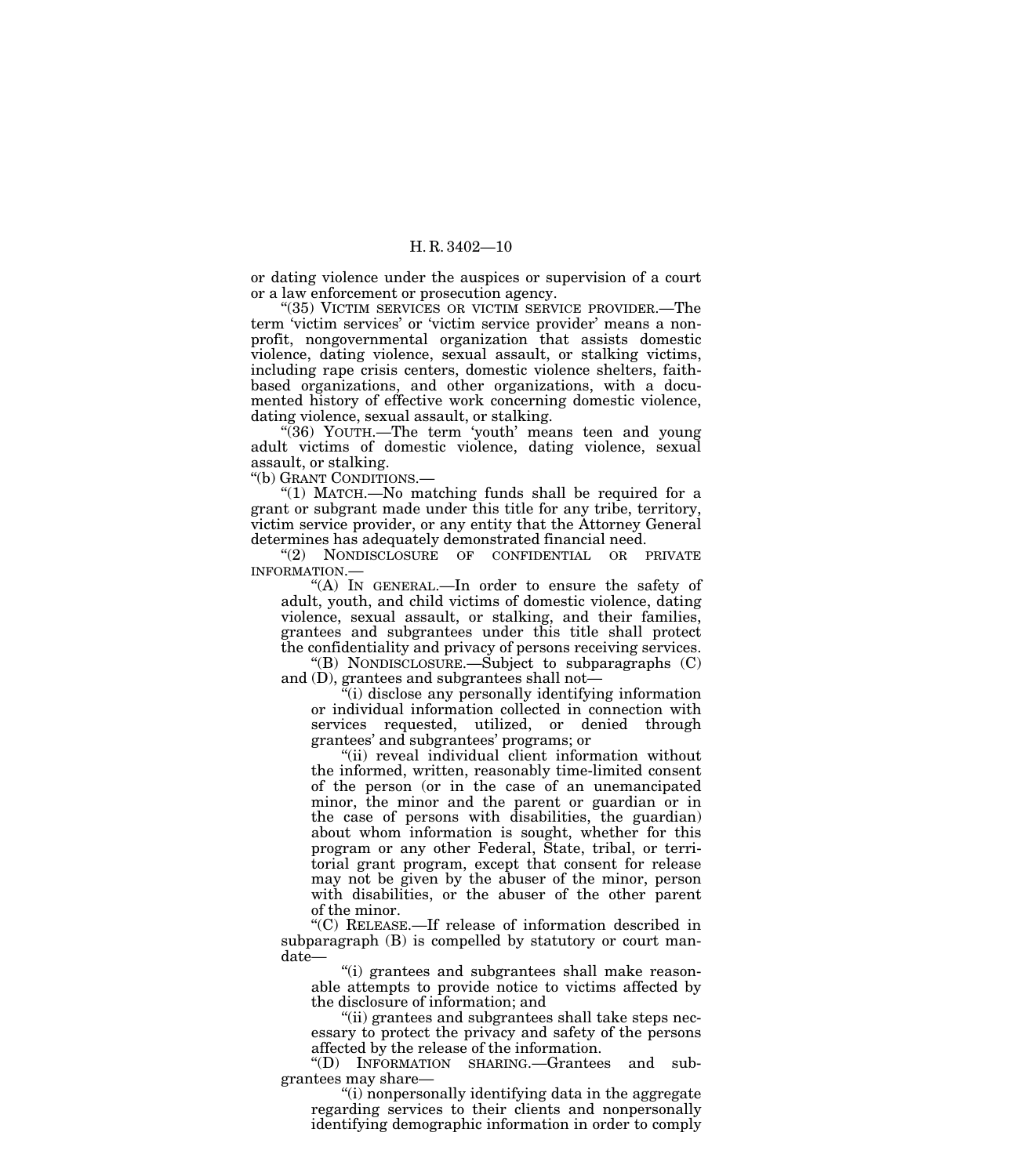or dating violence under the auspices or supervision of a court or a law enforcement or prosecution agency.

"(35) VICTIM SERVICES OR VICTIM SERVICE PROVIDER.—The term 'victim services' or 'victim service provider' means a nonprofit, nongovernmental organization that assists domestic violence, dating violence, sexual assault, or stalking victims, including rape crisis centers, domestic violence shelters, faith-based organizations, and other organizations, with a documented history of effective work concerning domestic violence, dating violence, sexual assault, or stalking.

"(36) YOUTH.—The term 'youth' means teen and young adult victims of domestic violence, dating violence, sexual assault, or stalking.

"(b) GRANT CONDITIONS.—

"(1) MATCH.—No matching funds shall be required for a grant or subgrant made under this title for any tribe, territory, victim service provider, or any entity that the Attorney General determines has adequately demonstrated financial need.

"(2) NONDISCLOSURE OF CONFIDENTIAL OR PRIVATE INFORMATION.—

"(A) IN GENERAL.—In order to ensure the safety of adult, youth, and child victims of domestic violence, dating violence, sexual assault, or stalking, and their families, grantees and subgrantees under this title shall protect the confidentiality and privacy of persons receiving services.

"(B) NONDISCLOSURE.—Subject to subparagraphs (C) and (D), grantees and subgrantees shall not—

"(i) disclose any personally identifying information or individual information collected in connection with services requested, utilized, or denied through grantees' and subgrantees' programs; or

"(ii) reveal individual client information without the informed, written, reasonably time-limited consent of the person (or in the case of an unemancipated minor, the minor and the parent or guardian or in the case of persons with disabilities, the guardian) about whom information is sought, whether for this program or any other Federal, State, tribal, or territorial grant program, except that consent for release may not be given by the abuser of the minor, person with disabilities, or the abuser of the other parent of the minor.

"(C) RELEASE.—If release of information described in subparagraph (B) is compelled by statutory or court mandate—

"(i) grantees and subgrantees shall make reasonable attempts to provide notice to victims affected by the disclosure of information; and

"(ii) grantees and subgrantees shall take steps necessary to protect the privacy and safety of the persons affected by the release of the information.

"(D) INFORMATION SHARING.—Grantees and subgrantees may share—

"(i) nonpersonally identifying data in the aggregate regarding services to their clients and nonpersonally identifying demographic information in order to comply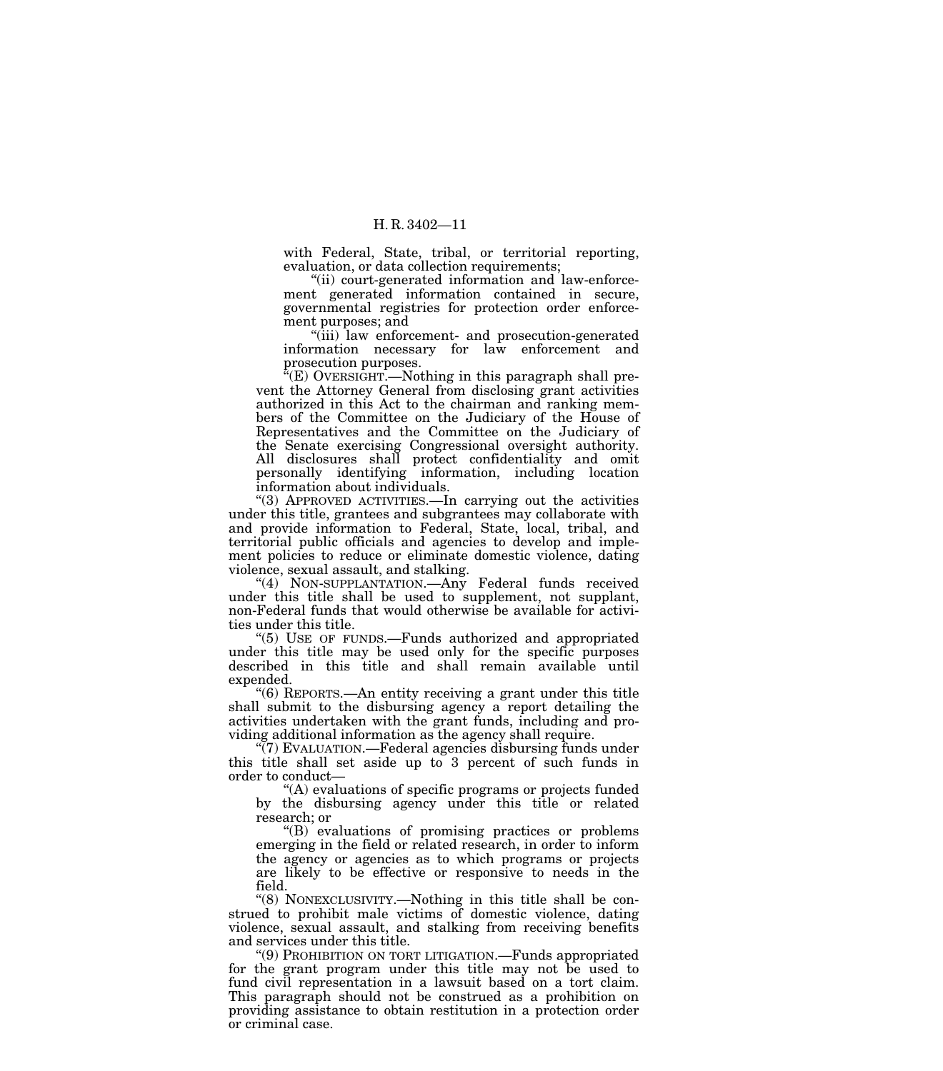with Federal, State, tribal, or territorial reporting, evaluation, or data collection requirements;

"(ii) court-generated information and law-enforcement generated information contained in secure, governmental registries for protection order enforcement purposes; and

"(iii) law enforcement- and prosecution-generated information necessary for law enforcement and prosecution purposes.

"(E) OVERSIGHT.—Nothing in this paragraph shall prevent the Attorney General from disclosing grant activities authorized in this Act to the chairman and ranking members of the Committee on the Judiciary of the House of Representatives and the Committee on the Judiciary of the Senate exercising Congressional oversight authority. All disclosures shall protect confidentiality and omit personally identifying information, including location information about individuals.

"(3) APPROVED ACTIVITIES.—In carrying out the activities under this title, grantees and subgrantees may collaborate with and provide information to Federal, State, local, tribal, and territorial public officials and agencies to develop and implement policies to reduce or eliminate domestic violence, dating violence, sexual assault, and stalking.

"(4) NON-SUPPLANTATION.—Any Federal funds received under this title shall be used to supplement, not supplant, non-Federal funds that would otherwise be available for activities under this title.

"(5) USE OF FUNDS.—Funds authorized and appropriated under this title may be used only for the specific purposes described in this title and shall remain available until expended.

"(6) REPORTS.—An entity receiving a grant under this title shall submit to the disbursing agency a report detailing the activities undertaken with the grant funds, including and providing additional information as the agency shall require.

"(7) EVALUATION.—Federal agencies disbursing funds under this title shall set aside up to 3 percent of such funds in order to conduct—

"(A) evaluations of specific programs or projects funded by the disbursing agency under this title or related research; or

"(B) evaluations of promising practices or problems emerging in the field or related research, in order to inform the agency or agencies as to which programs or projects are likely to be effective or responsive to needs in the field.

"(8) NONEXCLUSIVITY.—Nothing in this title shall be construed to prohibit male victims of domestic violence, dating violence, sexual assault, and stalking from receiving benefits and services under this title.

"(9) PROHIBITION ON TORT LITIGATION.—Funds appropriated for the grant program under this title may not be used to fund civil representation in a lawsuit based on a tort claim. This paragraph should not be construed as a prohibition on providing assistance to obtain restitution in a protection order or criminal case.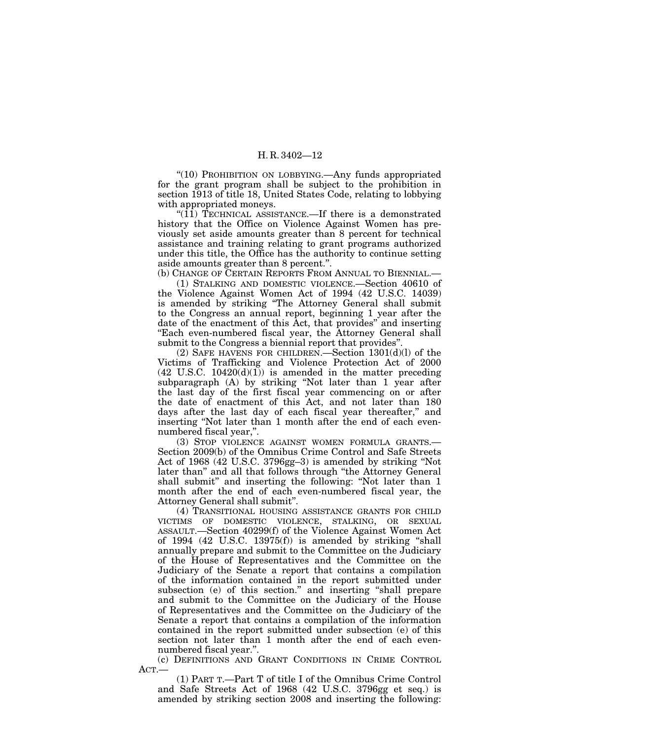"(10) PROHIBITION ON LOBBYING.—Any funds appropriated for the grant program shall be subject to the prohibition in section 1913 of title 18, United States Code, relating to lobbying with appropriated moneys.

"(11) TECHNICAL ASSISTANCE.—If there is a demonstrated history that the Office on Violence Against Women has previously set aside amounts greater than 8 percent for technical assistance and training relating to grant programs authorized under this title, the Office has the authority to continue setting aside amounts greater than 8 percent.".

(b) CHANGE OF CERTAIN REPORTS FROM ANNUAL TO BIENNIAL.—

(1) STALKING AND DOMESTIC VIOLENCE.—Section 40610 of the Violence Against Women Act of 1994 (42 U.S.C. 14039) is amended by striking "The Attorney General shall submit to the Congress an annual report, beginning 1 year after the date of the enactment of this Act, that provides" and inserting "Each even-numbered fiscal year, the Attorney General shall submit to the Congress a biennial report that provides".

(2) SAFE HAVENS FOR CHILDREN.—Section 1301(d)(l) of the Victims of Trafficking and Violence Protection Act of 2000 (42 U.S.C. 10420(d)(1)) is amended in the matter preceding subparagraph (A) by striking "Not later than 1 year after the last day of the first fiscal year commencing on or after the date of enactment of this Act, and not later than 180 days after the last day of each fiscal year thereafter," and inserting "Not later than 1 month after the end of each even-numbered fiscal year,".

(3) STOP VIOLENCE AGAINST WOMEN FORMULA GRANTS.—Section 2009(b) of the Omnibus Crime Control and Safe Streets Act of 1968 (42 U.S.C. 3796gg–3) is amended by striking "Not later than" and all that follows through "the Attorney General shall submit" and inserting the following: "Not later than 1 month after the end of each even-numbered fiscal year, the Attorney General shall submit".

(4) TRANSITIONAL HOUSING ASSISTANCE GRANTS FOR CHILD VICTIMS OF DOMESTIC VIOLENCE, STALKING, OR SEXUAL ASSAULT.—Section 40299(f) of the Violence Against Women Act of 1994 (42 U.S.C. 13975(f)) is amended by striking "shall annually prepare and submit to the Committee on the Judiciary of the House of Representatives and the Committee on the Judiciary of the Senate a report that contains a compilation of the information contained in the report submitted under subsection (e) of this section." and inserting "shall prepare and submit to the Committee on the Judiciary of the House of Representatives and the Committee on the Judiciary of the Senate a report that contains a compilation of the information contained in the report submitted under subsection (e) of this section not later than 1 month after the end of each even-numbered fiscal year.".

(c) DEFINITIONS AND GRANT CONDITIONS IN CRIME CONTROL ACT.—

(1) PART T.—Part T of title I of the Omnibus Crime Control and Safe Streets Act of 1968 (42 U.S.C. 3796gg et seq.) is amended by striking section 2008 and inserting the following: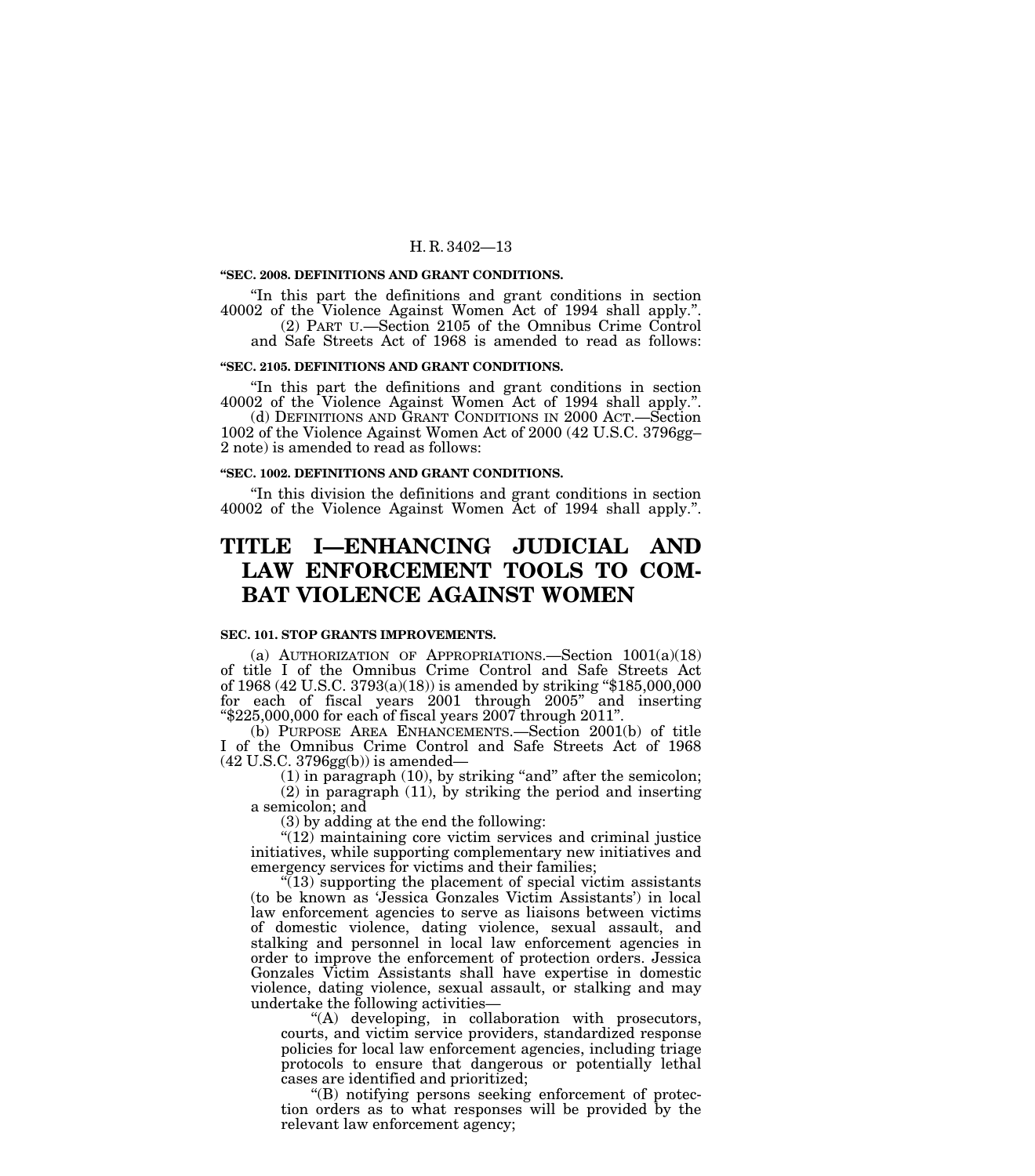**"SEC. 2008. DEFINITIONS AND GRANT CONDITIONS.**

"In this part the definitions and grant conditions in section 40002 of the Violence Against Women Act of 1994 shall apply.".

(2) PART U.—Section 2105 of the Omnibus Crime Control and Safe Streets Act of 1968 is amended to read as follows:

**"SEC. 2105. DEFINITIONS AND GRANT CONDITIONS.**

"In this part the definitions and grant conditions in section 40002 of the Violence Against Women Act of 1994 shall apply.".

(d) DEFINITIONS AND GRANT CONDITIONS IN 2000 ACT.—Section 1002 of the Violence Against Women Act of 2000 (42 U.S.C. 3796gg–2 note) is amended to read as follows:

**"SEC. 1002. DEFINITIONS AND GRANT CONDITIONS.**

"In this division the definitions and grant conditions in section 40002 of the Violence Against Women Act of 1994 shall apply.".

# TITLE I—ENHANCING JUDICIAL AND LAW ENFORCEMENT TOOLS TO COMBAT VIOLENCE AGAINST WOMEN

**SEC. 101. STOP GRANTS IMPROVEMENTS.**

(a) AUTHORIZATION OF APPROPRIATIONS.—Section 1001(a)(18) of title I of the Omnibus Crime Control and Safe Streets Act of 1968 (42 U.S.C. 3793(a)(18)) is amended by striking "$185,000,000 for each of fiscal years 2001 through 2005" and inserting "$225,000,000 for each of fiscal years 2007 through 2011".

(b) PURPOSE AREA ENHANCEMENTS.—Section 2001(b) of title I of the Omnibus Crime Control and Safe Streets Act of 1968 (42 U.S.C. 3796gg(b)) is amended—

(1) in paragraph (10), by striking "and" after the semicolon;

(2) in paragraph (11), by striking the period and inserting a semicolon; and

(3) by adding at the end the following:

"(12) maintaining core victim services and criminal justice initiatives, while supporting complementary new initiatives and emergency services for victims and their families;

"(13) supporting the placement of special victim assistants (to be known as 'Jessica Gonzales Victim Assistants') in local law enforcement agencies to serve as liaisons between victims of domestic violence, dating violence, sexual assault, and stalking and personnel in local law enforcement agencies in order to improve the enforcement of protection orders. Jessica Gonzales Victim Assistants shall have expertise in domestic violence, dating violence, sexual assault, or stalking and may undertake the following activities—

"(A) developing, in collaboration with prosecutors, courts, and victim service providers, standardized response policies for local law enforcement agencies, including triage protocols to ensure that dangerous or potentially lethal cases are identified and prioritized;

"(B) notifying persons seeking enforcement of protection orders as to what responses will be provided by the relevant law enforcement agency;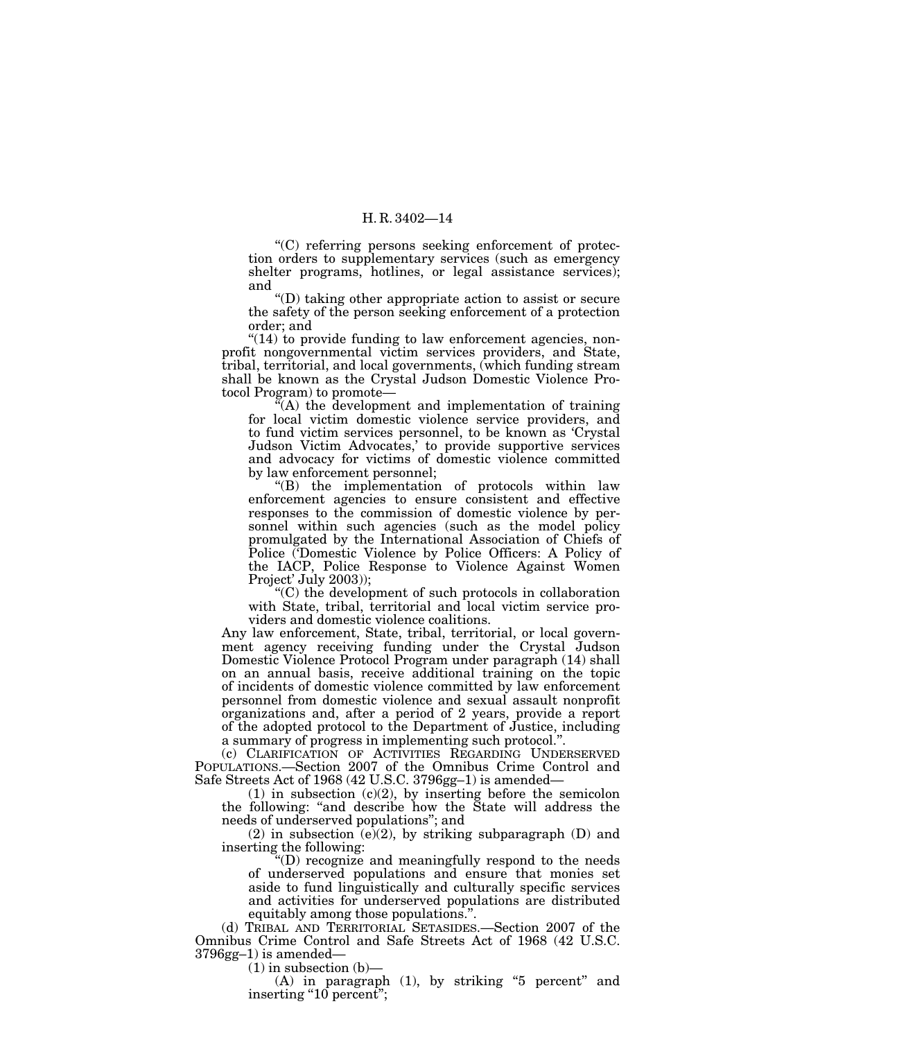"(C) referring persons seeking enforcement of protection orders to supplementary services (such as emergency shelter programs, hotlines, or legal assistance services); and

"(D) taking other appropriate action to assist or secure the safety of the person seeking enforcement of a protection order; and

"(14) to provide funding to law enforcement agencies, nonprofit nongovernmental victim services providers, and State, tribal, territorial, and local governments, (which funding stream shall be known as the Crystal Judson Domestic Violence Protocol Program) to promote—

"(A) the development and implementation of training for local victim domestic violence service providers, and to fund victim services personnel, to be known as 'Crystal Judson Victim Advocates,' to provide supportive services and advocacy for victims of domestic violence committed by law enforcement personnel;

"(B) the implementation of protocols within law enforcement agencies to ensure consistent and effective responses to the commission of domestic violence by personnel within such agencies (such as the model policy promulgated by the International Association of Chiefs of Police ('Domestic Violence by Police Officers: A Policy of the IACP, Police Response to Violence Against Women Project' July 2003));

"(C) the development of such protocols in collaboration with State, tribal, territorial and local victim service providers and domestic violence coalitions.

Any law enforcement, State, tribal, territorial, or local government agency receiving funding under the Crystal Judson Domestic Violence Protocol Program under paragraph (14) shall on an annual basis, receive additional training on the topic of incidents of domestic violence committed by law enforcement personnel from domestic violence and sexual assault nonprofit organizations and, after a period of 2 years, provide a report of the adopted protocol to the Department of Justice, including a summary of progress in implementing such protocol.".

(c) CLARIFICATION OF ACTIVITIES REGARDING UNDERSERVED POPULATIONS.—Section 2007 of the Omnibus Crime Control and Safe Streets Act of 1968 (42 U.S.C. 3796gg–1) is amended—

(1) in subsection (c)(2), by inserting before the semicolon the following: "and describe how the State will address the needs of underserved populations"; and

(2) in subsection (e)(2), by striking subparagraph (D) and inserting the following:

"(D) recognize and meaningfully respond to the needs of underserved populations and ensure that monies set aside to fund linguistically and culturally specific services and activities for underserved populations are distributed equitably among those populations.".

(d) TRIBAL AND TERRITORIAL SETASIDES.—Section 2007 of the Omnibus Crime Control and Safe Streets Act of 1968 (42 U.S.C. 3796gg–1) is amended—

(1) in subsection (b)—

(A) in paragraph (1), by striking "5 percent" and inserting "10 percent";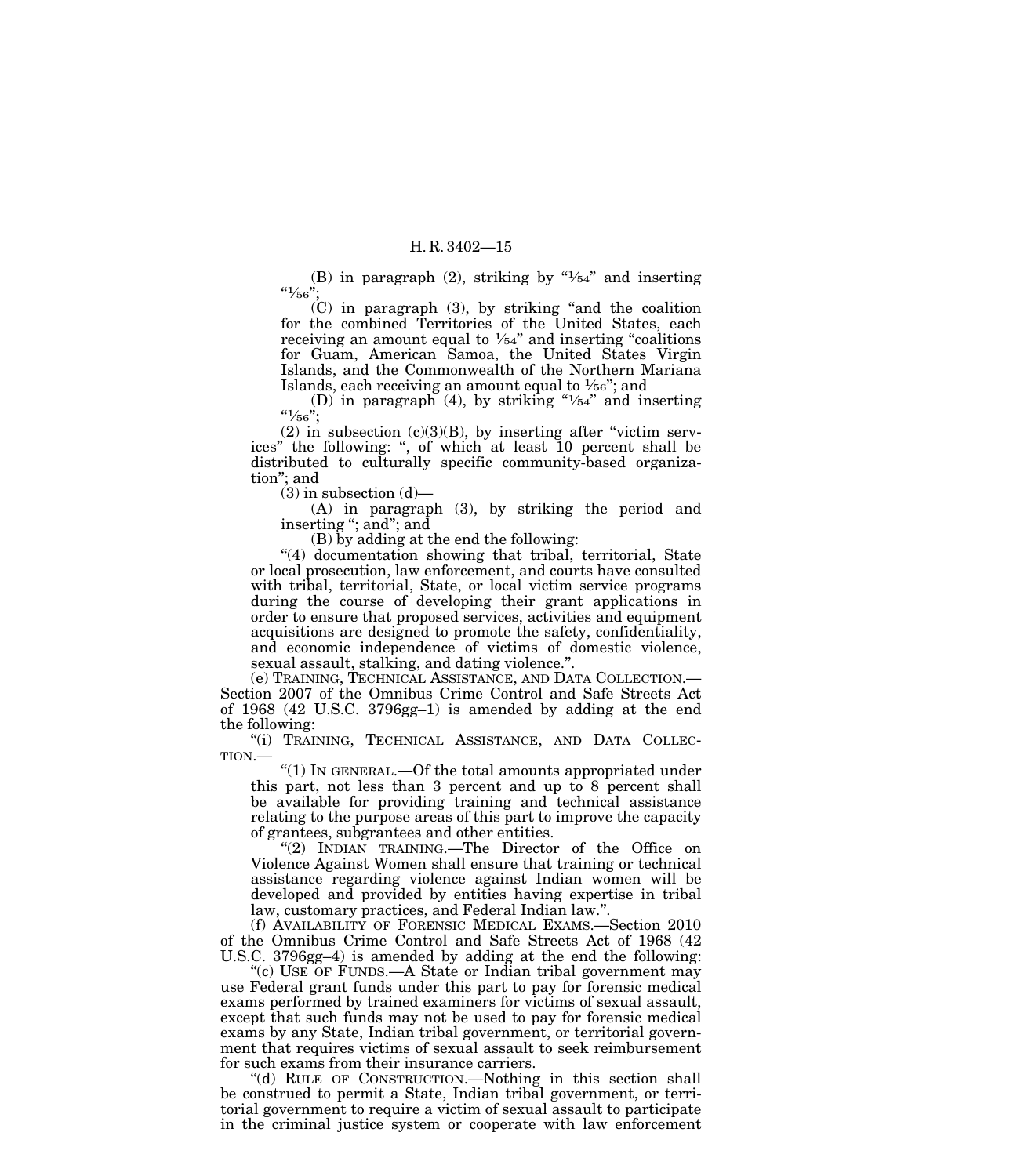(B) in paragraph (2), striking by "1⁄54" and inserting "1⁄56";

(C) in paragraph (3), by striking "and the coalition for the combined Territories of the United States, each receiving an amount equal to 1⁄54" and inserting "coalitions for Guam, American Samoa, the United States Virgin Islands, and the Commonwealth of the Northern Mariana Islands, each receiving an amount equal to 1⁄56"; and

(D) in paragraph (4), by striking "1⁄54" and inserting "1⁄56";

(2) in subsection (c)(3)(B), by inserting after "victim services" the following: ", of which at least 10 percent shall be distributed to culturally specific community-based organization"; and

(3) in subsection (d)—

(A) in paragraph (3), by striking the period and inserting "; and"; and

(B) by adding at the end the following:

"(4) documentation showing that tribal, territorial, State or local prosecution, law enforcement, and courts have consulted with tribal, territorial, State, or local victim service programs during the course of developing their grant applications in order to ensure that proposed services, activities and equipment acquisitions are designed to promote the safety, confidentiality, and economic independence of victims of domestic violence, sexual assault, stalking, and dating violence.".

(e) TRAINING, TECHNICAL ASSISTANCE, AND DATA COLLECTION.—Section 2007 of the Omnibus Crime Control and Safe Streets Act of 1968 (42 U.S.C. 3796gg–1) is amended by adding at the end the following:

"(i) TRAINING, TECHNICAL ASSISTANCE, AND DATA COLLECTION.—

"(1) IN GENERAL.—Of the total amounts appropriated under this part, not less than 3 percent and up to 8 percent shall be available for providing training and technical assistance relating to the purpose areas of this part to improve the capacity of grantees, subgrantees and other entities.

"(2) INDIAN TRAINING.—The Director of the Office on Violence Against Women shall ensure that training or technical assistance regarding violence against Indian women will be developed and provided by entities having expertise in tribal law, customary practices, and Federal Indian law.".

(f) AVAILABILITY OF FORENSIC MEDICAL EXAMS.—Section 2010 of the Omnibus Crime Control and Safe Streets Act of 1968 (42 U.S.C. 3796gg–4) is amended by adding at the end the following:

"(c) USE OF FUNDS.—A State or Indian tribal government may use Federal grant funds under this part to pay for forensic medical exams performed by trained examiners for victims of sexual assault, except that such funds may not be used to pay for forensic medical exams by any State, Indian tribal government, or territorial government that requires victims of sexual assault to seek reimbursement for such exams from their insurance carriers.

"(d) RULE OF CONSTRUCTION.—Nothing in this section shall be construed to permit a State, Indian tribal government, or territorial government to require a victim of sexual assault to participate in the criminal justice system or cooperate with law enforcement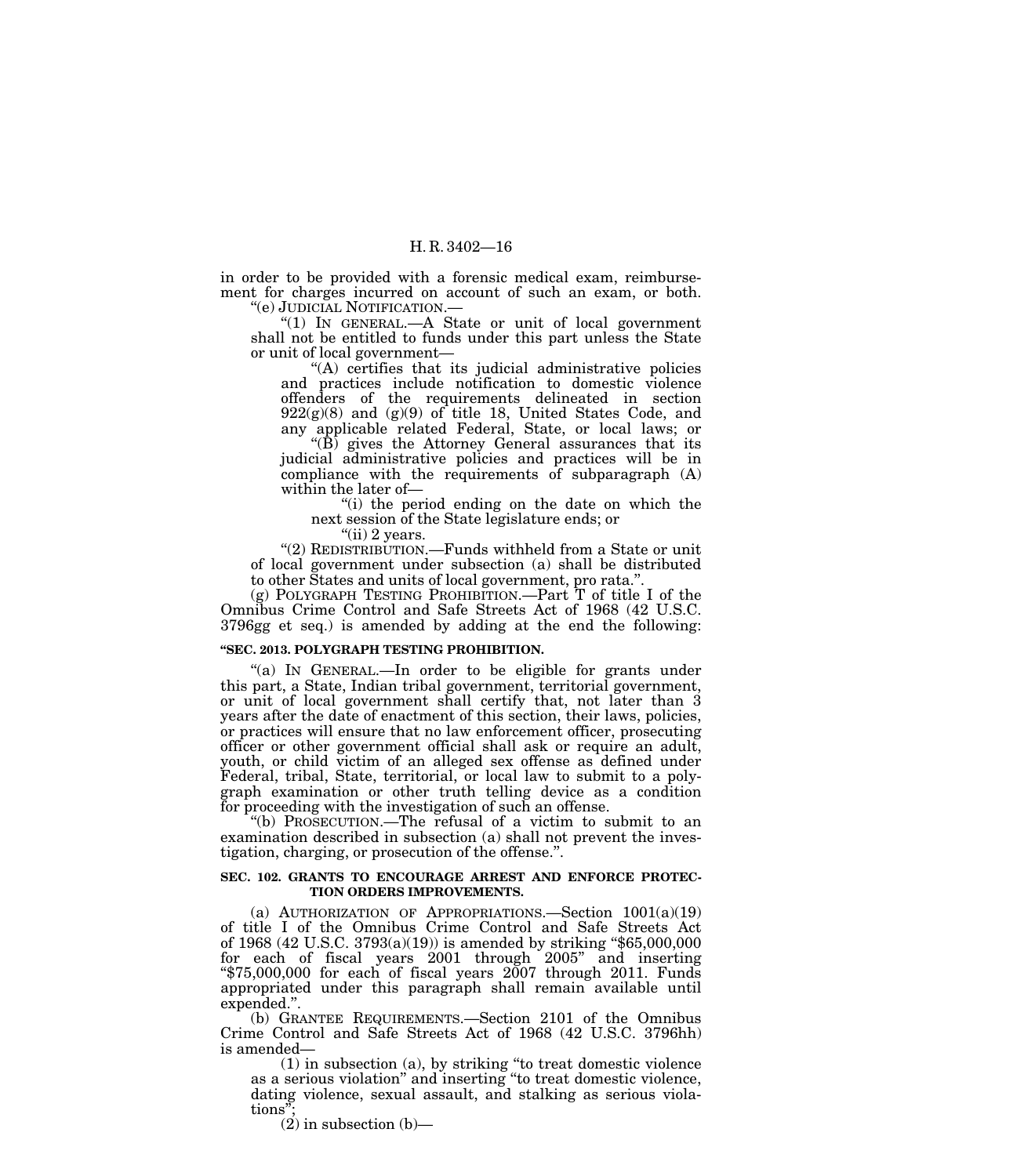in order to be provided with a forensic medical exam, reimbursement for charges incurred on account of such an exam, or both.

"(e) JUDICIAL NOTIFICATION.—

"(1) IN GENERAL.—A State or unit of local government shall not be entitled to funds under this part unless the State or unit of local government—

"(A) certifies that its judicial administrative policies and practices include notification to domestic violence offenders of the requirements delineated in section 922(g)(8) and (g)(9) of title 18, United States Code, and any applicable related Federal, State, or local laws; or

"(B) gives the Attorney General assurances that its judicial administrative policies and practices will be in compliance with the requirements of subparagraph (A) within the later of—

"(i) the period ending on the date on which the next session of the State legislature ends; or

"(ii) 2 years.

"(2) REDISTRIBUTION.—Funds withheld from a State or unit of local government under subsection (a) shall be distributed to other States and units of local government, pro rata.".

(g) POLYGRAPH TESTING PROHIBITION.—Part T of title I of the Omnibus Crime Control and Safe Streets Act of 1968 (42 U.S.C. 3796gg et seq.) is amended by adding at the end the following:

**"SEC. 2013. POLYGRAPH TESTING PROHIBITION.**

"(a) IN GENERAL.—In order to be eligible for grants under this part, a State, Indian tribal government, territorial government, or unit of local government shall certify that, not later than 3 years after the date of enactment of this section, their laws, policies, or practices will ensure that no law enforcement officer, prosecuting officer or other government official shall ask or require an adult, youth, or child victim of an alleged sex offense as defined under Federal, tribal, State, territorial, or local law to submit to a polygraph examination or other truth telling device as a condition for proceeding with the investigation of such an offense.

"(b) PROSECUTION.—The refusal of a victim to submit to an examination described in subsection (a) shall not prevent the investigation, charging, or prosecution of the offense.".

**SEC. 102. GRANTS TO ENCOURAGE ARREST AND ENFORCE PROTECTION ORDERS IMPROVEMENTS.**

(a) AUTHORIZATION OF APPROPRIATIONS.—Section 1001(a)(19) of title I of the Omnibus Crime Control and Safe Streets Act of 1968 (42 U.S.C. 3793(a)(19)) is amended by striking "$65,000,000 for each of fiscal years 2001 through 2005" and inserting "$75,000,000 for each of fiscal years 2007 through 2011. Funds appropriated under this paragraph shall remain available until expended.".

(b) GRANTEE REQUIREMENTS.—Section 2101 of the Omnibus Crime Control and Safe Streets Act of 1968 (42 U.S.C. 3796hh) is amended—

(1) in subsection (a), by striking "to treat domestic violence as a serious violation" and inserting "to treat domestic violence, dating violence, sexual assault, and stalking as serious violations";

(2) in subsection (b)—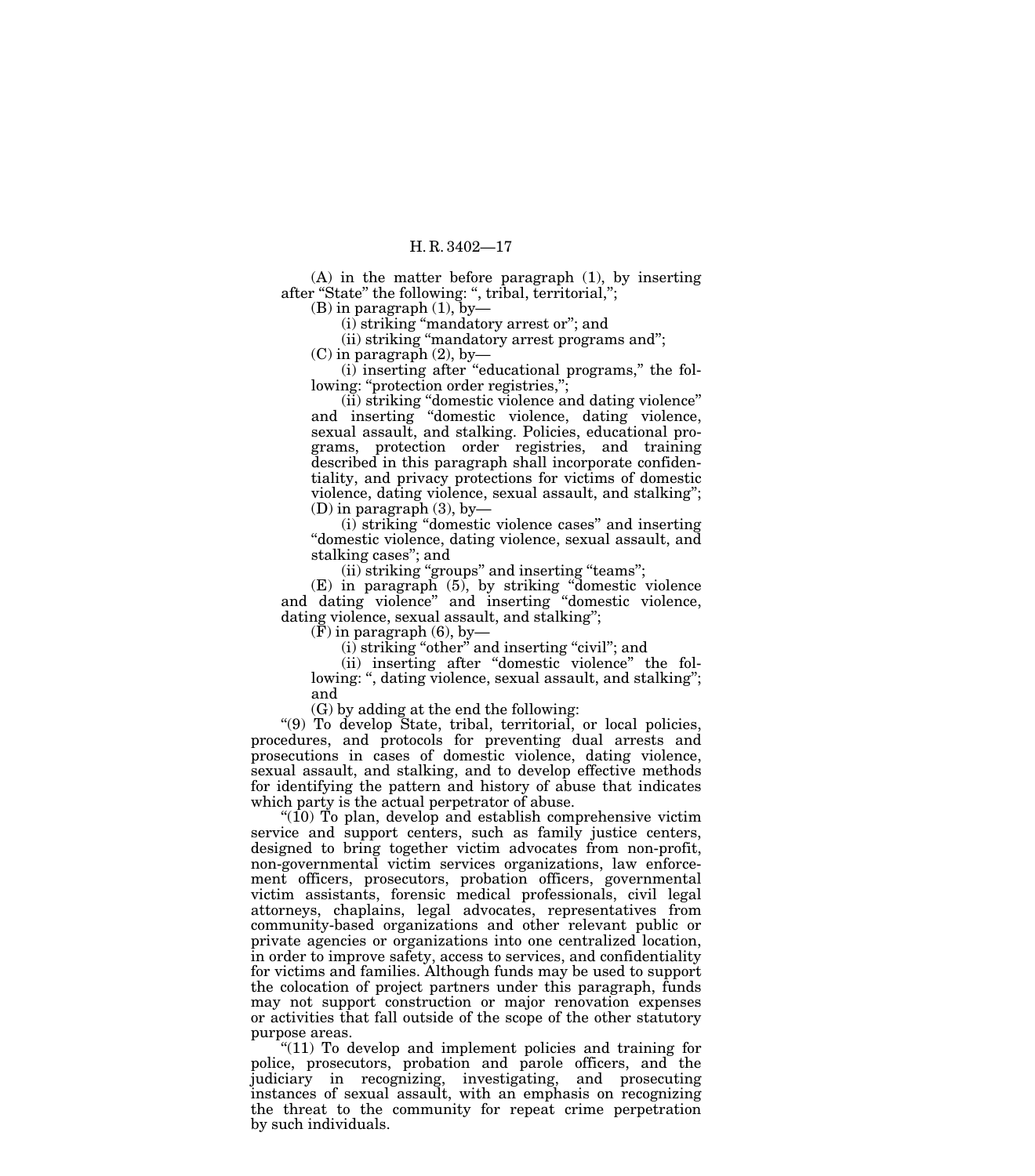(A) in the matter before paragraph (1), by inserting after "State" the following: ", tribal, territorial,";

(B) in paragraph (1), by—

(i) striking "mandatory arrest or"; and

(ii) striking "mandatory arrest programs and";

(C) in paragraph (2), by—

(i) inserting after "educational programs," the following: "protection order registries,";

(ii) striking "domestic violence and dating violence" and inserting "domestic violence, dating violence, sexual assault, and stalking. Policies, educational programs, protection order registries, and training described in this paragraph shall incorporate confidentiality, and privacy protections for victims of domestic violence, dating violence, sexual assault, and stalking";

(D) in paragraph (3), by—

(i) striking "domestic violence cases" and inserting "domestic violence, dating violence, sexual assault, and stalking cases"; and

(ii) striking "groups" and inserting "teams";

(E) in paragraph (5), by striking "domestic violence and dating violence" and inserting "domestic violence, dating violence, sexual assault, and stalking";

(F) in paragraph (6), by—

(i) striking "other" and inserting "civil"; and

(ii) inserting after "domestic violence" the following: ", dating violence, sexual assault, and stalking"; and

(G) by adding at the end the following:

"(9) To develop State, tribal, territorial, or local policies, procedures, and protocols for preventing dual arrests and prosecutions in cases of domestic violence, dating violence, sexual assault, and stalking, and to develop effective methods for identifying the pattern and history of abuse that indicates which party is the actual perpetrator of abuse.

"(10) To plan, develop and establish comprehensive victim service and support centers, such as family justice centers, designed to bring together victim advocates from non-profit, non-governmental victim services organizations, law enforcement officers, prosecutors, probation officers, governmental victim assistants, forensic medical professionals, civil legal attorneys, chaplains, legal advocates, representatives from community-based organizations and other relevant public or private agencies or organizations into one centralized location, in order to improve safety, access to services, and confidentiality for victims and families. Although funds may be used to support the colocation of project partners under this paragraph, funds may not support construction or major renovation expenses or activities that fall outside of the scope of the other statutory purpose areas.

"(11) To develop and implement policies and training for police, prosecutors, probation and parole officers, and the judiciary in recognizing, investigating, and prosecuting instances of sexual assault, with an emphasis on recognizing the threat to the community for repeat crime perpetration by such individuals.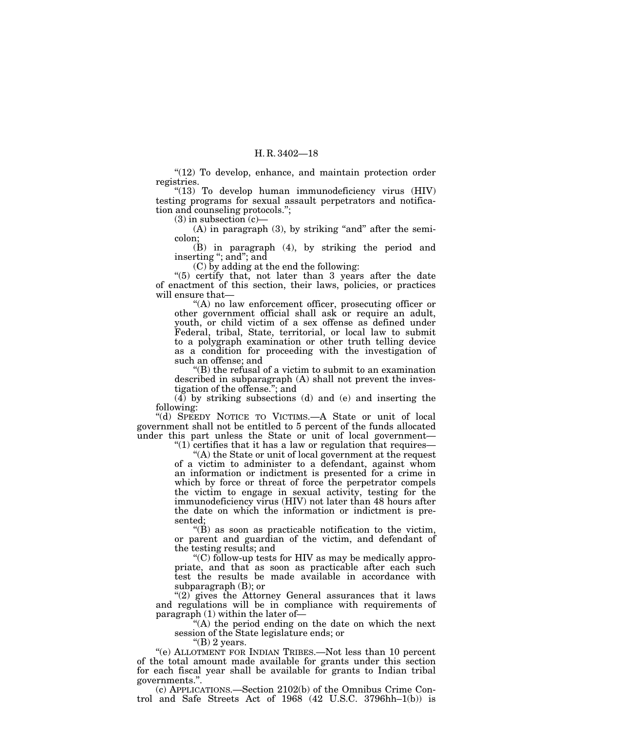"(12) To develop, enhance, and maintain protection order registries.

"(13) To develop human immunodeficiency virus (HIV) testing programs for sexual assault perpetrators and notification and counseling protocols.";

(3) in subsection (c)—

(A) in paragraph (3), by striking "and" after the semicolon;

(B) in paragraph (4), by striking the period and inserting "; and"; and

(C) by adding at the end the following:

"(5) certify that, not later than 3 years after the date of enactment of this section, their laws, policies, or practices will ensure that—

"(A) no law enforcement officer, prosecuting officer or other government official shall ask or require an adult, youth, or child victim of a sex offense as defined under Federal, tribal, State, territorial, or local law to submit to a polygraph examination or other truth telling device as a condition for proceeding with the investigation of such an offense; and

"(B) the refusal of a victim to submit to an examination described in subparagraph (A) shall not prevent the investigation of the offense."; and

(4) by striking subsections (d) and (e) and inserting the following:

"(d) SPEEDY NOTICE TO VICTIMS.—A State or unit of local government shall not be entitled to 5 percent of the funds allocated under this part unless the State or unit of local government—

"(1) certifies that it has a law or regulation that requires—

"(A) the State or unit of local government at the request of a victim to administer to a defendant, against whom an information or indictment is presented for a crime in which by force or threat of force the perpetrator compels the victim to engage in sexual activity, testing for the immunodeficiency virus (HIV) not later than 48 hours after the date on which the information or indictment is presented;

"(B) as soon as practicable notification to the victim, or parent and guardian of the victim, and defendant of the testing results; and

"(C) follow-up tests for HIV as may be medically appropriate, and that as soon as practicable after each such test the results be made available in accordance with subparagraph (B); or

"(2) gives the Attorney General assurances that it laws and regulations will be in compliance with requirements of paragraph (1) within the later of—

"(A) the period ending on the date on which the next session of the State legislature ends; or

"(B) 2 years.

"(e) ALLOTMENT FOR INDIAN TRIBES.—Not less than 10 percent of the total amount made available for grants under this section for each fiscal year shall be available for grants to Indian tribal governments.".

(c) APPLICATIONS.—Section 2102(b) of the Omnibus Crime Control and Safe Streets Act of 1968 (42 U.S.C. 3796hh–1(b)) is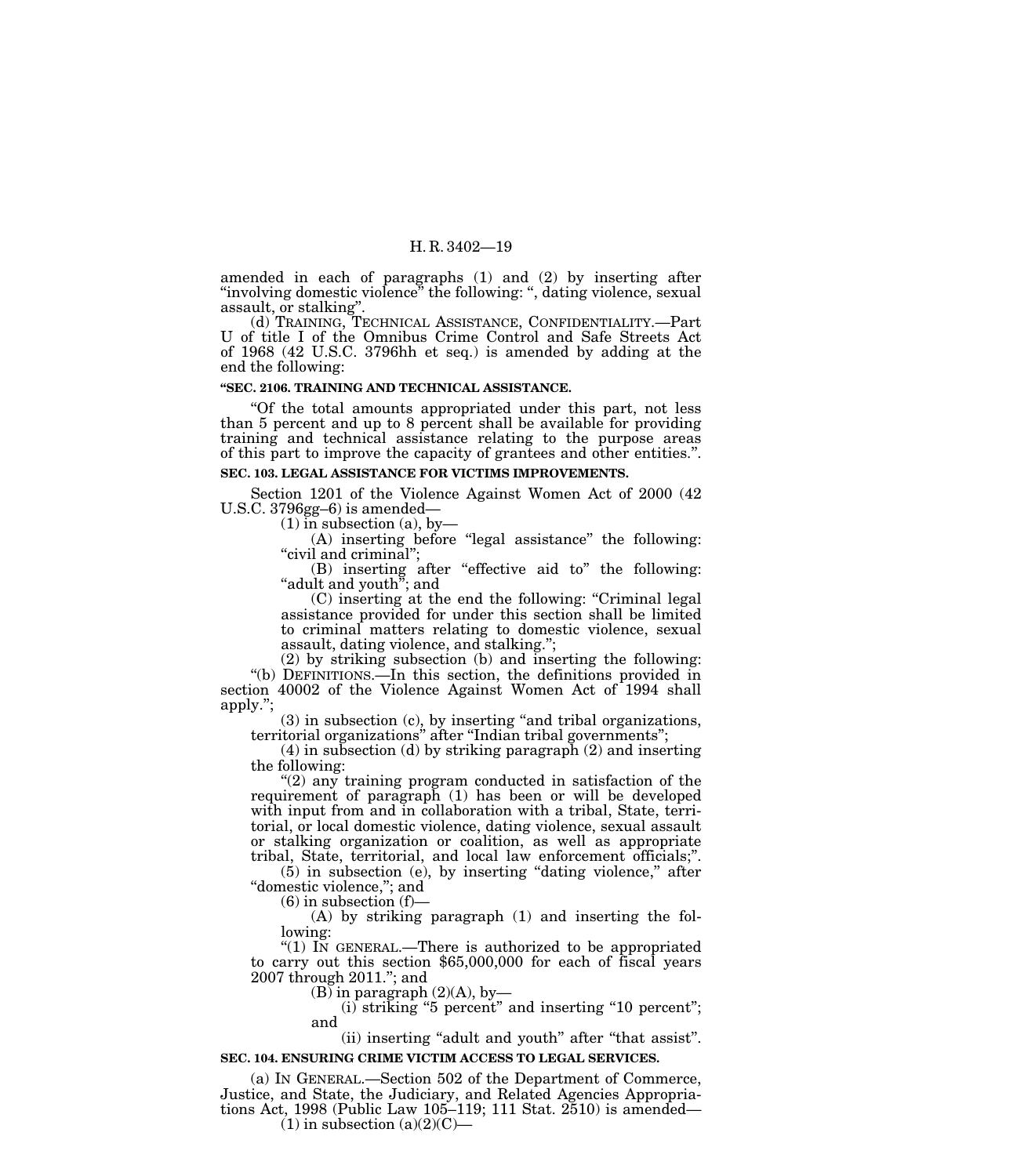amended in each of paragraphs (1) and (2) by inserting after "involving domestic violence" the following: ", dating violence, sexual assault, or stalking".

(d) TRAINING, TECHNICAL ASSISTANCE, CONFIDENTIALITY.—Part U of title I of the Omnibus Crime Control and Safe Streets Act of 1968 (42 U.S.C. 3796hh et seq.) is amended by adding at the end the following:

**"SEC. 2106. TRAINING AND TECHNICAL ASSISTANCE.**

"Of the total amounts appropriated under this part, not less than 5 percent and up to 8 percent shall be available for providing training and technical assistance relating to the purpose areas of this part to improve the capacity of grantees and other entities.".

**SEC. 103. LEGAL ASSISTANCE FOR VICTIMS IMPROVEMENTS.**

Section 1201 of the Violence Against Women Act of 2000 (42 U.S.C. 3796gg–6) is amended—

(1) in subsection (a), by—

(A) inserting before "legal assistance" the following: "civil and criminal";

(B) inserting after "effective aid to" the following: "adult and youth"; and

(C) inserting at the end the following: "Criminal legal assistance provided for under this section shall be limited to criminal matters relating to domestic violence, sexual assault, dating violence, and stalking.";

(2) by striking subsection (b) and inserting the following:

"(b) DEFINITIONS.—In this section, the definitions provided in section 40002 of the Violence Against Women Act of 1994 shall apply.";

(3) in subsection (c), by inserting "and tribal organizations, territorial organizations" after "Indian tribal governments";

(4) in subsection (d) by striking paragraph (2) and inserting the following:

"(2) any training program conducted in satisfaction of the requirement of paragraph (1) has been or will be developed with input from and in collaboration with a tribal, State, territorial, or local domestic violence, dating violence, sexual assault or stalking organization or coalition, as well as appropriate tribal, State, territorial, and local law enforcement officials;".

(5) in subsection (e), by inserting "dating violence," after "domestic violence,"; and

(6) in subsection (f)—

(A) by striking paragraph (1) and inserting the following:

"(1) IN GENERAL.—There is authorized to be appropriated to carry out this section $65,000,000 for each of fiscal years 2007 through 2011."; and

(B) in paragraph (2)(A), by—

(i) striking "5 percent" and inserting "10 percent"; and

(ii) inserting "adult and youth" after "that assist".

**SEC. 104. ENSURING CRIME VICTIM ACCESS TO LEGAL SERVICES.**

(a) IN GENERAL.—Section 502 of the Department of Commerce, Justice, and State, the Judiciary, and Related Agencies Appropriations Act, 1998 (Public Law 105–119; 111 Stat. 2510) is amended—

(1) in subsection (a)(2)(C)—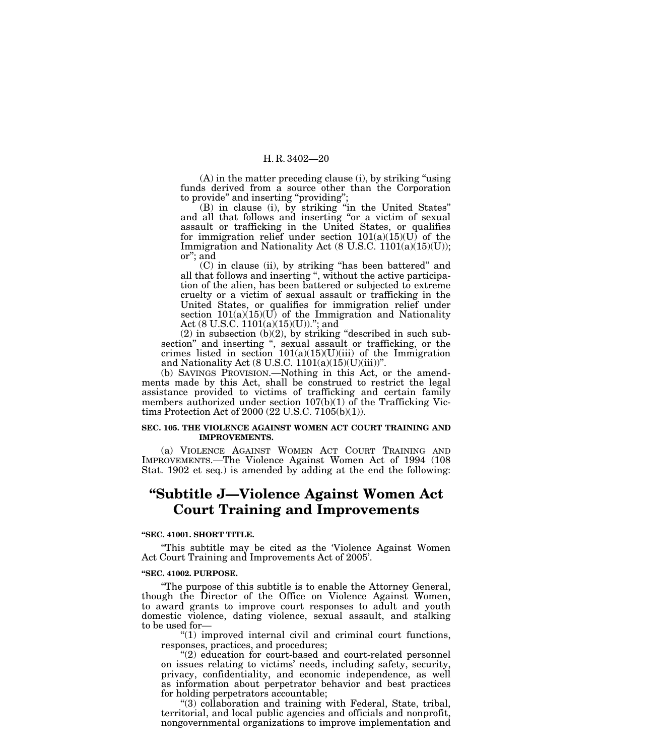(A) in the matter preceding clause (i), by striking "using funds derived from a source other than the Corporation to provide" and inserting "providing";

(B) in clause (i), by striking "in the United States" and all that follows and inserting "or a victim of sexual assault or trafficking in the United States, or qualifies for immigration relief under section 101(a)(15)(U) of the Immigration and Nationality Act (8 U.S.C. 1101(a)(15)(U)); or"; and

(C) in clause (ii), by striking "has been battered" and all that follows and inserting ", without the active participation of the alien, has been battered or subjected to extreme cruelty or a victim of sexual assault or trafficking in the United States, or qualifies for immigration relief under section 101(a)(15)(U) of the Immigration and Nationality Act (8 U.S.C. 1101(a)(15)(U))."; and

(2) in subsection (b)(2), by striking "described in such subsection" and inserting ", sexual assault or trafficking, or the crimes listed in section 101(a)(15)(U)(iii) of the Immigration and Nationality Act (8 U.S.C. 1101(a)(15)(U)(iii))".

(b) SAVINGS PROVISION.—Nothing in this Act, or the amendments made by this Act, shall be construed to restrict the legal assistance provided to victims of trafficking and certain family members authorized under section 107(b)(1) of the Trafficking Victims Protection Act of 2000 (22 U.S.C. 7105(b)(1)).

**SEC. 105. THE VIOLENCE AGAINST WOMEN ACT COURT TRAINING AND IMPROVEMENTS.**

(a) VIOLENCE AGAINST WOMEN ACT COURT TRAINING AND IMPROVEMENTS.—The Violence Against Women Act of 1994 (108 Stat. 1902 et seq.) is amended by adding at the end the following:

# "Subtitle J—Violence Against Women Act Court Training and Improvements

**"SEC. 41001. SHORT TITLE.**

"This subtitle may be cited as the 'Violence Against Women Act Court Training and Improvements Act of 2005'.

**"SEC. 41002. PURPOSE.**

"The purpose of this subtitle is to enable the Attorney General, though the Director of the Office on Violence Against Women, to award grants to improve court responses to adult and youth domestic violence, dating violence, sexual assault, and stalking to be used for—

"(1) improved internal civil and criminal court functions, responses, practices, and procedures;

"(2) education for court-based and court-related personnel on issues relating to victims' needs, including safety, security, privacy, confidentiality, and economic independence, as well as information about perpetrator behavior and best practices for holding perpetrators accountable;

"(3) collaboration and training with Federal, State, tribal, territorial, and local public agencies and officials and nonprofit, nongovernmental organizations to improve implementation and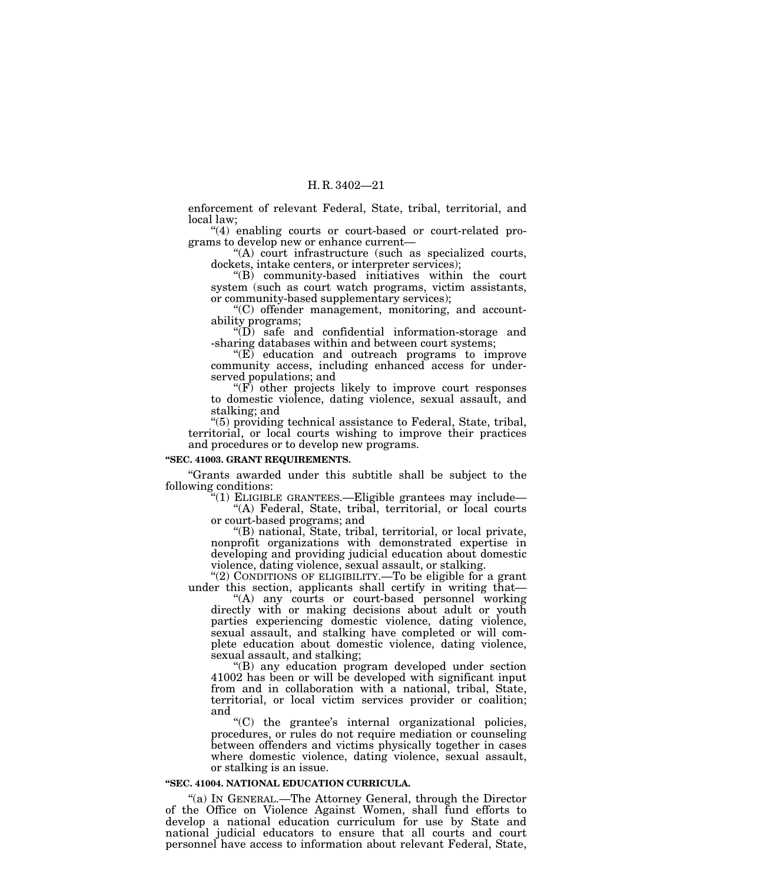enforcement of relevant Federal, State, tribal, territorial, and local law;

"(4) enabling courts or court-based or court-related programs to develop new or enhance current—

"(A) court infrastructure (such as specialized courts, dockets, intake centers, or interpreter services);

"(B) community-based initiatives within the court system (such as court watch programs, victim assistants, or community-based supplementary services);

"(C) offender management, monitoring, and accountability programs;

"(D) safe and confidential information-storage and -sharing databases within and between court systems;

"(E) education and outreach programs to improve community access, including enhanced access for underserved populations; and

"(F) other projects likely to improve court responses to domestic violence, dating violence, sexual assault, and stalking; and

"(5) providing technical assistance to Federal, State, tribal, territorial, or local courts wishing to improve their practices and procedures or to develop new programs.

**"SEC. 41003. GRANT REQUIREMENTS.**

"Grants awarded under this subtitle shall be subject to the following conditions:

"(1) ELIGIBLE GRANTEES.—Eligible grantees may include—

"(A) Federal, State, tribal, territorial, or local courts or court-based programs; and

"(B) national, State, tribal, territorial, or local private, nonprofit organizations with demonstrated expertise in developing and providing judicial education about domestic violence, dating violence, sexual assault, or stalking.

"(2) CONDITIONS OF ELIGIBILITY.—To be eligible for a grant under this section, applicants shall certify in writing that—

"(A) any courts or court-based personnel working directly with or making decisions about adult or youth parties experiencing domestic violence, dating violence, sexual assault, and stalking have completed or will complete education about domestic violence, dating violence, sexual assault, and stalking;

"(B) any education program developed under section 41002 has been or will be developed with significant input from and in collaboration with a national, tribal, State, territorial, or local victim services provider or coalition; and

"(C) the grantee's internal organizational policies, procedures, or rules do not require mediation or counseling between offenders and victims physically together in cases where domestic violence, dating violence, sexual assault, or stalking is an issue.

**"SEC. 41004. NATIONAL EDUCATION CURRICULA.**

"(a) IN GENERAL.—The Attorney General, through the Director of the Office on Violence Against Women, shall fund efforts to develop a national education curriculum for use by State and national judicial educators to ensure that all courts and court personnel have access to information about relevant Federal, State,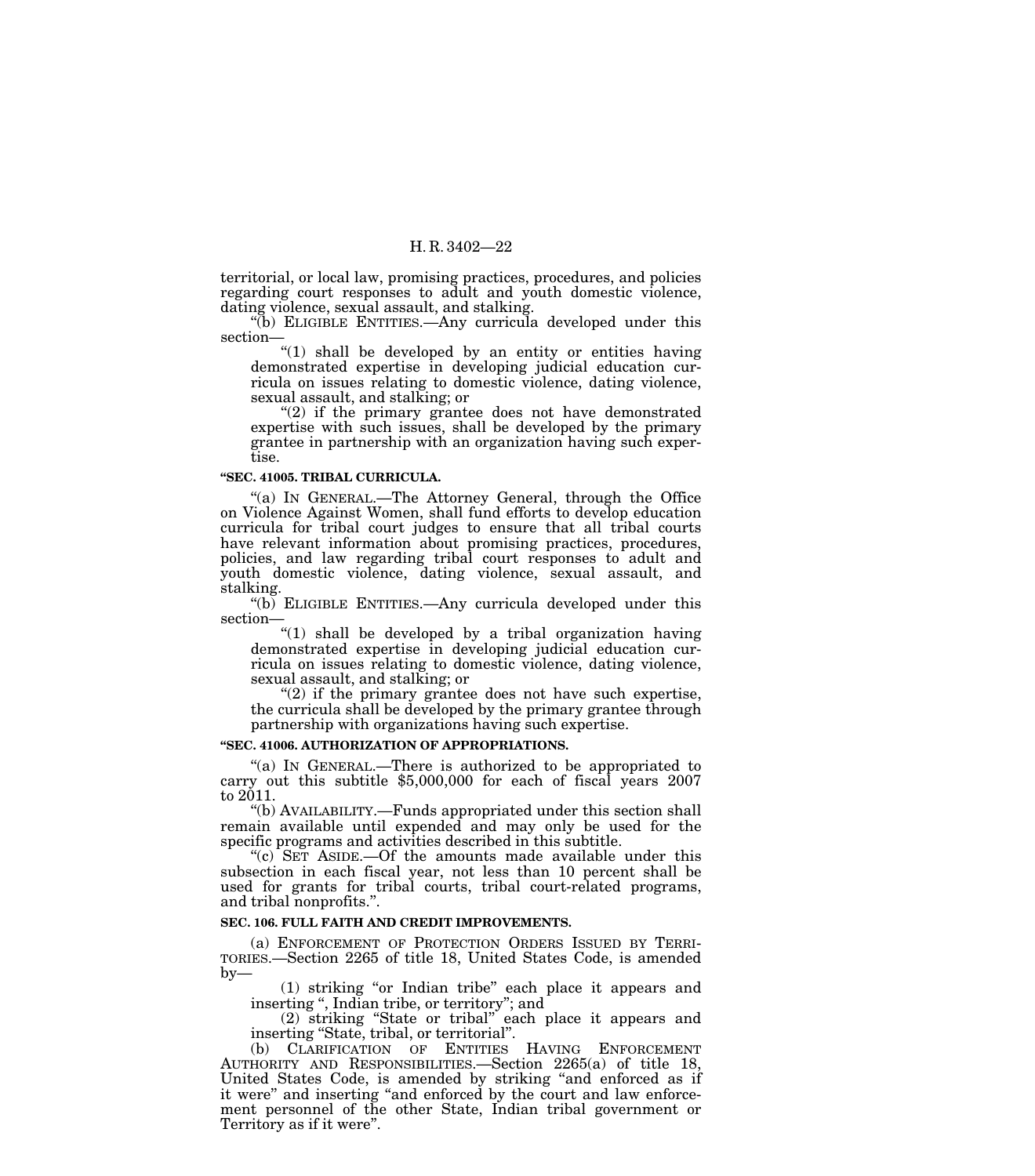territorial, or local law, promising practices, procedures, and policies regarding court responses to adult and youth domestic violence, dating violence, sexual assault, and stalking.

"(b) ELIGIBLE ENTITIES.—Any curricula developed under this section—

"(1) shall be developed by an entity or entities having demonstrated expertise in developing judicial education curricula on issues relating to domestic violence, dating violence, sexual assault, and stalking; or

"(2) if the primary grantee does not have demonstrated expertise with such issues, shall be developed by the primary grantee in partnership with an organization having such expertise.

**"SEC. 41005. TRIBAL CURRICULA.**

"(a) IN GENERAL.—The Attorney General, through the Office on Violence Against Women, shall fund efforts to develop education curricula for tribal court judges to ensure that all tribal courts have relevant information about promising practices, procedures, policies, and law regarding tribal court responses to adult and youth domestic violence, dating violence, sexual assault, and stalking.

"(b) ELIGIBLE ENTITIES.—Any curricula developed under this section—

"(1) shall be developed by a tribal organization having demonstrated expertise in developing judicial education curricula on issues relating to domestic violence, dating violence, sexual assault, and stalking; or

"(2) if the primary grantee does not have such expertise, the curricula shall be developed by the primary grantee through partnership with organizations having such expertise.

**"SEC. 41006. AUTHORIZATION OF APPROPRIATIONS.**

"(a) IN GENERAL.—There is authorized to be appropriated to carry out this subtitle $5,000,000 for each of fiscal years 2007 to 2011.

"(b) AVAILABILITY.—Funds appropriated under this section shall remain available until expended and may only be used for the specific programs and activities described in this subtitle.

"(c) SET ASIDE.—Of the amounts made available under this subsection in each fiscal year, not less than 10 percent shall be used for grants for tribal courts, tribal court-related programs, and tribal nonprofits.".

**SEC. 106. FULL FAITH AND CREDIT IMPROVEMENTS.**

(a) ENFORCEMENT OF PROTECTION ORDERS ISSUED BY TERRITORIES.—Section 2265 of title 18, United States Code, is amended by—

(1) striking "or Indian tribe" each place it appears and inserting ", Indian tribe, or territory"; and

(2) striking "State or tribal" each place it appears and inserting "State, tribal, or territorial".

(b) CLARIFICATION OF ENTITIES HAVING ENFORCEMENT AUTHORITY AND RESPONSIBILITIES.—Section 2265(a) of title 18, United States Code, is amended by striking "and enforced as if it were" and inserting "and enforced by the court and law enforcement personnel of the other State, Indian tribal government or Territory as if it were".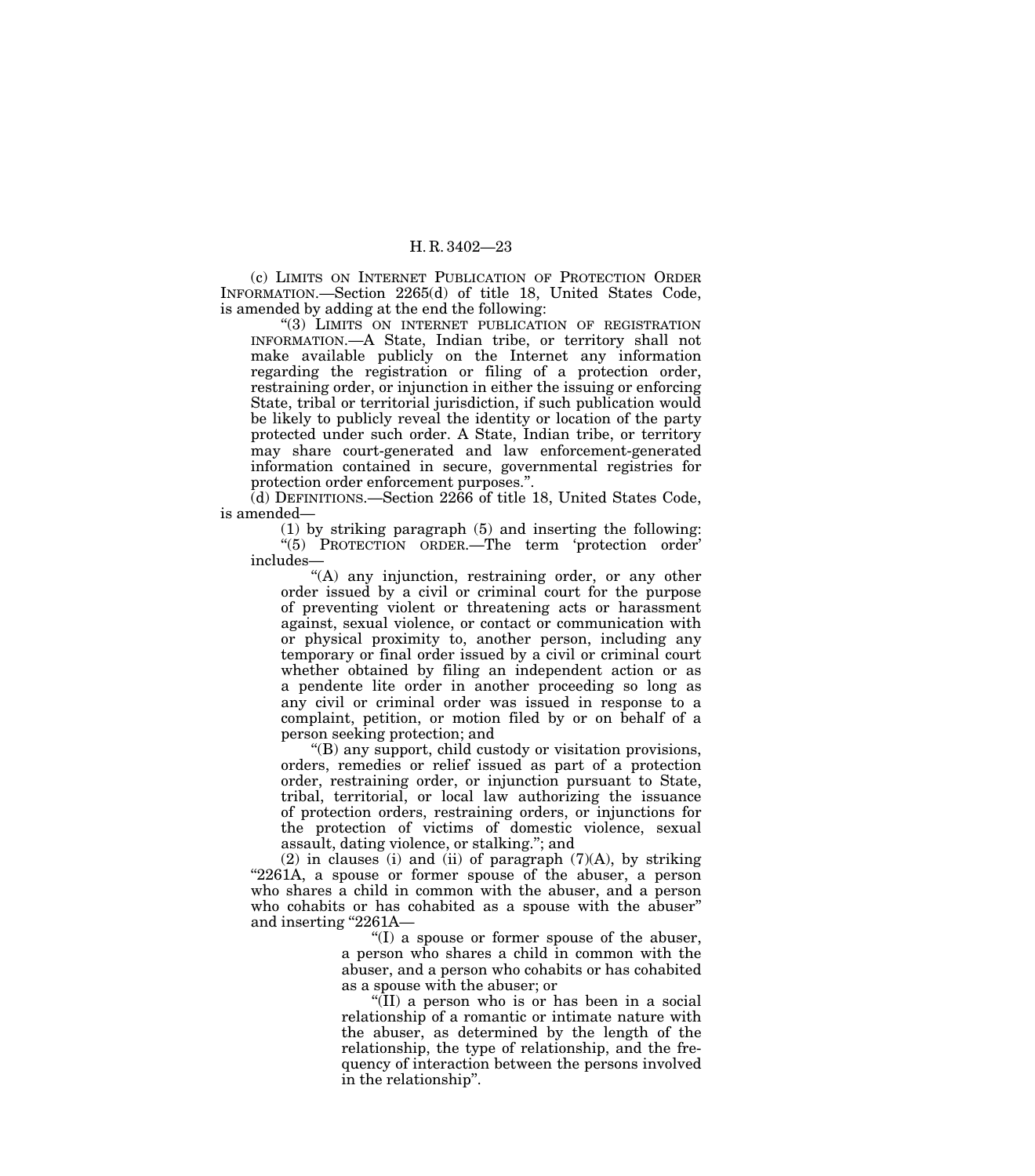(c) LIMITS ON INTERNET PUBLICATION OF PROTECTION ORDER INFORMATION.—Section 2265(d) of title 18, United States Code, is amended by adding at the end the following:

"(3) LIMITS ON INTERNET PUBLICATION OF REGISTRATION INFORMATION.—A State, Indian tribe, or territory shall not make available publicly on the Internet any information regarding the registration or filing of a protection order, restraining order, or injunction in either the issuing or enforcing State, tribal or territorial jurisdiction, if such publication would be likely to publicly reveal the identity or location of the party protected under such order. A State, Indian tribe, or territory may share court-generated and law enforcement-generated information contained in secure, governmental registries for protection order enforcement purposes.".

(d) DEFINITIONS.—Section 2266 of title 18, United States Code, is amended—

(1) by striking paragraph (5) and inserting the following:

"(5) PROTECTION ORDER.—The term 'protection order' includes—

"(A) any injunction, restraining order, or any other order issued by a civil or criminal court for the purpose of preventing violent or threatening acts or harassment against, sexual violence, or contact or communication with or physical proximity to, another person, including any temporary or final order issued by a civil or criminal court whether obtained by filing an independent action or as a pendente lite order in another proceeding so long as any civil or criminal order was issued in response to a complaint, petition, or motion filed by or on behalf of a person seeking protection; and

"(B) any support, child custody or visitation provisions, orders, remedies or relief issued as part of a protection order, restraining order, or injunction pursuant to State, tribal, territorial, or local law authorizing the issuance of protection orders, restraining orders, or injunctions for the protection of victims of domestic violence, sexual assault, dating violence, or stalking."; and

(2) in clauses (i) and (ii) of paragraph (7)(A), by striking "2261A, a spouse or former spouse of the abuser, a person who shares a child in common with the abuser, and a person who cohabits or has cohabited as a spouse with the abuser" and inserting "2261A—

"(I) a spouse or former spouse of the abuser, a person who shares a child in common with the abuser, and a person who cohabits or has cohabited as a spouse with the abuser; or

"(II) a person who is or has been in a social relationship of a romantic or intimate nature with the abuser, as determined by the length of the relationship, the type of relationship, and the frequency of interaction between the persons involved in the relationship".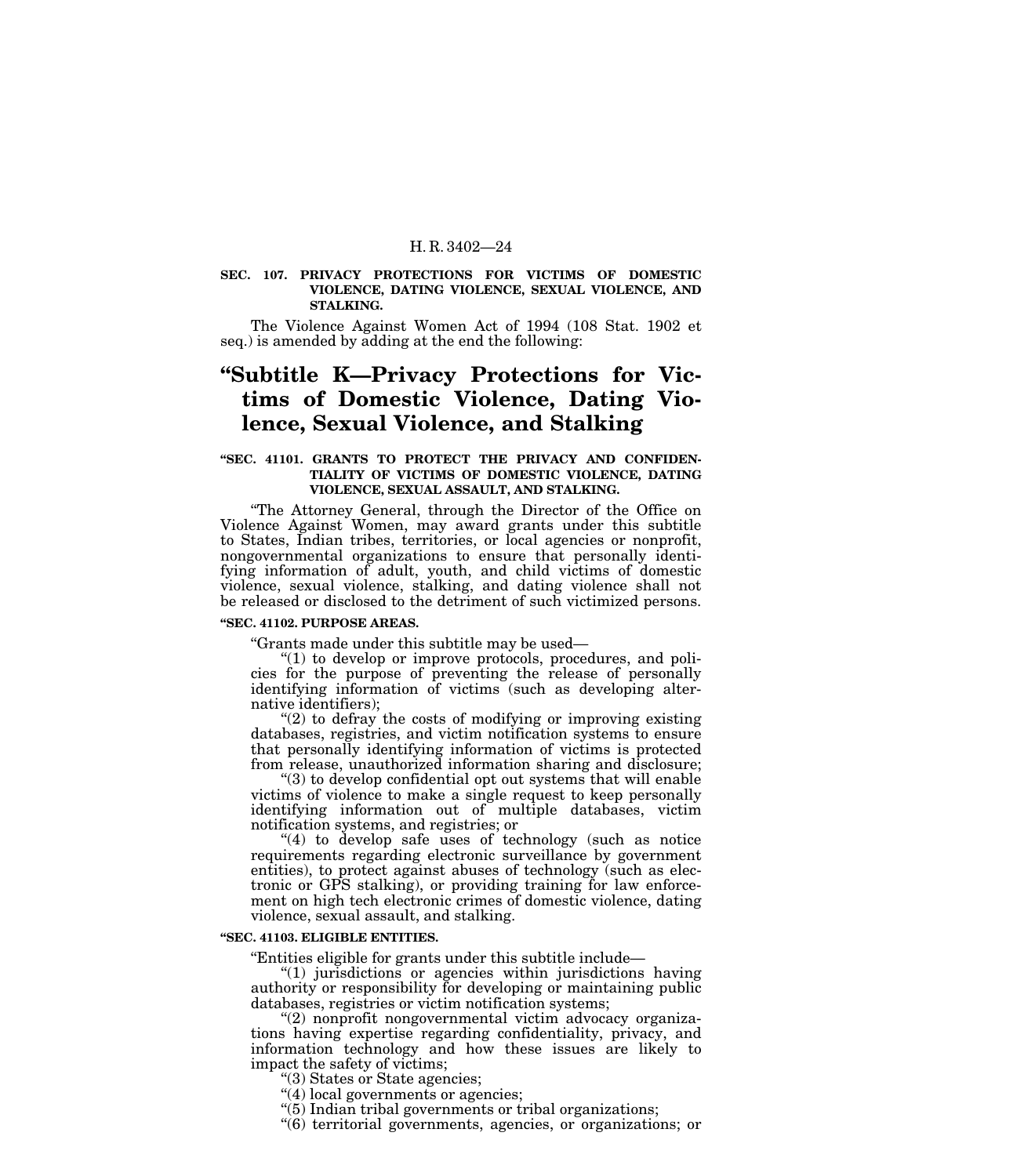**SEC. 107. PRIVACY PROTECTIONS FOR VICTIMS OF DOMESTIC VIOLENCE, DATING VIOLENCE, SEXUAL VIOLENCE, AND STALKING.**

The Violence Against Women Act of 1994 (108 Stat. 1902 et seq.) is amended by adding at the end the following:

# “Subtitle K—Privacy Protections for Victims of Domestic Violence, Dating Violence, Sexual Violence, and Stalking

**“SEC. 41101. GRANTS TO PROTECT THE PRIVACY AND CONFIDENTIALITY OF VICTIMS OF DOMESTIC VIOLENCE, DATING VIOLENCE, SEXUAL ASSAULT, AND STALKING.**

“The Attorney General, through the Director of the Office on Violence Against Women, may award grants under this subtitle to States, Indian tribes, territories, or local agencies or nonprofit, nongovernmental organizations to ensure that personally identifying information of adult, youth, and child victims of domestic violence, sexual violence, stalking, and dating violence shall not be released or disclosed to the detriment of such victimized persons.

**“SEC. 41102. PURPOSE AREAS.**

“Grants made under this subtitle may be used—

“(1) to develop or improve protocols, procedures, and policies for the purpose of preventing the release of personally identifying information of victims (such as developing alternative identifiers);

“(2) to defray the costs of modifying or improving existing databases, registries, and victim notification systems to ensure that personally identifying information of victims is protected from release, unauthorized information sharing and disclosure;

“(3) to develop confidential opt out systems that will enable victims of violence to make a single request to keep personally identifying information out of multiple databases, victim notification systems, and registries; or

“(4) to develop safe uses of technology (such as notice requirements regarding electronic surveillance by government entities), to protect against abuses of technology (such as electronic or GPS stalking), or providing training for law enforcement on high tech electronic crimes of domestic violence, dating violence, sexual assault, and stalking.

**“SEC. 41103. ELIGIBLE ENTITIES.**

“Entities eligible for grants under this subtitle include—

“(1) jurisdictions or agencies within jurisdictions having authority or responsibility for developing or maintaining public databases, registries or victim notification systems;

“(2) nonprofit nongovernmental victim advocacy organizations having expertise regarding confidentiality, privacy, and information technology and how these issues are likely to impact the safety of victims;

“(3) States or State agencies;

“(4) local governments or agencies;

“(5) Indian tribal governments or tribal organizations;

“(6) territorial governments, agencies, or organizations; or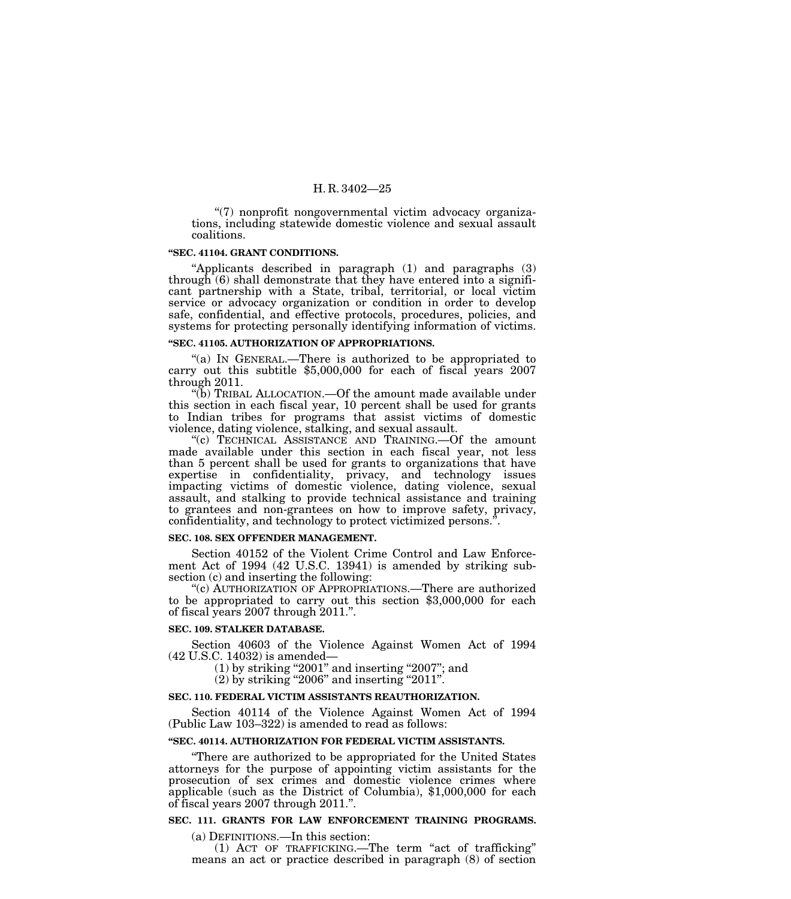"(7) nonprofit nongovernmental victim advocacy organizations, including statewide domestic violence and sexual assault coalitions.

**"SEC. 41104. GRANT CONDITIONS.**

"Applicants described in paragraph (1) and paragraphs (3) through (6) shall demonstrate that they have entered into a significant partnership with a State, tribal, territorial, or local victim service or advocacy organization or condition in order to develop safe, confidential, and effective protocols, procedures, policies, and systems for protecting personally identifying information of victims.

**"SEC. 41105. AUTHORIZATION OF APPROPRIATIONS.**

"(a) IN GENERAL.—There is authorized to be appropriated to carry out this subtitle $5,000,000 for each of fiscal years 2007 through 2011.

"(b) TRIBAL ALLOCATION.—Of the amount made available under this section in each fiscal year, 10 percent shall be used for grants to Indian tribes for programs that assist victims of domestic violence, dating violence, stalking, and sexual assault.

"(c) TECHNICAL ASSISTANCE AND TRAINING.—Of the amount made available under this section in each fiscal year, not less than 5 percent shall be used for grants to organizations that have expertise in confidentiality, privacy, and technology issues impacting victims of domestic violence, dating violence, sexual assault, and stalking to provide technical assistance and training to grantees and non-grantees on how to improve safety, privacy, confidentiality, and technology to protect victimized persons.".

**SEC. 108. SEX OFFENDER MANAGEMENT.**

Section 40152 of the Violent Crime Control and Law Enforcement Act of 1994 (42 U.S.C. 13941) is amended by striking subsection (c) and inserting the following:

"(c) AUTHORIZATION OF APPROPRIATIONS.—There are authorized to be appropriated to carry out this section $3,000,000 for each of fiscal years 2007 through 2011.".

**SEC. 109. STALKER DATABASE.**

Section 40603 of the Violence Against Women Act of 1994 (42 U.S.C. 14032) is amended—

(1) by striking "2001" and inserting "2007"; and

(2) by striking "2006" and inserting "2011".

**SEC. 110. FEDERAL VICTIM ASSISTANTS REAUTHORIZATION.**

Section 40114 of the Violence Against Women Act of 1994 (Public Law 103–322) is amended to read as follows:

**"SEC. 40114. AUTHORIZATION FOR FEDERAL VICTIM ASSISTANTS.**

"There are authorized to be appropriated for the United States attorneys for the purpose of appointing victim assistants for the prosecution of sex crimes and domestic violence crimes where applicable (such as the District of Columbia), $1,000,000 for each of fiscal years 2007 through 2011.".

**SEC. 111. GRANTS FOR LAW ENFORCEMENT TRAINING PROGRAMS.**

(a) DEFINITIONS.—In this section:

(1) ACT OF TRAFFICKING.—The term "act of trafficking" means an act or practice described in paragraph (8) of section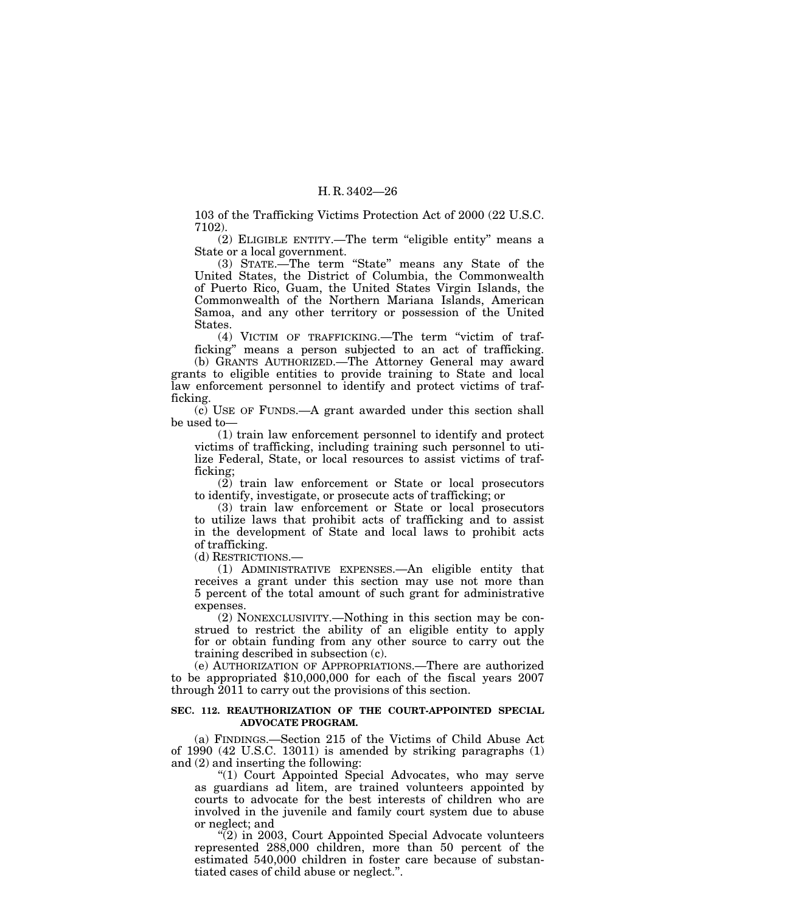103 of the Trafficking Victims Protection Act of 2000 (22 U.S.C. 7102).

(2) ELIGIBLE ENTITY.—The term "eligible entity" means a State or a local government.

(3) STATE.—The term "State" means any State of the United States, the District of Columbia, the Commonwealth of Puerto Rico, Guam, the United States Virgin Islands, the Commonwealth of the Northern Mariana Islands, American Samoa, and any other territory or possession of the United States.

(4) VICTIM OF TRAFFICKING.—The term "victim of trafficking" means a person subjected to an act of trafficking.

(b) GRANTS AUTHORIZED.—The Attorney General may award grants to eligible entities to provide training to State and local law enforcement personnel to identify and protect victims of trafficking.

(c) USE OF FUNDS.—A grant awarded under this section shall be used to—

(1) train law enforcement personnel to identify and protect victims of trafficking, including training such personnel to utilize Federal, State, or local resources to assist victims of trafficking;

(2) train law enforcement or State or local prosecutors to identify, investigate, or prosecute acts of trafficking; or

(3) train law enforcement or State or local prosecutors to utilize laws that prohibit acts of trafficking and to assist in the development of State and local laws to prohibit acts of trafficking.

(d) RESTRICTIONS.—

(1) ADMINISTRATIVE EXPENSES.—An eligible entity that receives a grant under this section may use not more than 5 percent of the total amount of such grant for administrative expenses.

(2) NONEXCLUSIVITY.—Nothing in this section may be construed to restrict the ability of an eligible entity to apply for or obtain funding from any other source to carry out the training described in subsection (c).

(e) AUTHORIZATION OF APPROPRIATIONS.—There are authorized to be appropriated $10,000,000 for each of the fiscal years 2007 through 2011 to carry out the provisions of this section.

**SEC. 112. REAUTHORIZATION OF THE COURT-APPOINTED SPECIAL ADVOCATE PROGRAM.**

(a) FINDINGS.—Section 215 of the Victims of Child Abuse Act of 1990 (42 U.S.C. 13011) is amended by striking paragraphs (1) and (2) and inserting the following:

"(1) Court Appointed Special Advocates, who may serve as guardians ad litem, are trained volunteers appointed by courts to advocate for the best interests of children who are involved in the juvenile and family court system due to abuse or neglect; and

"(2) in 2003, Court Appointed Special Advocate volunteers represented 288,000 children, more than 50 percent of the estimated 540,000 children in foster care because of substantiated cases of child abuse or neglect.".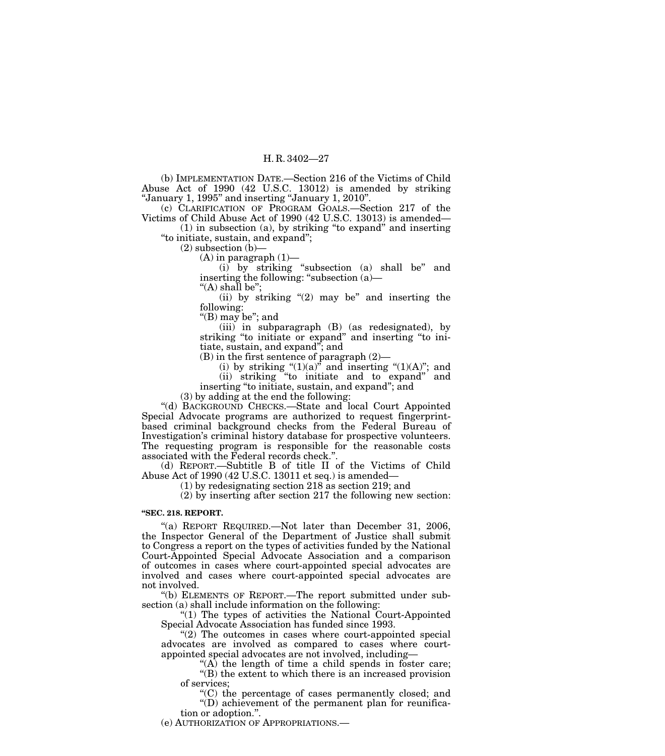(b) IMPLEMENTATION DATE.—Section 216 of the Victims of Child Abuse Act of 1990 (42 U.S.C. 13012) is amended by striking "January 1, 1995" and inserting "January 1, 2010".

(c) CLARIFICATION OF PROGRAM GOALS.—Section 217 of the Victims of Child Abuse Act of 1990 (42 U.S.C. 13013) is amended—

(1) in subsection (a), by striking "to expand" and inserting "to initiate, sustain, and expand";

(2) subsection (b)—

(A) in paragraph (1)—

(i) by striking "subsection (a) shall be" and inserting the following: "subsection (a)—

"(A) shall be";

(ii) by striking "(2) may be" and inserting the following:

"(B) may be"; and

(iii) in subparagraph (B) (as redesignated), by striking "to initiate or expand" and inserting "to initiate, sustain, and expand"; and

(B) in the first sentence of paragraph (2)—

(i) by striking "(1)(a)" and inserting "(1)(A)"; and

(ii) striking "to initiate and to expand" and inserting "to initiate, sustain, and expand"; and

(3) by adding at the end the following:

"(d) BACKGROUND CHECKS.—State and local Court Appointed Special Advocate programs are authorized to request fingerprint-based criminal background checks from the Federal Bureau of Investigation's criminal history database for prospective volunteers. The requesting program is responsible for the reasonable costs associated with the Federal records check.".

(d) REPORT.—Subtitle B of title II of the Victims of Child Abuse Act of 1990 (42 U.S.C. 13011 et seq.) is amended—

(1) by redesignating section 218 as section 219; and

(2) by inserting after section 217 the following new section:

**"SEC. 218. REPORT.**

"(a) REPORT REQUIRED.—Not later than December 31, 2006, the Inspector General of the Department of Justice shall submit to Congress a report on the types of activities funded by the National Court-Appointed Special Advocate Association and a comparison of outcomes in cases where court-appointed special advocates are involved and cases where court-appointed special advocates are not involved.

"(b) ELEMENTS OF REPORT.—The report submitted under subsection (a) shall include information on the following:

"(1) The types of activities the National Court-Appointed Special Advocate Association has funded since 1993.

"(2) The outcomes in cases where court-appointed special advocates are involved as compared to cases where court-appointed special advocates are not involved, including—

"(A) the length of time a child spends in foster care;

"(B) the extent to which there is an increased provision of services;

"(C) the percentage of cases permanently closed; and

"(D) achievement of the permanent plan for reunification or adoption.".

(e) AUTHORIZATION OF APPROPRIATIONS.—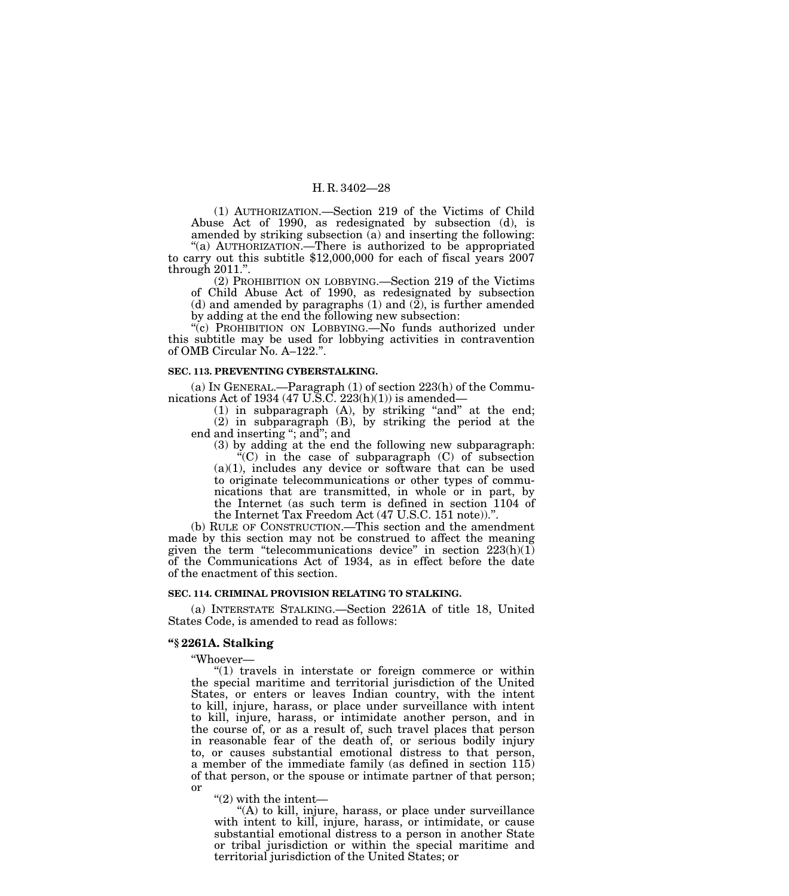(1) AUTHORIZATION.—Section 219 of the Victims of Child Abuse Act of 1990, as redesignated by subsection (d), is amended by striking subsection (a) and inserting the following:

"(a) AUTHORIZATION.—There is authorized to be appropriated to carry out this subtitle $12,000,000 for each of fiscal years 2007 through 2011.".

(2) PROHIBITION ON LOBBYING.—Section 219 of the Victims of Child Abuse Act of 1990, as redesignated by subsection (d) and amended by paragraphs (1) and (2), is further amended by adding at the end the following new subsection:

"(c) PROHIBITION ON LOBBYING.—No funds authorized under this subtitle may be used for lobbying activities in contravention of OMB Circular No. A–122.".

**SEC. 113. PREVENTING CYBERSTALKING.**

(a) IN GENERAL.—Paragraph (1) of section 223(h) of the Communications Act of 1934 (47 U.S.C. 223(h)(1)) is amended—

(1) in subparagraph (A), by striking "and" at the end;

(2) in subparagraph (B), by striking the period at the end and inserting "; and"; and

(3) by adding at the end the following new subparagraph:

"(C) in the case of subparagraph (C) of subsection (a)(1), includes any device or software that can be used to originate telecommunications or other types of communications that are transmitted, in whole or in part, by the Internet (as such term is defined in section 1104 of the Internet Tax Freedom Act (47 U.S.C. 151 note)).".

(b) RULE OF CONSTRUCTION.—This section and the amendment made by this section may not be construed to affect the meaning given the term "telecommunications device" in section 223(h)(1) of the Communications Act of 1934, as in effect before the date of the enactment of this section.

**SEC. 114. CRIMINAL PROVISION RELATING TO STALKING.**

(a) INTERSTATE STALKING.—Section 2261A of title 18, United States Code, is amended to read as follows:

**"§ 2261A. Stalking**

"Whoever—

"(1) travels in interstate or foreign commerce or within the special maritime and territorial jurisdiction of the United States, or enters or leaves Indian country, with the intent to kill, injure, harass, or place under surveillance with intent to kill, injure, harass, or intimidate another person, and in the course of, or as a result of, such travel places that person in reasonable fear of the death of, or serious bodily injury to, or causes substantial emotional distress to that person, a member of the immediate family (as defined in section 115) of that person, or the spouse or intimate partner of that person; or

"(2) with the intent—

"(A) to kill, injure, harass, or place under surveillance with intent to kill, injure, harass, or intimidate, or cause substantial emotional distress to a person in another State or tribal jurisdiction or within the special maritime and territorial jurisdiction of the United States; or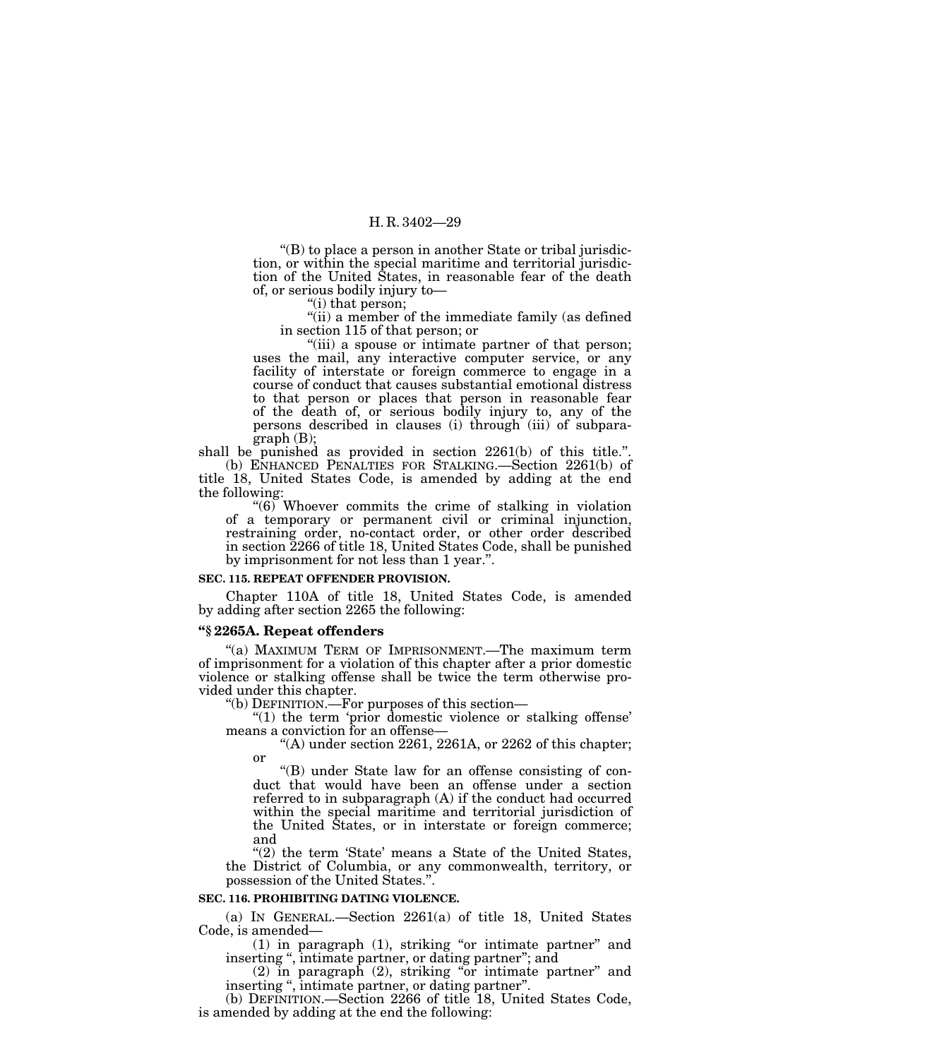"(B) to place a person in another State or tribal jurisdiction, or within the special maritime and territorial jurisdiction of the United States, in reasonable fear of the death of, or serious bodily injury to—

"(i) that person;

"(ii) a member of the immediate family (as defined in section 115 of that person; or

"(iii) a spouse or intimate partner of that person;

uses the mail, any interactive computer service, or any facility of interstate or foreign commerce to engage in a course of conduct that causes substantial emotional distress to that person or places that person in reasonable fear of the death of, or serious bodily injury to, any of the persons described in clauses (i) through (iii) of subparagraph (B);

shall be punished as provided in section 2261(b) of this title.".

(b) ENHANCED PENALTIES FOR STALKING.—Section 2261(b) of title 18, United States Code, is amended by adding at the end the following:

"(6) Whoever commits the crime of stalking in violation of a temporary or permanent civil or criminal injunction, restraining order, no-contact order, or other order described in section 2266 of title 18, United States Code, shall be punished by imprisonment for not less than 1 year.".

**SEC. 115. REPEAT OFFENDER PROVISION.**

Chapter 110A of title 18, United States Code, is amended by adding after section 2265 the following:

**"§ 2265A. Repeat offenders**

"(a) MAXIMUM TERM OF IMPRISONMENT.—The maximum term of imprisonment for a violation of this chapter after a prior domestic violence or stalking offense shall be twice the term otherwise provided under this chapter.

"(b) DEFINITION.—For purposes of this section—

"(1) the term 'prior domestic violence or stalking offense' means a conviction for an offense—

"(A) under section 2261, 2261A, or 2262 of this chapter; or

"(B) under State law for an offense consisting of conduct that would have been an offense under a section referred to in subparagraph (A) if the conduct had occurred within the special maritime and territorial jurisdiction of the United States, or in interstate or foreign commerce; and

"(2) the term 'State' means a State of the United States, the District of Columbia, or any commonwealth, territory, or possession of the United States.".

**SEC. 116. PROHIBITING DATING VIOLENCE.**

(a) IN GENERAL.—Section 2261(a) of title 18, United States Code, is amended—

(1) in paragraph (1), striking "or intimate partner" and inserting ", intimate partner, or dating partner"; and

(2) in paragraph (2), striking "or intimate partner" and inserting ", intimate partner, or dating partner".

(b) DEFINITION.—Section 2266 of title 18, United States Code, is amended by adding at the end the following: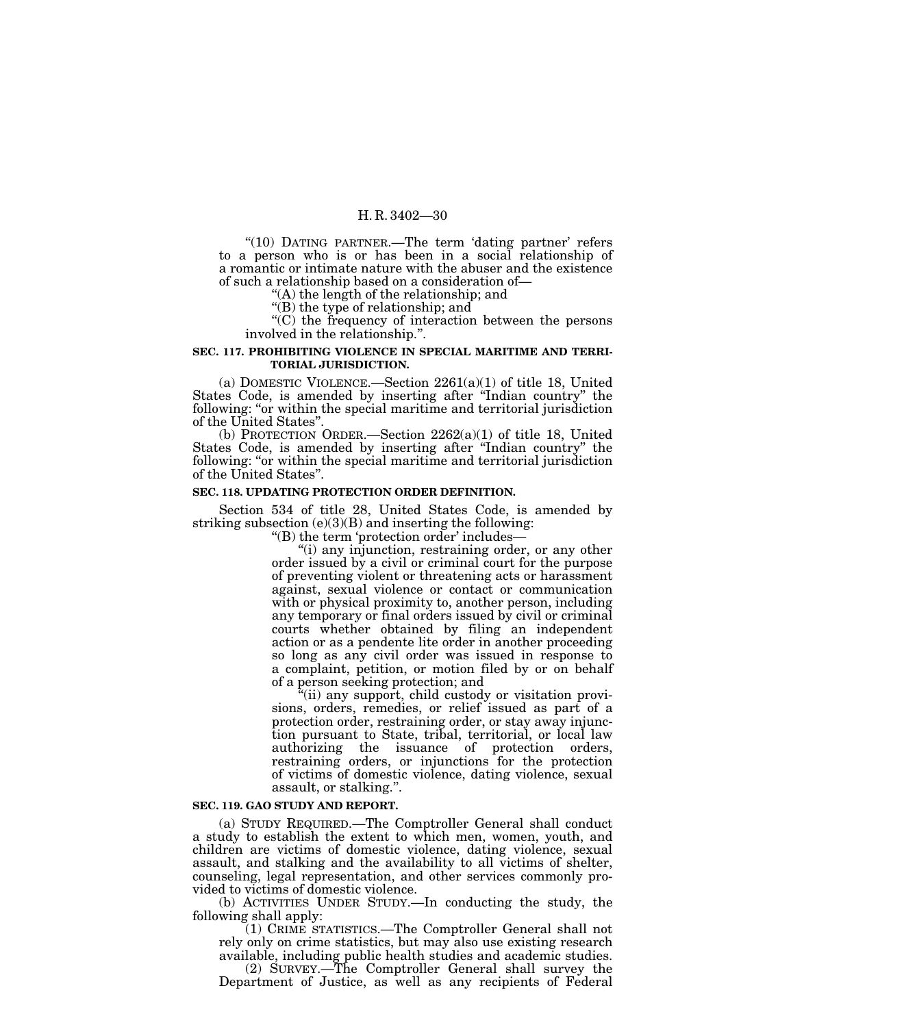"(10) DATING PARTNER.—The term 'dating partner' refers to a person who is or has been in a social relationship of a romantic or intimate nature with the abuser and the existence of such a relationship based on a consideration of—

"(A) the length of the relationship; and

"(B) the type of relationship; and

"(C) the frequency of interaction between the persons involved in the relationship.".

**SEC. 117. PROHIBITING VIOLENCE IN SPECIAL MARITIME AND TERRITORIAL JURISDICTION.**

(a) DOMESTIC VIOLENCE.—Section 2261(a)(1) of title 18, United States Code, is amended by inserting after "Indian country" the following: "or within the special maritime and territorial jurisdiction of the United States".

(b) PROTECTION ORDER.—Section 2262(a)(1) of title 18, United States Code, is amended by inserting after "Indian country" the following: "or within the special maritime and territorial jurisdiction of the United States".

**SEC. 118. UPDATING PROTECTION ORDER DEFINITION.**

Section 534 of title 28, United States Code, is amended by striking subsection (e)(3)(B) and inserting the following:

"(B) the term 'protection order' includes—

"(i) any injunction, restraining order, or any other order issued by a civil or criminal court for the purpose of preventing violent or threatening acts or harassment against, sexual violence or contact or communication with or physical proximity to, another person, including any temporary or final orders issued by civil or criminal courts whether obtained by filing an independent action or as a pendente lite order in another proceeding so long as any civil order was issued in response to a complaint, petition, or motion filed by or on behalf of a person seeking protection; and

"(ii) any support, child custody or visitation provisions, orders, remedies, or relief issued as part of a protection order, restraining order, or stay away injunction pursuant to State, tribal, territorial, or local law authorizing the issuance of protection orders, restraining orders, or injunctions for the protection of victims of domestic violence, dating violence, sexual assault, or stalking.".

**SEC. 119. GAO STUDY AND REPORT.**

(a) STUDY REQUIRED.—The Comptroller General shall conduct a study to establish the extent to which men, women, youth, and children are victims of domestic violence, dating violence, sexual assault, and stalking and the availability to all victims of shelter, counseling, legal representation, and other services commonly provided to victims of domestic violence.

(b) ACTIVITIES UNDER STUDY.—In conducting the study, the following shall apply:

(1) CRIME STATISTICS.—The Comptroller General shall not rely only on crime statistics, but may also use existing research available, including public health studies and academic studies.

(2) SURVEY.—The Comptroller General shall survey the Department of Justice, as well as any recipients of Federal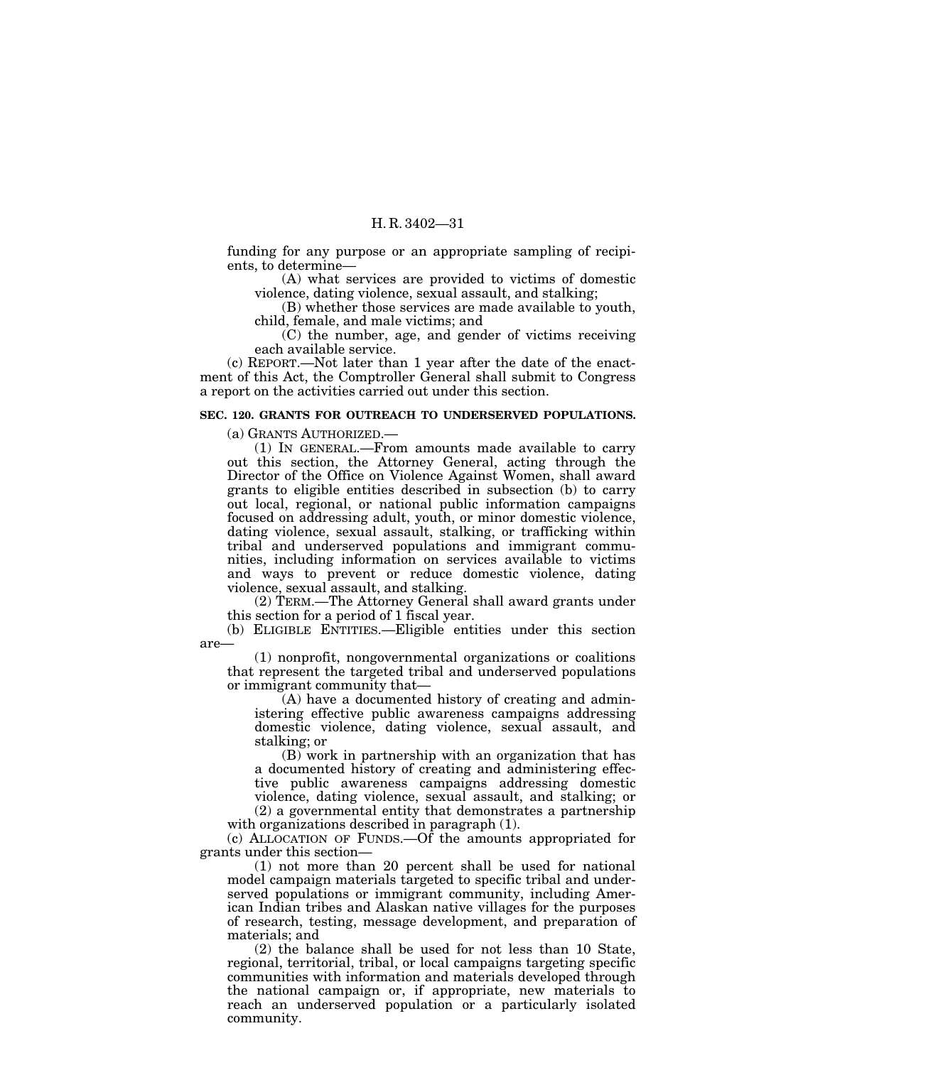funding for any purpose or an appropriate sampling of recipients, to determine—

(A) what services are provided to victims of domestic violence, dating violence, sexual assault, and stalking;

(B) whether those services are made available to youth, child, female, and male victims; and

(C) the number, age, and gender of victims receiving each available service.

(c) REPORT.—Not later than 1 year after the date of the enactment of this Act, the Comptroller General shall submit to Congress a report on the activities carried out under this section.

**SEC. 120. GRANTS FOR OUTREACH TO UNDERSERVED POPULATIONS.**

(a) GRANTS AUTHORIZED.—

(1) IN GENERAL.—From amounts made available to carry out this section, the Attorney General, acting through the Director of the Office on Violence Against Women, shall award grants to eligible entities described in subsection (b) to carry out local, regional, or national public information campaigns focused on addressing adult, youth, or minor domestic violence, dating violence, sexual assault, stalking, or trafficking within tribal and underserved populations and immigrant communities, including information on services available to victims and ways to prevent or reduce domestic violence, dating violence, sexual assault, and stalking.

(2) TERM.—The Attorney General shall award grants under this section for a period of 1 fiscal year.

(b) ELIGIBLE ENTITIES.—Eligible entities under this section are—

(1) nonprofit, nongovernmental organizations or coalitions that represent the targeted tribal and underserved populations or immigrant community that—

(A) have a documented history of creating and administering effective public awareness campaigns addressing domestic violence, dating violence, sexual assault, and stalking; or

(B) work in partnership with an organization that has a documented history of creating and administering effective public awareness campaigns addressing domestic violence, dating violence, sexual assault, and stalking; or

(2) a governmental entity that demonstrates a partnership with organizations described in paragraph (1).

(c) ALLOCATION OF FUNDS.—Of the amounts appropriated for grants under this section—

(1) not more than 20 percent shall be used for national model campaign materials targeted to specific tribal and underserved populations or immigrant community, including American Indian tribes and Alaskan native villages for the purposes of research, testing, message development, and preparation of materials; and

(2) the balance shall be used for not less than 10 State, regional, territorial, tribal, or local campaigns targeting specific communities with information and materials developed through the national campaign or, if appropriate, new materials to reach an underserved population or a particularly isolated community.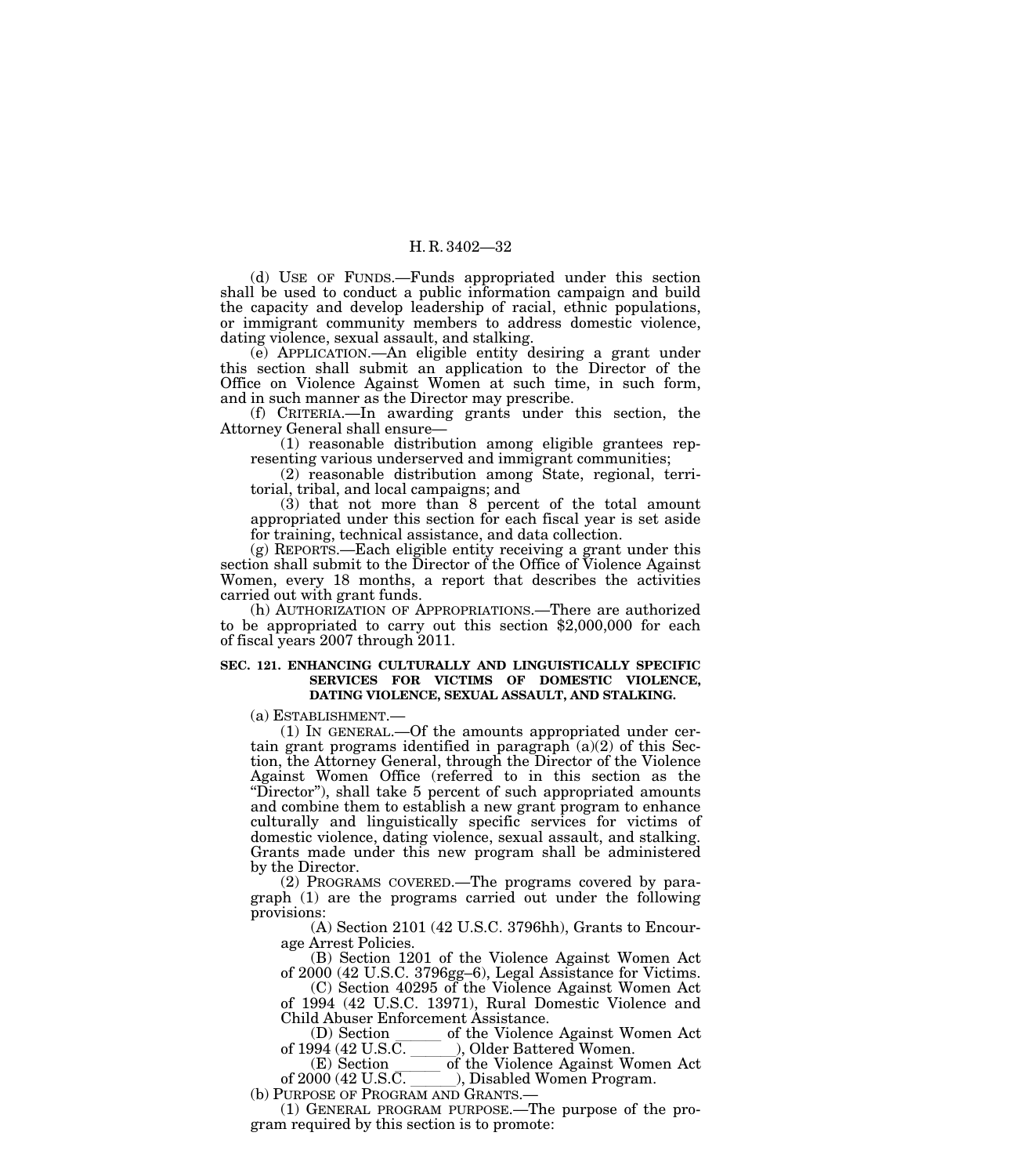(d) USE OF FUNDS.—Funds appropriated under this section shall be used to conduct a public information campaign and build the capacity and develop leadership of racial, ethnic populations, or immigrant community members to address domestic violence, dating violence, sexual assault, and stalking.

(e) APPLICATION.—An eligible entity desiring a grant under this section shall submit an application to the Director of the Office on Violence Against Women at such time, in such form, and in such manner as the Director may prescribe.

(f) CRITERIA.—In awarding grants under this section, the Attorney General shall ensure—

(1) reasonable distribution among eligible grantees representing various underserved and immigrant communities;

(2) reasonable distribution among State, regional, territorial, tribal, and local campaigns; and

(3) that not more than 8 percent of the total amount appropriated under this section for each fiscal year is set aside for training, technical assistance, and data collection.

(g) REPORTS.—Each eligible entity receiving a grant under this section shall submit to the Director of the Office of Violence Against Women, every 18 months, a report that describes the activities carried out with grant funds.

(h) AUTHORIZATION OF APPROPRIATIONS.—There are authorized to be appropriated to carry out this section $2,000,000 for each of fiscal years 2007 through 2011.

**SEC. 121. ENHANCING CULTURALLY AND LINGUISTICALLY SPECIFIC SERVICES FOR VICTIMS OF DOMESTIC VIOLENCE, DATING VIOLENCE, SEXUAL ASSAULT, AND STALKING.**

(a) ESTABLISHMENT.—

(1) IN GENERAL.—Of the amounts appropriated under certain grant programs identified in paragraph (a)(2) of this Section, the Attorney General, through the Director of the Violence Against Women Office (referred to in this section as the "Director"), shall take 5 percent of such appropriated amounts and combine them to establish a new grant program to enhance culturally and linguistically specific services for victims of domestic violence, dating violence, sexual assault, and stalking. Grants made under this new program shall be administered by the Director.

(2) PROGRAMS COVERED.—The programs covered by paragraph (1) are the programs carried out under the following provisions:

(A) Section 2101 (42 U.S.C. 3796hh), Grants to Encourage Arrest Policies.

(B) Section 1201 of the Violence Against Women Act of 2000 (42 U.S.C. 3796gg–6), Legal Assistance for Victims.

(C) Section 40295 of the Violence Against Women Act of 1994 (42 U.S.C. 13971), Rural Domestic Violence and Child Abuser Enforcement Assistance.

(D) Section ______ of the Violence Against Women Act of 1994 (42 U.S.C. ______), Older Battered Women.

(E) Section ______ of the Violence Against Women Act of 2000 (42 U.S.C. ______), Disabled Women Program.

(b) PURPOSE OF PROGRAM AND GRANTS.—

(1) GENERAL PROGRAM PURPOSE.—The purpose of the program required by this section is to promote: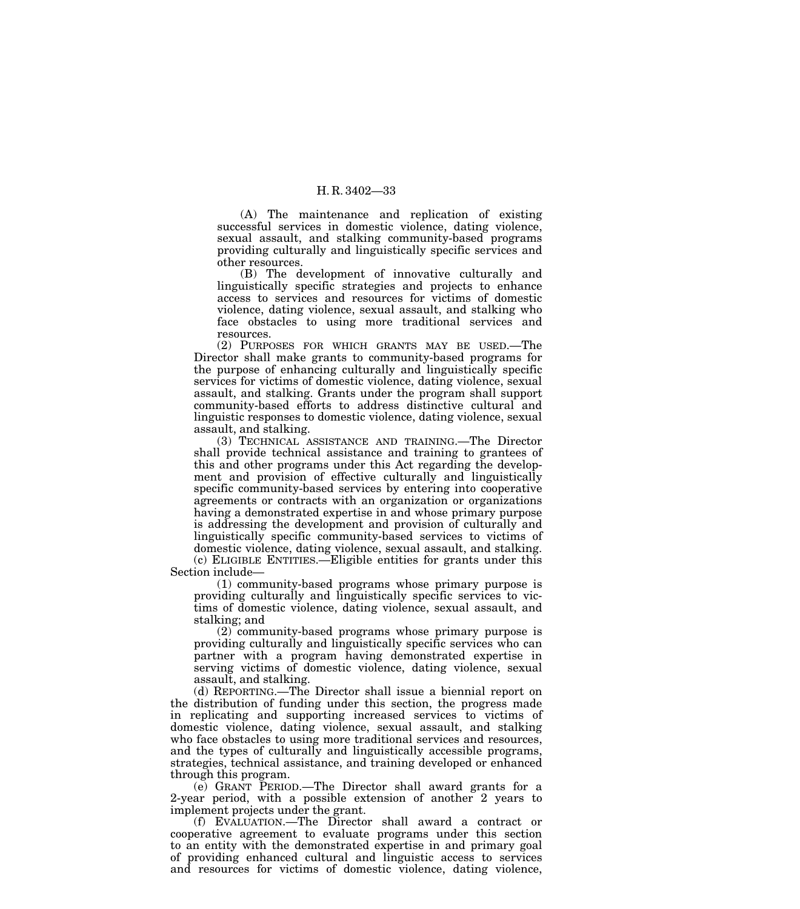(A) The maintenance and replication of existing successful services in domestic violence, dating violence, sexual assault, and stalking community-based programs providing culturally and linguistically specific services and other resources.

(B) The development of innovative culturally and linguistically specific strategies and projects to enhance access to services and resources for victims of domestic violence, dating violence, sexual assault, and stalking who face obstacles to using more traditional services and resources.

(2) PURPOSES FOR WHICH GRANTS MAY BE USED.—The Director shall make grants to community-based programs for the purpose of enhancing culturally and linguistically specific services for victims of domestic violence, dating violence, sexual assault, and stalking. Grants under the program shall support community-based efforts to address distinctive cultural and linguistic responses to domestic violence, dating violence, sexual assault, and stalking.

(3) TECHNICAL ASSISTANCE AND TRAINING.—The Director shall provide technical assistance and training to grantees of this and other programs under this Act regarding the development and provision of effective culturally and linguistically specific community-based services by entering into cooperative agreements or contracts with an organization or organizations having a demonstrated expertise in and whose primary purpose is addressing the development and provision of culturally and linguistically specific community-based services to victims of domestic violence, dating violence, sexual assault, and stalking.

(c) ELIGIBLE ENTITIES.—Eligible entities for grants under this Section include—

(1) community-based programs whose primary purpose is providing culturally and linguistically specific services to victims of domestic violence, dating violence, sexual assault, and stalking; and

(2) community-based programs whose primary purpose is providing culturally and linguistically specific services who can partner with a program having demonstrated expertise in serving victims of domestic violence, dating violence, sexual assault, and stalking.

(d) REPORTING.—The Director shall issue a biennial report on the distribution of funding under this section, the progress made in replicating and supporting increased services to victims of domestic violence, dating violence, sexual assault, and stalking who face obstacles to using more traditional services and resources, and the types of culturally and linguistically accessible programs, strategies, technical assistance, and training developed or enhanced through this program.

(e) GRANT PERIOD.—The Director shall award grants for a 2-year period, with a possible extension of another 2 years to implement projects under the grant.

(f) EVALUATION.—The Director shall award a contract or cooperative agreement to evaluate programs under this section to an entity with the demonstrated expertise in and primary goal of providing enhanced cultural and linguistic access to services and resources for victims of domestic violence, dating violence,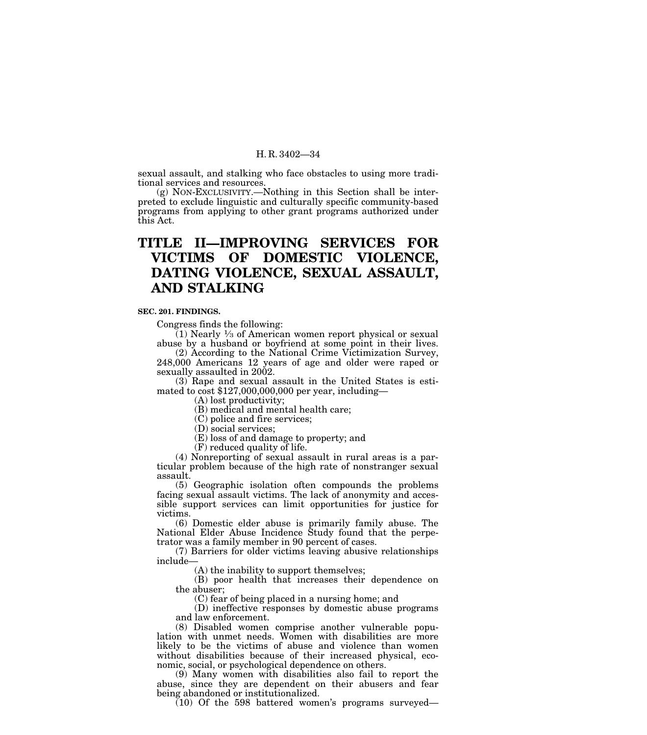sexual assault, and stalking who face obstacles to using more traditional services and resources.

(g) NON-EXCLUSIVITY.—Nothing in this Section shall be interpreted to exclude linguistic and culturally specific community-based programs from applying to other grant programs authorized under this Act.

# TITLE II—IMPROVING SERVICES FOR VICTIMS OF DOMESTIC VIOLENCE, DATING VIOLENCE, SEXUAL ASSAULT, AND STALKING

**SEC. 201. FINDINGS.**

Congress finds the following:

(1) Nearly ⅓ of American women report physical or sexual abuse by a husband or boyfriend at some point in their lives.

(2) According to the National Crime Victimization Survey, 248,000 Americans 12 years of age and older were raped or sexually assaulted in 2002.

(3) Rape and sexual assault in the United States is estimated to cost $127,000,000,000 per year, including—

(A) lost productivity;

(B) medical and mental health care;

(C) police and fire services;

(D) social services;

(E) loss of and damage to property; and

(F) reduced quality of life.

(4) Nonreporting of sexual assault in rural areas is a particular problem because of the high rate of nonstranger sexual assault.

(5) Geographic isolation often compounds the problems facing sexual assault victims. The lack of anonymity and accessible support services can limit opportunities for justice for victims.

(6) Domestic elder abuse is primarily family abuse. The National Elder Abuse Incidence Study found that the perpetrator was a family member in 90 percent of cases.

(7) Barriers for older victims leaving abusive relationships include—

(A) the inability to support themselves;

(B) poor health that increases their dependence on the abuser;

(C) fear of being placed in a nursing home; and

(D) ineffective responses by domestic abuse programs and law enforcement.

(8) Disabled women comprise another vulnerable population with unmet needs. Women with disabilities are more likely to be the victims of abuse and violence than women without disabilities because of their increased physical, economic, social, or psychological dependence on others.

(9) Many women with disabilities also fail to report the abuse, since they are dependent on their abusers and fear being abandoned or institutionalized.

(10) Of the 598 battered women's programs surveyed—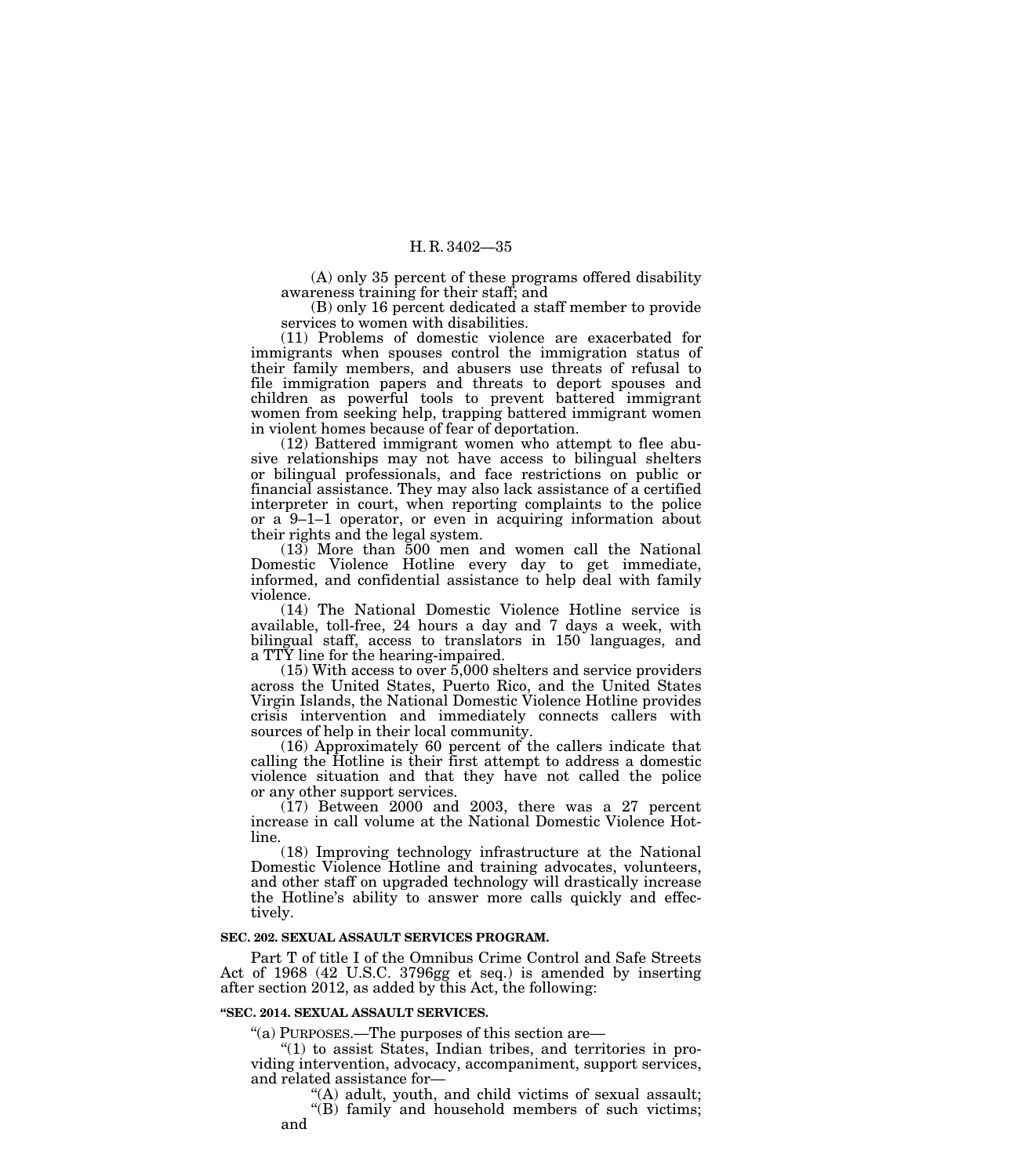(A) only 35 percent of these programs offered disability awareness training for their staff; and

(B) only 16 percent dedicated a staff member to provide services to women with disabilities.

(11) Problems of domestic violence are exacerbated for immigrants when spouses control the immigration status of their family members, and abusers use threats of refusal to file immigration papers and threats to deport spouses and children as powerful tools to prevent battered immigrant women from seeking help, trapping battered immigrant women in violent homes because of fear of deportation.

(12) Battered immigrant women who attempt to flee abusive relationships may not have access to bilingual shelters or bilingual professionals, and face restrictions on public or financial assistance. They may also lack assistance of a certified interpreter in court, when reporting complaints to the police or a 9–1–1 operator, or even in acquiring information about their rights and the legal system.

(13) More than 500 men and women call the National Domestic Violence Hotline every day to get immediate, informed, and confidential assistance to help deal with family violence.

(14) The National Domestic Violence Hotline service is available, toll-free, 24 hours a day and 7 days a week, with bilingual staff, access to translators in 150 languages, and a TTY line for the hearing-impaired.

(15) With access to over 5,000 shelters and service providers across the United States, Puerto Rico, and the United States Virgin Islands, the National Domestic Violence Hotline provides crisis intervention and immediately connects callers with sources of help in their local community.

(16) Approximately 60 percent of the callers indicate that calling the Hotline is their first attempt to address a domestic violence situation and that they have not called the police or any other support services.

(17) Between 2000 and 2003, there was a 27 percent increase in call volume at the National Domestic Violence Hotline.

(18) Improving technology infrastructure at the National Domestic Violence Hotline and training advocates, volunteers, and other staff on upgraded technology will drastically increase the Hotline's ability to answer more calls quickly and effectively.

**SEC. 202. SEXUAL ASSAULT SERVICES PROGRAM.**

Part T of title I of the Omnibus Crime Control and Safe Streets Act of 1968 (42 U.S.C. 3796gg et seq.) is amended by inserting after section 2012, as added by this Act, the following:

**"SEC. 2014. SEXUAL ASSAULT SERVICES.**

"(a) PURPOSES.—The purposes of this section are—

"(1) to assist States, Indian tribes, and territories in providing intervention, advocacy, accompaniment, support services, and related assistance for—

"(A) adult, youth, and child victims of sexual assault;

"(B) family and household members of such victims; and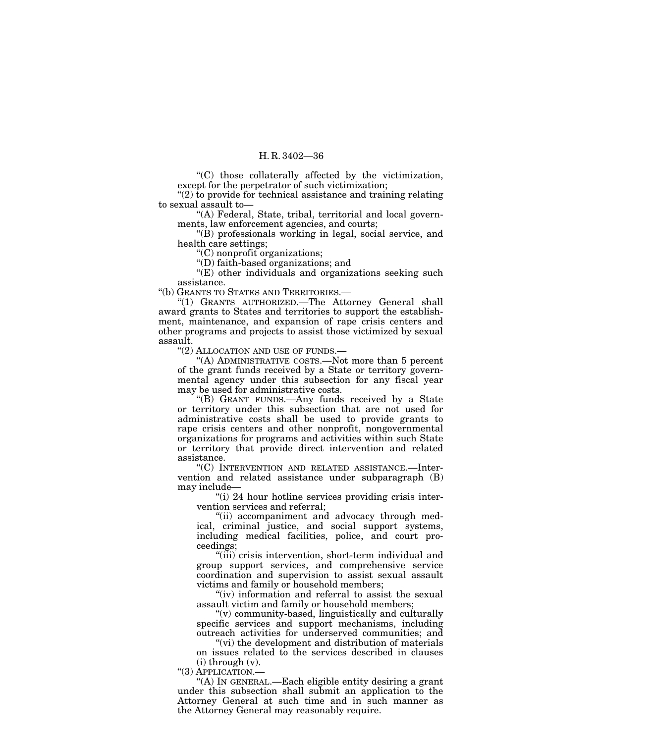"(C) those collaterally affected by the victimization, except for the perpetrator of such victimization;

"(2) to provide for technical assistance and training relating to sexual assault to—

"(A) Federal, State, tribal, territorial and local governments, law enforcement agencies, and courts;

"(B) professionals working in legal, social service, and health care settings;

"(C) nonprofit organizations;

"(D) faith-based organizations; and

"(E) other individuals and organizations seeking such assistance.

"(b) GRANTS TO STATES AND TERRITORIES.—

"(1) GRANTS AUTHORIZED.—The Attorney General shall award grants to States and territories to support the establishment, maintenance, and expansion of rape crisis centers and other programs and projects to assist those victimized by sexual assault.

"(2) ALLOCATION AND USE OF FUNDS.—

"(A) ADMINISTRATIVE COSTS.—Not more than 5 percent of the grant funds received by a State or territory governmental agency under this subsection for any fiscal year may be used for administrative costs.

"(B) GRANT FUNDS.—Any funds received by a State or territory under this subsection that are not used for administrative costs shall be used to provide grants to rape crisis centers and other nonprofit, nongovernmental organizations for programs and activities within such State or territory that provide direct intervention and related assistance.

"(C) INTERVENTION AND RELATED ASSISTANCE.—Intervention and related assistance under subparagraph (B) may include—

"(i) 24 hour hotline services providing crisis intervention services and referral;

"(ii) accompaniment and advocacy through medical, criminal justice, and social support systems, including medical facilities, police, and court proceedings;

"(iii) crisis intervention, short-term individual and group support services, and comprehensive service coordination and supervision to assist sexual assault victims and family or household members;

"(iv) information and referral to assist the sexual assault victim and family or household members;

"(v) community-based, linguistically and culturally specific services and support mechanisms, including outreach activities for underserved communities; and

"(vi) the development and distribution of materials on issues related to the services described in clauses (i) through (v).

"(3) APPLICATION.—

"(A) IN GENERAL.—Each eligible entity desiring a grant under this subsection shall submit an application to the Attorney General at such time and in such manner as the Attorney General may reasonably require.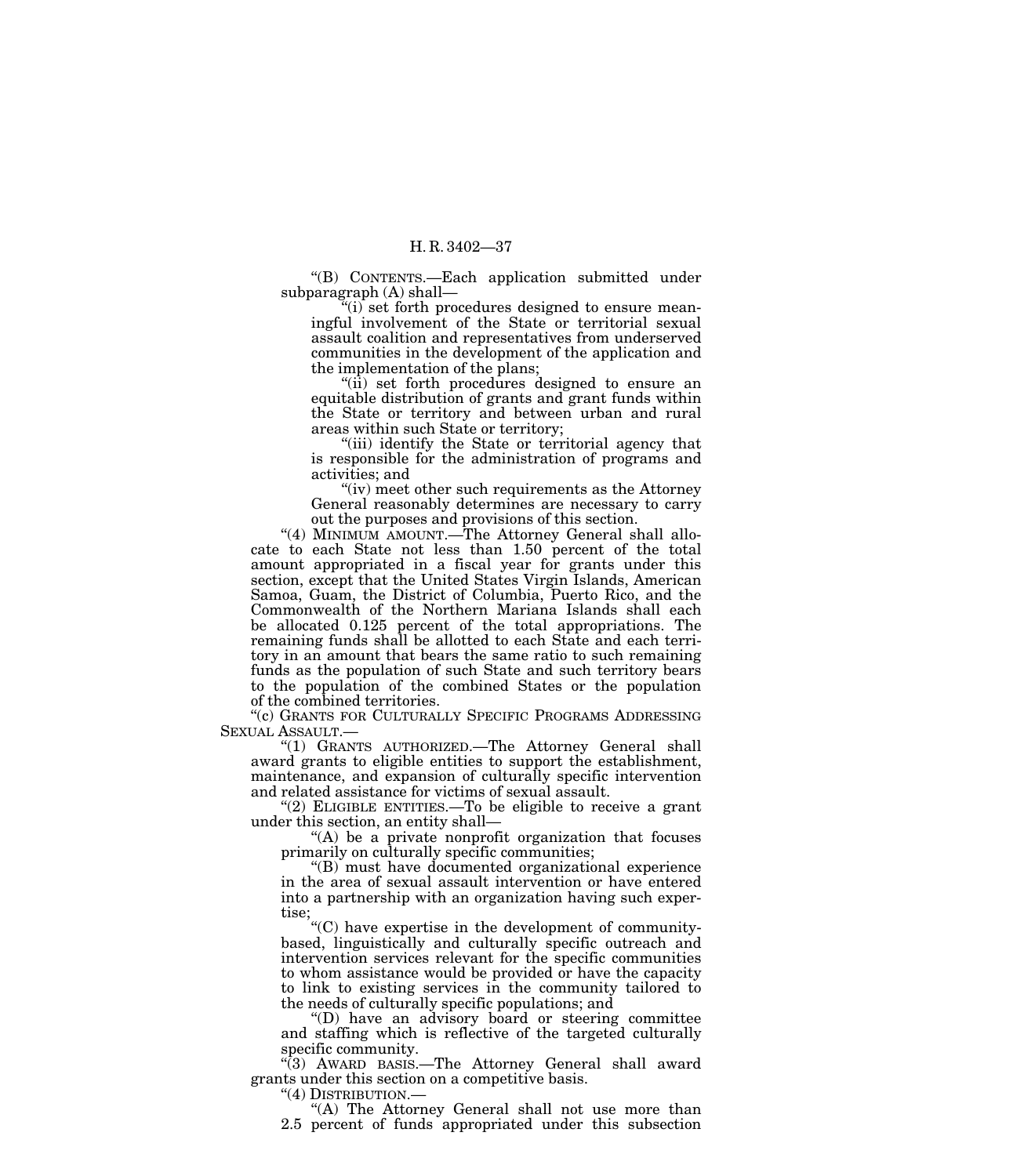"(B) CONTENTS.—Each application submitted under subparagraph (A) shall—

"(i) set forth procedures designed to ensure meaningful involvement of the State or territorial sexual assault coalition and representatives from underserved communities in the development of the application and the implementation of the plans;

"(ii) set forth procedures designed to ensure an equitable distribution of grants and grant funds within the State or territory and between urban and rural areas within such State or territory;

"(iii) identify the State or territorial agency that is responsible for the administration of programs and activities; and

"(iv) meet other such requirements as the Attorney General reasonably determines are necessary to carry out the purposes and provisions of this section.

"(4) MINIMUM AMOUNT.—The Attorney General shall allocate to each State not less than 1.50 percent of the total amount appropriated in a fiscal year for grants under this section, except that the United States Virgin Islands, American Samoa, Guam, the District of Columbia, Puerto Rico, and the Commonwealth of the Northern Mariana Islands shall each be allocated 0.125 percent of the total appropriations. The remaining funds shall be allotted to each State and each territory in an amount that bears the same ratio to such remaining funds as the population of such State and such territory bears to the population of the combined States or the population of the combined territories.

"(c) GRANTS FOR CULTURALLY SPECIFIC PROGRAMS ADDRESSING SEXUAL ASSAULT.—

"(1) GRANTS AUTHORIZED.—The Attorney General shall award grants to eligible entities to support the establishment, maintenance, and expansion of culturally specific intervention and related assistance for victims of sexual assault.

"(2) ELIGIBLE ENTITIES.—To be eligible to receive a grant under this section, an entity shall—

"(A) be a private nonprofit organization that focuses primarily on culturally specific communities;

"(B) must have documented organizational experience in the area of sexual assault intervention or have entered into a partnership with an organization having such expertise;

"(C) have expertise in the development of community-based, linguistically and culturally specific outreach and intervention services relevant for the specific communities to whom assistance would be provided or have the capacity to link to existing services in the community tailored to the needs of culturally specific populations; and

"(D) have an advisory board or steering committee and staffing which is reflective of the targeted culturally specific community.

"(3) AWARD BASIS.—The Attorney General shall award grants under this section on a competitive basis.

"(4) DISTRIBUTION.—

"(A) The Attorney General shall not use more than 2.5 percent of funds appropriated under this subsection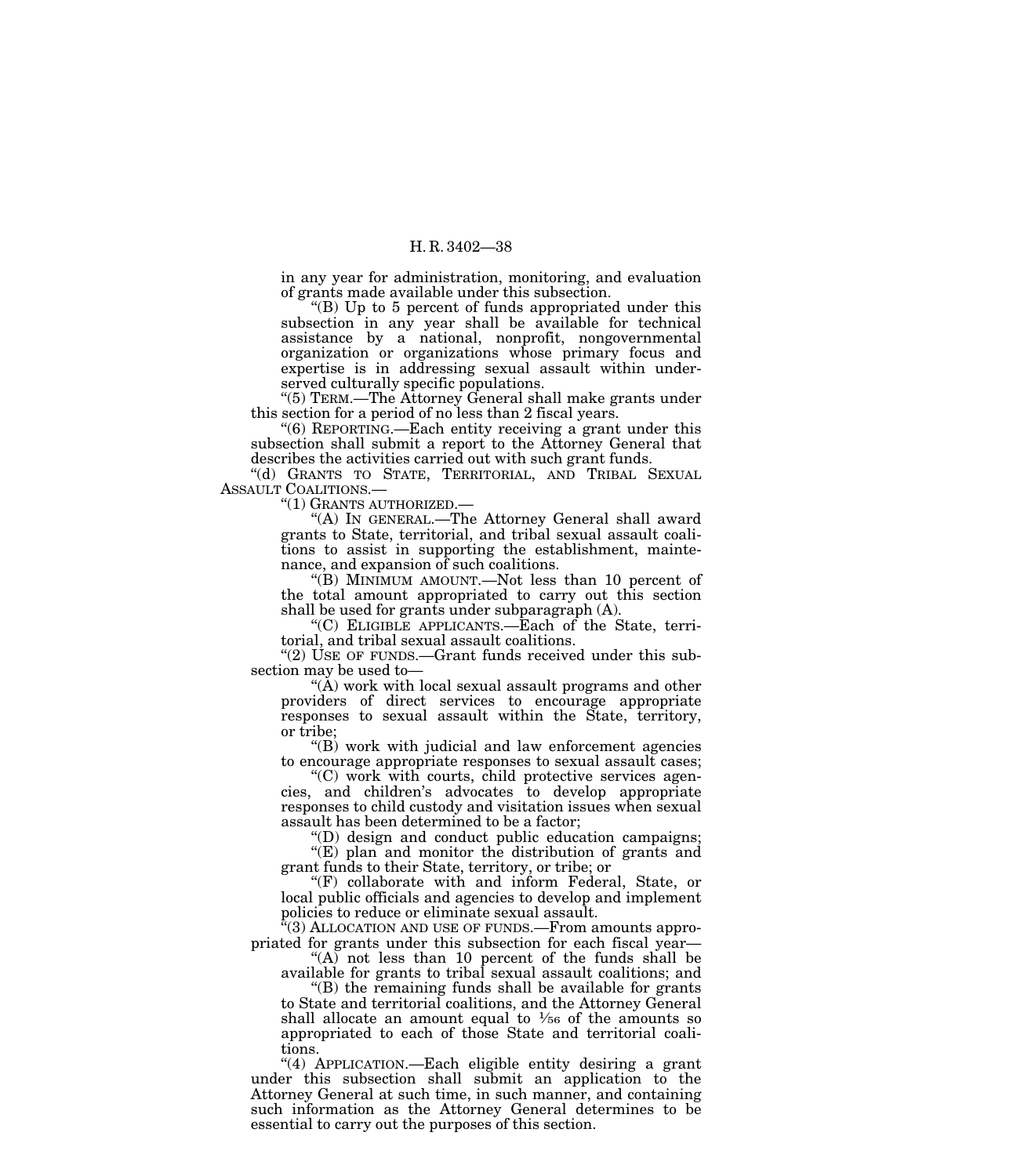in any year for administration, monitoring, and evaluation of grants made available under this subsection.

"(B) Up to 5 percent of funds appropriated under this subsection in any year shall be available for technical assistance by a national, nonprofit, nongovernmental organization or organizations whose primary focus and expertise is in addressing sexual assault within underserved culturally specific populations.

"(5) TERM.—The Attorney General shall make grants under this section for a period of no less than 2 fiscal years.

"(6) REPORTING.—Each entity receiving a grant under this subsection shall submit a report to the Attorney General that describes the activities carried out with such grant funds.

"(d) GRANTS TO STATE, TERRITORIAL, AND TRIBAL SEXUAL ASSAULT COALITIONS.—

"(1) GRANTS AUTHORIZED.—

"(A) IN GENERAL.—The Attorney General shall award grants to State, territorial, and tribal sexual assault coalitions to assist in supporting the establishment, maintenance, and expansion of such coalitions.

"(B) MINIMUM AMOUNT.—Not less than 10 percent of the total amount appropriated to carry out this section shall be used for grants under subparagraph (A).

"(C) ELIGIBLE APPLICANTS.—Each of the State, territorial, and tribal sexual assault coalitions.

"(2) USE OF FUNDS.—Grant funds received under this subsection may be used to—

"(A) work with local sexual assault programs and other providers of direct services to encourage appropriate responses to sexual assault within the State, territory, or tribe;

"(B) work with judicial and law enforcement agencies to encourage appropriate responses to sexual assault cases;

"(C) work with courts, child protective services agencies, and children's advocates to develop appropriate responses to child custody and visitation issues when sexual assault has been determined to be a factor;

"(D) design and conduct public education campaigns;

"(E) plan and monitor the distribution of grants and grant funds to their State, territory, or tribe; or

"(F) collaborate with and inform Federal, State, or local public officials and agencies to develop and implement policies to reduce or eliminate sexual assault.

"(3) ALLOCATION AND USE OF FUNDS.—From amounts appropriated for grants under this subsection for each fiscal year—

"(A) not less than 10 percent of the funds shall be available for grants to tribal sexual assault coalitions; and

"(B) the remaining funds shall be available for grants to State and territorial coalitions, and the Attorney General shall allocate an amount equal to $1/56$ of the amounts so appropriated to each of those State and territorial coalitions.

"(4) APPLICATION.—Each eligible entity desiring a grant under this subsection shall submit an application to the Attorney General at such time, in such manner, and containing such information as the Attorney General determines to be essential to carry out the purposes of this section.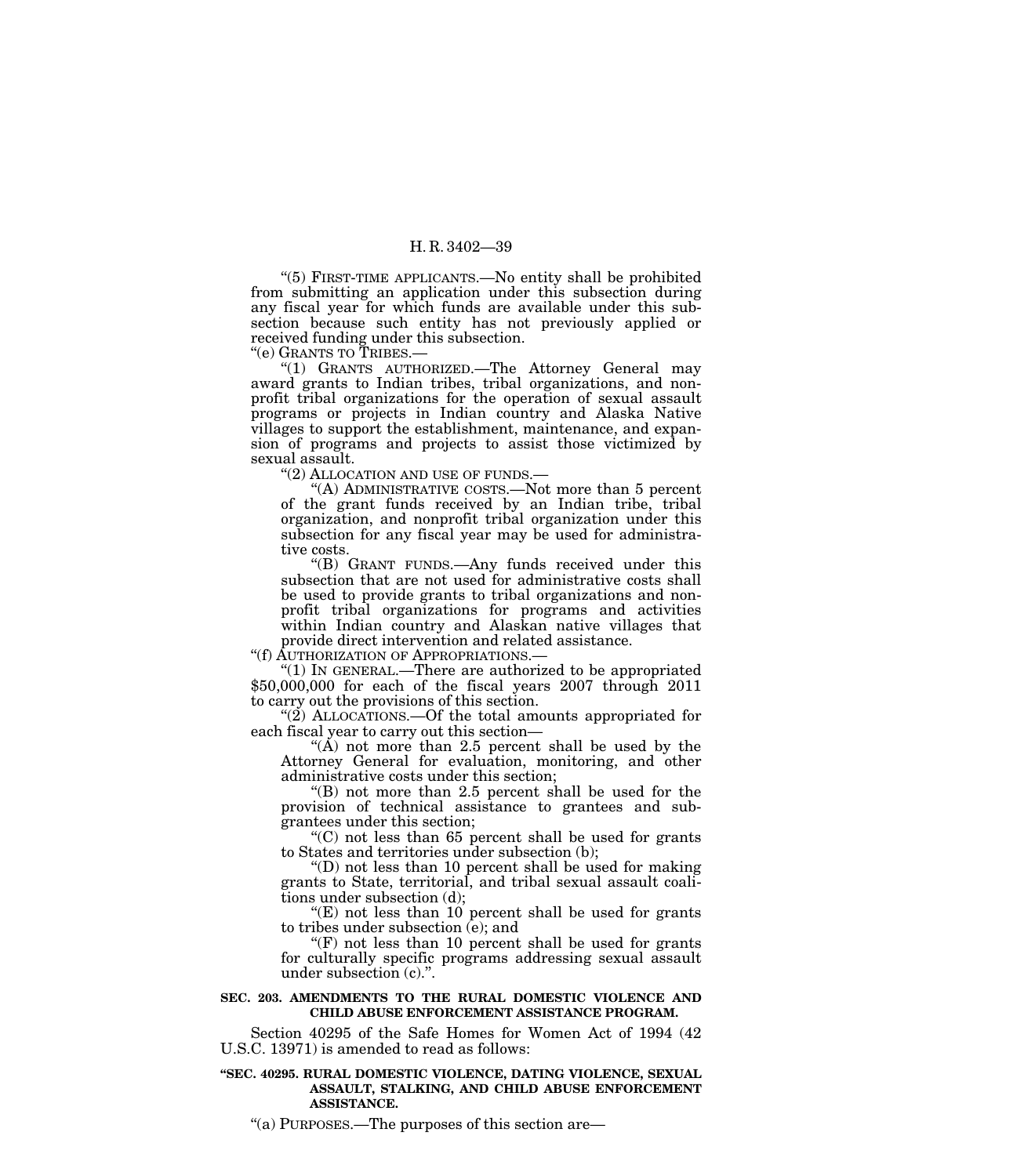"(5) FIRST-TIME APPLICANTS.—No entity shall be prohibited from submitting an application under this subsection during any fiscal year for which funds are available under this subsection because such entity has not previously applied or received funding under this subsection.

"(e) GRANTS TO TRIBES.—

"(1) GRANTS AUTHORIZED.—The Attorney General may award grants to Indian tribes, tribal organizations, and nonprofit tribal organizations for the operation of sexual assault programs or projects in Indian country and Alaska Native villages to support the establishment, maintenance, and expansion of programs and projects to assist those victimized by sexual assault.

"(2) ALLOCATION AND USE OF FUNDS.—

"(A) ADMINISTRATIVE COSTS.—Not more than 5 percent of the grant funds received by an Indian tribe, tribal organization, and nonprofit tribal organization under this subsection for any fiscal year may be used for administrative costs.

"(B) GRANT FUNDS.—Any funds received under this subsection that are not used for administrative costs shall be used to provide grants to tribal organizations and nonprofit tribal organizations for programs and activities within Indian country and Alaskan native villages that provide direct intervention and related assistance.

"(f) AUTHORIZATION OF APPROPRIATIONS.—

"(1) IN GENERAL.—There are authorized to be appropriated $50,000,000 for each of the fiscal years 2007 through 2011 to carry out the provisions of this section.

"(2) ALLOCATIONS.—Of the total amounts appropriated for each fiscal year to carry out this section—

"(A) not more than 2.5 percent shall be used by the Attorney General for evaluation, monitoring, and other administrative costs under this section;

"(B) not more than 2.5 percent shall be used for the provision of technical assistance to grantees and subgrantees under this section;

"(C) not less than 65 percent shall be used for grants to States and territories under subsection (b);

"(D) not less than 10 percent shall be used for making grants to State, territorial, and tribal sexual assault coalitions under subsection (d);

"(E) not less than 10 percent shall be used for grants to tribes under subsection (e); and

"(F) not less than 10 percent shall be used for grants for culturally specific programs addressing sexual assault under subsection (c).".

**SEC. 203. AMENDMENTS TO THE RURAL DOMESTIC VIOLENCE AND CHILD ABUSE ENFORCEMENT ASSISTANCE PROGRAM.**

Section 40295 of the Safe Homes for Women Act of 1994 (42 U.S.C. 13971) is amended to read as follows:

**"SEC. 40295. RURAL DOMESTIC VIOLENCE, DATING VIOLENCE, SEXUAL ASSAULT, STALKING, AND CHILD ABUSE ENFORCEMENT ASSISTANCE.**

"(a) PURPOSES.—The purposes of this section are—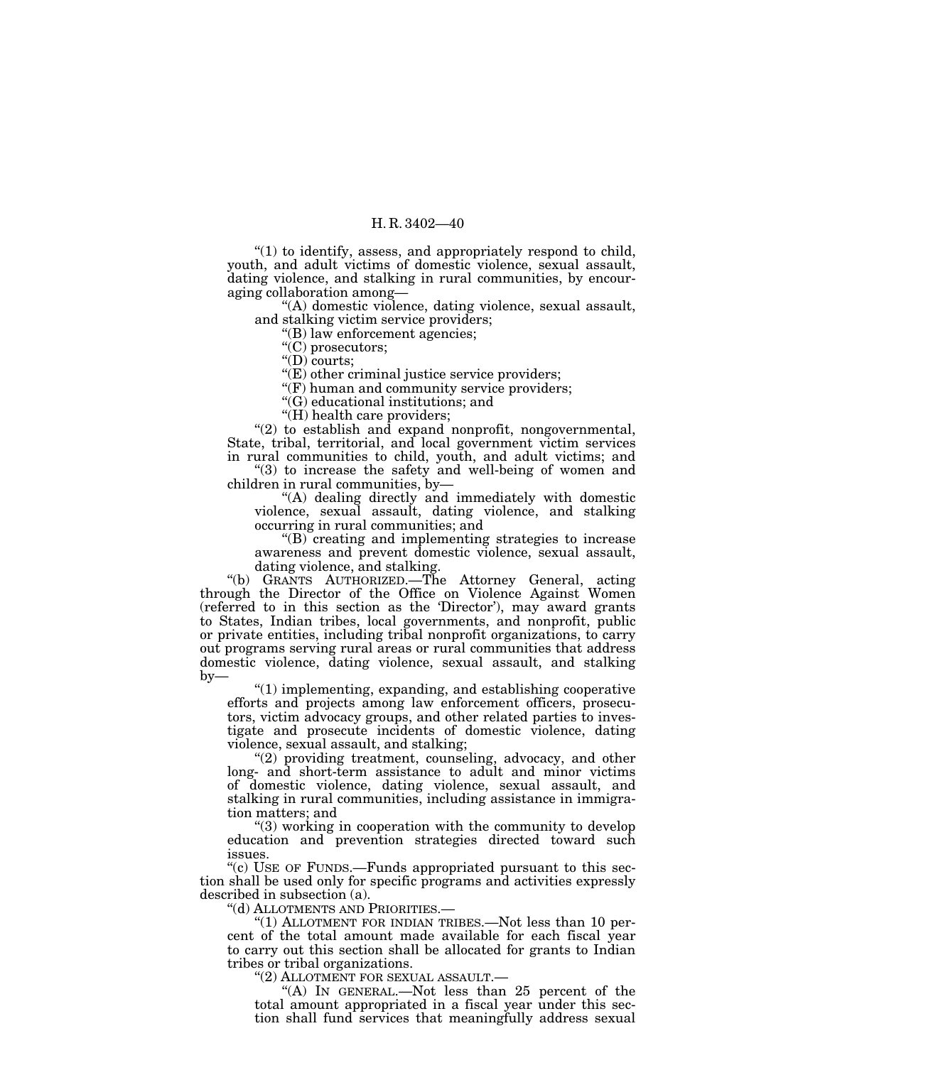"(1) to identify, assess, and appropriately respond to child, youth, and adult victims of domestic violence, sexual assault, dating violence, and stalking in rural communities, by encouraging collaboration among—

"(A) domestic violence, dating violence, sexual assault, and stalking victim service providers;

"(B) law enforcement agencies;

"(C) prosecutors;

"(D) courts;

"(E) other criminal justice service providers;

"(F) human and community service providers;

"(G) educational institutions; and

"(H) health care providers;

"(2) to establish and expand nonprofit, nongovernmental, State, tribal, territorial, and local government victim services in rural communities to child, youth, and adult victims; and

"(3) to increase the safety and well-being of women and children in rural communities, by—

"(A) dealing directly and immediately with domestic violence, sexual assault, dating violence, and stalking occurring in rural communities; and

"(B) creating and implementing strategies to increase awareness and prevent domestic violence, sexual assault, dating violence, and stalking.

"(b) GRANTS AUTHORIZED.—The Attorney General, acting through the Director of the Office on Violence Against Women (referred to in this section as the 'Director'), may award grants to States, Indian tribes, local governments, and nonprofit, public or private entities, including tribal nonprofit organizations, to carry out programs serving rural areas or rural communities that address domestic violence, dating violence, sexual assault, and stalking by—

"(1) implementing, expanding, and establishing cooperative efforts and projects among law enforcement officers, prosecutors, victim advocacy groups, and other related parties to investigate and prosecute incidents of domestic violence, dating violence, sexual assault, and stalking;

"(2) providing treatment, counseling, advocacy, and other long- and short-term assistance to adult and minor victims of domestic violence, dating violence, sexual assault, and stalking in rural communities, including assistance in immigration matters; and

"(3) working in cooperation with the community to develop education and prevention strategies directed toward such issues.

"(c) USE OF FUNDS.—Funds appropriated pursuant to this section shall be used only for specific programs and activities expressly described in subsection (a).

"(d) ALLOTMENTS AND PRIORITIES.—

"(1) ALLOTMENT FOR INDIAN TRIBES.—Not less than 10 percent of the total amount made available for each fiscal year to carry out this section shall be allocated for grants to Indian tribes or tribal organizations.

"(2) ALLOTMENT FOR SEXUAL ASSAULT.—

"(A) IN GENERAL.—Not less than 25 percent of the total amount appropriated in a fiscal year under this section shall fund services that meaningfully address sexual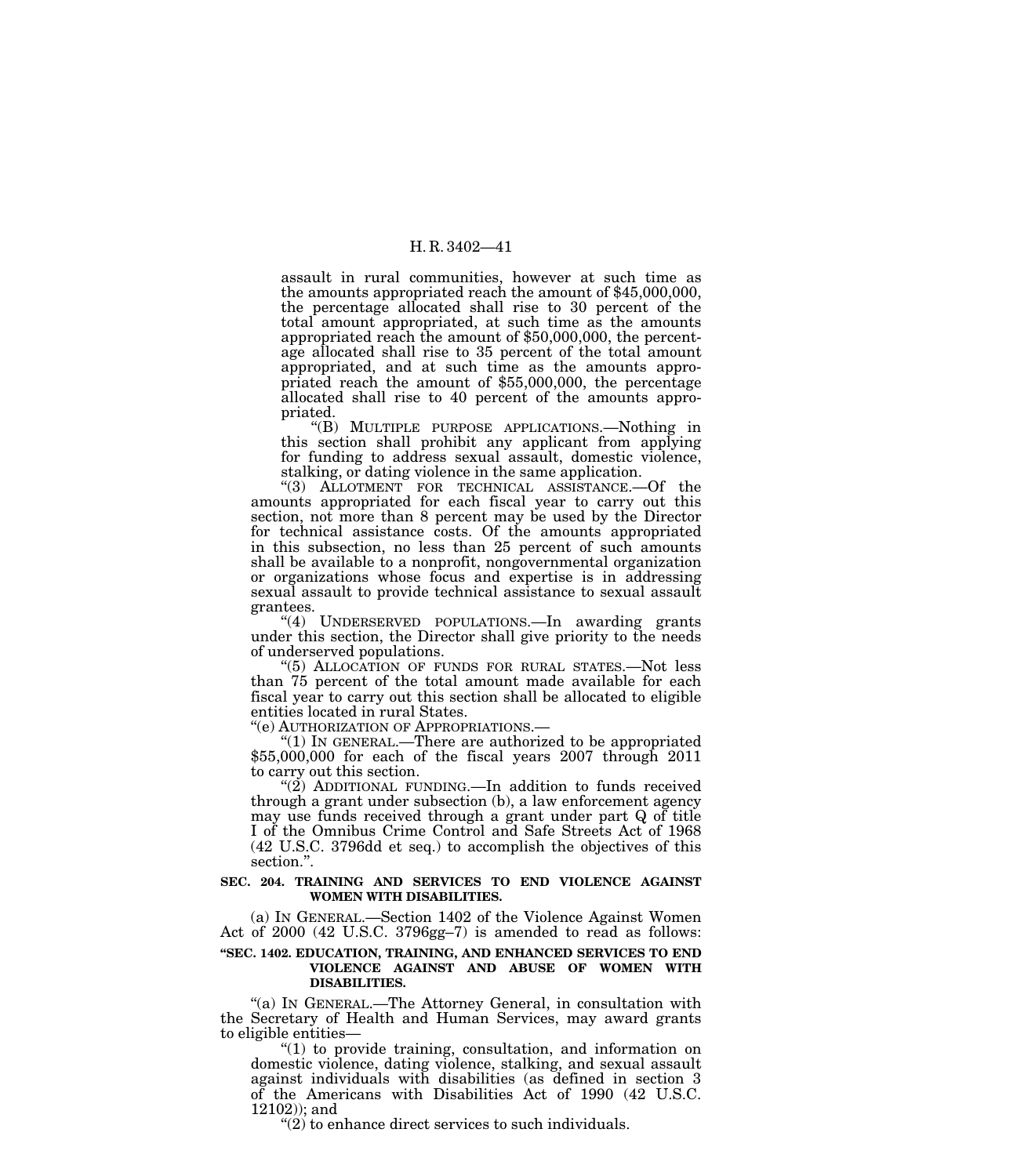assault in rural communities, however at such time as the amounts appropriated reach the amount of $45,000,000, the percentage allocated shall rise to 30 percent of the total amount appropriated, at such time as the amounts appropriated reach the amount of $50,000,000, the percentage allocated shall rise to 35 percent of the total amount appropriated, and at such time as the amounts appropriated reach the amount of $55,000,000, the percentage allocated shall rise to 40 percent of the amounts appropriated.

"(B) MULTIPLE PURPOSE APPLICATIONS.—Nothing in this section shall prohibit any applicant from applying for funding to address sexual assault, domestic violence, stalking, or dating violence in the same application.

"(3) ALLOTMENT FOR TECHNICAL ASSISTANCE.—Of the amounts appropriated for each fiscal year to carry out this section, not more than 8 percent may be used by the Director for technical assistance costs. Of the amounts appropriated in this subsection, no less than 25 percent of such amounts shall be available to a nonprofit, nongovernmental organization or organizations whose focus and expertise is in addressing sexual assault to provide technical assistance to sexual assault grantees.

"(4) UNDERSERVED POPULATIONS.—In awarding grants under this section, the Director shall give priority to the needs of underserved populations.

"(5) ALLOCATION OF FUNDS FOR RURAL STATES.—Not less than 75 percent of the total amount made available for each fiscal year to carry out this section shall be allocated to eligible entities located in rural States.

"(e) AUTHORIZATION OF APPROPRIATIONS.—

"(1) IN GENERAL.—There are authorized to be appropriated $55,000,000 for each of the fiscal years 2007 through 2011 to carry out this section.

"(2) ADDITIONAL FUNDING.—In addition to funds received through a grant under subsection (b), a law enforcement agency may use funds received through a grant under part Q of title I of the Omnibus Crime Control and Safe Streets Act of 1968 (42 U.S.C. 3796dd et seq.) to accomplish the objectives of this section.".

**SEC. 204. TRAINING AND SERVICES TO END VIOLENCE AGAINST WOMEN WITH DISABILITIES.**

(a) IN GENERAL.—Section 1402 of the Violence Against Women Act of 2000 (42 U.S.C. 3796gg–7) is amended to read as follows:

**"SEC. 1402. EDUCATION, TRAINING, AND ENHANCED SERVICES TO END VIOLENCE AGAINST AND ABUSE OF WOMEN WITH DISABILITIES.**

"(a) IN GENERAL.—The Attorney General, in consultation with the Secretary of Health and Human Services, may award grants to eligible entities—

"(1) to provide training, consultation, and information on domestic violence, dating violence, stalking, and sexual assault against individuals with disabilities (as defined in section 3 of the Americans with Disabilities Act of 1990 (42 U.S.C. 12102)); and

"(2) to enhance direct services to such individuals.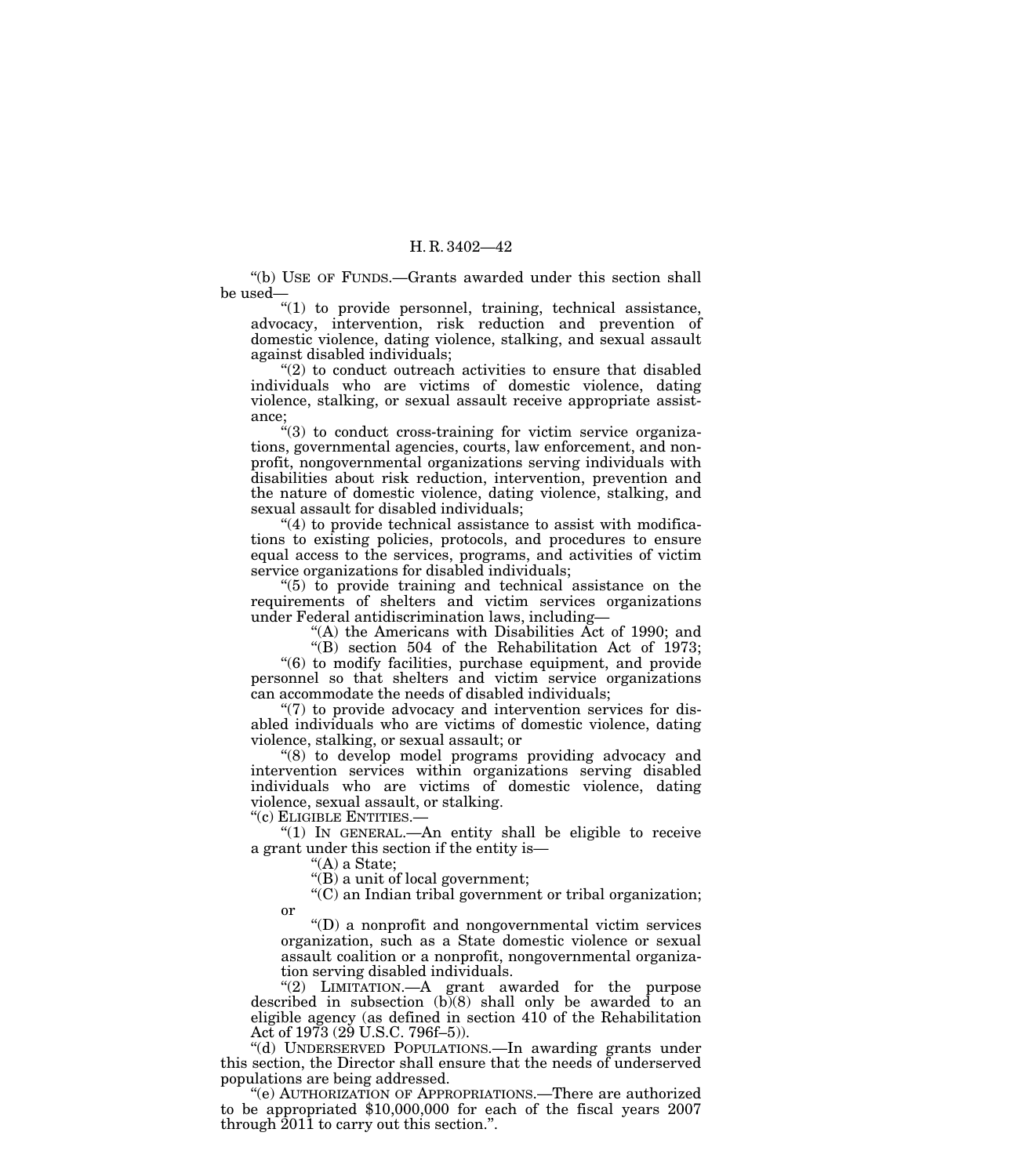"(b) USE OF FUNDS.—Grants awarded under this section shall be used—

"(1) to provide personnel, training, technical assistance, advocacy, intervention, risk reduction and prevention of domestic violence, dating violence, stalking, and sexual assault against disabled individuals;

"(2) to conduct outreach activities to ensure that disabled individuals who are victims of domestic violence, dating violence, stalking, or sexual assault receive appropriate assistance;

"(3) to conduct cross-training for victim service organizations, governmental agencies, courts, law enforcement, and nonprofit, nongovernmental organizations serving individuals with disabilities about risk reduction, intervention, prevention and the nature of domestic violence, dating violence, stalking, and sexual assault for disabled individuals;

"(4) to provide technical assistance to assist with modifications to existing policies, protocols, and procedures to ensure equal access to the services, programs, and activities of victim service organizations for disabled individuals;

"(5) to provide training and technical assistance on the requirements of shelters and victim services organizations under Federal antidiscrimination laws, including—

"(A) the Americans with Disabilities Act of 1990; and

"(B) section 504 of the Rehabilitation Act of 1973;

"(6) to modify facilities, purchase equipment, and provide personnel so that shelters and victim service organizations can accommodate the needs of disabled individuals;

"(7) to provide advocacy and intervention services for disabled individuals who are victims of domestic violence, dating violence, stalking, or sexual assault; or

"(8) to develop model programs providing advocacy and intervention services within organizations serving disabled individuals who are victims of domestic violence, dating violence, sexual assault, or stalking.

"(c) ELIGIBLE ENTITIES.—

"(1) IN GENERAL.—An entity shall be eligible to receive a grant under this section if the entity is—

"(A) a State;

"(B) a unit of local government;

"(C) an Indian tribal government or tribal organization; or

"(D) a nonprofit and nongovernmental victim services organization, such as a State domestic violence or sexual assault coalition or a nonprofit, nongovernmental organization serving disabled individuals.

"(2) LIMITATION.—A grant awarded for the purpose described in subsection (b)(8) shall only be awarded to an eligible agency (as defined in section 410 of the Rehabilitation Act of 1973 (29 U.S.C. 796f–5)).

"(d) UNDERSERVED POPULATIONS.—In awarding grants under this section, the Director shall ensure that the needs of underserved populations are being addressed.

"(e) AUTHORIZATION OF APPROPRIATIONS.—There are authorized to be appropriated $10,000,000 for each of the fiscal years 2007 through 2011 to carry out this section.".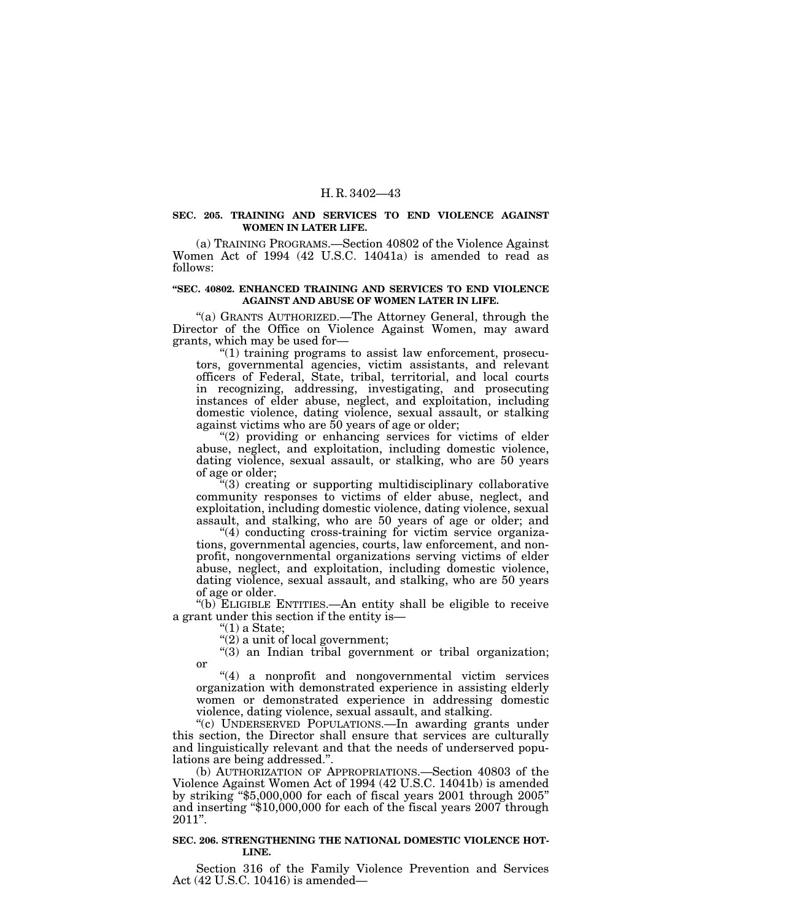**SEC. 205. TRAINING AND SERVICES TO END VIOLENCE AGAINST WOMEN IN LATER LIFE.**

(a) TRAINING PROGRAMS.—Section 40802 of the Violence Against Women Act of 1994 (42 U.S.C. 14041a) is amended to read as follows:

**"SEC. 40802. ENHANCED TRAINING AND SERVICES TO END VIOLENCE AGAINST AND ABUSE OF WOMEN LATER IN LIFE.**

"(a) GRANTS AUTHORIZED.—The Attorney General, through the Director of the Office on Violence Against Women, may award grants, which may be used for—

"(1) training programs to assist law enforcement, prosecutors, governmental agencies, victim assistants, and relevant officers of Federal, State, tribal, territorial, and local courts in recognizing, addressing, investigating, and prosecuting instances of elder abuse, neglect, and exploitation, including domestic violence, dating violence, sexual assault, or stalking against victims who are 50 years of age or older;

"(2) providing or enhancing services for victims of elder abuse, neglect, and exploitation, including domestic violence, dating violence, sexual assault, or stalking, who are 50 years of age or older;

"(3) creating or supporting multidisciplinary collaborative community responses to victims of elder abuse, neglect, and exploitation, including domestic violence, dating violence, sexual assault, and stalking, who are 50 years of age or older; and

"(4) conducting cross-training for victim service organizations, governmental agencies, courts, law enforcement, and nonprofit, nongovernmental organizations serving victims of elder abuse, neglect, and exploitation, including domestic violence, dating violence, sexual assault, and stalking, who are 50 years of age or older.

"(b) ELIGIBLE ENTITIES.—An entity shall be eligible to receive a grant under this section if the entity is—

"(1) a State;

"(2) a unit of local government;

"(3) an Indian tribal government or tribal organization; or

"(4) a nonprofit and nongovernmental victim services organization with demonstrated experience in assisting elderly women or demonstrated experience in addressing domestic violence, dating violence, sexual assault, and stalking.

"(c) UNDERSERVED POPULATIONS.—In awarding grants under this section, the Director shall ensure that services are culturally and linguistically relevant and that the needs of underserved populations are being addressed.".

(b) AUTHORIZATION OF APPROPRIATIONS.—Section 40803 of the Violence Against Women Act of 1994 (42 U.S.C. 14041b) is amended by striking "$5,000,000 for each of fiscal years 2001 through 2005" and inserting "$10,000,000 for each of the fiscal years 2007 through 2011".

**SEC. 206. STRENGTHENING THE NATIONAL DOMESTIC VIOLENCE HOTLINE.**

Section 316 of the Family Violence Prevention and Services Act (42 U.S.C. 10416) is amended—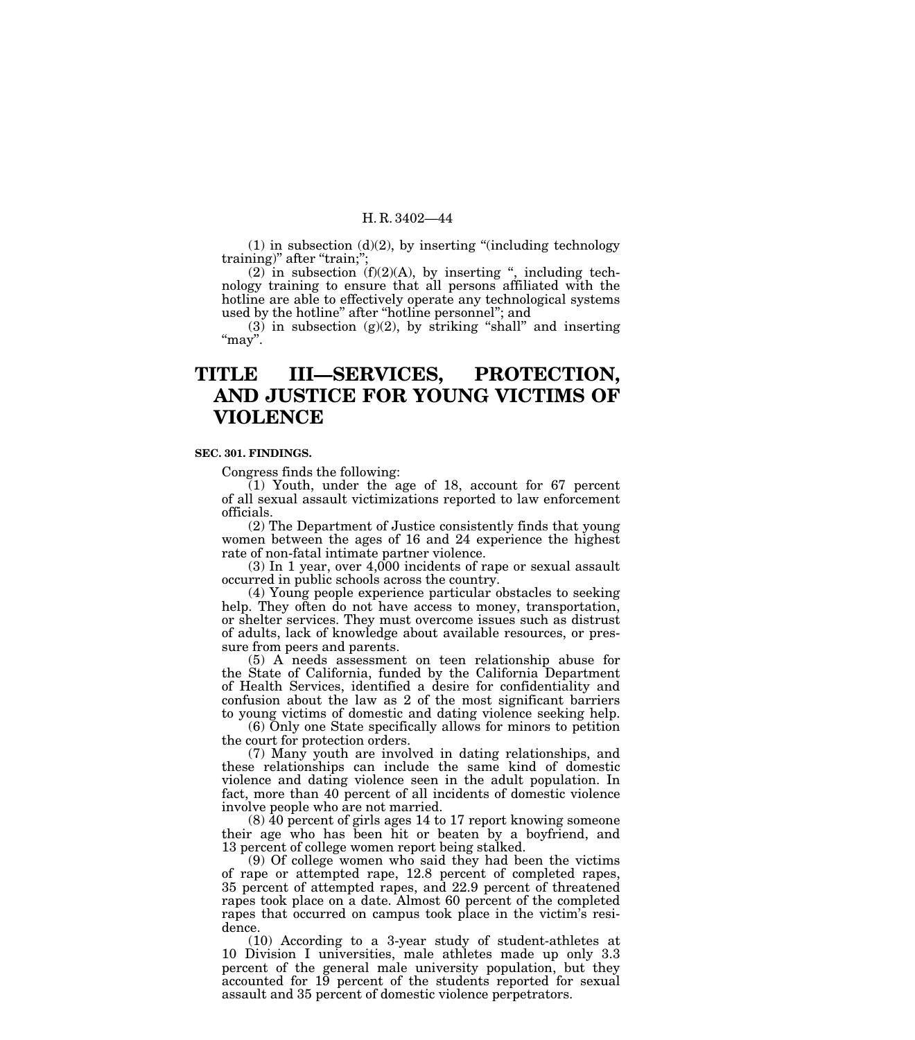(1) in subsection (d)(2), by inserting "(including technology training)" after "train;";

(2) in subsection (f)(2)(A), by inserting ", including technology training to ensure that all persons affiliated with the hotline are able to effectively operate any technological systems used by the hotline" after "hotline personnel"; and

(3) in subsection (g)(2), by striking "shall" and inserting "may".

# TITLE III—SERVICES, PROTECTION, AND JUSTICE FOR YOUNG VICTIMS OF VIOLENCE

### SEC. 301. FINDINGS.

Congress finds the following:

(1) Youth, under the age of 18, account for 67 percent of all sexual assault victimizations reported to law enforcement officials.

(2) The Department of Justice consistently finds that young women between the ages of 16 and 24 experience the highest rate of non-fatal intimate partner violence.

(3) In 1 year, over 4,000 incidents of rape or sexual assault occurred in public schools across the country.

(4) Young people experience particular obstacles to seeking help. They often do not have access to money, transportation, or shelter services. They must overcome issues such as distrust of adults, lack of knowledge about available resources, or pressure from peers and parents.

(5) A needs assessment on teen relationship abuse for the State of California, funded by the California Department of Health Services, identified a desire for confidentiality and confusion about the law as 2 of the most significant barriers to young victims of domestic and dating violence seeking help.

(6) Only one State specifically allows for minors to petition the court for protection orders.

(7) Many youth are involved in dating relationships, and these relationships can include the same kind of domestic violence and dating violence seen in the adult population. In fact, more than 40 percent of all incidents of domestic violence involve people who are not married.

(8) 40 percent of girls ages 14 to 17 report knowing someone their age who has been hit or beaten by a boyfriend, and 13 percent of college women report being stalked.

(9) Of college women who said they had been the victims of rape or attempted rape, 12.8 percent of completed rapes, 35 percent of attempted rapes, and 22.9 percent of threatened rapes took place on a date. Almost 60 percent of the completed rapes that occurred on campus took place in the victim's residence.

(10) According to a 3-year study of student-athletes at 10 Division I universities, male athletes made up only 3.3 percent of the general male university population, but they accounted for 19 percent of the students reported for sexual assault and 35 percent of domestic violence perpetrators.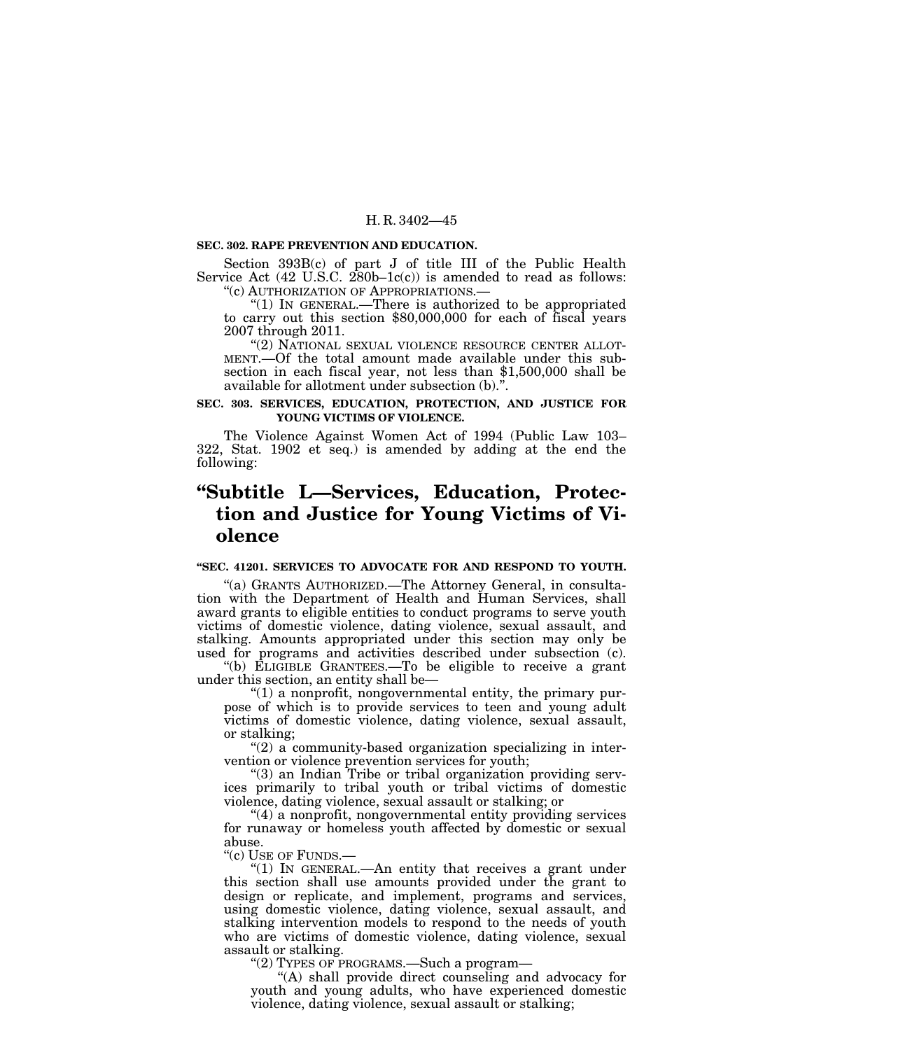**SEC. 302. RAPE PREVENTION AND EDUCATION.**

Section 393B(c) of part J of title III of the Public Health Service Act (42 U.S.C. 280b–1c(c)) is amended to read as follows:

"(c) AUTHORIZATION OF APPROPRIATIONS.—

"(1) IN GENERAL.—There is authorized to be appropriated to carry out this section $80,000,000 for each of fiscal years 2007 through 2011.

"(2) NATIONAL SEXUAL VIOLENCE RESOURCE CENTER ALLOTMENT.—Of the total amount made available under this subsection in each fiscal year, not less than $1,500,000 shall be available for allotment under subsection (b).".

**SEC. 303. SERVICES, EDUCATION, PROTECTION, AND JUSTICE FOR YOUNG VICTIMS OF VIOLENCE.**

The Violence Against Women Act of 1994 (Public Law 103–322, Stat. 1902 et seq.) is amended by adding at the end the following:

# "Subtitle L—Services, Education, Protection and Justice for Young Victims of Violence

**"SEC. 41201. SERVICES TO ADVOCATE FOR AND RESPOND TO YOUTH.**

"(a) GRANTS AUTHORIZED.—The Attorney General, in consultation with the Department of Health and Human Services, shall award grants to eligible entities to conduct programs to serve youth victims of domestic violence, dating violence, sexual assault, and stalking. Amounts appropriated under this section may only be used for programs and activities described under subsection (c).

"(b) ELIGIBLE GRANTEES.—To be eligible to receive a grant under this section, an entity shall be—

"(1) a nonprofit, nongovernmental entity, the primary purpose of which is to provide services to teen and young adult victims of domestic violence, dating violence, sexual assault, or stalking;

"(2) a community-based organization specializing in intervention or violence prevention services for youth;

"(3) an Indian Tribe or tribal organization providing services primarily to tribal youth or tribal victims of domestic violence, dating violence, sexual assault or stalking; or

"(4) a nonprofit, nongovernmental entity providing services for runaway or homeless youth affected by domestic or sexual abuse.

"(c) USE OF FUNDS.—

"(1) IN GENERAL.—An entity that receives a grant under this section shall use amounts provided under the grant to design or replicate, and implement, programs and services, using domestic violence, dating violence, sexual assault, and stalking intervention models to respond to the needs of youth who are victims of domestic violence, dating violence, sexual assault or stalking.

"(2) TYPES OF PROGRAMS.—Such a program—

"(A) shall provide direct counseling and advocacy for youth and young adults, who have experienced domestic violence, dating violence, sexual assault or stalking;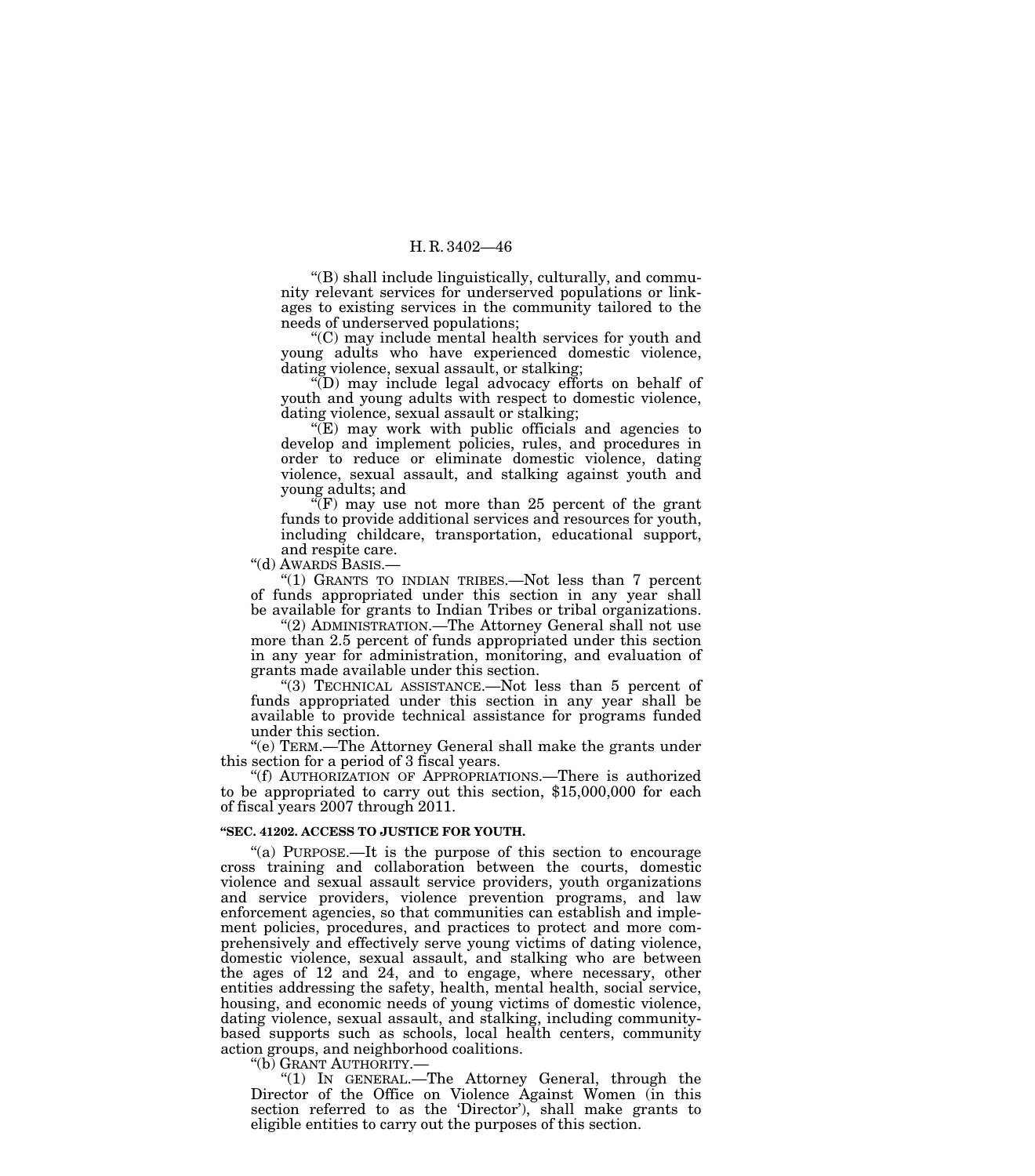"(B) shall include linguistically, culturally, and community relevant services for underserved populations or linkages to existing services in the community tailored to the needs of underserved populations;

"(C) may include mental health services for youth and young adults who have experienced domestic violence, dating violence, sexual assault, or stalking;

"(D) may include legal advocacy efforts on behalf of youth and young adults with respect to domestic violence, dating violence, sexual assault or stalking;

"(E) may work with public officials and agencies to develop and implement policies, rules, and procedures in order to reduce or eliminate domestic violence, dating violence, sexual assault, and stalking against youth and young adults; and

"(F) may use not more than 25 percent of the grant funds to provide additional services and resources for youth, including childcare, transportation, educational support, and respite care.

"(d) AWARDS BASIS.—

"(1) GRANTS TO INDIAN TRIBES.—Not less than 7 percent of funds appropriated under this section in any year shall be available for grants to Indian Tribes or tribal organizations.

"(2) ADMINISTRATION.—The Attorney General shall not use more than 2.5 percent of funds appropriated under this section in any year for administration, monitoring, and evaluation of grants made available under this section.

"(3) TECHNICAL ASSISTANCE.—Not less than 5 percent of funds appropriated under this section in any year shall be available to provide technical assistance for programs funded under this section.

"(e) TERM.—The Attorney General shall make the grants under this section for a period of 3 fiscal years.

"(f) AUTHORIZATION OF APPROPRIATIONS.—There is authorized to be appropriated to carry out this section, $15,000,000 for each of fiscal years 2007 through 2011.

**"SEC. 41202. ACCESS TO JUSTICE FOR YOUTH.**

"(a) PURPOSE.—It is the purpose of this section to encourage cross training and collaboration between the courts, domestic violence and sexual assault service providers, youth organizations and service providers, violence prevention programs, and law enforcement agencies, so that communities can establish and implement policies, procedures, and practices to protect and more comprehensively and effectively serve young victims of dating violence, domestic violence, sexual assault, and stalking who are between the ages of 12 and 24, and to engage, where necessary, other entities addressing the safety, health, mental health, social service, housing, and economic needs of young victims of domestic violence, dating violence, sexual assault, and stalking, including community-based supports such as schools, local health centers, community action groups, and neighborhood coalitions.

"(b) GRANT AUTHORITY.—

"(1) IN GENERAL.—The Attorney General, through the Director of the Office on Violence Against Women (in this section referred to as the 'Director'), shall make grants to eligible entities to carry out the purposes of this section.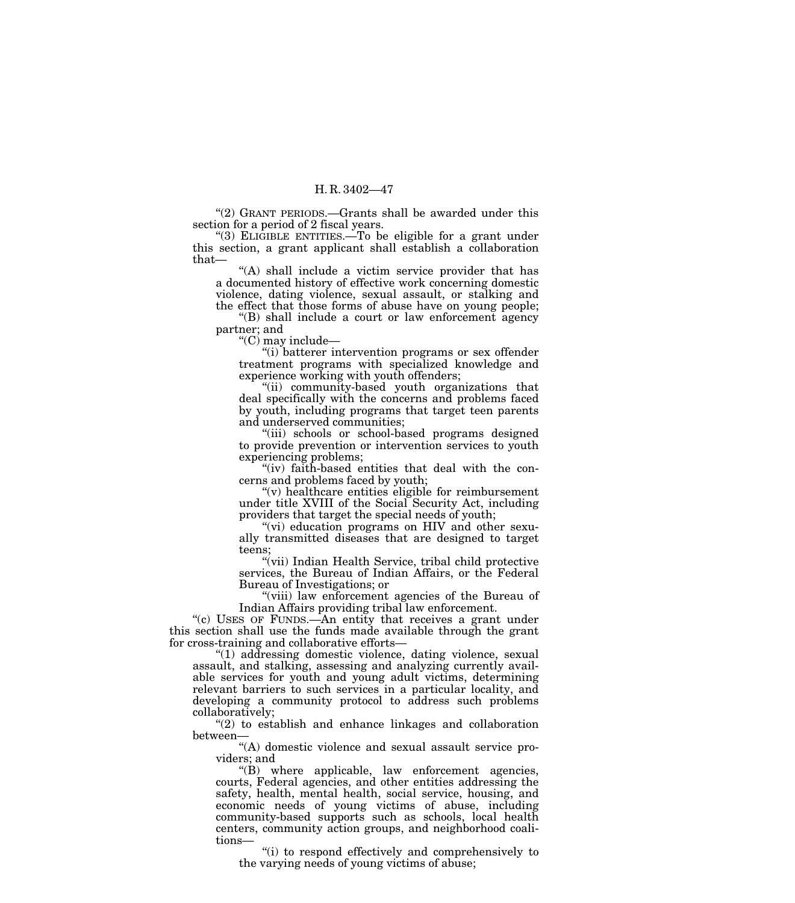"(2) GRANT PERIODS.—Grants shall be awarded under this section for a period of 2 fiscal years.

"(3) ELIGIBLE ENTITIES.—To be eligible for a grant under this section, a grant applicant shall establish a collaboration that—

"(A) shall include a victim service provider that has a documented history of effective work concerning domestic violence, dating violence, sexual assault, or stalking and the effect that those forms of abuse have on young people;

"(B) shall include a court or law enforcement agency partner; and

"(C) may include—

"(i) batterer intervention programs or sex offender treatment programs with specialized knowledge and experience working with youth offenders;

"(ii) community-based youth organizations that deal specifically with the concerns and problems faced by youth, including programs that target teen parents and underserved communities;

"(iii) schools or school-based programs designed to provide prevention or intervention services to youth experiencing problems;

"(iv) faith-based entities that deal with the concerns and problems faced by youth;

"(v) healthcare entities eligible for reimbursement under title XVIII of the Social Security Act, including providers that target the special needs of youth;

"(vi) education programs on HIV and other sexually transmitted diseases that are designed to target teens;

"(vii) Indian Health Service, tribal child protective services, the Bureau of Indian Affairs, or the Federal Bureau of Investigations; or

"(viii) law enforcement agencies of the Bureau of Indian Affairs providing tribal law enforcement.

"(c) USES OF FUNDS.—An entity that receives a grant under this section shall use the funds made available through the grant for cross-training and collaborative efforts—

"(1) addressing domestic violence, dating violence, sexual assault, and stalking, assessing and analyzing currently available services for youth and young adult victims, determining relevant barriers to such services in a particular locality, and developing a community protocol to address such problems collaboratively;

"(2) to establish and enhance linkages and collaboration between—

"(A) domestic violence and sexual assault service providers; and

"(B) where applicable, law enforcement agencies, courts, Federal agencies, and other entities addressing the safety, health, mental health, social service, housing, and economic needs of young victims of abuse, including community-based supports such as schools, local health centers, community action groups, and neighborhood coalitions—

"(i) to respond effectively and comprehensively to the varying needs of young victims of abuse;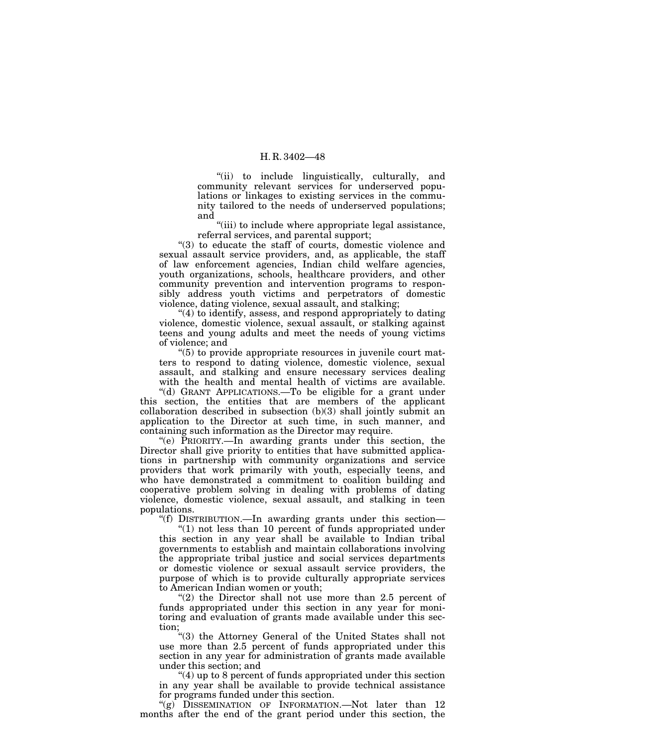"(ii) to include linguistically, culturally, and community relevant services for underserved populations or linkages to existing services in the community tailored to the needs of underserved populations; and

"(iii) to include where appropriate legal assistance, referral services, and parental support;

"(3) to educate the staff of courts, domestic violence and sexual assault service providers, and, as applicable, the staff of law enforcement agencies, Indian child welfare agencies, youth organizations, schools, healthcare providers, and other community prevention and intervention programs to responsibly address youth victims and perpetrators of domestic violence, dating violence, sexual assault, and stalking;

"(4) to identify, assess, and respond appropriately to dating violence, domestic violence, sexual assault, or stalking against teens and young adults and meet the needs of young victims of violence; and

"(5) to provide appropriate resources in juvenile court matters to respond to dating violence, domestic violence, sexual assault, and stalking and ensure necessary services dealing with the health and mental health of victims are available.

"(d) GRANT APPLICATIONS.—To be eligible for a grant under this section, the entities that are members of the applicant collaboration described in subsection (b)(3) shall jointly submit an application to the Director at such time, in such manner, and containing such information as the Director may require.

"(e) PRIORITY.—In awarding grants under this section, the Director shall give priority to entities that have submitted applications in partnership with community organizations and service providers that work primarily with youth, especially teens, and who have demonstrated a commitment to coalition building and cooperative problem solving in dealing with problems of dating violence, domestic violence, sexual assault, and stalking in teen populations.

"(f) DISTRIBUTION.—In awarding grants under this section—

"(1) not less than 10 percent of funds appropriated under this section in any year shall be available to Indian tribal governments to establish and maintain collaborations involving the appropriate tribal justice and social services departments or domestic violence or sexual assault service providers, the purpose of which is to provide culturally appropriate services to American Indian women or youth;

"(2) the Director shall not use more than 2.5 percent of funds appropriated under this section in any year for monitoring and evaluation of grants made available under this section;

"(3) the Attorney General of the United States shall not use more than 2.5 percent of funds appropriated under this section in any year for administration of grants made available under this section; and

"(4) up to 8 percent of funds appropriated under this section in any year shall be available to provide technical assistance for programs funded under this section.

"(g) DISSEMINATION OF INFORMATION.—Not later than 12 months after the end of the grant period under this section, the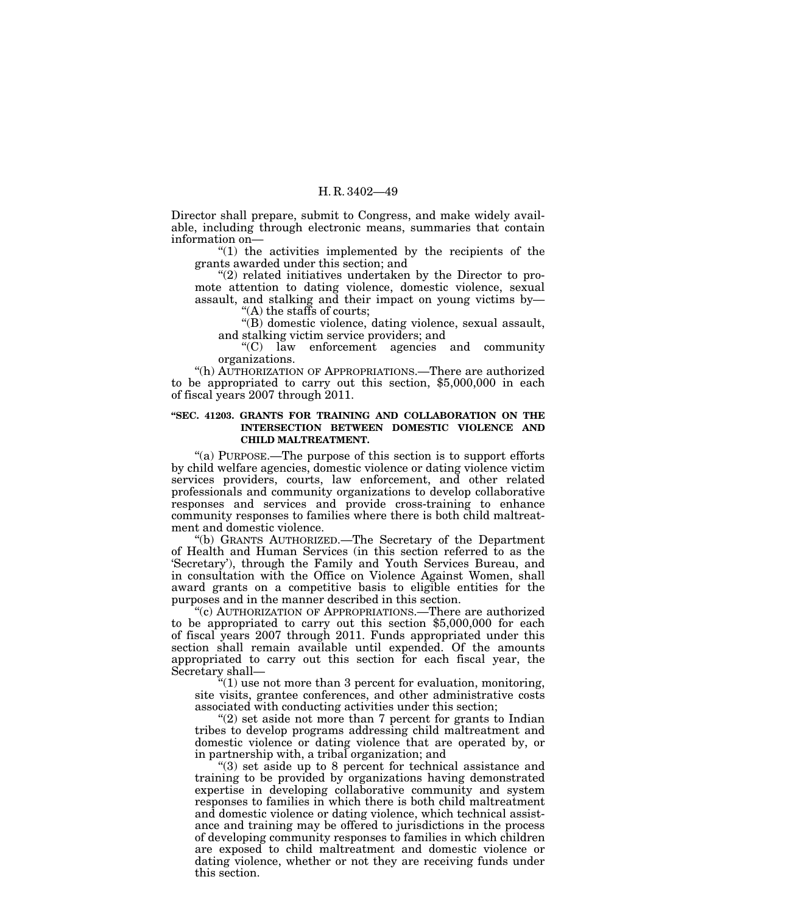Director shall prepare, submit to Congress, and make widely available, including through electronic means, summaries that contain information on—

"(1) the activities implemented by the recipients of the grants awarded under this section; and

"(2) related initiatives undertaken by the Director to promote attention to dating violence, domestic violence, sexual assault, and stalking and their impact on young victims by—

"(A) the staffs of courts;

"(B) domestic violence, dating violence, sexual assault, and stalking victim service providers; and

"(C) law enforcement agencies and community organizations.

"(h) AUTHORIZATION OF APPROPRIATIONS.—There are authorized to be appropriated to carry out this section, $5,000,000 in each of fiscal years 2007 through 2011.

**"SEC. 41203. GRANTS FOR TRAINING AND COLLABORATION ON THE INTERSECTION BETWEEN DOMESTIC VIOLENCE AND CHILD MALTREATMENT.**

"(a) PURPOSE.—The purpose of this section is to support efforts by child welfare agencies, domestic violence or dating violence victim services providers, courts, law enforcement, and other related professionals and community organizations to develop collaborative responses and services and provide cross-training to enhance community responses to families where there is both child maltreatment and domestic violence.

"(b) GRANTS AUTHORIZED.—The Secretary of the Department of Health and Human Services (in this section referred to as the 'Secretary'), through the Family and Youth Services Bureau, and in consultation with the Office on Violence Against Women, shall award grants on a competitive basis to eligible entities for the purposes and in the manner described in this section.

"(c) AUTHORIZATION OF APPROPRIATIONS.—There are authorized to be appropriated to carry out this section $5,000,000 for each of fiscal years 2007 through 2011. Funds appropriated under this section shall remain available until expended. Of the amounts appropriated to carry out this section for each fiscal year, the Secretary shall—

"(1) use not more than 3 percent for evaluation, monitoring, site visits, grantee conferences, and other administrative costs associated with conducting activities under this section;

"(2) set aside not more than 7 percent for grants to Indian tribes to develop programs addressing child maltreatment and domestic violence or dating violence that are operated by, or in partnership with, a tribal organization; and

"(3) set aside up to 8 percent for technical assistance and training to be provided by organizations having demonstrated expertise in developing collaborative community and system responses to families in which there is both child maltreatment and domestic violence or dating violence, which technical assistance and training may be offered to jurisdictions in the process of developing community responses to families in which children are exposed to child maltreatment and domestic violence or dating violence, whether or not they are receiving funds under this section.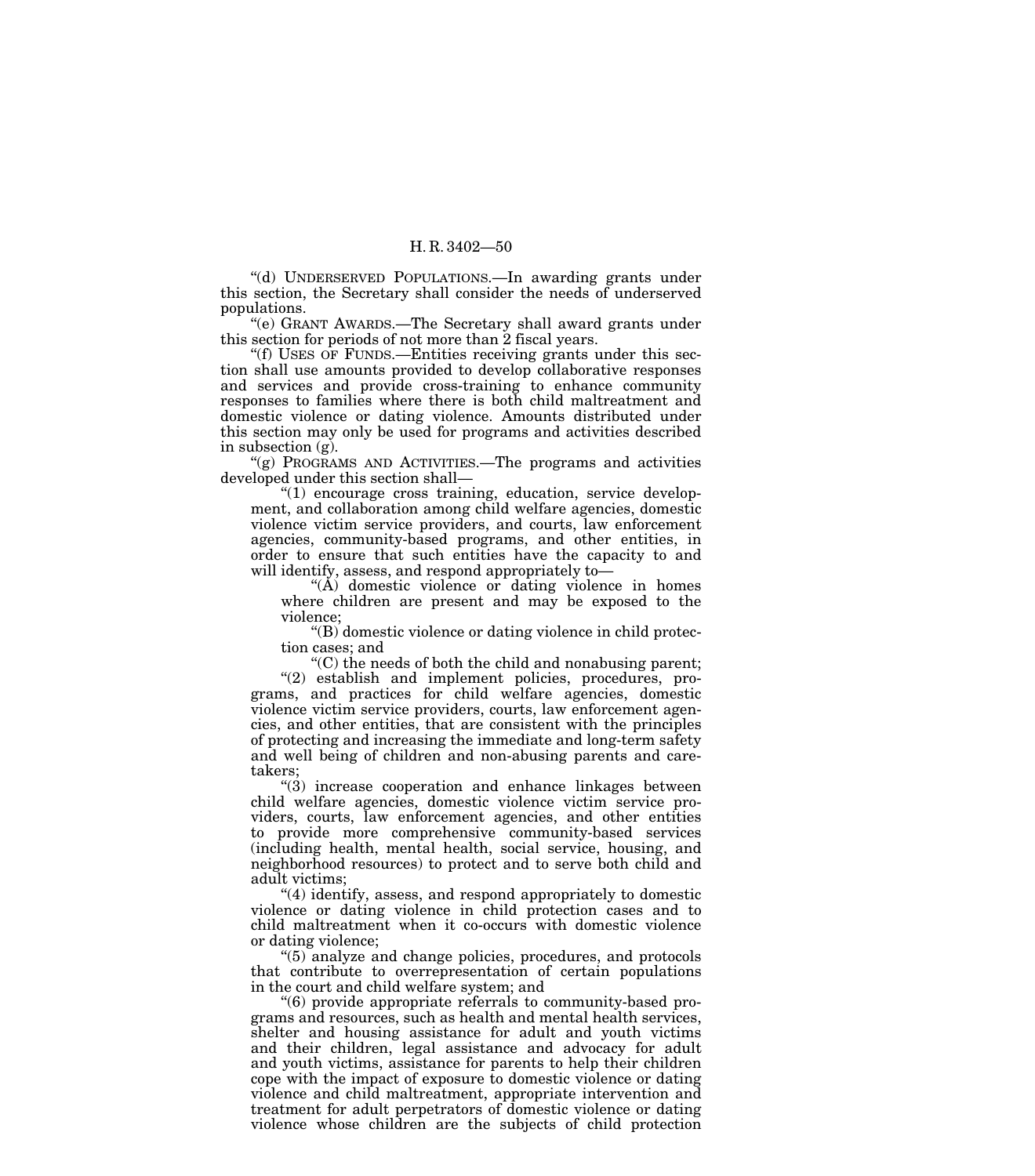“(d) UNDERSERVED POPULATIONS.—In awarding grants under this section, the Secretary shall consider the needs of underserved populations.

“(e) GRANT AWARDS.—The Secretary shall award grants under this section for periods of not more than 2 fiscal years.

“(f) USES OF FUNDS.—Entities receiving grants under this section shall use amounts provided to develop collaborative responses and services and provide cross-training to enhance community responses to families where there is both child maltreatment and domestic violence or dating violence. Amounts distributed under this section may only be used for programs and activities described in subsection (g).

“(g) PROGRAMS AND ACTIVITIES.—The programs and activities developed under this section shall—

“(1) encourage cross training, education, service development, and collaboration among child welfare agencies, domestic violence victim service providers, and courts, law enforcement agencies, community-based programs, and other entities, in order to ensure that such entities have the capacity to and will identify, assess, and respond appropriately to—

“(A) domestic violence or dating violence in homes where children are present and may be exposed to the violence;

“(B) domestic violence or dating violence in child protection cases; and

“(C) the needs of both the child and nonabusing parent;

“(2) establish and implement policies, procedures, programs, and practices for child welfare agencies, domestic violence victim service providers, courts, law enforcement agencies, and other entities, that are consistent with the principles of protecting and increasing the immediate and long-term safety and well being of children and non-abusing parents and caretakers;

“(3) increase cooperation and enhance linkages between child welfare agencies, domestic violence victim service providers, courts, law enforcement agencies, and other entities to provide more comprehensive community-based services (including health, mental health, social service, housing, and neighborhood resources) to protect and to serve both child and adult victims;

“(4) identify, assess, and respond appropriately to domestic violence or dating violence in child protection cases and to child maltreatment when it co-occurs with domestic violence or dating violence;

“(5) analyze and change policies, procedures, and protocols that contribute to overrepresentation of certain populations in the court and child welfare system; and

“(6) provide appropriate referrals to community-based programs and resources, such as health and mental health services, shelter and housing assistance for adult and youth victims and their children, legal assistance and advocacy for adult and youth victims, assistance for parents to help their children cope with the impact of exposure to domestic violence or dating violence and child maltreatment, appropriate intervention and treatment for adult perpetrators of domestic violence or dating violence whose children are the subjects of child protection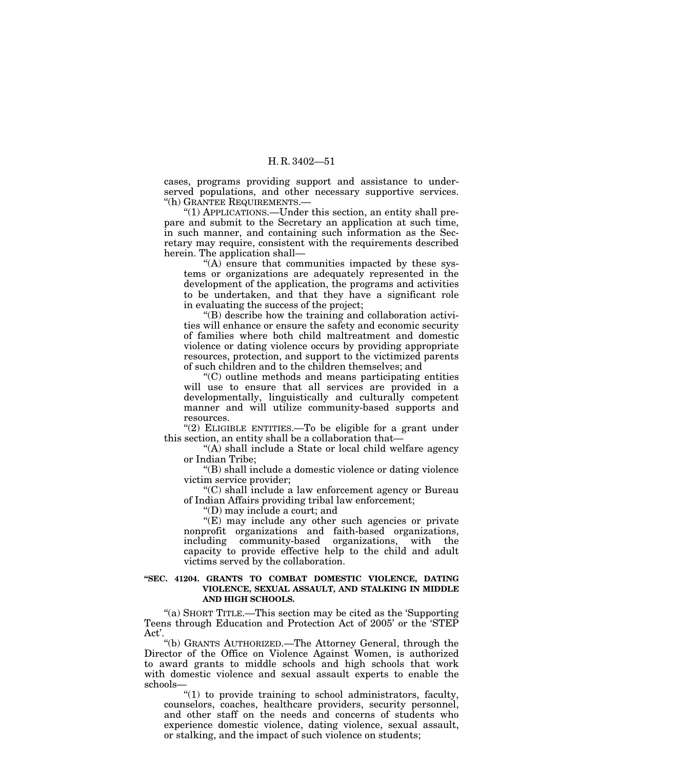cases, programs providing support and assistance to underserved populations, and other necessary supportive services.

"(h) GRANTEE REQUIREMENTS.—

"(1) APPLICATIONS.—Under this section, an entity shall prepare and submit to the Secretary an application at such time, in such manner, and containing such information as the Secretary may require, consistent with the requirements described herein. The application shall—

"(A) ensure that communities impacted by these systems or organizations are adequately represented in the development of the application, the programs and activities to be undertaken, and that they have a significant role in evaluating the success of the project;

"(B) describe how the training and collaboration activities will enhance or ensure the safety and economic security of families where both child maltreatment and domestic violence or dating violence occurs by providing appropriate resources, protection, and support to the victimized parents of such children and to the children themselves; and

"(C) outline methods and means participating entities will use to ensure that all services are provided in a developmentally, linguistically and culturally competent manner and will utilize community-based supports and resources.

"(2) ELIGIBLE ENTITIES.—To be eligible for a grant under this section, an entity shall be a collaboration that—

"(A) shall include a State or local child welfare agency or Indian Tribe;

"(B) shall include a domestic violence or dating violence victim service provider;

"(C) shall include a law enforcement agency or Bureau of Indian Affairs providing tribal law enforcement;

"(D) may include a court; and

"(E) may include any other such agencies or private nonprofit organizations and faith-based organizations, including community-based organizations, with the capacity to provide effective help to the child and adult victims served by the collaboration.

**"SEC. 41204. GRANTS TO COMBAT DOMESTIC VIOLENCE, DATING VIOLENCE, SEXUAL ASSAULT, AND STALKING IN MIDDLE AND HIGH SCHOOLS.**

"(a) SHORT TITLE.—This section may be cited as the 'Supporting Teens through Education and Protection Act of 2005' or the 'STEP Act'.

"(b) GRANTS AUTHORIZED.—The Attorney General, through the Director of the Office on Violence Against Women, is authorized to award grants to middle schools and high schools that work with domestic violence and sexual assault experts to enable the schools—

"(1) to provide training to school administrators, faculty, counselors, coaches, healthcare providers, security personnel, and other staff on the needs and concerns of students who experience domestic violence, dating violence, sexual assault, or stalking, and the impact of such violence on students;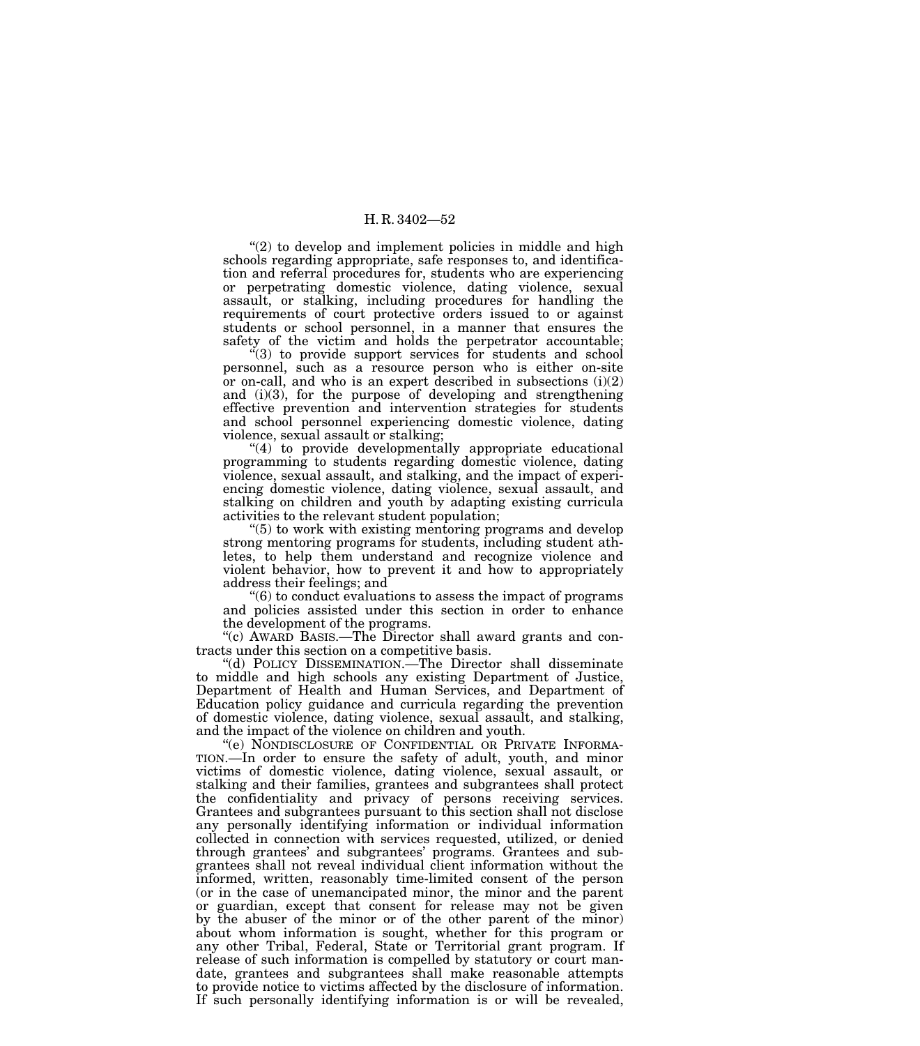"(2) to develop and implement policies in middle and high schools regarding appropriate, safe responses to, and identification and referral procedures for, students who are experiencing or perpetrating domestic violence, dating violence, sexual assault, or stalking, including procedures for handling the requirements of court protective orders issued to or against students or school personnel, in a manner that ensures the safety of the victim and holds the perpetrator accountable;

"(3) to provide support services for students and school personnel, such as a resource person who is either on-site or on-call, and who is an expert described in subsections (i)(2) and (i)(3), for the purpose of developing and strengthening effective prevention and intervention strategies for students and school personnel experiencing domestic violence, dating violence, sexual assault or stalking;

"(4) to provide developmentally appropriate educational programming to students regarding domestic violence, dating violence, sexual assault, and stalking, and the impact of experiencing domestic violence, dating violence, sexual assault, and stalking on children and youth by adapting existing curricula activities to the relevant student population;

"(5) to work with existing mentoring programs and develop strong mentoring programs for students, including student athletes, to help them understand and recognize violence and violent behavior, how to prevent it and how to appropriately address their feelings; and

"(6) to conduct evaluations to assess the impact of programs and policies assisted under this section in order to enhance the development of the programs.

"(c) AWARD BASIS.—The Director shall award grants and contracts under this section on a competitive basis.

"(d) POLICY DISSEMINATION.—The Director shall disseminate to middle and high schools any existing Department of Justice, Department of Health and Human Services, and Department of Education policy guidance and curricula regarding the prevention of domestic violence, dating violence, sexual assault, and stalking, and the impact of the violence on children and youth.

"(e) NONDISCLOSURE OF CONFIDENTIAL OR PRIVATE INFORMATION.—In order to ensure the safety of adult, youth, and minor victims of domestic violence, dating violence, sexual assault, or stalking and their families, grantees and subgrantees shall protect the confidentiality and privacy of persons receiving services. Grantees and subgrantees pursuant to this section shall not disclose any personally identifying information or individual information collected in connection with services requested, utilized, or denied through grantees' and subgrantees' programs. Grantees and subgrantees shall not reveal individual client information without the informed, written, reasonably time-limited consent of the person (or in the case of unemancipated minor, the minor and the parent or guardian, except that consent for release may not be given by the abuser of the minor or of the other parent of the minor) about whom information is sought, whether for this program or any other Tribal, Federal, State or Territorial grant program. If release of such information is compelled by statutory or court mandate, grantees and subgrantees shall make reasonable attempts to provide notice to victims affected by the disclosure of information. If such personally identifying information is or will be revealed,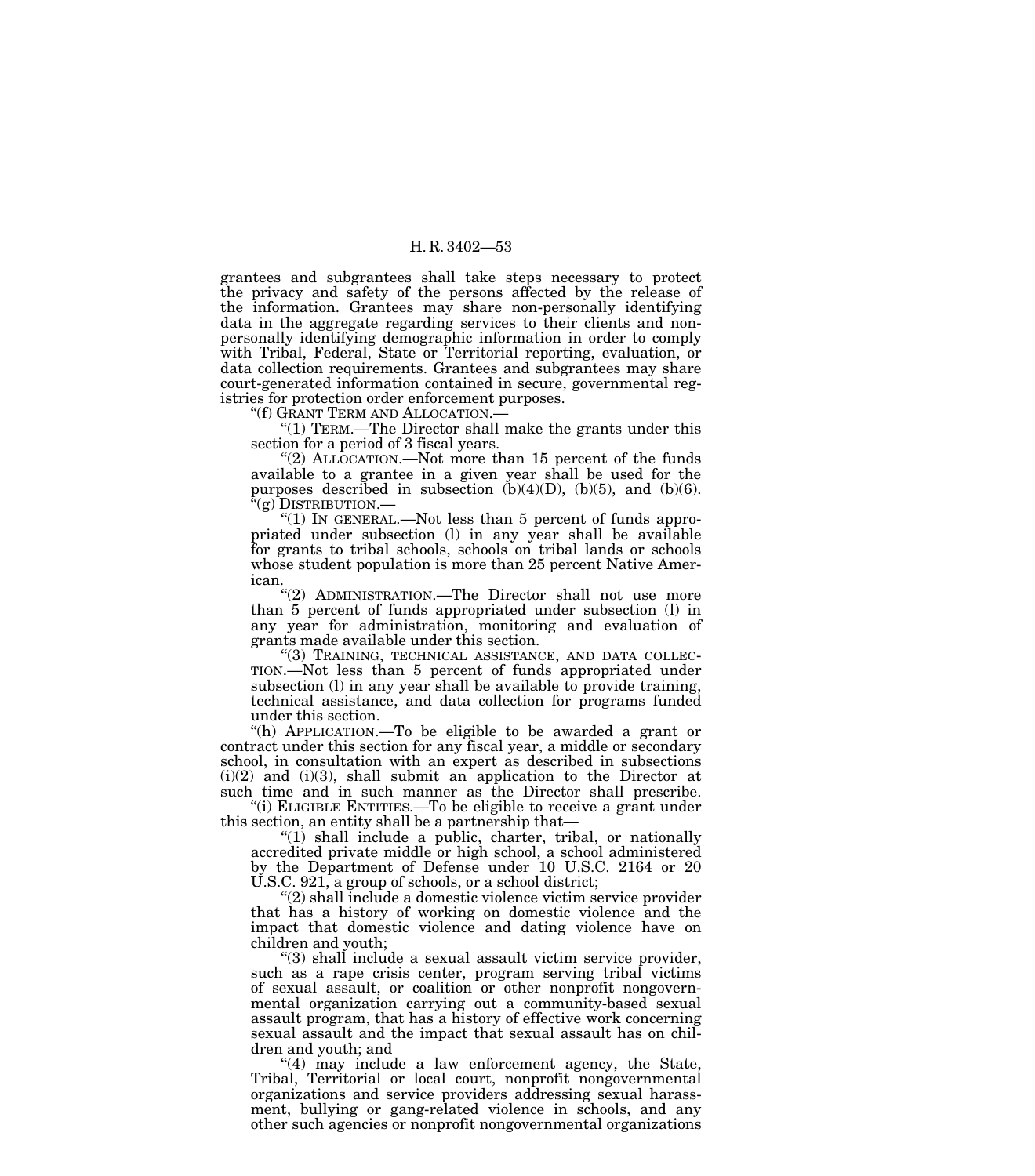grantees and subgrantees shall take steps necessary to protect the privacy and safety of the persons affected by the release of the information. Grantees may share non-personally identifying data in the aggregate regarding services to their clients and non-personally identifying demographic information in order to comply with Tribal, Federal, State or Territorial reporting, evaluation, or data collection requirements. Grantees and subgrantees may share court-generated information contained in secure, governmental registries for protection order enforcement purposes.

"(f) GRANT TERM AND ALLOCATION.—

"(1) TERM.—The Director shall make the grants under this section for a period of 3 fiscal years.

"(2) ALLOCATION.—Not more than 15 percent of the funds available to a grantee in a given year shall be used for the purposes described in subsection (b)(4)(D), (b)(5), and (b)(6).

"(g) DISTRIBUTION.—

"(1) IN GENERAL.—Not less than 5 percent of funds appropriated under subsection (l) in any year shall be available for grants to tribal schools, schools on tribal lands or schools whose student population is more than 25 percent Native American.

"(2) ADMINISTRATION.—The Director shall not use more than 5 percent of funds appropriated under subsection (l) in any year for administration, monitoring and evaluation of grants made available under this section.

"(3) TRAINING, TECHNICAL ASSISTANCE, AND DATA COLLECTION.—Not less than 5 percent of funds appropriated under subsection (l) in any year shall be available to provide training, technical assistance, and data collection for programs funded under this section.

"(h) APPLICATION.—To be eligible to be awarded a grant or contract under this section for any fiscal year, a middle or secondary school, in consultation with an expert as described in subsections (i)(2) and (i)(3), shall submit an application to the Director at such time and in such manner as the Director shall prescribe.

"(i) ELIGIBLE ENTITIES.—To be eligible to receive a grant under this section, an entity shall be a partnership that—

"(1) shall include a public, charter, tribal, or nationally accredited private middle or high school, a school administered by the Department of Defense under 10 U.S.C. 2164 or 20 U.S.C. 921, a group of schools, or a school district;

"(2) shall include a domestic violence victim service provider that has a history of working on domestic violence and the impact that domestic violence and dating violence have on children and youth;

"(3) shall include a sexual assault victim service provider, such as a rape crisis center, program serving tribal victims of sexual assault, or coalition or other nonprofit nongovernmental organization carrying out a community-based sexual assault program, that has a history of effective work concerning sexual assault and the impact that sexual assault has on children and youth; and

"(4) may include a law enforcement agency, the State, Tribal, Territorial or local court, nonprofit nongovernmental organizations and service providers addressing sexual harassment, bullying or gang-related violence in schools, and any other such agencies or nonprofit nongovernmental organizations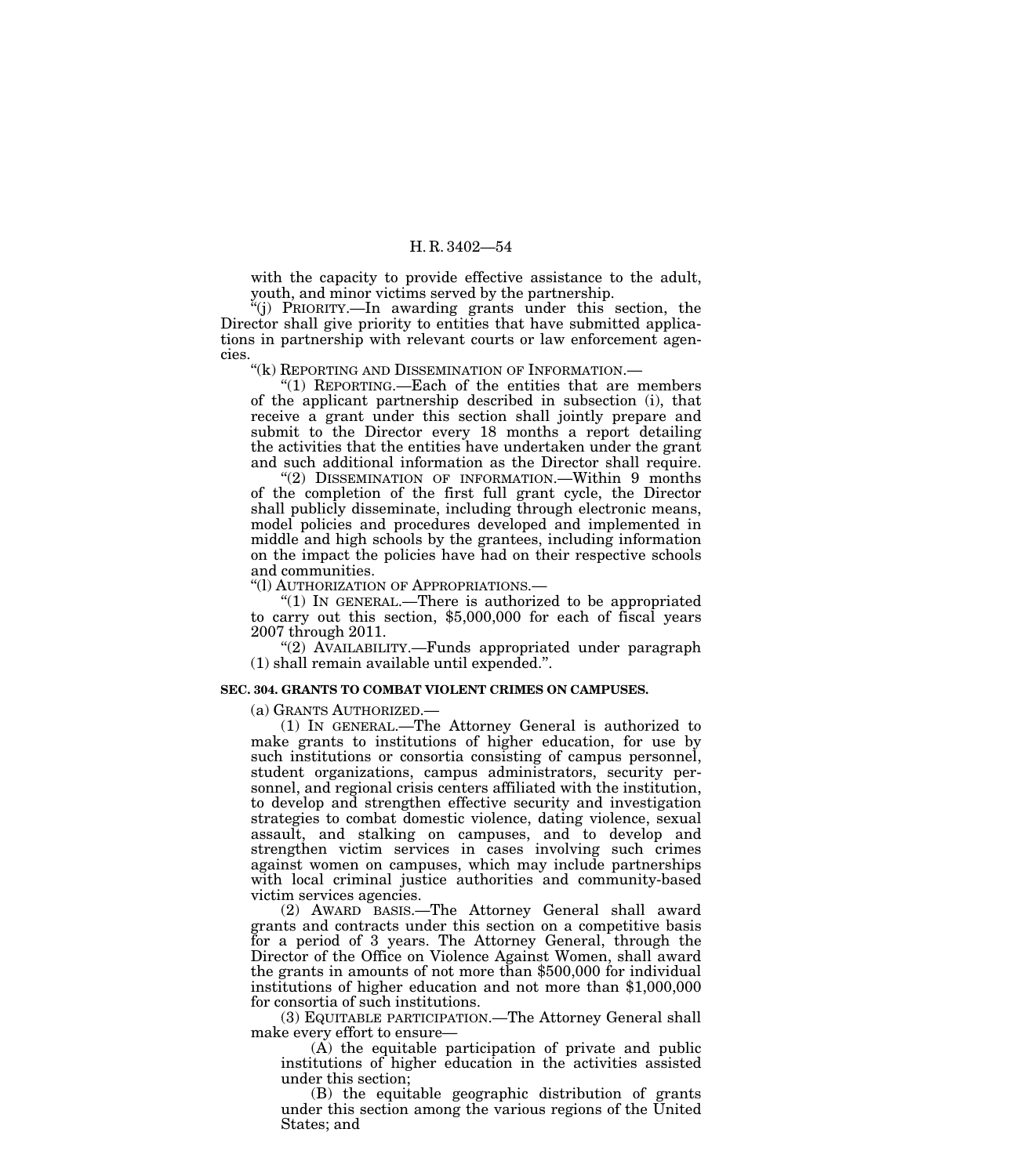with the capacity to provide effective assistance to the adult, youth, and minor victims served by the partnership.

"(j) PRIORITY.—In awarding grants under this section, the Director shall give priority to entities that have submitted applications in partnership with relevant courts or law enforcement agencies.

"(k) REPORTING AND DISSEMINATION OF INFORMATION.—

"(1) REPORTING.—Each of the entities that are members of the applicant partnership described in subsection (i), that receive a grant under this section shall jointly prepare and submit to the Director every 18 months a report detailing the activities that the entities have undertaken under the grant and such additional information as the Director shall require.

"(2) DISSEMINATION OF INFORMATION.—Within 9 months of the completion of the first full grant cycle, the Director shall publicly disseminate, including through electronic means, model policies and procedures developed and implemented in middle and high schools by the grantees, including information on the impact the policies have had on their respective schools and communities.

"(l) AUTHORIZATION OF APPROPRIATIONS.—

"(1) IN GENERAL.—There is authorized to be appropriated to carry out this section, $5,000,000 for each of fiscal years 2007 through 2011.

"(2) AVAILABILITY.—Funds appropriated under paragraph (1) shall remain available until expended.".

**SEC. 304. GRANTS TO COMBAT VIOLENT CRIMES ON CAMPUSES.**

(a) GRANTS AUTHORIZED.—

(1) IN GENERAL.—The Attorney General is authorized to make grants to institutions of higher education, for use by such institutions or consortia consisting of campus personnel, student organizations, campus administrators, security personnel, and regional crisis centers affiliated with the institution, to develop and strengthen effective security and investigation strategies to combat domestic violence, dating violence, sexual assault, and stalking on campuses, and to develop and strengthen victim services in cases involving such crimes against women on campuses, which may include partnerships with local criminal justice authorities and community-based victim services agencies.

(2) AWARD BASIS.—The Attorney General shall award grants and contracts under this section on a competitive basis for a period of 3 years. The Attorney General, through the Director of the Office on Violence Against Women, shall award the grants in amounts of not more than $500,000 for individual institutions of higher education and not more than $1,000,000 for consortia of such institutions.

(3) EQUITABLE PARTICIPATION.—The Attorney General shall make every effort to ensure—

(A) the equitable participation of private and public institutions of higher education in the activities assisted under this section;

(B) the equitable geographic distribution of grants under this section among the various regions of the United States; and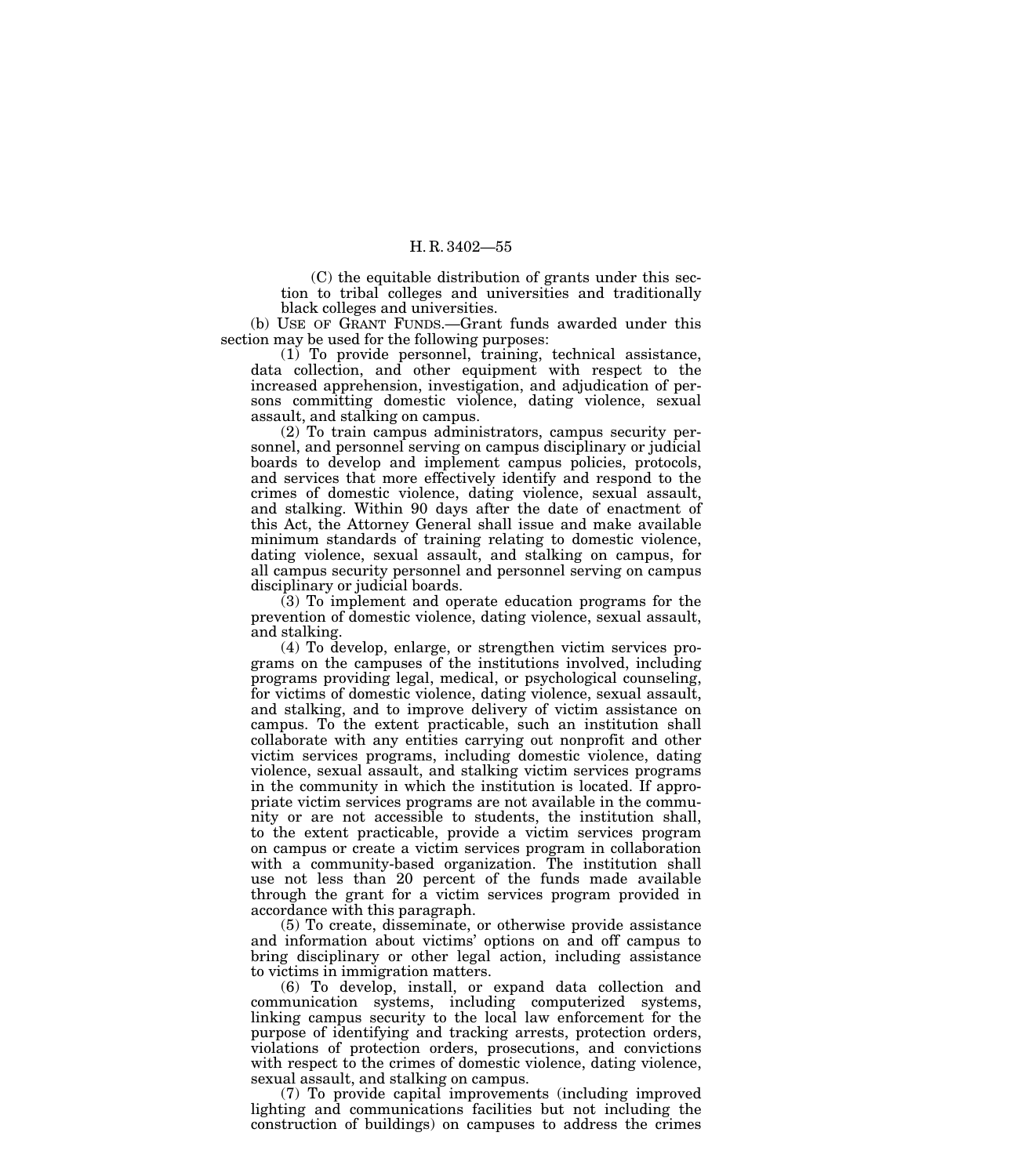(C) the equitable distribution of grants under this section to tribal colleges and universities and traditionally black colleges and universities.

(b) USE OF GRANT FUNDS.—Grant funds awarded under this section may be used for the following purposes:

(1) To provide personnel, training, technical assistance, data collection, and other equipment with respect to the increased apprehension, investigation, and adjudication of persons committing domestic violence, dating violence, sexual assault, and stalking on campus.

(2) To train campus administrators, campus security personnel, and personnel serving on campus disciplinary or judicial boards to develop and implement campus policies, protocols, and services that more effectively identify and respond to the crimes of domestic violence, dating violence, sexual assault, and stalking. Within 90 days after the date of enactment of this Act, the Attorney General shall issue and make available minimum standards of training relating to domestic violence, dating violence, sexual assault, and stalking on campus, for all campus security personnel and personnel serving on campus disciplinary or judicial boards.

(3) To implement and operate education programs for the prevention of domestic violence, dating violence, sexual assault, and stalking.

(4) To develop, enlarge, or strengthen victim services programs on the campuses of the institutions involved, including programs providing legal, medical, or psychological counseling, for victims of domestic violence, dating violence, sexual assault, and stalking, and to improve delivery of victim assistance on campus. To the extent practicable, such an institution shall collaborate with any entities carrying out nonprofit and other victim services programs, including domestic violence, dating violence, sexual assault, and stalking victim services programs in the community in which the institution is located. If appropriate victim services programs are not available in the community or are not accessible to students, the institution shall, to the extent practicable, provide a victim services program on campus or create a victim services program in collaboration with a community-based organization. The institution shall use not less than 20 percent of the funds made available through the grant for a victim services program provided in accordance with this paragraph.

(5) To create, disseminate, or otherwise provide assistance and information about victims' options on and off campus to bring disciplinary or other legal action, including assistance to victims in immigration matters.

(6) To develop, install, or expand data collection and communication systems, including computerized systems, linking campus security to the local law enforcement for the purpose of identifying and tracking arrests, protection orders, violations of protection orders, prosecutions, and convictions with respect to the crimes of domestic violence, dating violence, sexual assault, and stalking on campus.

(7) To provide capital improvements (including improved lighting and communications facilities but not including the construction of buildings) on campuses to address the crimes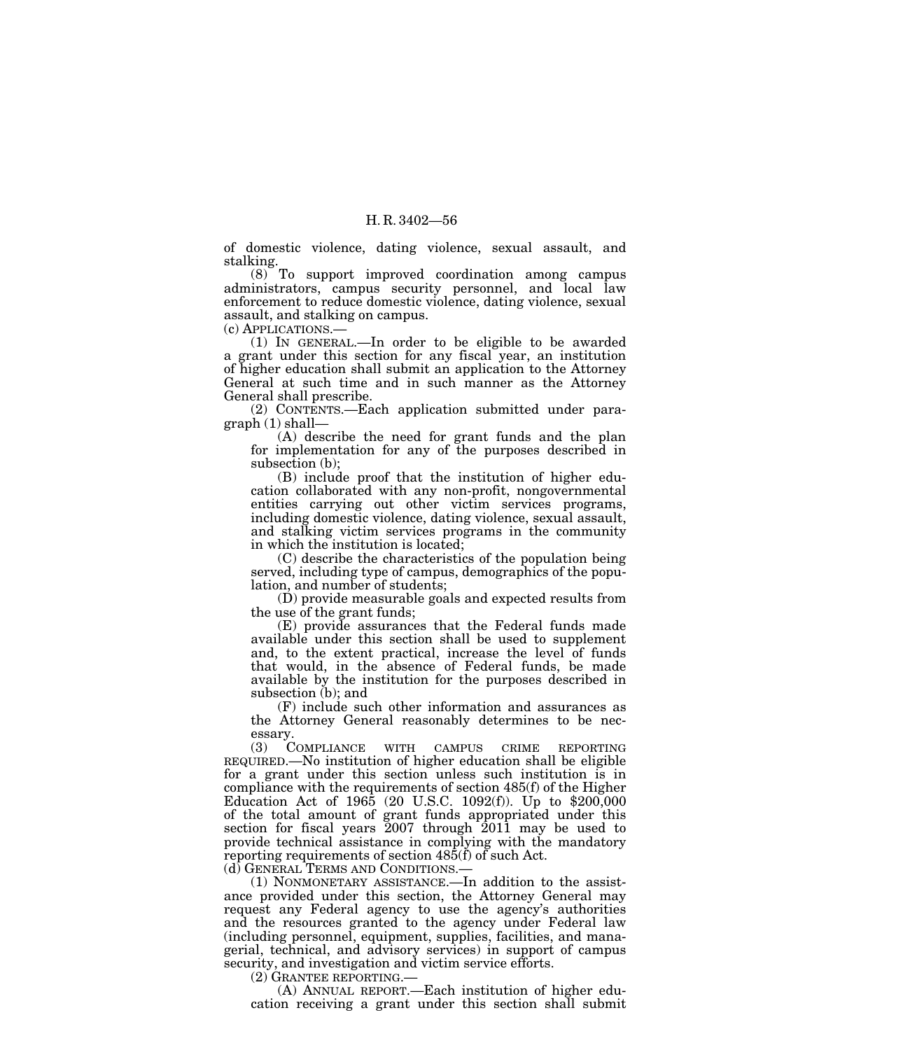of domestic violence, dating violence, sexual assault, and stalking.

(8) To support improved coordination among campus administrators, campus security personnel, and local law enforcement to reduce domestic violence, dating violence, sexual assault, and stalking on campus.

(c) APPLICATIONS.—

(1) IN GENERAL.—In order to be eligible to be awarded a grant under this section for any fiscal year, an institution of higher education shall submit an application to the Attorney General at such time and in such manner as the Attorney General shall prescribe.

(2) CONTENTS.—Each application submitted under paragraph (1) shall—

(A) describe the need for grant funds and the plan for implementation for any of the purposes described in subsection (b);

(B) include proof that the institution of higher education collaborated with any non-profit, nongovernmental entities carrying out other victim services programs, including domestic violence, dating violence, sexual assault, and stalking victim services programs in the community in which the institution is located;

(C) describe the characteristics of the population being served, including type of campus, demographics of the population, and number of students;

(D) provide measurable goals and expected results from the use of the grant funds;

(E) provide assurances that the Federal funds made available under this section shall be used to supplement and, to the extent practical, increase the level of funds that would, in the absence of Federal funds, be made available by the institution for the purposes described in subsection (b); and

(F) include such other information and assurances as the Attorney General reasonably determines to be necessary.

(3) COMPLIANCE WITH CAMPUS CRIME REPORTING REQUIRED.—No institution of higher education shall be eligible for a grant under this section unless such institution is in compliance with the requirements of section 485(f) of the Higher Education Act of 1965 (20 U.S.C. 1092(f)). Up to $200,000 of the total amount of grant funds appropriated under this section for fiscal years 2007 through 2011 may be used to provide technical assistance in complying with the mandatory reporting requirements of section 485(f) of such Act.

(d) GENERAL TERMS AND CONDITIONS.—

(1) NONMONETARY ASSISTANCE.—In addition to the assistance provided under this section, the Attorney General may request any Federal agency to use the agency's authorities and the resources granted to the agency under Federal law (including personnel, equipment, supplies, facilities, and managerial, technical, and advisory services) in support of campus security, and investigation and victim service efforts.

(2) GRANTEE REPORTING.—

(A) ANNUAL REPORT.—Each institution of higher education receiving a grant under this section shall submit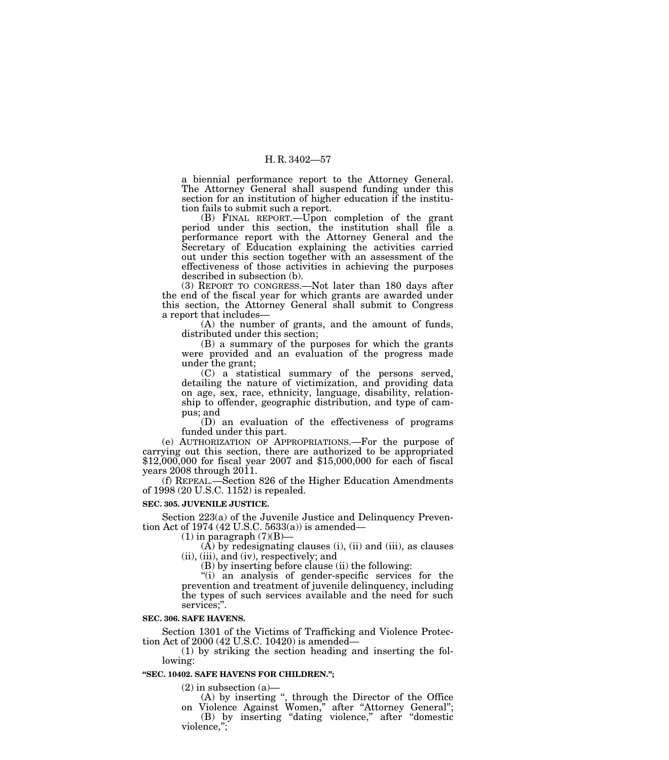a biennial performance report to the Attorney General. The Attorney General shall suspend funding under this section for an institution of higher education if the institution fails to submit such a report.

(B) FINAL REPORT.—Upon completion of the grant period under this section, the institution shall file a performance report with the Attorney General and the Secretary of Education explaining the activities carried out under this section together with an assessment of the effectiveness of those activities in achieving the purposes described in subsection (b).

(3) REPORT TO CONGRESS.—Not later than 180 days after the end of the fiscal year for which grants are awarded under this section, the Attorney General shall submit to Congress a report that includes—

(A) the number of grants, and the amount of funds, distributed under this section;

(B) a summary of the purposes for which the grants were provided and an evaluation of the progress made under the grant;

(C) a statistical summary of the persons served, detailing the nature of victimization, and providing data on age, sex, race, ethnicity, language, disability, relationship to offender, geographic distribution, and type of campus; and

(D) an evaluation of the effectiveness of programs funded under this part.

(e) AUTHORIZATION OF APPROPRIATIONS.—For the purpose of carrying out this section, there are authorized to be appropriated $12,000,000 for fiscal year 2007 and $15,000,000 for each of fiscal years 2008 through 2011.

(f) REPEAL.—Section 826 of the Higher Education Amendments of 1998 (20 U.S.C. 1152) is repealed.

**SEC. 305. JUVENILE JUSTICE.**

Section 223(a) of the Juvenile Justice and Delinquency Prevention Act of 1974 (42 U.S.C. 5633(a)) is amended—

(1) in paragraph (7)(B)—

(A) by redesignating clauses (i), (ii) and (iii), as clauses (ii), (iii), and (iv), respectively; and

(B) by inserting before clause (ii) the following:

"(i) an analysis of gender-specific services for the prevention and treatment of juvenile delinquency, including the types of such services available and the need for such services;".

**SEC. 306. SAFE HAVENS.**

Section 1301 of the Victims of Trafficking and Violence Protection Act of 2000 (42 U.S.C. 10420) is amended—

(1) by striking the section heading and inserting the following:

**"SEC. 10402. SAFE HAVENS FOR CHILDREN.";**

(2) in subsection (a)—

(A) by inserting ", through the Director of the Office on Violence Against Women," after "Attorney General";

(B) by inserting "dating violence," after "domestic violence,";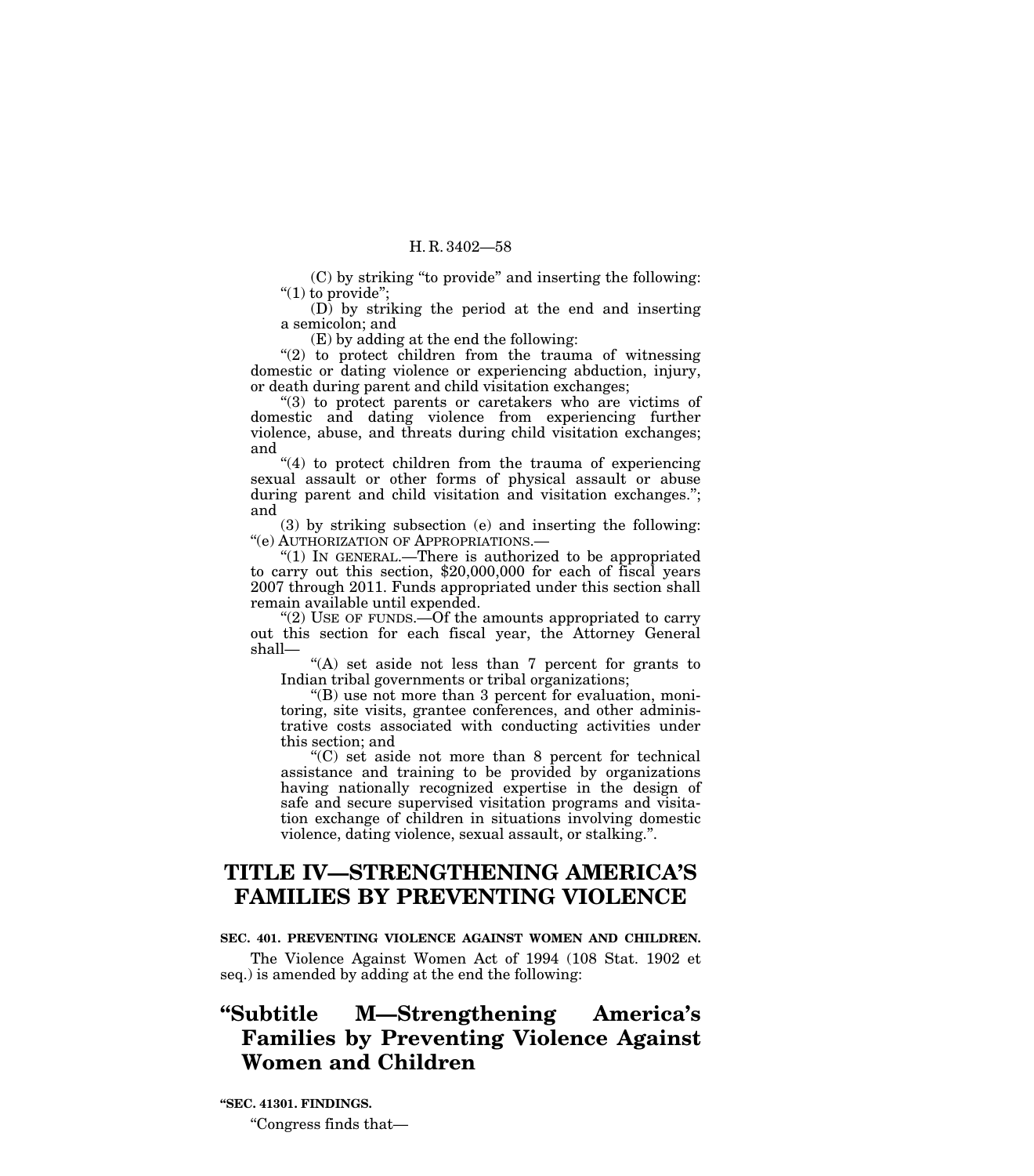(C) by striking "to provide" and inserting the following: "(1) to provide";

(D) by striking the period at the end and inserting a semicolon; and

(E) by adding at the end the following:

"(2) to protect children from the trauma of witnessing domestic or dating violence or experiencing abduction, injury, or death during parent and child visitation exchanges;

"(3) to protect parents or caretakers who are victims of domestic and dating violence from experiencing further violence, abuse, and threats during child visitation exchanges; and

"(4) to protect children from the trauma of experiencing sexual assault or other forms of physical assault or abuse during parent and child visitation and visitation exchanges."; and

(3) by striking subsection (e) and inserting the following:

"(e) AUTHORIZATION OF APPROPRIATIONS.—

"(1) IN GENERAL.—There is authorized to be appropriated to carry out this section, $20,000,000 for each of fiscal years 2007 through 2011. Funds appropriated under this section shall remain available until expended.

"(2) USE OF FUNDS.—Of the amounts appropriated to carry out this section for each fiscal year, the Attorney General shall—

"(A) set aside not less than 7 percent for grants to Indian tribal governments or tribal organizations;

"(B) use not more than 3 percent for evaluation, monitoring, site visits, grantee conferences, and other administrative costs associated with conducting activities under this section; and

"(C) set aside not more than 8 percent for technical assistance and training to be provided by organizations having nationally recognized expertise in the design of safe and secure supervised visitation programs and visitation exchange of children in situations involving domestic violence, dating violence, sexual assault, or stalking.".

# TITLE IV—STRENGTHENING AMERICA'S FAMILIES BY PREVENTING VIOLENCE

**SEC. 401. PREVENTING VIOLENCE AGAINST WOMEN AND CHILDREN.**

The Violence Against Women Act of 1994 (108 Stat. 1902 et seq.) is amended by adding at the end the following:

## "Subtitle M—Strengthening America's Families by Preventing Violence Against Women and Children

**"SEC. 41301. FINDINGS.**

"Congress finds that—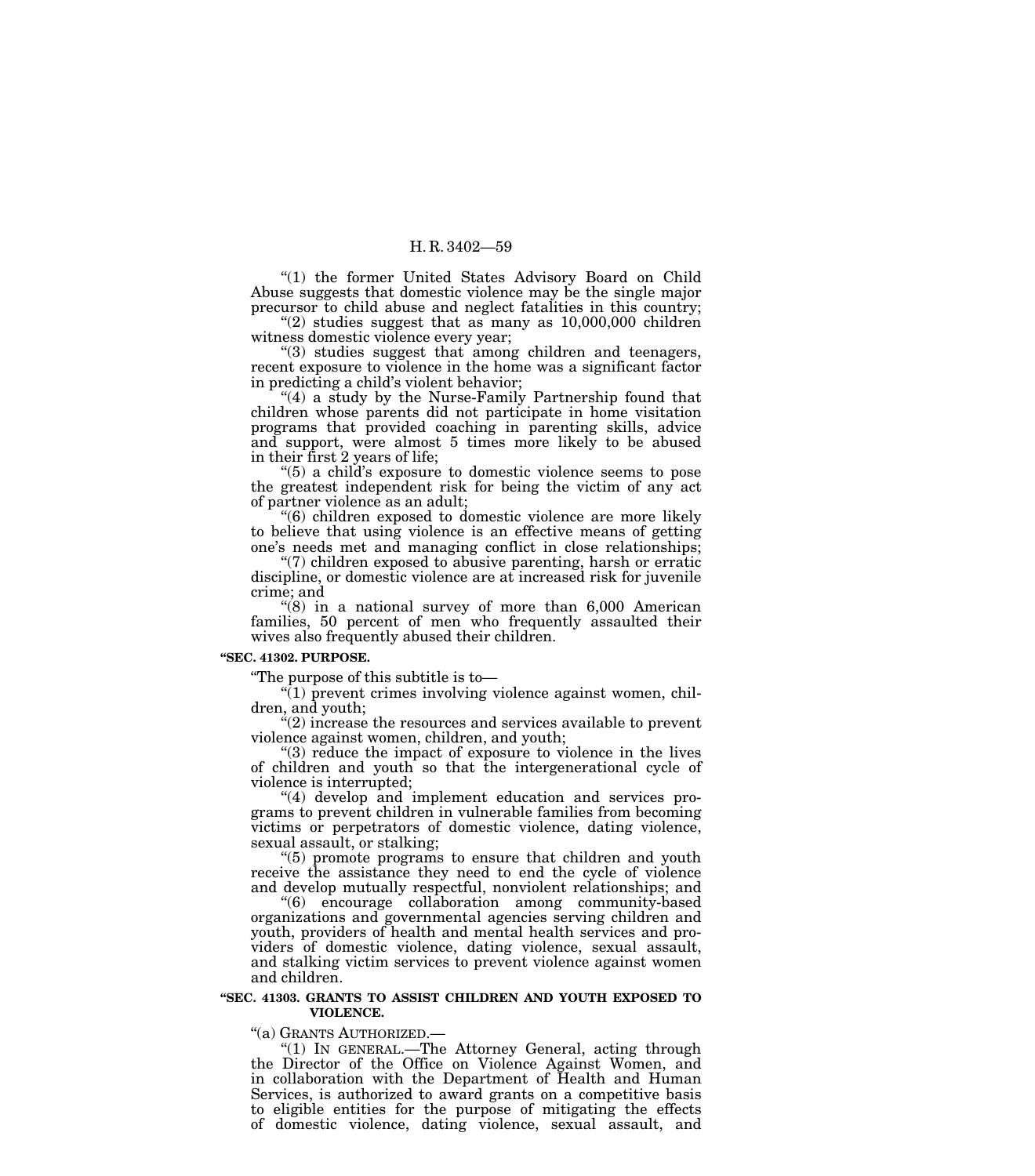"(1) the former United States Advisory Board on Child Abuse suggests that domestic violence may be the single major precursor to child abuse and neglect fatalities in this country;

"(2) studies suggest that as many as 10,000,000 children witness domestic violence every year;

"(3) studies suggest that among children and teenagers, recent exposure to violence in the home was a significant factor in predicting a child's violent behavior;

"(4) a study by the Nurse-Family Partnership found that children whose parents did not participate in home visitation programs that provided coaching in parenting skills, advice and support, were almost 5 times more likely to be abused in their first 2 years of life;

"(5) a child's exposure to domestic violence seems to pose the greatest independent risk for being the victim of any act of partner violence as an adult;

"(6) children exposed to domestic violence are more likely to believe that using violence is an effective means of getting one's needs met and managing conflict in close relationships;

"(7) children exposed to abusive parenting, harsh or erratic discipline, or domestic violence are at increased risk for juvenile crime; and

"(8) in a national survey of more than 6,000 American families, 50 percent of men who frequently assaulted their wives also frequently abused their children.

**"SEC. 41302. PURPOSE.**

"The purpose of this subtitle is to—

"(1) prevent crimes involving violence against women, children, and youth;

"(2) increase the resources and services available to prevent violence against women, children, and youth;

"(3) reduce the impact of exposure to violence in the lives of children and youth so that the intergenerational cycle of violence is interrupted;

"(4) develop and implement education and services programs to prevent children in vulnerable families from becoming victims or perpetrators of domestic violence, dating violence, sexual assault, or stalking;

"(5) promote programs to ensure that children and youth receive the assistance they need to end the cycle of violence and develop mutually respectful, nonviolent relationships; and

"(6) encourage collaboration among community-based organizations and governmental agencies serving children and youth, providers of health and mental health services and providers of domestic violence, dating violence, sexual assault, and stalking victim services to prevent violence against women and children.

**"SEC. 41303. GRANTS TO ASSIST CHILDREN AND YOUTH EXPOSED TO VIOLENCE.**

"(a) GRANTS AUTHORIZED.—

"(1) IN GENERAL.—The Attorney General, acting through the Director of the Office on Violence Against Women, and in collaboration with the Department of Health and Human Services, is authorized to award grants on a competitive basis to eligible entities for the purpose of mitigating the effects of domestic violence, dating violence, sexual assault, and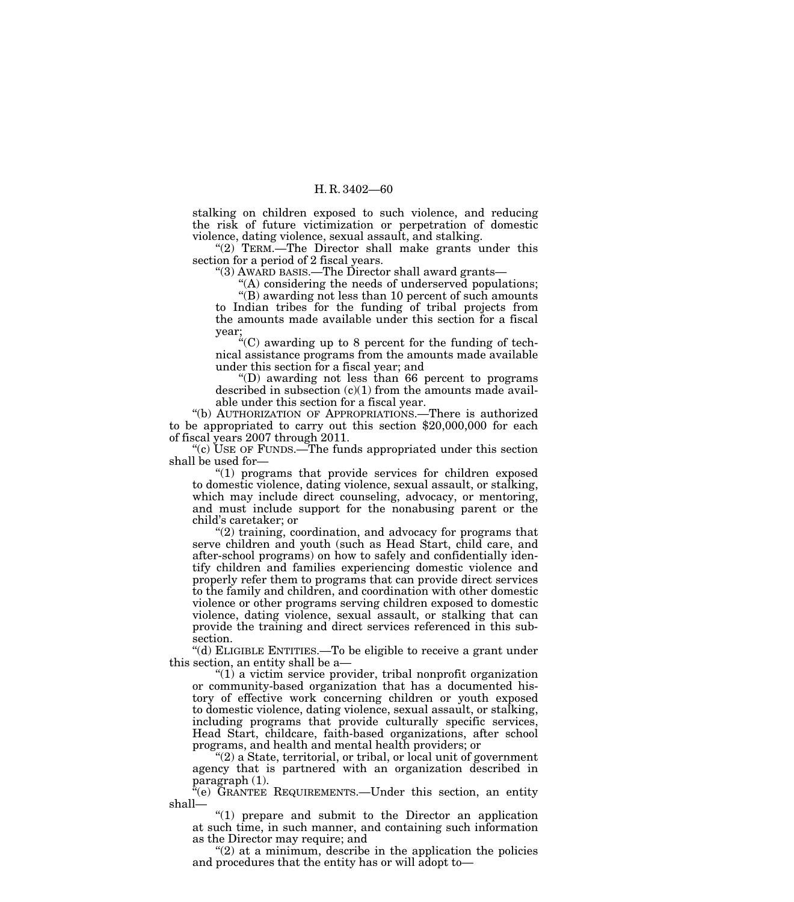stalking on children exposed to such violence, and reducing the risk of future victimization or perpetration of domestic violence, dating violence, sexual assault, and stalking.

"(2) TERM.—The Director shall make grants under this section for a period of 2 fiscal years.

"(3) AWARD BASIS.—The Director shall award grants—

"(A) considering the needs of underserved populations;

"(B) awarding not less than 10 percent of such amounts to Indian tribes for the funding of tribal projects from the amounts made available under this section for a fiscal year;

"(C) awarding up to 8 percent for the funding of technical assistance programs from the amounts made available under this section for a fiscal year; and

"(D) awarding not less than 66 percent to programs described in subsection (c)(1) from the amounts made available under this section for a fiscal year.

"(b) AUTHORIZATION OF APPROPRIATIONS.—There is authorized to be appropriated to carry out this section $20,000,000 for each of fiscal years 2007 through 2011.

"(c) USE OF FUNDS.—The funds appropriated under this section shall be used for—

"(1) programs that provide services for children exposed to domestic violence, dating violence, sexual assault, or stalking, which may include direct counseling, advocacy, or mentoring, and must include support for the nonabusing parent or the child's caretaker; or

"(2) training, coordination, and advocacy for programs that serve children and youth (such as Head Start, child care, and after-school programs) on how to safely and confidentially identify children and families experiencing domestic violence and properly refer them to programs that can provide direct services to the family and children, and coordination with other domestic violence or other programs serving children exposed to domestic violence, dating violence, sexual assault, or stalking that can provide the training and direct services referenced in this subsection.

"(d) ELIGIBLE ENTITIES.—To be eligible to receive a grant under this section, an entity shall be a—

"(1) a victim service provider, tribal nonprofit organization or community-based organization that has a documented history of effective work concerning children or youth exposed to domestic violence, dating violence, sexual assault, or stalking, including programs that provide culturally specific services, Head Start, childcare, faith-based organizations, after school programs, and health and mental health providers; or

"(2) a State, territorial, or tribal, or local unit of government agency that is partnered with an organization described in paragraph (1).

"(e) GRANTEE REQUIREMENTS.—Under this section, an entity shall—

"(1) prepare and submit to the Director an application at such time, in such manner, and containing such information as the Director may require; and

"(2) at a minimum, describe in the application the policies and procedures that the entity has or will adopt to—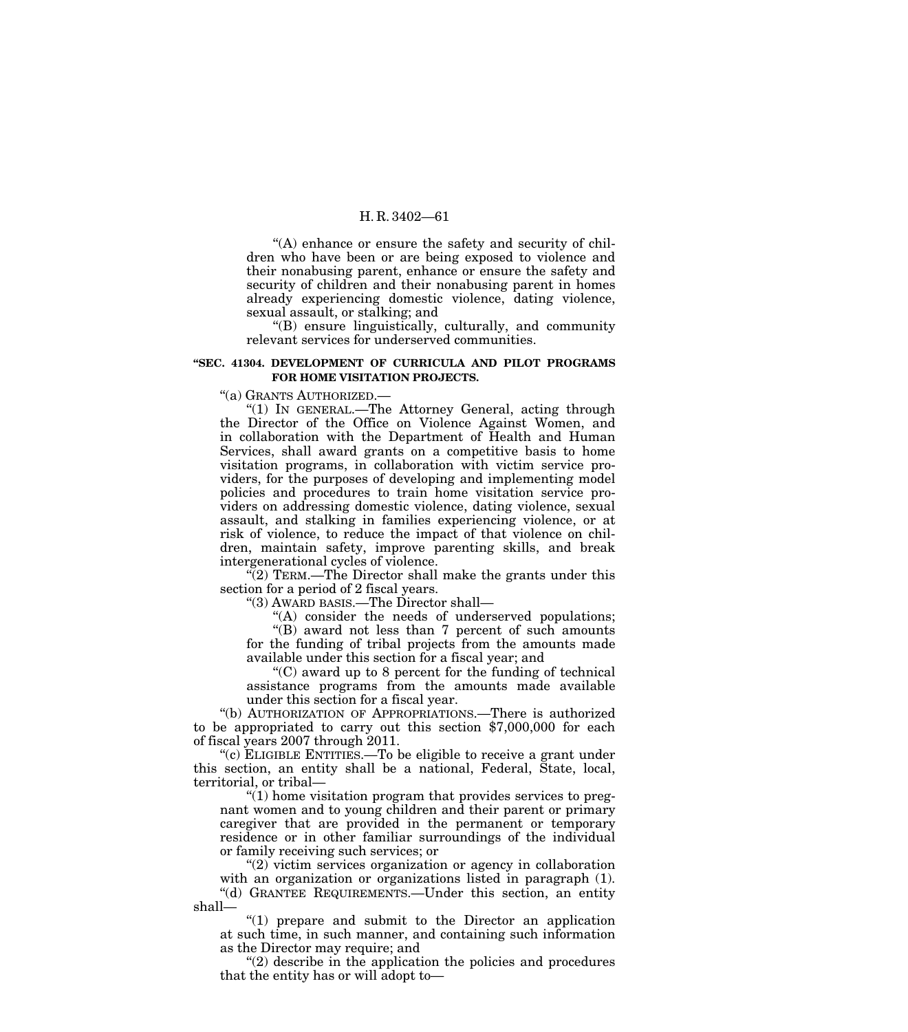"(A) enhance or ensure the safety and security of children who have been or are being exposed to violence and their nonabusing parent, enhance or ensure the safety and security of children and their nonabusing parent in homes already experiencing domestic violence, dating violence, sexual assault, or stalking; and

"(B) ensure linguistically, culturally, and community relevant services for underserved communities.

**"SEC. 41304. DEVELOPMENT OF CURRICULA AND PILOT PROGRAMS FOR HOME VISITATION PROJECTS.**

"(a) GRANTS AUTHORIZED.—

"(1) IN GENERAL.—The Attorney General, acting through the Director of the Office on Violence Against Women, and in collaboration with the Department of Health and Human Services, shall award grants on a competitive basis to home visitation programs, in collaboration with victim service providers, for the purposes of developing and implementing model policies and procedures to train home visitation service providers on addressing domestic violence, dating violence, sexual assault, and stalking in families experiencing violence, or at risk of violence, to reduce the impact of that violence on children, maintain safety, improve parenting skills, and break intergenerational cycles of violence.

"(2) TERM.—The Director shall make the grants under this section for a period of 2 fiscal years.

"(3) AWARD BASIS.—The Director shall—

"(A) consider the needs of underserved populations;

"(B) award not less than 7 percent of such amounts for the funding of tribal projects from the amounts made available under this section for a fiscal year; and

"(C) award up to 8 percent for the funding of technical assistance programs from the amounts made available under this section for a fiscal year.

"(b) AUTHORIZATION OF APPROPRIATIONS.—There is authorized to be appropriated to carry out this section $7,000,000 for each of fiscal years 2007 through 2011.

"(c) ELIGIBLE ENTITIES.—To be eligible to receive a grant under this section, an entity shall be a national, Federal, State, local, territorial, or tribal—

"(1) home visitation program that provides services to pregnant women and to young children and their parent or primary caregiver that are provided in the permanent or temporary residence or in other familiar surroundings of the individual or family receiving such services; or

"(2) victim services organization or agency in collaboration with an organization or organizations listed in paragraph (1).

"(d) GRANTEE REQUIREMENTS.—Under this section, an entity shall—

"(1) prepare and submit to the Director an application at such time, in such manner, and containing such information as the Director may require; and

"(2) describe in the application the policies and procedures that the entity has or will adopt to—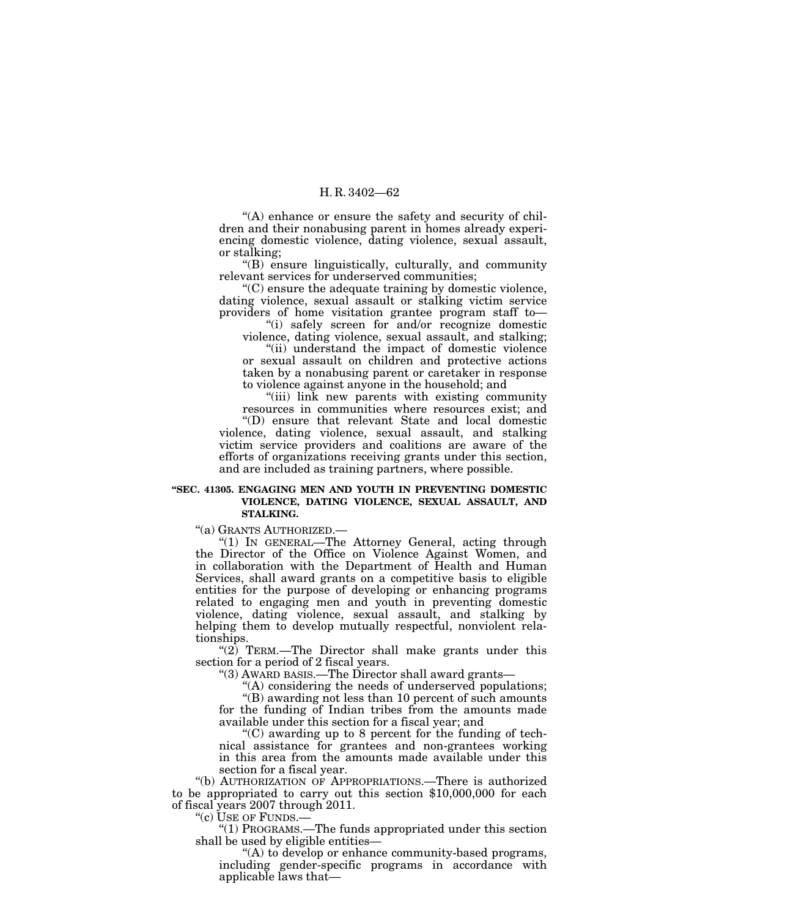"(A) enhance or ensure the safety and security of children and their nonabusing parent in homes already experiencing domestic violence, dating violence, sexual assault, or stalking;

"(B) ensure linguistically, culturally, and community relevant services for underserved communities;

"(C) ensure the adequate training by domestic violence, dating violence, sexual assault or stalking victim service providers of home visitation grantee program staff to—

"(i) safely screen for and/or recognize domestic violence, dating violence, sexual assault, and stalking;

"(ii) understand the impact of domestic violence or sexual assault on children and protective actions taken by a nonabusing parent or caretaker in response to violence against anyone in the household; and

"(iii) link new parents with existing community resources in communities where resources exist; and

"(D) ensure that relevant State and local domestic violence, dating violence, sexual assault, and stalking victim service providers and coalitions are aware of the efforts of organizations receiving grants under this section, and are included as training partners, where possible.

**"SEC. 41305. ENGAGING MEN AND YOUTH IN PREVENTING DOMESTIC VIOLENCE, DATING VIOLENCE, SEXUAL ASSAULT, AND STALKING.**

"(a) GRANTS AUTHORIZED.—

"(1) IN GENERAL—The Attorney General, acting through the Director of the Office on Violence Against Women, and in collaboration with the Department of Health and Human Services, shall award grants on a competitive basis to eligible entities for the purpose of developing or enhancing programs related to engaging men and youth in preventing domestic violence, dating violence, sexual assault, and stalking by helping them to develop mutually respectful, nonviolent relationships.

"(2) TERM.—The Director shall make grants under this section for a period of 2 fiscal years.

"(3) AWARD BASIS.—The Director shall award grants—

"(A) considering the needs of underserved populations;

"(B) awarding not less than 10 percent of such amounts for the funding of Indian tribes from the amounts made available under this section for a fiscal year; and

"(C) awarding up to 8 percent for the funding of technical assistance for grantees and non-grantees working in this area from the amounts made available under this section for a fiscal year.

"(b) AUTHORIZATION OF APPROPRIATIONS.—There is authorized to be appropriated to carry out this section $10,000,000 for each of fiscal years 2007 through 2011.

"(c) USE OF FUNDS.—

"(1) PROGRAMS.—The funds appropriated under this section shall be used by eligible entities—

"(A) to develop or enhance community-based programs, including gender-specific programs in accordance with applicable laws that—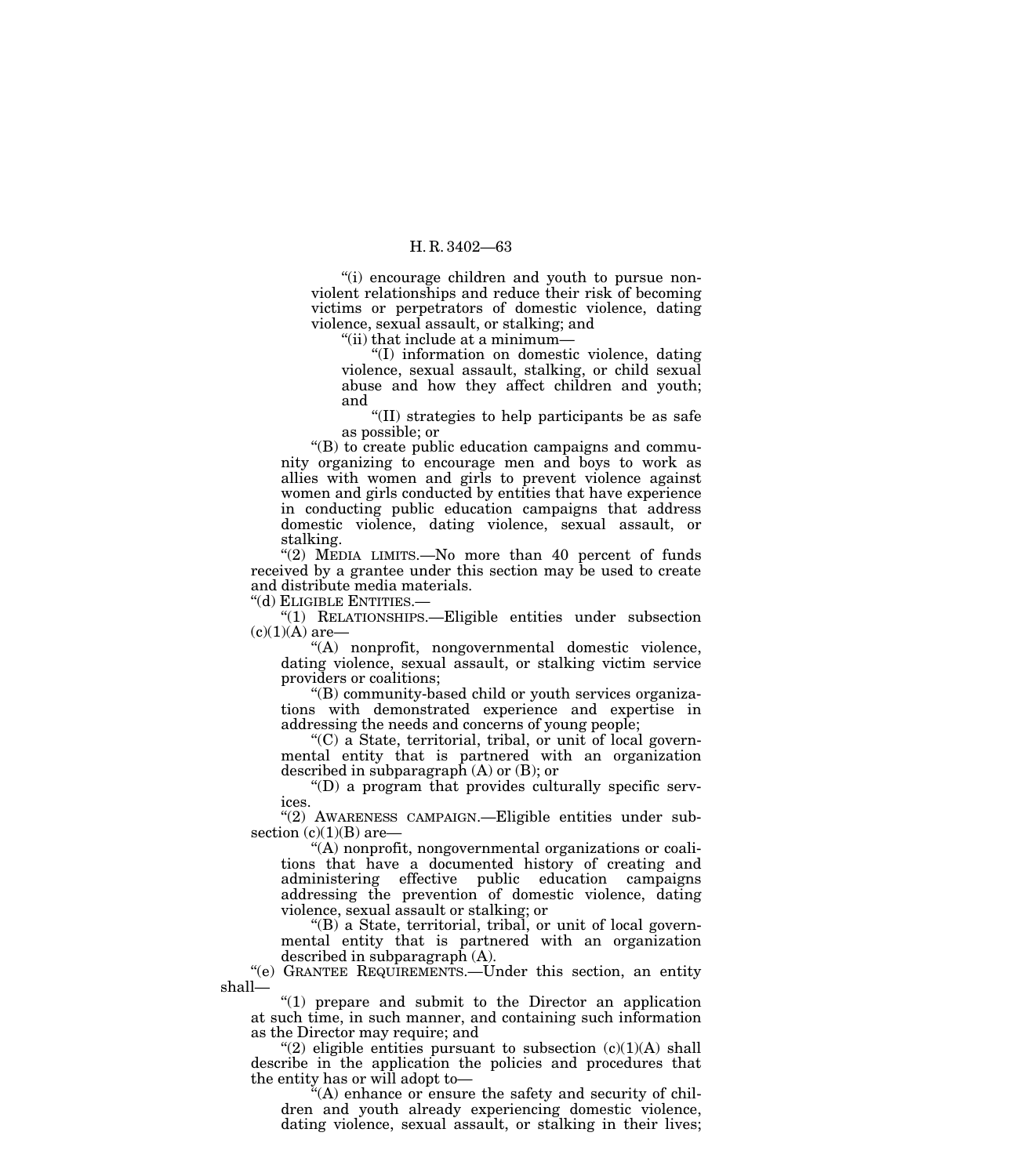"(i) encourage children and youth to pursue nonviolent relationships and reduce their risk of becoming victims or perpetrators of domestic violence, dating violence, sexual assault, or stalking; and

"(ii) that include at a minimum—

"(I) information on domestic violence, dating violence, sexual assault, stalking, or child sexual abuse and how they affect children and youth; and

"(II) strategies to help participants be as safe as possible; or

"(B) to create public education campaigns and community organizing to encourage men and boys to work as allies with women and girls to prevent violence against women and girls conducted by entities that have experience in conducting public education campaigns that address domestic violence, dating violence, sexual assault, or stalking.

"(2) MEDIA LIMITS.—No more than 40 percent of funds received by a grantee under this section may be used to create and distribute media materials.

"(d) ELIGIBLE ENTITIES.—

"(1) RELATIONSHIPS.—Eligible entities under subsection (c)(1)(A) are—

"(A) nonprofit, nongovernmental domestic violence, dating violence, sexual assault, or stalking victim service providers or coalitions;

"(B) community-based child or youth services organizations with demonstrated experience and expertise in addressing the needs and concerns of young people;

"(C) a State, territorial, tribal, or unit of local governmental entity that is partnered with an organization described in subparagraph (A) or (B); or

"(D) a program that provides culturally specific services.

"(2) AWARENESS CAMPAIGN.—Eligible entities under subsection (c)(1)(B) are—

"(A) nonprofit, nongovernmental organizations or coalitions that have a documented history of creating and administering effective public education campaigns addressing the prevention of domestic violence, dating violence, sexual assault or stalking; or

"(B) a State, territorial, tribal, or unit of local governmental entity that is partnered with an organization described in subparagraph (A).

"(e) GRANTEE REQUIREMENTS.—Under this section, an entity shall—

"(1) prepare and submit to the Director an application at such time, in such manner, and containing such information as the Director may require; and

"(2) eligible entities pursuant to subsection (c)(1)(A) shall describe in the application the policies and procedures that the entity has or will adopt to—

"(A) enhance or ensure the safety and security of children and youth already experiencing domestic violence, dating violence, sexual assault, or stalking in their lives;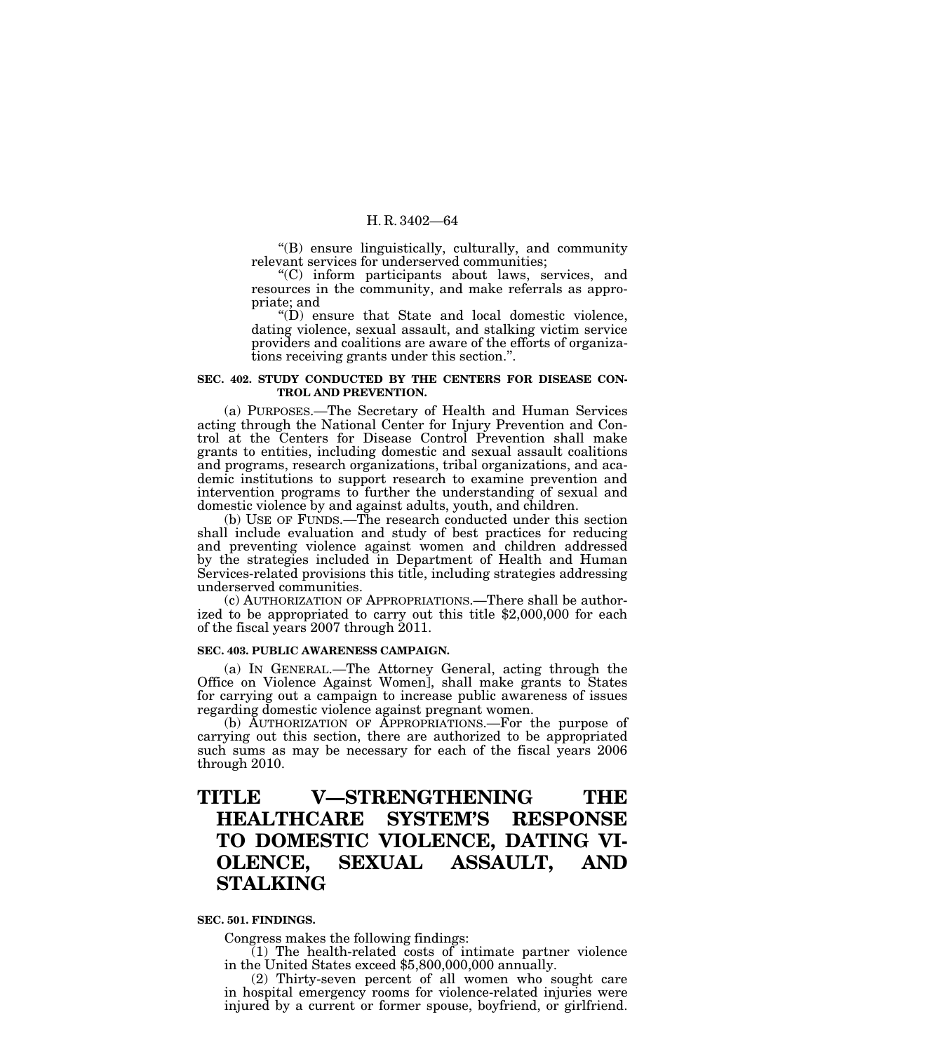"(B) ensure linguistically, culturally, and community relevant services for underserved communities;

"(C) inform participants about laws, services, and resources in the community, and make referrals as appropriate; and

"(D) ensure that State and local domestic violence, dating violence, sexual assault, and stalking victim service providers and coalitions are aware of the efforts of organizations receiving grants under this section.".

**SEC. 402. STUDY CONDUCTED BY THE CENTERS FOR DISEASE CONTROL AND PREVENTION.**

(a) PURPOSES.—The Secretary of Health and Human Services acting through the National Center for Injury Prevention and Control at the Centers for Disease Control Prevention shall make grants to entities, including domestic and sexual assault coalitions and programs, research organizations, tribal organizations, and academic institutions to support research to examine prevention and intervention programs to further the understanding of sexual and domestic violence by and against adults, youth, and children.

(b) USE OF FUNDS.—The research conducted under this section shall include evaluation and study of best practices for reducing and preventing violence against women and children addressed by the strategies included in Department of Health and Human Services-related provisions this title, including strategies addressing underserved communities.

(c) AUTHORIZATION OF APPROPRIATIONS.—There shall be authorized to be appropriated to carry out this title $2,000,000 for each of the fiscal years 2007 through 2011.

**SEC. 403. PUBLIC AWARENESS CAMPAIGN.**

(a) IN GENERAL.—The Attorney General, acting through the Office on Violence Against Women], shall make grants to States for carrying out a campaign to increase public awareness of issues regarding domestic violence against pregnant women.

(b) AUTHORIZATION OF APPROPRIATIONS.—For the purpose of carrying out this section, there are authorized to be appropriated such sums as may be necessary for each of the fiscal years 2006 through 2010.

# TITLE V—STRENGTHENING THE HEALTHCARE SYSTEM'S RESPONSE TO DOMESTIC VIOLENCE, DATING VIOLENCE, SEXUAL ASSAULT, AND STALKING

**SEC. 501. FINDINGS.**

Congress makes the following findings:

(1) The health-related costs of intimate partner violence in the United States exceed $5,800,000,000 annually.

(2) Thirty-seven percent of all women who sought care in hospital emergency rooms for violence-related injuries were injured by a current or former spouse, boyfriend, or girlfriend.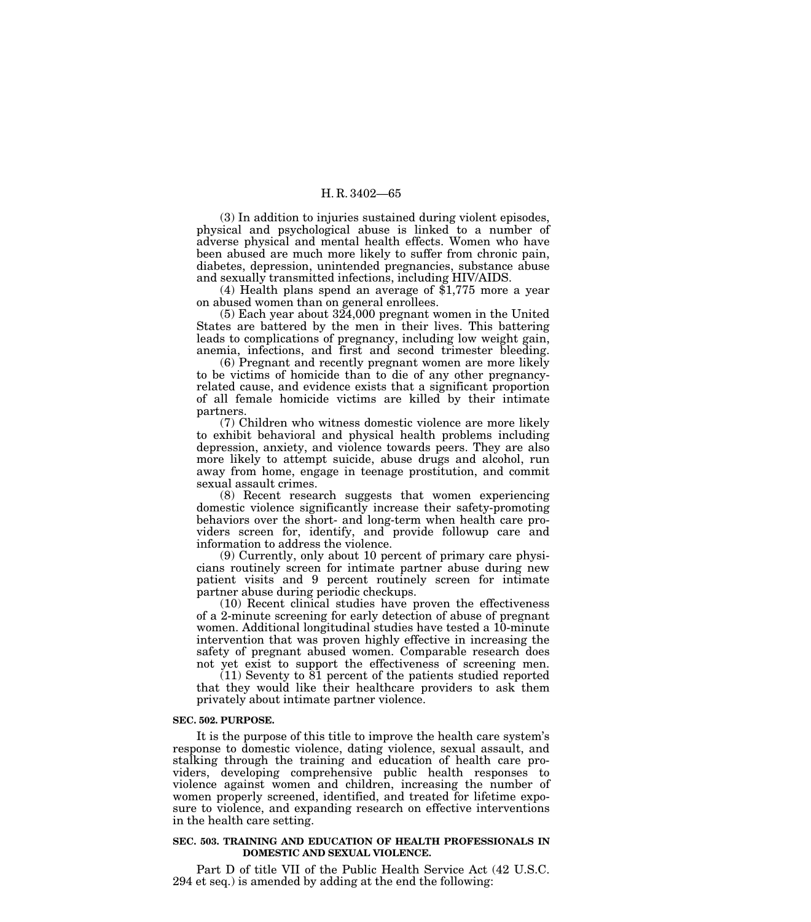(3) In addition to injuries sustained during violent episodes, physical and psychological abuse is linked to a number of adverse physical and mental health effects. Women who have been abused are much more likely to suffer from chronic pain, diabetes, depression, unintended pregnancies, substance abuse and sexually transmitted infections, including HIV/AIDS.

(4) Health plans spend an average of $1,775 more a year on abused women than on general enrollees.

(5) Each year about 324,000 pregnant women in the United States are battered by the men in their lives. This battering leads to complications of pregnancy, including low weight gain, anemia, infections, and first and second trimester bleeding.

(6) Pregnant and recently pregnant women are more likely to be victims of homicide than to die of any other pregnancy-related cause, and evidence exists that a significant proportion of all female homicide victims are killed by their intimate partners.

(7) Children who witness domestic violence are more likely to exhibit behavioral and physical health problems including depression, anxiety, and violence towards peers. They are also more likely to attempt suicide, abuse drugs and alcohol, run away from home, engage in teenage prostitution, and commit sexual assault crimes.

(8) Recent research suggests that women experiencing domestic violence significantly increase their safety-promoting behaviors over the short- and long-term when health care providers screen for, identify, and provide followup care and information to address the violence.

(9) Currently, only about 10 percent of primary care physicians routinely screen for intimate partner abuse during new patient visits and 9 percent routinely screen for intimate partner abuse during periodic checkups.

(10) Recent clinical studies have proven the effectiveness of a 2-minute screening for early detection of abuse of pregnant women. Additional longitudinal studies have tested a 10-minute intervention that was proven highly effective in increasing the safety of pregnant abused women. Comparable research does not yet exist to support the effectiveness of screening men.

(11) Seventy to 81 percent of the patients studied reported that they would like their healthcare providers to ask them privately about intimate partner violence.

**SEC. 502. PURPOSE.**

It is the purpose of this title to improve the health care system's response to domestic violence, dating violence, sexual assault, and stalking through the training and education of health care providers, developing comprehensive public health responses to violence against women and children, increasing the number of women properly screened, identified, and treated for lifetime exposure to violence, and expanding research on effective interventions in the health care setting.

**SEC. 503. TRAINING AND EDUCATION OF HEALTH PROFESSIONALS IN DOMESTIC AND SEXUAL VIOLENCE.**

Part D of title VII of the Public Health Service Act (42 U.S.C. 294 et seq.) is amended by adding at the end the following: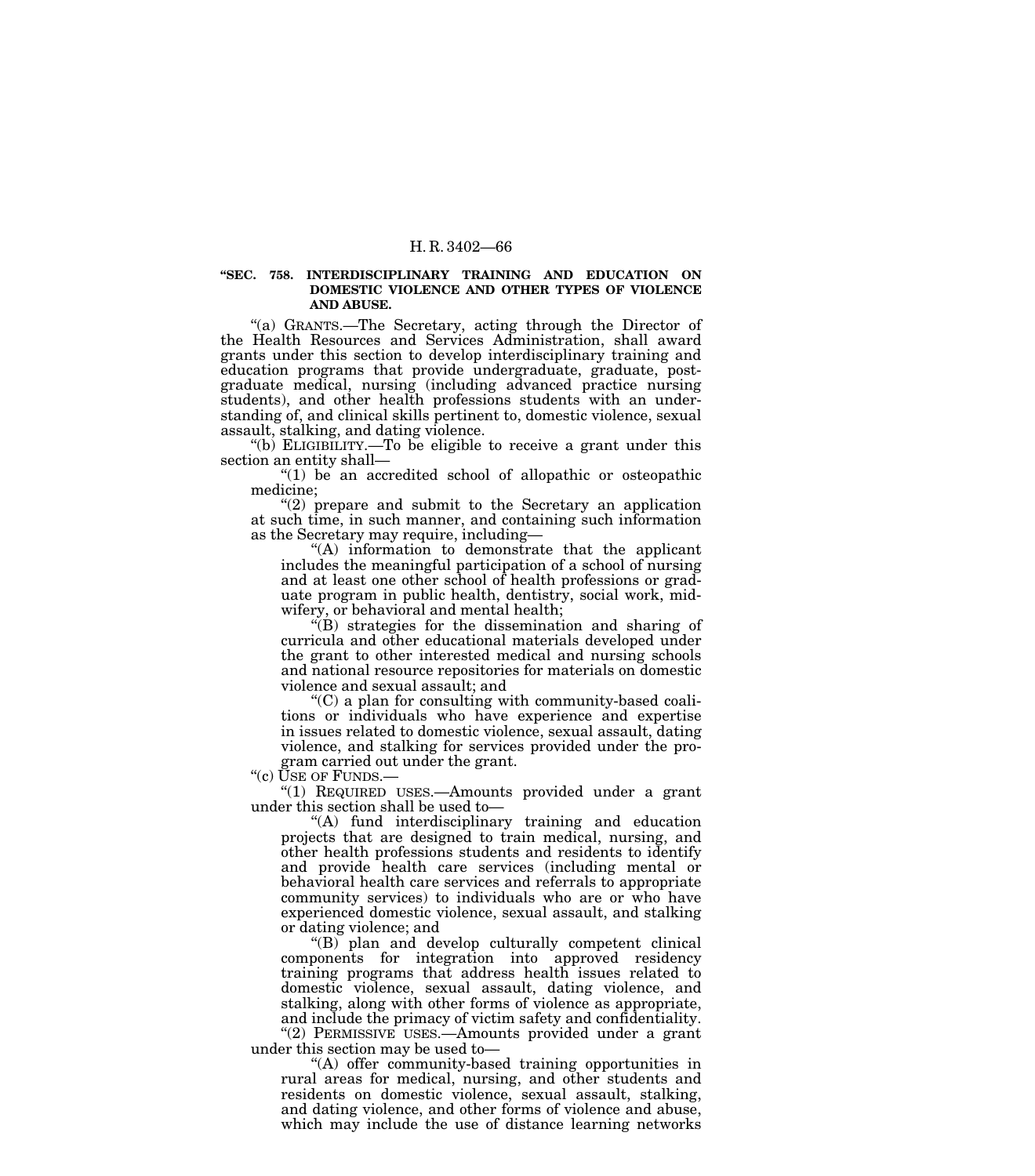**"SEC. 758. INTERDISCIPLINARY TRAINING AND EDUCATION ON DOMESTIC VIOLENCE AND OTHER TYPES OF VIOLENCE AND ABUSE.**

"(a) GRANTS.—The Secretary, acting through the Director of the Health Resources and Services Administration, shall award grants under this section to develop interdisciplinary training and education programs that provide undergraduate, graduate, post-graduate medical, nursing (including advanced practice nursing students), and other health professions students with an understanding of, and clinical skills pertinent to, domestic violence, sexual assault, stalking, and dating violence.

"(b) ELIGIBILITY.—To be eligible to receive a grant under this section an entity shall—

"(1) be an accredited school of allopathic or osteopathic medicine;

"(2) prepare and submit to the Secretary an application at such time, in such manner, and containing such information as the Secretary may require, including—

"(A) information to demonstrate that the applicant includes the meaningful participation of a school of nursing and at least one other school of health professions or graduate program in public health, dentistry, social work, midwifery, or behavioral and mental health;

"(B) strategies for the dissemination and sharing of curricula and other educational materials developed under the grant to other interested medical and nursing schools and national resource repositories for materials on domestic violence and sexual assault; and

"(C) a plan for consulting with community-based coalitions or individuals who have experience and expertise in issues related to domestic violence, sexual assault, dating violence, and stalking for services provided under the program carried out under the grant.

"(c) USE OF FUNDS.—

"(1) REQUIRED USES.—Amounts provided under a grant under this section shall be used to—

"(A) fund interdisciplinary training and education projects that are designed to train medical, nursing, and other health professions students and residents to identify and provide health care services (including mental or behavioral health care services and referrals to appropriate community services) to individuals who are or who have experienced domestic violence, sexual assault, and stalking or dating violence; and

"(B) plan and develop culturally competent clinical components for integration into approved residency training programs that address health issues related to domestic violence, sexual assault, dating violence, and stalking, along with other forms of violence as appropriate, and include the primacy of victim safety and confidentiality.

"(2) PERMISSIVE USES.—Amounts provided under a grant under this section may be used to—

"(A) offer community-based training opportunities in rural areas for medical, nursing, and other students and residents on domestic violence, sexual assault, stalking, and dating violence, and other forms of violence and abuse, which may include the use of distance learning networks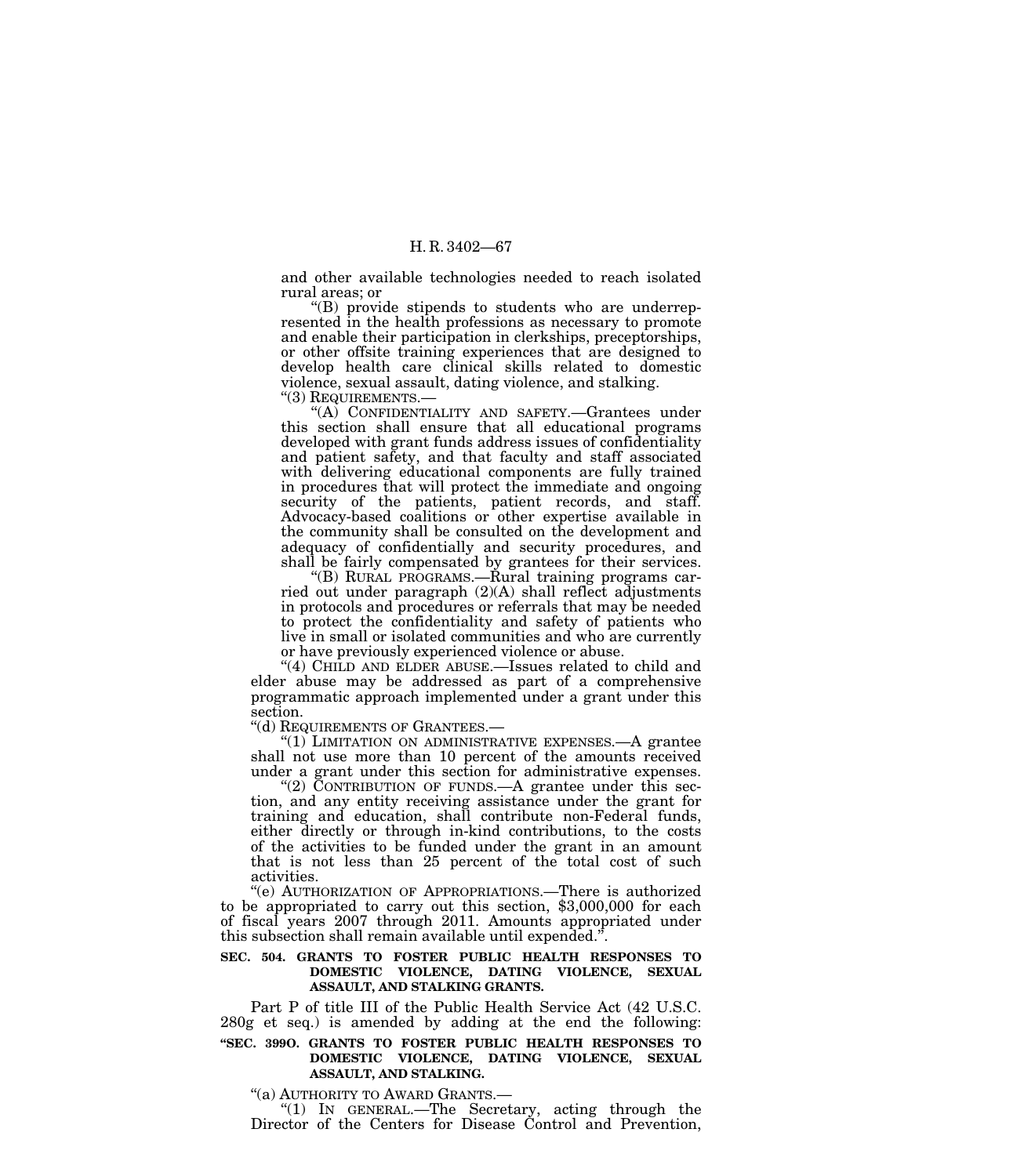and other available technologies needed to reach isolated rural areas; or

"(B) provide stipends to students who are underrepresented in the health professions as necessary to promote and enable their participation in clerkships, preceptorships, or other offsite training experiences that are designed to develop health care clinical skills related to domestic violence, sexual assault, dating violence, and stalking.

"(3) REQUIREMENTS.—

"(A) CONFIDENTIALITY AND SAFETY.—Grantees under this section shall ensure that all educational programs developed with grant funds address issues of confidentiality and patient safety, and that faculty and staff associated with delivering educational components are fully trained in procedures that will protect the immediate and ongoing security of the patients, patient records, and staff. Advocacy-based coalitions or other expertise available in the community shall be consulted on the development and adequacy of confidentially and security procedures, and shall be fairly compensated by grantees for their services.

"(B) RURAL PROGRAMS.—Rural training programs carried out under paragraph (2)(A) shall reflect adjustments in protocols and procedures or referrals that may be needed to protect the confidentiality and safety of patients who live in small or isolated communities and who are currently or have previously experienced violence or abuse.

"(4) CHILD AND ELDER ABUSE.—Issues related to child and elder abuse may be addressed as part of a comprehensive programmatic approach implemented under a grant under this section.

"(d) REQUIREMENTS OF GRANTEES.—

"(1) LIMITATION ON ADMINISTRATIVE EXPENSES.—A grantee shall not use more than 10 percent of the amounts received under a grant under this section for administrative expenses.

"(2) CONTRIBUTION OF FUNDS.—A grantee under this section, and any entity receiving assistance under the grant for training and education, shall contribute non-Federal funds, either directly or through in-kind contributions, to the costs of the activities to be funded under the grant in an amount that is not less than 25 percent of the total cost of such activities.

"(e) AUTHORIZATION OF APPROPRIATIONS.—There is authorized to be appropriated to carry out this section, $3,000,000 for each of fiscal years 2007 through 2011. Amounts appropriated under this subsection shall remain available until expended.".

**SEC. 504. GRANTS TO FOSTER PUBLIC HEALTH RESPONSES TO DOMESTIC VIOLENCE, DATING VIOLENCE, SEXUAL ASSAULT, AND STALKING GRANTS.**

Part P of title III of the Public Health Service Act (42 U.S.C. 280g et seq.) is amended by adding at the end the following:

**"SEC. 399O. GRANTS TO FOSTER PUBLIC HEALTH RESPONSES TO DOMESTIC VIOLENCE, DATING VIOLENCE, SEXUAL ASSAULT, AND STALKING.**

"(a) AUTHORITY TO AWARD GRANTS.—

"(1) IN GENERAL.—The Secretary, acting through the Director of the Centers for Disease Control and Prevention,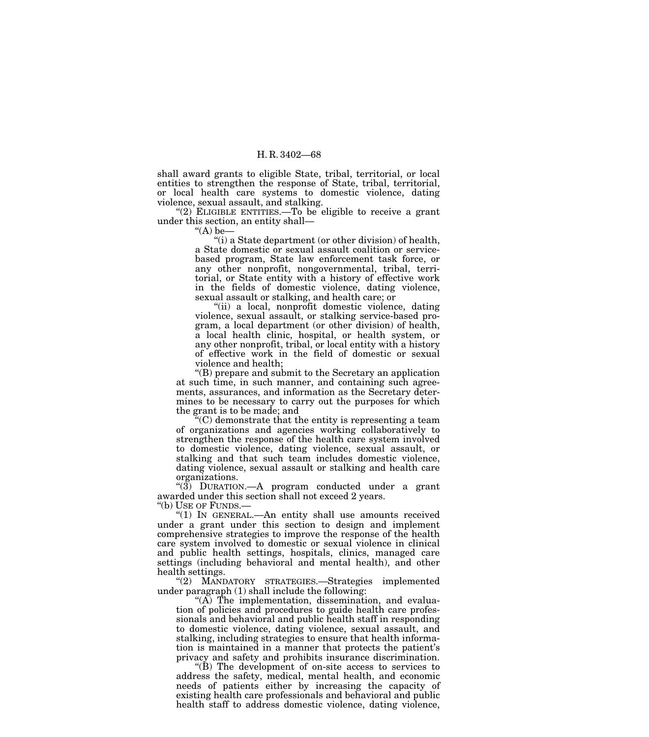shall award grants to eligible State, tribal, territorial, or local entities to strengthen the response of State, tribal, territorial, or local health care systems to domestic violence, dating violence, sexual assault, and stalking.

"(2) ELIGIBLE ENTITIES.—To be eligible to receive a grant under this section, an entity shall—

"(A) be—

"(i) a State department (or other division) of health, a State domestic or sexual assault coalition or service-based program, State law enforcement task force, or any other nonprofit, nongovernmental, tribal, territorial, or State entity with a history of effective work in the fields of domestic violence, dating violence, sexual assault or stalking, and health care; or

"(ii) a local, nonprofit domestic violence, dating violence, sexual assault, or stalking service-based program, a local department (or other division) of health, a local health clinic, hospital, or health system, or any other nonprofit, tribal, or local entity with a history of effective work in the field of domestic or sexual violence and health;

"(B) prepare and submit to the Secretary an application at such time, in such manner, and containing such agreements, assurances, and information as the Secretary determines to be necessary to carry out the purposes for which the grant is to be made; and

"(C) demonstrate that the entity is representing a team of organizations and agencies working collaboratively to strengthen the response of the health care system involved to domestic violence, dating violence, sexual assault, or stalking and that such team includes domestic violence, dating violence, sexual assault or stalking and health care organizations.

"(3) DURATION.—A program conducted under a grant awarded under this section shall not exceed 2 years.

"(b) USE OF FUNDS.—

"(1) IN GENERAL.—An entity shall use amounts received under a grant under this section to design and implement comprehensive strategies to improve the response of the health care system involved to domestic or sexual violence in clinical and public health settings, hospitals, clinics, managed care settings (including behavioral and mental health), and other health settings.

"(2) MANDATORY STRATEGIES.—Strategies implemented under paragraph (1) shall include the following:

"(A) The implementation, dissemination, and evaluation of policies and procedures to guide health care professionals and behavioral and public health staff in responding to domestic violence, dating violence, sexual assault, and stalking, including strategies to ensure that health information is maintained in a manner that protects the patient's privacy and safety and prohibits insurance discrimination.

"(B) The development of on-site access to services to address the safety, medical, mental health, and economic needs of patients either by increasing the capacity of existing health care professionals and behavioral and public health staff to address domestic violence, dating violence,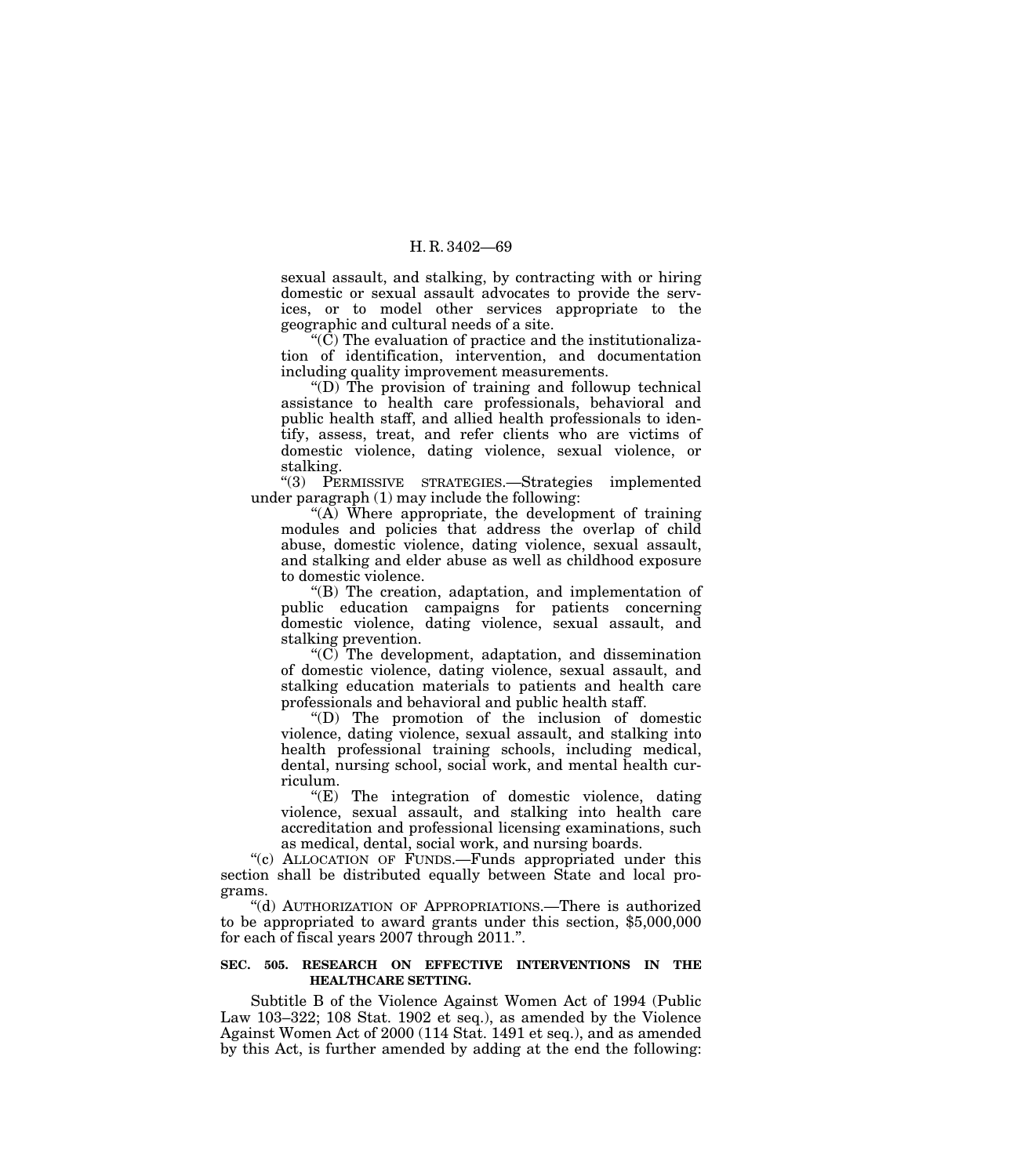sexual assault, and stalking, by contracting with or hiring domestic or sexual assault advocates to provide the services, or to model other services appropriate to the geographic and cultural needs of a site.

"(C) The evaluation of practice and the institutionalization of identification, intervention, and documentation including quality improvement measurements.

"(D) The provision of training and followup technical assistance to health care professionals, behavioral and public health staff, and allied health professionals to identify, assess, treat, and refer clients who are victims of domestic violence, dating violence, sexual violence, or stalking.

"(3) PERMISSIVE STRATEGIES.—Strategies implemented under paragraph (1) may include the following:

"(A) Where appropriate, the development of training modules and policies that address the overlap of child abuse, domestic violence, dating violence, sexual assault, and stalking and elder abuse as well as childhood exposure to domestic violence.

"(B) The creation, adaptation, and implementation of public education campaigns for patients concerning domestic violence, dating violence, sexual assault, and stalking prevention.

"(C) The development, adaptation, and dissemination of domestic violence, dating violence, sexual assault, and stalking education materials to patients and health care professionals and behavioral and public health staff.

"(D) The promotion of the inclusion of domestic violence, dating violence, sexual assault, and stalking into health professional training schools, including medical, dental, nursing school, social work, and mental health curriculum.

"(E) The integration of domestic violence, dating violence, sexual assault, and stalking into health care accreditation and professional licensing examinations, such as medical, dental, social work, and nursing boards.

"(c) ALLOCATION OF FUNDS.—Funds appropriated under this section shall be distributed equally between State and local programs.

"(d) AUTHORIZATION OF APPROPRIATIONS.—There is authorized to be appropriated to award grants under this section, $5,000,000 for each of fiscal years 2007 through 2011.".

**SEC. 505. RESEARCH ON EFFECTIVE INTERVENTIONS IN THE HEALTHCARE SETTING.**

Subtitle B of the Violence Against Women Act of 1994 (Public Law 103–322; 108 Stat. 1902 et seq.), as amended by the Violence Against Women Act of 2000 (114 Stat. 1491 et seq.), and as amended by this Act, is further amended by adding at the end the following: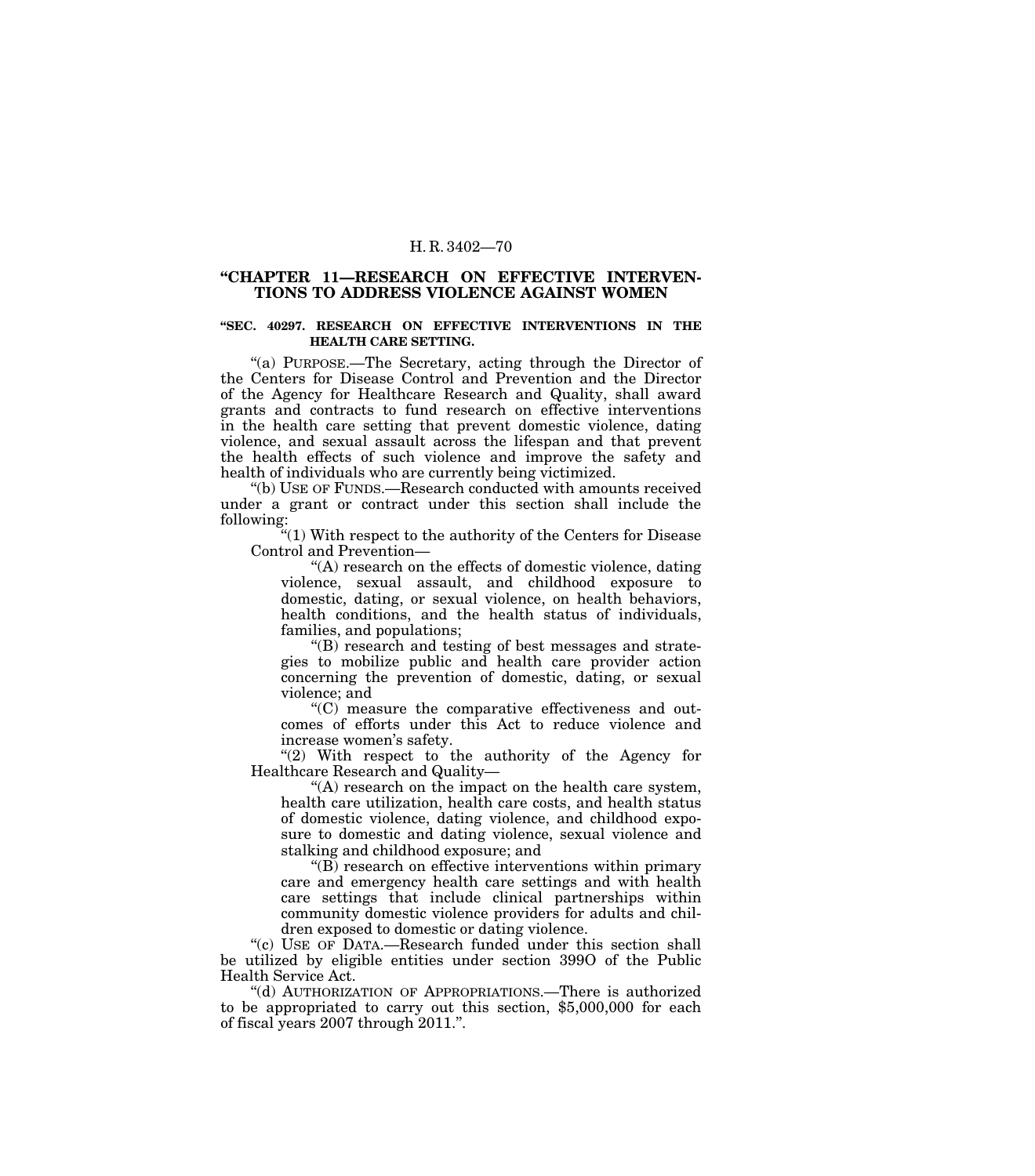## "CHAPTER 11—RESEARCH ON EFFECTIVE INTERVENTIONS TO ADDRESS VIOLENCE AGAINST WOMEN

### "SEC. 40297. RESEARCH ON EFFECTIVE INTERVENTIONS IN THE HEALTH CARE SETTING.

"(a) PURPOSE.—The Secretary, acting through the Director of the Centers for Disease Control and Prevention and the Director of the Agency for Healthcare Research and Quality, shall award grants and contracts to fund research on effective interventions in the health care setting that prevent domestic violence, dating violence, and sexual assault across the lifespan and that prevent the health effects of such violence and improve the safety and health of individuals who are currently being victimized.

"(b) USE OF FUNDS.—Research conducted with amounts received under a grant or contract under this section shall include the following:

"(1) With respect to the authority of the Centers for Disease Control and Prevention—

"(A) research on the effects of domestic violence, dating violence, sexual assault, and childhood exposure to domestic, dating, or sexual violence, on health behaviors, health conditions, and the health status of individuals, families, and populations;

"(B) research and testing of best messages and strategies to mobilize public and health care provider action concerning the prevention of domestic, dating, or sexual violence; and

"(C) measure the comparative effectiveness and outcomes of efforts under this Act to reduce violence and increase women's safety.

"(2) With respect to the authority of the Agency for Healthcare Research and Quality—

"(A) research on the impact on the health care system, health care utilization, health care costs, and health status of domestic violence, dating violence, and childhood exposure to domestic and dating violence, sexual violence and stalking and childhood exposure; and

"(B) research on effective interventions within primary care and emergency health care settings and with health care settings that include clinical partnerships within community domestic violence providers for adults and children exposed to domestic or dating violence.

"(c) USE OF DATA.—Research funded under this section shall be utilized by eligible entities under section 399O of the Public Health Service Act.

"(d) AUTHORIZATION OF APPROPRIATIONS.—There is authorized to be appropriated to carry out this section, $5,000,000 for each of fiscal years 2007 through 2011.".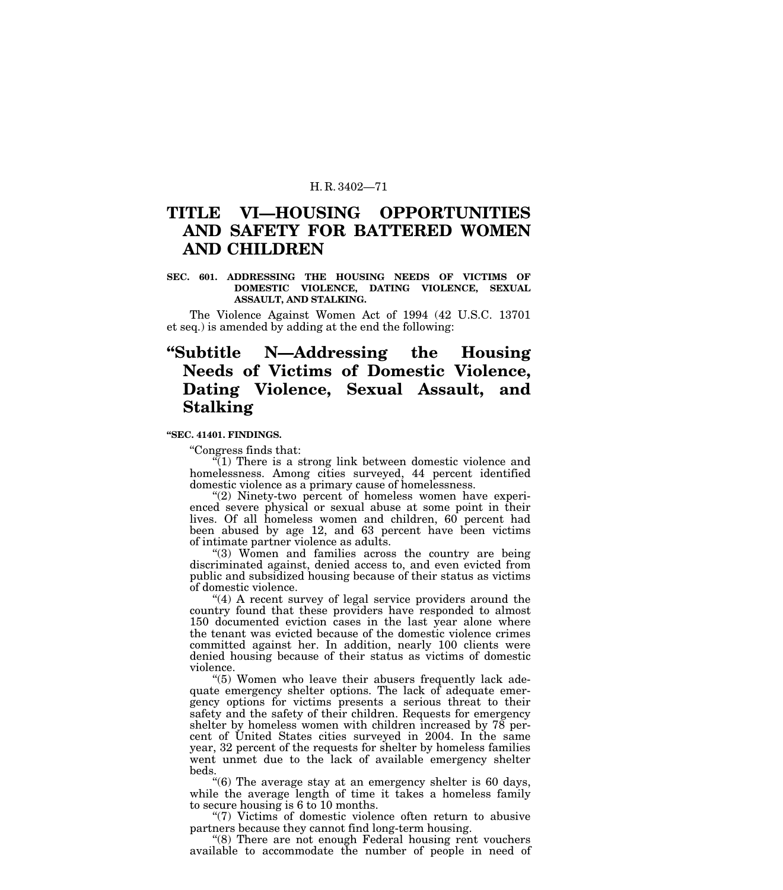# TITLE VI—HOUSING OPPORTUNITIES AND SAFETY FOR BATTERED WOMEN AND CHILDREN

**SEC. 601. ADDRESSING THE HOUSING NEEDS OF VICTIMS OF DOMESTIC VIOLENCE, DATING VIOLENCE, SEXUAL ASSAULT, AND STALKING.**

The Violence Against Women Act of 1994 (42 U.S.C. 13701 et seq.) is amended by adding at the end the following:

## "Subtitle N—Addressing the Housing Needs of Victims of Domestic Violence, Dating Violence, Sexual Assault, and Stalking

**"SEC. 41401. FINDINGS.**

"Congress finds that:

"(1) There is a strong link between domestic violence and homelessness. Among cities surveyed, 44 percent identified domestic violence as a primary cause of homelessness.

"(2) Ninety-two percent of homeless women have experienced severe physical or sexual abuse at some point in their lives. Of all homeless women and children, 60 percent had been abused by age 12, and 63 percent have been victims of intimate partner violence as adults.

"(3) Women and families across the country are being discriminated against, denied access to, and even evicted from public and subsidized housing because of their status as victims of domestic violence.

"(4) A recent survey of legal service providers around the country found that these providers have responded to almost 150 documented eviction cases in the last year alone where the tenant was evicted because of the domestic violence crimes committed against her. In addition, nearly 100 clients were denied housing because of their status as victims of domestic violence.

"(5) Women who leave their abusers frequently lack adequate emergency shelter options. The lack of adequate emergency options for victims presents a serious threat to their safety and the safety of their children. Requests for emergency shelter by homeless women with children increased by 78 percent of United States cities surveyed in 2004. In the same year, 32 percent of the requests for shelter by homeless families went unmet due to the lack of available emergency shelter beds.

"(6) The average stay at an emergency shelter is 60 days, while the average length of time it takes a homeless family to secure housing is 6 to 10 months.

"(7) Victims of domestic violence often return to abusive partners because they cannot find long-term housing.

"(8) There are not enough Federal housing rent vouchers available to accommodate the number of people in need of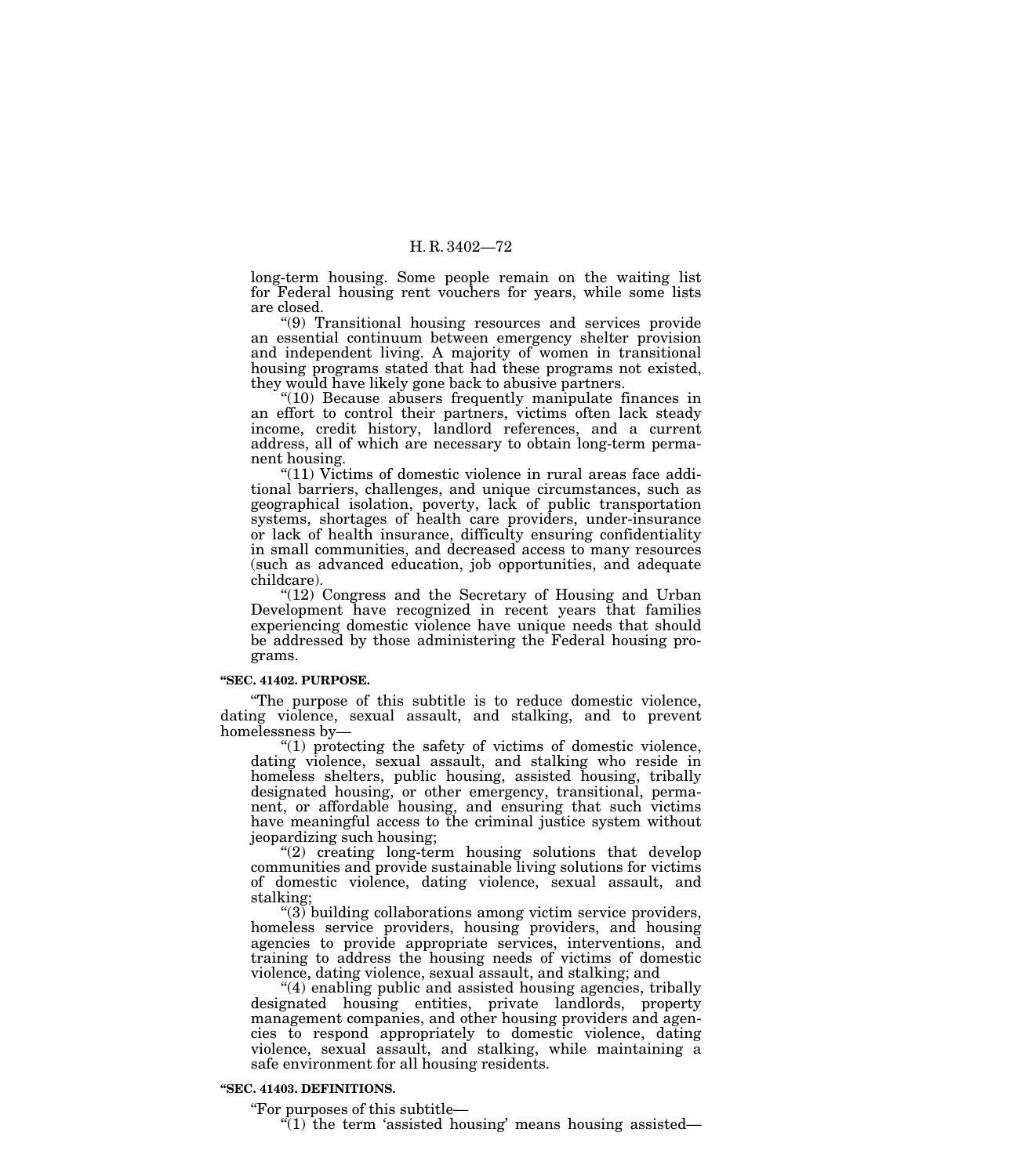long-term housing. Some people remain on the waiting list for Federal housing rent vouchers for years, while some lists are closed.

"(9) Transitional housing resources and services provide an essential continuum between emergency shelter provision and independent living. A majority of women in transitional housing programs stated that had these programs not existed, they would have likely gone back to abusive partners.

"(10) Because abusers frequently manipulate finances in an effort to control their partners, victims often lack steady income, credit history, landlord references, and a current address, all of which are necessary to obtain long-term permanent housing.

"(11) Victims of domestic violence in rural areas face additional barriers, challenges, and unique circumstances, such as geographical isolation, poverty, lack of public transportation systems, shortages of health care providers, under-insurance or lack of health insurance, difficulty ensuring confidentiality in small communities, and decreased access to many resources (such as advanced education, job opportunities, and adequate childcare).

"(12) Congress and the Secretary of Housing and Urban Development have recognized in recent years that families experiencing domestic violence have unique needs that should be addressed by those administering the Federal housing programs.

**"SEC. 41402. PURPOSE.**

"The purpose of this subtitle is to reduce domestic violence, dating violence, sexual assault, and stalking, and to prevent homelessness by—

"(1) protecting the safety of victims of domestic violence, dating violence, sexual assault, and stalking who reside in homeless shelters, public housing, assisted housing, tribally designated housing, or other emergency, transitional, permanent, or affordable housing, and ensuring that such victims have meaningful access to the criminal justice system without jeopardizing such housing;

"(2) creating long-term housing solutions that develop communities and provide sustainable living solutions for victims of domestic violence, dating violence, sexual assault, and stalking;

"(3) building collaborations among victim service providers, homeless service providers, housing providers, and housing agencies to provide appropriate services, interventions, and training to address the housing needs of victims of domestic violence, dating violence, sexual assault, and stalking; and

"(4) enabling public and assisted housing agencies, tribally designated housing entities, private landlords, property management companies, and other housing providers and agencies to respond appropriately to domestic violence, dating violence, sexual assault, and stalking, while maintaining a safe environment for all housing residents.

**"SEC. 41403. DEFINITIONS.**

"For purposes of this subtitle—

"(1) the term 'assisted housing' means housing assisted—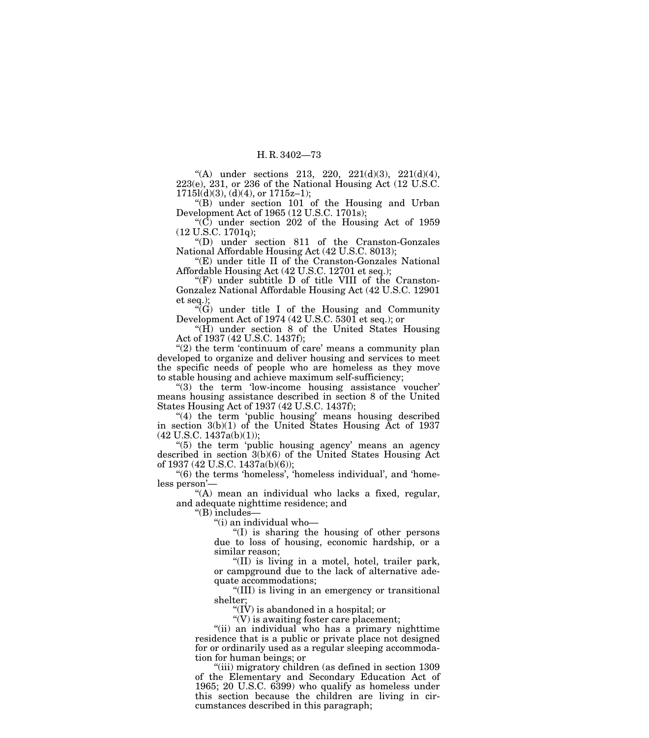"(A) under sections 213, 220, 221(d)(3), 221(d)(4), 223(e), 231, or 236 of the National Housing Act (12 U.S.C. 1715l(d)(3), (d)(4), or 1715z–1);

"(B) under section 101 of the Housing and Urban Development Act of 1965 (12 U.S.C. 1701s);

"(C) under section 202 of the Housing Act of 1959 (12 U.S.C. 1701q);

"(D) under section 811 of the Cranston-Gonzales National Affordable Housing Act (42 U.S.C. 8013);

"(E) under title II of the Cranston-Gonzales National Affordable Housing Act (42 U.S.C. 12701 et seq.);

"(F) under subtitle D of title VIII of the Cranston-Gonzalez National Affordable Housing Act (42 U.S.C. 12901 et seq.);

"(G) under title I of the Housing and Community Development Act of 1974 (42 U.S.C. 5301 et seq.); or

"(H) under section 8 of the United States Housing Act of 1937 (42 U.S.C. 1437f);

"(2) the term 'continuum of care' means a community plan developed to organize and deliver housing and services to meet the specific needs of people who are homeless as they move to stable housing and achieve maximum self-sufficiency;

"(3) the term 'low-income housing assistance voucher' means housing assistance described in section 8 of the United States Housing Act of 1937 (42 U.S.C. 1437f);

"(4) the term 'public housing' means housing described in section 3(b)(1) of the United States Housing Act of 1937 (42 U.S.C. 1437a(b)(1));

"(5) the term 'public housing agency' means an agency described in section 3(b)(6) of the United States Housing Act of 1937 (42 U.S.C. 1437a(b)(6));

"(6) the terms 'homeless', 'homeless individual', and 'homeless person'—

"(A) mean an individual who lacks a fixed, regular, and adequate nighttime residence; and

"(B) includes—

"(i) an individual who—

"(I) is sharing the housing of other persons due to loss of housing, economic hardship, or a similar reason;

"(II) is living in a motel, hotel, trailer park, or campground due to the lack of alternative adequate accommodations;

"(III) is living in an emergency or transitional shelter;

"(IV) is abandoned in a hospital; or

"(V) is awaiting foster care placement;

"(ii) an individual who has a primary nighttime residence that is a public or private place not designed for or ordinarily used as a regular sleeping accommodation for human beings; or

"(iii) migratory children (as defined in section 1309 of the Elementary and Secondary Education Act of 1965; 20 U.S.C. 6399) who qualify as homeless under this section because the children are living in circumstances described in this paragraph;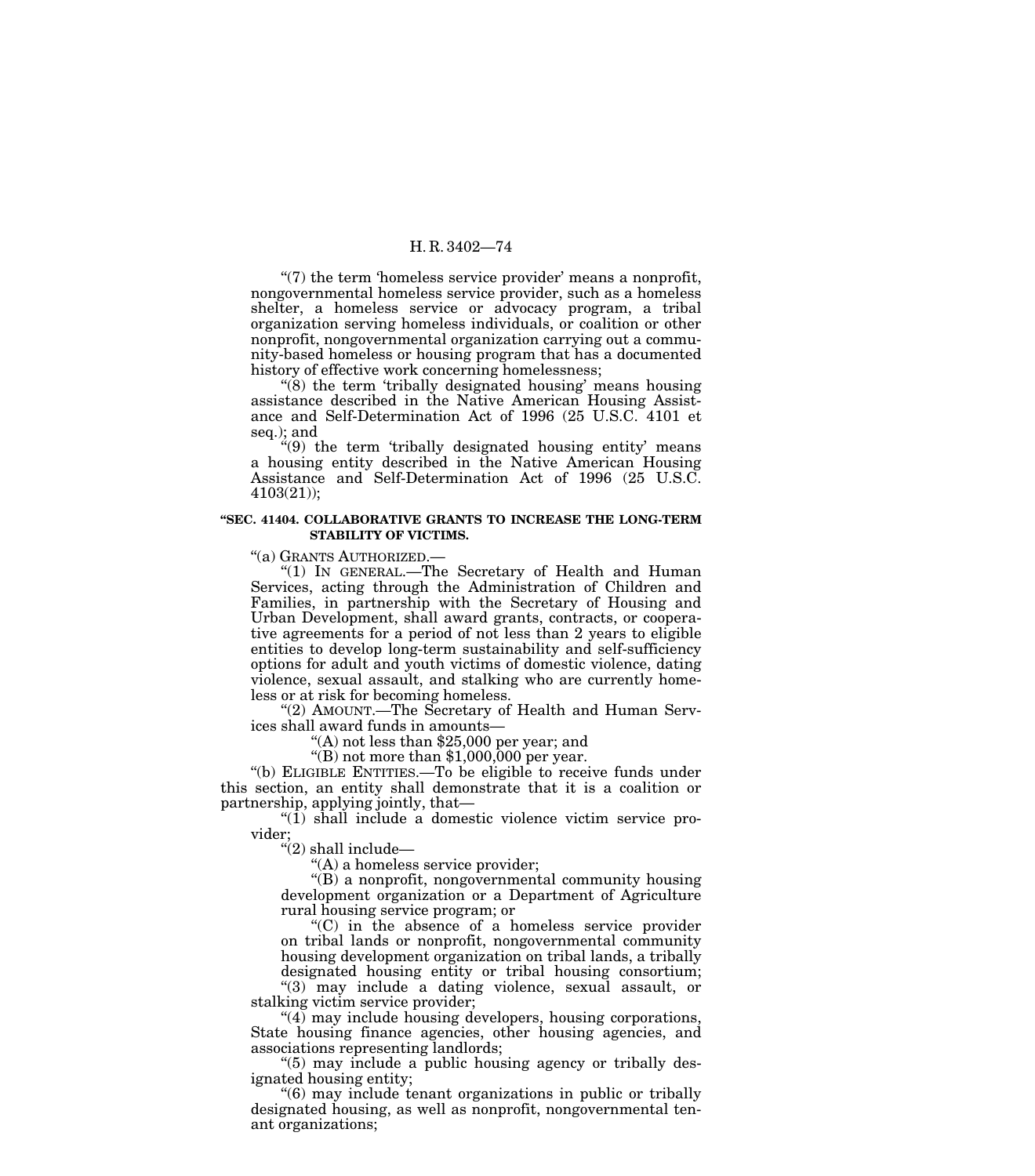"(7) the term 'homeless service provider' means a nonprofit, nongovernmental homeless service provider, such as a homeless shelter, a homeless service or advocacy program, a tribal organization serving homeless individuals, or coalition or other nonprofit, nongovernmental organization carrying out a community-based homeless or housing program that has a documented history of effective work concerning homelessness;

"(8) the term 'tribally designated housing' means housing assistance described in the Native American Housing Assistance and Self-Determination Act of 1996 (25 U.S.C. 4101 et seq.); and

"(9) the term 'tribally designated housing entity' means a housing entity described in the Native American Housing Assistance and Self-Determination Act of 1996 (25 U.S.C. 4103(21));

**"SEC. 41404. COLLABORATIVE GRANTS TO INCREASE THE LONG-TERM STABILITY OF VICTIMS.**

"(a) GRANTS AUTHORIZED.—

"(1) IN GENERAL.—The Secretary of Health and Human Services, acting through the Administration of Children and Families, in partnership with the Secretary of Housing and Urban Development, shall award grants, contracts, or cooperative agreements for a period of not less than 2 years to eligible entities to develop long-term sustainability and self-sufficiency options for adult and youth victims of domestic violence, dating violence, sexual assault, and stalking who are currently homeless or at risk for becoming homeless.

"(2) AMOUNT.—The Secretary of Health and Human Services shall award funds in amounts—

"(A) not less than $25,000 per year; and

"(B) not more than $1,000,000 per year.

"(b) ELIGIBLE ENTITIES.—To be eligible to receive funds under this section, an entity shall demonstrate that it is a coalition or partnership, applying jointly, that—

"(1) shall include a domestic violence victim service provider;

"(2) shall include—

"(A) a homeless service provider;

"(B) a nonprofit, nongovernmental community housing development organization or a Department of Agriculture rural housing service program; or

"(C) in the absence of a homeless service provider on tribal lands or nonprofit, nongovernmental community housing development organization on tribal lands, a tribally designated housing entity or tribal housing consortium;

"(3) may include a dating violence, sexual assault, or stalking victim service provider;

"(4) may include housing developers, housing corporations, State housing finance agencies, other housing agencies, and associations representing landlords;

"(5) may include a public housing agency or tribally designated housing entity;

"(6) may include tenant organizations in public or tribally designated housing, as well as nonprofit, nongovernmental tenant organizations;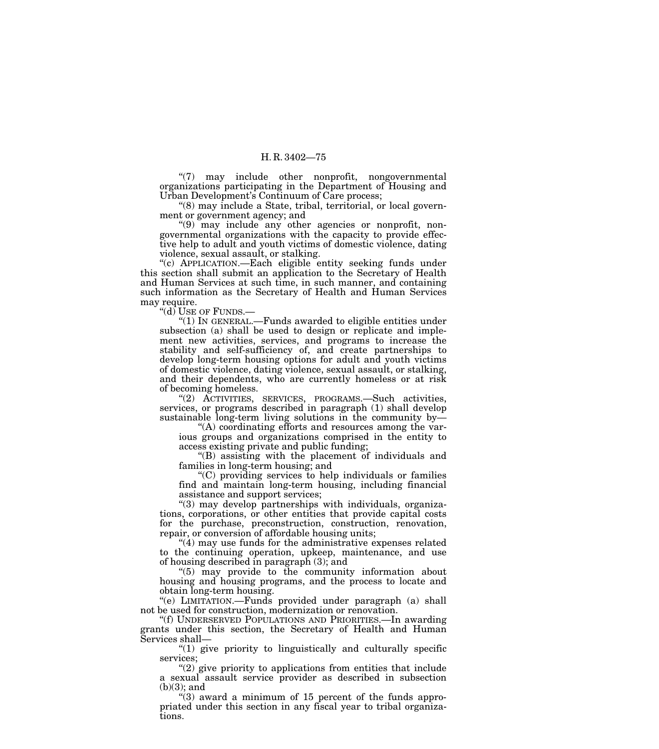"(7) may include other nonprofit, nongovernmental organizations participating in the Department of Housing and Urban Development's Continuum of Care process;

"(8) may include a State, tribal, territorial, or local government or government agency; and

"(9) may include any other agencies or nonprofit, nongovernmental organizations with the capacity to provide effective help to adult and youth victims of domestic violence, dating violence, sexual assault, or stalking.

"(c) APPLICATION.—Each eligible entity seeking funds under this section shall submit an application to the Secretary of Health and Human Services at such time, in such manner, and containing such information as the Secretary of Health and Human Services may require.

"(d) USE OF FUNDS.—

"(1) IN GENERAL.—Funds awarded to eligible entities under subsection (a) shall be used to design or replicate and implement new activities, services, and programs to increase the stability and self-sufficiency of, and create partnerships to develop long-term housing options for adult and youth victims of domestic violence, dating violence, sexual assault, or stalking, and their dependents, who are currently homeless or at risk of becoming homeless.

"(2) ACTIVITIES, SERVICES, PROGRAMS.—Such activities, services, or programs described in paragraph (1) shall develop sustainable long-term living solutions in the community by—

"(A) coordinating efforts and resources among the various groups and organizations comprised in the entity to access existing private and public funding;

"(B) assisting with the placement of individuals and families in long-term housing; and

"(C) providing services to help individuals or families find and maintain long-term housing, including financial assistance and support services;

"(3) may develop partnerships with individuals, organizations, corporations, or other entities that provide capital costs for the purchase, preconstruction, construction, renovation, repair, or conversion of affordable housing units;

"(4) may use funds for the administrative expenses related to the continuing operation, upkeep, maintenance, and use of housing described in paragraph (3); and

"(5) may provide to the community information about housing and housing programs, and the process to locate and obtain long-term housing.

"(e) LIMITATION.—Funds provided under paragraph (a) shall not be used for construction, modernization or renovation.

"(f) UNDERSERVED POPULATIONS AND PRIORITIES.—In awarding grants under this section, the Secretary of Health and Human Services shall—

"(1) give priority to linguistically and culturally specific services;

"(2) give priority to applications from entities that include a sexual assault service provider as described in subsection (b)(3); and

"(3) award a minimum of 15 percent of the funds appropriated under this section in any fiscal year to tribal organizations.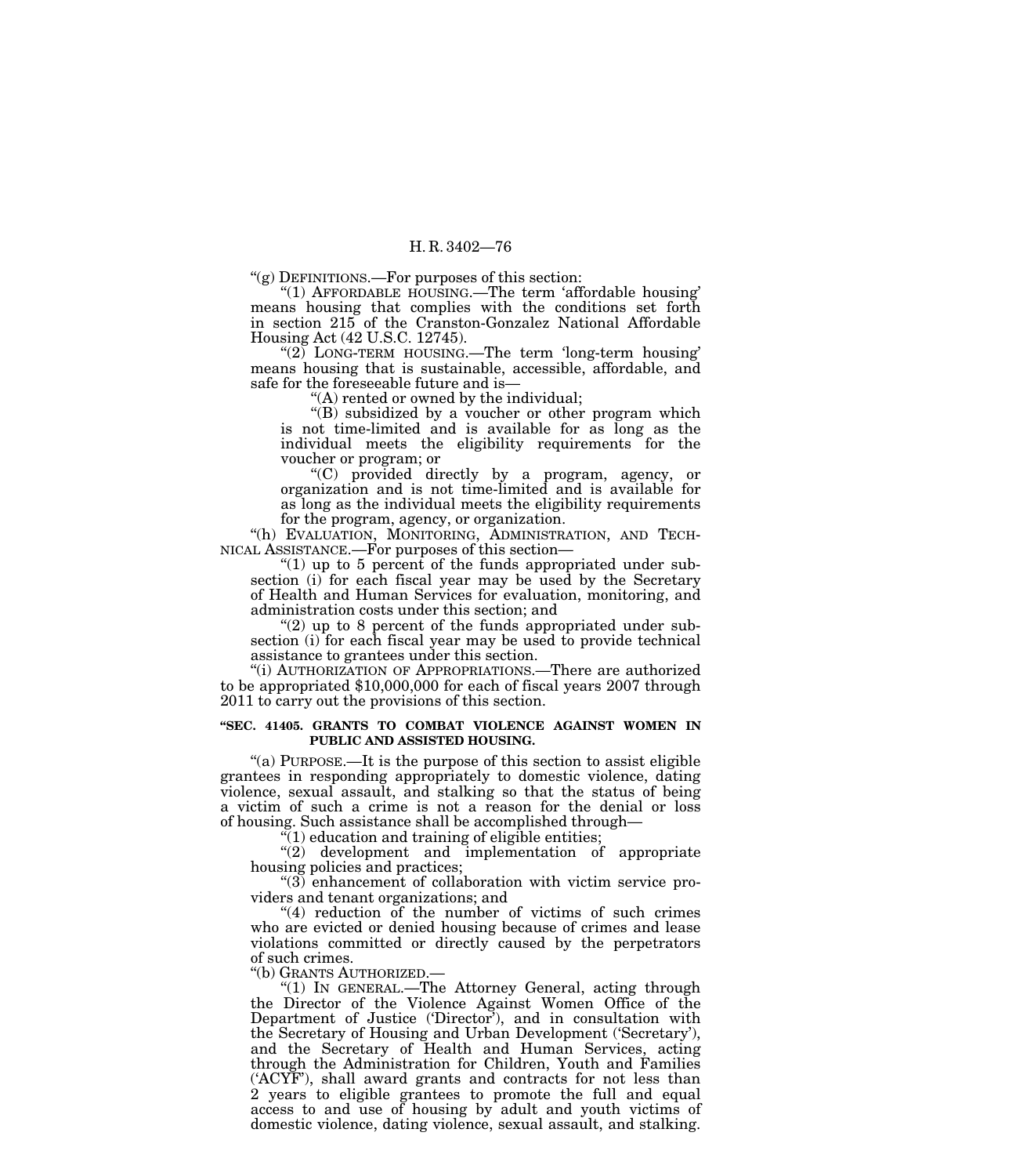"(g) DEFINITIONS.—For purposes of this section:

"(1) AFFORDABLE HOUSING.—The term 'affordable housing' means housing that complies with the conditions set forth in section 215 of the Cranston-Gonzalez National Affordable Housing Act (42 U.S.C. 12745).

"(2) LONG-TERM HOUSING.—The term 'long-term housing' means housing that is sustainable, accessible, affordable, and safe for the foreseeable future and is—

"(A) rented or owned by the individual;

"(B) subsidized by a voucher or other program which is not time-limited and is available for as long as the individual meets the eligibility requirements for the voucher or program; or

"(C) provided directly by a program, agency, or organization and is not time-limited and is available for as long as the individual meets the eligibility requirements for the program, agency, or organization.

"(h) EVALUATION, MONITORING, ADMINISTRATION, AND TECHNICAL ASSISTANCE.—For purposes of this section—

"(1) up to 5 percent of the funds appropriated under subsection (i) for each fiscal year may be used by the Secretary of Health and Human Services for evaluation, monitoring, and administration costs under this section; and

"(2) up to 8 percent of the funds appropriated under subsection (i) for each fiscal year may be used to provide technical assistance to grantees under this section.

"(i) AUTHORIZATION OF APPROPRIATIONS.—There are authorized to be appropriated $10,000,000 for each of fiscal years 2007 through 2011 to carry out the provisions of this section.

**"SEC. 41405. GRANTS TO COMBAT VIOLENCE AGAINST WOMEN IN PUBLIC AND ASSISTED HOUSING.**

"(a) PURPOSE.—It is the purpose of this section to assist eligible grantees in responding appropriately to domestic violence, dating violence, sexual assault, and stalking so that the status of being a victim of such a crime is not a reason for the denial or loss of housing. Such assistance shall be accomplished through—

"(1) education and training of eligible entities;

"(2) development and implementation of appropriate housing policies and practices;

"(3) enhancement of collaboration with victim service providers and tenant organizations; and

"(4) reduction of the number of victims of such crimes who are evicted or denied housing because of crimes and lease violations committed or directly caused by the perpetrators of such crimes.

"(b) GRANTS AUTHORIZED.—

"(1) IN GENERAL.—The Attorney General, acting through the Director of the Violence Against Women Office of the Department of Justice ('Director'), and in consultation with the Secretary of Housing and Urban Development ('Secretary'), and the Secretary of Health and Human Services, acting through the Administration for Children, Youth and Families ('ACYF'), shall award grants and contracts for not less than 2 years to eligible grantees to promote the full and equal access to and use of housing by adult and youth victims of domestic violence, dating violence, sexual assault, and stalking.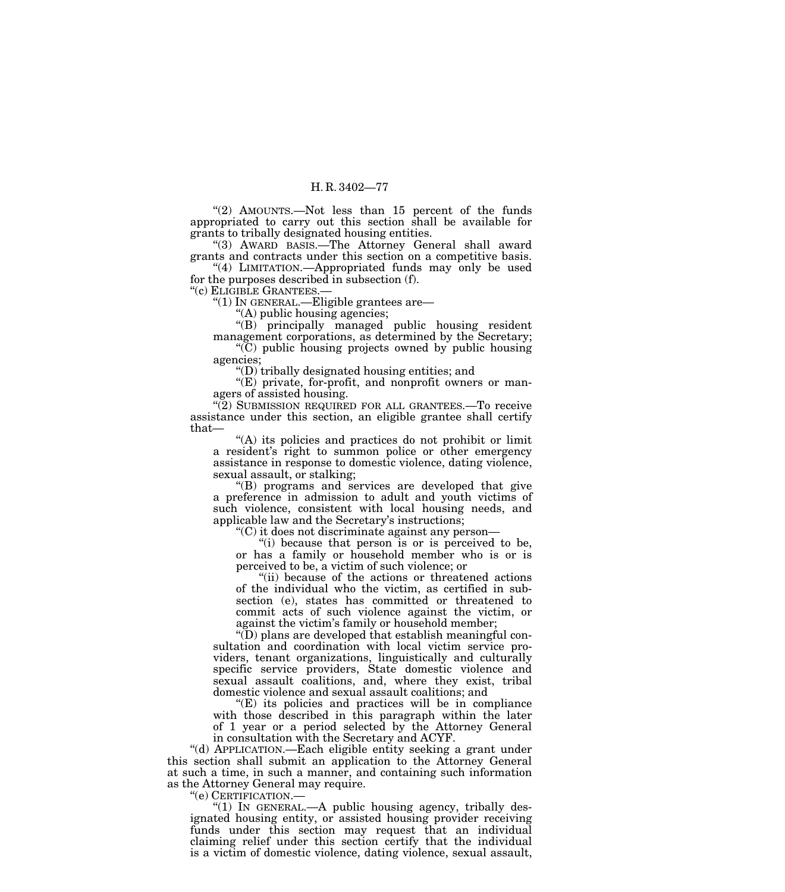"(2) AMOUNTS.—Not less than 15 percent of the funds appropriated to carry out this section shall be available for grants to tribally designated housing entities.

"(3) AWARD BASIS.—The Attorney General shall award grants and contracts under this section on a competitive basis.

"(4) LIMITATION.—Appropriated funds may only be used for the purposes described in subsection (f).

"(c) ELIGIBLE GRANTEES.—

"(1) IN GENERAL.—Eligible grantees are—

"(A) public housing agencies;

"(B) principally managed public housing resident management corporations, as determined by the Secretary;

"(C) public housing projects owned by public housing agencies;

"(D) tribally designated housing entities; and

"(E) private, for-profit, and nonprofit owners or managers of assisted housing.

"(2) SUBMISSION REQUIRED FOR ALL GRANTEES.—To receive assistance under this section, an eligible grantee shall certify that—

"(A) its policies and practices do not prohibit or limit a resident's right to summon police or other emergency assistance in response to domestic violence, dating violence, sexual assault, or stalking;

"(B) programs and services are developed that give a preference in admission to adult and youth victims of such violence, consistent with local housing needs, and applicable law and the Secretary's instructions;

"(C) it does not discriminate against any person—

"(i) because that person is or is perceived to be, or has a family or household member who is or is perceived to be, a victim of such violence; or

"(ii) because of the actions or threatened actions of the individual who the victim, as certified in subsection (e), states has committed or threatened to commit acts of such violence against the victim, or against the victim's family or household member;

"(D) plans are developed that establish meaningful consultation and coordination with local victim service providers, tenant organizations, linguistically and culturally specific service providers, State domestic violence and sexual assault coalitions, and, where they exist, tribal domestic violence and sexual assault coalitions; and

"(E) its policies and practices will be in compliance with those described in this paragraph within the later of 1 year or a period selected by the Attorney General in consultation with the Secretary and ACYF.

"(d) APPLICATION.—Each eligible entity seeking a grant under this section shall submit an application to the Attorney General at such a time, in such a manner, and containing such information as the Attorney General may require.

"(e) CERTIFICATION.—

"(1) IN GENERAL.—A public housing agency, tribally designated housing entity, or assisted housing provider receiving funds under this section may request that an individual claiming relief under this section certify that the individual is a victim of domestic violence, dating violence, sexual assault,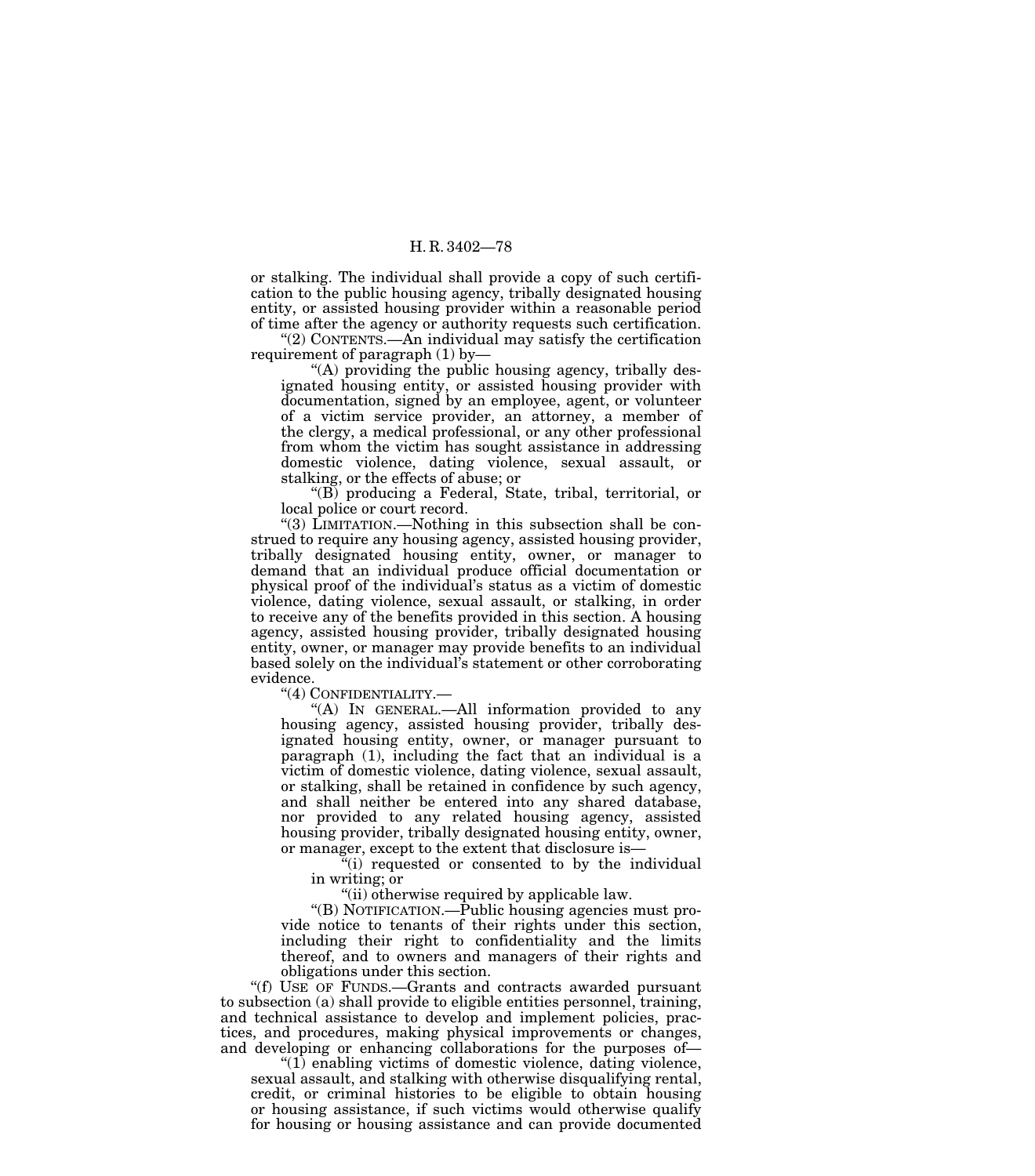or stalking. The individual shall provide a copy of such certification to the public housing agency, tribally designated housing entity, or assisted housing provider within a reasonable period of time after the agency or authority requests such certification.

"(2) CONTENTS.—An individual may satisfy the certification requirement of paragraph (1) by—

"(A) providing the public housing agency, tribally designated housing entity, or assisted housing provider with documentation, signed by an employee, agent, or volunteer of a victim service provider, an attorney, a member of the clergy, a medical professional, or any other professional from whom the victim has sought assistance in addressing domestic violence, dating violence, sexual assault, or stalking, or the effects of abuse; or

"(B) producing a Federal, State, tribal, territorial, or local police or court record.

"(3) LIMITATION.—Nothing in this subsection shall be construed to require any housing agency, assisted housing provider, tribally designated housing entity, owner, or manager to demand that an individual produce official documentation or physical proof of the individual's status as a victim of domestic violence, dating violence, sexual assault, or stalking, in order to receive any of the benefits provided in this section. A housing agency, assisted housing provider, tribally designated housing entity, owner, or manager may provide benefits to an individual based solely on the individual's statement or other corroborating evidence.

"(4) CONFIDENTIALITY.—

"(A) IN GENERAL.—All information provided to any housing agency, assisted housing provider, tribally designated housing entity, owner, or manager pursuant to paragraph (1), including the fact that an individual is a victim of domestic violence, dating violence, sexual assault, or stalking, shall be retained in confidence by such agency, and shall neither be entered into any shared database, nor provided to any related housing agency, assisted housing provider, tribally designated housing entity, owner, or manager, except to the extent that disclosure is—

"(i) requested or consented to by the individual in writing; or

"(ii) otherwise required by applicable law.

"(B) NOTIFICATION.—Public housing agencies must provide notice to tenants of their rights under this section, including their right to confidentiality and the limits thereof, and to owners and managers of their rights and obligations under this section.

"(f) USE OF FUNDS.—Grants and contracts awarded pursuant to subsection (a) shall provide to eligible entities personnel, training, and technical assistance to develop and implement policies, practices, and procedures, making physical improvements or changes, and developing or enhancing collaborations for the purposes of—

"(1) enabling victims of domestic violence, dating violence, sexual assault, and stalking with otherwise disqualifying rental, credit, or criminal histories to be eligible to obtain housing or housing assistance, if such victims would otherwise qualify for housing or housing assistance and can provide documented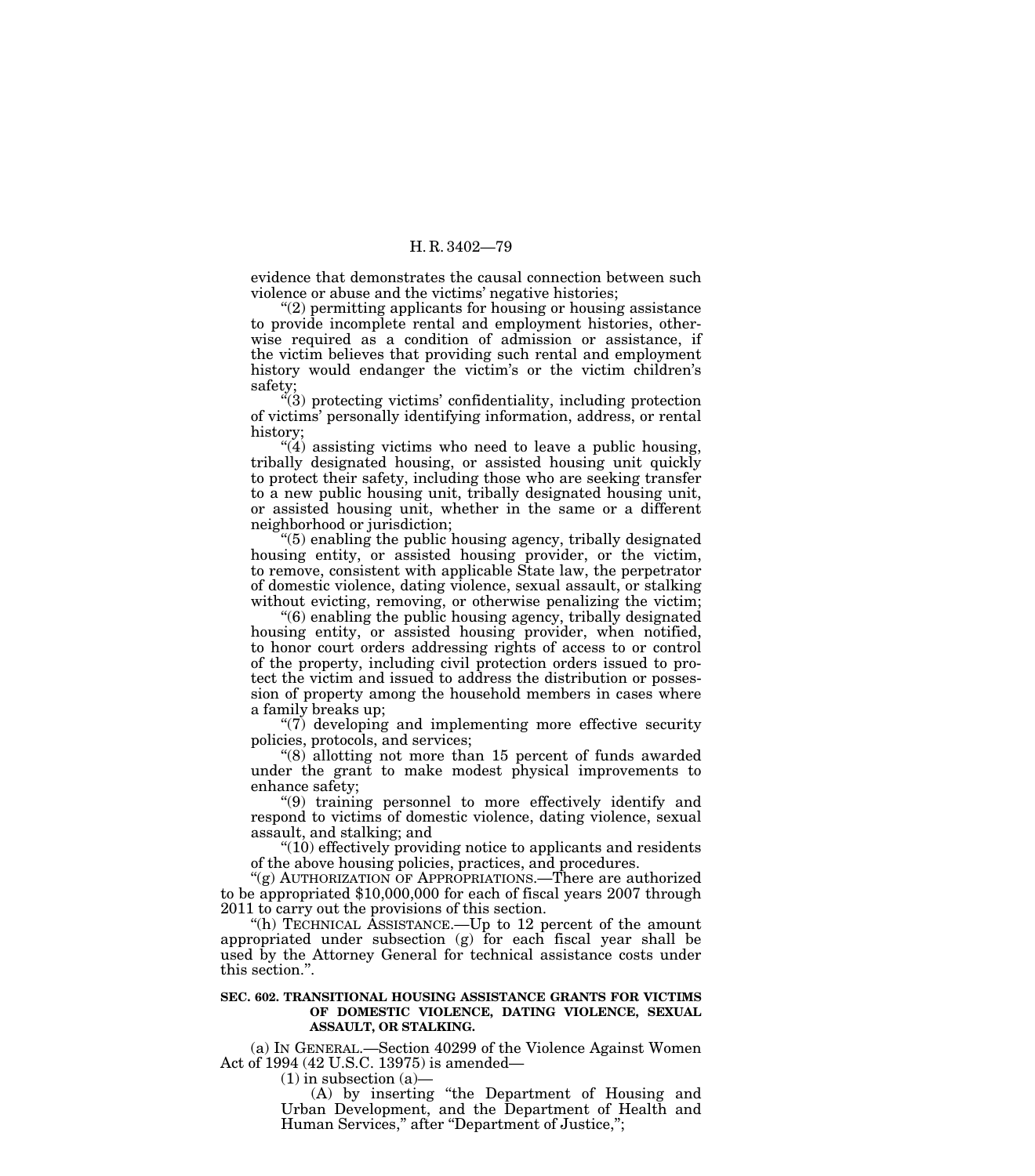evidence that demonstrates the causal connection between such violence or abuse and the victims' negative histories;

"(2) permitting applicants for housing or housing assistance to provide incomplete rental and employment histories, otherwise required as a condition of admission or assistance, if the victim believes that providing such rental and employment history would endanger the victim's or the victim children's safety;

"(3) protecting victims' confidentiality, including protection of victims' personally identifying information, address, or rental history;

"(4) assisting victims who need to leave a public housing, tribally designated housing, or assisted housing unit quickly to protect their safety, including those who are seeking transfer to a new public housing unit, tribally designated housing unit, or assisted housing unit, whether in the same or a different neighborhood or jurisdiction;

"(5) enabling the public housing agency, tribally designated housing entity, or assisted housing provider, or the victim, to remove, consistent with applicable State law, the perpetrator of domestic violence, dating violence, sexual assault, or stalking without evicting, removing, or otherwise penalizing the victim;

"(6) enabling the public housing agency, tribally designated housing entity, or assisted housing provider, when notified, to honor court orders addressing rights of access to or control of the property, including civil protection orders issued to protect the victim and issued to address the distribution or possession of property among the household members in cases where a family breaks up;

"(7) developing and implementing more effective security policies, protocols, and services;

"(8) allotting not more than 15 percent of funds awarded under the grant to make modest physical improvements to enhance safety;

"(9) training personnel to more effectively identify and respond to victims of domestic violence, dating violence, sexual assault, and stalking; and

"(10) effectively providing notice to applicants and residents of the above housing policies, practices, and procedures.

"(g) AUTHORIZATION OF APPROPRIATIONS.—There are authorized to be appropriated $10,000,000 for each of fiscal years 2007 through 2011 to carry out the provisions of this section.

"(h) TECHNICAL ASSISTANCE.—Up to 12 percent of the amount appropriated under subsection (g) for each fiscal year shall be used by the Attorney General for technical assistance costs under this section.".

**SEC. 602. TRANSITIONAL HOUSING ASSISTANCE GRANTS FOR VICTIMS OF DOMESTIC VIOLENCE, DATING VIOLENCE, SEXUAL ASSAULT, OR STALKING.**

(a) IN GENERAL.—Section 40299 of the Violence Against Women Act of 1994 (42 U.S.C. 13975) is amended—

(1) in subsection (a)—

(A) by inserting "the Department of Housing and Urban Development, and the Department of Health and Human Services," after "Department of Justice,";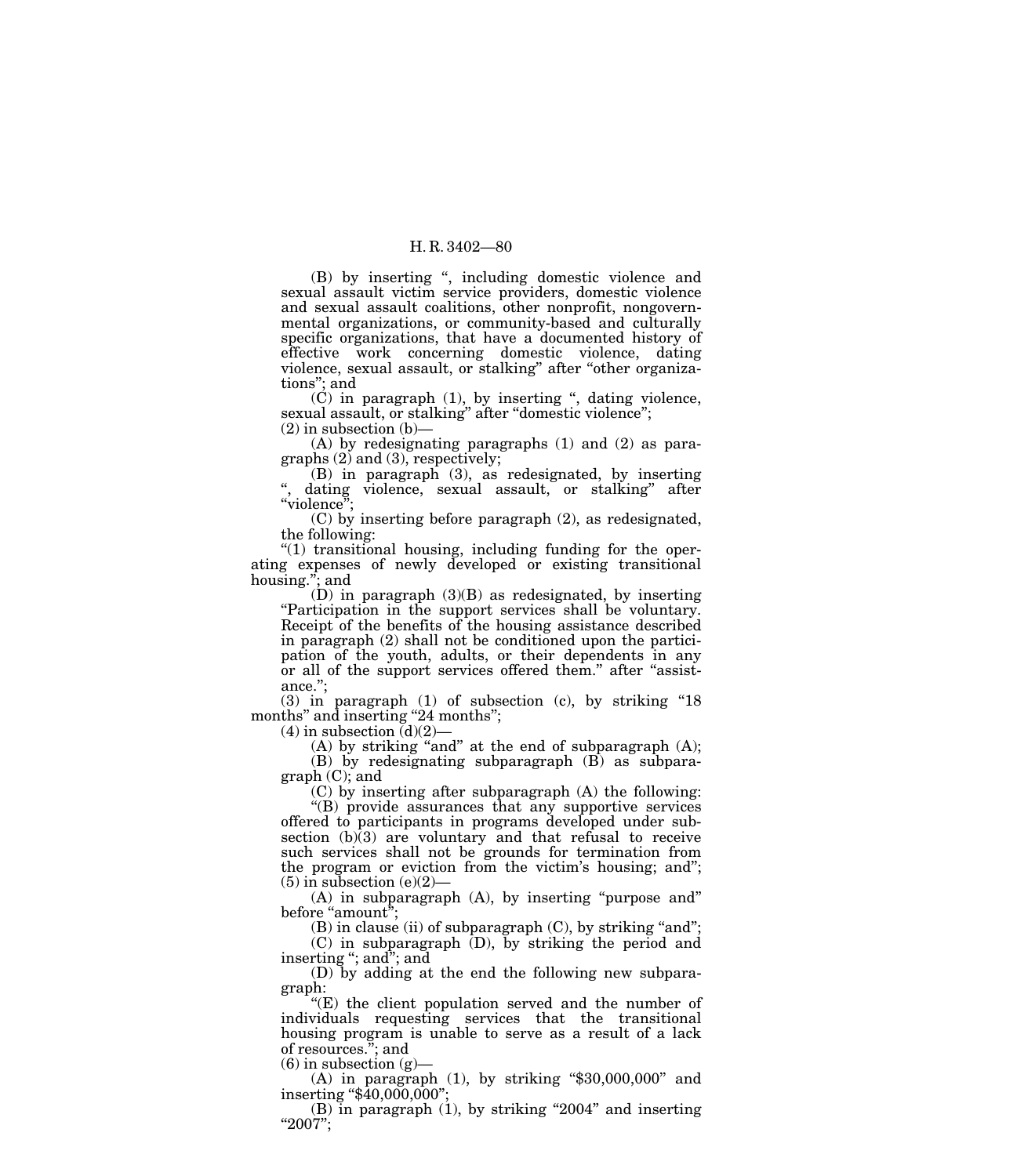(B) by inserting ", including domestic violence and sexual assault victim service providers, domestic violence and sexual assault coalitions, other nonprofit, nongovernmental organizations, or community-based and culturally specific organizations, that have a documented history of effective work concerning domestic violence, dating violence, sexual assault, or stalking" after "other organizations"; and

(C) in paragraph (1), by inserting ", dating violence, sexual assault, or stalking" after "domestic violence";

(2) in subsection (b)—

(A) by redesignating paragraphs (1) and (2) as paragraphs (2) and (3), respectively;

(B) in paragraph (3), as redesignated, by inserting ", dating violence, sexual assault, or stalking" after "violence";

(C) by inserting before paragraph (2), as redesignated, the following:

"(1) transitional housing, including funding for the operating expenses of newly developed or existing transitional housing."; and

(D) in paragraph (3)(B) as redesignated, by inserting "Participation in the support services shall be voluntary. Receipt of the benefits of the housing assistance described in paragraph (2) shall not be conditioned upon the participation of the youth, adults, or their dependents in any or all of the support services offered them." after "assistance.";

(3) in paragraph (1) of subsection (c), by striking "18 months" and inserting "24 months";

(4) in subsection (d)(2)—

(A) by striking "and" at the end of subparagraph (A);

(B) by redesignating subparagraph (B) as subparagraph (C); and

(C) by inserting after subparagraph (A) the following:

"(B) provide assurances that any supportive services offered to participants in programs developed under subsection (b)(3) are voluntary and that refusal to receive such services shall not be grounds for termination from the program or eviction from the victim's housing; and";

(5) in subsection (e)(2)—

(A) in subparagraph (A), by inserting "purpose and" before "amount";

(B) in clause (ii) of subparagraph (C), by striking "and";

(C) in subparagraph (D), by striking the period and inserting "; and"; and

(D) by adding at the end the following new subparagraph:

"(E) the client population served and the number of individuals requesting services that the transitional housing program is unable to serve as a result of a lack of resources."; and

(6) in subsection (g)—

(A) in paragraph (1), by striking "$30,000,000" and inserting "$40,000,000";

(B) in paragraph (1), by striking "2004" and inserting "2007";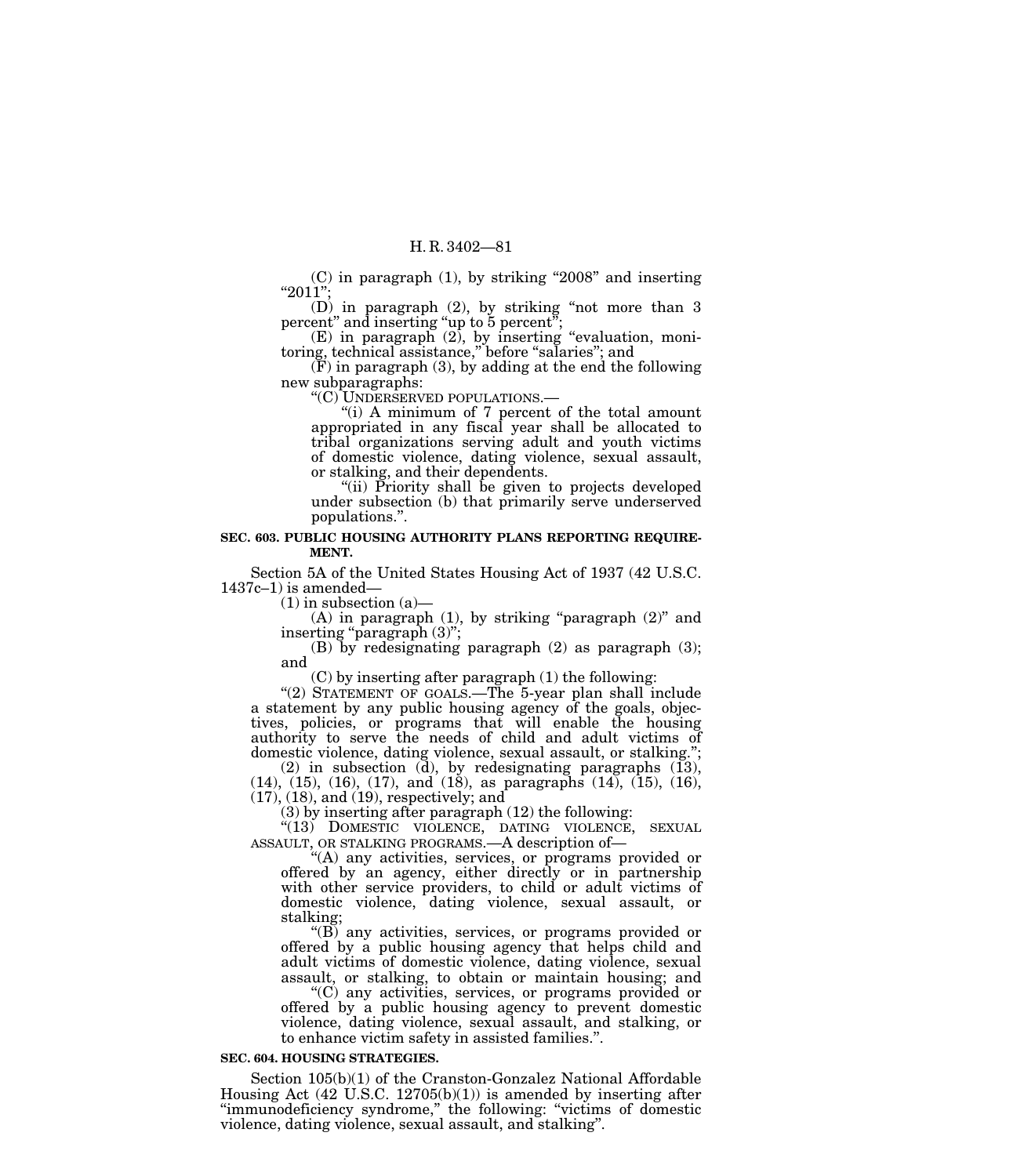(C) in paragraph (1), by striking "2008" and inserting "2011";

(D) in paragraph (2), by striking "not more than 3 percent" and inserting "up to 5 percent";

(E) in paragraph (2), by inserting "evaluation, monitoring, technical assistance," before "salaries"; and

(F) in paragraph (3), by adding at the end the following new subparagraphs:

"(C) UNDERSERVED POPULATIONS.—

"(i) A minimum of 7 percent of the total amount appropriated in any fiscal year shall be allocated to tribal organizations serving adult and youth victims of domestic violence, dating violence, sexual assault, or stalking, and their dependents.

"(ii) Priority shall be given to projects developed under subsection (b) that primarily serve underserved populations.".

**SEC. 603. PUBLIC HOUSING AUTHORITY PLANS REPORTING REQUIREMENT.**

Section 5A of the United States Housing Act of 1937 (42 U.S.C. 1437c–1) is amended—

(1) in subsection (a)—

(A) in paragraph (1), by striking "paragraph (2)" and inserting "paragraph (3)";

(B) by redesignating paragraph (2) as paragraph (3); and

(C) by inserting after paragraph (1) the following:

"(2) STATEMENT OF GOALS.—The 5-year plan shall include a statement by any public housing agency of the goals, objectives, policies, or programs that will enable the housing authority to serve the needs of child and adult victims of domestic violence, dating violence, sexual assault, or stalking.";

(2) in subsection (d), by redesignating paragraphs (13), (14), (15), (16), (17), and (18), as paragraphs (14), (15), (16), (17), (18), and (19), respectively; and

(3) by inserting after paragraph (12) the following:

"(13) DOMESTIC VIOLENCE, DATING VIOLENCE, SEXUAL ASSAULT, OR STALKING PROGRAMS.—A description of—

"(A) any activities, services, or programs provided or offered by an agency, either directly or in partnership with other service providers, to child or adult victims of domestic violence, dating violence, sexual assault, or stalking;

"(B) any activities, services, or programs provided or offered by a public housing agency that helps child and adult victims of domestic violence, dating violence, sexual assault, or stalking, to obtain or maintain housing; and

"(C) any activities, services, or programs provided or offered by a public housing agency to prevent domestic violence, dating violence, sexual assault, and stalking, or to enhance victim safety in assisted families.".

**SEC. 604. HOUSING STRATEGIES.**

Section 105(b)(1) of the Cranston-Gonzalez National Affordable Housing Act (42 U.S.C. 12705(b)(1)) is amended by inserting after "immunodeficiency syndrome," the following: "victims of domestic violence, dating violence, sexual assault, and stalking".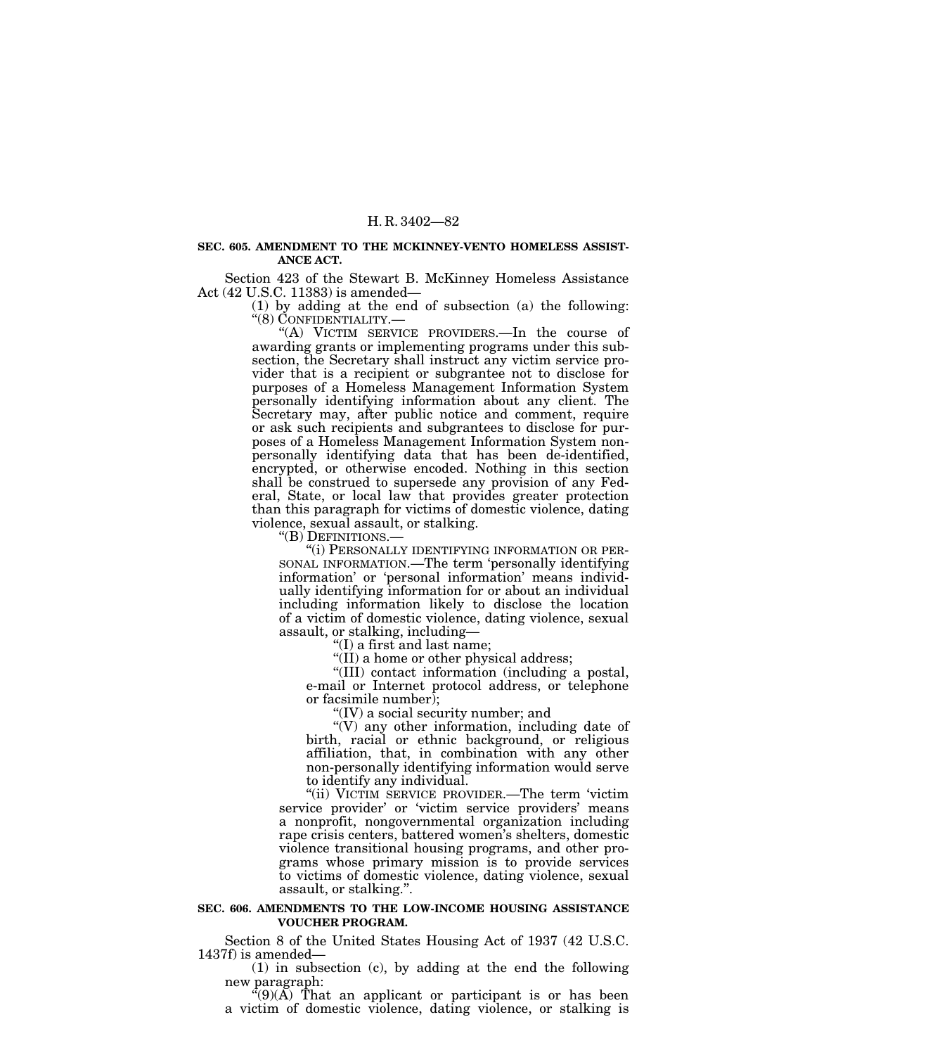**SEC. 605. AMENDMENT TO THE MCKINNEY-VENTO HOMELESS ASSISTANCE ACT.**

Section 423 of the Stewart B. McKinney Homeless Assistance Act (42 U.S.C. 11383) is amended—

(1) by adding at the end of subsection (a) the following:

"(8) CONFIDENTIALITY.—

"(A) VICTIM SERVICE PROVIDERS.—In the course of awarding grants or implementing programs under this subsection, the Secretary shall instruct any victim service provider that is a recipient or subgrantee not to disclose for purposes of a Homeless Management Information System personally identifying information about any client. The Secretary may, after public notice and comment, require or ask such recipients and subgrantees to disclose for purposes of a Homeless Management Information System non-personally identifying data that has been de-identified, encrypted, or otherwise encoded. Nothing in this section shall be construed to supersede any provision of any Federal, State, or local law that provides greater protection than this paragraph for victims of domestic violence, dating violence, sexual assault, or stalking.

"(B) DEFINITIONS.—

"(i) PERSONALLY IDENTIFYING INFORMATION OR PERSONAL INFORMATION.—The term 'personally identifying information' or 'personal information' means individually identifying information for or about an individual including information likely to disclose the location of a victim of domestic violence, dating violence, sexual assault, or stalking, including—

"(I) a first and last name;

"(II) a home or other physical address;

"(III) contact information (including a postal, e-mail or Internet protocol address, or telephone or facsimile number);

"(IV) a social security number; and

"(V) any other information, including date of birth, racial or ethnic background, or religious affiliation, that, in combination with any other non-personally identifying information would serve to identify any individual.

"(ii) VICTIM SERVICE PROVIDER.—The term 'victim service provider' or 'victim service providers' means a nonprofit, nongovernmental organization including rape crisis centers, battered women's shelters, domestic violence transitional housing programs, and other programs whose primary mission is to provide services to victims of domestic violence, dating violence, sexual assault, or stalking.".

**SEC. 606. AMENDMENTS TO THE LOW-INCOME HOUSING ASSISTANCE VOUCHER PROGRAM.**

Section 8 of the United States Housing Act of 1937 (42 U.S.C. 1437f) is amended—

(1) in subsection (c), by adding at the end the following new paragraph:

"(9)(A) That an applicant or participant is or has been a victim of domestic violence, dating violence, or stalking is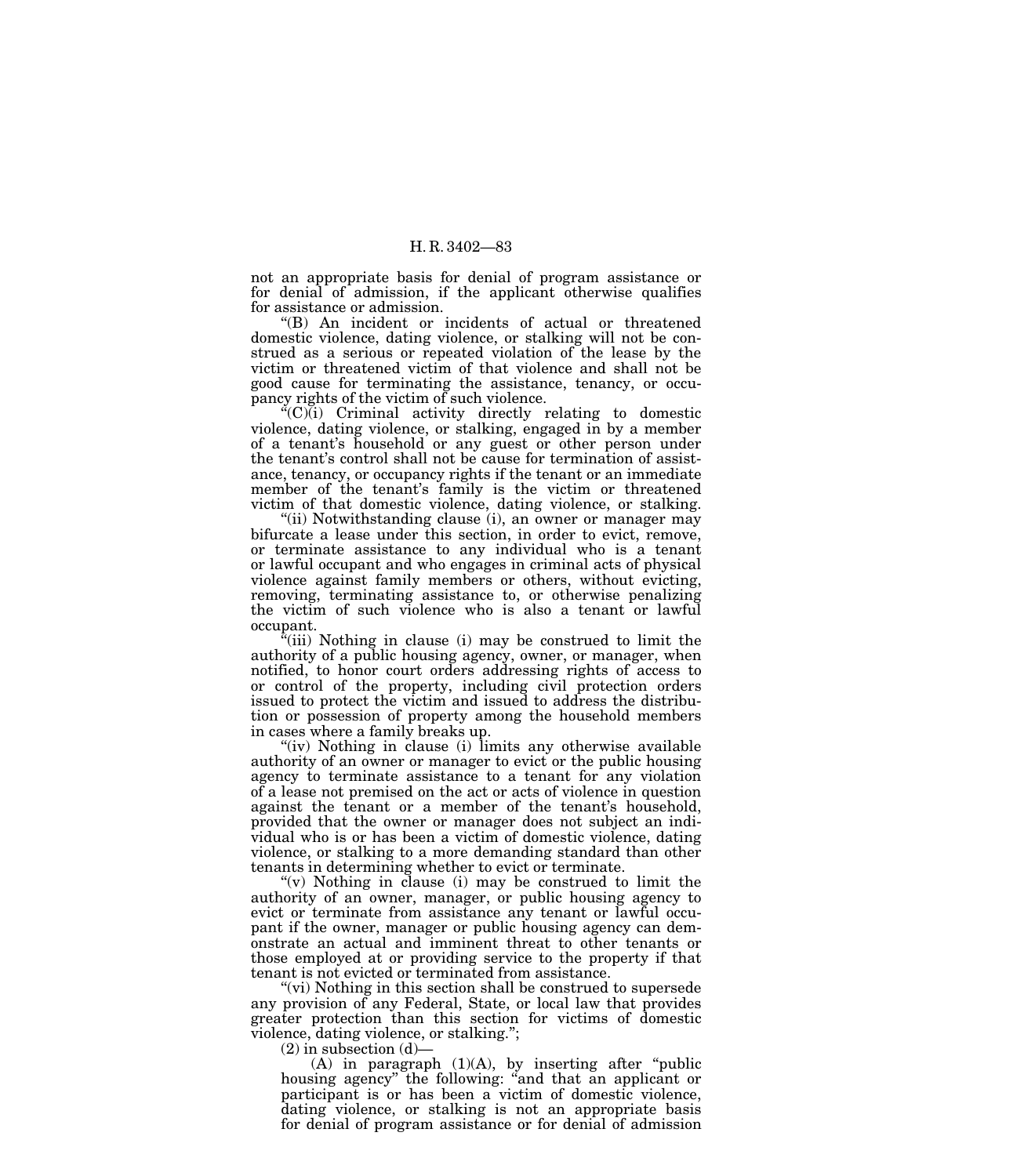not an appropriate basis for denial of program assistance or for denial of admission, if the applicant otherwise qualifies for assistance or admission.

"(B) An incident or incidents of actual or threatened domestic violence, dating violence, or stalking will not be construed as a serious or repeated violation of the lease by the victim or threatened victim of that violence and shall not be good cause for terminating the assistance, tenancy, or occupancy rights of the victim of such violence.

"(C)(i) Criminal activity directly relating to domestic violence, dating violence, or stalking, engaged in by a member of a tenant's household or any guest or other person under the tenant's control shall not be cause for termination of assistance, tenancy, or occupancy rights if the tenant or an immediate member of the tenant's family is the victim or threatened victim of that domestic violence, dating violence, or stalking.

"(ii) Notwithstanding clause (i), an owner or manager may bifurcate a lease under this section, in order to evict, remove, or terminate assistance to any individual who is a tenant or lawful occupant and who engages in criminal acts of physical violence against family members or others, without evicting, removing, terminating assistance to, or otherwise penalizing the victim of such violence who is also a tenant or lawful occupant.

"(iii) Nothing in clause (i) may be construed to limit the authority of a public housing agency, owner, or manager, when notified, to honor court orders addressing rights of access to or control of the property, including civil protection orders issued to protect the victim and issued to address the distribution or possession of property among the household members in cases where a family breaks up.

"(iv) Nothing in clause (i) limits any otherwise available authority of an owner or manager to evict or the public housing agency to terminate assistance to a tenant for any violation of a lease not premised on the act or acts of violence in question against the tenant or a member of the tenant's household, provided that the owner or manager does not subject an individual who is or has been a victim of domestic violence, dating violence, or stalking to a more demanding standard than other tenants in determining whether to evict or terminate.

"(v) Nothing in clause (i) may be construed to limit the authority of an owner, manager, or public housing agency to evict or terminate from assistance any tenant or lawful occupant if the owner, manager or public housing agency can demonstrate an actual and imminent threat to other tenants or those employed at or providing service to the property if that tenant is not evicted or terminated from assistance.

"(vi) Nothing in this section shall be construed to supersede any provision of any Federal, State, or local law that provides greater protection than this section for victims of domestic violence, dating violence, or stalking.";

(2) in subsection (d)—

(A) in paragraph (1)(A), by inserting after "public housing agency" the following: "and that an applicant or participant is or has been a victim of domestic violence, dating violence, or stalking is not an appropriate basis for denial of program assistance or for denial of admission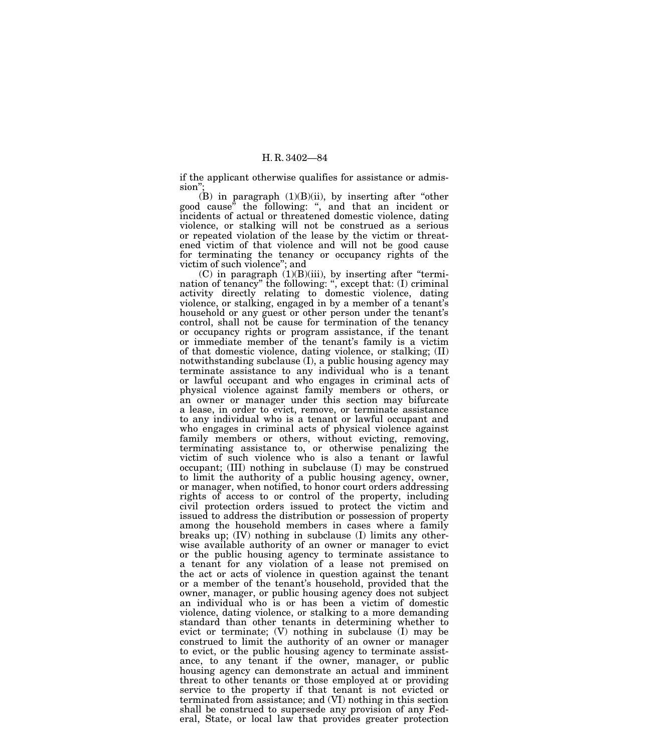if the applicant otherwise qualifies for assistance or admission";

(B) in paragraph (1)(B)(ii), by inserting after "other good cause" the following: ", and that an incident or incidents of actual or threatened domestic violence, dating violence, or stalking will not be construed as a serious or repeated violation of the lease by the victim or threatened victim of that violence and will not be good cause for terminating the tenancy or occupancy rights of the victim of such violence"; and

(C) in paragraph (1)(B)(iii), by inserting after "termination of tenancy" the following: ", except that: (I) criminal activity directly relating to domestic violence, dating violence, or stalking, engaged in by a member of a tenant's household or any guest or other person under the tenant's control, shall not be cause for termination of the tenancy or occupancy rights or program assistance, if the tenant or immediate member of the tenant's family is a victim of that domestic violence, dating violence, or stalking; (II) notwithstanding subclause (I), a public housing agency may terminate assistance to any individual who is a tenant or lawful occupant and who engages in criminal acts of physical violence against family members or others, or an owner or manager under this section may bifurcate a lease, in order to evict, remove, or terminate assistance to any individual who is a tenant or lawful occupant and who engages in criminal acts of physical violence against family members or others, without evicting, removing, terminating assistance to, or otherwise penalizing the victim of such violence who is also a tenant or lawful occupant; (III) nothing in subclause (I) may be construed to limit the authority of a public housing agency, owner, or manager, when notified, to honor court orders addressing rights of access to or control of the property, including civil protection orders issued to protect the victim and issued to address the distribution or possession of property among the household members in cases where a family breaks up; (IV) nothing in subclause (I) limits any otherwise available authority of an owner or manager to evict or the public housing agency to terminate assistance to a tenant for any violation of a lease not premised on the act or acts of violence in question against the tenant or a member of the tenant's household, provided that the owner, manager, or public housing agency does not subject an individual who is or has been a victim of domestic violence, dating violence, or stalking to a more demanding standard than other tenants in determining whether to evict or terminate; (V) nothing in subclause (I) may be construed to limit the authority of an owner or manager to evict, or the public housing agency to terminate assistance, to any tenant if the owner, manager, or public housing agency can demonstrate an actual and imminent threat to other tenants or those employed at or providing service to the property if that tenant is not evicted or terminated from assistance; and (VI) nothing in this section shall be construed to supersede any provision of any Federal, State, or local law that provides greater protection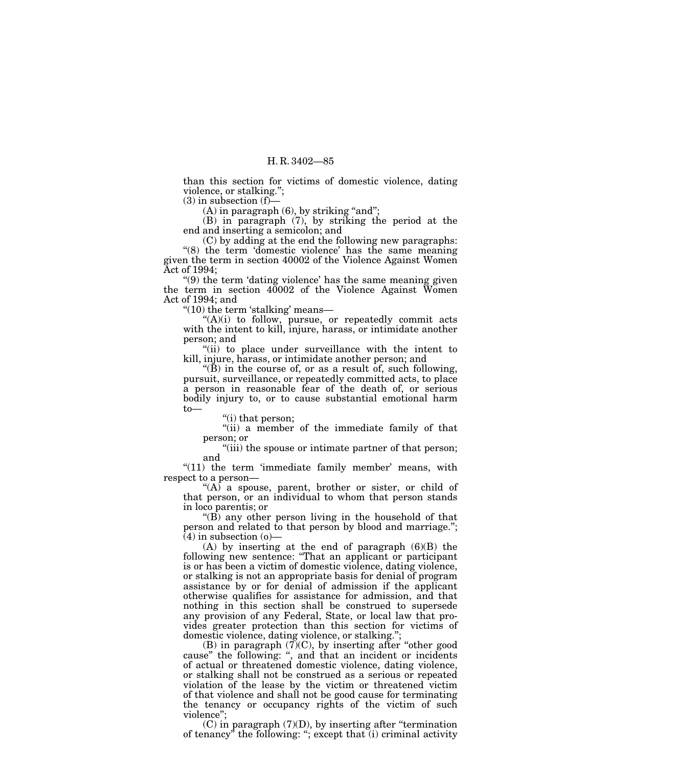than this section for victims of domestic violence, dating violence, or stalking.";

(3) in subsection (f)—

(A) in paragraph (6), by striking "and";

(B) in paragraph (7), by striking the period at the end and inserting a semicolon; and

(C) by adding at the end the following new paragraphs:

"(8) the term 'domestic violence' has the same meaning given the term in section 40002 of the Violence Against Women Act of 1994;

"(9) the term 'dating violence' has the same meaning given the term in section 40002 of the Violence Against Women Act of 1994; and

"(10) the term 'stalking' means—

"(A)(i) to follow, pursue, or repeatedly commit acts with the intent to kill, injure, harass, or intimidate another person; and

"(ii) to place under surveillance with the intent to kill, injure, harass, or intimidate another person; and

"(B) in the course of, or as a result of, such following, pursuit, surveillance, or repeatedly committed acts, to place a person in reasonable fear of the death of, or serious bodily injury to, or to cause substantial emotional harm to—

"(i) that person;

"(ii) a member of the immediate family of that person; or

"(iii) the spouse or intimate partner of that person; and

"(11) the term 'immediate family member' means, with respect to a person—

"(A) a spouse, parent, brother or sister, or child of that person, or an individual to whom that person stands in loco parentis; or

"(B) any other person living in the household of that person and related to that person by blood and marriage.";

(4) in subsection (o)—

(A) by inserting at the end of paragraph (6)(B) the following new sentence: "That an applicant or participant is or has been a victim of domestic violence, dating violence, or stalking is not an appropriate basis for denial of program assistance by or for denial of admission if the applicant otherwise qualifies for assistance for admission, and that nothing in this section shall be construed to supersede any provision of any Federal, State, or local law that provides greater protection than this section for victims of domestic violence, dating violence, or stalking.";

(B) in paragraph (7)(C), by inserting after "other good cause" the following: ", and that an incident or incidents of actual or threatened domestic violence, dating violence, or stalking shall not be construed as a serious or repeated violation of the lease by the victim or threatened victim of that violence and shall not be good cause for terminating the tenancy or occupancy rights of the victim of such violence";

(C) in paragraph (7)(D), by inserting after "termination of tenancy" the following: "; except that (i) criminal activity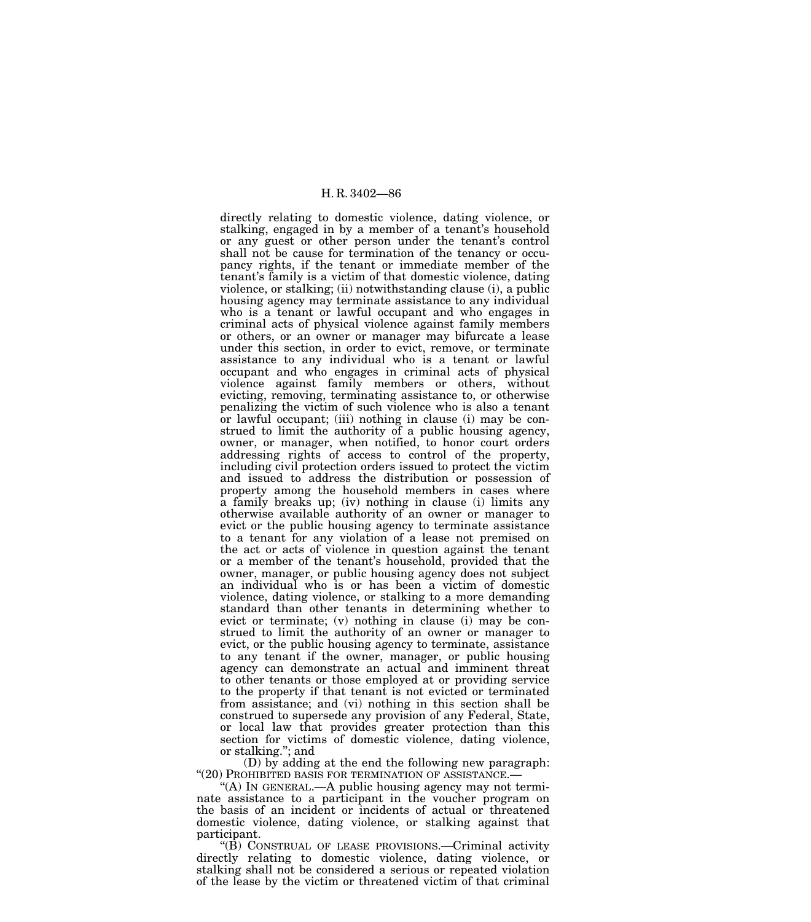directly relating to domestic violence, dating violence, or stalking, engaged in by a member of a tenant's household or any guest or other person under the tenant's control shall not be cause for termination of the tenancy or occupancy rights, if the tenant or immediate member of the tenant's family is a victim of that domestic violence, dating violence, or stalking; (ii) notwithstanding clause (i), a public housing agency may terminate assistance to any individual who is a tenant or lawful occupant and who engages in criminal acts of physical violence against family members or others, or an owner or manager may bifurcate a lease under this section, in order to evict, remove, or terminate assistance to any individual who is a tenant or lawful occupant and who engages in criminal acts of physical violence against family members or others, without evicting, removing, terminating assistance to, or otherwise penalizing the victim of such violence who is also a tenant or lawful occupant; (iii) nothing in clause (i) may be construed to limit the authority of a public housing agency, owner, or manager, when notified, to honor court orders addressing rights of access to control of the property, including civil protection orders issued to protect the victim and issued to address the distribution or possession of property among the household members in cases where a family breaks up; (iv) nothing in clause (i) limits any otherwise available authority of an owner or manager to evict or the public housing agency to terminate assistance to a tenant for any violation of a lease not premised on the act or acts of violence in question against the tenant or a member of the tenant's household, provided that the owner, manager, or public housing agency does not subject an individual who is or has been a victim of domestic violence, dating violence, or stalking to a more demanding standard than other tenants in determining whether to evict or terminate; (v) nothing in clause (i) may be construed to limit the authority of an owner or manager to evict, or the public housing agency to terminate, assistance to any tenant if the owner, manager, or public housing agency can demonstrate an actual and imminent threat to other tenants or those employed at or providing service to the property if that tenant is not evicted or terminated from assistance; and (vi) nothing in this section shall be construed to supersede any provision of any Federal, State, or local law that provides greater protection than this section for victims of domestic violence, dating violence, or stalking."; and

(D) by adding at the end the following new paragraph:

"(20) PROHIBITED BASIS FOR TERMINATION OF ASSISTANCE.—

"(A) IN GENERAL.—A public housing agency may not terminate assistance to a participant in the voucher program on the basis of an incident or incidents of actual or threatened domestic violence, dating violence, or stalking against that participant.

"(B) CONSTRUAL OF LEASE PROVISIONS.—Criminal activity directly relating to domestic violence, dating violence, or stalking shall not be considered a serious or repeated violation of the lease by the victim or threatened victim of that criminal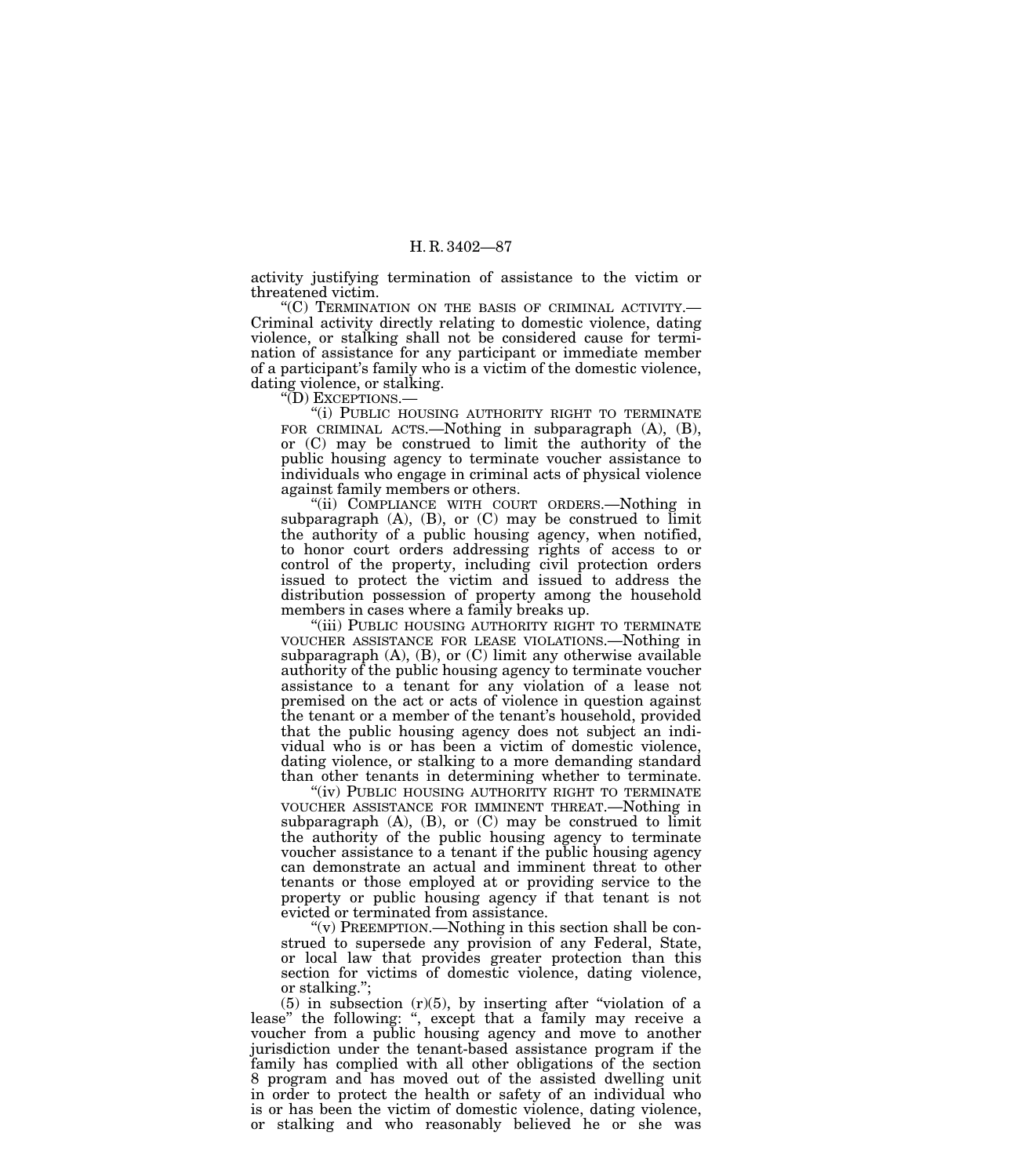activity justifying termination of assistance to the victim or threatened victim.

"(C) TERMINATION ON THE BASIS OF CRIMINAL ACTIVITY.— Criminal activity directly relating to domestic violence, dating violence, or stalking shall not be considered cause for termination of assistance for any participant or immediate member of a participant's family who is a victim of the domestic violence, dating violence, or stalking.

"(D) EXCEPTIONS.—

"(i) PUBLIC HOUSING AUTHORITY RIGHT TO TERMINATE FOR CRIMINAL ACTS.—Nothing in subparagraph (A), (B), or (C) may be construed to limit the authority of the public housing agency to terminate voucher assistance to individuals who engage in criminal acts of physical violence against family members or others.

"(ii) COMPLIANCE WITH COURT ORDERS.—Nothing in subparagraph (A), (B), or (C) may be construed to limit the authority of a public housing agency, when notified, to honor court orders addressing rights of access to or control of the property, including civil protection orders issued to protect the victim and issued to address the distribution possession of property among the household members in cases where a family breaks up.

"(iii) PUBLIC HOUSING AUTHORITY RIGHT TO TERMINATE VOUCHER ASSISTANCE FOR LEASE VIOLATIONS.—Nothing in subparagraph (A), (B), or (C) limit any otherwise available authority of the public housing agency to terminate voucher assistance to a tenant for any violation of a lease not premised on the act or acts of violence in question against the tenant or a member of the tenant's household, provided that the public housing agency does not subject an individual who is or has been a victim of domestic violence, dating violence, or stalking to a more demanding standard than other tenants in determining whether to terminate.

"(iv) PUBLIC HOUSING AUTHORITY RIGHT TO TERMINATE VOUCHER ASSISTANCE FOR IMMINENT THREAT.—Nothing in subparagraph (A), (B), or (C) may be construed to limit the authority of the public housing agency to terminate voucher assistance to a tenant if the public housing agency can demonstrate an actual and imminent threat to other tenants or those employed at or providing service to the property or public housing agency if that tenant is not evicted or terminated from assistance.

"(v) PREEMPTION.—Nothing in this section shall be construed to supersede any provision of any Federal, State, or local law that provides greater protection than this section for victims of domestic violence, dating violence, or stalking.";

(5) in subsection (r)(5), by inserting after "violation of a lease" the following: ", except that a family may receive a voucher from a public housing agency and move to another jurisdiction under the tenant-based assistance program if the family has complied with all other obligations of the section 8 program and has moved out of the assisted dwelling unit in order to protect the health or safety of an individual who is or has been the victim of domestic violence, dating violence, or stalking and who reasonably believed he or she was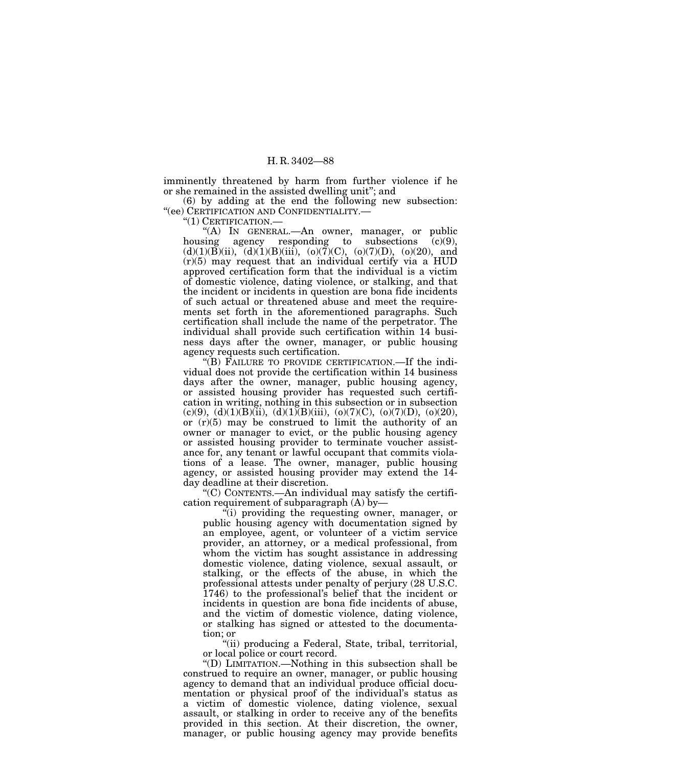imminently threatened by harm from further violence if he or she remained in the assisted dwelling unit''; and

(6) by adding at the end the following new subsection:

''(ee) CERTIFICATION AND CONFIDENTIALITY.—

''(1) CERTIFICATION.—

''(A) IN GENERAL.—An owner, manager, or public housing agency responding to subsections (c)(9), (d)(1)(B)(ii), (d)(1)(B)(iii), (o)(7)(C), (o)(7)(D), (o)(20), and (r)(5) may request that an individual certify via a HUD approved certification form that the individual is a victim of domestic violence, dating violence, or stalking, and that the incident or incidents in question are bona fide incidents of such actual or threatened abuse and meet the requirements set forth in the aforementioned paragraphs. Such certification shall include the name of the perpetrator. The individual shall provide such certification within 14 business days after the owner, manager, or public housing agency requests such certification.

''(B) FAILURE TO PROVIDE CERTIFICATION.—If the individual does not provide the certification within 14 business days after the owner, manager, public housing agency, or assisted housing provider has requested such certification in writing, nothing in this subsection or in subsection (c)(9), (d)(1)(B)(ii), (d)(1)(B)(iii), (o)(7)(C), (o)(7)(D), (o)(20), or (r)(5) may be construed to limit the authority of an owner or manager to evict, or the public housing agency or assisted housing provider to terminate voucher assistance for, any tenant or lawful occupant that commits violations of a lease. The owner, manager, public housing agency, or assisted housing provider may extend the 14-day deadline at their discretion.

''(C) CONTENTS.—An individual may satisfy the certification requirement of subparagraph (A) by—

''(i) providing the requesting owner, manager, or public housing agency with documentation signed by an employee, agent, or volunteer of a victim service provider, an attorney, or a medical professional, from whom the victim has sought assistance in addressing domestic violence, dating violence, sexual assault, or stalking, or the effects of the abuse, in which the professional attests under penalty of perjury (28 U.S.C. 1746) to the professional's belief that the incident or incidents in question are bona fide incidents of abuse, and the victim of domestic violence, dating violence, or stalking has signed or attested to the documentation; or

''(ii) producing a Federal, State, tribal, territorial, or local police or court record.

''(D) LIMITATION.—Nothing in this subsection shall be construed to require an owner, manager, or public housing agency to demand that an individual produce official documentation or physical proof of the individual's status as a victim of domestic violence, dating violence, sexual assault, or stalking in order to receive any of the benefits provided in this section. At their discretion, the owner, manager, or public housing agency may provide benefits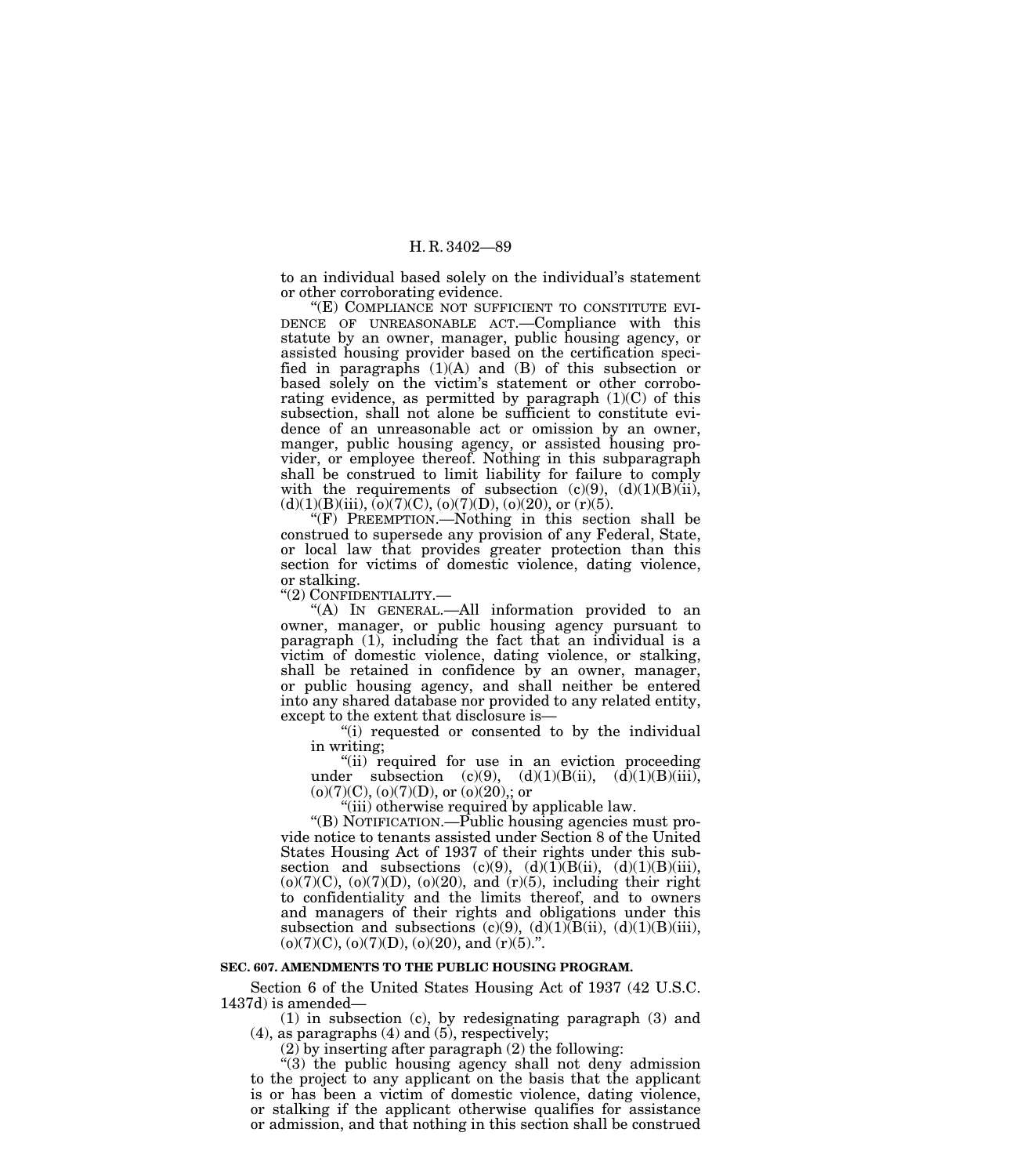to an individual based solely on the individual's statement or other corroborating evidence.

"(E) COMPLIANCE NOT SUFFICIENT TO CONSTITUTE EVIDENCE OF UNREASONABLE ACT.—Compliance with this statute by an owner, manager, public housing agency, or assisted housing provider based on the certification specified in paragraphs (1)(A) and (B) of this subsection or based solely on the victim's statement or other corroborating evidence, as permitted by paragraph (1)(C) of this subsection, shall not alone be sufficient to constitute evidence of an unreasonable act or omission by an owner, manger, public housing agency, or assisted housing provider, or employee thereof. Nothing in this subparagraph shall be construed to limit liability for failure to comply with the requirements of subsection (c)(9), (d)(1)(B)(ii), (d)(1)(B)(iii), (o)(7)(C), (o)(7)(D), (o)(20), or (r)(5).

"(F) PREEMPTION.—Nothing in this section shall be construed to supersede any provision of any Federal, State, or local law that provides greater protection than this section for victims of domestic violence, dating violence, or stalking.

"(2) CONFIDENTIALITY.—

"(A) IN GENERAL.—All information provided to an owner, manager, or public housing agency pursuant to paragraph (1), including the fact that an individual is a victim of domestic violence, dating violence, or stalking, shall be retained in confidence by an owner, manager, or public housing agency, and shall neither be entered into any shared database nor provided to any related entity, except to the extent that disclosure is—

"(i) requested or consented to by the individual in writing;

"(ii) required for use in an eviction proceeding under subsection (c)(9), (d)(1)(B(ii), (d)(1)(B)(iii), (o)(7)(C), (o)(7)(D), or (o)(20),; or

"(iii) otherwise required by applicable law.

"(B) NOTIFICATION.—Public housing agencies must provide notice to tenants assisted under Section 8 of the United States Housing Act of 1937 of their rights under this subsection and subsections (c)(9), (d)(1)(B(ii), (d)(1)(B)(iii), (o)(7)(C), (o)(7)(D), (o)(20), and (r)(5), including their right to confidentiality and the limits thereof, and to owners and managers of their rights and obligations under this subsection and subsections (c)(9), (d)(1)(B(ii), (d)(1)(B)(iii), (o)(7)(C), (o)(7)(D), (o)(20), and (r)(5).".

**SEC. 607. AMENDMENTS TO THE PUBLIC HOUSING PROGRAM.**

Section 6 of the United States Housing Act of 1937 (42 U.S.C. 1437d) is amended—

(1) in subsection (c), by redesignating paragraph (3) and (4), as paragraphs (4) and (5), respectively;

(2) by inserting after paragraph (2) the following:

"(3) the public housing agency shall not deny admission to the project to any applicant on the basis that the applicant is or has been a victim of domestic violence, dating violence, or stalking if the applicant otherwise qualifies for assistance or admission, and that nothing in this section shall be construed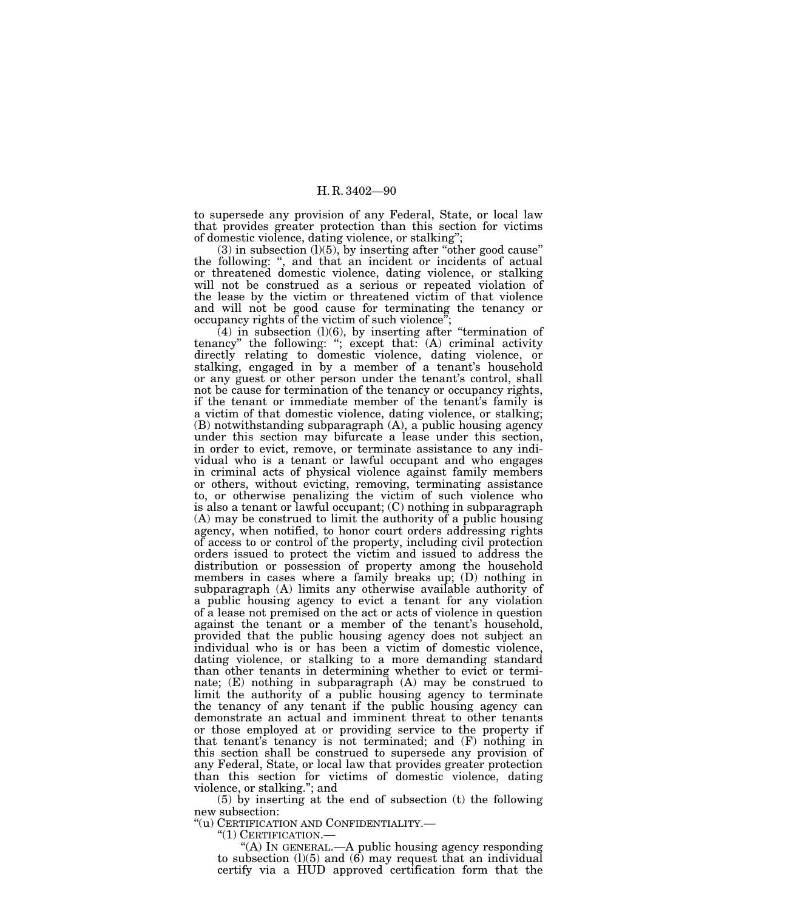to supersede any provision of any Federal, State, or local law that provides greater protection than this section for victims of domestic violence, dating violence, or stalking";

(3) in subsection (l)(5), by inserting after "other good cause" the following: ", and that an incident or incidents of actual or threatened domestic violence, dating violence, or stalking will not be construed as a serious or repeated violation of the lease by the victim or threatened victim of that violence and will not be good cause for terminating the tenancy or occupancy rights of the victim of such violence";

(4) in subsection (l)(6), by inserting after "termination of tenancy" the following: "; except that: (A) criminal activity directly relating to domestic violence, dating violence, or stalking, engaged in by a member of a tenant's household or any guest or other person under the tenant's control, shall not be cause for termination of the tenancy or occupancy rights, if the tenant or immediate member of the tenant's family is a victim of that domestic violence, dating violence, or stalking; (B) notwithstanding subparagraph (A), a public housing agency under this section may bifurcate a lease under this section, in order to evict, remove, or terminate assistance to any individual who is a tenant or lawful occupant and who engages in criminal acts of physical violence against family members or others, without evicting, removing, terminating assistance to, or otherwise penalizing the victim of such violence who is also a tenant or lawful occupant; (C) nothing in subparagraph (A) may be construed to limit the authority of a public housing agency, when notified, to honor court orders addressing rights of access to or control of the property, including civil protection orders issued to protect the victim and issued to address the distribution or possession of property among the household members in cases where a family breaks up; (D) nothing in subparagraph (A) limits any otherwise available authority of a public housing agency to evict a tenant for any violation of a lease not premised on the act or acts of violence in question against the tenant or a member of the tenant's household, provided that the public housing agency does not subject an individual who is or has been a victim of domestic violence, dating violence, or stalking to a more demanding standard than other tenants in determining whether to evict or terminate; (E) nothing in subparagraph (A) may be construed to limit the authority of a public housing agency to terminate the tenancy of any tenant if the public housing agency can demonstrate an actual and imminent threat to other tenants or those employed at or providing service to the property if that tenant's tenancy is not terminated; and (F) nothing in this section shall be construed to supersede any provision of any Federal, State, or local law that provides greater protection than this section for victims of domestic violence, dating violence, or stalking."; and

(5) by inserting at the end of subsection (t) the following new subsection:

"(u) CERTIFICATION AND CONFIDENTIALITY.—

"(1) CERTIFICATION.—

"(A) IN GENERAL.—A public housing agency responding to subsection (l)(5) and (6) may request that an individual certify via a HUD approved certification form that the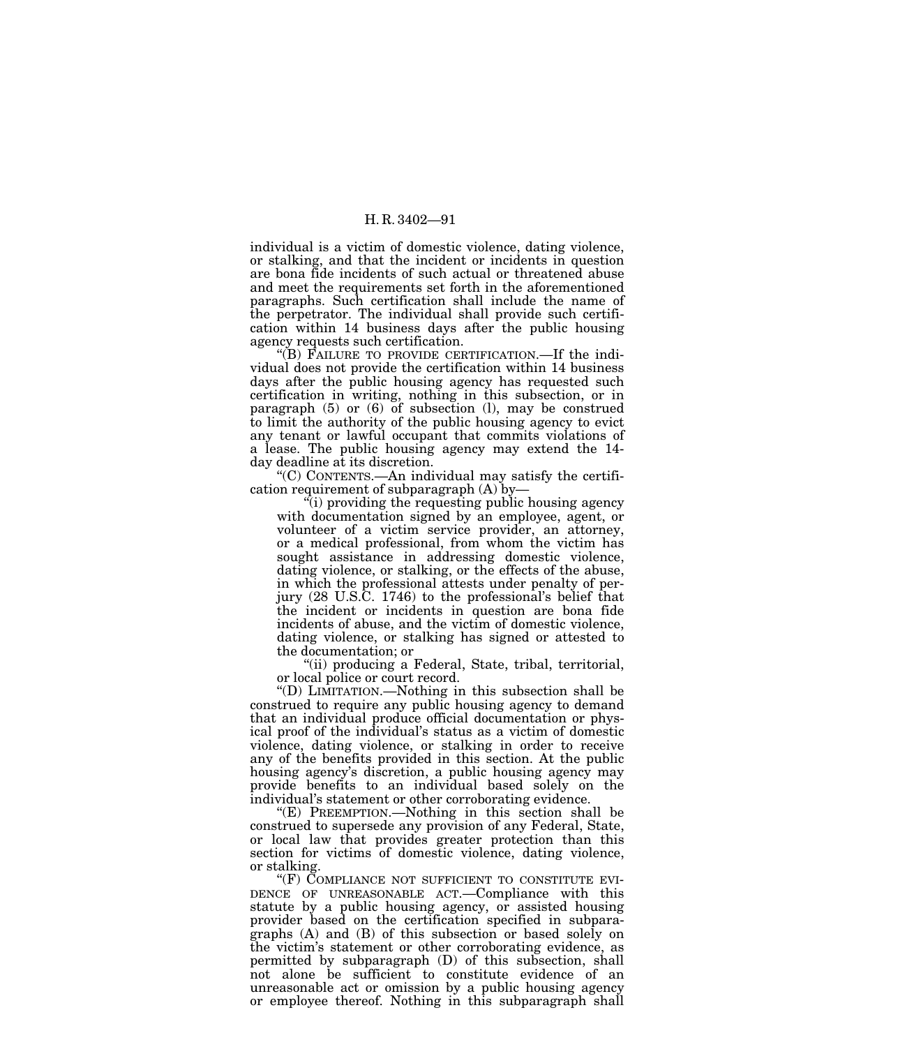individual is a victim of domestic violence, dating violence, or stalking, and that the incident or incidents in question are bona fide incidents of such actual or threatened abuse and meet the requirements set forth in the aforementioned paragraphs. Such certification shall include the name of the perpetrator. The individual shall provide such certification within 14 business days after the public housing agency requests such certification.

"(B) FAILURE TO PROVIDE CERTIFICATION.—If the individual does not provide the certification within 14 business days after the public housing agency has requested such certification in writing, nothing in this subsection, or in paragraph (5) or (6) of subsection (l), may be construed to limit the authority of the public housing agency to evict any tenant or lawful occupant that commits violations of a lease. The public housing agency may extend the 14-day deadline at its discretion.

"(C) CONTENTS.—An individual may satisfy the certification requirement of subparagraph (A) by—

"(i) providing the requesting public housing agency with documentation signed by an employee, agent, or volunteer of a victim service provider, an attorney, or a medical professional, from whom the victim has sought assistance in addressing domestic violence, dating violence, or stalking, or the effects of the abuse, in which the professional attests under penalty of perjury (28 U.S.C. 1746) to the professional's belief that the incident or incidents in question are bona fide incidents of abuse, and the victim of domestic violence, dating violence, or stalking has signed or attested to the documentation; or

"(ii) producing a Federal, State, tribal, territorial, or local police or court record.

"(D) LIMITATION.—Nothing in this subsection shall be construed to require any public housing agency to demand that an individual produce official documentation or physical proof of the individual's status as a victim of domestic violence, dating violence, or stalking in order to receive any of the benefits provided in this section. At the public housing agency's discretion, a public housing agency may provide benefits to an individual based solely on the individual's statement or other corroborating evidence.

"(E) PREEMPTION.—Nothing in this section shall be construed to supersede any provision of any Federal, State, or local law that provides greater protection than this section for victims of domestic violence, dating violence, or stalking.

"(F) COMPLIANCE NOT SUFFICIENT TO CONSTITUTE EVIDENCE OF UNREASONABLE ACT.—Compliance with this statute by a public housing agency, or assisted housing provider based on the certification specified in subparagraphs (A) and (B) of this subsection or based solely on the victim's statement or other corroborating evidence, as permitted by subparagraph (D) of this subsection, shall not alone be sufficient to constitute evidence of an unreasonable act or omission by a public housing agency or employee thereof. Nothing in this subparagraph shall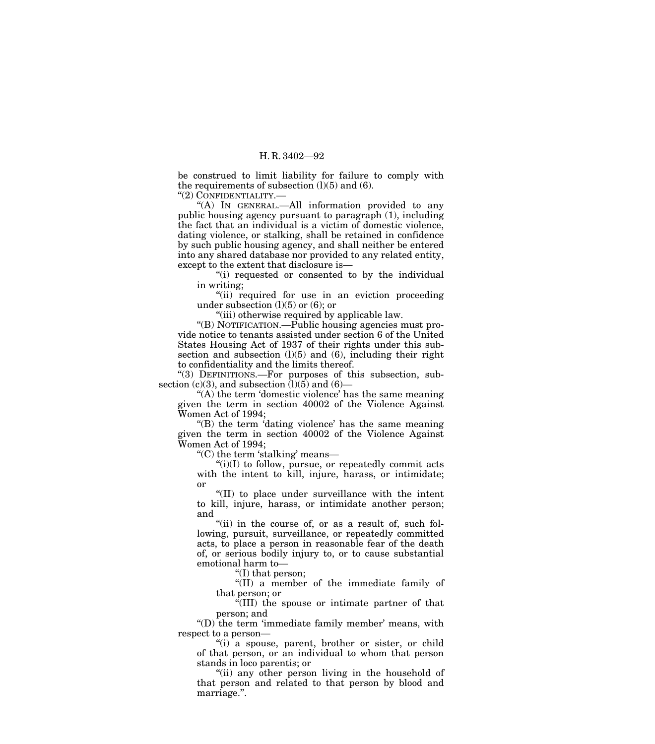be construed to limit liability for failure to comply with the requirements of subsection (l)(5) and (6).

"(2) CONFIDENTIALITY.—

"(A) IN GENERAL.—All information provided to any public housing agency pursuant to paragraph (1), including the fact that an individual is a victim of domestic violence, dating violence, or stalking, shall be retained in confidence by such public housing agency, and shall neither be entered into any shared database nor provided to any related entity, except to the extent that disclosure is—

"(i) requested or consented to by the individual in writing;

"(ii) required for use in an eviction proceeding under subsection (l)(5) or (6); or

"(iii) otherwise required by applicable law.

"(B) NOTIFICATION.—Public housing agencies must provide notice to tenants assisted under section 6 of the United States Housing Act of 1937 of their rights under this subsection and subsection (l)(5) and (6), including their right to confidentiality and the limits thereof.

"(3) DEFINITIONS.—For purposes of this subsection, subsection (c)(3), and subsection (l)(5) and (6)—

"(A) the term 'domestic violence' has the same meaning given the term in section 40002 of the Violence Against Women Act of 1994;

"(B) the term 'dating violence' has the same meaning given the term in section 40002 of the Violence Against Women Act of 1994;

"(C) the term 'stalking' means—

"(i)(I) to follow, pursue, or repeatedly commit acts with the intent to kill, injure, harass, or intimidate; or

"(II) to place under surveillance with the intent to kill, injure, harass, or intimidate another person; and

"(ii) in the course of, or as a result of, such following, pursuit, surveillance, or repeatedly committed acts, to place a person in reasonable fear of the death of, or serious bodily injury to, or to cause substantial emotional harm to—

"(I) that person;

"(II) a member of the immediate family of that person; or

"(III) the spouse or intimate partner of that person; and

"(D) the term 'immediate family member' means, with respect to a person—

"(i) a spouse, parent, brother or sister, or child of that person, or an individual to whom that person stands in loco parentis; or

"(ii) any other person living in the household of that person and related to that person by blood and marriage.".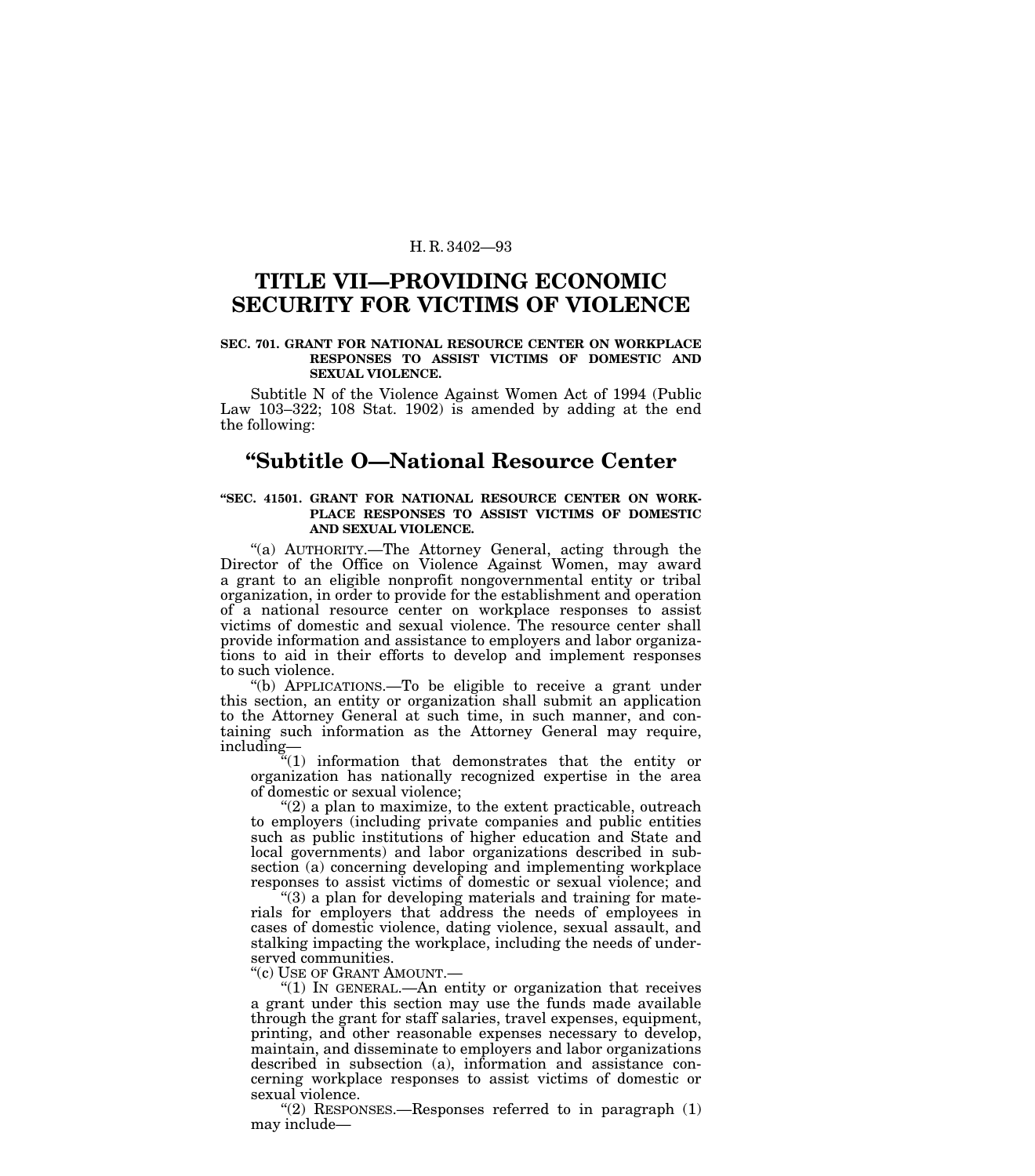# TITLE VII—PROVIDING ECONOMIC SECURITY FOR VICTIMS OF VIOLENCE

**SEC. 701. GRANT FOR NATIONAL RESOURCE CENTER ON WORKPLACE RESPONSES TO ASSIST VICTIMS OF DOMESTIC AND SEXUAL VIOLENCE.**

Subtitle N of the Violence Against Women Act of 1994 (Public Law 103–322; 108 Stat. 1902) is amended by adding at the end the following:

## "Subtitle O—National Resource Center

**"SEC. 41501. GRANT FOR NATIONAL RESOURCE CENTER ON WORKPLACE RESPONSES TO ASSIST VICTIMS OF DOMESTIC AND SEXUAL VIOLENCE.**

"(a) AUTHORITY.—The Attorney General, acting through the Director of the Office on Violence Against Women, may award a grant to an eligible nonprofit nongovernmental entity or tribal organization, in order to provide for the establishment and operation of a national resource center on workplace responses to assist victims of domestic and sexual violence. The resource center shall provide information and assistance to employers and labor organizations to aid in their efforts to develop and implement responses to such violence.

"(b) APPLICATIONS.—To be eligible to receive a grant under this section, an entity or organization shall submit an application to the Attorney General at such time, in such manner, and containing such information as the Attorney General may require, including—

"(1) information that demonstrates that the entity or organization has nationally recognized expertise in the area of domestic or sexual violence;

"(2) a plan to maximize, to the extent practicable, outreach to employers (including private companies and public entities such as public institutions of higher education and State and local governments) and labor organizations described in subsection (a) concerning developing and implementing workplace responses to assist victims of domestic or sexual violence; and

"(3) a plan for developing materials and training for materials for employers that address the needs of employees in cases of domestic violence, dating violence, sexual assault, and stalking impacting the workplace, including the needs of underserved communities.

"(c) USE OF GRANT AMOUNT.—

"(1) IN GENERAL.—An entity or organization that receives a grant under this section may use the funds made available through the grant for staff salaries, travel expenses, equipment, printing, and other reasonable expenses necessary to develop, maintain, and disseminate to employers and labor organizations described in subsection (a), information and assistance concerning workplace responses to assist victims of domestic or sexual violence.

"(2) RESPONSES.—Responses referred to in paragraph (1) may include—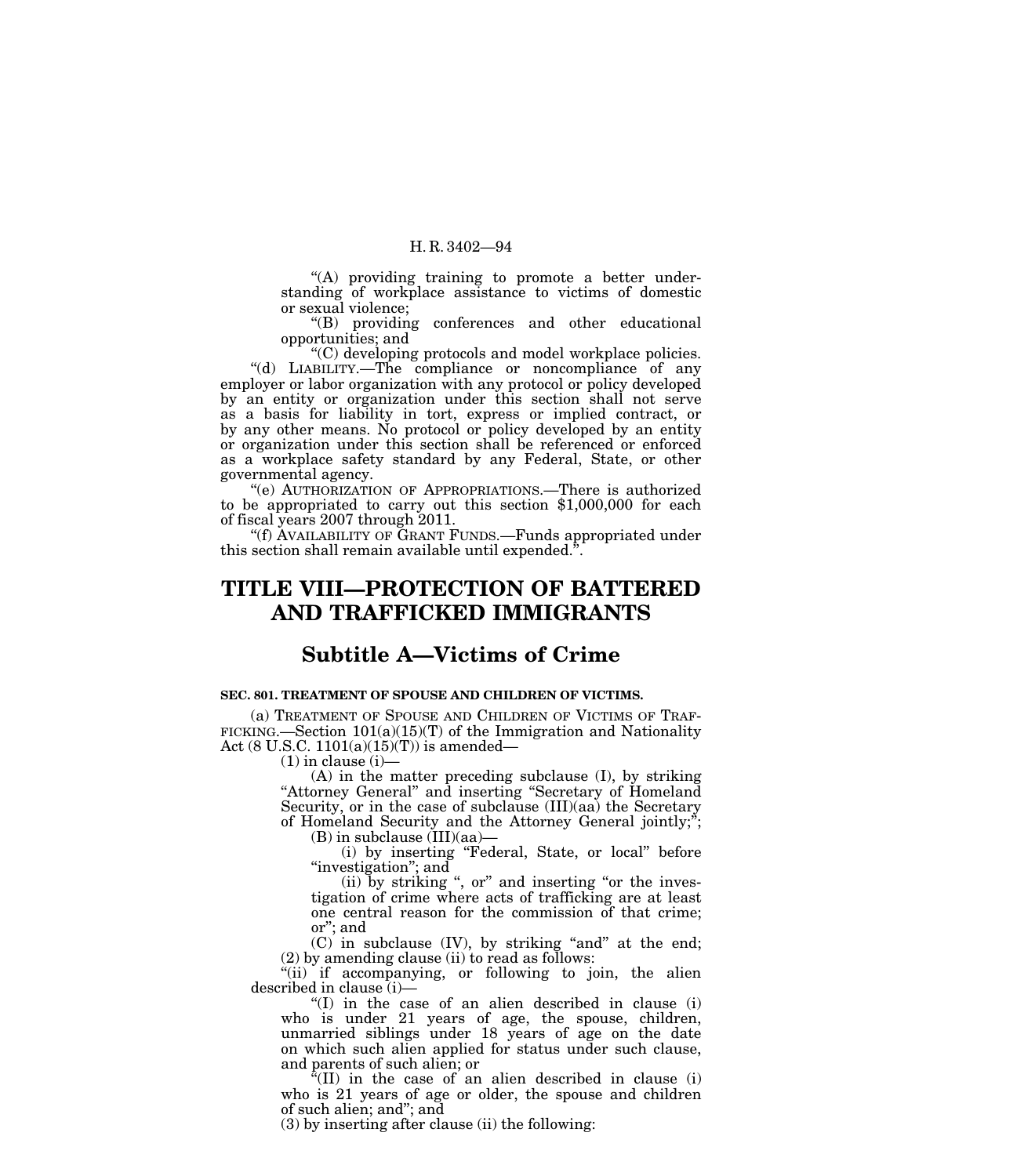"(A) providing training to promote a better understanding of workplace assistance to victims of domestic or sexual violence;

"(B) providing conferences and other educational opportunities; and

"(C) developing protocols and model workplace policies.

"(d) LIABILITY.—The compliance or noncompliance of any employer or labor organization with any protocol or policy developed by an entity or organization under this section shall not serve as a basis for liability in tort, express or implied contract, or by any other means. No protocol or policy developed by an entity or organization under this section shall be referenced or enforced as a workplace safety standard by any Federal, State, or other governmental agency.

"(e) AUTHORIZATION OF APPROPRIATIONS.—There is authorized to be appropriated to carry out this section $1,000,000 for each of fiscal years 2007 through 2011.

"(f) AVAILABILITY OF GRANT FUNDS.—Funds appropriated under this section shall remain available until expended.".

# TITLE VIII—PROTECTION OF BATTERED AND TRAFFICKED IMMIGRANTS

## Subtitle A—Victims of Crime

**SEC. 801. TREATMENT OF SPOUSE AND CHILDREN OF VICTIMS.**

(a) TREATMENT OF SPOUSE AND CHILDREN OF VICTIMS OF TRAFFICKING.—Section 101(a)(15)(T) of the Immigration and Nationality Act (8 U.S.C. 1101(a)(15)(T)) is amended—

(1) in clause (i)—

(A) in the matter preceding subclause (I), by striking "Attorney General" and inserting "Secretary of Homeland Security, or in the case of subclause (III)(aa) the Secretary of Homeland Security and the Attorney General jointly;";

(B) in subclause (III)(aa)—

(i) by inserting "Federal, State, or local" before "investigation"; and

(ii) by striking ", or" and inserting "or the investigation of crime where acts of trafficking are at least one central reason for the commission of that crime; or"; and

(C) in subclause (IV), by striking "and" at the end;

(2) by amending clause (ii) to read as follows:

"(ii) if accompanying, or following to join, the alien described in clause (i)—

"(I) in the case of an alien described in clause (i) who is under 21 years of age, the spouse, children, unmarried siblings under 18 years of age on the date on which such alien applied for status under such clause, and parents of such alien; or

"(II) in the case of an alien described in clause (i) who is 21 years of age or older, the spouse and children of such alien; and"; and

(3) by inserting after clause (ii) the following: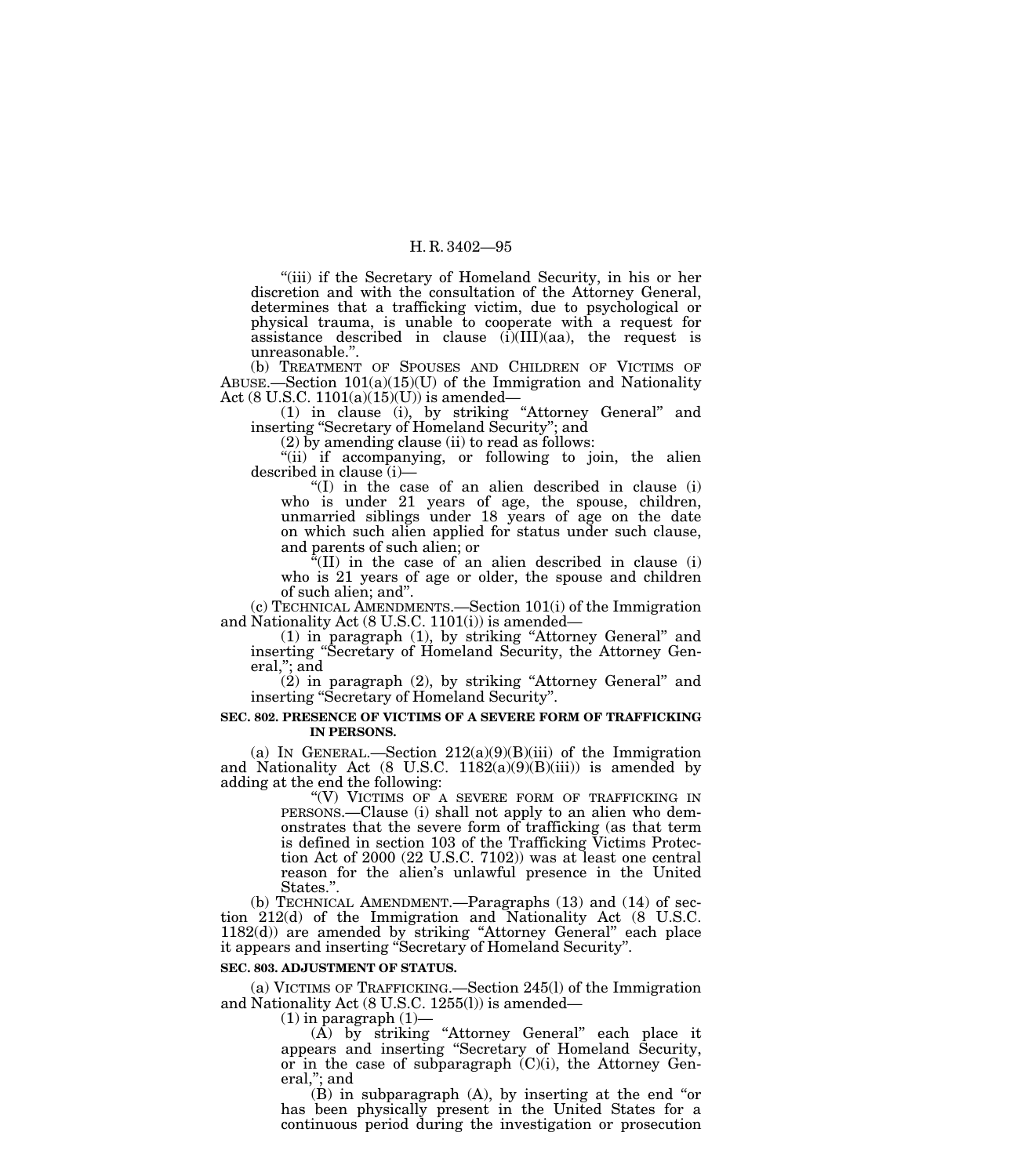"(iii) if the Secretary of Homeland Security, in his or her discretion and with the consultation of the Attorney General, determines that a trafficking victim, due to psychological or physical trauma, is unable to cooperate with a request for assistance described in clause (i)(III)(aa), the request is unreasonable.".

(b) TREATMENT OF SPOUSES AND CHILDREN OF VICTIMS OF ABUSE.—Section 101(a)(15)(U) of the Immigration and Nationality Act (8 U.S.C. 1101(a)(15)(U)) is amended—

(1) in clause (i), by striking "Attorney General" and inserting "Secretary of Homeland Security"; and

(2) by amending clause (ii) to read as follows:

"(ii) if accompanying, or following to join, the alien described in clause (i)—

"(I) in the case of an alien described in clause (i) who is under 21 years of age, the spouse, children, unmarried siblings under 18 years of age on the date on which such alien applied for status under such clause, and parents of such alien; or

"(II) in the case of an alien described in clause (i) who is 21 years of age or older, the spouse and children of such alien; and".

(c) TECHNICAL AMENDMENTS.—Section 101(i) of the Immigration and Nationality Act (8 U.S.C. 1101(i)) is amended—

(1) in paragraph (1), by striking "Attorney General" and inserting "Secretary of Homeland Security, the Attorney General,"; and

(2) in paragraph (2), by striking "Attorney General" and inserting "Secretary of Homeland Security".

**SEC. 802. PRESENCE OF VICTIMS OF A SEVERE FORM OF TRAFFICKING IN PERSONS.**

(a) IN GENERAL.—Section 212(a)(9)(B)(iii) of the Immigration and Nationality Act (8 U.S.C. 1182(a)(9)(B)(iii)) is amended by adding at the end the following:

"(V) VICTIMS OF A SEVERE FORM OF TRAFFICKING IN PERSONS.—Clause (i) shall not apply to an alien who demonstrates that the severe form of trafficking (as that term is defined in section 103 of the Trafficking Victims Protection Act of 2000 (22 U.S.C. 7102)) was at least one central reason for the alien's unlawful presence in the United States.".

(b) TECHNICAL AMENDMENT.—Paragraphs (13) and (14) of section 212(d) of the Immigration and Nationality Act (8 U.S.C. 1182(d)) are amended by striking "Attorney General" each place it appears and inserting "Secretary of Homeland Security".

**SEC. 803. ADJUSTMENT OF STATUS.**

(a) VICTIMS OF TRAFFICKING.—Section 245(l) of the Immigration and Nationality Act (8 U.S.C. 1255(l)) is amended—

(1) in paragraph (1)—

(A) by striking "Attorney General" each place it appears and inserting "Secretary of Homeland Security, or in the case of subparagraph (C)(i), the Attorney General,"; and

(B) in subparagraph (A), by inserting at the end "or has been physically present in the United States for a continuous period during the investigation or prosecution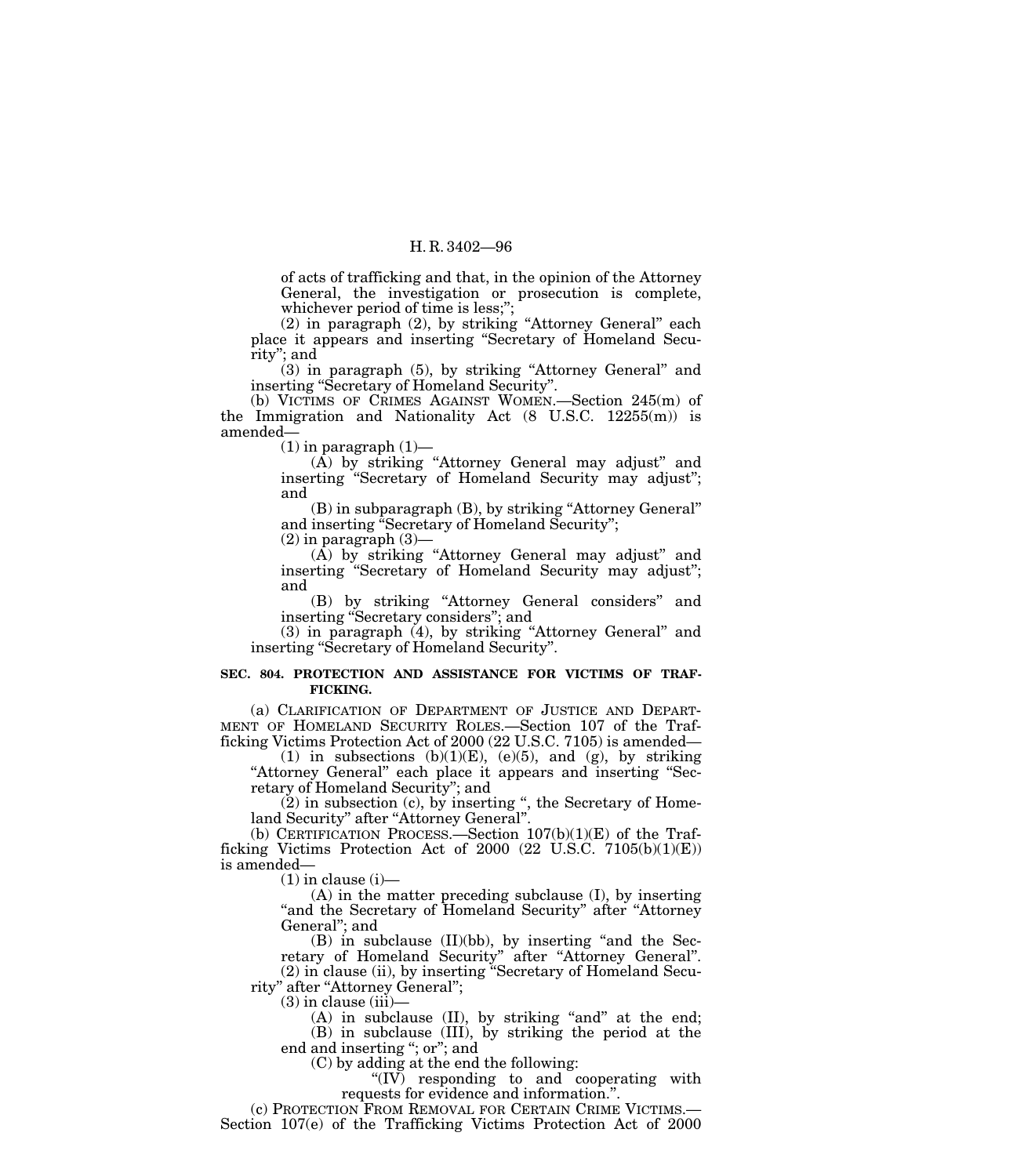of acts of trafficking and that, in the opinion of the Attorney General, the investigation or prosecution is complete, whichever period of time is less;";

(2) in paragraph (2), by striking "Attorney General" each place it appears and inserting "Secretary of Homeland Security"; and

(3) in paragraph (5), by striking "Attorney General" and inserting "Secretary of Homeland Security".

(b) VICTIMS OF CRIMES AGAINST WOMEN.—Section 245(m) of the Immigration and Nationality Act (8 U.S.C. 12255(m)) is amended—

(1) in paragraph (1)—

(A) by striking "Attorney General may adjust" and inserting "Secretary of Homeland Security may adjust"; and

(B) in subparagraph (B), by striking "Attorney General" and inserting "Secretary of Homeland Security";

(2) in paragraph (3)—

(A) by striking "Attorney General may adjust" and inserting "Secretary of Homeland Security may adjust"; and

(B) by striking "Attorney General considers" and inserting "Secretary considers"; and

(3) in paragraph (4), by striking "Attorney General" and inserting "Secretary of Homeland Security".

**SEC. 804. PROTECTION AND ASSISTANCE FOR VICTIMS OF TRAFFICKING.**

(a) CLARIFICATION OF DEPARTMENT OF JUSTICE AND DEPARTMENT OF HOMELAND SECURITY ROLES.—Section 107 of the Trafficking Victims Protection Act of 2000 (22 U.S.C. 7105) is amended—

(1) in subsections (b)(1)(E), (e)(5), and (g), by striking "Attorney General" each place it appears and inserting "Secretary of Homeland Security"; and

(2) in subsection (c), by inserting ", the Secretary of Homeland Security" after "Attorney General".

(b) CERTIFICATION PROCESS.—Section 107(b)(1)(E) of the Trafficking Victims Protection Act of 2000 (22 U.S.C. 7105(b)(1)(E)) is amended—

(1) in clause (i)—

(A) in the matter preceding subclause (I), by inserting "and the Secretary of Homeland Security" after "Attorney General"; and

(B) in subclause (II)(bb), by inserting "and the Secretary of Homeland Security" after "Attorney General".

(2) in clause (ii), by inserting "Secretary of Homeland Security" after "Attorney General";

(3) in clause (iii)—

(A) in subclause (II), by striking "and" at the end;

(B) in subclause (III), by striking the period at the end and inserting "; or"; and

(C) by adding at the end the following:

"(IV) responding to and cooperating with requests for evidence and information.".

(c) PROTECTION FROM REMOVAL FOR CERTAIN CRIME VICTIMS.—Section 107(e) of the Trafficking Victims Protection Act of 2000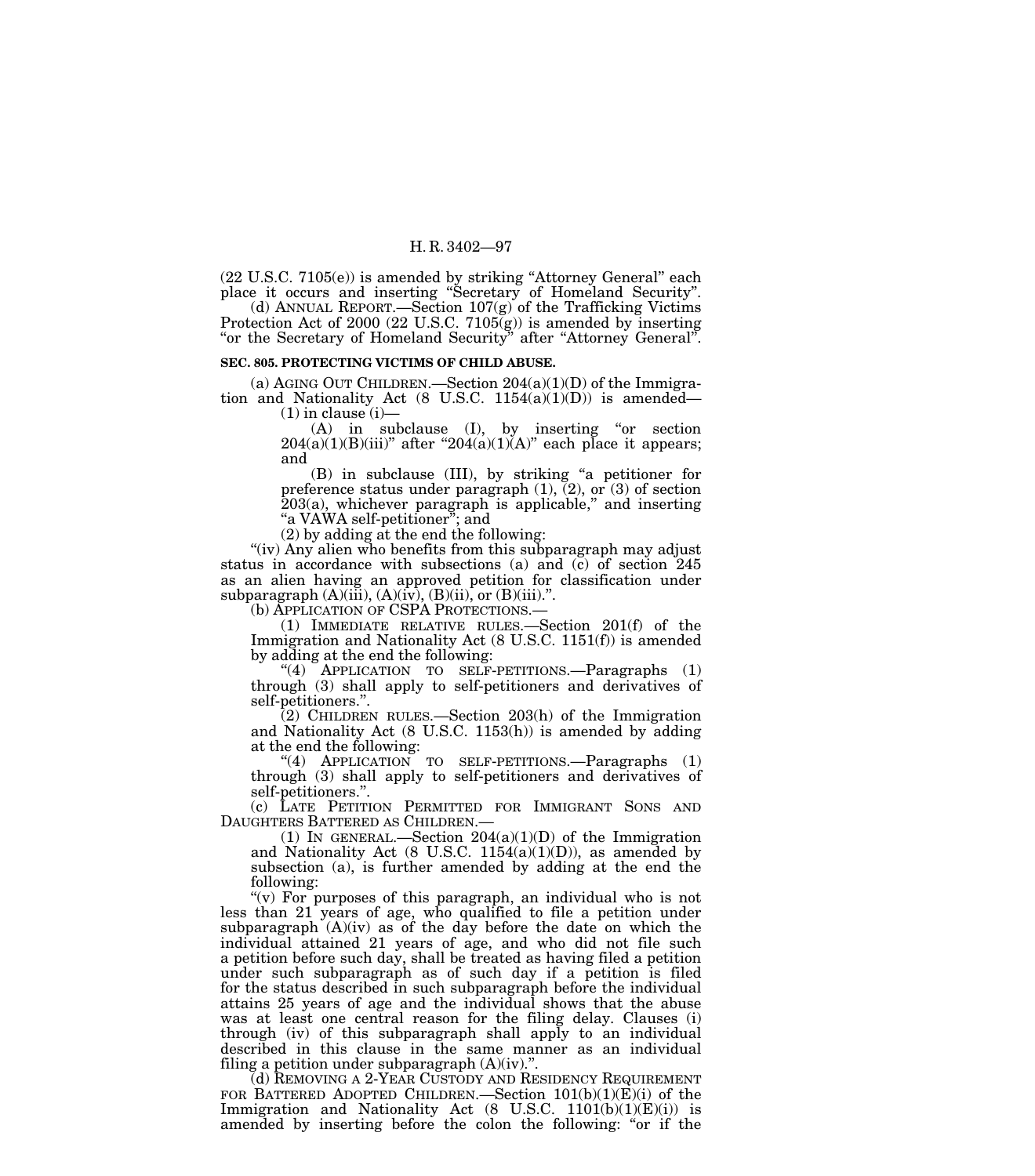(22 U.S.C. 7105(e)) is amended by striking "Attorney General" each place it occurs and inserting "Secretary of Homeland Security".

(d) ANNUAL REPORT.—Section 107(g) of the Trafficking Victims Protection Act of 2000 (22 U.S.C. 7105(g)) is amended by inserting "or the Secretary of Homeland Security" after "Attorney General".

**SEC. 805. PROTECTING VICTIMS OF CHILD ABUSE.**

(a) AGING OUT CHILDREN.—Section 204(a)(1)(D) of the Immigration and Nationality Act (8 U.S.C. 1154(a)(1)(D)) is amended—

(1) in clause (i)—

(A) in subclause (I), by inserting "or section 204(a)(1)(B)(iii)" after "204(a)(1)(A)" each place it appears; and

(B) in subclause (III), by striking "a petitioner for preference status under paragraph (1), (2), or (3) of section 203(a), whichever paragraph is applicable," and inserting "a VAWA self-petitioner"; and

(2) by adding at the end the following:

"(iv) Any alien who benefits from this subparagraph may adjust status in accordance with subsections (a) and (c) of section 245 as an alien having an approved petition for classification under subparagraph (A)(iii), (A)(iv), (B)(ii), or (B)(iii).".

(b) APPLICATION OF CSPA PROTECTIONS.—

(1) IMMEDIATE RELATIVE RULES.—Section 201(f) of the Immigration and Nationality Act (8 U.S.C. 1151(f)) is amended by adding at the end the following:

"(4) APPLICATION TO SELF-PETITIONS.—Paragraphs (1) through (3) shall apply to self-petitioners and derivatives of self-petitioners.".

(2) CHILDREN RULES.—Section 203(h) of the Immigration and Nationality Act (8 U.S.C. 1153(h)) is amended by adding at the end the following:

"(4) APPLICATION TO SELF-PETITIONS.—Paragraphs (1) through (3) shall apply to self-petitioners and derivatives of self-petitioners.".

(c) LATE PETITION PERMITTED FOR IMMIGRANT SONS AND DAUGHTERS BATTERED AS CHILDREN.—

(1) IN GENERAL.—Section 204(a)(1)(D) of the Immigration and Nationality Act (8 U.S.C. 1154(a)(1)(D)), as amended by subsection (a), is further amended by adding at the end the following:

"(v) For purposes of this paragraph, an individual who is not less than 21 years of age, who qualified to file a petition under subparagraph (A)(iv) as of the day before the date on which the individual attained 21 years of age, and who did not file such a petition before such day, shall be treated as having filed a petition under such subparagraph as of such day if a petition is filed for the status described in such subparagraph before the individual attains 25 years of age and the individual shows that the abuse was at least one central reason for the filing delay. Clauses (i) through (iv) of this subparagraph shall apply to an individual described in this clause in the same manner as an individual filing a petition under subparagraph (A)(iv).".

(d) REMOVING A 2-YEAR CUSTODY AND RESIDENCY REQUIREMENT FOR BATTERED ADOPTED CHILDREN.—Section 101(b)(1)(E)(i) of the Immigration and Nationality Act (8 U.S.C. 1101(b)(1)(E)(i)) is amended by inserting before the colon the following: "or if the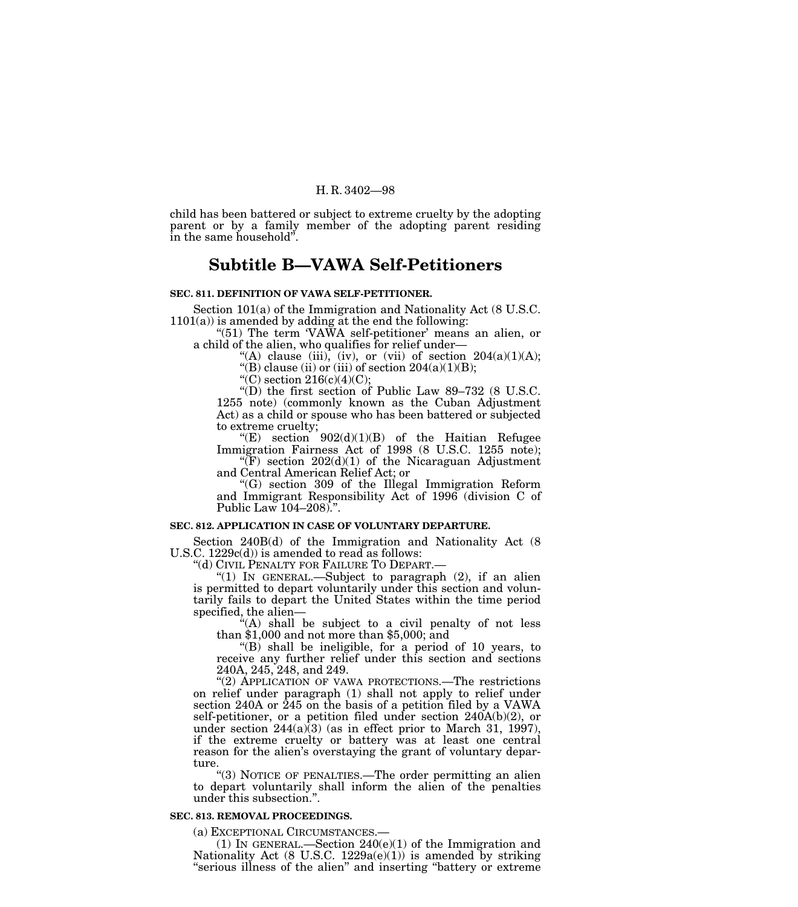child has been battered or subject to extreme cruelty by the adopting parent or by a family member of the adopting parent residing in the same household".

## Subtitle B—VAWA Self-Petitioners

**SEC. 811. DEFINITION OF VAWA SELF-PETITIONER.**

Section 101(a) of the Immigration and Nationality Act (8 U.S.C. 1101(a)) is amended by adding at the end the following:

"(51) The term 'VAWA self-petitioner' means an alien, or a child of the alien, who qualifies for relief under—

"(A) clause (iii), (iv), or (vii) of section 204(a)(1)(A);

"(B) clause (ii) or (iii) of section 204(a)(1)(B);

"(C) section 216(c)(4)(C);

"(D) the first section of Public Law 89–732 (8 U.S.C. 1255 note) (commonly known as the Cuban Adjustment Act) as a child or spouse who has been battered or subjected to extreme cruelty;

"(E) section 902(d)(1)(B) of the Haitian Refugee Immigration Fairness Act of 1998 (8 U.S.C. 1255 note);

"(F) section 202(d)(1) of the Nicaraguan Adjustment and Central American Relief Act; or

"(G) section 309 of the Illegal Immigration Reform and Immigrant Responsibility Act of 1996 (division C of Public Law 104–208).".

**SEC. 812. APPLICATION IN CASE OF VOLUNTARY DEPARTURE.**

Section 240B(d) of the Immigration and Nationality Act (8 U.S.C. 1229c(d)) is amended to read as follows:

"(d) CIVIL PENALTY FOR FAILURE TO DEPART.—

"(1) IN GENERAL.—Subject to paragraph (2), if an alien is permitted to depart voluntarily under this section and voluntarily fails to depart the United States within the time period specified, the alien—

"(A) shall be subject to a civil penalty of not less than $1,000 and not more than $5,000; and

"(B) shall be ineligible, for a period of 10 years, to receive any further relief under this section and sections 240A, 245, 248, and 249.

"(2) APPLICATION OF VAWA PROTECTIONS.—The restrictions on relief under paragraph (1) shall not apply to relief under section 240A or 245 on the basis of a petition filed by a VAWA self-petitioner, or a petition filed under section 240A(b)(2), or under section 244(a)(3) (as in effect prior to March 31, 1997), if the extreme cruelty or battery was at least one central reason for the alien's overstaying the grant of voluntary departure.

"(3) NOTICE OF PENALTIES.—The order permitting an alien to depart voluntarily shall inform the alien of the penalties under this subsection.".

**SEC. 813. REMOVAL PROCEEDINGS.**

(a) EXCEPTIONAL CIRCUMSTANCES.—

(1) IN GENERAL.—Section 240(e)(1) of the Immigration and Nationality Act (8 U.S.C. 1229a(e)(1)) is amended by striking "serious illness of the alien" and inserting "battery or extreme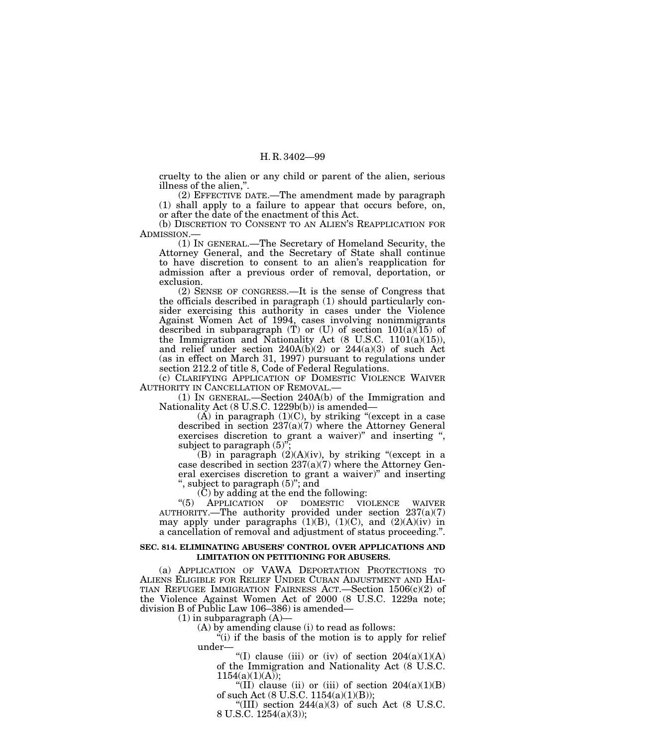cruelty to the alien or any child or parent of the alien, serious illness of the alien,".

(2) EFFECTIVE DATE.—The amendment made by paragraph (1) shall apply to a failure to appear that occurs before, on, or after the date of the enactment of this Act.

(b) DISCRETION TO CONSENT TO AN ALIEN'S REAPPLICATION FOR ADMISSION.—

(1) IN GENERAL.—The Secretary of Homeland Security, the Attorney General, and the Secretary of State shall continue to have discretion to consent to an alien's reapplication for admission after a previous order of removal, deportation, or exclusion.

(2) SENSE OF CONGRESS.—It is the sense of Congress that the officials described in paragraph (1) should particularly consider exercising this authority in cases under the Violence Against Women Act of 1994, cases involving nonimmigrants described in subparagraph (T) or (U) of section 101(a)(15) of the Immigration and Nationality Act (8 U.S.C. 1101(a)(15)), and relief under section 240A(b)(2) or 244(a)(3) of such Act (as in effect on March 31, 1997) pursuant to regulations under section 212.2 of title 8, Code of Federal Regulations.

(c) CLARIFYING APPLICATION OF DOMESTIC VIOLENCE WAIVER AUTHORITY IN CANCELLATION OF REMOVAL.—

(1) IN GENERAL.—Section 240A(b) of the Immigration and Nationality Act (8 U.S.C. 1229b(b)) is amended—

(A) in paragraph (1)(C), by striking "(except in a case described in section 237(a)(7) where the Attorney General exercises discretion to grant a waiver)" and inserting ", subject to paragraph (5)";

(B) in paragraph (2)(A)(iv), by striking "(except in a case described in section 237(a)(7) where the Attorney General exercises discretion to grant a waiver)" and inserting ", subject to paragraph (5)"; and

(C) by adding at the end the following:

"(5) APPLICATION OF DOMESTIC VIOLENCE WAIVER AUTHORITY.—The authority provided under section 237(a)(7) may apply under paragraphs (1)(B), (1)(C), and (2)(A)(iv) in a cancellation of removal and adjustment of status proceeding.".

**SEC. 814. ELIMINATING ABUSERS' CONTROL OVER APPLICATIONS AND LIMITATION ON PETITIONING FOR ABUSERS.**

(a) APPLICATION OF VAWA DEPORTATION PROTECTIONS TO ALIENS ELIGIBLE FOR RELIEF UNDER CUBAN ADJUSTMENT AND HAITIAN REFUGEE IMMIGRATION FAIRNESS ACT.—Section 1506(c)(2) of the Violence Against Women Act of 2000 (8 U.S.C. 1229a note; division B of Public Law 106–386) is amended—

(1) in subparagraph (A)—

(A) by amending clause (i) to read as follows:

"(i) if the basis of the motion is to apply for relief under—

"(I) clause (iii) or (iv) of section 204(a)(1)(A) of the Immigration and Nationality Act (8 U.S.C. 1154(a)(1)(A));

"(II) clause (ii) or (iii) of section 204(a)(1)(B) of such Act (8 U.S.C. 1154(a)(1)(B));

"(III) section 244(a)(3) of such Act (8 U.S.C. 8 U.S.C. 1254(a)(3));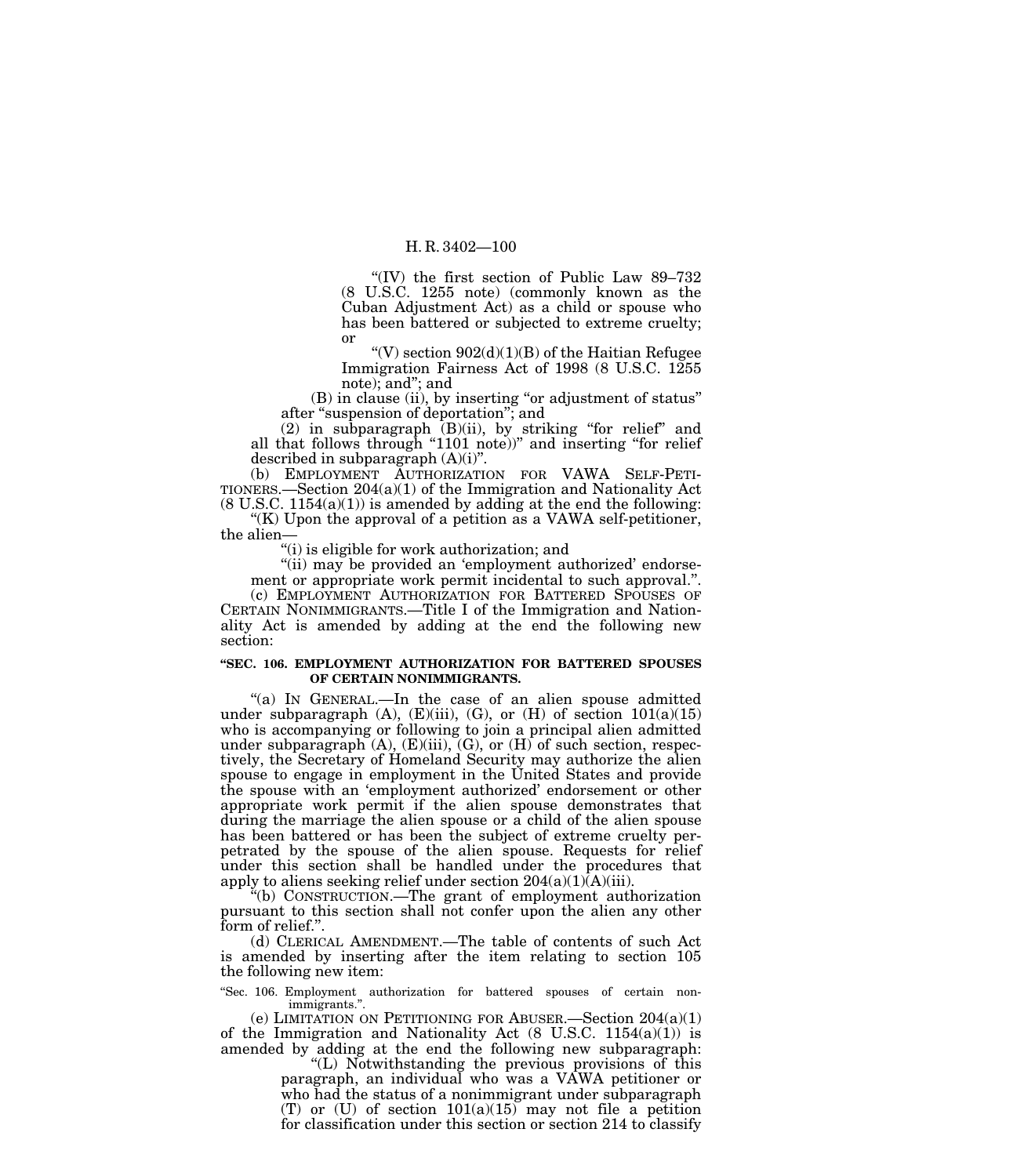"(IV) the first section of Public Law 89–732 (8 U.S.C. 1255 note) (commonly known as the Cuban Adjustment Act) as a child or spouse who has been battered or subjected to extreme cruelty; or

"(V) section 902(d)(1)(B) of the Haitian Refugee Immigration Fairness Act of 1998 (8 U.S.C. 1255 note); and"; and

(B) in clause (ii), by inserting "or adjustment of status" after "suspension of deportation"; and

(2) in subparagraph (B)(ii), by striking "for relief" and all that follows through "1101 note))" and inserting "for relief described in subparagraph (A)(i)".

(b) EMPLOYMENT AUTHORIZATION FOR VAWA SELF-PETITIONERS.—Section 204(a)(1) of the Immigration and Nationality Act (8 U.S.C. 1154(a)(1)) is amended by adding at the end the following:

"(K) Upon the approval of a petition as a VAWA self-petitioner, the alien—

"(i) is eligible for work authorization; and

"(ii) may be provided an 'employment authorized' endorsement or appropriate work permit incidental to such approval.".

(c) EMPLOYMENT AUTHORIZATION FOR BATTERED SPOUSES OF CERTAIN NONIMMIGRANTS.—Title I of the Immigration and Nationality Act is amended by adding at the end the following new section:

**"SEC. 106. EMPLOYMENT AUTHORIZATION FOR BATTERED SPOUSES OF CERTAIN NONIMMIGRANTS.**

"(a) IN GENERAL.—In the case of an alien spouse admitted under subparagraph (A), (E)(iii), (G), or (H) of section 101(a)(15) who is accompanying or following to join a principal alien admitted under subparagraph (A), (E)(iii), (G), or (H) of such section, respectively, the Secretary of Homeland Security may authorize the alien spouse to engage in employment in the United States and provide the spouse with an 'employment authorized' endorsement or other appropriate work permit if the alien spouse demonstrates that during the marriage the alien spouse or a child of the alien spouse has been battered or has been the subject of extreme cruelty perpetrated by the spouse of the alien spouse. Requests for relief under this section shall be handled under the procedures that apply to aliens seeking relief under section 204(a)(1)(A)(iii).

"(b) CONSTRUCTION.—The grant of employment authorization pursuant to this section shall not confer upon the alien any other form of relief.".

(d) CLERICAL AMENDMENT.—The table of contents of such Act is amended by inserting after the item relating to section 105 the following new item:

"Sec. 106. Employment authorization for battered spouses of certain nonimmigrants.".

(e) LIMITATION ON PETITIONING FOR ABUSER.—Section 204(a)(1) of the Immigration and Nationality Act (8 U.S.C. 1154(a)(1)) is amended by adding at the end the following new subparagraph:

"(L) Notwithstanding the previous provisions of this paragraph, an individual who was a VAWA petitioner or who had the status of a nonimmigrant under subparagraph (T) or (U) of section 101(a)(15) may not file a petition for classification under this section or section 214 to classify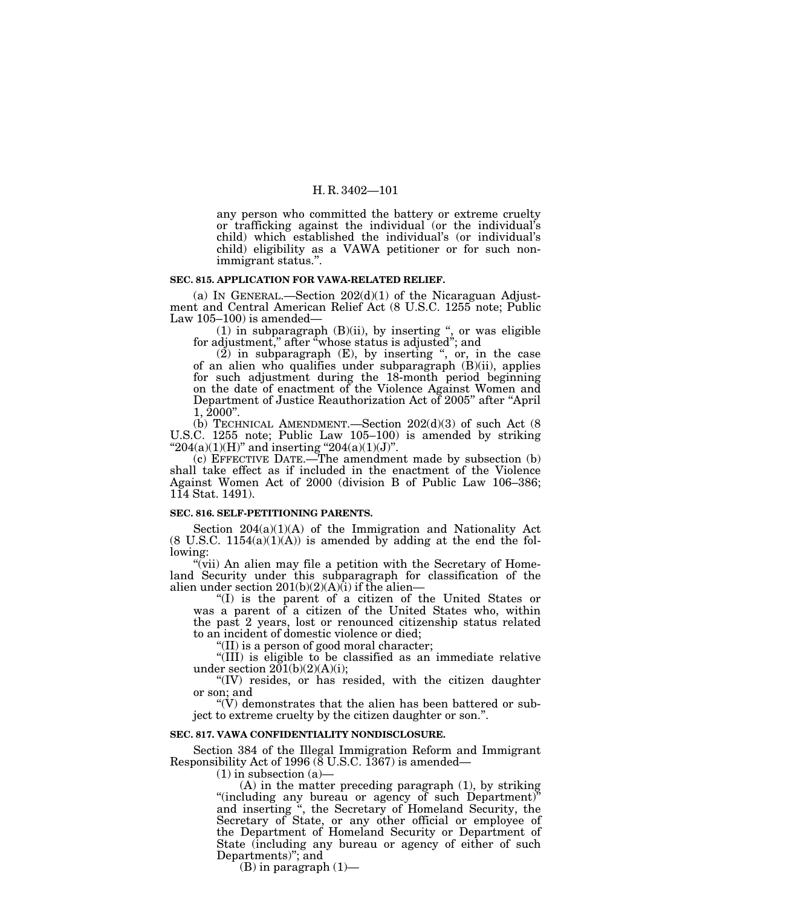any person who committed the battery or extreme cruelty or trafficking against the individual (or the individual's child) which established the individual's (or individual's child) eligibility as a VAWA petitioner or for such nonimmigrant status.".

**SEC. 815. APPLICATION FOR VAWA-RELATED RELIEF.**

(a) IN GENERAL.—Section 202(d)(1) of the Nicaraguan Adjustment and Central American Relief Act (8 U.S.C. 1255 note; Public Law 105–100) is amended—

(1) in subparagraph (B)(ii), by inserting ", or was eligible for adjustment," after "whose status is adjusted"; and

(2) in subparagraph (E), by inserting ", or, in the case of an alien who qualifies under subparagraph (B)(ii), applies for such adjustment during the 18-month period beginning on the date of enactment of the Violence Against Women and Department of Justice Reauthorization Act of 2005" after "April 1, 2000".

(b) TECHNICAL AMENDMENT.—Section 202(d)(3) of such Act (8 U.S.C. 1255 note; Public Law 105–100) is amended by striking "204(a)(1)(H)" and inserting "204(a)(1)(J)".

(c) EFFECTIVE DATE.—The amendment made by subsection (b) shall take effect as if included in the enactment of the Violence Against Women Act of 2000 (division B of Public Law 106–386; 114 Stat. 1491).

**SEC. 816. SELF-PETITIONING PARENTS.**

Section 204(a)(1)(A) of the Immigration and Nationality Act (8 U.S.C. 1154(a)(1)(A)) is amended by adding at the end the following:

"(vii) An alien may file a petition with the Secretary of Homeland Security under this subparagraph for classification of the alien under section 201(b)(2)(A)(i) if the alien—

"(I) is the parent of a citizen of the United States or was a parent of a citizen of the United States who, within the past 2 years, lost or renounced citizenship status related to an incident of domestic violence or died;

"(II) is a person of good moral character;

"(III) is eligible to be classified as an immediate relative under section 201(b)(2)(A)(i);

"(IV) resides, or has resided, with the citizen daughter or son; and

"(V) demonstrates that the alien has been battered or subject to extreme cruelty by the citizen daughter or son.".

**SEC. 817. VAWA CONFIDENTIALITY NONDISCLOSURE.**

Section 384 of the Illegal Immigration Reform and Immigrant Responsibility Act of 1996 (8 U.S.C. 1367) is amended—

(1) in subsection (a)—

(A) in the matter preceding paragraph (1), by striking "(including any bureau or agency of such Department)" and inserting ", the Secretary of Homeland Security, the Secretary of State, or any other official or employee of the Department of Homeland Security or Department of State (including any bureau or agency of either of such Departments)"; and

(B) in paragraph (1)—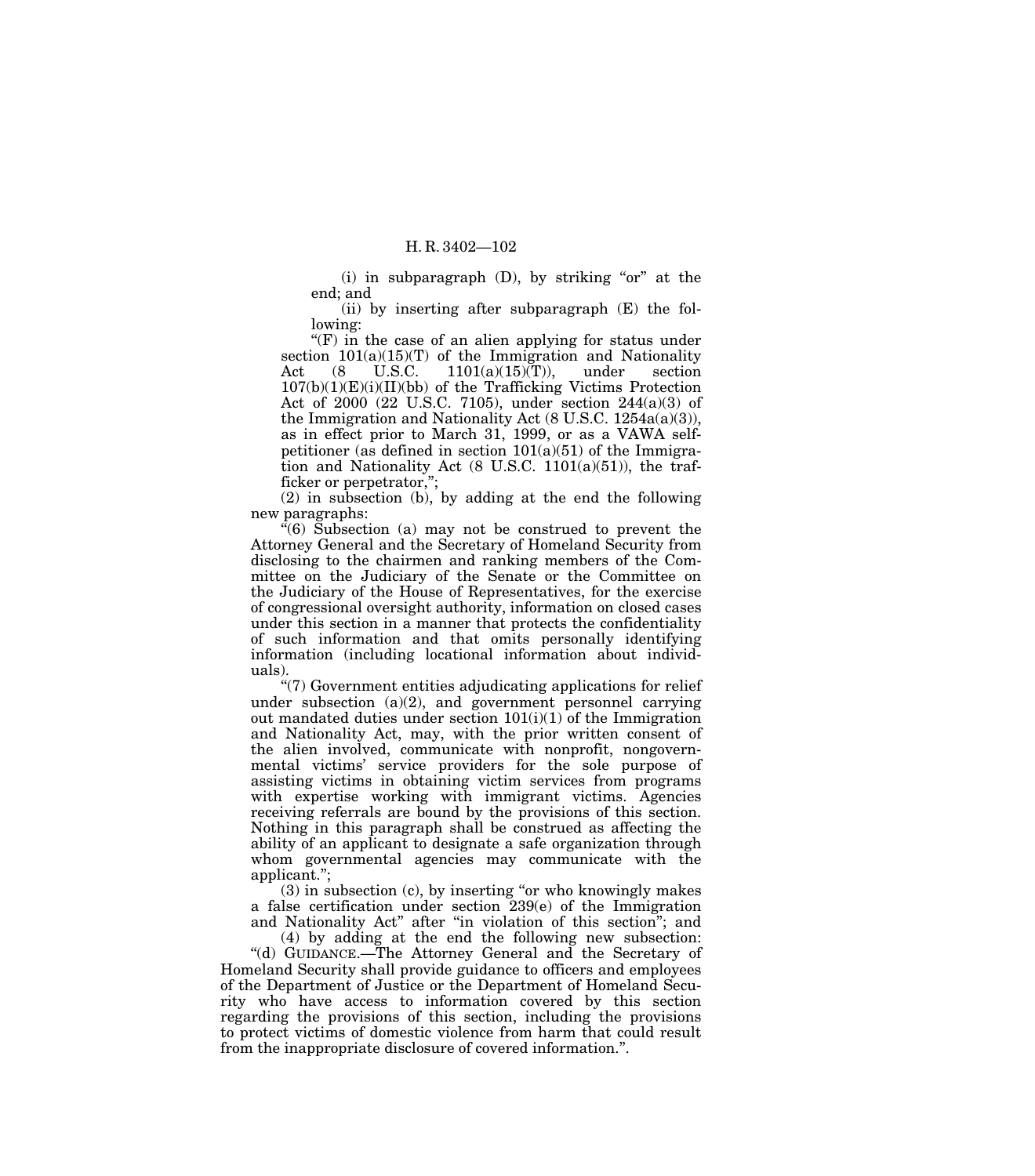(i) in subparagraph (D), by striking "or" at the end; and

(ii) by inserting after subparagraph (E) the following:

"(F) in the case of an alien applying for status under section 101(a)(15)(T) of the Immigration and Nationality Act (8 U.S.C. 1101(a)(15)(T)), under section 107(b)(1)(E)(i)(II)(bb) of the Trafficking Victims Protection Act of 2000 (22 U.S.C. 7105), under section 244(a)(3) of the Immigration and Nationality Act (8 U.S.C. 1254a(a)(3)), as in effect prior to March 31, 1999, or as a VAWA self-petitioner (as defined in section 101(a)(51) of the Immigration and Nationality Act (8 U.S.C. 1101(a)(51)), the trafficker or perpetrator,";

(2) in subsection (b), by adding at the end the following new paragraphs:

"(6) Subsection (a) may not be construed to prevent the Attorney General and the Secretary of Homeland Security from disclosing to the chairmen and ranking members of the Committee on the Judiciary of the Senate or the Committee on the Judiciary of the House of Representatives, for the exercise of congressional oversight authority, information on closed cases under this section in a manner that protects the confidentiality of such information and that omits personally identifying information (including locational information about individuals).

"(7) Government entities adjudicating applications for relief under subsection (a)(2), and government personnel carrying out mandated duties under section 101(i)(1) of the Immigration and Nationality Act, may, with the prior written consent of the alien involved, communicate with nonprofit, nongovernmental victims' service providers for the sole purpose of assisting victims in obtaining victim services from programs with expertise working with immigrant victims. Agencies receiving referrals are bound by the provisions of this section. Nothing in this paragraph shall be construed as affecting the ability of an applicant to designate a safe organization through whom governmental agencies may communicate with the applicant.";

(3) in subsection (c), by inserting "or who knowingly makes a false certification under section 239(e) of the Immigration and Nationality Act" after "in violation of this section"; and

(4) by adding at the end the following new subsection:

"(d) GUIDANCE.—The Attorney General and the Secretary of Homeland Security shall provide guidance to officers and employees of the Department of Justice or the Department of Homeland Security who have access to information covered by this section regarding the provisions of this section, including the provisions to protect victims of domestic violence from harm that could result from the inappropriate disclosure of covered information.".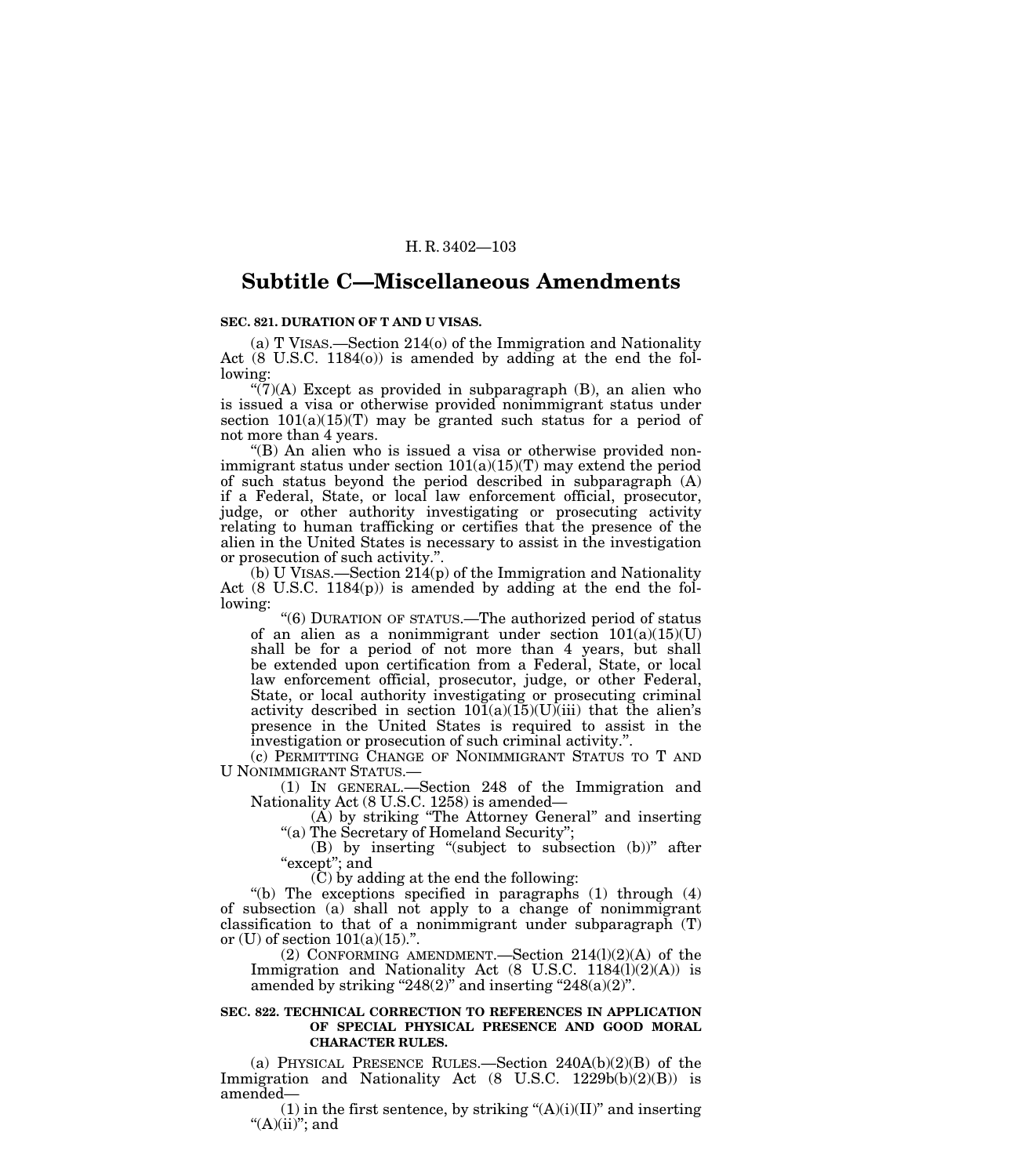## Subtitle C—Miscellaneous Amendments

**SEC. 821. DURATION OF T AND U VISAS.**

(a) T VISAS.—Section 214(o) of the Immigration and Nationality Act (8 U.S.C. 1184(o)) is amended by adding at the end the following:

"(7)(A) Except as provided in subparagraph (B), an alien who is issued a visa or otherwise provided nonimmigrant status under section 101(a)(15)(T) may be granted such status for a period of not more than 4 years.

"(B) An alien who is issued a visa or otherwise provided nonimmigrant status under section 101(a)(15)(T) may extend the period of such status beyond the period described in subparagraph (A) if a Federal, State, or local law enforcement official, prosecutor, judge, or other authority investigating or prosecuting activity relating to human trafficking or certifies that the presence of the alien in the United States is necessary to assist in the investigation or prosecution of such activity.".

(b) U VISAS.—Section 214(p) of the Immigration and Nationality Act (8 U.S.C. 1184(p)) is amended by adding at the end the following:

"(6) DURATION OF STATUS.—The authorized period of status of an alien as a nonimmigrant under section 101(a)(15)(U) shall be for a period of not more than 4 years, but shall be extended upon certification from a Federal, State, or local law enforcement official, prosecutor, judge, or other Federal, State, or local authority investigating or prosecuting criminal activity described in section 101(a)(15)(U)(iii) that the alien's presence in the United States is required to assist in the investigation or prosecution of such criminal activity.".

(c) PERMITTING CHANGE OF NONIMMIGRANT STATUS TO T AND U NONIMMIGRANT STATUS.—

(1) IN GENERAL.—Section 248 of the Immigration and Nationality Act (8 U.S.C. 1258) is amended—

(A) by striking "The Attorney General" and inserting "(a) The Secretary of Homeland Security";

(B) by inserting "(subject to subsection (b))" after "except"; and

(C) by adding at the end the following:

"(b) The exceptions specified in paragraphs (1) through (4) of subsection (a) shall not apply to a change of nonimmigrant classification to that of a nonimmigrant under subparagraph (T) or (U) of section 101(a)(15).".

(2) CONFORMING AMENDMENT.—Section 214(l)(2)(A) of the Immigration and Nationality Act (8 U.S.C. 1184(l)(2)(A)) is amended by striking "248(2)" and inserting "248(a)(2)".

**SEC. 822. TECHNICAL CORRECTION TO REFERENCES IN APPLICATION OF SPECIAL PHYSICAL PRESENCE AND GOOD MORAL CHARACTER RULES.**

(a) PHYSICAL PRESENCE RULES.—Section 240A(b)(2)(B) of the Immigration and Nationality Act (8 U.S.C. 1229b(b)(2)(B)) is amended—

(1) in the first sentence, by striking "(A)(i)(II)" and inserting "(A)(ii)"; and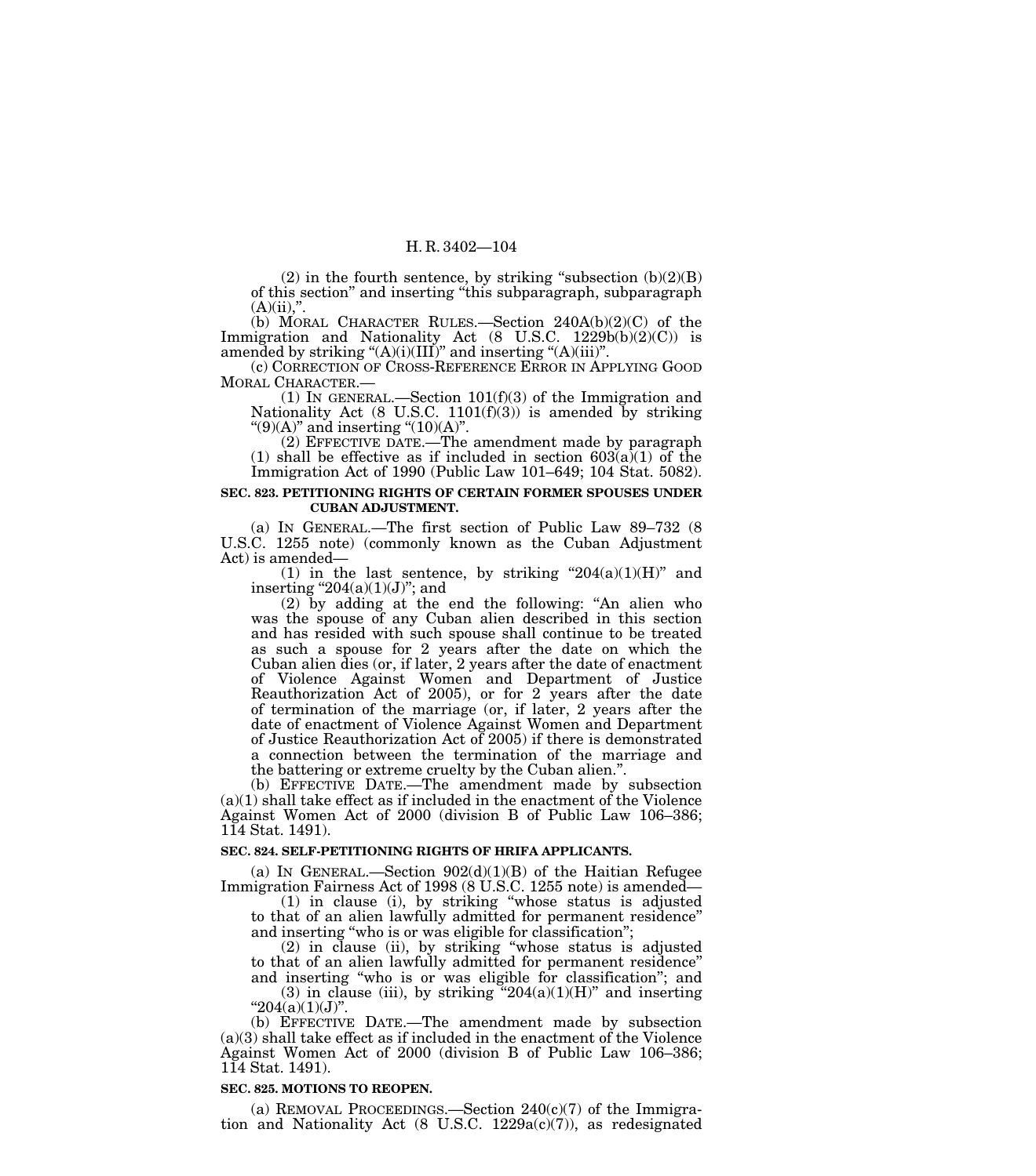(2) in the fourth sentence, by striking "subsection (b)(2)(B) of this section" and inserting "this subparagraph, subparagraph (A)(ii),".

(b) MORAL CHARACTER RULES.—Section 240A(b)(2)(C) of the Immigration and Nationality Act (8 U.S.C. 1229b(b)(2)(C)) is amended by striking "(A)(i)(III)" and inserting "(A)(iii)".

(c) CORRECTION OF CROSS-REFERENCE ERROR IN APPLYING GOOD MORAL CHARACTER.—

(1) IN GENERAL.—Section 101(f)(3) of the Immigration and Nationality Act (8 U.S.C. 1101(f)(3)) is amended by striking "(9)(A)" and inserting "(10)(A)".

(2) EFFECTIVE DATE.—The amendment made by paragraph (1) shall be effective as if included in section 603(a)(1) of the Immigration Act of 1990 (Public Law 101–649; 104 Stat. 5082).

**SEC. 823. PETITIONING RIGHTS OF CERTAIN FORMER SPOUSES UNDER CUBAN ADJUSTMENT.**

(a) IN GENERAL.—The first section of Public Law 89–732 (8 U.S.C. 1255 note) (commonly known as the Cuban Adjustment Act) is amended—

(1) in the last sentence, by striking "204(a)(1)(H)" and inserting "204(a)(1)(J)"; and

(2) by adding at the end the following: "An alien who was the spouse of any Cuban alien described in this section and has resided with such spouse shall continue to be treated as such a spouse for 2 years after the date on which the Cuban alien dies (or, if later, 2 years after the date of enactment of Violence Against Women and Department of Justice Reauthorization Act of 2005), or for 2 years after the date of termination of the marriage (or, if later, 2 years after the date of enactment of Violence Against Women and Department of Justice Reauthorization Act of 2005) if there is demonstrated a connection between the termination of the marriage and the battering or extreme cruelty by the Cuban alien.".

(b) EFFECTIVE DATE.—The amendment made by subsection (a)(1) shall take effect as if included in the enactment of the Violence Against Women Act of 2000 (division B of Public Law 106–386; 114 Stat. 1491).

**SEC. 824. SELF-PETITIONING RIGHTS OF HRIFA APPLICANTS.**

(a) IN GENERAL.—Section 902(d)(1)(B) of the Haitian Refugee Immigration Fairness Act of 1998 (8 U.S.C. 1255 note) is amended—

(1) in clause (i), by striking "whose status is adjusted to that of an alien lawfully admitted for permanent residence" and inserting "who is or was eligible for classification";

(2) in clause (ii), by striking "whose status is adjusted to that of an alien lawfully admitted for permanent residence" and inserting "who is or was eligible for classification"; and

(3) in clause (iii), by striking "204(a)(1)(H)" and inserting "204(a)(1)(J)".

(b) EFFECTIVE DATE.—The amendment made by subsection (a)(3) shall take effect as if included in the enactment of the Violence Against Women Act of 2000 (division B of Public Law 106–386; 114 Stat. 1491).

**SEC. 825. MOTIONS TO REOPEN.**

(a) REMOVAL PROCEEDINGS.—Section 240(c)(7) of the Immigration and Nationality Act (8 U.S.C. 1229a(c)(7)), as redesignated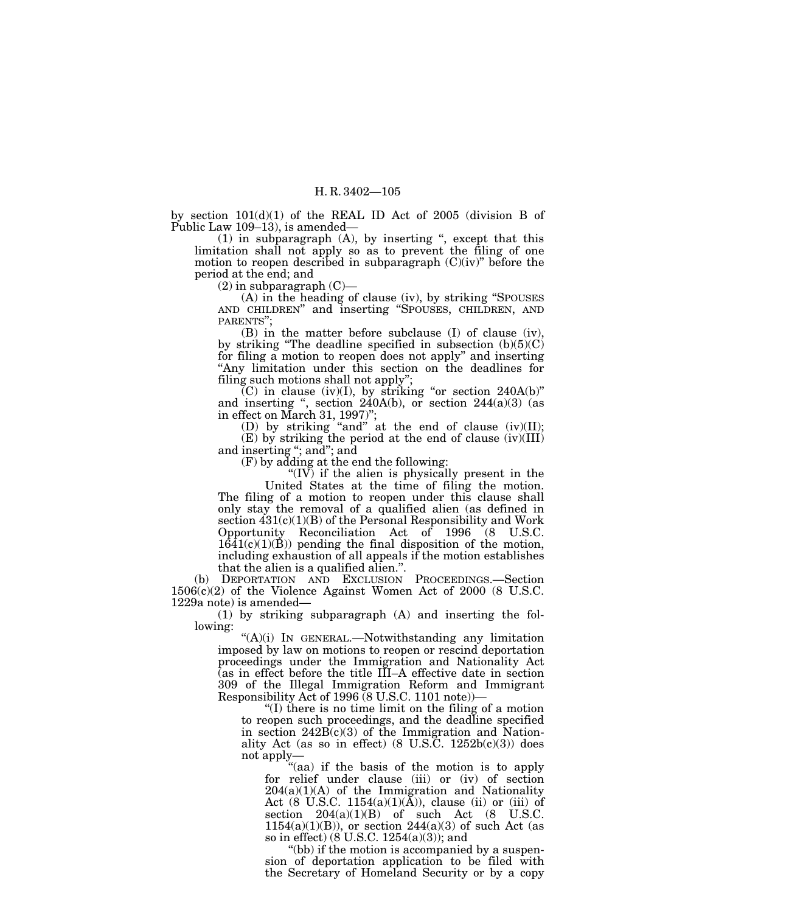by section 101(d)(1) of the REAL ID Act of 2005 (division B of Public Law 109–13), is amended—

(1) in subparagraph (A), by inserting ", except that this limitation shall not apply so as to prevent the filing of one motion to reopen described in subparagraph (C)(iv)" before the period at the end; and

(2) in subparagraph (C)—

(A) in the heading of clause (iv), by striking "SPOUSES AND CHILDREN" and inserting "SPOUSES, CHILDREN, AND PARENTS";

(B) in the matter before subclause (I) of clause (iv), by striking "The deadline specified in subsection (b)(5)(C) for filing a motion to reopen does not apply" and inserting "Any limitation under this section on the deadlines for filing such motions shall not apply";

(C) in clause (iv)(I), by striking "or section 240A(b)" and inserting ", section 240A(b), or section 244(a)(3) (as in effect on March 31, 1997)";

(D) by striking "and" at the end of clause (iv)(II);

(E) by striking the period at the end of clause (iv)(III) and inserting "; and"; and

(F) by adding at the end the following:

"(IV) if the alien is physically present in the United States at the time of filing the motion.

The filing of a motion to reopen under this clause shall only stay the removal of a qualified alien (as defined in section 431(c)(1)(B) of the Personal Responsibility and Work Opportunity Reconciliation Act of 1996 (8 U.S.C. 1641(c)(1)(B)) pending the final disposition of the motion, including exhaustion of all appeals if the motion establishes that the alien is a qualified alien.".

(b) DEPORTATION AND EXCLUSION PROCEEDINGS.—Section 1506(c)(2) of the Violence Against Women Act of 2000 (8 U.S.C. 1229a note) is amended—

(1) by striking subparagraph (A) and inserting the following:

"(A)(i) IN GENERAL.—Notwithstanding any limitation imposed by law on motions to reopen or rescind deportation proceedings under the Immigration and Nationality Act (as in effect before the title III–A effective date in section 309 of the Illegal Immigration Reform and Immigrant Responsibility Act of 1996 (8 U.S.C. 1101 note))—

"(I) there is no time limit on the filing of a motion to reopen such proceedings, and the deadline specified in section 242B(c)(3) of the Immigration and Nationality Act (as so in effect) (8 U.S.C. 1252b(c)(3)) does not apply—

"(aa) if the basis of the motion is to apply for relief under clause (iii) or (iv) of section 204(a)(1)(A) of the Immigration and Nationality Act (8 U.S.C. 1154(a)(1)(A)), clause (ii) or (iii) of section 204(a)(1)(B) of such Act (8 U.S.C. 1154(a)(1)(B)), or section 244(a)(3) of such Act (as so in effect) (8 U.S.C. 1254(a)(3)); and

"(bb) if the motion is accompanied by a suspension of deportation application to be filed with the Secretary of Homeland Security or by a copy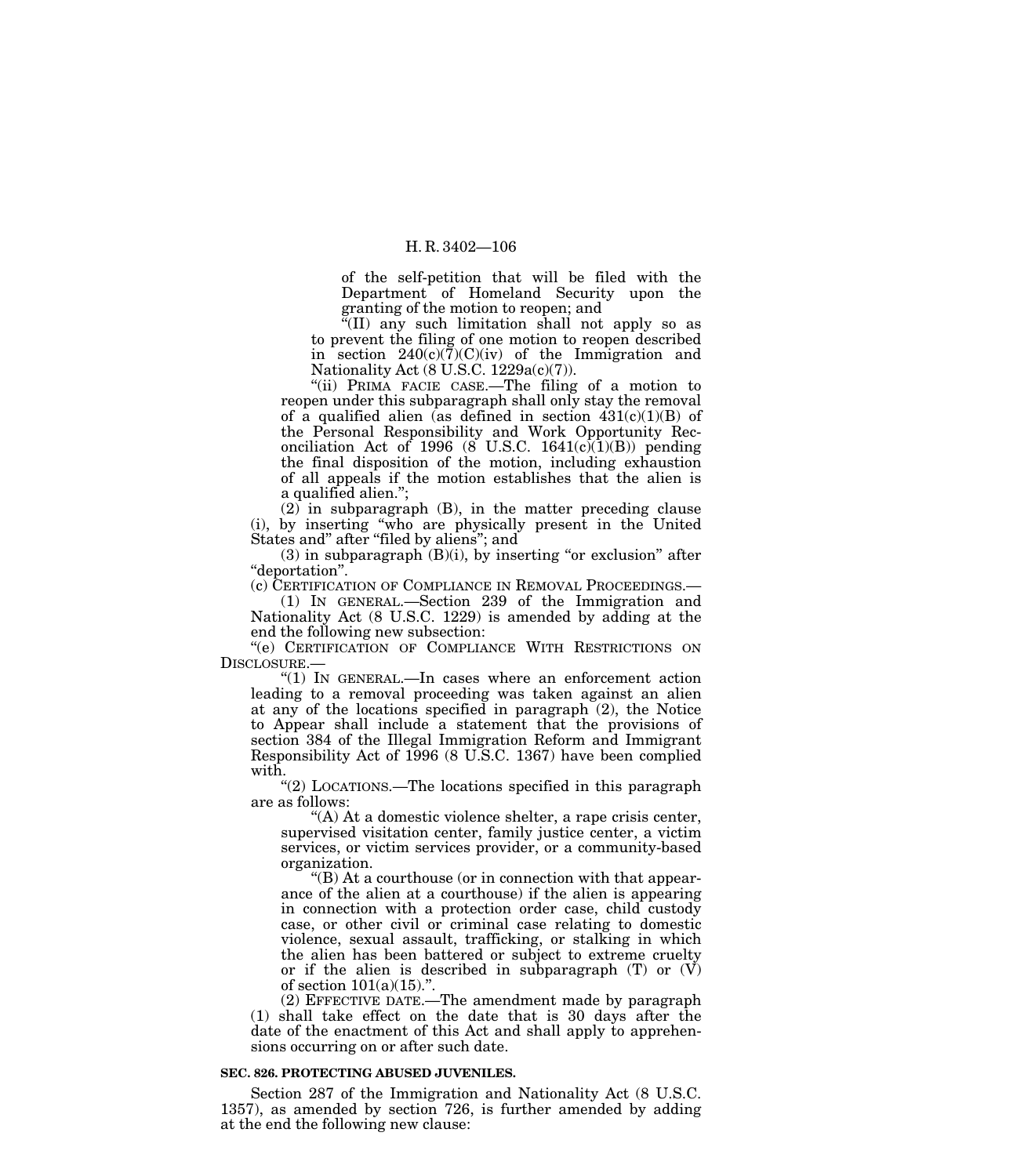of the self-petition that will be filed with the Department of Homeland Security upon the granting of the motion to reopen; and

"(II) any such limitation shall not apply so as to prevent the filing of one motion to reopen described in section 240(c)(7)(C)(iv) of the Immigration and Nationality Act (8 U.S.C. 1229a(c)(7)).

"(ii) PRIMA FACIE CASE.—The filing of a motion to reopen under this subparagraph shall only stay the removal of a qualified alien (as defined in section 431(c)(1)(B) of the Personal Responsibility and Work Opportunity Reconciliation Act of 1996 (8 U.S.C. 1641(c)(1)(B)) pending the final disposition of the motion, including exhaustion of all appeals if the motion establishes that the alien is a qualified alien.";

(2) in subparagraph (B), in the matter preceding clause (i), by inserting "who are physically present in the United States and" after "filed by aliens"; and

(3) in subparagraph (B)(i), by inserting "or exclusion" after "deportation".

(c) CERTIFICATION OF COMPLIANCE IN REMOVAL PROCEEDINGS.—

(1) IN GENERAL.—Section 239 of the Immigration and Nationality Act (8 U.S.C. 1229) is amended by adding at the end the following new subsection:

"(e) CERTIFICATION OF COMPLIANCE WITH RESTRICTIONS ON DISCLOSURE.—

"(1) IN GENERAL.—In cases where an enforcement action leading to a removal proceeding was taken against an alien at any of the locations specified in paragraph (2), the Notice to Appear shall include a statement that the provisions of section 384 of the Illegal Immigration Reform and Immigrant Responsibility Act of 1996 (8 U.S.C. 1367) have been complied with.

"(2) LOCATIONS.—The locations specified in this paragraph are as follows:

"(A) At a domestic violence shelter, a rape crisis center, supervised visitation center, family justice center, a victim services, or victim services provider, or a community-based organization.

"(B) At a courthouse (or in connection with that appearance of the alien at a courthouse) if the alien is appearing in connection with a protection order case, child custody case, or other civil or criminal case relating to domestic violence, sexual assault, trafficking, or stalking in which the alien has been battered or subject to extreme cruelty or if the alien is described in subparagraph (T) or (V) of section 101(a)(15).".

(2) EFFECTIVE DATE.—The amendment made by paragraph (1) shall take effect on the date that is 30 days after the date of the enactment of this Act and shall apply to apprehensions occurring on or after such date.

**SEC. 826. PROTECTING ABUSED JUVENILES.**

Section 287 of the Immigration and Nationality Act (8 U.S.C. 1357), as amended by section 726, is further amended by adding at the end the following new clause: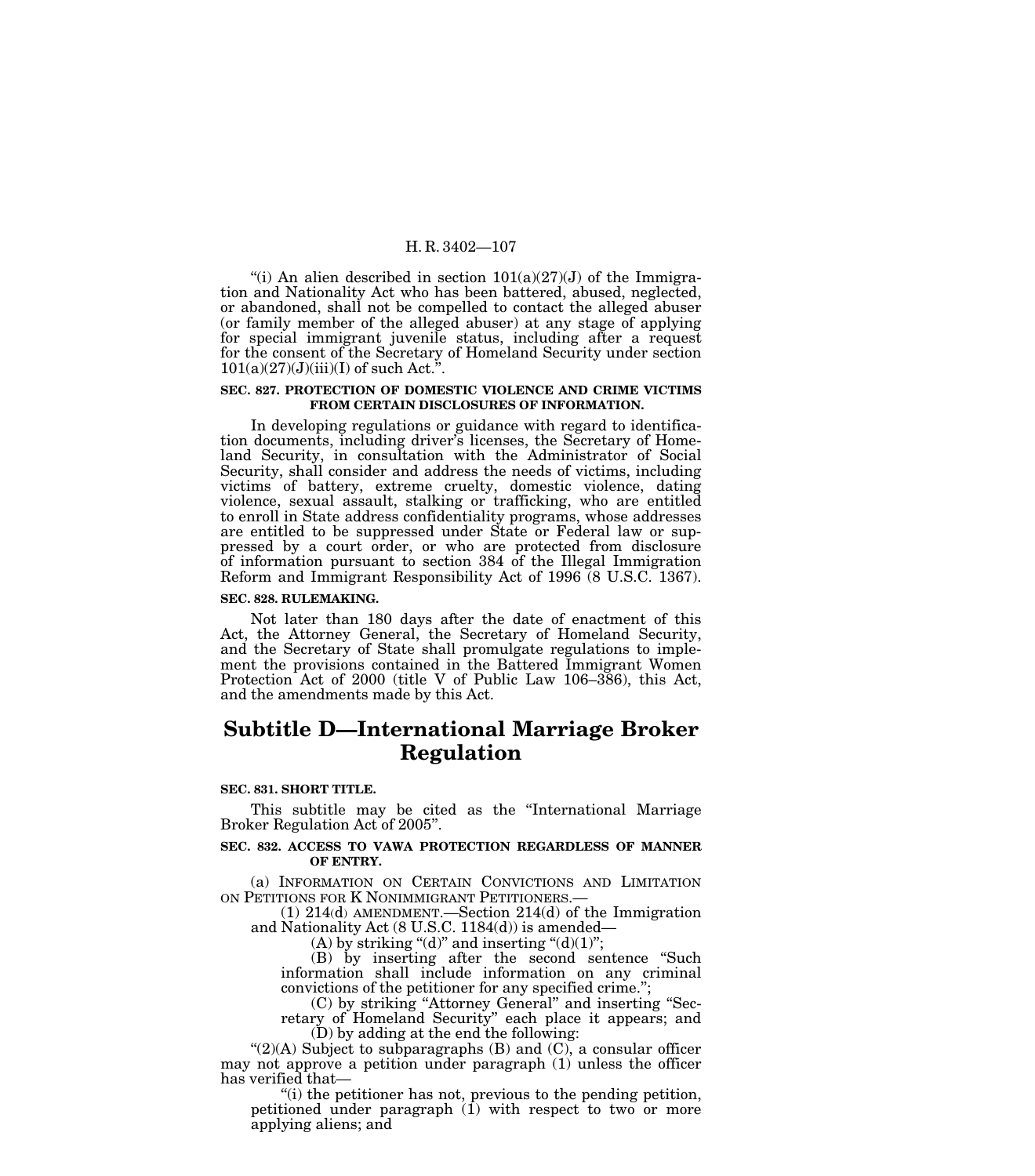"(i) An alien described in section 101(a)(27)(J) of the Immigration and Nationality Act who has been battered, abused, neglected, or abandoned, shall not be compelled to contact the alleged abuser (or family member of the alleged abuser) at any stage of applying for special immigrant juvenile status, including after a request for the consent of the Secretary of Homeland Security under section 101(a)(27)(J)(iii)(I) of such Act.".

**SEC. 827. PROTECTION OF DOMESTIC VIOLENCE AND CRIME VICTIMS FROM CERTAIN DISCLOSURES OF INFORMATION.**

In developing regulations or guidance with regard to identification documents, including driver's licenses, the Secretary of Homeland Security, in consultation with the Administrator of Social Security, shall consider and address the needs of victims, including victims of battery, extreme cruelty, domestic violence, dating violence, sexual assault, stalking or trafficking, who are entitled to enroll in State address confidentiality programs, whose addresses are entitled to be suppressed under State or Federal law or suppressed by a court order, or who are protected from disclosure of information pursuant to section 384 of the Illegal Immigration Reform and Immigrant Responsibility Act of 1996 (8 U.S.C. 1367).

**SEC. 828. RULEMAKING.**

Not later than 180 days after the date of enactment of this Act, the Attorney General, the Secretary of Homeland Security, and the Secretary of State shall promulgate regulations to implement the provisions contained in the Battered Immigrant Women Protection Act of 2000 (title V of Public Law 106–386), this Act, and the amendments made by this Act.

# Subtitle D—International Marriage Broker Regulation

**SEC. 831. SHORT TITLE.**

This subtitle may be cited as the "International Marriage Broker Regulation Act of 2005".

**SEC. 832. ACCESS TO VAWA PROTECTION REGARDLESS OF MANNER OF ENTRY.**

(a) INFORMATION ON CERTAIN CONVICTIONS AND LIMITATION ON PETITIONS FOR K NONIMMIGRANT PETITIONERS.—

(1) 214(d) AMENDMENT.—Section 214(d) of the Immigration and Nationality Act (8 U.S.C. 1184(d)) is amended—

(A) by striking "(d)" and inserting "(d)(1)";

(B) by inserting after the second sentence "Such information shall include information on any criminal convictions of the petitioner for any specified crime.";

(C) by striking "Attorney General" and inserting "Secretary of Homeland Security" each place it appears; and

(D) by adding at the end the following:

"(2)(A) Subject to subparagraphs (B) and (C), a consular officer may not approve a petition under paragraph (1) unless the officer has verified that—

"(i) the petitioner has not, previous to the pending petition, petitioned under paragraph (1) with respect to two or more applying aliens; and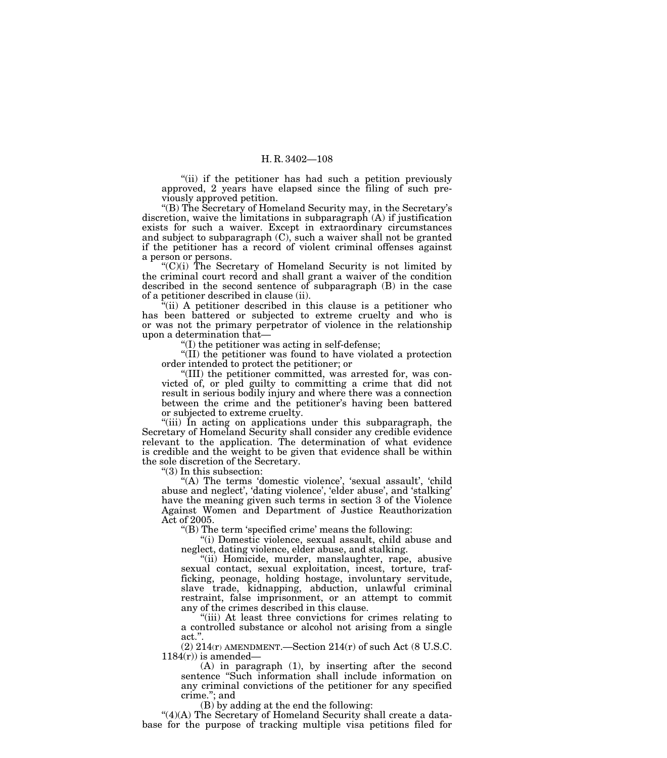"(ii) if the petitioner has had such a petition previously approved, 2 years have elapsed since the filing of such previously approved petition.

"(B) The Secretary of Homeland Security may, in the Secretary's discretion, waive the limitations in subparagraph (A) if justification exists for such a waiver. Except in extraordinary circumstances and subject to subparagraph (C), such a waiver shall not be granted if the petitioner has a record of violent criminal offenses against a person or persons.

"(C)(i) The Secretary of Homeland Security is not limited by the criminal court record and shall grant a waiver of the condition described in the second sentence of subparagraph (B) in the case of a petitioner described in clause (ii).

"(ii) A petitioner described in this clause is a petitioner who has been battered or subjected to extreme cruelty and who is or was not the primary perpetrator of violence in the relationship upon a determination that—

"(I) the petitioner was acting in self-defense;

"(II) the petitioner was found to have violated a protection order intended to protect the petitioner; or

"(III) the petitioner committed, was arrested for, was convicted of, or pled guilty to committing a crime that did not result in serious bodily injury and where there was a connection between the crime and the petitioner's having been battered or subjected to extreme cruelty.

"(iii) In acting on applications under this subparagraph, the Secretary of Homeland Security shall consider any credible evidence relevant to the application. The determination of what evidence is credible and the weight to be given that evidence shall be within the sole discretion of the Secretary.

"(3) In this subsection:

"(A) The terms 'domestic violence', 'sexual assault', 'child abuse and neglect', 'dating violence', 'elder abuse', and 'stalking' have the meaning given such terms in section 3 of the Violence Against Women and Department of Justice Reauthorization Act of 2005.

"(B) The term 'specified crime' means the following:

"(i) Domestic violence, sexual assault, child abuse and neglect, dating violence, elder abuse, and stalking.

"(ii) Homicide, murder, manslaughter, rape, abusive sexual contact, sexual exploitation, incest, torture, trafficking, peonage, holding hostage, involuntary servitude, slave trade, kidnapping, abduction, unlawful criminal restraint, false imprisonment, or an attempt to commit any of the crimes described in this clause.

"(iii) At least three convictions for crimes relating to a controlled substance or alcohol not arising from a single act.".

(2) 214(r) AMENDMENT.—Section 214(r) of such Act (8 U.S.C. 1184(r)) is amended—

(A) in paragraph (1), by inserting after the second sentence "Such information shall include information on any criminal convictions of the petitioner for any specified crime."; and

(B) by adding at the end the following:

"(4)(A) The Secretary of Homeland Security shall create a database for the purpose of tracking multiple visa petitions filed for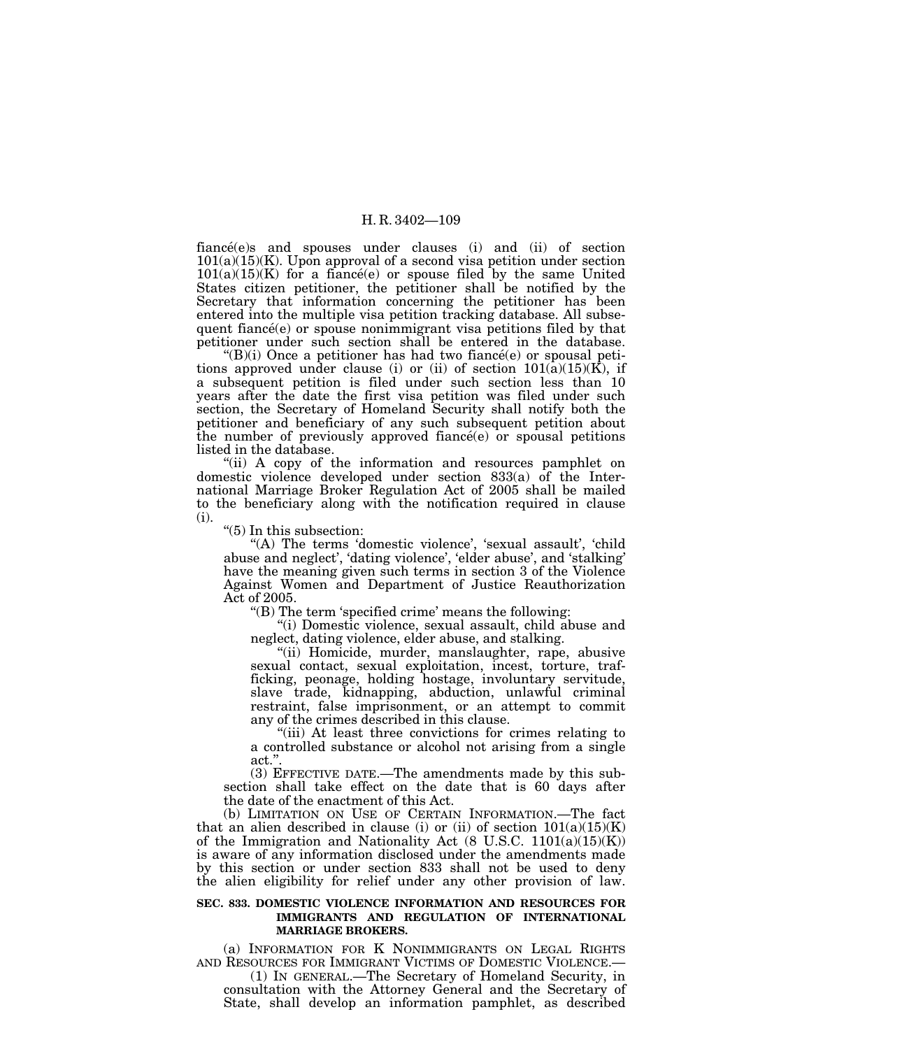fiancé(e)s and spouses under clauses (i) and (ii) of section 101(a)(15)(K). Upon approval of a second visa petition under section 101(a)(15)(K) for a fiancé(e) or spouse filed by the same United States citizen petitioner, the petitioner shall be notified by the Secretary that information concerning the petitioner has been entered into the multiple visa petition tracking database. All subsequent fiancé(e) or spouse nonimmigrant visa petitions filed by that petitioner under such section shall be entered in the database.

"(B)(i) Once a petitioner has had two fiancé(e) or spousal petitions approved under clause (i) or (ii) of section 101(a)(15)(K), if a subsequent petition is filed under such section less than 10 years after the date the first visa petition was filed under such section, the Secretary of Homeland Security shall notify both the petitioner and beneficiary of any such subsequent petition about the number of previously approved fiancé(e) or spousal petitions listed in the database.

"(ii) A copy of the information and resources pamphlet on domestic violence developed under section 833(a) of the International Marriage Broker Regulation Act of 2005 shall be mailed to the beneficiary along with the notification required in clause (i).

"(5) In this subsection:

"(A) The terms 'domestic violence', 'sexual assault', 'child abuse and neglect', 'dating violence', 'elder abuse', and 'stalking' have the meaning given such terms in section 3 of the Violence Against Women and Department of Justice Reauthorization Act of 2005.

"(B) The term 'specified crime' means the following:

"(i) Domestic violence, sexual assault, child abuse and neglect, dating violence, elder abuse, and stalking.

"(ii) Homicide, murder, manslaughter, rape, abusive sexual contact, sexual exploitation, incest, torture, trafficking, peonage, holding hostage, involuntary servitude, slave trade, kidnapping, abduction, unlawful criminal restraint, false imprisonment, or an attempt to commit any of the crimes described in this clause.

"(iii) At least three convictions for crimes relating to a controlled substance or alcohol not arising from a single act.".

(3) EFFECTIVE DATE.—The amendments made by this subsection shall take effect on the date that is 60 days after the date of the enactment of this Act.

(b) LIMITATION ON USE OF CERTAIN INFORMATION.—The fact that an alien described in clause (i) or (ii) of section 101(a)(15)(K) of the Immigration and Nationality Act (8 U.S.C. 1101(a)(15)(K)) is aware of any information disclosed under the amendments made by this section or under section 833 shall not be used to deny the alien eligibility for relief under any other provision of law.

**SEC. 833. DOMESTIC VIOLENCE INFORMATION AND RESOURCES FOR IMMIGRANTS AND REGULATION OF INTERNATIONAL MARRIAGE BROKERS.**

(a) INFORMATION FOR K NONIMMIGRANTS ON LEGAL RIGHTS AND RESOURCES FOR IMMIGRANT VICTIMS OF DOMESTIC VIOLENCE.—

(1) IN GENERAL.—The Secretary of Homeland Security, in consultation with the Attorney General and the Secretary of State, shall develop an information pamphlet, as described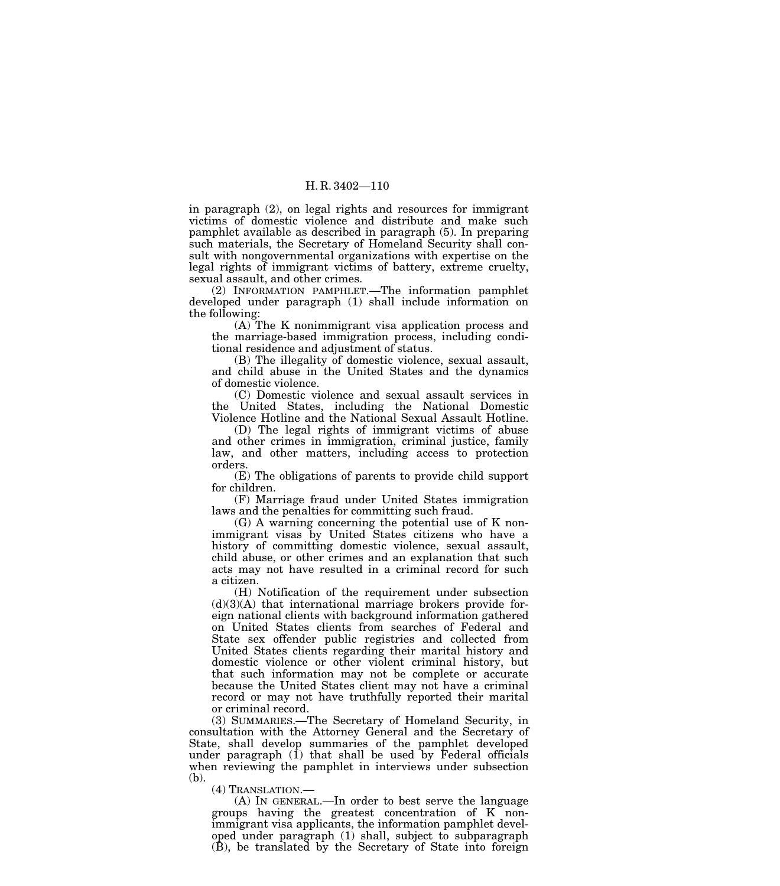in paragraph (2), on legal rights and resources for immigrant victims of domestic violence and distribute and make such pamphlet available as described in paragraph (5). In preparing such materials, the Secretary of Homeland Security shall consult with nongovernmental organizations with expertise on the legal rights of immigrant victims of battery, extreme cruelty, sexual assault, and other crimes.

(2) INFORMATION PAMPHLET.—The information pamphlet developed under paragraph (1) shall include information on the following:

(A) The K nonimmigrant visa application process and the marriage-based immigration process, including conditional residence and adjustment of status.

(B) The illegality of domestic violence, sexual assault, and child abuse in the United States and the dynamics of domestic violence.

(C) Domestic violence and sexual assault services in the United States, including the National Domestic Violence Hotline and the National Sexual Assault Hotline.

(D) The legal rights of immigrant victims of abuse and other crimes in immigration, criminal justice, family law, and other matters, including access to protection orders.

(E) The obligations of parents to provide child support for children.

(F) Marriage fraud under United States immigration laws and the penalties for committing such fraud.

(G) A warning concerning the potential use of K nonimmigrant visas by United States citizens who have a history of committing domestic violence, sexual assault, child abuse, or other crimes and an explanation that such acts may not have resulted in a criminal record for such a citizen.

(H) Notification of the requirement under subsection (d)(3)(A) that international marriage brokers provide foreign national clients with background information gathered on United States clients from searches of Federal and State sex offender public registries and collected from United States clients regarding their marital history and domestic violence or other violent criminal history, but that such information may not be complete or accurate because the United States client may not have a criminal record or may not have truthfully reported their marital or criminal record.

(3) SUMMARIES.—The Secretary of Homeland Security, in consultation with the Attorney General and the Secretary of State, shall develop summaries of the pamphlet developed under paragraph (1) that shall be used by Federal officials when reviewing the pamphlet in interviews under subsection (b).

(4) TRANSLATION.—

(A) IN GENERAL.—In order to best serve the language groups having the greatest concentration of K nonimmigrant visa applicants, the information pamphlet developed under paragraph (1) shall, subject to subparagraph (B), be translated by the Secretary of State into foreign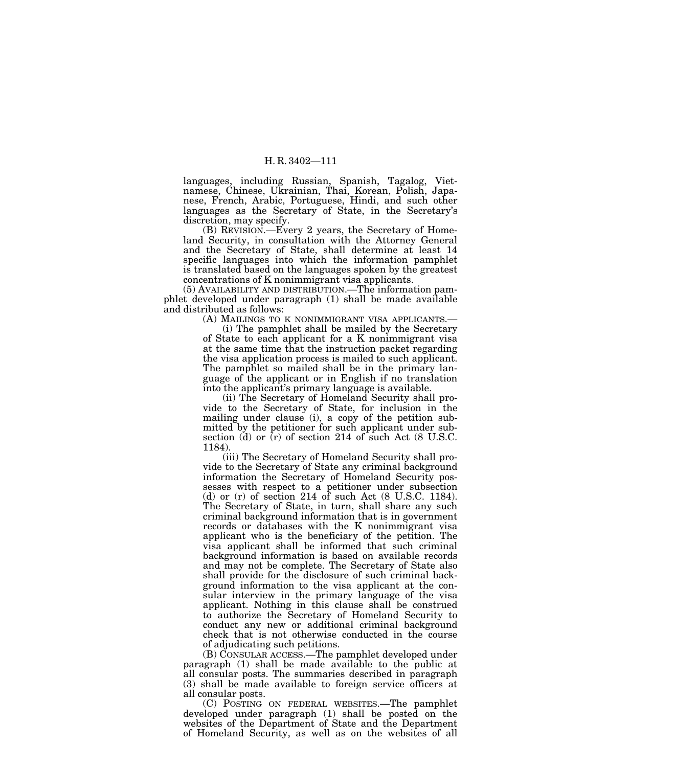languages, including Russian, Spanish, Tagalog, Vietnamese, Chinese, Ukrainian, Thai, Korean, Polish, Japanese, French, Arabic, Portuguese, Hindi, and such other languages as the Secretary of State, in the Secretary's discretion, may specify.

(B) REVISION.—Every 2 years, the Secretary of Homeland Security, in consultation with the Attorney General and the Secretary of State, shall determine at least 14 specific languages into which the information pamphlet is translated based on the languages spoken by the greatest concentrations of K nonimmigrant visa applicants.

(5) AVAILABILITY AND DISTRIBUTION.—The information pamphlet developed under paragraph (1) shall be made available and distributed as follows:

(A) MAILINGS TO K NONIMMIGRANT VISA APPLICANTS.—

(i) The pamphlet shall be mailed by the Secretary of State to each applicant for a K nonimmigrant visa at the same time that the instruction packet regarding the visa application process is mailed to such applicant. The pamphlet so mailed shall be in the primary language of the applicant or in English if no translation into the applicant's primary language is available.

(ii) The Secretary of Homeland Security shall provide to the Secretary of State, for inclusion in the mailing under clause (i), a copy of the petition submitted by the petitioner for such applicant under subsection (d) or (r) of section 214 of such Act (8 U.S.C. 1184).

(iii) The Secretary of Homeland Security shall provide to the Secretary of State any criminal background information the Secretary of Homeland Security possesses with respect to a petitioner under subsection (d) or (r) of section 214 of such Act (8 U.S.C. 1184). The Secretary of State, in turn, shall share any such criminal background information that is in government records or databases with the K nonimmigrant visa applicant who is the beneficiary of the petition. The visa applicant shall be informed that such criminal background information is based on available records and may not be complete. The Secretary of State also shall provide for the disclosure of such criminal background information to the visa applicant at the consular interview in the primary language of the visa applicant. Nothing in this clause shall be construed to authorize the Secretary of Homeland Security to conduct any new or additional criminal background check that is not otherwise conducted in the course of adjudicating such petitions.

(B) CONSULAR ACCESS.—The pamphlet developed under paragraph (1) shall be made available to the public at all consular posts. The summaries described in paragraph (3) shall be made available to foreign service officers at all consular posts.

(C) POSTING ON FEDERAL WEBSITES.—The pamphlet developed under paragraph (1) shall be posted on the websites of the Department of State and the Department of Homeland Security, as well as on the websites of all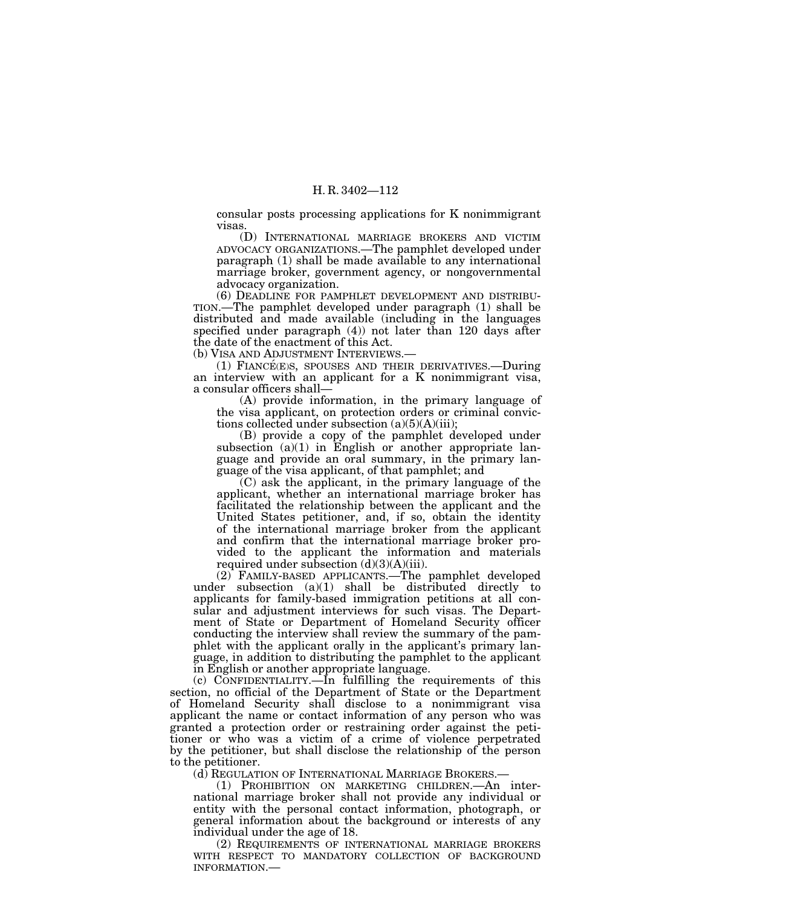consular posts processing applications for K nonimmigrant visas.

(D) INTERNATIONAL MARRIAGE BROKERS AND VICTIM ADVOCACY ORGANIZATIONS.—The pamphlet developed under paragraph (1) shall be made available to any international marriage broker, government agency, or nongovernmental advocacy organization.

(6) DEADLINE FOR PAMPHLET DEVELOPMENT AND DISTRIBUTION.—The pamphlet developed under paragraph (1) shall be distributed and made available (including in the languages specified under paragraph (4)) not later than 120 days after the date of the enactment of this Act.

(b) VISA AND ADJUSTMENT INTERVIEWS.—

(1) FIANCÉ(E)S, SPOUSES AND THEIR DERIVATIVES.—During an interview with an applicant for a K nonimmigrant visa, a consular officers shall—

(A) provide information, in the primary language of the visa applicant, on protection orders or criminal convictions collected under subsection (a)(5)(A)(iii);

(B) provide a copy of the pamphlet developed under subsection (a)(1) in English or another appropriate language and provide an oral summary, in the primary language of the visa applicant, of that pamphlet; and

(C) ask the applicant, in the primary language of the applicant, whether an international marriage broker has facilitated the relationship between the applicant and the United States petitioner, and, if so, obtain the identity of the international marriage broker from the applicant and confirm that the international marriage broker provided to the applicant the information and materials required under subsection (d)(3)(A)(iii).

(2) FAMILY-BASED APPLICANTS.—The pamphlet developed under subsection (a)(1) shall be distributed directly to applicants for family-based immigration petitions at all consular and adjustment interviews for such visas. The Department of State or Department of Homeland Security officer conducting the interview shall review the summary of the pamphlet with the applicant orally in the applicant's primary language, in addition to distributing the pamphlet to the applicant in English or another appropriate language.

(c) CONFIDENTIALITY.—In fulfilling the requirements of this section, no official of the Department of State or the Department of Homeland Security shall disclose to a nonimmigrant visa applicant the name or contact information of any person who was granted a protection order or restraining order against the petitioner or who was a victim of a crime of violence perpetrated by the petitioner, but shall disclose the relationship of the person to the petitioner.

(d) REGULATION OF INTERNATIONAL MARRIAGE BROKERS.—

(1) PROHIBITION ON MARKETING CHILDREN.—An international marriage broker shall not provide any individual or entity with the personal contact information, photograph, or general information about the background or interests of any individual under the age of 18.

(2) REQUIREMENTS OF INTERNATIONAL MARRIAGE BROKERS WITH RESPECT TO MANDATORY COLLECTION OF BACKGROUND INFORMATION.—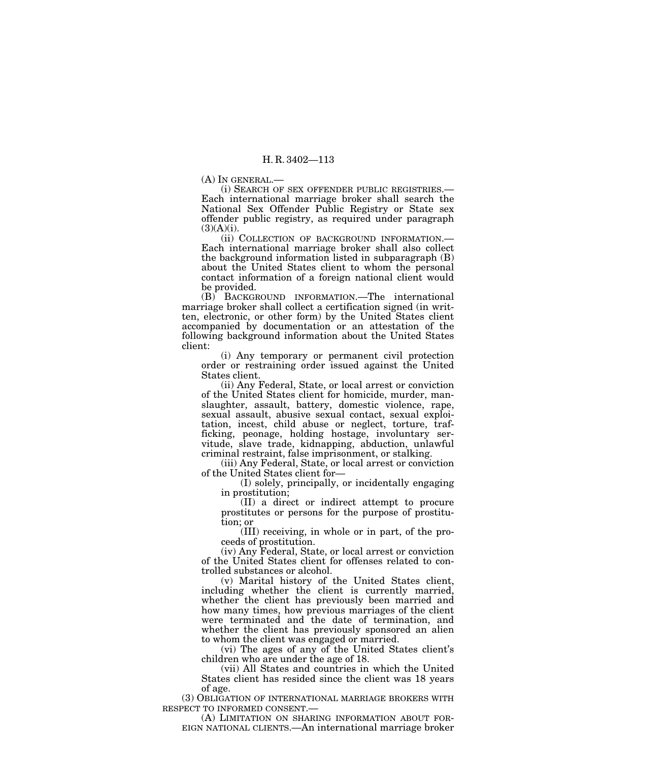(A) IN GENERAL.—

(i) SEARCH OF SEX OFFENDER PUBLIC REGISTRIES.—Each international marriage broker shall search the National Sex Offender Public Registry or State sex offender public registry, as required under paragraph (3)(A)(i).

(ii) COLLECTION OF BACKGROUND INFORMATION.—Each international marriage broker shall also collect the background information listed in subparagraph (B) about the United States client to whom the personal contact information of a foreign national client would be provided.

(B) BACKGROUND INFORMATION.—The international marriage broker shall collect a certification signed (in written, electronic, or other form) by the United States client accompanied by documentation or an attestation of the following background information about the United States client:

(i) Any temporary or permanent civil protection order or restraining order issued against the United States client.

(ii) Any Federal, State, or local arrest or conviction of the United States client for homicide, murder, manslaughter, assault, battery, domestic violence, rape, sexual assault, abusive sexual contact, sexual exploitation, incest, child abuse or neglect, torture, trafficking, peonage, holding hostage, involuntary servitude, slave trade, kidnapping, abduction, unlawful criminal restraint, false imprisonment, or stalking.

(iii) Any Federal, State, or local arrest or conviction of the United States client for—

(I) solely, principally, or incidentally engaging in prostitution;

(II) a direct or indirect attempt to procure prostitutes or persons for the purpose of prostitution; or

(III) receiving, in whole or in part, of the proceeds of prostitution.

(iv) Any Federal, State, or local arrest or conviction of the United States client for offenses related to controlled substances or alcohol.

(v) Marital history of the United States client, including whether the client is currently married, whether the client has previously been married and how many times, how previous marriages of the client were terminated and the date of termination, and whether the client has previously sponsored an alien to whom the client was engaged or married.

(vi) The ages of any of the United States client's children who are under the age of 18.

(vii) All States and countries in which the United States client has resided since the client was 18 years of age.

(3) OBLIGATION OF INTERNATIONAL MARRIAGE BROKERS WITH RESPECT TO INFORMED CONSENT.—

(A) LIMITATION ON SHARING INFORMATION ABOUT FOREIGN NATIONAL CLIENTS.—An international marriage broker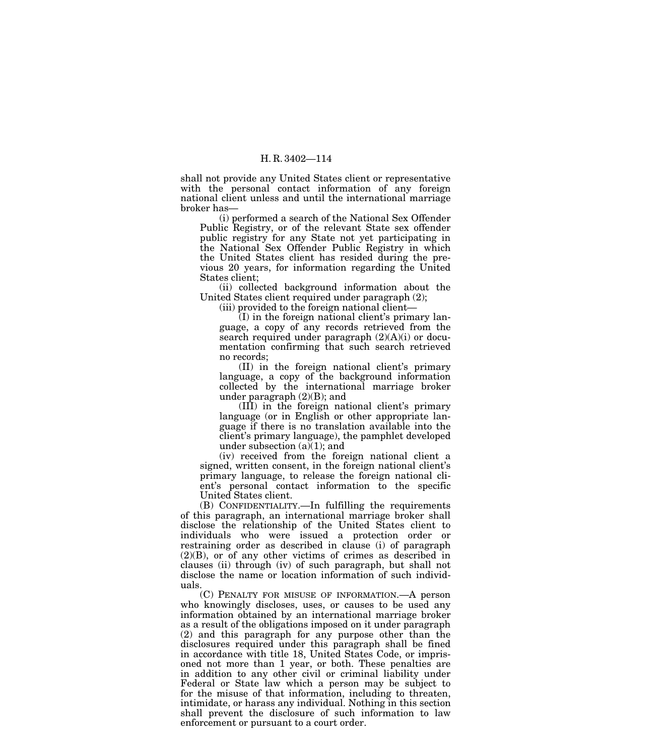shall not provide any United States client or representative with the personal contact information of any foreign national client unless and until the international marriage broker has—

(i) performed a search of the National Sex Offender Public Registry, or of the relevant State sex offender public registry for any State not yet participating in the National Sex Offender Public Registry in which the United States client has resided during the previous 20 years, for information regarding the United States client;

(ii) collected background information about the United States client required under paragraph (2);

(iii) provided to the foreign national client—

(I) in the foreign national client's primary language, a copy of any records retrieved from the search required under paragraph (2)(A)(i) or documentation confirming that such search retrieved no records;

(II) in the foreign national client's primary language, a copy of the background information collected by the international marriage broker under paragraph (2)(B); and

(III) in the foreign national client's primary language (or in English or other appropriate language if there is no translation available into the client's primary language), the pamphlet developed under subsection (a)(1); and

(iv) received from the foreign national client a signed, written consent, in the foreign national client's primary language, to release the foreign national client's personal contact information to the specific United States client.

(B) CONFIDENTIALITY.—In fulfilling the requirements of this paragraph, an international marriage broker shall disclose the relationship of the United States client to individuals who were issued a protection order or restraining order as described in clause (i) of paragraph (2)(B), or of any other victims of crimes as described in clauses (ii) through (iv) of such paragraph, but shall not disclose the name or location information of such individuals.

(C) PENALTY FOR MISUSE OF INFORMATION.—A person who knowingly discloses, uses, or causes to be used any information obtained by an international marriage broker as a result of the obligations imposed on it under paragraph (2) and this paragraph for any purpose other than the disclosures required under this paragraph shall be fined in accordance with title 18, United States Code, or imprisoned not more than 1 year, or both. These penalties are in addition to any other civil or criminal liability under Federal or State law which a person may be subject to for the misuse of that information, including to threaten, intimidate, or harass any individual. Nothing in this section shall prevent the disclosure of such information to law enforcement or pursuant to a court order.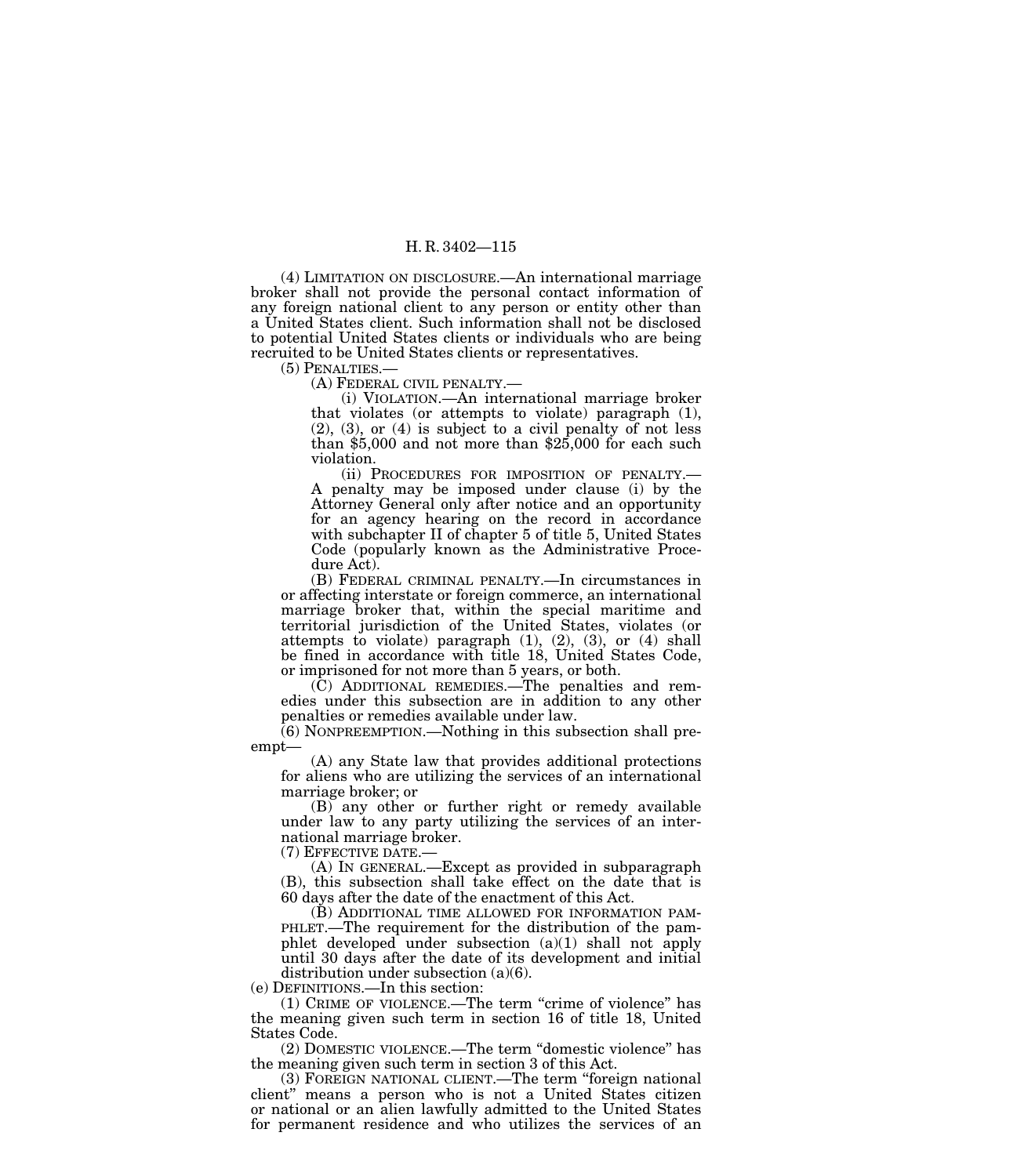(4) LIMITATION ON DISCLOSURE.—An international marriage broker shall not provide the personal contact information of any foreign national client to any person or entity other than a United States client. Such information shall not be disclosed to potential United States clients or individuals who are being recruited to be United States clients or representatives.

(5) PENALTIES.—

(A) FEDERAL CIVIL PENALTY.—

(i) VIOLATION.—An international marriage broker that violates (or attempts to violate) paragraph (1), (2), (3), or (4) is subject to a civil penalty of not less than $5,000 and not more than $25,000 for each such violation.

(ii) PROCEDURES FOR IMPOSITION OF PENALTY.— A penalty may be imposed under clause (i) by the Attorney General only after notice and an opportunity for an agency hearing on the record in accordance with subchapter II of chapter 5 of title 5, United States Code (popularly known as the Administrative Procedure Act).

(B) FEDERAL CRIMINAL PENALTY.—In circumstances in or affecting interstate or foreign commerce, an international marriage broker that, within the special maritime and territorial jurisdiction of the United States, violates (or attempts to violate) paragraph (1), (2), (3), or (4) shall be fined in accordance with title 18, United States Code, or imprisoned for not more than 5 years, or both.

(C) ADDITIONAL REMEDIES.—The penalties and remedies under this subsection are in addition to any other penalties or remedies available under law.

(6) NONPREEMPTION.—Nothing in this subsection shall preempt—

(A) any State law that provides additional protections for aliens who are utilizing the services of an international marriage broker; or

(B) any other or further right or remedy available under law to any party utilizing the services of an international marriage broker.

(7) EFFECTIVE DATE.—

(A) IN GENERAL.—Except as provided in subparagraph (B), this subsection shall take effect on the date that is 60 days after the date of the enactment of this Act.

(B) ADDITIONAL TIME ALLOWED FOR INFORMATION PAMPHLET.—The requirement for the distribution of the pamphlet developed under subsection (a)(1) shall not apply until 30 days after the date of its development and initial distribution under subsection (a)(6).

(e) DEFINITIONS.—In this section:

(1) CRIME OF VIOLENCE.—The term "crime of violence" has the meaning given such term in section 16 of title 18, United States Code.

(2) DOMESTIC VIOLENCE.—The term "domestic violence" has the meaning given such term in section 3 of this Act.

(3) FOREIGN NATIONAL CLIENT.—The term "foreign national client" means a person who is not a United States citizen or national or an alien lawfully admitted to the United States for permanent residence and who utilizes the services of an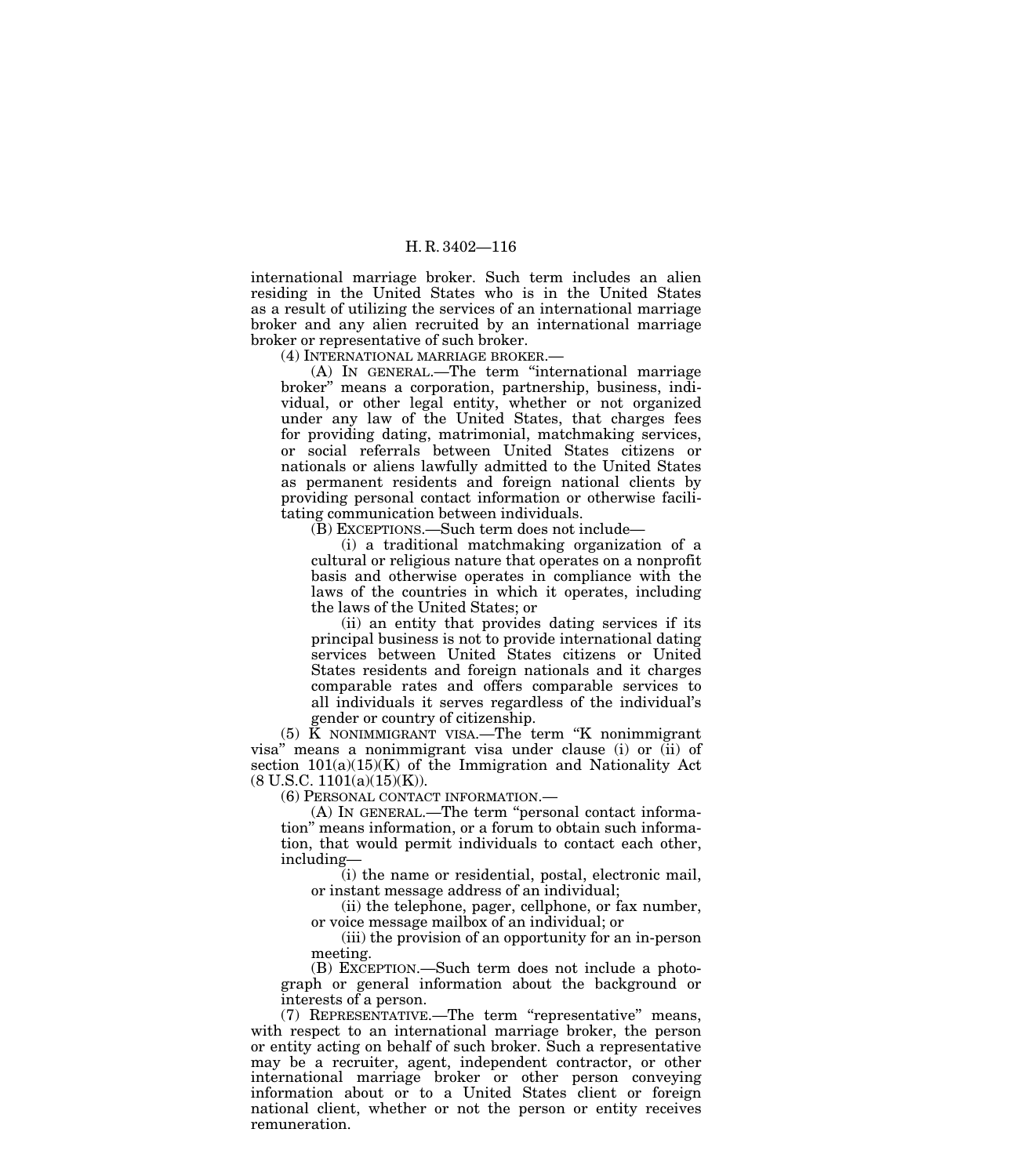international marriage broker. Such term includes an alien residing in the United States who is in the United States as a result of utilizing the services of an international marriage broker and any alien recruited by an international marriage broker or representative of such broker.

(4) INTERNATIONAL MARRIAGE BROKER.—

(A) IN GENERAL.—The term "international marriage broker" means a corporation, partnership, business, individual, or other legal entity, whether or not organized under any law of the United States, that charges fees for providing dating, matrimonial, matchmaking services, or social referrals between United States citizens or nationals or aliens lawfully admitted to the United States as permanent residents and foreign national clients by providing personal contact information or otherwise facilitating communication between individuals.

(B) EXCEPTIONS.—Such term does not include—

(i) a traditional matchmaking organization of a cultural or religious nature that operates on a nonprofit basis and otherwise operates in compliance with the laws of the countries in which it operates, including the laws of the United States; or

(ii) an entity that provides dating services if its principal business is not to provide international dating services between United States citizens or United States residents and foreign nationals and it charges comparable rates and offers comparable services to all individuals it serves regardless of the individual's gender or country of citizenship.

(5) K NONIMMIGRANT VISA.—The term "K nonimmigrant visa" means a nonimmigrant visa under clause (i) or (ii) of section 101(a)(15)(K) of the Immigration and Nationality Act (8 U.S.C. 1101(a)(15)(K)).

(6) PERSONAL CONTACT INFORMATION.—

(A) IN GENERAL.—The term "personal contact information" means information, or a forum to obtain such information, that would permit individuals to contact each other, including—

(i) the name or residential, postal, electronic mail, or instant message address of an individual;

(ii) the telephone, pager, cellphone, or fax number, or voice message mailbox of an individual; or

(iii) the provision of an opportunity for an in-person meeting.

(B) EXCEPTION.—Such term does not include a photograph or general information about the background or interests of a person.

(7) REPRESENTATIVE.—The term "representative" means, with respect to an international marriage broker, the person or entity acting on behalf of such broker. Such a representative may be a recruiter, agent, independent contractor, or other international marriage broker or other person conveying information about or to a United States client or foreign national client, whether or not the person or entity receives remuneration.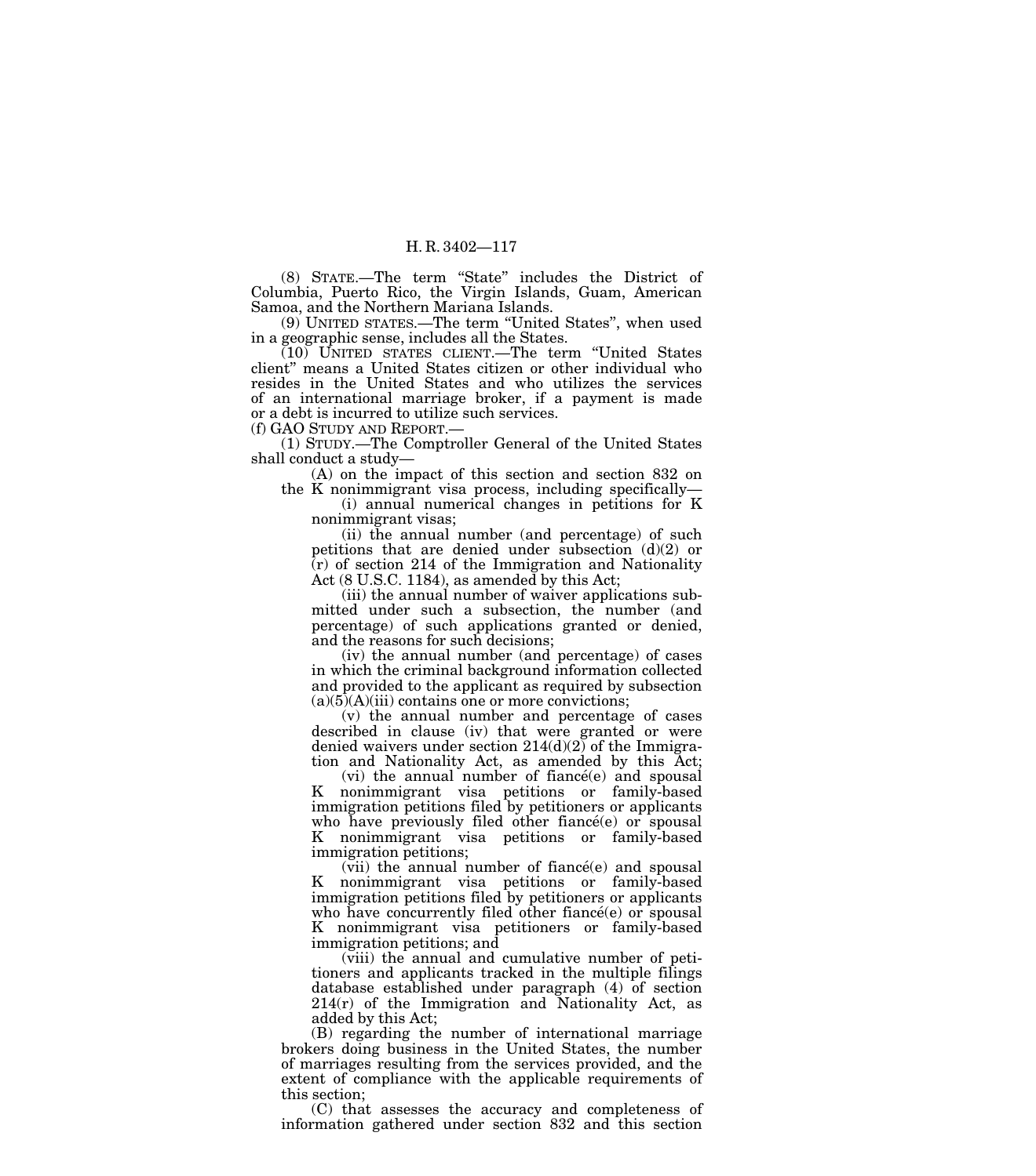(8) STATE.—The term "State" includes the District of Columbia, Puerto Rico, the Virgin Islands, Guam, American Samoa, and the Northern Mariana Islands.

(9) UNITED STATES.—The term "United States", when used in a geographic sense, includes all the States.

(10) UNITED STATES CLIENT.—The term "United States client" means a United States citizen or other individual who resides in the United States and who utilizes the services of an international marriage broker, if a payment is made or a debt is incurred to utilize such services.

(f) GAO STUDY AND REPORT.—

(1) STUDY.—The Comptroller General of the United States shall conduct a study—

(A) on the impact of this section and section 832 on the K nonimmigrant visa process, including specifically—

(i) annual numerical changes in petitions for K nonimmigrant visas;

(ii) the annual number (and percentage) of such petitions that are denied under subsection (d)(2) or (r) of section 214 of the Immigration and Nationality Act (8 U.S.C. 1184), as amended by this Act;

(iii) the annual number of waiver applications submitted under such a subsection, the number (and percentage) of such applications granted or denied, and the reasons for such decisions;

(iv) the annual number (and percentage) of cases in which the criminal background information collected and provided to the applicant as required by subsection (a)(5)(A)(iii) contains one or more convictions;

(v) the annual number and percentage of cases described in clause (iv) that were granted or were denied waivers under section 214(d)(2) of the Immigration and Nationality Act, as amended by this Act;

(vi) the annual number of fiancé(e) and spousal K nonimmigrant visa petitions or family-based immigration petitions filed by petitioners or applicants who have previously filed other fiancé(e) or spousal K nonimmigrant visa petitions or family-based immigration petitions;

(vii) the annual number of fiancé(e) and spousal K nonimmigrant visa petitions or family-based immigration petitions filed by petitioners or applicants who have concurrently filed other fiancé(e) or spousal K nonimmigrant visa petitioners or family-based immigration petitions; and

(viii) the annual and cumulative number of petitioners and applicants tracked in the multiple filings database established under paragraph (4) of section 214(r) of the Immigration and Nationality Act, as added by this Act;

(B) regarding the number of international marriage brokers doing business in the United States, the number of marriages resulting from the services provided, and the extent of compliance with the applicable requirements of this section;

(C) that assesses the accuracy and completeness of information gathered under section 832 and this section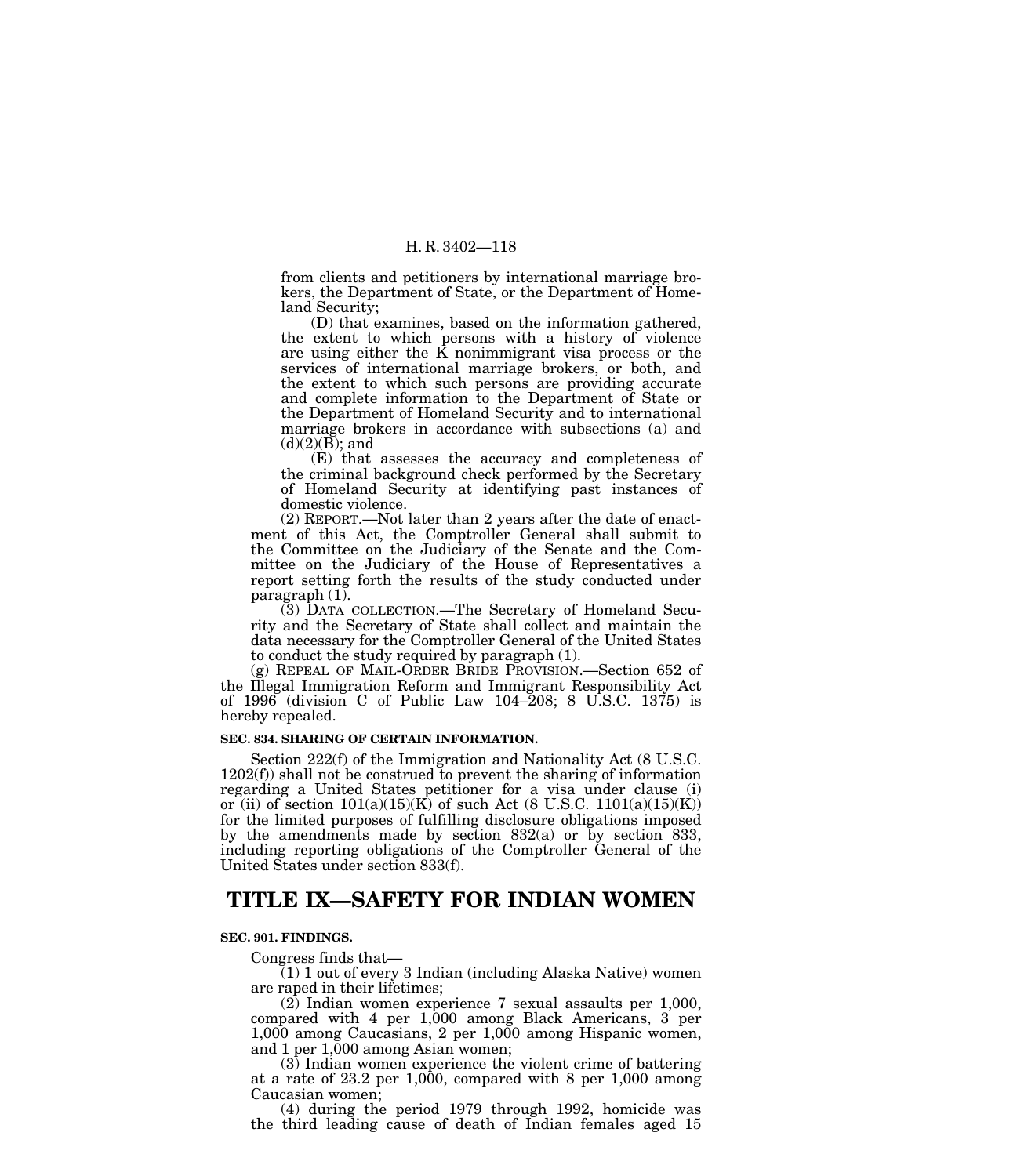from clients and petitioners by international marriage brokers, the Department of State, or the Department of Homeland Security;

(D) that examines, based on the information gathered, the extent to which persons with a history of violence are using either the K nonimmigrant visa process or the services of international marriage brokers, or both, and the extent to which such persons are providing accurate and complete information to the Department of State or the Department of Homeland Security and to international marriage brokers in accordance with subsections (a) and (d)(2)(B); and

(E) that assesses the accuracy and completeness of the criminal background check performed by the Secretary of Homeland Security at identifying past instances of domestic violence.

(2) REPORT.—Not later than 2 years after the date of enactment of this Act, the Comptroller General shall submit to the Committee on the Judiciary of the Senate and the Committee on the Judiciary of the House of Representatives a report setting forth the results of the study conducted under paragraph (1).

(3) DATA COLLECTION.—The Secretary of Homeland Security and the Secretary of State shall collect and maintain the data necessary for the Comptroller General of the United States to conduct the study required by paragraph (1).

(g) REPEAL OF MAIL-ORDER BRIDE PROVISION.—Section 652 of the Illegal Immigration Reform and Immigrant Responsibility Act of 1996 (division C of Public Law 104–208; 8 U.S.C. 1375) is hereby repealed.

**SEC. 834. SHARING OF CERTAIN INFORMATION.**

Section 222(f) of the Immigration and Nationality Act (8 U.S.C. 1202(f)) shall not be construed to prevent the sharing of information regarding a United States petitioner for a visa under clause (i) or (ii) of section 101(a)(15)(K) of such Act (8 U.S.C. 1101(a)(15)(K)) for the limited purposes of fulfilling disclosure obligations imposed by the amendments made by section 832(a) or by section 833, including reporting obligations of the Comptroller General of the United States under section 833(f).

# TITLE IX—SAFETY FOR INDIAN WOMEN

**SEC. 901. FINDINGS.**

Congress finds that—

(1) 1 out of every 3 Indian (including Alaska Native) women are raped in their lifetimes;

(2) Indian women experience 7 sexual assaults per 1,000, compared with 4 per 1,000 among Black Americans, 3 per 1,000 among Caucasians, 2 per 1,000 among Hispanic women, and 1 per 1,000 among Asian women;

(3) Indian women experience the violent crime of battering at a rate of 23.2 per 1,000, compared with 8 per 1,000 among Caucasian women;

(4) during the period 1979 through 1992, homicide was the third leading cause of death of Indian females aged 15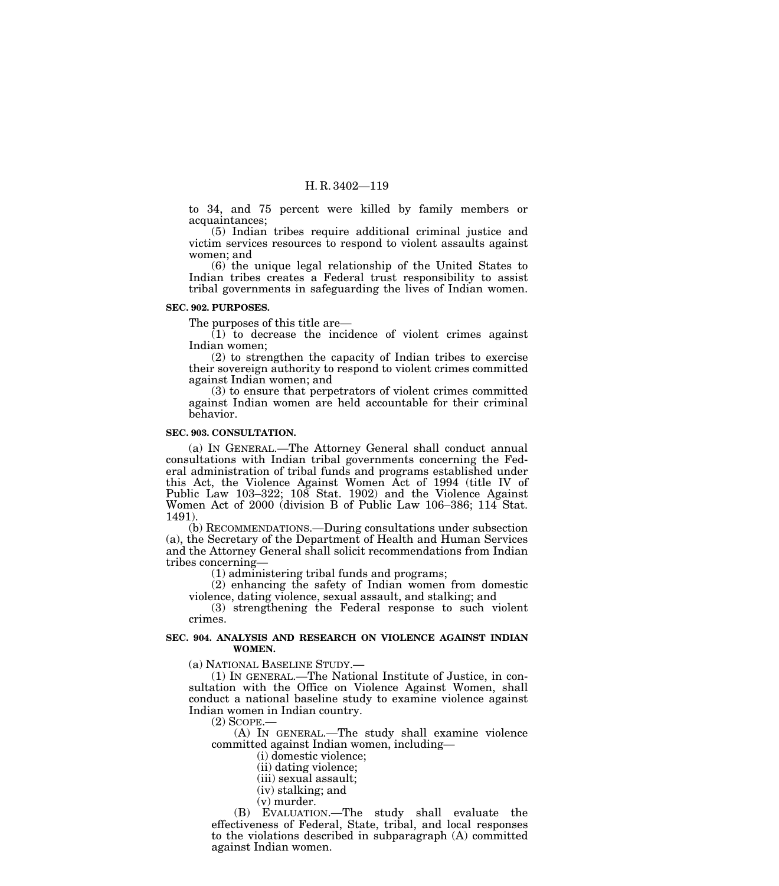to 34, and 75 percent were killed by family members or acquaintances;

(5) Indian tribes require additional criminal justice and victim services resources to respond to violent assaults against women; and

(6) the unique legal relationship of the United States to Indian tribes creates a Federal trust responsibility to assist tribal governments in safeguarding the lives of Indian women.

**SEC. 902. PURPOSES.**

The purposes of this title are—

(1) to decrease the incidence of violent crimes against Indian women;

(2) to strengthen the capacity of Indian tribes to exercise their sovereign authority to respond to violent crimes committed against Indian women; and

(3) to ensure that perpetrators of violent crimes committed against Indian women are held accountable for their criminal behavior.

**SEC. 903. CONSULTATION.**

(a) IN GENERAL.—The Attorney General shall conduct annual consultations with Indian tribal governments concerning the Federal administration of tribal funds and programs established under this Act, the Violence Against Women Act of 1994 (title IV of Public Law 103–322; 108 Stat. 1902) and the Violence Against Women Act of 2000 (division B of Public Law 106–386; 114 Stat. 1491).

(b) RECOMMENDATIONS.—During consultations under subsection (a), the Secretary of the Department of Health and Human Services and the Attorney General shall solicit recommendations from Indian tribes concerning—

(1) administering tribal funds and programs;

(2) enhancing the safety of Indian women from domestic violence, dating violence, sexual assault, and stalking; and

(3) strengthening the Federal response to such violent crimes.

**SEC. 904. ANALYSIS AND RESEARCH ON VIOLENCE AGAINST INDIAN WOMEN.**

(a) NATIONAL BASELINE STUDY.—

(1) IN GENERAL.—The National Institute of Justice, in consultation with the Office on Violence Against Women, shall conduct a national baseline study to examine violence against Indian women in Indian country.

(2) SCOPE.—

(A) IN GENERAL.—The study shall examine violence committed against Indian women, including—

(i) domestic violence;

(ii) dating violence;

(iii) sexual assault;

(iv) stalking; and

(v) murder.

(B) EVALUATION.—The study shall evaluate the effectiveness of Federal, State, tribal, and local responses to the violations described in subparagraph (A) committed against Indian women.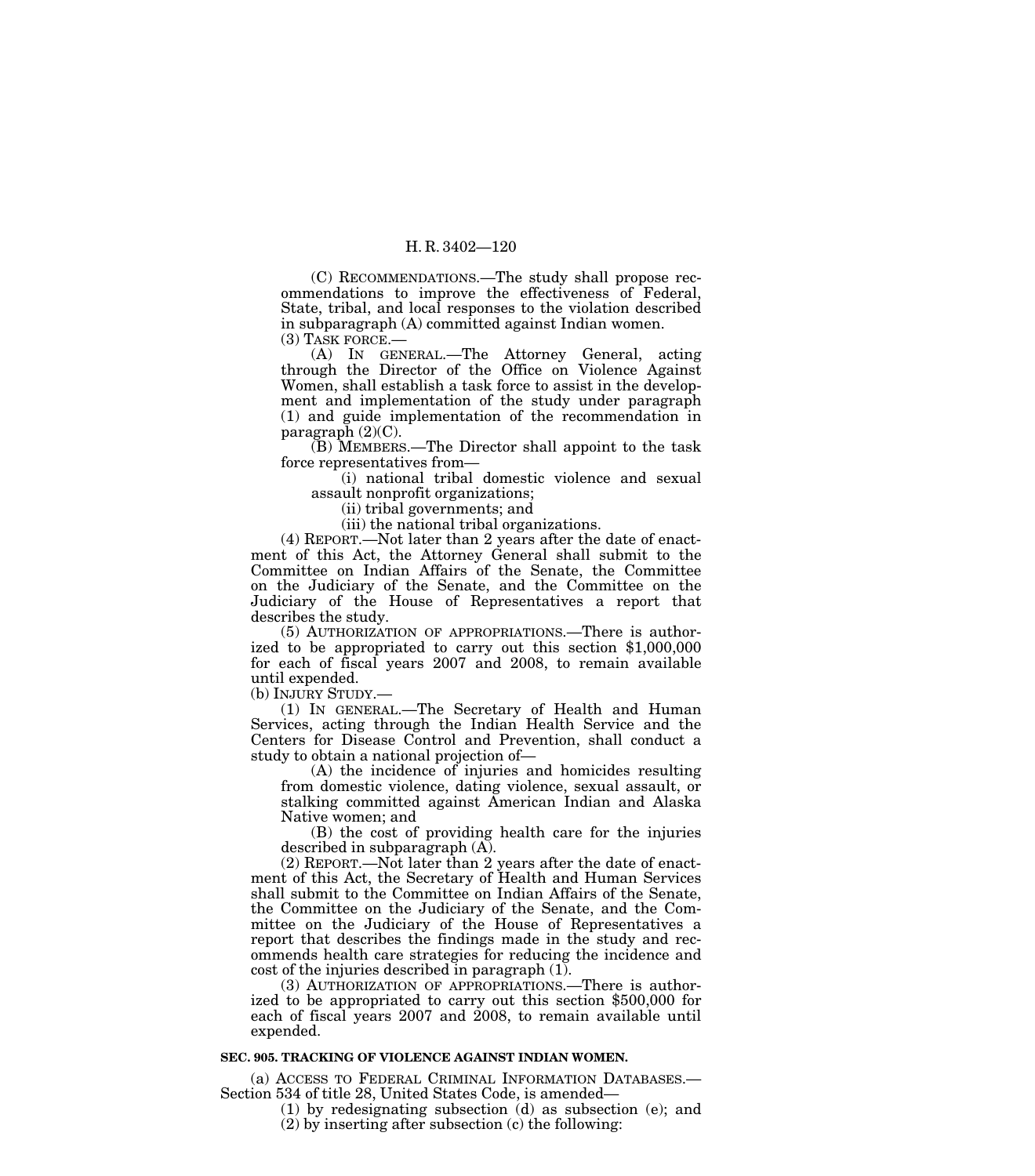(C) RECOMMENDATIONS.—The study shall propose recommendations to improve the effectiveness of Federal, State, tribal, and local responses to the violation described in subparagraph (A) committed against Indian women.

(3) TASK FORCE.—

(A) IN GENERAL.—The Attorney General, acting through the Director of the Office on Violence Against Women, shall establish a task force to assist in the development and implementation of the study under paragraph (1) and guide implementation of the recommendation in paragraph (2)(C).

(B) MEMBERS.—The Director shall appoint to the task force representatives from—

(i) national tribal domestic violence and sexual assault nonprofit organizations;

(ii) tribal governments; and

(iii) the national tribal organizations.

(4) REPORT.—Not later than 2 years after the date of enactment of this Act, the Attorney General shall submit to the Committee on Indian Affairs of the Senate, the Committee on the Judiciary of the Senate, and the Committee on the Judiciary of the House of Representatives a report that describes the study.

(5) AUTHORIZATION OF APPROPRIATIONS.—There is authorized to be appropriated to carry out this section $1,000,000 for each of fiscal years 2007 and 2008, to remain available until expended.

(b) INJURY STUDY.—

(1) IN GENERAL.—The Secretary of Health and Human Services, acting through the Indian Health Service and the Centers for Disease Control and Prevention, shall conduct a study to obtain a national projection of—

(A) the incidence of injuries and homicides resulting from domestic violence, dating violence, sexual assault, or stalking committed against American Indian and Alaska Native women; and

(B) the cost of providing health care for the injuries described in subparagraph (A).

(2) REPORT.—Not later than 2 years after the date of enactment of this Act, the Secretary of Health and Human Services shall submit to the Committee on Indian Affairs of the Senate, the Committee on the Judiciary of the Senate, and the Committee on the Judiciary of the House of Representatives a report that describes the findings made in the study and recommends health care strategies for reducing the incidence and cost of the injuries described in paragraph (1).

(3) AUTHORIZATION OF APPROPRIATIONS.—There is authorized to be appropriated to carry out this section $500,000 for each of fiscal years 2007 and 2008, to remain available until expended.

**SEC. 905. TRACKING OF VIOLENCE AGAINST INDIAN WOMEN.**

(a) ACCESS TO FEDERAL CRIMINAL INFORMATION DATABASES.—Section 534 of title 28, United States Code, is amended—

(1) by redesignating subsection (d) as subsection (e); and

(2) by inserting after subsection (c) the following: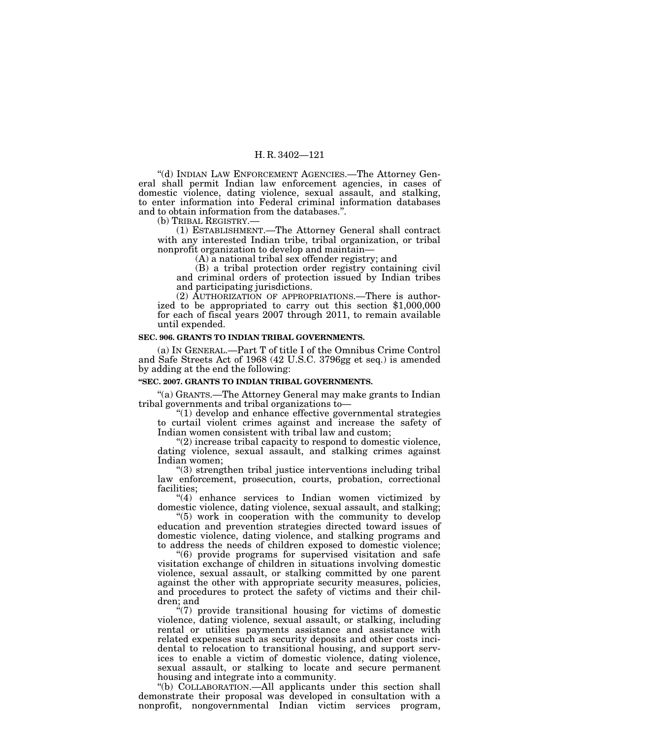"(d) INDIAN LAW ENFORCEMENT AGENCIES.—The Attorney General shall permit Indian law enforcement agencies, in cases of domestic violence, dating violence, sexual assault, and stalking, to enter information into Federal criminal information databases and to obtain information from the databases.".

(b) TRIBAL REGISTRY.—

(1) ESTABLISHMENT.—The Attorney General shall contract with any interested Indian tribe, tribal organization, or tribal nonprofit organization to develop and maintain—

(A) a national tribal sex offender registry; and

(B) a tribal protection order registry containing civil and criminal orders of protection issued by Indian tribes and participating jurisdictions.

(2) AUTHORIZATION OF APPROPRIATIONS.—There is authorized to be appropriated to carry out this section $1,000,000 for each of fiscal years 2007 through 2011, to remain available until expended.

**SEC. 906. GRANTS TO INDIAN TRIBAL GOVERNMENTS.**

(a) IN GENERAL.—Part T of title I of the Omnibus Crime Control and Safe Streets Act of 1968 (42 U.S.C. 3796gg et seq.) is amended by adding at the end the following:

**"SEC. 2007. GRANTS TO INDIAN TRIBAL GOVERNMENTS.**

"(a) GRANTS.—The Attorney General may make grants to Indian tribal governments and tribal organizations to—

"(1) develop and enhance effective governmental strategies to curtail violent crimes against and increase the safety of Indian women consistent with tribal law and custom;

"(2) increase tribal capacity to respond to domestic violence, dating violence, sexual assault, and stalking crimes against Indian women;

"(3) strengthen tribal justice interventions including tribal law enforcement, prosecution, courts, probation, correctional facilities;

"(4) enhance services to Indian women victimized by domestic violence, dating violence, sexual assault, and stalking;

"(5) work in cooperation with the community to develop education and prevention strategies directed toward issues of domestic violence, dating violence, and stalking programs and to address the needs of children exposed to domestic violence;

"(6) provide programs for supervised visitation and safe visitation exchange of children in situations involving domestic violence, sexual assault, or stalking committed by one parent against the other with appropriate security measures, policies, and procedures to protect the safety of victims and their children; and

"(7) provide transitional housing for victims of domestic violence, dating violence, sexual assault, or stalking, including rental or utilities payments assistance and assistance with related expenses such as security deposits and other costs incidental to relocation to transitional housing, and support services to enable a victim of domestic violence, dating violence, sexual assault, or stalking to locate and secure permanent housing and integrate into a community.

"(b) COLLABORATION.—All applicants under this section shall demonstrate their proposal was developed in consultation with a nonprofit, nongovernmental Indian victim services program,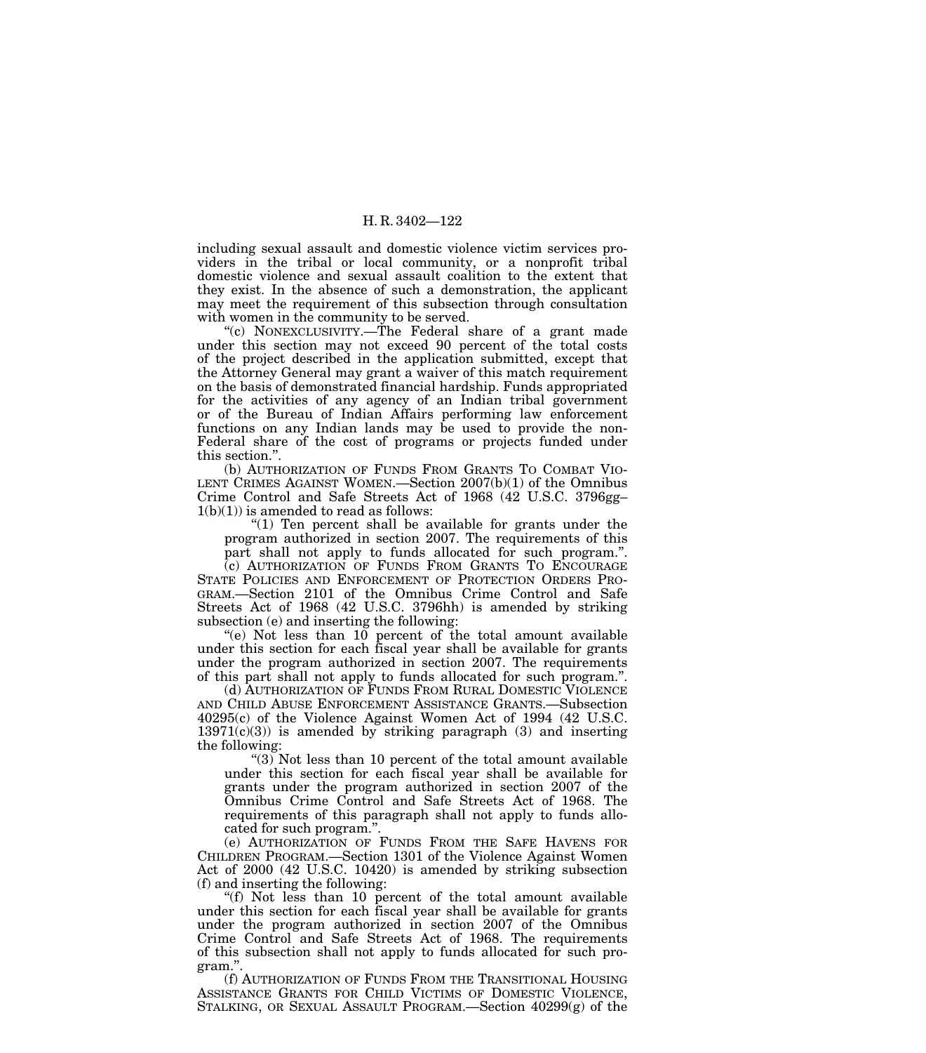including sexual assault and domestic violence victim services providers in the tribal or local community, or a nonprofit tribal domestic violence and sexual assault coalition to the extent that they exist. In the absence of such a demonstration, the applicant may meet the requirement of this subsection through consultation with women in the community to be served.

"(c) NONEXCLUSIVITY.—The Federal share of a grant made under this section may not exceed 90 percent of the total costs of the project described in the application submitted, except that the Attorney General may grant a waiver of this match requirement on the basis of demonstrated financial hardship. Funds appropriated for the activities of any agency of an Indian tribal government or of the Bureau of Indian Affairs performing law enforcement functions on any Indian lands may be used to provide the non-Federal share of the cost of programs or projects funded under this section.".

(b) AUTHORIZATION OF FUNDS FROM GRANTS TO COMBAT VIOLENT CRIMES AGAINST WOMEN.—Section 2007(b)(1) of the Omnibus Crime Control and Safe Streets Act of 1968 (42 U.S.C. 3796gg–1(b)(1)) is amended to read as follows:

"(1) Ten percent shall be available for grants under the program authorized in section 2007. The requirements of this part shall not apply to funds allocated for such program.".

(c) AUTHORIZATION OF FUNDS FROM GRANTS TO ENCOURAGE STATE POLICIES AND ENFORCEMENT OF PROTECTION ORDERS PROGRAM.—Section 2101 of the Omnibus Crime Control and Safe Streets Act of 1968 (42 U.S.C. 3796hh) is amended by striking subsection (e) and inserting the following:

"(e) Not less than 10 percent of the total amount available under this section for each fiscal year shall be available for grants under the program authorized in section 2007. The requirements of this part shall not apply to funds allocated for such program.".

(d) AUTHORIZATION OF FUNDS FROM RURAL DOMESTIC VIOLENCE AND CHILD ABUSE ENFORCEMENT ASSISTANCE GRANTS.—Subsection 40295(c) of the Violence Against Women Act of 1994 (42 U.S.C. 13971(c)(3)) is amended by striking paragraph (3) and inserting the following:

"(3) Not less than 10 percent of the total amount available under this section for each fiscal year shall be available for grants under the program authorized in section 2007 of the Omnibus Crime Control and Safe Streets Act of 1968. The requirements of this paragraph shall not apply to funds allocated for such program.".

(e) AUTHORIZATION OF FUNDS FROM THE SAFE HAVENS FOR CHILDREN PROGRAM.—Section 1301 of the Violence Against Women Act of 2000 (42 U.S.C. 10420) is amended by striking subsection (f) and inserting the following:

"(f) Not less than 10 percent of the total amount available under this section for each fiscal year shall be available for grants under the program authorized in section 2007 of the Omnibus Crime Control and Safe Streets Act of 1968. The requirements of this subsection shall not apply to funds allocated for such program.".

(f) AUTHORIZATION OF FUNDS FROM THE TRANSITIONAL HOUSING ASSISTANCE GRANTS FOR CHILD VICTIMS OF DOMESTIC VIOLENCE, STALKING, OR SEXUAL ASSAULT PROGRAM.—Section 40299(g) of the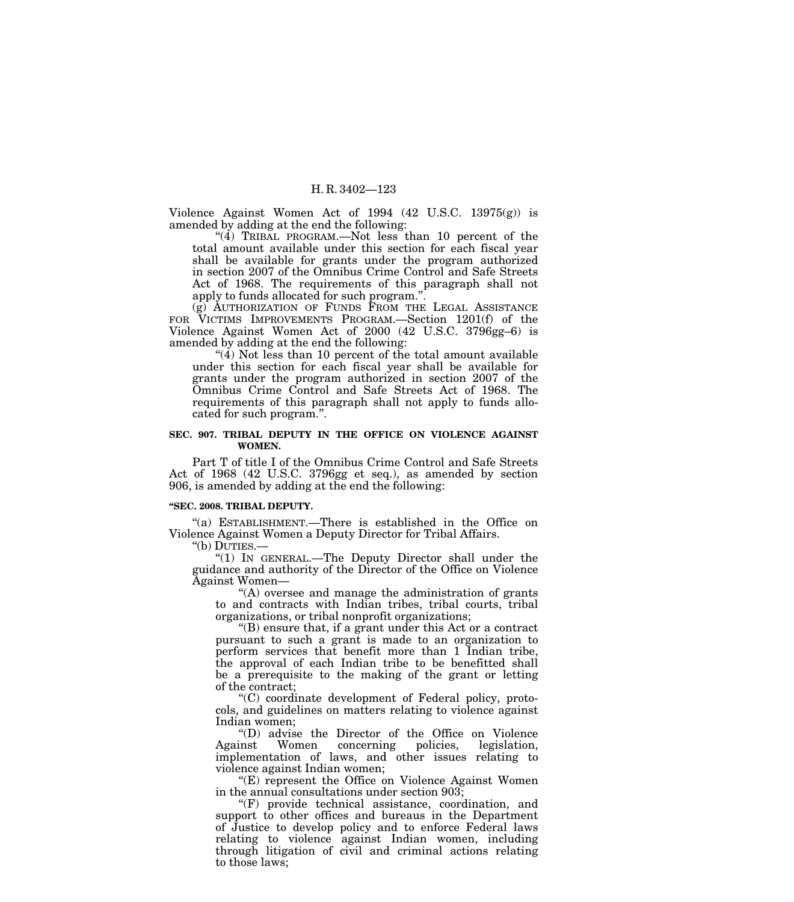Violence Against Women Act of 1994 (42 U.S.C. 13975(g)) is amended by adding at the end the following:

"(4) TRIBAL PROGRAM.—Not less than 10 percent of the total amount available under this section for each fiscal year shall be available for grants under the program authorized in section 2007 of the Omnibus Crime Control and Safe Streets Act of 1968. The requirements of this paragraph shall not apply to funds allocated for such program.".

(g) AUTHORIZATION OF FUNDS FROM THE LEGAL ASSISTANCE FOR VICTIMS IMPROVEMENTS PROGRAM.—Section 1201(f) of the Violence Against Women Act of 2000 (42 U.S.C. 3796gg–6) is amended by adding at the end the following:

"(4) Not less than 10 percent of the total amount available under this section for each fiscal year shall be available for grants under the program authorized in section 2007 of the Omnibus Crime Control and Safe Streets Act of 1968. The requirements of this paragraph shall not apply to funds allocated for such program.".

**SEC. 907. TRIBAL DEPUTY IN THE OFFICE ON VIOLENCE AGAINST WOMEN.**

Part T of title I of the Omnibus Crime Control and Safe Streets Act of 1968 (42 U.S.C. 3796gg et seq.), as amended by section 906, is amended by adding at the end the following:

**"SEC. 2008. TRIBAL DEPUTY.**

"(a) ESTABLISHMENT.—There is established in the Office on Violence Against Women a Deputy Director for Tribal Affairs.

"(b) DUTIES.—

"(1) IN GENERAL.—The Deputy Director shall under the guidance and authority of the Director of the Office on Violence Against Women—

"(A) oversee and manage the administration of grants to and contracts with Indian tribes, tribal courts, tribal organizations, or tribal nonprofit organizations;

"(B) ensure that, if a grant under this Act or a contract pursuant to such a grant is made to an organization to perform services that benefit more than 1 Indian tribe, the approval of each Indian tribe to be benefitted shall be a prerequisite to the making of the grant or letting of the contract;

"(C) coordinate development of Federal policy, protocols, and guidelines on matters relating to violence against Indian women;

"(D) advise the Director of the Office on Violence Against Women concerning policies, legislation, implementation of laws, and other issues relating to violence against Indian women;

"(E) represent the Office on Violence Against Women in the annual consultations under section 903;

"(F) provide technical assistance, coordination, and support to other offices and bureaus in the Department of Justice to develop policy and to enforce Federal laws relating to violence against Indian women, including through litigation of civil and criminal actions relating to those laws;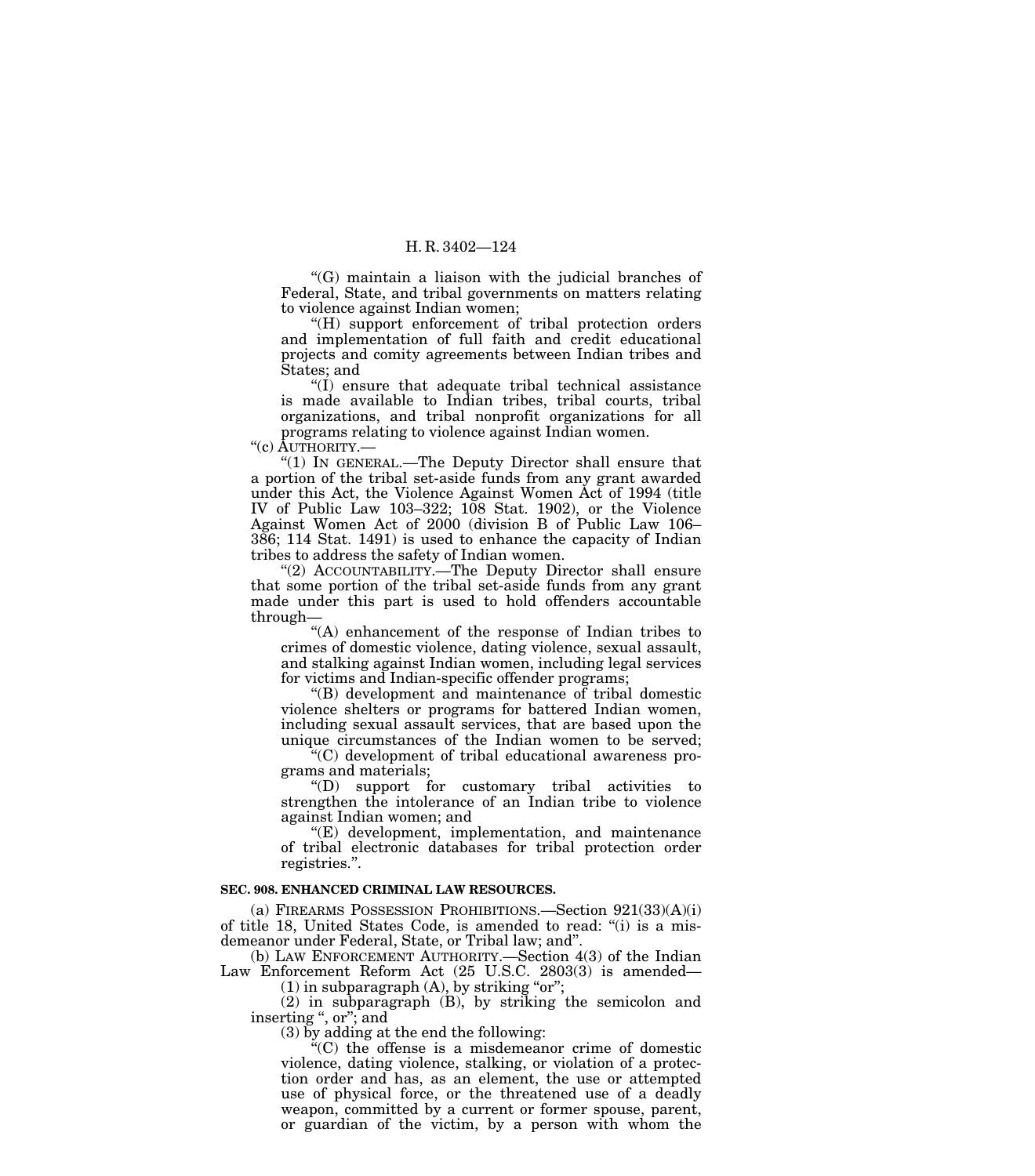"(G) maintain a liaison with the judicial branches of Federal, State, and tribal governments on matters relating to violence against Indian women;

"(H) support enforcement of tribal protection orders and implementation of full faith and credit educational projects and comity agreements between Indian tribes and States; and

"(I) ensure that adequate tribal technical assistance is made available to Indian tribes, tribal courts, tribal organizations, and tribal nonprofit organizations for all programs relating to violence against Indian women.

"(c) AUTHORITY.—

"(1) IN GENERAL.—The Deputy Director shall ensure that a portion of the tribal set-aside funds from any grant awarded under this Act, the Violence Against Women Act of 1994 (title IV of Public Law 103–322; 108 Stat. 1902), or the Violence Against Women Act of 2000 (division B of Public Law 106–386; 114 Stat. 1491) is used to enhance the capacity of Indian tribes to address the safety of Indian women.

"(2) ACCOUNTABILITY.—The Deputy Director shall ensure that some portion of the tribal set-aside funds from any grant made under this part is used to hold offenders accountable through—

"(A) enhancement of the response of Indian tribes to crimes of domestic violence, dating violence, sexual assault, and stalking against Indian women, including legal services for victims and Indian-specific offender programs;

"(B) development and maintenance of tribal domestic violence shelters or programs for battered Indian women, including sexual assault services, that are based upon the unique circumstances of the Indian women to be served;

"(C) development of tribal educational awareness programs and materials;

"(D) support for customary tribal activities to strengthen the intolerance of an Indian tribe to violence against Indian women; and

"(E) development, implementation, and maintenance of tribal electronic databases for tribal protection order registries.".

**SEC. 908. ENHANCED CRIMINAL LAW RESOURCES.**

(a) FIREARMS POSSESSION PROHIBITIONS.—Section 921(33)(A)(i) of title 18, United States Code, is amended to read: "(i) is a misdemeanor under Federal, State, or Tribal law; and".

(b) LAW ENFORCEMENT AUTHORITY.—Section 4(3) of the Indian Law Enforcement Reform Act (25 U.S.C. 2803(3) is amended—

(1) in subparagraph (A), by striking "or";

(2) in subparagraph (B), by striking the semicolon and inserting ", or"; and

(3) by adding at the end the following:

"(C) the offense is a misdemeanor crime of domestic violence, dating violence, stalking, or violation of a protection order and has, as an element, the use or attempted use of physical force, or the threatened use of a deadly weapon, committed by a current or former spouse, parent, or guardian of the victim, by a person with whom the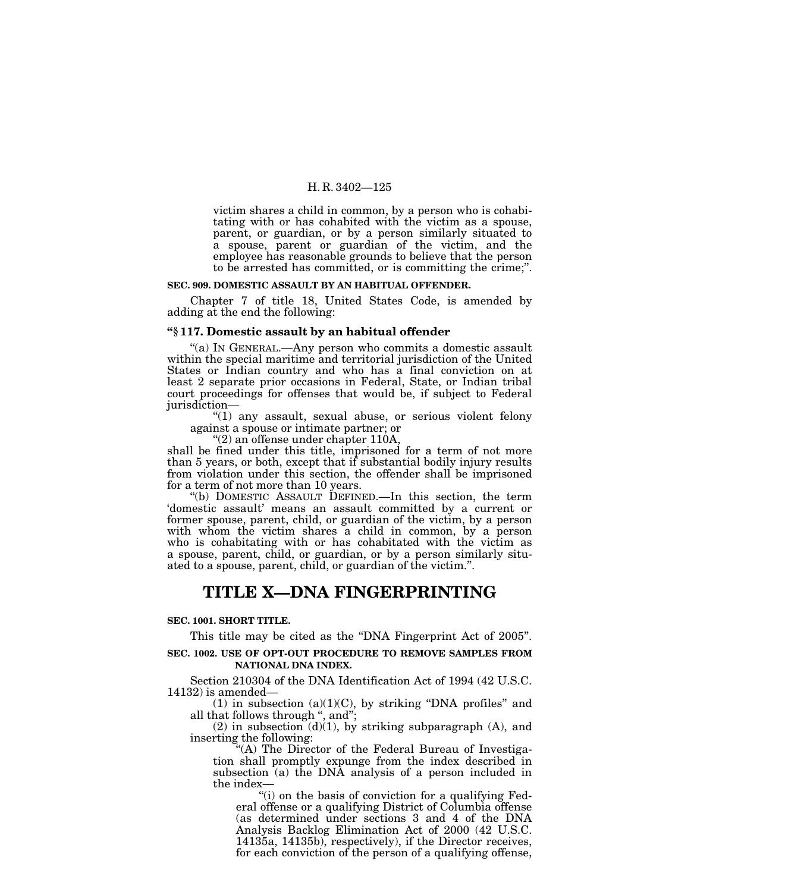victim shares a child in common, by a person who is cohabitating with or has cohabited with the victim as a spouse, parent, or guardian, or by a person similarly situated to a spouse, parent or guardian of the victim, and the employee has reasonable grounds to believe that the person to be arrested has committed, or is committing the crime;".

**SEC. 909. DOMESTIC ASSAULT BY AN HABITUAL OFFENDER.**

Chapter 7 of title 18, United States Code, is amended by adding at the end the following:

### "§ 117. Domestic assault by an habitual offender

"(a) IN GENERAL.—Any person who commits a domestic assault within the special maritime and territorial jurisdiction of the United States or Indian country and who has a final conviction on at least 2 separate prior occasions in Federal, State, or Indian tribal court proceedings for offenses that would be, if subject to Federal jurisdiction—

"(1) any assault, sexual abuse, or serious violent felony against a spouse or intimate partner; or

"(2) an offense under chapter 110A,

shall be fined under this title, imprisoned for a term of not more than 5 years, or both, except that if substantial bodily injury results from violation under this section, the offender shall be imprisoned for a term of not more than 10 years.

"(b) DOMESTIC ASSAULT DEFINED.—In this section, the term 'domestic assault' means an assault committed by a current or former spouse, parent, child, or guardian of the victim, by a person with whom the victim shares a child in common, by a person who is cohabitating with or has cohabitated with the victim as a spouse, parent, child, or guardian, or by a person similarly situated to a spouse, parent, child, or guardian of the victim.".

# TITLE X—DNA FINGERPRINTING

**SEC. 1001. SHORT TITLE.**

This title may be cited as the "DNA Fingerprint Act of 2005".

**SEC. 1002. USE OF OPT-OUT PROCEDURE TO REMOVE SAMPLES FROM NATIONAL DNA INDEX.**

Section 210304 of the DNA Identification Act of 1994 (42 U.S.C. 14132) is amended—

(1) in subsection (a)(1)(C), by striking "DNA profiles" and all that follows through ", and";

(2) in subsection (d)(1), by striking subparagraph (A), and inserting the following:

"(A) The Director of the Federal Bureau of Investigation shall promptly expunge from the index described in subsection (a) the DNA analysis of a person included in the index—

"(i) on the basis of conviction for a qualifying Federal offense or a qualifying District of Columbia offense (as determined under sections 3 and 4 of the DNA Analysis Backlog Elimination Act of 2000 (42 U.S.C. 14135a, 14135b), respectively), if the Director receives, for each conviction of the person of a qualifying offense,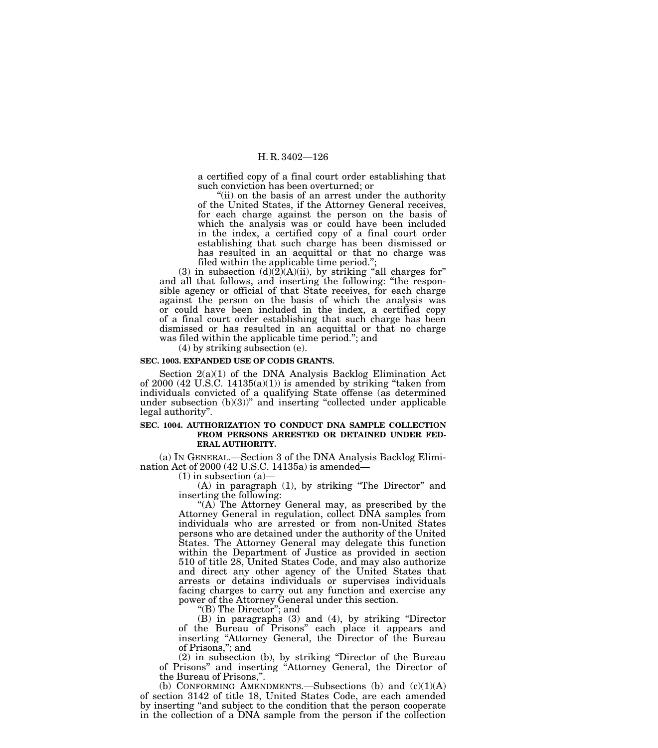a certified copy of a final court order establishing that such conviction has been overturned; or

"(ii) on the basis of an arrest under the authority of the United States, if the Attorney General receives, for each charge against the person on the basis of which the analysis was or could have been included in the index, a certified copy of a final court order establishing that such charge has been dismissed or has resulted in an acquittal or that no charge was filed within the applicable time period.";

(3) in subsection (d)(2)(A)(ii), by striking "all charges for" and all that follows, and inserting the following: "the responsible agency or official of that State receives, for each charge against the person on the basis of which the analysis was or could have been included in the index, a certified copy of a final court order establishing that such charge has been dismissed or has resulted in an acquittal or that no charge was filed within the applicable time period."; and

(4) by striking subsection (e).

**SEC. 1003. EXPANDED USE OF CODIS GRANTS.**

Section 2(a)(1) of the DNA Analysis Backlog Elimination Act of 2000 (42 U.S.C. 14135(a)(1)) is amended by striking "taken from individuals convicted of a qualifying State offense (as determined under subsection (b)(3))" and inserting "collected under applicable legal authority".

**SEC. 1004. AUTHORIZATION TO CONDUCT DNA SAMPLE COLLECTION FROM PERSONS ARRESTED OR DETAINED UNDER FEDERAL AUTHORITY.**

(a) IN GENERAL.—Section 3 of the DNA Analysis Backlog Elimination Act of 2000 (42 U.S.C. 14135a) is amended—

(1) in subsection (a)—

(A) in paragraph (1), by striking "The Director" and inserting the following:

"(A) The Attorney General may, as prescribed by the Attorney General in regulation, collect DNA samples from individuals who are arrested or from non-United States persons who are detained under the authority of the United States. The Attorney General may delegate this function within the Department of Justice as provided in section 510 of title 28, United States Code, and may also authorize and direct any other agency of the United States that arrests or detains individuals or supervises individuals facing charges to carry out any function and exercise any power of the Attorney General under this section.

"(B) The Director"; and

(B) in paragraphs (3) and (4), by striking "Director of the Bureau of Prisons" each place it appears and inserting "Attorney General, the Director of the Bureau of Prisons,"; and

(2) in subsection (b), by striking "Director of the Bureau of Prisons" and inserting "Attorney General, the Director of the Bureau of Prisons,".

(b) CONFORMING AMENDMENTS.—Subsections (b) and (c)(1)(A) of section 3142 of title 18, United States Code, are each amended by inserting "and subject to the condition that the person cooperate in the collection of a DNA sample from the person if the collection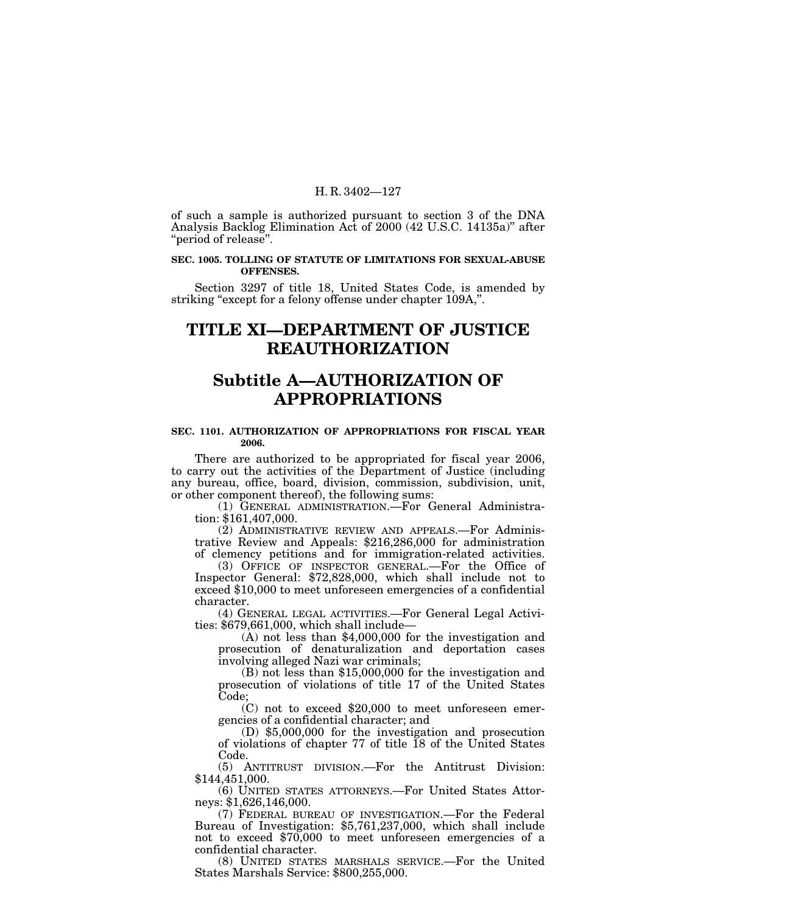of such a sample is authorized pursuant to section 3 of the DNA Analysis Backlog Elimination Act of 2000 (42 U.S.C. 14135a)" after "period of release".

**SEC. 1005. TOLLING OF STATUTE OF LIMITATIONS FOR SEXUAL-ABUSE OFFENSES.**

Section 3297 of title 18, United States Code, is amended by striking "except for a felony offense under chapter 109A,".

# TITLE XI—DEPARTMENT OF JUSTICE REAUTHORIZATION

## Subtitle A—AUTHORIZATION OF APPROPRIATIONS

**SEC. 1101. AUTHORIZATION OF APPROPRIATIONS FOR FISCAL YEAR 2006.**

There are authorized to be appropriated for fiscal year 2006, to carry out the activities of the Department of Justice (including any bureau, office, board, division, commission, subdivision, unit, or other component thereof), the following sums:

(1) GENERAL ADMINISTRATION.—For General Administration: $161,407,000.

(2) ADMINISTRATIVE REVIEW AND APPEALS.—For Administrative Review and Appeals: $216,286,000 for administration of clemency petitions and for immigration-related activities.

(3) OFFICE OF INSPECTOR GENERAL.—For the Office of Inspector General: $72,828,000, which shall include not to exceed $10,000 to meet unforeseen emergencies of a confidential character.

(4) GENERAL LEGAL ACTIVITIES.—For General Legal Activities: $679,661,000, which shall include—

(A) not less than $4,000,000 for the investigation and prosecution of denaturalization and deportation cases involving alleged Nazi war criminals;

(B) not less than $15,000,000 for the investigation and prosecution of violations of title 17 of the United States Code;

(C) not to exceed $20,000 to meet unforeseen emergencies of a confidential character; and

(D) $5,000,000 for the investigation and prosecution of violations of chapter 77 of title 18 of the United States Code.

(5) ANTITRUST DIVISION.—For the Antitrust Division: $144,451,000.

(6) UNITED STATES ATTORNEYS.—For United States Attorneys: $1,626,146,000.

(7) FEDERAL BUREAU OF INVESTIGATION.—For the Federal Bureau of Investigation: $5,761,237,000, which shall include not to exceed $70,000 to meet unforeseen emergencies of a confidential character.

(8) UNITED STATES MARSHALS SERVICE.—For the United States Marshals Service: $800,255,000.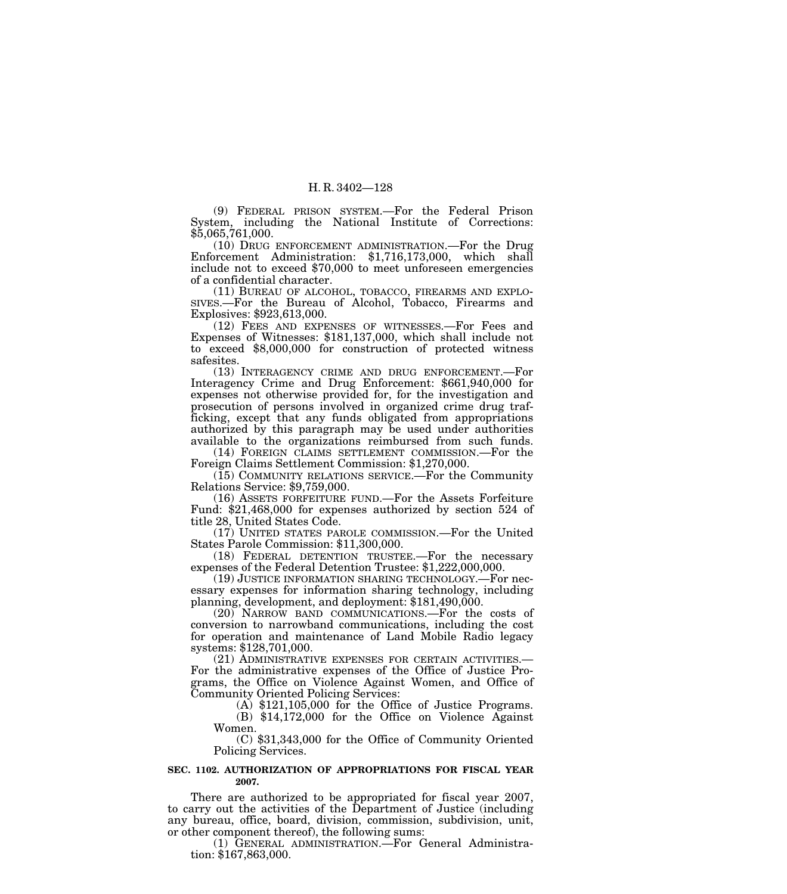(9) FEDERAL PRISON SYSTEM.—For the Federal Prison System, including the National Institute of Corrections: $5,065,761,000.

(10) DRUG ENFORCEMENT ADMINISTRATION.—For the Drug Enforcement Administration: $1,716,173,000, which shall include not to exceed $70,000 to meet unforeseen emergencies of a confidential character.

(11) BUREAU OF ALCOHOL, TOBACCO, FIREARMS AND EXPLOSIVES.—For the Bureau of Alcohol, Tobacco, Firearms and Explosives: $923,613,000.

(12) FEES AND EXPENSES OF WITNESSES.—For Fees and Expenses of Witnesses: $181,137,000, which shall include not to exceed $8,000,000 for construction of protected witness safesites.

(13) INTERAGENCY CRIME AND DRUG ENFORCEMENT.—For Interagency Crime and Drug Enforcement: $661,940,000 for expenses not otherwise provided for, for the investigation and prosecution of persons involved in organized crime drug trafficking, except that any funds obligated from appropriations authorized by this paragraph may be used under authorities available to the organizations reimbursed from such funds.

(14) FOREIGN CLAIMS SETTLEMENT COMMISSION.—For the Foreign Claims Settlement Commission: $1,270,000.

(15) COMMUNITY RELATIONS SERVICE.—For the Community Relations Service: $9,759,000.

(16) ASSETS FORFEITURE FUND.—For the Assets Forfeiture Fund: $21,468,000 for expenses authorized by section 524 of title 28, United States Code.

(17) UNITED STATES PAROLE COMMISSION.—For the United States Parole Commission: $11,300,000.

(18) FEDERAL DETENTION TRUSTEE.—For the necessary expenses of the Federal Detention Trustee: $1,222,000,000.

(19) JUSTICE INFORMATION SHARING TECHNOLOGY.—For necessary expenses for information sharing technology, including planning, development, and deployment: $181,490,000.

(20) NARROW BAND COMMUNICATIONS.—For the costs of conversion to narrowband communications, including the cost for operation and maintenance of Land Mobile Radio legacy systems: $128,701,000.

(21) ADMINISTRATIVE EXPENSES FOR CERTAIN ACTIVITIES.—For the administrative expenses of the Office of Justice Programs, the Office on Violence Against Women, and Office of Community Oriented Policing Services:

(A) $121,105,000 for the Office of Justice Programs.

(B) $14,172,000 for the Office on Violence Against Women.

(C) $31,343,000 for the Office of Community Oriented Policing Services.

**SEC. 1102. AUTHORIZATION OF APPROPRIATIONS FOR FISCAL YEAR 2007.**

There are authorized to be appropriated for fiscal year 2007, to carry out the activities of the Department of Justice (including any bureau, office, board, division, commission, subdivision, unit, or other component thereof), the following sums:

(1) GENERAL ADMINISTRATION.—For General Administration: $167,863,000.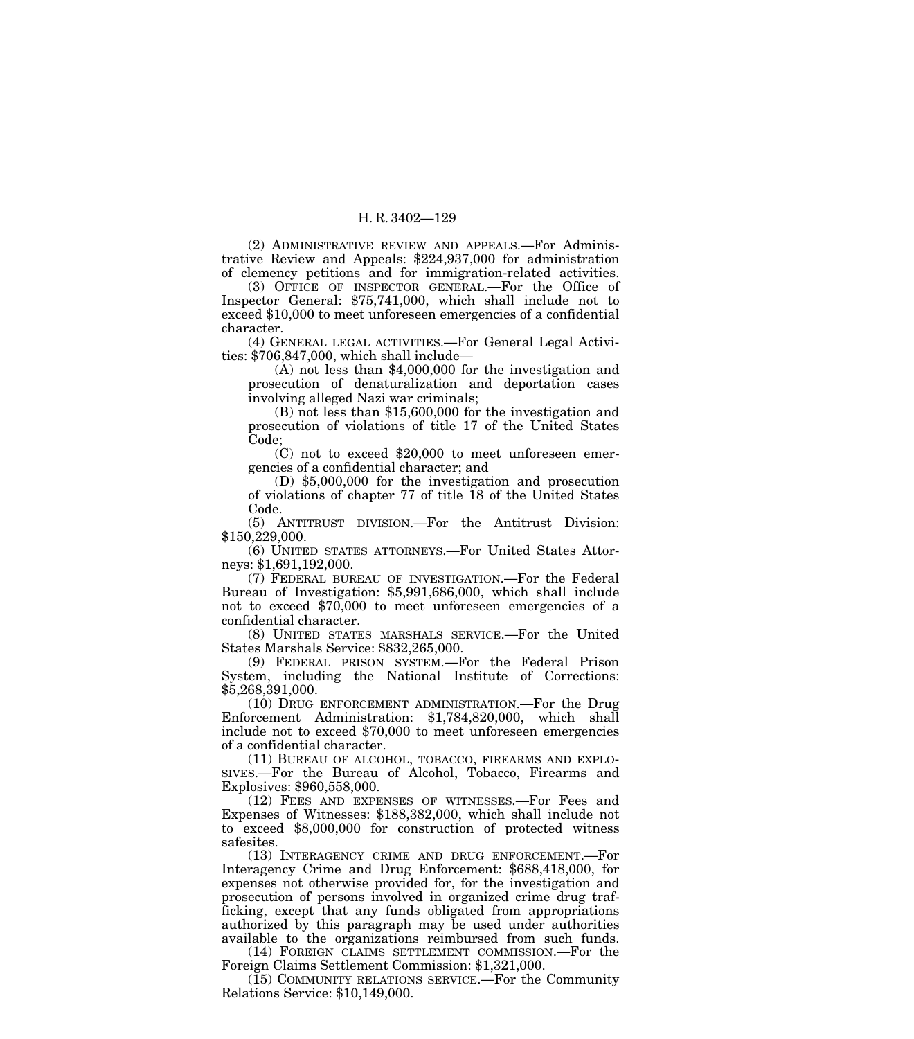(2) ADMINISTRATIVE REVIEW AND APPEALS.—For Administrative Review and Appeals: $224,937,000 for administration of clemency petitions and for immigration-related activities.

(3) OFFICE OF INSPECTOR GENERAL.—For the Office of Inspector General: $75,741,000, which shall include not to exceed $10,000 to meet unforeseen emergencies of a confidential character.

(4) GENERAL LEGAL ACTIVITIES.—For General Legal Activities: $706,847,000, which shall include—

(A) not less than $4,000,000 for the investigation and prosecution of denaturalization and deportation cases involving alleged Nazi war criminals;

(B) not less than $15,600,000 for the investigation and prosecution of violations of title 17 of the United States Code;

(C) not to exceed $20,000 to meet unforeseen emergencies of a confidential character; and

(D) $5,000,000 for the investigation and prosecution of violations of chapter 77 of title 18 of the United States Code.

(5) ANTITRUST DIVISION.—For the Antitrust Division: $150,229,000.

(6) UNITED STATES ATTORNEYS.—For United States Attorneys: $1,691,192,000.

(7) FEDERAL BUREAU OF INVESTIGATION.—For the Federal Bureau of Investigation: $5,991,686,000, which shall include not to exceed $70,000 to meet unforeseen emergencies of a confidential character.

(8) UNITED STATES MARSHALS SERVICE.—For the United States Marshals Service: $832,265,000.

(9) FEDERAL PRISON SYSTEM.—For the Federal Prison System, including the National Institute of Corrections: $5,268,391,000.

(10) DRUG ENFORCEMENT ADMINISTRATION.—For the Drug Enforcement Administration: $1,784,820,000, which shall include not to exceed $70,000 to meet unforeseen emergencies of a confidential character.

(11) BUREAU OF ALCOHOL, TOBACCO, FIREARMS AND EXPLOSIVES.—For the Bureau of Alcohol, Tobacco, Firearms and Explosives: $960,558,000.

(12) FEES AND EXPENSES OF WITNESSES.—For Fees and Expenses of Witnesses: $188,382,000, which shall include not to exceed $8,000,000 for construction of protected witness safesites.

(13) INTERAGENCY CRIME AND DRUG ENFORCEMENT.—For Interagency Crime and Drug Enforcement: $688,418,000, for expenses not otherwise provided for, for the investigation and prosecution of persons involved in organized crime drug trafficking, except that any funds obligated from appropriations authorized by this paragraph may be used under authorities available to the organizations reimbursed from such funds.

(14) FOREIGN CLAIMS SETTLEMENT COMMISSION.—For the Foreign Claims Settlement Commission: $1,321,000.

(15) COMMUNITY RELATIONS SERVICE.—For the Community Relations Service: $10,149,000.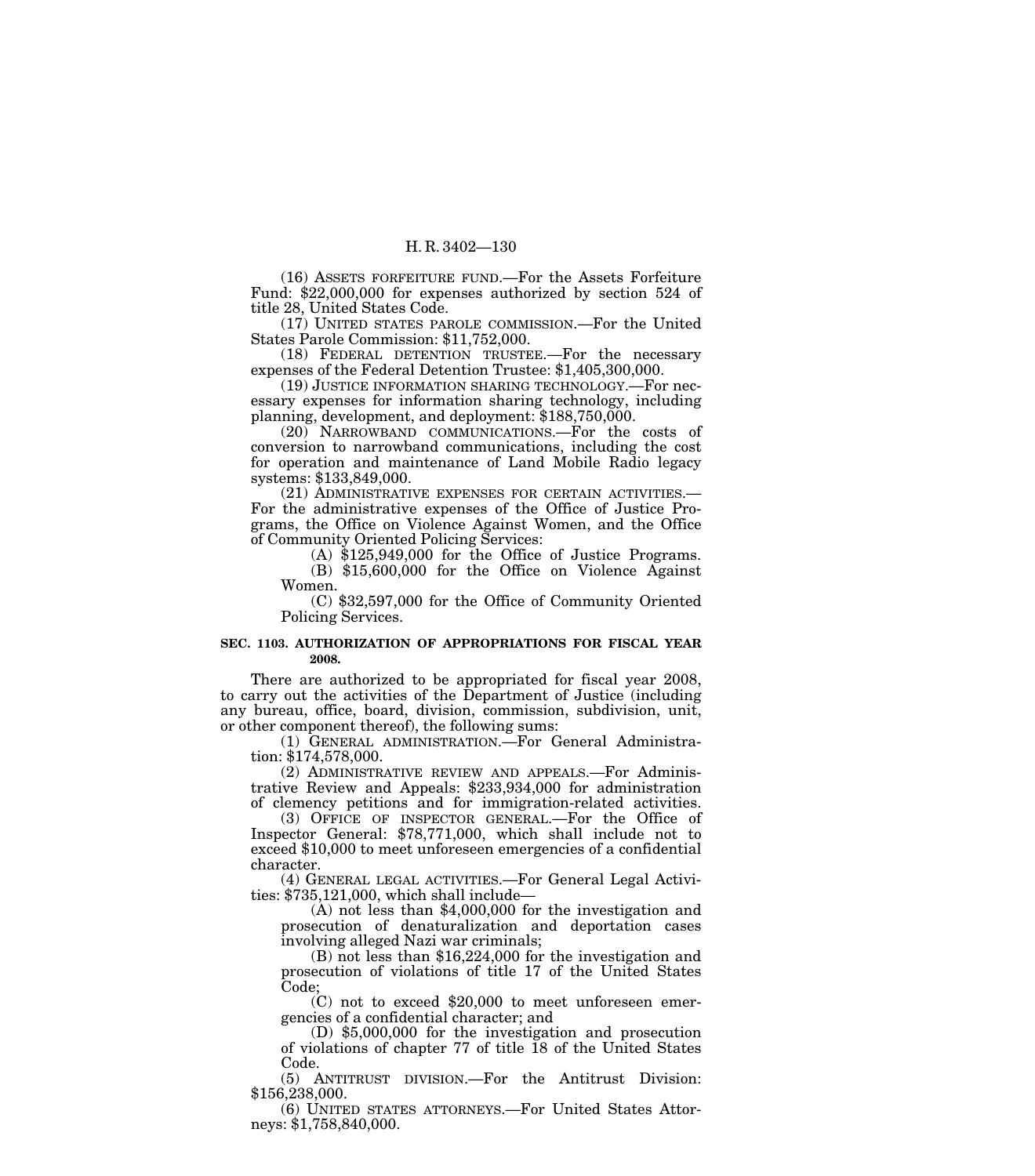(16) ASSETS FORFEITURE FUND.—For the Assets Forfeiture Fund: $22,000,000 for expenses authorized by section 524 of title 28, United States Code.

(17) UNITED STATES PAROLE COMMISSION.—For the United States Parole Commission: $11,752,000.

(18) FEDERAL DETENTION TRUSTEE.—For the necessary expenses of the Federal Detention Trustee: $1,405,300,000.

(19) JUSTICE INFORMATION SHARING TECHNOLOGY.—For necessary expenses for information sharing technology, including planning, development, and deployment: $188,750,000.

(20) NARROWBAND COMMUNICATIONS.—For the costs of conversion to narrowband communications, including the cost for operation and maintenance of Land Mobile Radio legacy systems: $133,849,000.

(21) ADMINISTRATIVE EXPENSES FOR CERTAIN ACTIVITIES.—For the administrative expenses of the Office of Justice Programs, the Office on Violence Against Women, and the Office of Community Oriented Policing Services:

(A) $125,949,000 for the Office of Justice Programs.

(B) $15,600,000 for the Office on Violence Against Women.

(C) $32,597,000 for the Office of Community Oriented Policing Services.

**SEC. 1103. AUTHORIZATION OF APPROPRIATIONS FOR FISCAL YEAR 2008.**

There are authorized to be appropriated for fiscal year 2008, to carry out the activities of the Department of Justice (including any bureau, office, board, division, commission, subdivision, unit, or other component thereof), the following sums:

(1) GENERAL ADMINISTRATION.—For General Administration: $174,578,000.

(2) ADMINISTRATIVE REVIEW AND APPEALS.—For Administrative Review and Appeals: $233,934,000 for administration of clemency petitions and for immigration-related activities.

(3) OFFICE OF INSPECTOR GENERAL.—For the Office of Inspector General: $78,771,000, which shall include not to exceed $10,000 to meet unforeseen emergencies of a confidential character.

(4) GENERAL LEGAL ACTIVITIES.—For General Legal Activities: $735,121,000, which shall include—

(A) not less than $4,000,000 for the investigation and prosecution of denaturalization and deportation cases involving alleged Nazi war criminals;

(B) not less than $16,224,000 for the investigation and prosecution of violations of title 17 of the United States Code;

(C) not to exceed $20,000 to meet unforeseen emergencies of a confidential character; and

(D) $5,000,000 for the investigation and prosecution of violations of chapter 77 of title 18 of the United States Code.

(5) ANTITRUST DIVISION.—For the Antitrust Division: $156,238,000.

(6) UNITED STATES ATTORNEYS.—For United States Attorneys: $1,758,840,000.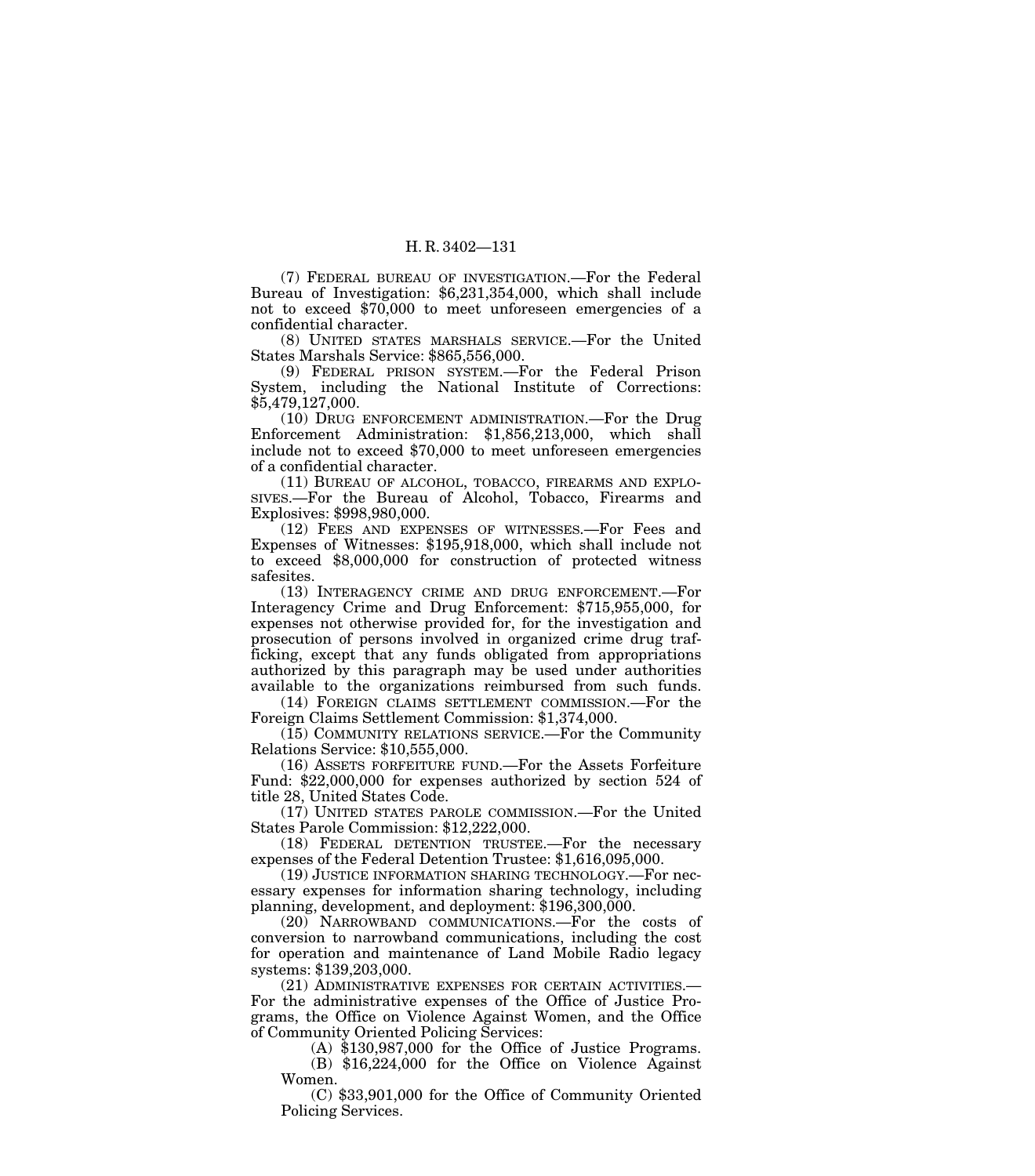(7) FEDERAL BUREAU OF INVESTIGATION.—For the Federal Bureau of Investigation: $6,231,354,000, which shall include not to exceed $70,000 to meet unforeseen emergencies of a confidential character.

(8) UNITED STATES MARSHALS SERVICE.—For the United States Marshals Service: $865,556,000.

(9) FEDERAL PRISON SYSTEM.—For the Federal Prison System, including the National Institute of Corrections: $5,479,127,000.

(10) DRUG ENFORCEMENT ADMINISTRATION.—For the Drug Enforcement Administration: $1,856,213,000, which shall include not to exceed $70,000 to meet unforeseen emergencies of a confidential character.

(11) BUREAU OF ALCOHOL, TOBACCO, FIREARMS AND EXPLOSIVES.—For the Bureau of Alcohol, Tobacco, Firearms and Explosives: $998,980,000.

(12) FEES AND EXPENSES OF WITNESSES.—For Fees and Expenses of Witnesses: $195,918,000, which shall include not to exceed $8,000,000 for construction of protected witness safesites.

(13) INTERAGENCY CRIME AND DRUG ENFORCEMENT.—For Interagency Crime and Drug Enforcement: $715,955,000, for expenses not otherwise provided for, for the investigation and prosecution of persons involved in organized crime drug trafficking, except that any funds obligated from appropriations authorized by this paragraph may be used under authorities available to the organizations reimbursed from such funds.

(14) FOREIGN CLAIMS SETTLEMENT COMMISSION.—For the Foreign Claims Settlement Commission: $1,374,000.

(15) COMMUNITY RELATIONS SERVICE.—For the Community Relations Service: $10,555,000.

(16) ASSETS FORFEITURE FUND.—For the Assets Forfeiture Fund: $22,000,000 for expenses authorized by section 524 of title 28, United States Code.

(17) UNITED STATES PAROLE COMMISSION.—For the United States Parole Commission: $12,222,000.

(18) FEDERAL DETENTION TRUSTEE.—For the necessary expenses of the Federal Detention Trustee: $1,616,095,000.

(19) JUSTICE INFORMATION SHARING TECHNOLOGY.—For necessary expenses for information sharing technology, including planning, development, and deployment: $196,300,000.

(20) NARROWBAND COMMUNICATIONS.—For the costs of conversion to narrowband communications, including the cost for operation and maintenance of Land Mobile Radio legacy systems: $139,203,000.

(21) ADMINISTRATIVE EXPENSES FOR CERTAIN ACTIVITIES.—For the administrative expenses of the Office of Justice Programs, the Office on Violence Against Women, and the Office of Community Oriented Policing Services:

(A) $130,987,000 for the Office of Justice Programs.

(B) $16,224,000 for the Office on Violence Against Women.

(C) $33,901,000 for the Office of Community Oriented Policing Services.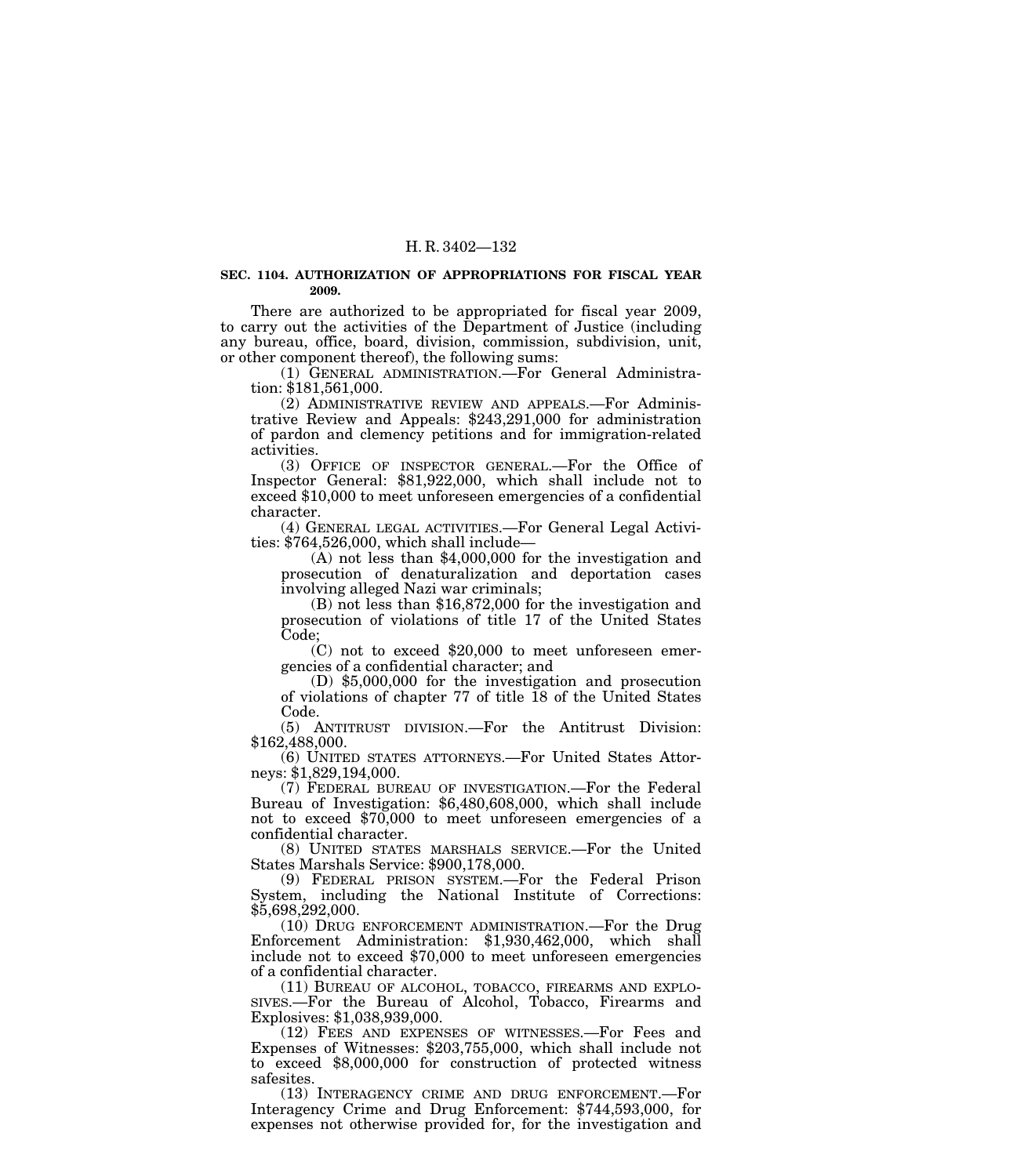**SEC. 1104. AUTHORIZATION OF APPROPRIATIONS FOR FISCAL YEAR 2009.**

There are authorized to be appropriated for fiscal year 2009, to carry out the activities of the Department of Justice (including any bureau, office, board, division, commission, subdivision, unit, or other component thereof), the following sums:

(1) GENERAL ADMINISTRATION.—For General Administration: $181,561,000.

(2) ADMINISTRATIVE REVIEW AND APPEALS.—For Administrative Review and Appeals: $243,291,000 for administration of pardon and clemency petitions and for immigration-related activities.

(3) OFFICE OF INSPECTOR GENERAL.—For the Office of Inspector General: $81,922,000, which shall include not to exceed $10,000 to meet unforeseen emergencies of a confidential character.

(4) GENERAL LEGAL ACTIVITIES.—For General Legal Activities: $764,526,000, which shall include—

(A) not less than $4,000,000 for the investigation and prosecution of denaturalization and deportation cases involving alleged Nazi war criminals;

(B) not less than $16,872,000 for the investigation and prosecution of violations of title 17 of the United States Code;

(C) not to exceed $20,000 to meet unforeseen emergencies of a confidential character; and

(D) $5,000,000 for the investigation and prosecution of violations of chapter 77 of title 18 of the United States Code.

(5) ANTITRUST DIVISION.—For the Antitrust Division: $162,488,000.

(6) UNITED STATES ATTORNEYS.—For United States Attorneys: $1,829,194,000.

(7) FEDERAL BUREAU OF INVESTIGATION.—For the Federal Bureau of Investigation: $6,480,608,000, which shall include not to exceed $70,000 to meet unforeseen emergencies of a confidential character.

(8) UNITED STATES MARSHALS SERVICE.—For the United States Marshals Service: $900,178,000.

(9) FEDERAL PRISON SYSTEM.—For the Federal Prison System, including the National Institute of Corrections: $5,698,292,000.

(10) DRUG ENFORCEMENT ADMINISTRATION.—For the Drug Enforcement Administration: $1,930,462,000, which shall include not to exceed $70,000 to meet unforeseen emergencies of a confidential character.

(11) BUREAU OF ALCOHOL, TOBACCO, FIREARMS AND EXPLOSIVES.—For the Bureau of Alcohol, Tobacco, Firearms and Explosives: $1,038,939,000.

(12) FEES AND EXPENSES OF WITNESSES.—For Fees and Expenses of Witnesses: $203,755,000, which shall include not to exceed $8,000,000 for construction of protected witness safesites.

(13) INTERAGENCY CRIME AND DRUG ENFORCEMENT.—For Interagency Crime and Drug Enforcement: $744,593,000, for expenses not otherwise provided for, for the investigation and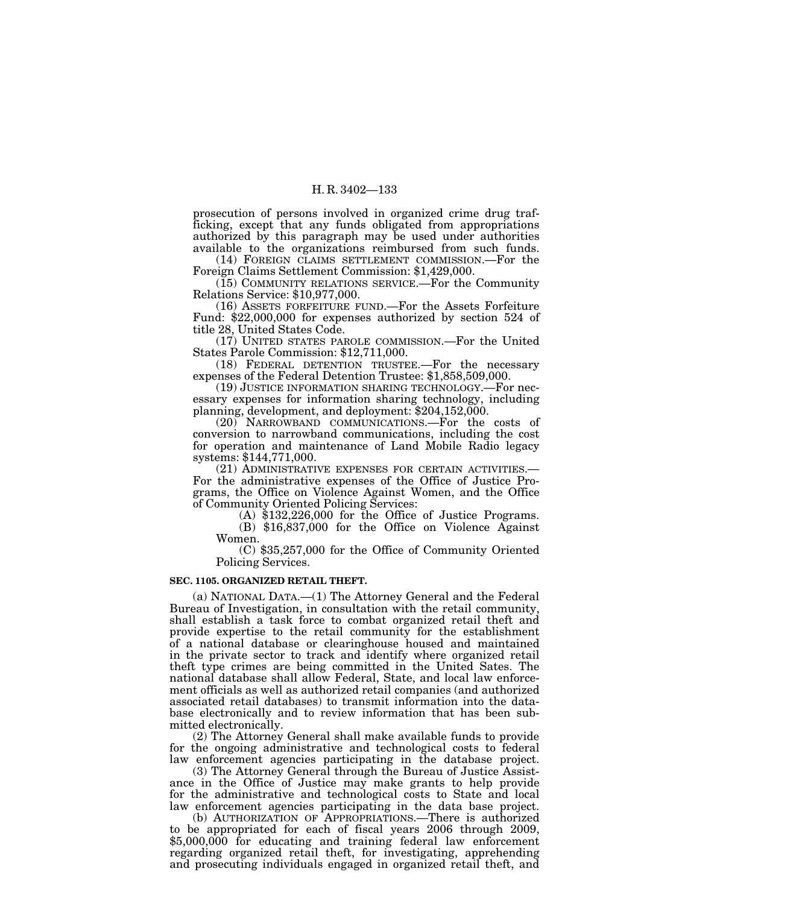prosecution of persons involved in organized crime drug trafficking, except that any funds obligated from appropriations authorized by this paragraph may be used under authorities available to the organizations reimbursed from such funds.

(14) FOREIGN CLAIMS SETTLEMENT COMMISSION.—For the Foreign Claims Settlement Commission: $1,429,000.

(15) COMMUNITY RELATIONS SERVICE.—For the Community Relations Service: $10,977,000.

(16) ASSETS FORFEITURE FUND.—For the Assets Forfeiture Fund: $22,000,000 for expenses authorized by section 524 of title 28, United States Code.

(17) UNITED STATES PAROLE COMMISSION.—For the United States Parole Commission: $12,711,000.

(18) FEDERAL DETENTION TRUSTEE.—For the necessary expenses of the Federal Detention Trustee: $1,858,509,000.

(19) JUSTICE INFORMATION SHARING TECHNOLOGY.—For necessary expenses for information sharing technology, including planning, development, and deployment: $204,152,000.

(20) NARROWBAND COMMUNICATIONS.—For the costs of conversion to narrowband communications, including the cost for operation and maintenance of Land Mobile Radio legacy systems: $144,771,000.

(21) ADMINISTRATIVE EXPENSES FOR CERTAIN ACTIVITIES.—For the administrative expenses of the Office of Justice Programs, the Office on Violence Against Women, and the Office of Community Oriented Policing Services:

(A) $132,226,000 for the Office of Justice Programs.

(B) $16,837,000 for the Office on Violence Against Women.

(C) $35,257,000 for the Office of Community Oriented Policing Services.

**SEC. 1105. ORGANIZED RETAIL THEFT.**

(a) NATIONAL DATA.—(1) The Attorney General and the Federal Bureau of Investigation, in consultation with the retail community, shall establish a task force to combat organized retail theft and provide expertise to the retail community for the establishment of a national database or clearinghouse housed and maintained in the private sector to track and identify where organized retail theft type crimes are being committed in the United Sates. The national database shall allow Federal, State, and local law enforcement officials as well as authorized retail companies (and authorized associated retail databases) to transmit information into the database electronically and to review information that has been submitted electronically.

(2) The Attorney General shall make available funds to provide for the ongoing administrative and technological costs to federal law enforcement agencies participating in the database project.

(3) The Attorney General through the Bureau of Justice Assistance in the Office of Justice may make grants to help provide for the administrative and technological costs to State and local law enforcement agencies participating in the data base project.

(b) AUTHORIZATION OF APPROPRIATIONS.—There is authorized to be appropriated for each of fiscal years 2006 through 2009, $5,000,000 for educating and training federal law enforcement regarding organized retail theft, for investigating, apprehending and prosecuting individuals engaged in organized retail theft, and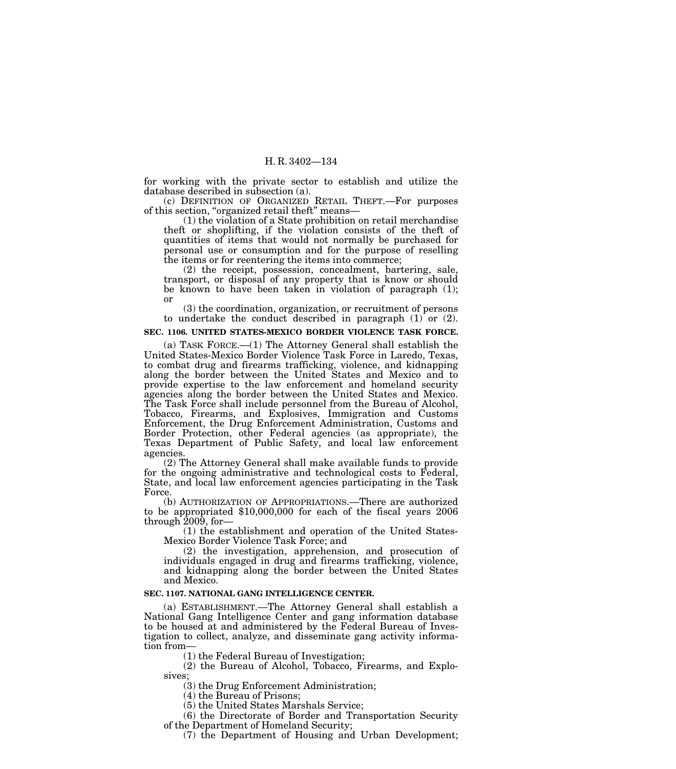for working with the private sector to establish and utilize the database described in subsection (a).

(c) DEFINITION OF ORGANIZED RETAIL THEFT.—For purposes of this section, "organized retail theft" means—

(1) the violation of a State prohibition on retail merchandise theft or shoplifting, if the violation consists of the theft of quantities of items that would not normally be purchased for personal use or consumption and for the purpose of reselling the items or for reentering the items into commerce;

(2) the receipt, possession, concealment, bartering, sale, transport, or disposal of any property that is know or should be known to have been taken in violation of paragraph (1); or

(3) the coordination, organization, or recruitment of persons to undertake the conduct described in paragraph (1) or (2).

**SEC. 1106. UNITED STATES-MEXICO BORDER VIOLENCE TASK FORCE.**

(a) TASK FORCE.—(1) The Attorney General shall establish the United States-Mexico Border Violence Task Force in Laredo, Texas, to combat drug and firearms trafficking, violence, and kidnapping along the border between the United States and Mexico and to provide expertise to the law enforcement and homeland security agencies along the border between the United States and Mexico. The Task Force shall include personnel from the Bureau of Alcohol, Tobacco, Firearms, and Explosives, Immigration and Customs Enforcement, the Drug Enforcement Administration, Customs and Border Protection, other Federal agencies (as appropriate), the Texas Department of Public Safety, and local law enforcement agencies.

(2) The Attorney General shall make available funds to provide for the ongoing administrative and technological costs to Federal, State, and local law enforcement agencies participating in the Task Force.

(b) AUTHORIZATION OF APPROPRIATIONS.—There are authorized to be appropriated $10,000,000 for each of the fiscal years 2006 through 2009, for—

(1) the establishment and operation of the United States-Mexico Border Violence Task Force; and

(2) the investigation, apprehension, and prosecution of individuals engaged in drug and firearms trafficking, violence, and kidnapping along the border between the United States and Mexico.

**SEC. 1107. NATIONAL GANG INTELLIGENCE CENTER.**

(a) ESTABLISHMENT.—The Attorney General shall establish a National Gang Intelligence Center and gang information database to be housed at and administered by the Federal Bureau of Investigation to collect, analyze, and disseminate gang activity information from—

(1) the Federal Bureau of Investigation;

(2) the Bureau of Alcohol, Tobacco, Firearms, and Explosives;

(3) the Drug Enforcement Administration;

(4) the Bureau of Prisons;

(5) the United States Marshals Service;

(6) the Directorate of Border and Transportation Security of the Department of Homeland Security;

(7) the Department of Housing and Urban Development;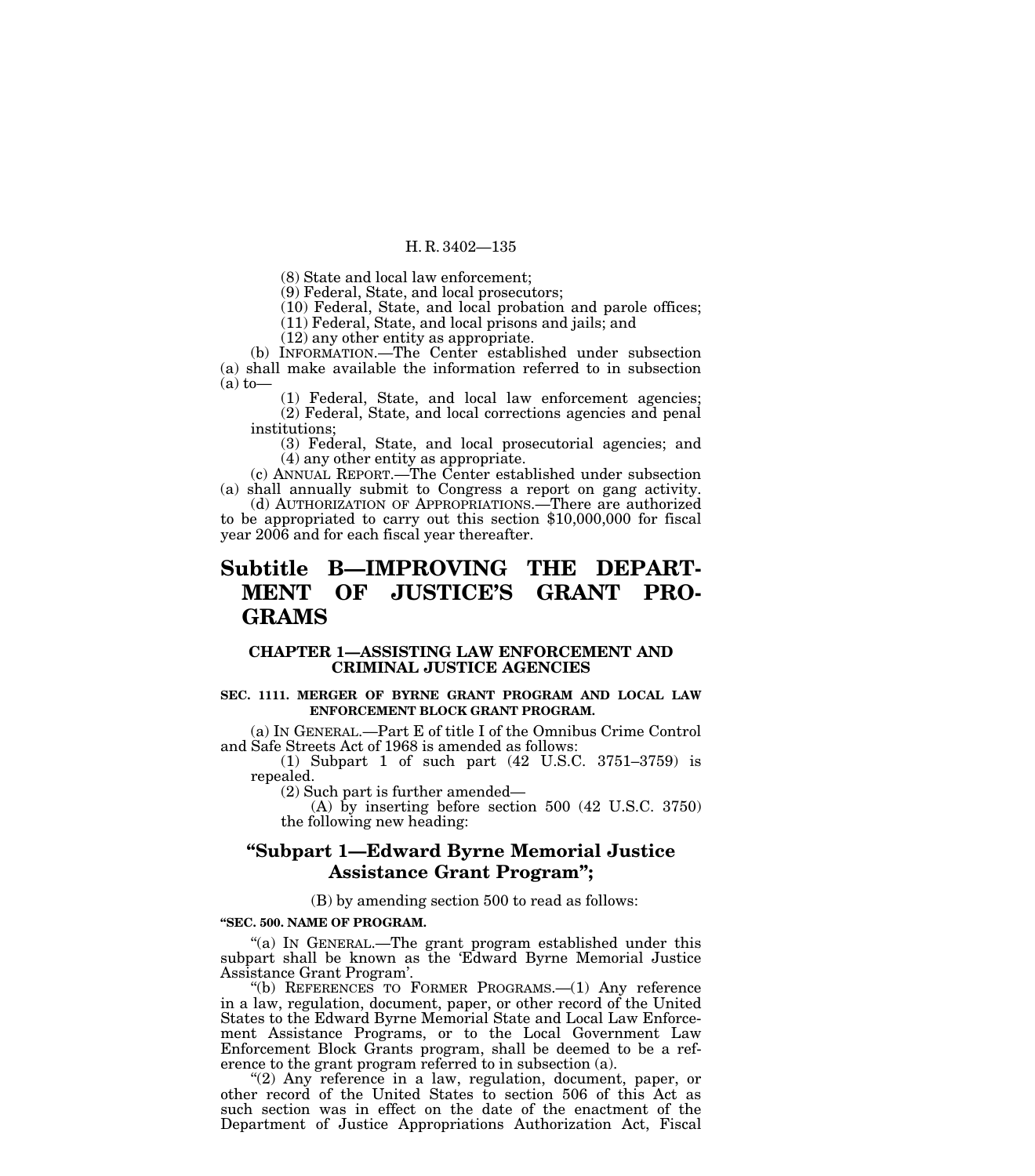(8) State and local law enforcement;

(9) Federal, State, and local prosecutors;

(10) Federal, State, and local probation and parole offices;

(11) Federal, State, and local prisons and jails; and

(12) any other entity as appropriate.

(b) INFORMATION.—The Center established under subsection (a) shall make available the information referred to in subsection (a) to—

(1) Federal, State, and local law enforcement agencies;

(2) Federal, State, and local corrections agencies and penal institutions;

(3) Federal, State, and local prosecutorial agencies; and

(4) any other entity as appropriate.

(c) ANNUAL REPORT.—The Center established under subsection (a) shall annually submit to Congress a report on gang activity.

(d) AUTHORIZATION OF APPROPRIATIONS.—There are authorized to be appropriated to carry out this section $10,000,000 for fiscal year 2006 and for each fiscal year thereafter.

# Subtitle B—IMPROVING THE DEPARTMENT OF JUSTICE'S GRANT PROGRAMS

## CHAPTER 1—ASSISTING LAW ENFORCEMENT AND CRIMINAL JUSTICE AGENCIES

### SEC. 1111. MERGER OF BYRNE GRANT PROGRAM AND LOCAL LAW ENFORCEMENT BLOCK GRANT PROGRAM.

(a) IN GENERAL.—Part E of title I of the Omnibus Crime Control and Safe Streets Act of 1968 is amended as follows:

(1) Subpart 1 of such part (42 U.S.C. 3751–3759) is repealed.

(2) Such part is further amended—

(A) by inserting before section 500 (42 U.S.C. 3750) the following new heading:

## "Subpart 1—Edward Byrne Memorial Justice Assistance Grant Program";

(B) by amending section 500 to read as follows:

**"SEC. 500. NAME OF PROGRAM.**

"(a) IN GENERAL.—The grant program established under this subpart shall be known as the 'Edward Byrne Memorial Justice Assistance Grant Program'.

"(b) REFERENCES TO FORMER PROGRAMS.—(1) Any reference in a law, regulation, document, paper, or other record of the United States to the Edward Byrne Memorial State and Local Law Enforcement Assistance Programs, or to the Local Government Law Enforcement Block Grants program, shall be deemed to be a reference to the grant program referred to in subsection (a).

"(2) Any reference in a law, regulation, document, paper, or other record of the United States to section 506 of this Act as such section was in effect on the date of the enactment of the Department of Justice Appropriations Authorization Act, Fiscal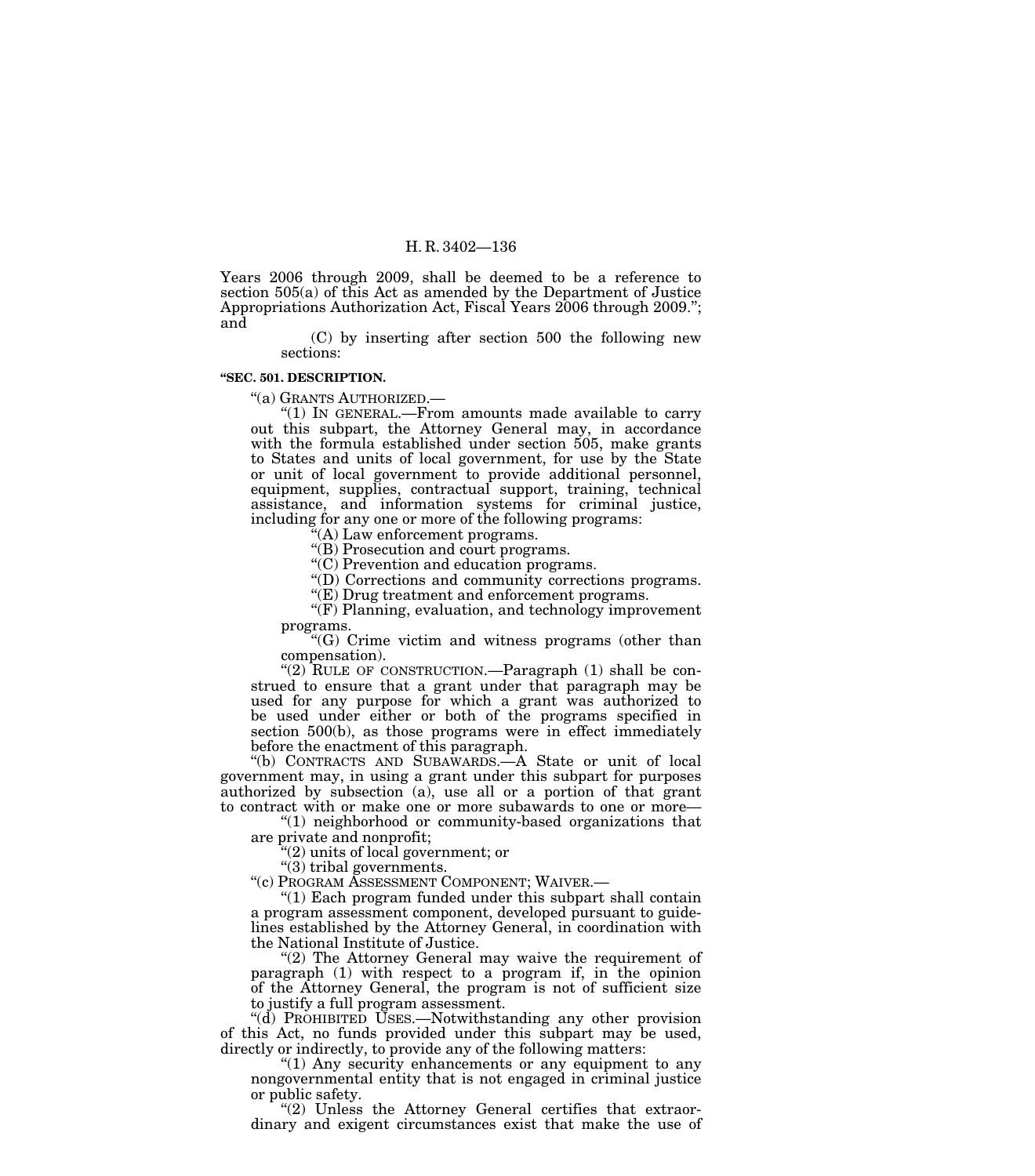Years 2006 through 2009, shall be deemed to be a reference to section 505(a) of this Act as amended by the Department of Justice Appropriations Authorization Act, Fiscal Years 2006 through 2009.''; and

(C) by inserting after section 500 the following new sections:

**''SEC. 501. DESCRIPTION.**

''(a) GRANTS AUTHORIZED.—

''(1) IN GENERAL.—From amounts made available to carry out this subpart, the Attorney General may, in accordance with the formula established under section 505, make grants to States and units of local government, for use by the State or unit of local government to provide additional personnel, equipment, supplies, contractual support, training, technical assistance, and information systems for criminal justice, including for any one or more of the following programs:

''(A) Law enforcement programs.

''(B) Prosecution and court programs.

''(C) Prevention and education programs.

''(D) Corrections and community corrections programs.

''(E) Drug treatment and enforcement programs.

''(F) Planning, evaluation, and technology improvement programs.

''(G) Crime victim and witness programs (other than compensation).

''(2) RULE OF CONSTRUCTION.—Paragraph (1) shall be construed to ensure that a grant under that paragraph may be used for any purpose for which a grant was authorized to be used under either or both of the programs specified in section 500(b), as those programs were in effect immediately before the enactment of this paragraph.

''(b) CONTRACTS AND SUBAWARDS.—A State or unit of local government may, in using a grant under this subpart for purposes authorized by subsection (a), use all or a portion of that grant to contract with or make one or more subawards to one or more—

''(1) neighborhood or community-based organizations that are private and nonprofit;

''(2) units of local government; or

''(3) tribal governments.

''(c) PROGRAM ASSESSMENT COMPONENT; WAIVER.—

''(1) Each program funded under this subpart shall contain a program assessment component, developed pursuant to guidelines established by the Attorney General, in coordination with the National Institute of Justice.

''(2) The Attorney General may waive the requirement of paragraph (1) with respect to a program if, in the opinion of the Attorney General, the program is not of sufficient size to justify a full program assessment.

''(d) PROHIBITED USES.—Notwithstanding any other provision of this Act, no funds provided under this subpart may be used, directly or indirectly, to provide any of the following matters:

''(1) Any security enhancements or any equipment to any nongovernmental entity that is not engaged in criminal justice or public safety.

''(2) Unless the Attorney General certifies that extraordinary and exigent circumstances exist that make the use of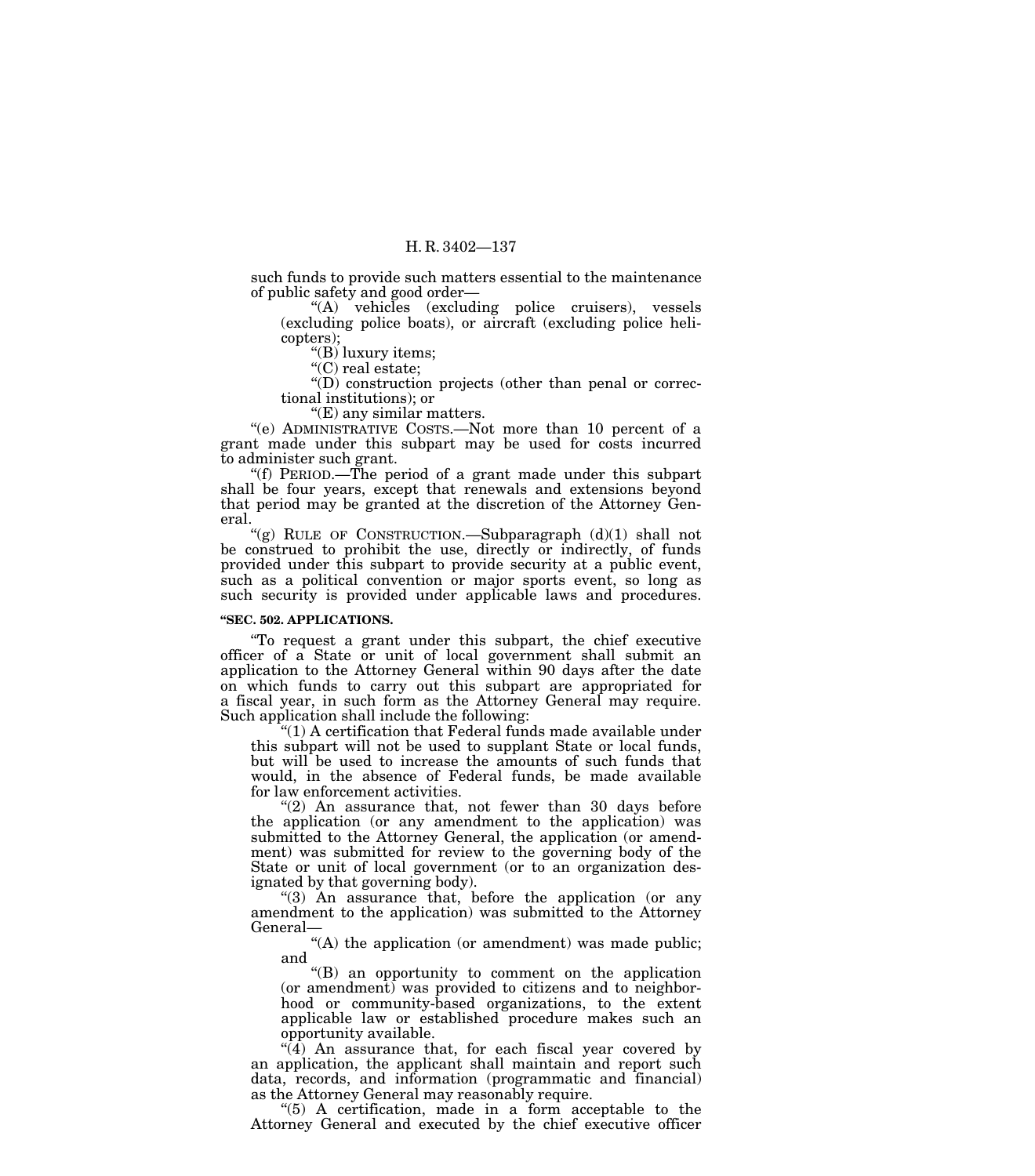such funds to provide such matters essential to the maintenance of public safety and good order—

"(A) vehicles (excluding police cruisers), vessels (excluding police boats), or aircraft (excluding police helicopters);

"(B) luxury items;

"(C) real estate;

"(D) construction projects (other than penal or correctional institutions); or

"(E) any similar matters.

"(e) ADMINISTRATIVE COSTS.—Not more than 10 percent of a grant made under this subpart may be used for costs incurred to administer such grant.

"(f) PERIOD.—The period of a grant made under this subpart shall be four years, except that renewals and extensions beyond that period may be granted at the discretion of the Attorney General.

"(g) RULE OF CONSTRUCTION.—Subparagraph (d)(1) shall not be construed to prohibit the use, directly or indirectly, of funds provided under this subpart to provide security at a public event, such as a political convention or major sports event, so long as such security is provided under applicable laws and procedures.

**"SEC. 502. APPLICATIONS.**

"To request a grant under this subpart, the chief executive officer of a State or unit of local government shall submit an application to the Attorney General within 90 days after the date on which funds to carry out this subpart are appropriated for a fiscal year, in such form as the Attorney General may require. Such application shall include the following:

"(1) A certification that Federal funds made available under this subpart will not be used to supplant State or local funds, but will be used to increase the amounts of such funds that would, in the absence of Federal funds, be made available for law enforcement activities.

"(2) An assurance that, not fewer than 30 days before the application (or any amendment to the application) was submitted to the Attorney General, the application (or amendment) was submitted for review to the governing body of the State or unit of local government (or to an organization designated by that governing body).

"(3) An assurance that, before the application (or any amendment to the application) was submitted to the Attorney General—

"(A) the application (or amendment) was made public; and

"(B) an opportunity to comment on the application (or amendment) was provided to citizens and to neighborhood or community-based organizations, to the extent applicable law or established procedure makes such an opportunity available.

"(4) An assurance that, for each fiscal year covered by an application, the applicant shall maintain and report such data, records, and information (programmatic and financial) as the Attorney General may reasonably require.

"(5) A certification, made in a form acceptable to the Attorney General and executed by the chief executive officer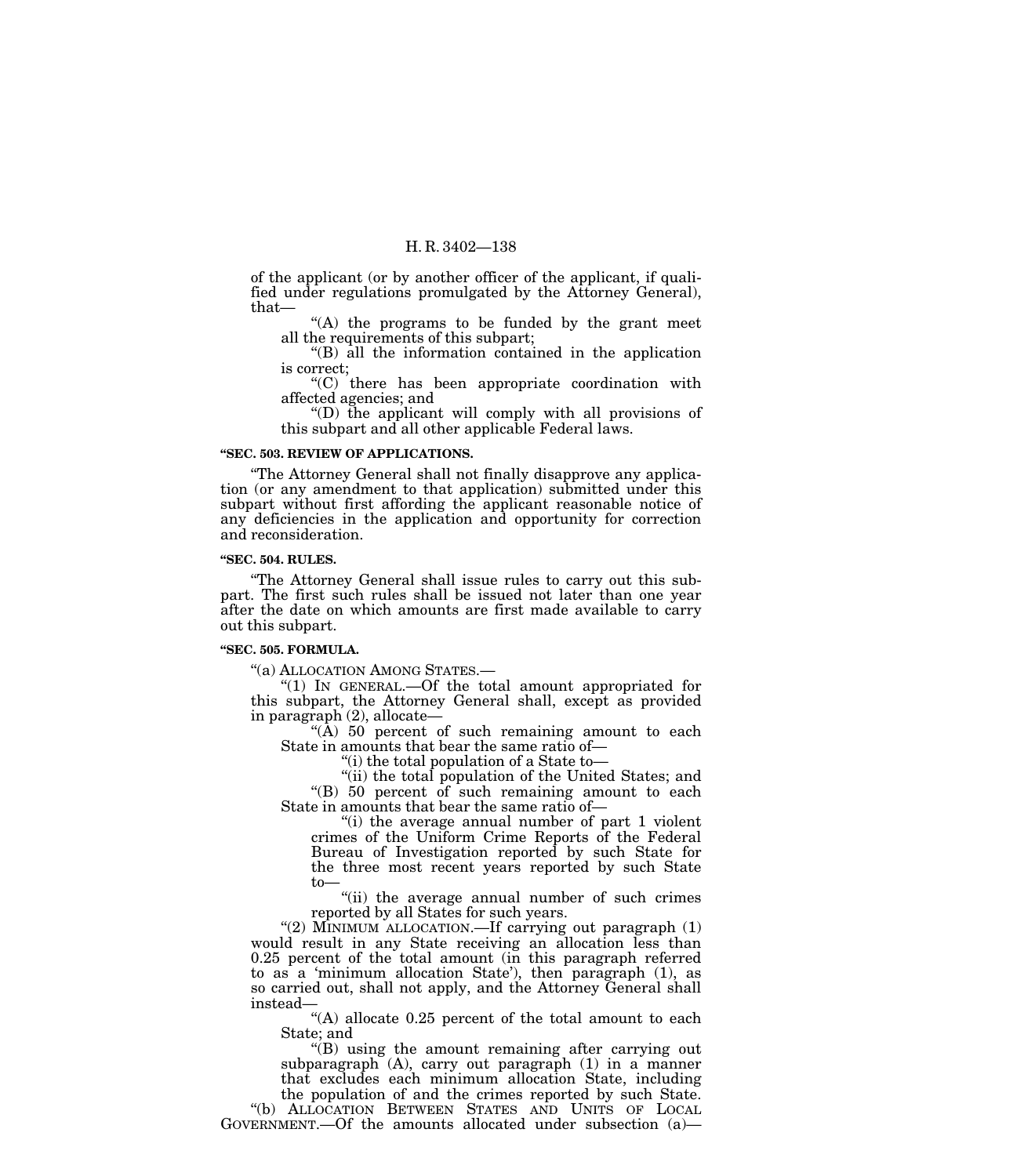of the applicant (or by another officer of the applicant, if qualified under regulations promulgated by the Attorney General), that—

"(A) the programs to be funded by the grant meet all the requirements of this subpart;

"(B) all the information contained in the application is correct;

"(C) there has been appropriate coordination with affected agencies; and

"(D) the applicant will comply with all provisions of this subpart and all other applicable Federal laws.

**"SEC. 503. REVIEW OF APPLICATIONS.**

"The Attorney General shall not finally disapprove any application (or any amendment to that application) submitted under this subpart without first affording the applicant reasonable notice of any deficiencies in the application and opportunity for correction and reconsideration.

**"SEC. 504. RULES.**

"The Attorney General shall issue rules to carry out this subpart. The first such rules shall be issued not later than one year after the date on which amounts are first made available to carry out this subpart.

**"SEC. 505. FORMULA.**

"(a) ALLOCATION AMONG STATES.—

"(1) IN GENERAL.—Of the total amount appropriated for this subpart, the Attorney General shall, except as provided in paragraph (2), allocate—

"(A) 50 percent of such remaining amount to each State in amounts that bear the same ratio of—

"(i) the total population of a State to—

"(ii) the total population of the United States; and

"(B) 50 percent of such remaining amount to each State in amounts that bear the same ratio of—

"(i) the average annual number of part 1 violent crimes of the Uniform Crime Reports of the Federal Bureau of Investigation reported by such State for the three most recent years reported by such State to—

"(ii) the average annual number of such crimes reported by all States for such years.

"(2) MINIMUM ALLOCATION.—If carrying out paragraph (1) would result in any State receiving an allocation less than 0.25 percent of the total amount (in this paragraph referred to as a 'minimum allocation State'), then paragraph (1), as so carried out, shall not apply, and the Attorney General shall instead—

"(A) allocate 0.25 percent of the total amount to each State; and

"(B) using the amount remaining after carrying out subparagraph (A), carry out paragraph (1) in a manner that excludes each minimum allocation State, including the population of and the crimes reported by such State.

"(b) ALLOCATION BETWEEN STATES AND UNITS OF LOCAL GOVERNMENT.—Of the amounts allocated under subsection (a)—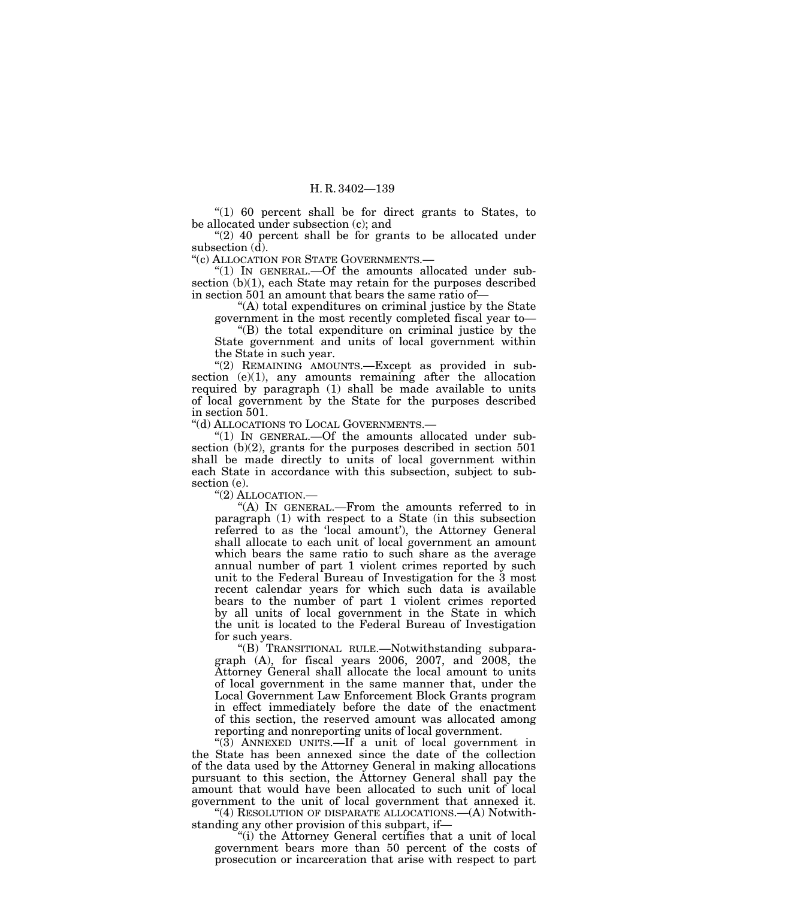"(1) 60 percent shall be for direct grants to States, to be allocated under subsection (c); and

"(2) 40 percent shall be for grants to be allocated under subsection (d).

"(c) ALLOCATION FOR STATE GOVERNMENTS.—

"(1) IN GENERAL.—Of the amounts allocated under subsection (b)(1), each State may retain for the purposes described in section 501 an amount that bears the same ratio of—

"(A) total expenditures on criminal justice by the State government in the most recently completed fiscal year to—

"(B) the total expenditure on criminal justice by the State government and units of local government within the State in such year.

"(2) REMAINING AMOUNTS.—Except as provided in subsection (e)(1), any amounts remaining after the allocation required by paragraph (1) shall be made available to units of local government by the State for the purposes described in section 501.

"(d) ALLOCATIONS TO LOCAL GOVERNMENTS.—

"(1) IN GENERAL.—Of the amounts allocated under subsection (b)(2), grants for the purposes described in section 501 shall be made directly to units of local government within each State in accordance with this subsection, subject to subsection (e).

"(2) ALLOCATION.—

"(A) IN GENERAL.—From the amounts referred to in paragraph (1) with respect to a State (in this subsection referred to as the 'local amount'), the Attorney General shall allocate to each unit of local government an amount which bears the same ratio to such share as the average annual number of part 1 violent crimes reported by such unit to the Federal Bureau of Investigation for the 3 most recent calendar years for which such data is available bears to the number of part 1 violent crimes reported by all units of local government in the State in which the unit is located to the Federal Bureau of Investigation for such years.

"(B) TRANSITIONAL RULE.—Notwithstanding subparagraph (A), for fiscal years 2006, 2007, and 2008, the Attorney General shall allocate the local amount to units of local government in the same manner that, under the Local Government Law Enforcement Block Grants program in effect immediately before the date of the enactment of this section, the reserved amount was allocated among reporting and nonreporting units of local government.

"(3) ANNEXED UNITS.—If a unit of local government in the State has been annexed since the date of the collection of the data used by the Attorney General in making allocations pursuant to this section, the Attorney General shall pay the amount that would have been allocated to such unit of local government to the unit of local government that annexed it.

"(4) RESOLUTION OF DISPARATE ALLOCATIONS.—(A) Notwithstanding any other provision of this subpart, if—

"(i) the Attorney General certifies that a unit of local government bears more than 50 percent of the costs of prosecution or incarceration that arise with respect to part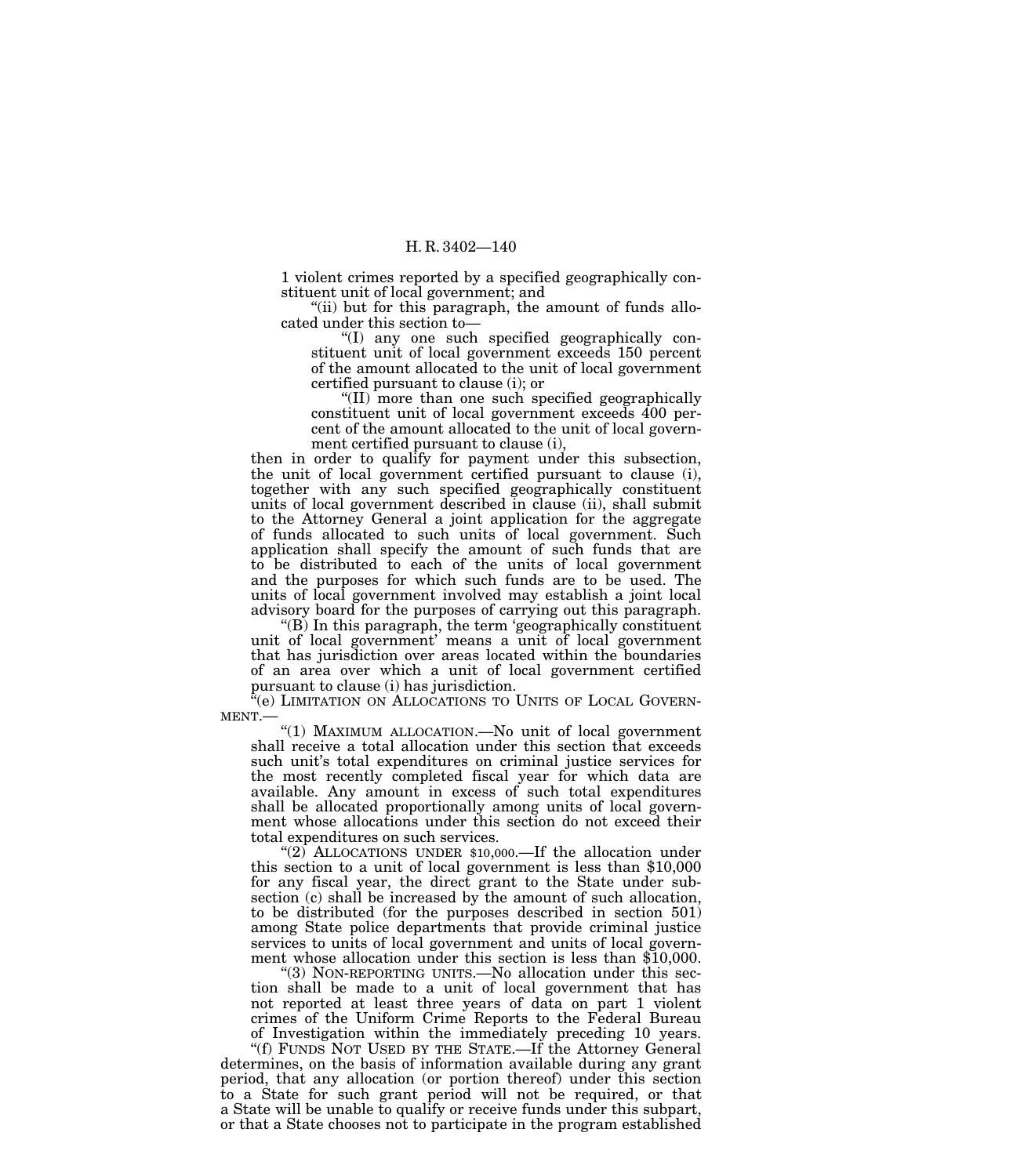1 violent crimes reported by a specified geographically constituent unit of local government; and

"(ii) but for this paragraph, the amount of funds allocated under this section to—

"(I) any one such specified geographically constituent unit of local government exceeds 150 percent of the amount allocated to the unit of local government certified pursuant to clause (i); or

"(II) more than one such specified geographically constituent unit of local government exceeds 400 percent of the amount allocated to the unit of local government certified pursuant to clause (i),

then in order to qualify for payment under this subsection, the unit of local government certified pursuant to clause (i), together with any such specified geographically constituent units of local government described in clause (ii), shall submit to the Attorney General a joint application for the aggregate of funds allocated to such units of local government. Such application shall specify the amount of such funds that are to be distributed to each of the units of local government and the purposes for which such funds are to be used. The units of local government involved may establish a joint local advisory board for the purposes of carrying out this paragraph.

"(B) In this paragraph, the term 'geographically constituent unit of local government' means a unit of local government that has jurisdiction over areas located within the boundaries of an area over which a unit of local government certified pursuant to clause (i) has jurisdiction.

"(e) LIMITATION ON ALLOCATIONS TO UNITS OF LOCAL GOVERNMENT.—

"(1) MAXIMUM ALLOCATION.—No unit of local government shall receive a total allocation under this section that exceeds such unit's total expenditures on criminal justice services for the most recently completed fiscal year for which data are available. Any amount in excess of such total expenditures shall be allocated proportionally among units of local government whose allocations under this section do not exceed their total expenditures on such services.

"(2) ALLOCATIONS UNDER $10,000.—If the allocation under this section to a unit of local government is less than $10,000 for any fiscal year, the direct grant to the State under subsection (c) shall be increased by the amount of such allocation, to be distributed (for the purposes described in section 501) among State police departments that provide criminal justice services to units of local government and units of local government whose allocation under this section is less than $10,000.

"(3) NON-REPORTING UNITS.—No allocation under this section shall be made to a unit of local government that has not reported at least three years of data on part 1 violent crimes of the Uniform Crime Reports to the Federal Bureau of Investigation within the immediately preceding 10 years.

"(f) FUNDS NOT USED BY THE STATE.—If the Attorney General determines, on the basis of information available during any grant period, that any allocation (or portion thereof) under this section to a State for such grant period will not be required, or that a State will be unable to qualify or receive funds under this subpart, or that a State chooses not to participate in the program established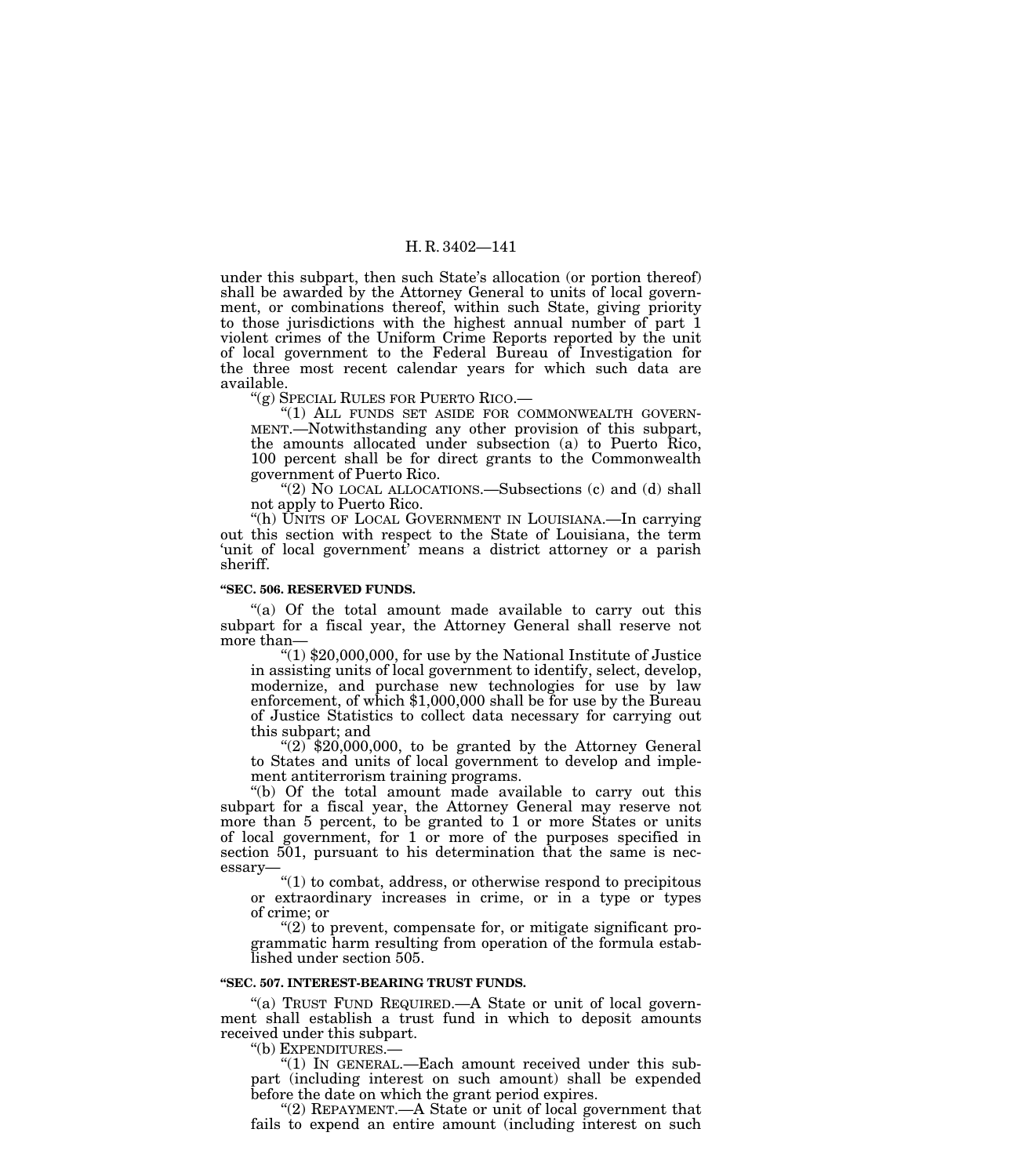under this subpart, then such State's allocation (or portion thereof) shall be awarded by the Attorney General to units of local government, or combinations thereof, within such State, giving priority to those jurisdictions with the highest annual number of part 1 violent crimes of the Uniform Crime Reports reported by the unit of local government to the Federal Bureau of Investigation for the three most recent calendar years for which such data are available.

"(g) SPECIAL RULES FOR PUERTO RICO.—

"(1) ALL FUNDS SET ASIDE FOR COMMONWEALTH GOVERNMENT.—Notwithstanding any other provision of this subpart, the amounts allocated under subsection (a) to Puerto Rico, 100 percent shall be for direct grants to the Commonwealth government of Puerto Rico.

"(2) NO LOCAL ALLOCATIONS.—Subsections (c) and (d) shall not apply to Puerto Rico.

"(h) UNITS OF LOCAL GOVERNMENT IN LOUISIANA.—In carrying out this section with respect to the State of Louisiana, the term 'unit of local government' means a district attorney or a parish sheriff.

**"SEC. 506. RESERVED FUNDS.**

"(a) Of the total amount made available to carry out this subpart for a fiscal year, the Attorney General shall reserve not more than—

"(1) $20,000,000, for use by the National Institute of Justice in assisting units of local government to identify, select, develop, modernize, and purchase new technologies for use by law enforcement, of which $1,000,000 shall be for use by the Bureau of Justice Statistics to collect data necessary for carrying out this subpart; and

"(2) $20,000,000, to be granted by the Attorney General to States and units of local government to develop and implement antiterrorism training programs.

"(b) Of the total amount made available to carry out this subpart for a fiscal year, the Attorney General may reserve not more than 5 percent, to be granted to 1 or more States or units of local government, for 1 or more of the purposes specified in section 501, pursuant to his determination that the same is necessary—

"(1) to combat, address, or otherwise respond to precipitous or extraordinary increases in crime, or in a type or types of crime; or

"(2) to prevent, compensate for, or mitigate significant programmatic harm resulting from operation of the formula established under section 505.

**"SEC. 507. INTEREST-BEARING TRUST FUNDS.**

"(a) TRUST FUND REQUIRED.—A State or unit of local government shall establish a trust fund in which to deposit amounts received under this subpart.

"(b) EXPENDITURES.—

"(1) IN GENERAL.—Each amount received under this subpart (including interest on such amount) shall be expended before the date on which the grant period expires.

"(2) REPAYMENT.—A State or unit of local government that fails to expend an entire amount (including interest on such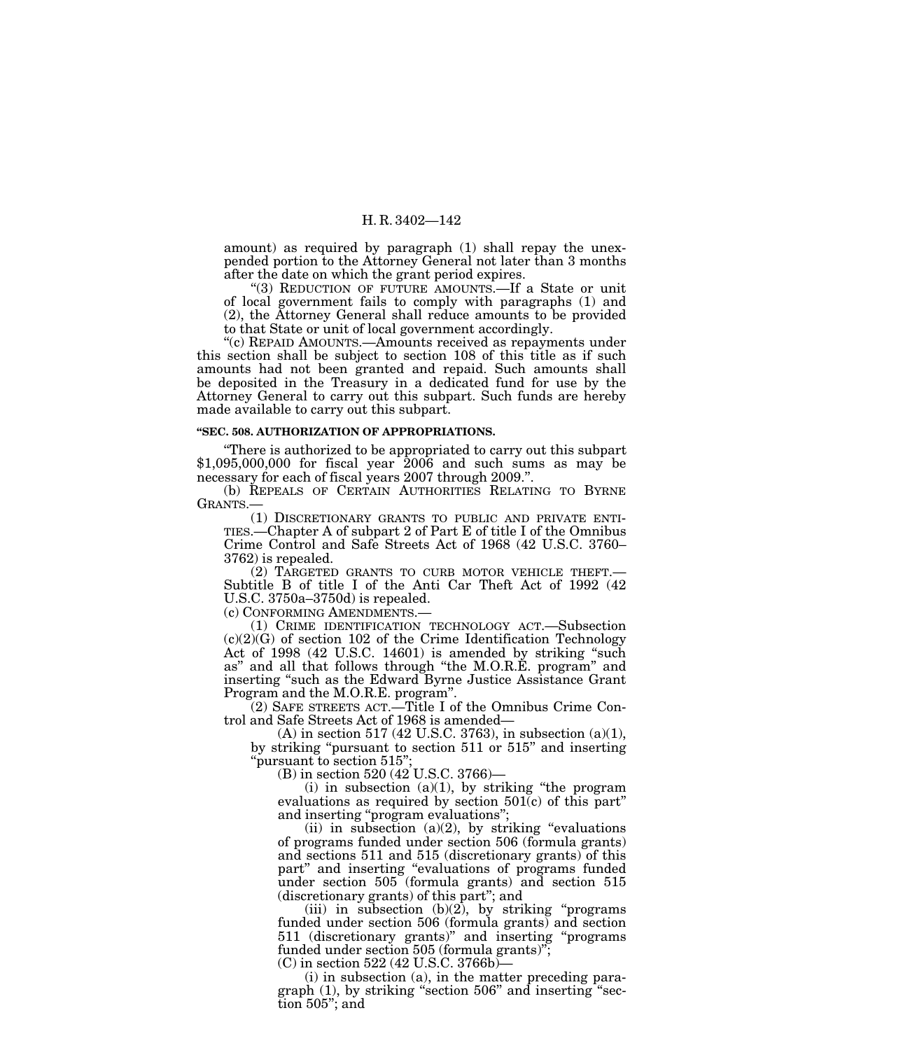amount) as required by paragraph (1) shall repay the unexpended portion to the Attorney General not later than 3 months after the date on which the grant period expires.

"(3) REDUCTION OF FUTURE AMOUNTS.—If a State or unit of local government fails to comply with paragraphs (1) and (2), the Attorney General shall reduce amounts to be provided to that State or unit of local government accordingly.

"(c) REPAID AMOUNTS.—Amounts received as repayments under this section shall be subject to section 108 of this title as if such amounts had not been granted and repaid. Such amounts shall be deposited in the Treasury in a dedicated fund for use by the Attorney General to carry out this subpart. Such funds are hereby made available to carry out this subpart.

**"SEC. 508. AUTHORIZATION OF APPROPRIATIONS.**

"There is authorized to be appropriated to carry out this subpart $1,095,000,000 for fiscal year 2006 and such sums as may be necessary for each of fiscal years 2007 through 2009.".

(b) REPEALS OF CERTAIN AUTHORITIES RELATING TO BYRNE GRANTS.—

(1) DISCRETIONARY GRANTS TO PUBLIC AND PRIVATE ENTITIES.—Chapter A of subpart 2 of Part E of title I of the Omnibus Crime Control and Safe Streets Act of 1968 (42 U.S.C. 3760–3762) is repealed.

(2) TARGETED GRANTS TO CURB MOTOR VEHICLE THEFT.—Subtitle B of title I of the Anti Car Theft Act of 1992 (42 U.S.C. 3750a–3750d) is repealed.

(c) CONFORMING AMENDMENTS.—

(1) CRIME IDENTIFICATION TECHNOLOGY ACT.—Subsection (c)(2)(G) of section 102 of the Crime Identification Technology Act of 1998 (42 U.S.C. 14601) is amended by striking "such as" and all that follows through "the M.O.R.E. program" and inserting "such as the Edward Byrne Justice Assistance Grant Program and the M.O.R.E. program".

(2) SAFE STREETS ACT.—Title I of the Omnibus Crime Control and Safe Streets Act of 1968 is amended—

(A) in section 517 (42 U.S.C. 3763), in subsection (a)(1), by striking "pursuant to section 511 or 515" and inserting "pursuant to section 515";

(B) in section 520 (42 U.S.C. 3766)—

(i) in subsection (a)(1), by striking "the program evaluations as required by section 501(c) of this part" and inserting "program evaluations";

(ii) in subsection (a)(2), by striking "evaluations of programs funded under section 506 (formula grants) and sections 511 and 515 (discretionary grants) of this part" and inserting "evaluations of programs funded under section 505 (formula grants) and section 515 (discretionary grants) of this part"; and

(iii) in subsection (b)(2), by striking "programs funded under section 506 (formula grants) and section 511 (discretionary grants)" and inserting "programs funded under section 505 (formula grants)";

(C) in section 522 (42 U.S.C. 3766b)—

(i) in subsection (a), in the matter preceding paragraph (1), by striking "section 506" and inserting "section 505"; and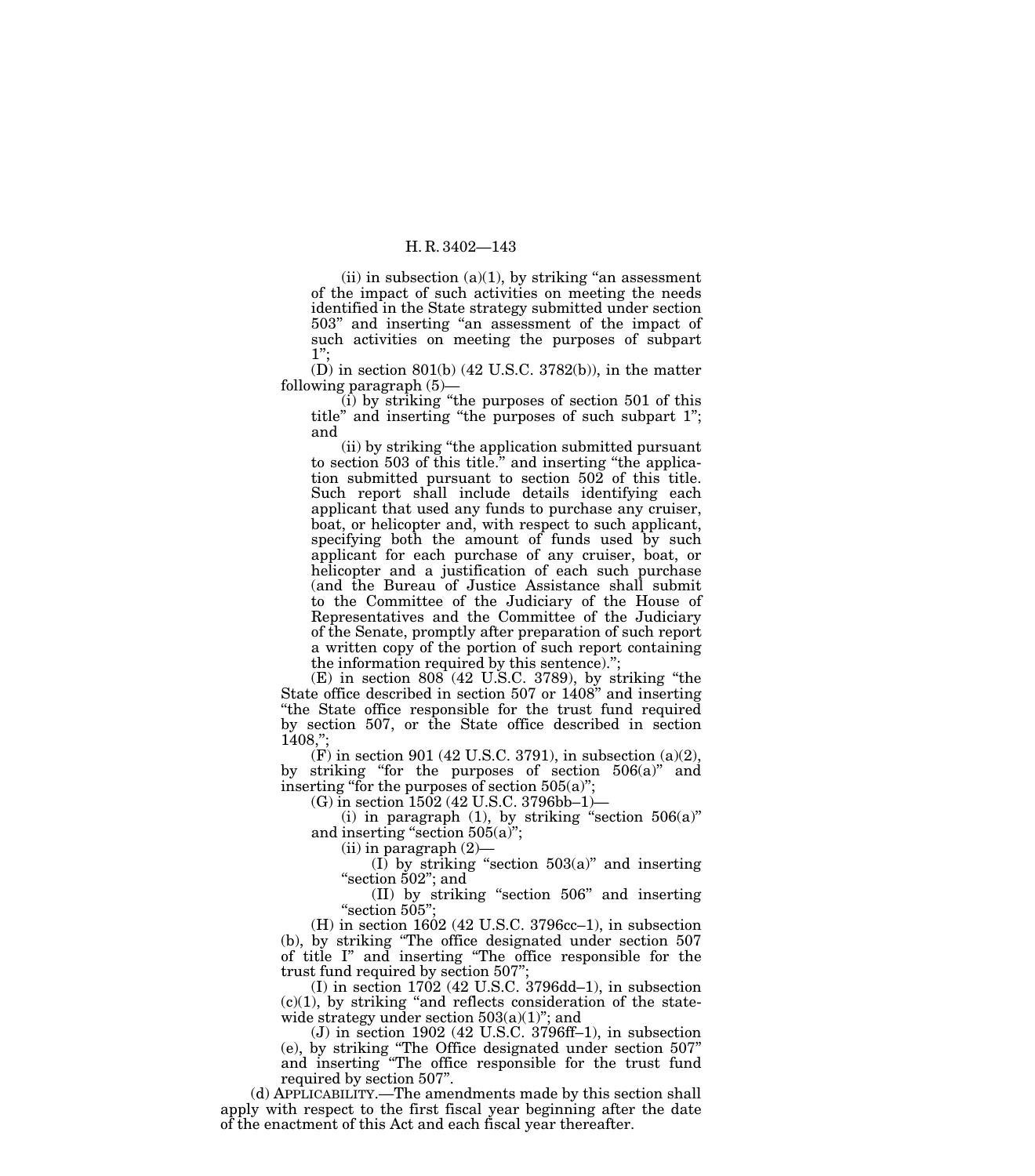(ii) in subsection (a)(1), by striking "an assessment of the impact of such activities on meeting the needs identified in the State strategy submitted under section 503" and inserting "an assessment of the impact of such activities on meeting the purposes of subpart 1";

(D) in section 801(b) (42 U.S.C. 3782(b)), in the matter following paragraph (5)—

(i) by striking "the purposes of section 501 of this title" and inserting "the purposes of such subpart 1"; and

(ii) by striking "the application submitted pursuant to section 503 of this title." and inserting "the application submitted pursuant to section 502 of this title. Such report shall include details identifying each applicant that used any funds to purchase any cruiser, boat, or helicopter and, with respect to such applicant, specifying both the amount of funds used by such applicant for each purchase of any cruiser, boat, or helicopter and a justification of each such purchase (and the Bureau of Justice Assistance shall submit to the Committee of the Judiciary of the House of Representatives and the Committee of the Judiciary of the Senate, promptly after preparation of such report a written copy of the portion of such report containing the information required by this sentence).";

(E) in section 808 (42 U.S.C. 3789), by striking "the State office described in section 507 or 1408" and inserting "the State office responsible for the trust fund required by section 507, or the State office described in section 1408,";

(F) in section 901 (42 U.S.C. 3791), in subsection (a)(2), by striking "for the purposes of section 506(a)" and inserting "for the purposes of section 505(a)";

(G) in section 1502 (42 U.S.C. 3796bb–1)—

(i) in paragraph (1), by striking "section 506(a)" and inserting "section 505(a)";

(ii) in paragraph (2)—

(I) by striking "section 503(a)" and inserting "section 502"; and

(II) by striking "section 506" and inserting "section 505";

(H) in section 1602 (42 U.S.C. 3796cc–1), in subsection (b), by striking "The office designated under section 507 of title I" and inserting "The office responsible for the trust fund required by section 507";

(I) in section 1702 (42 U.S.C. 3796dd–1), in subsection (c)(1), by striking "and reflects consideration of the statewide strategy under section 503(a)(1)"; and

(J) in section 1902 (42 U.S.C. 3796ff–1), in subsection (e), by striking "The Office designated under section 507" and inserting "The office responsible for the trust fund required by section 507".

(d) APPLICABILITY.—The amendments made by this section shall apply with respect to the first fiscal year beginning after the date of the enactment of this Act and each fiscal year thereafter.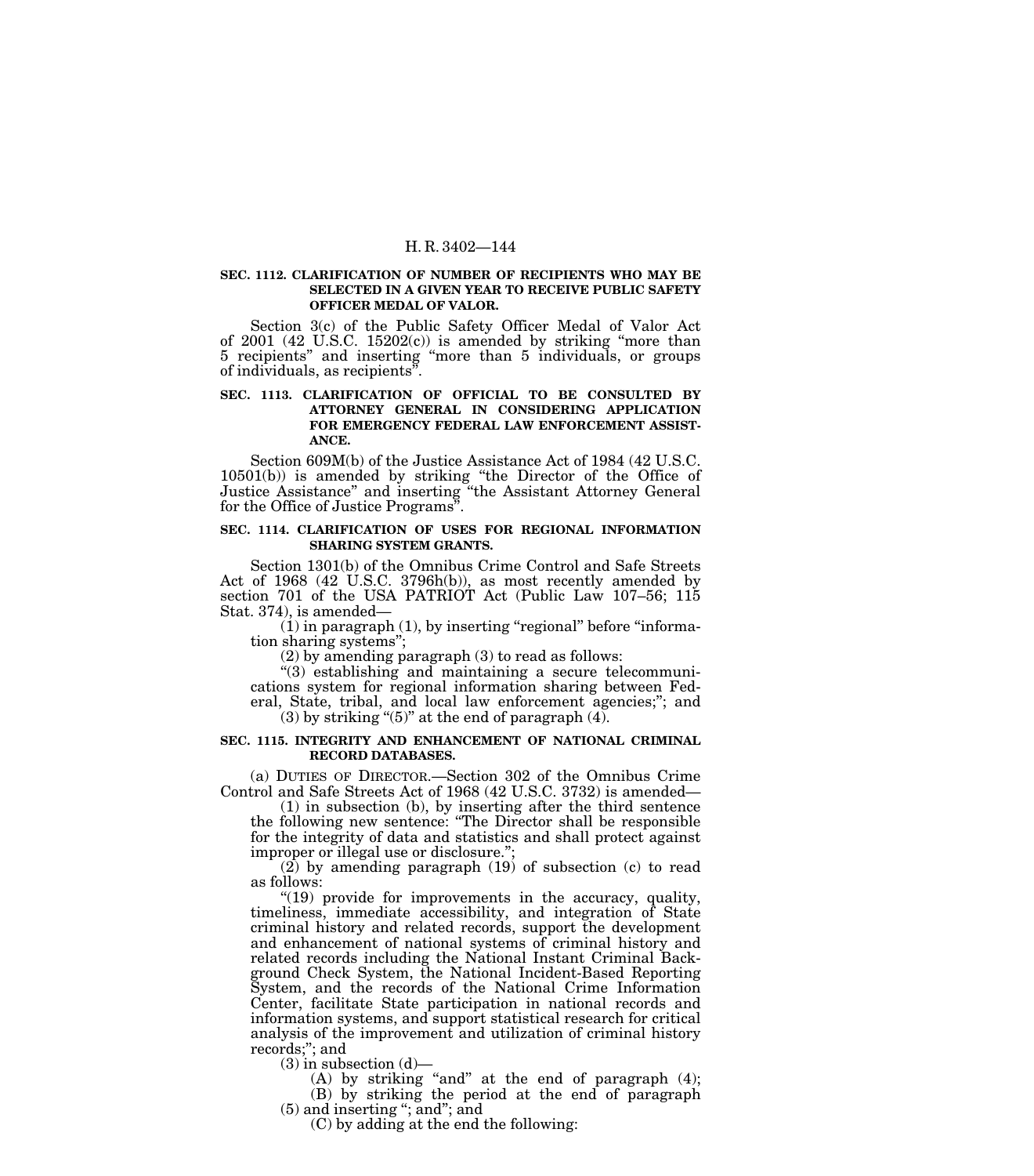**SEC. 1112. CLARIFICATION OF NUMBER OF RECIPIENTS WHO MAY BE SELECTED IN A GIVEN YEAR TO RECEIVE PUBLIC SAFETY OFFICER MEDAL OF VALOR.**

Section 3(c) of the Public Safety Officer Medal of Valor Act of 2001 (42 U.S.C. 15202(c)) is amended by striking "more than 5 recipients" and inserting "more than 5 individuals, or groups of individuals, as recipients".

**SEC. 1113. CLARIFICATION OF OFFICIAL TO BE CONSULTED BY ATTORNEY GENERAL IN CONSIDERING APPLICATION FOR EMERGENCY FEDERAL LAW ENFORCEMENT ASSISTANCE.**

Section 609M(b) of the Justice Assistance Act of 1984 (42 U.S.C. 10501(b)) is amended by striking "the Director of the Office of Justice Assistance" and inserting "the Assistant Attorney General for the Office of Justice Programs".

**SEC. 1114. CLARIFICATION OF USES FOR REGIONAL INFORMATION SHARING SYSTEM GRANTS.**

Section 1301(b) of the Omnibus Crime Control and Safe Streets Act of 1968 (42 U.S.C. 3796h(b)), as most recently amended by section 701 of the USA PATRIOT Act (Public Law 107–56; 115 Stat. 374), is amended—

(1) in paragraph (1), by inserting "regional" before "information sharing systems";

(2) by amending paragraph (3) to read as follows:

"(3) establishing and maintaining a secure telecommunications system for regional information sharing between Federal, State, tribal, and local law enforcement agencies;"; and

(3) by striking "(5)" at the end of paragraph (4).

**SEC. 1115. INTEGRITY AND ENHANCEMENT OF NATIONAL CRIMINAL RECORD DATABASES.**

(a) DUTIES OF DIRECTOR.—Section 302 of the Omnibus Crime Control and Safe Streets Act of 1968 (42 U.S.C. 3732) is amended—

(1) in subsection (b), by inserting after the third sentence the following new sentence: "The Director shall be responsible for the integrity of data and statistics and shall protect against improper or illegal use or disclosure.";

(2) by amending paragraph (19) of subsection (c) to read as follows:

"(19) provide for improvements in the accuracy, quality, timeliness, immediate accessibility, and integration of State criminal history and related records, support the development and enhancement of national systems of criminal history and related records including the National Instant Criminal Background Check System, the National Incident-Based Reporting System, and the records of the National Crime Information Center, facilitate State participation in national records and information systems, and support statistical research for critical analysis of the improvement and utilization of criminal history records;"; and

(3) in subsection (d)—

(A) by striking "and" at the end of paragraph (4);

(B) by striking the period at the end of paragraph (5) and inserting "; and"; and

(C) by adding at the end the following: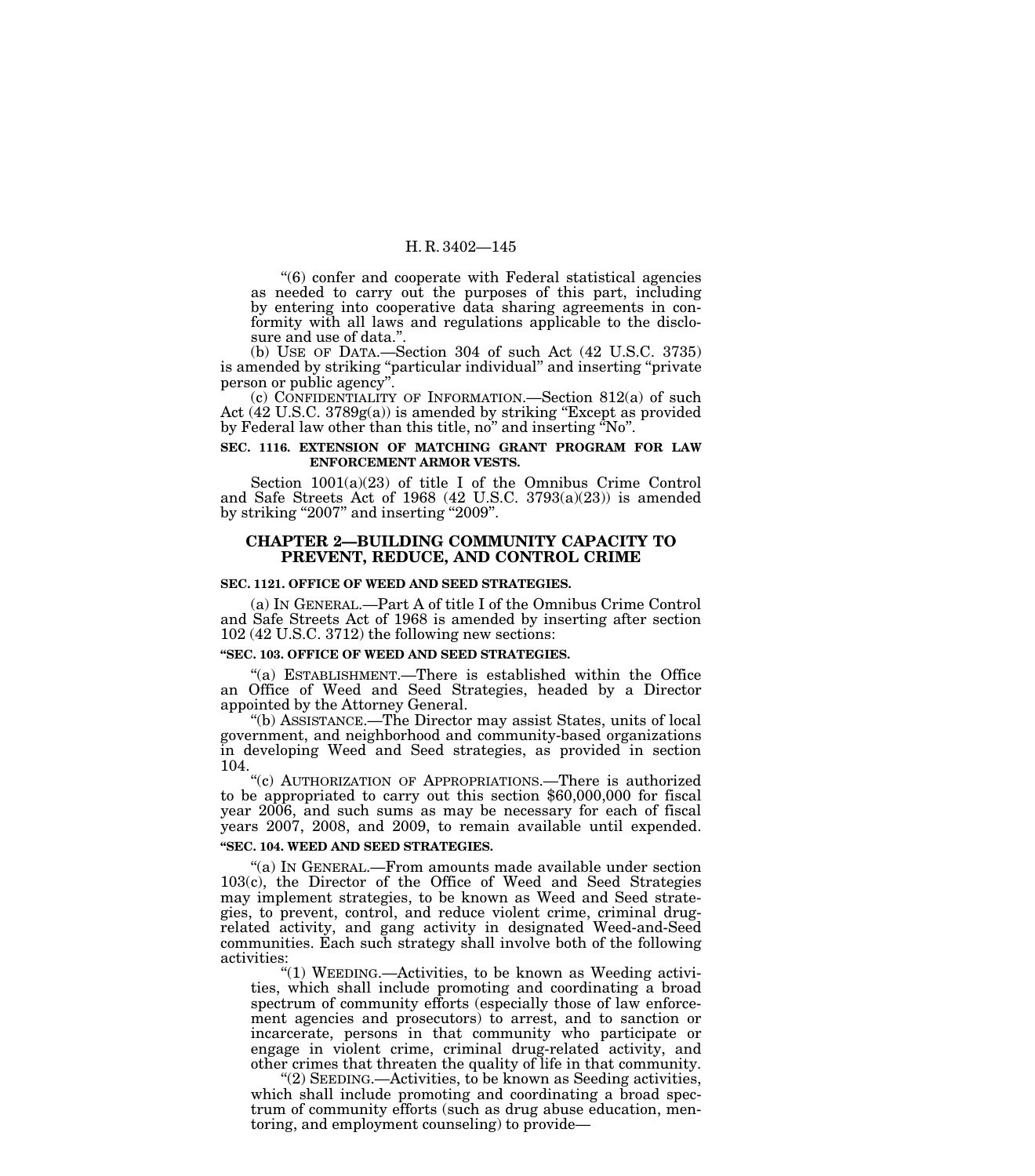"(6) confer and cooperate with Federal statistical agencies as needed to carry out the purposes of this part, including by entering into cooperative data sharing agreements in conformity with all laws and regulations applicable to the disclosure and use of data.".

(b) USE OF DATA.—Section 304 of such Act (42 U.S.C. 3735) is amended by striking "particular individual" and inserting "private person or public agency".

(c) CONFIDENTIALITY OF INFORMATION.—Section 812(a) of such Act (42 U.S.C. 3789g(a)) is amended by striking "Except as provided by Federal law other than this title, no" and inserting "No".

**SEC. 1116. EXTENSION OF MATCHING GRANT PROGRAM FOR LAW ENFORCEMENT ARMOR VESTS.**

Section 1001(a)(23) of title I of the Omnibus Crime Control and Safe Streets Act of 1968 (42 U.S.C. 3793(a)(23)) is amended by striking "2007" and inserting "2009".

## CHAPTER 2—BUILDING COMMUNITY CAPACITY TO PREVENT, REDUCE, AND CONTROL CRIME

**SEC. 1121. OFFICE OF WEED AND SEED STRATEGIES.**

(a) IN GENERAL.—Part A of title I of the Omnibus Crime Control and Safe Streets Act of 1968 is amended by inserting after section 102 (42 U.S.C. 3712) the following new sections:

**"SEC. 103. OFFICE OF WEED AND SEED STRATEGIES.**

"(a) ESTABLISHMENT.—There is established within the Office an Office of Weed and Seed Strategies, headed by a Director appointed by the Attorney General.

"(b) ASSISTANCE.—The Director may assist States, units of local government, and neighborhood and community-based organizations in developing Weed and Seed strategies, as provided in section 104.

"(c) AUTHORIZATION OF APPROPRIATIONS.—There is authorized to be appropriated to carry out this section $60,000,000 for fiscal year 2006, and such sums as may be necessary for each of fiscal years 2007, 2008, and 2009, to remain available until expended.

**"SEC. 104. WEED AND SEED STRATEGIES.**

"(a) IN GENERAL.—From amounts made available under section 103(c), the Director of the Office of Weed and Seed Strategies may implement strategies, to be known as Weed and Seed strategies, to prevent, control, and reduce violent crime, criminal drug-related activity, and gang activity in designated Weed-and-Seed communities. Each such strategy shall involve both of the following activities:

"(1) WEEDING.—Activities, to be known as Weeding activities, which shall include promoting and coordinating a broad spectrum of community efforts (especially those of law enforcement agencies and prosecutors) to arrest, and to sanction or incarcerate, persons in that community who participate or engage in violent crime, criminal drug-related activity, and other crimes that threaten the quality of life in that community.

"(2) SEEDING.—Activities, to be known as Seeding activities, which shall include promoting and coordinating a broad spectrum of community efforts (such as drug abuse education, mentoring, and employment counseling) to provide—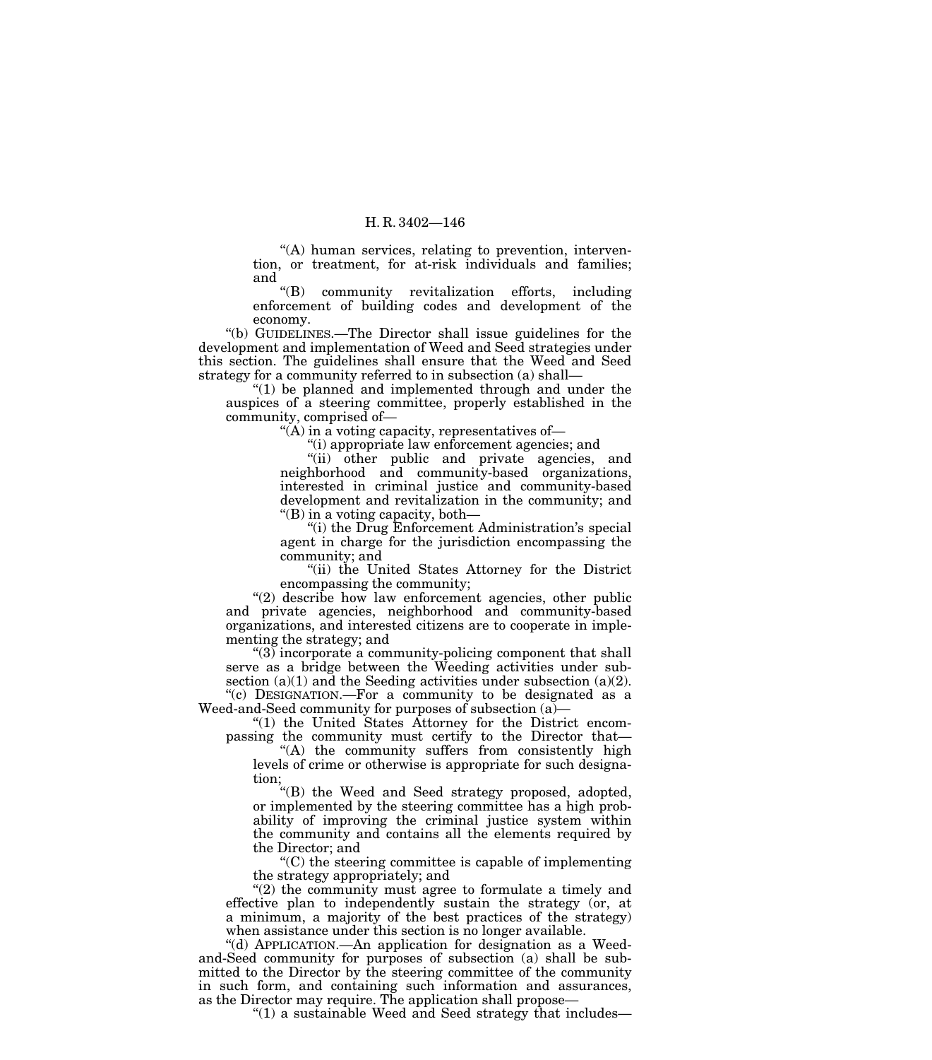“(A) human services, relating to prevention, intervention, or treatment, for at-risk individuals and families; and

“(B) community revitalization efforts, including enforcement of building codes and development of the economy.

“(b) GUIDELINES.—The Director shall issue guidelines for the development and implementation of Weed and Seed strategies under this section. The guidelines shall ensure that the Weed and Seed strategy for a community referred to in subsection (a) shall—

“(1) be planned and implemented through and under the auspices of a steering committee, properly established in the community, comprised of—

“(A) in a voting capacity, representatives of—

“(i) appropriate law enforcement agencies; and

“(ii) other public and private agencies, and neighborhood and community-based organizations, interested in criminal justice and community-based development and revitalization in the community; and

“(B) in a voting capacity, both—

“(i) the Drug Enforcement Administration’s special agent in charge for the jurisdiction encompassing the community; and

“(ii) the United States Attorney for the District encompassing the community;

“(2) describe how law enforcement agencies, other public and private agencies, neighborhood and community-based organizations, and interested citizens are to cooperate in implementing the strategy; and

“(3) incorporate a community-policing component that shall serve as a bridge between the Weeding activities under subsection (a)(1) and the Seeding activities under subsection (a)(2).

“(c) DESIGNATION.—For a community to be designated as a Weed-and-Seed community for purposes of subsection (a)—

“(1) the United States Attorney for the District encompassing the community must certify to the Director that—

“(A) the community suffers from consistently high levels of crime or otherwise is appropriate for such designation;

“(B) the Weed and Seed strategy proposed, adopted, or implemented by the steering committee has a high probability of improving the criminal justice system within the community and contains all the elements required by the Director; and

“(C) the steering committee is capable of implementing the strategy appropriately; and

“(2) the community must agree to formulate a timely and effective plan to independently sustain the strategy (or, at a minimum, a majority of the best practices of the strategy) when assistance under this section is no longer available.

“(d) APPLICATION.—An application for designation as a Weed-and-Seed community for purposes of subsection (a) shall be submitted to the Director by the steering committee of the community in such form, and containing such information and assurances, as the Director may require. The application shall propose—

“(1) a sustainable Weed and Seed strategy that includes—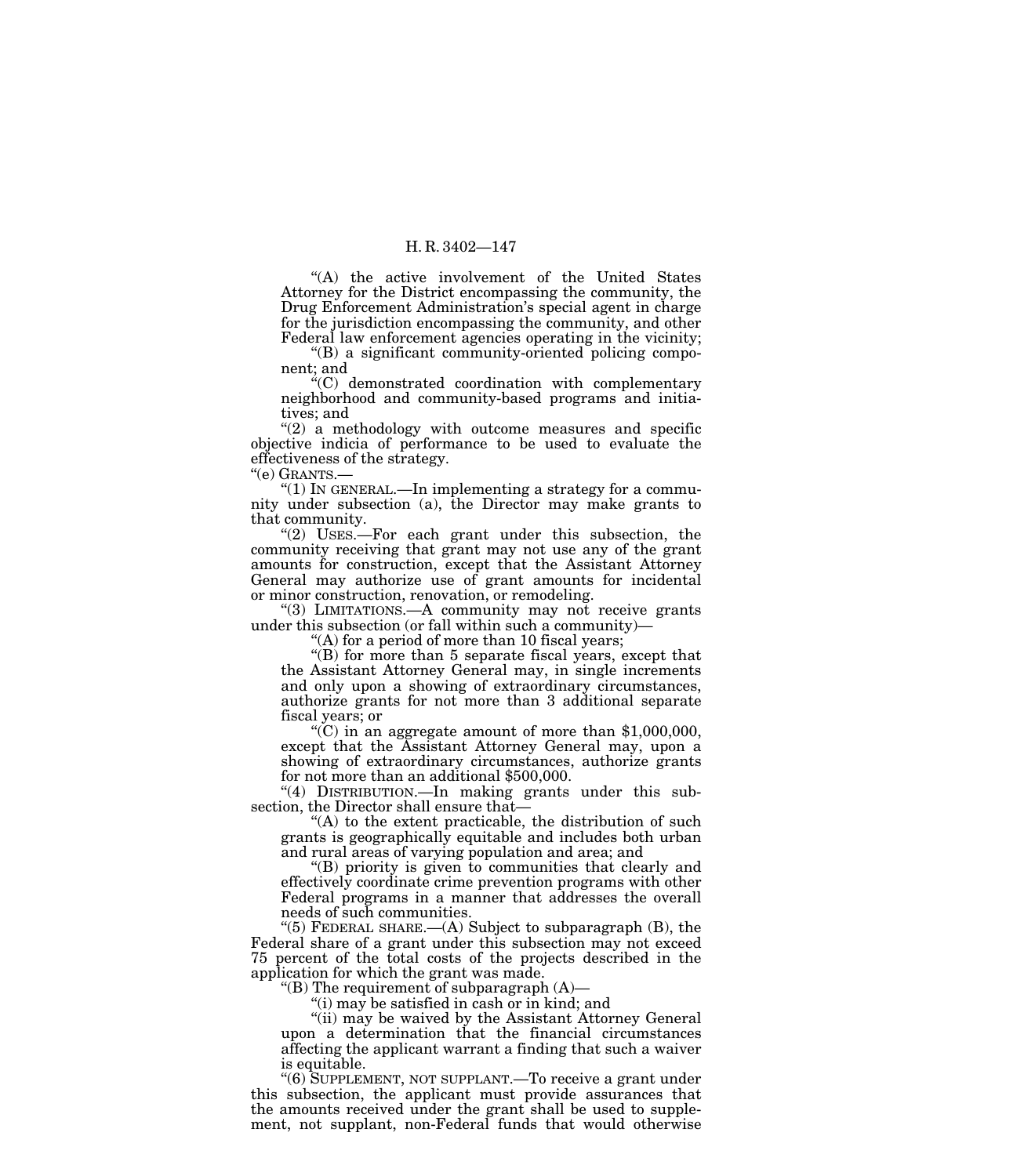“(A) the active involvement of the United States Attorney for the District encompassing the community, the Drug Enforcement Administration’s special agent in charge for the jurisdiction encompassing the community, and other Federal law enforcement agencies operating in the vicinity;

“(B) a significant community-oriented policing component; and

“(C) demonstrated coordination with complementary neighborhood and community-based programs and initiatives; and

“(2) a methodology with outcome measures and specific objective indicia of performance to be used to evaluate the effectiveness of the strategy.

“(e) GRANTS.—

“(1) IN GENERAL.—In implementing a strategy for a community under subsection (a), the Director may make grants to that community.

“(2) USES.—For each grant under this subsection, the community receiving that grant may not use any of the grant amounts for construction, except that the Assistant Attorney General may authorize use of grant amounts for incidental or minor construction, renovation, or remodeling.

“(3) LIMITATIONS.—A community may not receive grants under this subsection (or fall within such a community)—

“(A) for a period of more than 10 fiscal years;

“(B) for more than 5 separate fiscal years, except that the Assistant Attorney General may, in single increments and only upon a showing of extraordinary circumstances, authorize grants for not more than 3 additional separate fiscal years; or

“(C) in an aggregate amount of more than $1,000,000, except that the Assistant Attorney General may, upon a showing of extraordinary circumstances, authorize grants for not more than an additional $500,000.

“(4) DISTRIBUTION.—In making grants under this subsection, the Director shall ensure that—

“(A) to the extent practicable, the distribution of such grants is geographically equitable and includes both urban and rural areas of varying population and area; and

“(B) priority is given to communities that clearly and effectively coordinate crime prevention programs with other Federal programs in a manner that addresses the overall needs of such communities.

“(5) FEDERAL SHARE.—(A) Subject to subparagraph (B), the Federal share of a grant under this subsection may not exceed 75 percent of the total costs of the projects described in the application for which the grant was made.

“(B) The requirement of subparagraph (A)—

“(i) may be satisfied in cash or in kind; and

“(ii) may be waived by the Assistant Attorney General upon a determination that the financial circumstances affecting the applicant warrant a finding that such a waiver is equitable.

“(6) SUPPLEMENT, NOT SUPPLANT.—To receive a grant under this subsection, the applicant must provide assurances that the amounts received under the grant shall be used to supplement, not supplant, non-Federal funds that would otherwise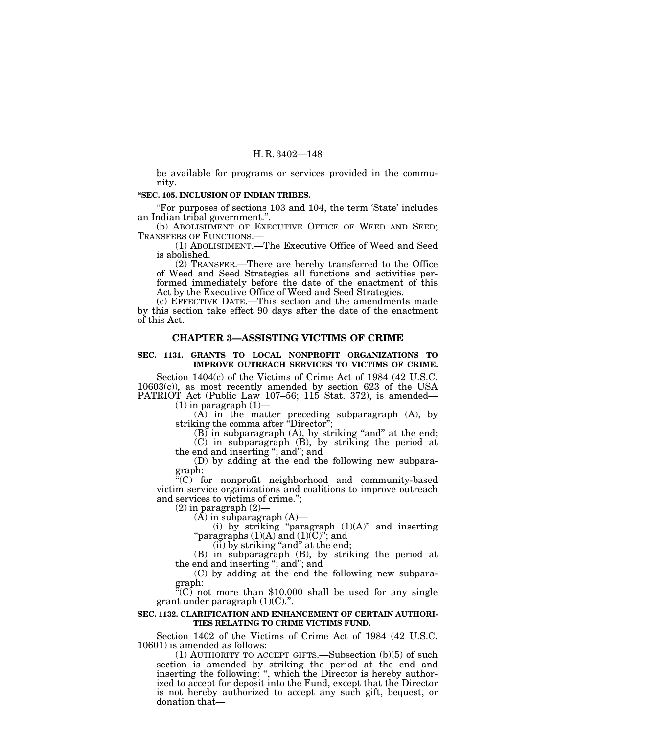be available for programs or services provided in the community.

**"SEC. 105. INCLUSION OF INDIAN TRIBES.**

"For purposes of sections 103 and 104, the term 'State' includes an Indian tribal government.".

(b) ABOLISHMENT OF EXECUTIVE OFFICE OF WEED AND SEED; TRANSFERS OF FUNCTIONS.—

(1) ABOLISHMENT.—The Executive Office of Weed and Seed is abolished.

(2) TRANSFER.—There are hereby transferred to the Office of Weed and Seed Strategies all functions and activities performed immediately before the date of the enactment of this Act by the Executive Office of Weed and Seed Strategies.

(c) EFFECTIVE DATE.—This section and the amendments made by this section take effect 90 days after the date of the enactment of this Act.

## CHAPTER 3—ASSISTING VICTIMS OF CRIME

**SEC. 1131. GRANTS TO LOCAL NONPROFIT ORGANIZATIONS TO IMPROVE OUTREACH SERVICES TO VICTIMS OF CRIME.**

Section 1404(c) of the Victims of Crime Act of 1984 (42 U.S.C. 10603(c)), as most recently amended by section 623 of the USA PATRIOT Act (Public Law 107–56; 115 Stat. 372), is amended—

(1) in paragraph (1)—

(A) in the matter preceding subparagraph (A), by striking the comma after "Director";

(B) in subparagraph (A), by striking "and" at the end;

(C) in subparagraph (B), by striking the period at the end and inserting "; and"; and

(D) by adding at the end the following new subparagraph:

"(C) for nonprofit neighborhood and community-based victim service organizations and coalitions to improve outreach and services to victims of crime.";

(2) in paragraph (2)—

(A) in subparagraph (A)—

(i) by striking "paragraph (1)(A)" and inserting "paragraphs (1)(A) and (1)(C)"; and

(ii) by striking "and" at the end;

(B) in subparagraph (B), by striking the period at the end and inserting "; and"; and

(C) by adding at the end the following new subparagraph:

"(C) not more than $10,000 shall be used for any single grant under paragraph (1)(C).".

**SEC. 1132. CLARIFICATION AND ENHANCEMENT OF CERTAIN AUTHORITIES RELATING TO CRIME VICTIMS FUND.**

Section 1402 of the Victims of Crime Act of 1984 (42 U.S.C. 10601) is amended as follows:

(1) AUTHORITY TO ACCEPT GIFTS.—Subsection (b)(5) of such section is amended by striking the period at the end and inserting the following: ", which the Director is hereby authorized to accept for deposit into the Fund, except that the Director is not hereby authorized to accept any such gift, bequest, or donation that—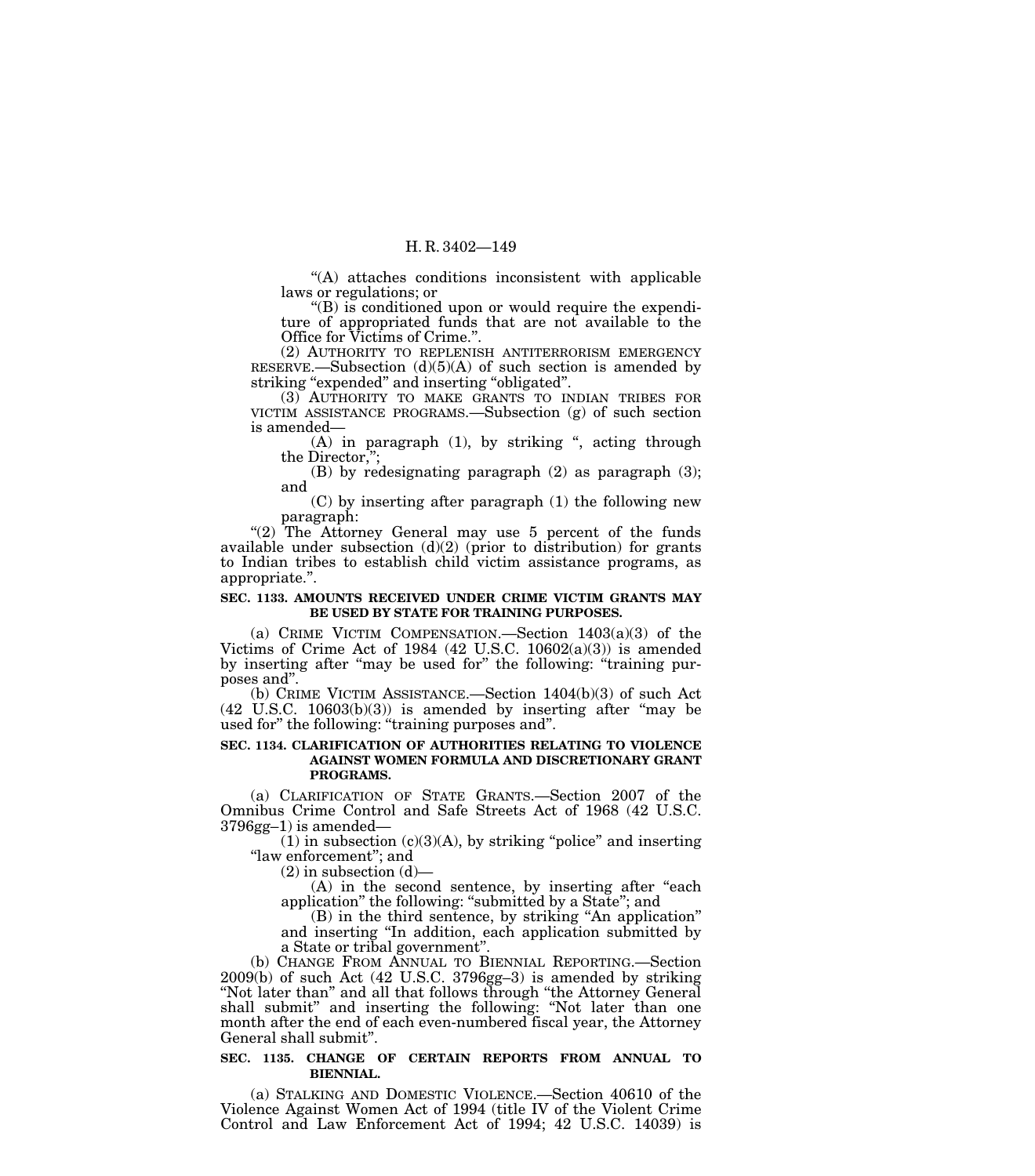"(A) attaches conditions inconsistent with applicable laws or regulations; or

"(B) is conditioned upon or would require the expenditure of appropriated funds that are not available to the Office for Victims of Crime.".

(2) AUTHORITY TO REPLENISH ANTITERRORISM EMERGENCY RESERVE.—Subsection (d)(5)(A) of such section is amended by striking "expended" and inserting "obligated".

(3) AUTHORITY TO MAKE GRANTS TO INDIAN TRIBES FOR VICTIM ASSISTANCE PROGRAMS.—Subsection (g) of such section is amended—

(A) in paragraph (1), by striking ", acting through the Director,";

(B) by redesignating paragraph (2) as paragraph (3); and

(C) by inserting after paragraph (1) the following new paragraph:

"(2) The Attorney General may use 5 percent of the funds available under subsection (d)(2) (prior to distribution) for grants to Indian tribes to establish child victim assistance programs, as appropriate.".

**SEC. 1133. AMOUNTS RECEIVED UNDER CRIME VICTIM GRANTS MAY BE USED BY STATE FOR TRAINING PURPOSES.**

(a) CRIME VICTIM COMPENSATION.—Section 1403(a)(3) of the Victims of Crime Act of 1984 (42 U.S.C. 10602(a)(3)) is amended by inserting after "may be used for" the following: "training purposes and".

(b) CRIME VICTIM ASSISTANCE.—Section 1404(b)(3) of such Act (42 U.S.C. 10603(b)(3)) is amended by inserting after "may be used for" the following: "training purposes and".

**SEC. 1134. CLARIFICATION OF AUTHORITIES RELATING TO VIOLENCE AGAINST WOMEN FORMULA AND DISCRETIONARY GRANT PROGRAMS.**

(a) CLARIFICATION OF STATE GRANTS.—Section 2007 of the Omnibus Crime Control and Safe Streets Act of 1968 (42 U.S.C. 3796gg–1) is amended—

(1) in subsection (c)(3)(A), by striking "police" and inserting "law enforcement"; and

(2) in subsection (d)—

(A) in the second sentence, by inserting after "each application" the following: "submitted by a State"; and

(B) in the third sentence, by striking "An application" and inserting "In addition, each application submitted by a State or tribal government".

(b) CHANGE FROM ANNUAL TO BIENNIAL REPORTING.—Section 2009(b) of such Act (42 U.S.C. 3796gg–3) is amended by striking "Not later than" and all that follows through "the Attorney General shall submit" and inserting the following: "Not later than one month after the end of each even-numbered fiscal year, the Attorney General shall submit".

**SEC. 1135. CHANGE OF CERTAIN REPORTS FROM ANNUAL TO BIENNIAL.**

(a) STALKING AND DOMESTIC VIOLENCE.—Section 40610 of the Violence Against Women Act of 1994 (title IV of the Violent Crime Control and Law Enforcement Act of 1994; 42 U.S.C. 14039) is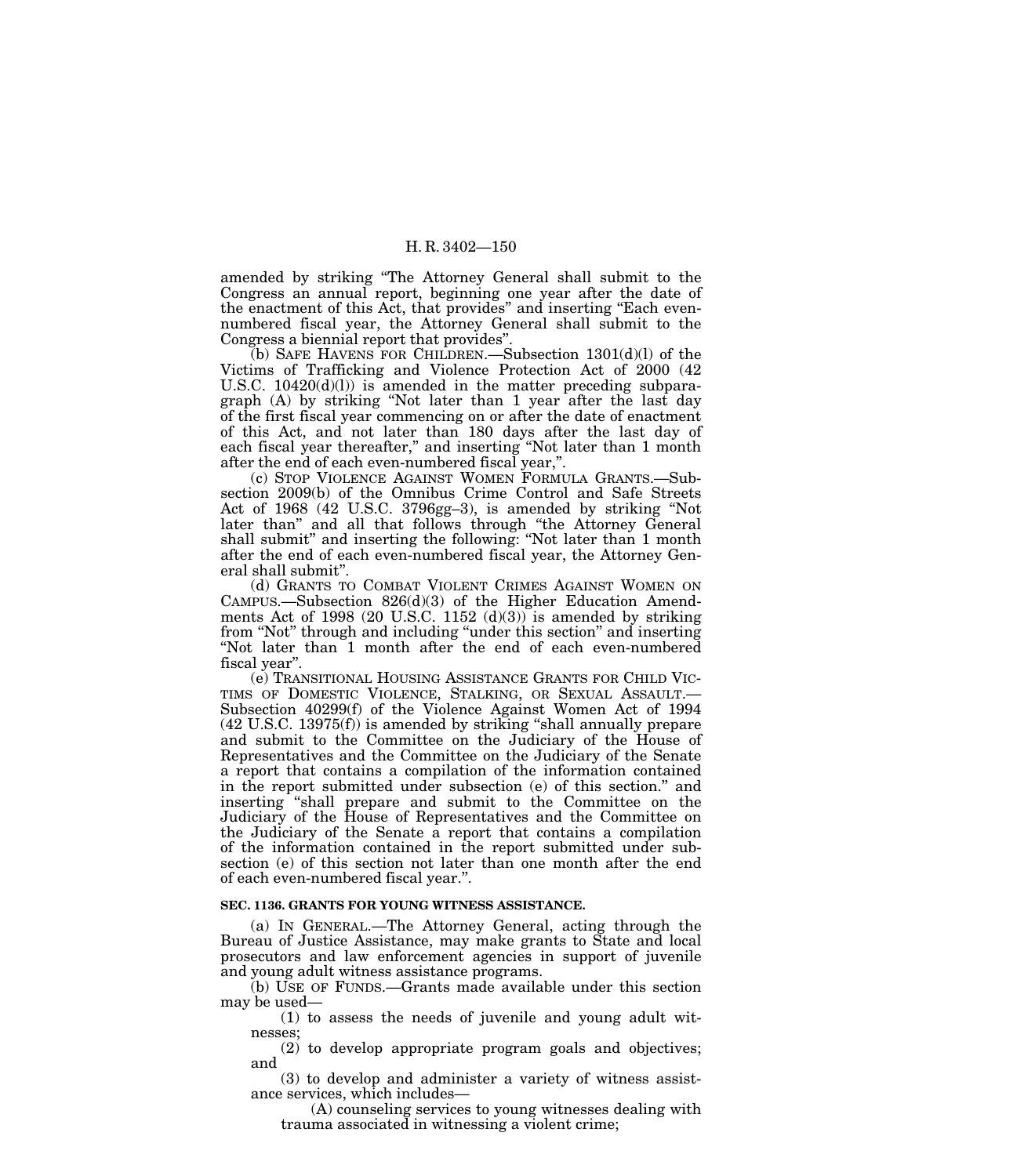amended by striking "The Attorney General shall submit to the Congress an annual report, beginning one year after the date of the enactment of this Act, that provides" and inserting "Each even-numbered fiscal year, the Attorney General shall submit to the Congress a biennial report that provides".

(b) SAFE HAVENS FOR CHILDREN.—Subsection 1301(d)(l) of the Victims of Trafficking and Violence Protection Act of 2000 (42 U.S.C. 10420(d)(l)) is amended in the matter preceding subparagraph (A) by striking "Not later than 1 year after the last day of the first fiscal year commencing on or after the date of enactment of this Act, and not later than 180 days after the last day of each fiscal year thereafter," and inserting "Not later than 1 month after the end of each even-numbered fiscal year,".

(c) STOP VIOLENCE AGAINST WOMEN FORMULA GRANTS.—Subsection 2009(b) of the Omnibus Crime Control and Safe Streets Act of 1968 (42 U.S.C. 3796gg–3), is amended by striking "Not later than" and all that follows through "the Attorney General shall submit" and inserting the following: "Not later than 1 month after the end of each even-numbered fiscal year, the Attorney General shall submit".

(d) GRANTS TO COMBAT VIOLENT CRIMES AGAINST WOMEN ON CAMPUS.—Subsection 826(d)(3) of the Higher Education Amendments Act of 1998 (20 U.S.C. 1152 (d)(3)) is amended by striking from "Not" through and including "under this section" and inserting "Not later than 1 month after the end of each even-numbered fiscal year".

(e) TRANSITIONAL HOUSING ASSISTANCE GRANTS FOR CHILD VICTIMS OF DOMESTIC VIOLENCE, STALKING, OR SEXUAL ASSAULT.—Subsection 40299(f) of the Violence Against Women Act of 1994 (42 U.S.C. 13975(f)) is amended by striking "shall annually prepare and submit to the Committee on the Judiciary of the House of Representatives and the Committee on the Judiciary of the Senate a report that contains a compilation of the information contained in the report submitted under subsection (e) of this section." and inserting "shall prepare and submit to the Committee on the Judiciary of the House of Representatives and the Committee on the Judiciary of the Senate a report that contains a compilation of the information contained in the report submitted under subsection (e) of this section not later than one month after the end of each even-numbered fiscal year.".

**SEC. 1136. GRANTS FOR YOUNG WITNESS ASSISTANCE.**

(a) IN GENERAL.—The Attorney General, acting through the Bureau of Justice Assistance, may make grants to State and local prosecutors and law enforcement agencies in support of juvenile and young adult witness assistance programs.

(b) USE OF FUNDS.—Grants made available under this section may be used—

(1) to assess the needs of juvenile and young adult witnesses;

(2) to develop appropriate program goals and objectives; and

(3) to develop and administer a variety of witness assistance services, which includes—

(A) counseling services to young witnesses dealing with trauma associated in witnessing a violent crime;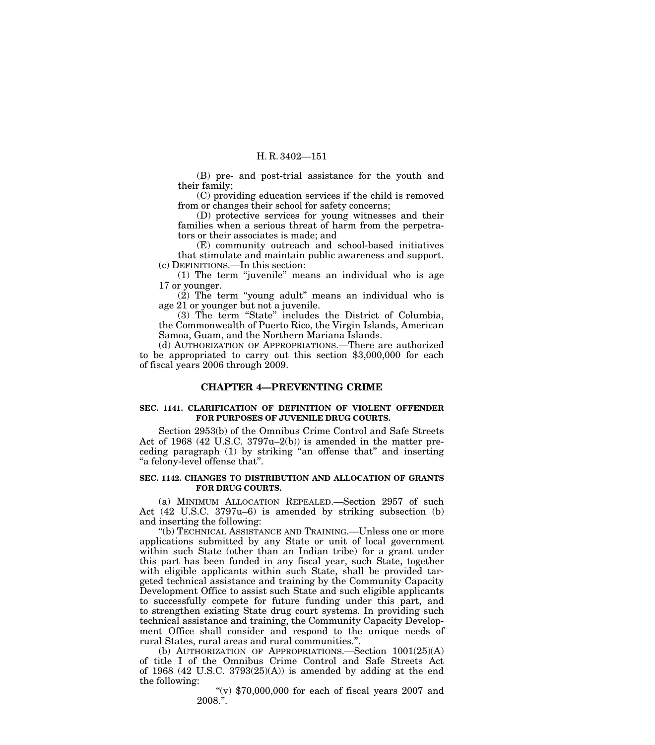(B) pre- and post-trial assistance for the youth and their family;

(C) providing education services if the child is removed from or changes their school for safety concerns;

(D) protective services for young witnesses and their families when a serious threat of harm from the perpetrators or their associates is made; and

(E) community outreach and school-based initiatives that stimulate and maintain public awareness and support.

(c) DEFINITIONS.—In this section:

(1) The term "juvenile" means an individual who is age 17 or younger.

(2) The term "young adult" means an individual who is age 21 or younger but not a juvenile.

(3) The term "State" includes the District of Columbia, the Commonwealth of Puerto Rico, the Virgin Islands, American Samoa, Guam, and the Northern Mariana Islands.

(d) AUTHORIZATION OF APPROPRIATIONS.—There are authorized to be appropriated to carry out this section $3,000,000 for each of fiscal years 2006 through 2009.

## CHAPTER 4—PREVENTING CRIME

### SEC. 1141. CLARIFICATION OF DEFINITION OF VIOLENT OFFENDER FOR PURPOSES OF JUVENILE DRUG COURTS.

Section 2953(b) of the Omnibus Crime Control and Safe Streets Act of 1968 (42 U.S.C. 3797u–2(b)) is amended in the matter preceding paragraph (1) by striking "an offense that" and inserting "a felony-level offense that".

### SEC. 1142. CHANGES TO DISTRIBUTION AND ALLOCATION OF GRANTS FOR DRUG COURTS.

(a) MINIMUM ALLOCATION REPEALED.—Section 2957 of such Act (42 U.S.C. 3797u–6) is amended by striking subsection (b) and inserting the following:

"(b) TECHNICAL ASSISTANCE AND TRAINING.—Unless one or more applications submitted by any State or unit of local government within such State (other than an Indian tribe) for a grant under this part has been funded in any fiscal year, such State, together with eligible applicants within such State, shall be provided targeted technical assistance and training by the Community Capacity Development Office to assist such State and such eligible applicants to successfully compete for future funding under this part, and to strengthen existing State drug court systems. In providing such technical assistance and training, the Community Capacity Development Office shall consider and respond to the unique needs of rural States, rural areas and rural communities.".

(b) AUTHORIZATION OF APPROPRIATIONS.—Section 1001(25)(A) of title I of the Omnibus Crime Control and Safe Streets Act of 1968 (42 U.S.C. 3793(25)(A)) is amended by adding at the end the following:

"(v) $70,000,000 for each of fiscal years 2007 and 2008.".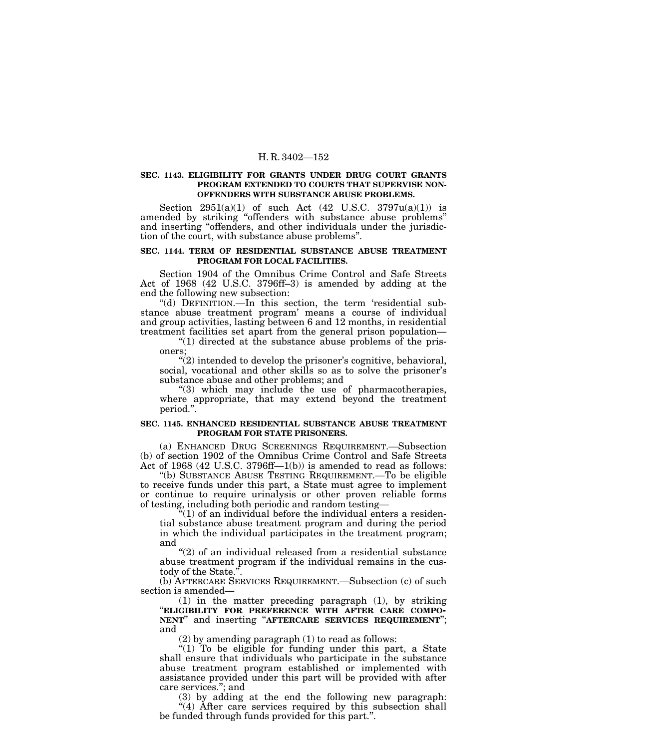**SEC. 1143. ELIGIBILITY FOR GRANTS UNDER DRUG COURT GRANTS PROGRAM EXTENDED TO COURTS THAT SUPERVISE NON-OFFENDERS WITH SUBSTANCE ABUSE PROBLEMS.**

Section 2951(a)(1) of such Act (42 U.S.C. 3797u(a)(1)) is amended by striking "offenders with substance abuse problems" and inserting "offenders, and other individuals under the jurisdiction of the court, with substance abuse problems".

**SEC. 1144. TERM OF RESIDENTIAL SUBSTANCE ABUSE TREATMENT PROGRAM FOR LOCAL FACILITIES.**

Section 1904 of the Omnibus Crime Control and Safe Streets Act of 1968 (42 U.S.C. 3796ff–3) is amended by adding at the end the following new subsection:

"(d) DEFINITION.—In this section, the term 'residential substance abuse treatment program' means a course of individual and group activities, lasting between 6 and 12 months, in residential treatment facilities set apart from the general prison population—

"(1) directed at the substance abuse problems of the prisoners;

"(2) intended to develop the prisoner's cognitive, behavioral, social, vocational and other skills so as to solve the prisoner's substance abuse and other problems; and

"(3) which may include the use of pharmacotherapies, where appropriate, that may extend beyond the treatment period.".

**SEC. 1145. ENHANCED RESIDENTIAL SUBSTANCE ABUSE TREATMENT PROGRAM FOR STATE PRISONERS.**

(a) ENHANCED DRUG SCREENINGS REQUIREMENT.—Subsection (b) of section 1902 of the Omnibus Crime Control and Safe Streets Act of 1968 (42 U.S.C. 3796ff—1(b)) is amended to read as follows:

"(b) SUBSTANCE ABUSE TESTING REQUIREMENT.—To be eligible to receive funds under this part, a State must agree to implement or continue to require urinalysis or other proven reliable forms of testing, including both periodic and random testing—

"(1) of an individual before the individual enters a residential substance abuse treatment program and during the period in which the individual participates in the treatment program; and

"(2) of an individual released from a residential substance abuse treatment program if the individual remains in the custody of the State.".

(b) AFTERCARE SERVICES REQUIREMENT.—Subsection (c) of such section is amended—

(1) in the matter preceding paragraph (1), by striking "**ELIGIBILITY FOR PREFERENCE WITH AFTER CARE COMPONENT**" and inserting "**AFTERCARE SERVICES REQUIREMENT**"; and

(2) by amending paragraph (1) to read as follows:

"(1) To be eligible for funding under this part, a State shall ensure that individuals who participate in the substance abuse treatment program established or implemented with assistance provided under this part will be provided with after care services."; and

(3) by adding at the end the following new paragraph:

"(4) After care services required by this subsection shall be funded through funds provided for this part.".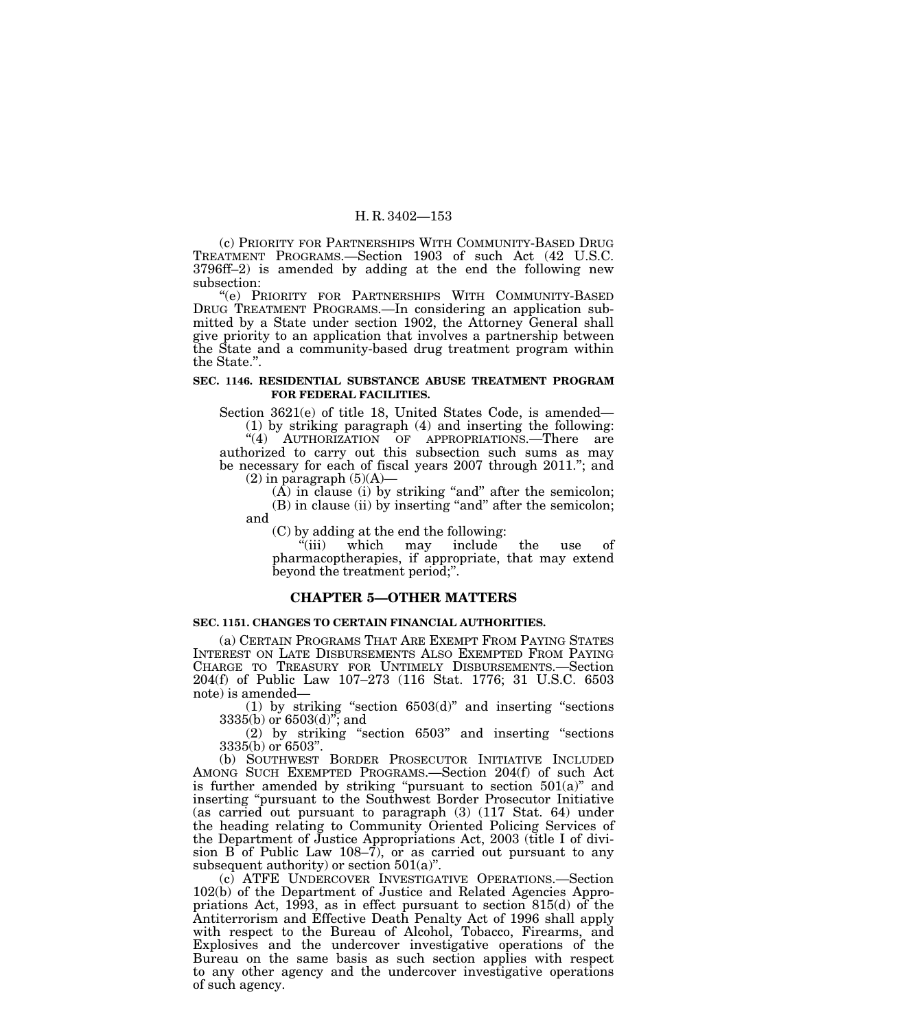(c) PRIORITY FOR PARTNERSHIPS WITH COMMUNITY-BASED DRUG TREATMENT PROGRAMS.—Section 1903 of such Act (42 U.S.C. 3796ff–2) is amended by adding at the end the following new subsection:

"(e) PRIORITY FOR PARTNERSHIPS WITH COMMUNITY-BASED DRUG TREATMENT PROGRAMS.—In considering an application submitted by a State under section 1902, the Attorney General shall give priority to an application that involves a partnership between the State and a community-based drug treatment program within the State.".

**SEC. 1146. RESIDENTIAL SUBSTANCE ABUSE TREATMENT PROGRAM FOR FEDERAL FACILITIES.**

Section 3621(e) of title 18, United States Code, is amended—

(1) by striking paragraph (4) and inserting the following:

"(4) AUTHORIZATION OF APPROPRIATIONS.—There are authorized to carry out this subsection such sums as may be necessary for each of fiscal years 2007 through 2011."; and

(2) in paragraph (5)(A)—

(A) in clause (i) by striking "and" after the semicolon;

(B) in clause (ii) by inserting "and" after the semicolon; and

(C) by adding at the end the following:

"(iii) which may include the use of pharmacoptherapies, if appropriate, that may extend beyond the treatment period;".

## CHAPTER 5—OTHER MATTERS

**SEC. 1151. CHANGES TO CERTAIN FINANCIAL AUTHORITIES.**

(a) CERTAIN PROGRAMS THAT ARE EXEMPT FROM PAYING STATES INTEREST ON LATE DISBURSEMENTS ALSO EXEMPTED FROM PAYING CHARGE TO TREASURY FOR UNTIMELY DISBURSEMENTS.—Section 204(f) of Public Law 107–273 (116 Stat. 1776; 31 U.S.C. 6503 note) is amended—

(1) by striking "section 6503(d)" and inserting "sections 3335(b) or 6503(d)"; and

(2) by striking "section 6503" and inserting "sections 3335(b) or 6503".

(b) SOUTHWEST BORDER PROSECUTOR INITIATIVE INCLUDED AMONG SUCH EXEMPTED PROGRAMS.—Section 204(f) of such Act is further amended by striking "pursuant to section 501(a)" and inserting "pursuant to the Southwest Border Prosecutor Initiative (as carried out pursuant to paragraph (3) (117 Stat. 64) under the heading relating to Community Oriented Policing Services of the Department of Justice Appropriations Act, 2003 (title I of division B of Public Law 108–7), or as carried out pursuant to any subsequent authority) or section 501(a)".

(c) ATFE UNDERCOVER INVESTIGATIVE OPERATIONS.—Section 102(b) of the Department of Justice and Related Agencies Appropriations Act, 1993, as in effect pursuant to section 815(d) of the Antiterrorism and Effective Death Penalty Act of 1996 shall apply with respect to the Bureau of Alcohol, Tobacco, Firearms, and Explosives and the undercover investigative operations of the Bureau on the same basis as such section applies with respect to any other agency and the undercover investigative operations of such agency.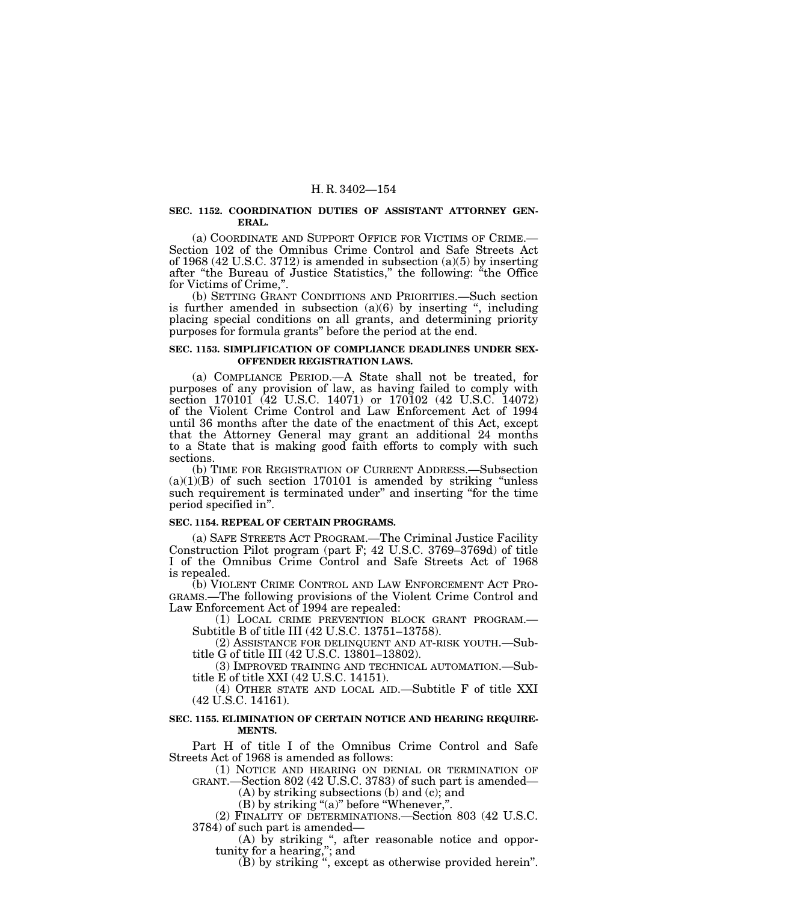**SEC. 1152. COORDINATION DUTIES OF ASSISTANT ATTORNEY GENERAL.**

(a) COORDINATE AND SUPPORT OFFICE FOR VICTIMS OF CRIME.—Section 102 of the Omnibus Crime Control and Safe Streets Act of 1968 (42 U.S.C. 3712) is amended in subsection (a)(5) by inserting after "the Bureau of Justice Statistics," the following: "the Office for Victims of Crime,".

(b) SETTING GRANT CONDITIONS AND PRIORITIES.—Such section is further amended in subsection (a)(6) by inserting ", including placing special conditions on all grants, and determining priority purposes for formula grants" before the period at the end.

**SEC. 1153. SIMPLIFICATION OF COMPLIANCE DEADLINES UNDER SEX-OFFENDER REGISTRATION LAWS.**

(a) COMPLIANCE PERIOD.—A State shall not be treated, for purposes of any provision of law, as having failed to comply with section 170101 (42 U.S.C. 14071) or 170102 (42 U.S.C. 14072) of the Violent Crime Control and Law Enforcement Act of 1994 until 36 months after the date of the enactment of this Act, except that the Attorney General may grant an additional 24 months to a State that is making good faith efforts to comply with such sections.

(b) TIME FOR REGISTRATION OF CURRENT ADDRESS.—Subsection (a)(1)(B) of such section 170101 is amended by striking "unless such requirement is terminated under" and inserting "for the time period specified in".

**SEC. 1154. REPEAL OF CERTAIN PROGRAMS.**

(a) SAFE STREETS ACT PROGRAM.—The Criminal Justice Facility Construction Pilot program (part F; 42 U.S.C. 3769–3769d) of title I of the Omnibus Crime Control and Safe Streets Act of 1968 is repealed.

(b) VIOLENT CRIME CONTROL AND LAW ENFORCEMENT ACT PROGRAMS.—The following provisions of the Violent Crime Control and Law Enforcement Act of 1994 are repealed:

(1) LOCAL CRIME PREVENTION BLOCK GRANT PROGRAM.—Subtitle B of title III (42 U.S.C. 13751–13758).

(2) ASSISTANCE FOR DELINQUENT AND AT-RISK YOUTH.—Subtitle G of title III (42 U.S.C. 13801–13802).

(3) IMPROVED TRAINING AND TECHNICAL AUTOMATION.—Subtitle E of title XXI (42 U.S.C. 14151).

(4) OTHER STATE AND LOCAL AID.—Subtitle F of title XXI (42 U.S.C. 14161).

**SEC. 1155. ELIMINATION OF CERTAIN NOTICE AND HEARING REQUIREMENTS.**

Part H of title I of the Omnibus Crime Control and Safe Streets Act of 1968 is amended as follows:

(1) NOTICE AND HEARING ON DENIAL OR TERMINATION OF GRANT.—Section 802 (42 U.S.C. 3783) of such part is amended—

(A) by striking subsections (b) and (c); and

(B) by striking "(a)" before "Whenever,".

(2) FINALITY OF DETERMINATIONS.—Section 803 (42 U.S.C. 3784) of such part is amended—

(A) by striking ", after reasonable notice and opportunity for a hearing,"; and

(B) by striking ", except as otherwise provided herein".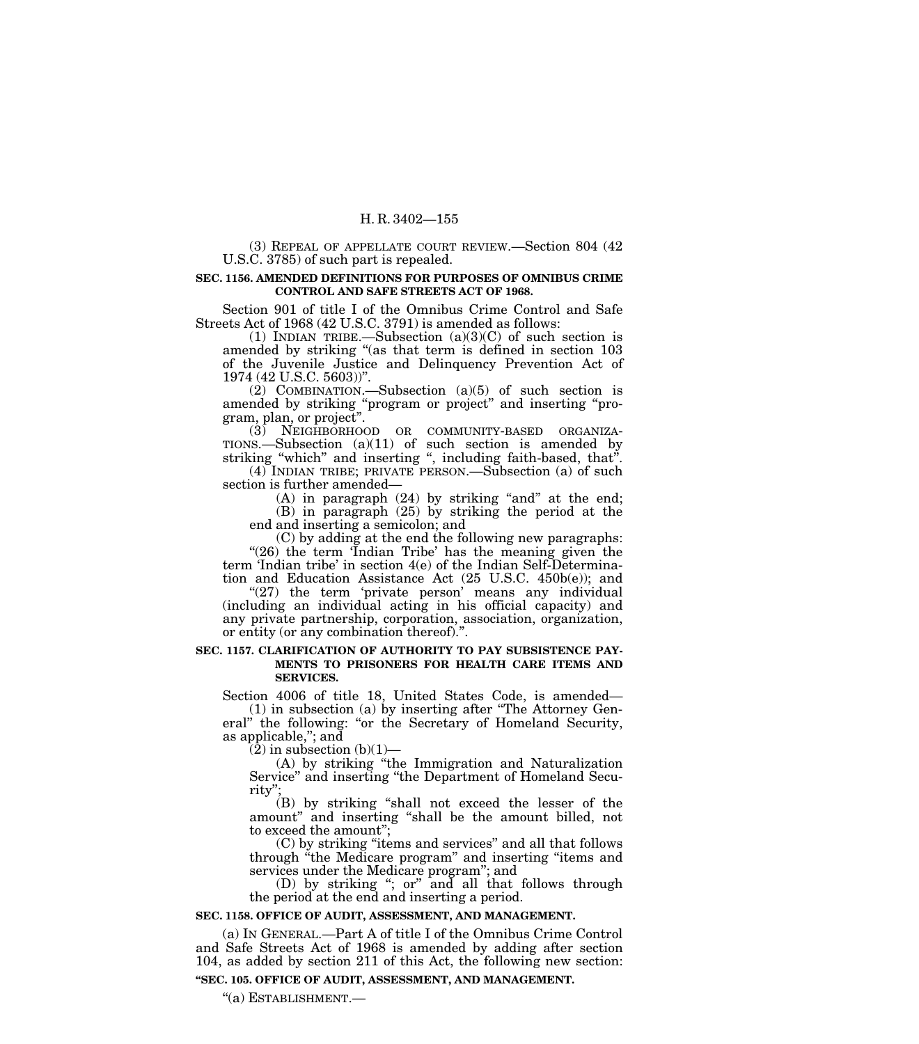(3) REPEAL OF APPELLATE COURT REVIEW.—Section 804 (42 U.S.C. 3785) of such part is repealed.

**SEC. 1156. AMENDED DEFINITIONS FOR PURPOSES OF OMNIBUS CRIME CONTROL AND SAFE STREETS ACT OF 1968.**

Section 901 of title I of the Omnibus Crime Control and Safe Streets Act of 1968 (42 U.S.C. 3791) is amended as follows:

(1) INDIAN TRIBE.—Subsection (a)(3)(C) of such section is amended by striking "(as that term is defined in section 103 of the Juvenile Justice and Delinquency Prevention Act of 1974 (42 U.S.C. 5603))".

(2) COMBINATION.—Subsection (a)(5) of such section is amended by striking "program or project" and inserting "program, plan, or project".

(3) NEIGHBORHOOD OR COMMUNITY-BASED ORGANIZATIONS.—Subsection (a)(11) of such section is amended by striking "which" and inserting ", including faith-based, that".

(4) INDIAN TRIBE; PRIVATE PERSON.—Subsection (a) of such section is further amended—

(A) in paragraph (24) by striking "and" at the end;

(B) in paragraph (25) by striking the period at the end and inserting a semicolon; and

(C) by adding at the end the following new paragraphs:

"(26) the term 'Indian Tribe' has the meaning given the term 'Indian tribe' in section 4(e) of the Indian Self-Determination and Education Assistance Act (25 U.S.C. 450b(e)); and

"(27) the term 'private person' means any individual (including an individual acting in his official capacity) and any private partnership, corporation, association, organization, or entity (or any combination thereof).".

**SEC. 1157. CLARIFICATION OF AUTHORITY TO PAY SUBSISTENCE PAYMENTS TO PRISONERS FOR HEALTH CARE ITEMS AND SERVICES.**

Section 4006 of title 18, United States Code, is amended—

(1) in subsection (a) by inserting after "The Attorney General" the following: "or the Secretary of Homeland Security, as applicable,"; and

(2) in subsection (b)(1)—

(A) by striking "the Immigration and Naturalization Service" and inserting "the Department of Homeland Security";

(B) by striking "shall not exceed the lesser of the amount" and inserting "shall be the amount billed, not to exceed the amount";

(C) by striking "items and services" and all that follows through "the Medicare program" and inserting "items and services under the Medicare program"; and

(D) by striking "; or" and all that follows through the period at the end and inserting a period.

**SEC. 1158. OFFICE OF AUDIT, ASSESSMENT, AND MANAGEMENT.**

(a) IN GENERAL.—Part A of title I of the Omnibus Crime Control and Safe Streets Act of 1968 is amended by adding after section 104, as added by section 211 of this Act, the following new section:

**"SEC. 105. OFFICE OF AUDIT, ASSESSMENT, AND MANAGEMENT.**

"(a) ESTABLISHMENT.—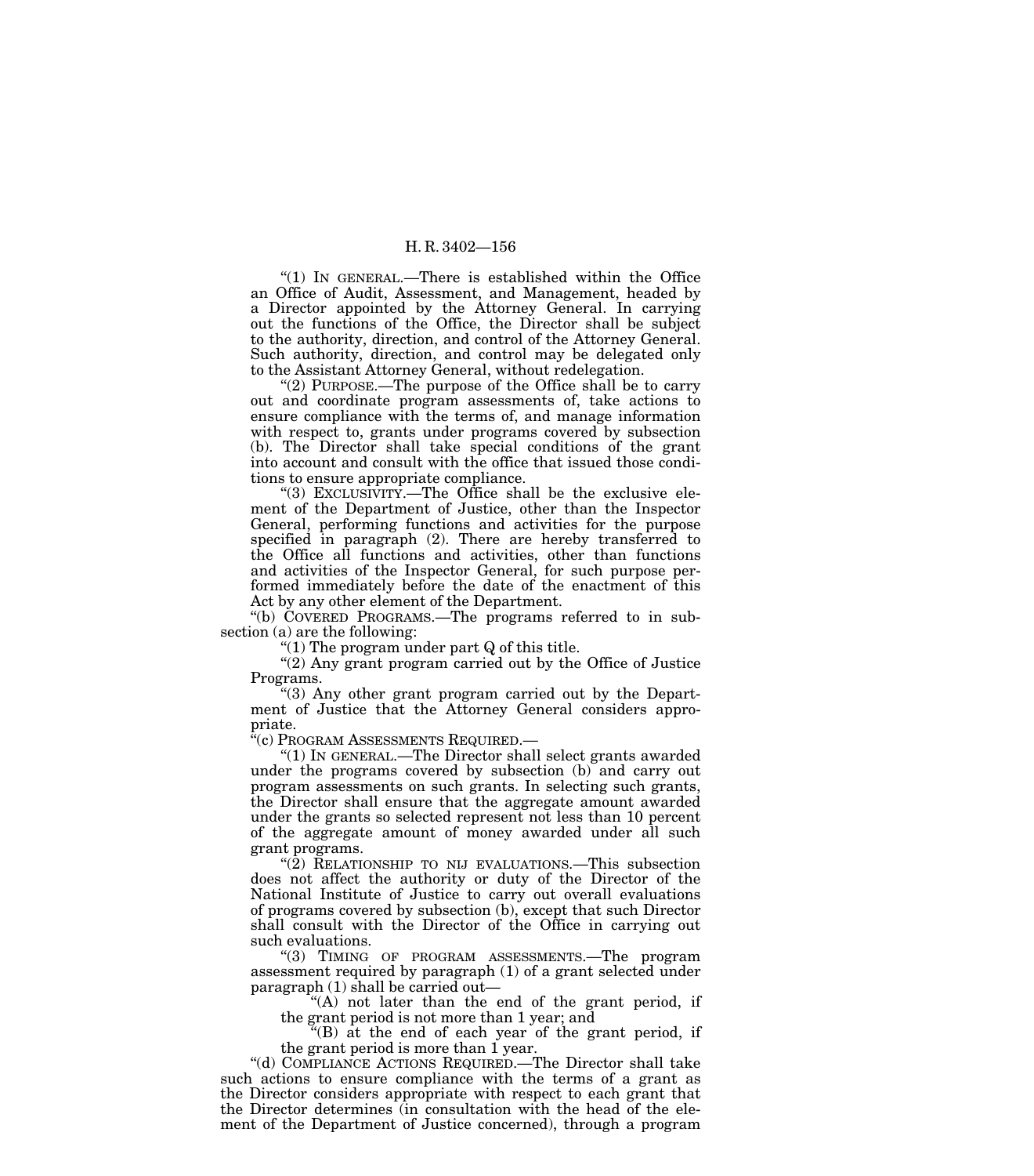"(1) IN GENERAL.—There is established within the Office an Office of Audit, Assessment, and Management, headed by a Director appointed by the Attorney General. In carrying out the functions of the Office, the Director shall be subject to the authority, direction, and control of the Attorney General. Such authority, direction, and control may be delegated only to the Assistant Attorney General, without redelegation.

"(2) PURPOSE.—The purpose of the Office shall be to carry out and coordinate program assessments of, take actions to ensure compliance with the terms of, and manage information with respect to, grants under programs covered by subsection (b). The Director shall take special conditions of the grant into account and consult with the office that issued those conditions to ensure appropriate compliance.

"(3) EXCLUSIVITY.—The Office shall be the exclusive element of the Department of Justice, other than the Inspector General, performing functions and activities for the purpose specified in paragraph (2). There are hereby transferred to the Office all functions and activities, other than functions and activities of the Inspector General, for such purpose performed immediately before the date of the enactment of this Act by any other element of the Department.

"(b) COVERED PROGRAMS.—The programs referred to in subsection (a) are the following:

"(1) The program under part Q of this title.

"(2) Any grant program carried out by the Office of Justice Programs.

"(3) Any other grant program carried out by the Department of Justice that the Attorney General considers appropriate.

"(c) PROGRAM ASSESSMENTS REQUIRED.—

"(1) IN GENERAL.—The Director shall select grants awarded under the programs covered by subsection (b) and carry out program assessments on such grants. In selecting such grants, the Director shall ensure that the aggregate amount awarded under the grants so selected represent not less than 10 percent of the aggregate amount of money awarded under all such grant programs.

"(2) RELATIONSHIP TO NIJ EVALUATIONS.—This subsection does not affect the authority or duty of the Director of the National Institute of Justice to carry out overall evaluations of programs covered by subsection (b), except that such Director shall consult with the Director of the Office in carrying out such evaluations.

"(3) TIMING OF PROGRAM ASSESSMENTS.—The program assessment required by paragraph (1) of a grant selected under paragraph (1) shall be carried out—

"(A) not later than the end of the grant period, if the grant period is not more than 1 year; and

"(B) at the end of each year of the grant period, if the grant period is more than 1 year.

"(d) COMPLIANCE ACTIONS REQUIRED.—The Director shall take such actions to ensure compliance with the terms of a grant as the Director considers appropriate with respect to each grant that the Director determines (in consultation with the head of the element of the Department of Justice concerned), through a program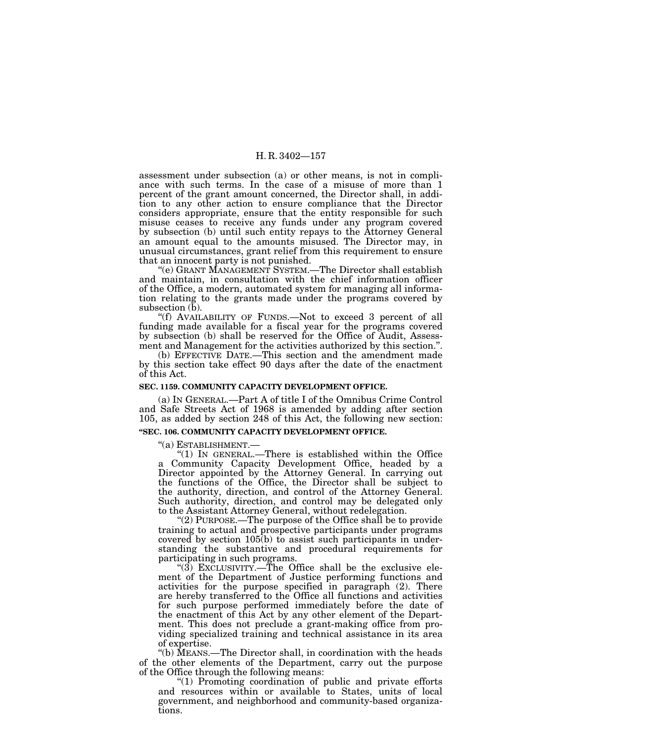assessment under subsection (a) or other means, is not in compliance with such terms. In the case of a misuse of more than 1 percent of the grant amount concerned, the Director shall, in addition to any other action to ensure compliance that the Director considers appropriate, ensure that the entity responsible for such misuse ceases to receive any funds under any program covered by subsection (b) until such entity repays to the Attorney General an amount equal to the amounts misused. The Director may, in unusual circumstances, grant relief from this requirement to ensure that an innocent party is not punished.

"(e) GRANT MANAGEMENT SYSTEM.—The Director shall establish and maintain, in consultation with the chief information officer of the Office, a modern, automated system for managing all information relating to the grants made under the programs covered by subsection (b).

"(f) AVAILABILITY OF FUNDS.—Not to exceed 3 percent of all funding made available for a fiscal year for the programs covered by subsection (b) shall be reserved for the Office of Audit, Assessment and Management for the activities authorized by this section.".

(b) EFFECTIVE DATE.—This section and the amendment made by this section take effect 90 days after the date of the enactment of this Act.

**SEC. 1159. COMMUNITY CAPACITY DEVELOPMENT OFFICE.**

(a) IN GENERAL.—Part A of title I of the Omnibus Crime Control and Safe Streets Act of 1968 is amended by adding after section 105, as added by section 248 of this Act, the following new section:

**"SEC. 106. COMMUNITY CAPACITY DEVELOPMENT OFFICE.**

"(a) ESTABLISHMENT.—

"(1) IN GENERAL.—There is established within the Office a Community Capacity Development Office, headed by a Director appointed by the Attorney General. In carrying out the functions of the Office, the Director shall be subject to the authority, direction, and control of the Attorney General. Such authority, direction, and control may be delegated only to the Assistant Attorney General, without redelegation.

"(2) PURPOSE.—The purpose of the Office shall be to provide training to actual and prospective participants under programs covered by section 105(b) to assist such participants in understanding the substantive and procedural requirements for participating in such programs.

"(3) EXCLUSIVITY.—The Office shall be the exclusive element of the Department of Justice performing functions and activities for the purpose specified in paragraph (2). There are hereby transferred to the Office all functions and activities for such purpose performed immediately before the date of the enactment of this Act by any other element of the Department. This does not preclude a grant-making office from providing specialized training and technical assistance in its area of expertise.

"(b) MEANS.—The Director shall, in coordination with the heads of the other elements of the Department, carry out the purpose of the Office through the following means:

"(1) Promoting coordination of public and private efforts and resources within or available to States, units of local government, and neighborhood and community-based organizations.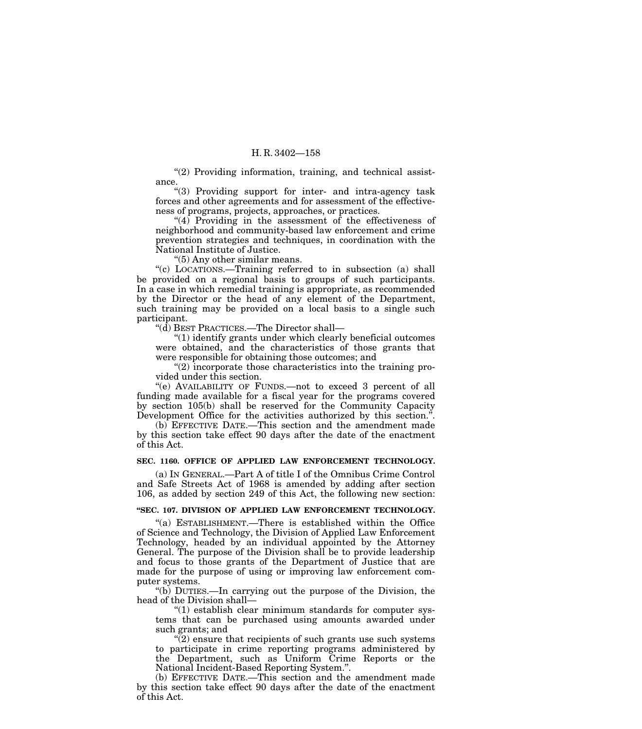"(2) Providing information, training, and technical assistance.

"(3) Providing support for inter- and intra-agency task forces and other agreements and for assessment of the effectiveness of programs, projects, approaches, or practices.

"(4) Providing in the assessment of the effectiveness of neighborhood and community-based law enforcement and crime prevention strategies and techniques, in coordination with the National Institute of Justice.

"(5) Any other similar means.

"(c) LOCATIONS.—Training referred to in subsection (a) shall be provided on a regional basis to groups of such participants. In a case in which remedial training is appropriate, as recommended by the Director or the head of any element of the Department, such training may be provided on a local basis to a single such participant.

"(d) BEST PRACTICES.—The Director shall—

"(1) identify grants under which clearly beneficial outcomes were obtained, and the characteristics of those grants that were responsible for obtaining those outcomes; and

"(2) incorporate those characteristics into the training provided under this section.

"(e) AVAILABILITY OF FUNDS.—not to exceed 3 percent of all funding made available for a fiscal year for the programs covered by section 105(b) shall be reserved for the Community Capacity Development Office for the activities authorized by this section.".

(b) EFFECTIVE DATE.—This section and the amendment made by this section take effect 90 days after the date of the enactment of this Act.

**SEC. 1160. OFFICE OF APPLIED LAW ENFORCEMENT TECHNOLOGY.**

(a) IN GENERAL.—Part A of title I of the Omnibus Crime Control and Safe Streets Act of 1968 is amended by adding after section 106, as added by section 249 of this Act, the following new section:

**"SEC. 107. DIVISION OF APPLIED LAW ENFORCEMENT TECHNOLOGY.**

"(a) ESTABLISHMENT.—There is established within the Office of Science and Technology, the Division of Applied Law Enforcement Technology, headed by an individual appointed by the Attorney General. The purpose of the Division shall be to provide leadership and focus to those grants of the Department of Justice that are made for the purpose of using or improving law enforcement computer systems.

"(b) DUTIES.—In carrying out the purpose of the Division, the head of the Division shall—

"(1) establish clear minimum standards for computer systems that can be purchased using amounts awarded under such grants; and

"(2) ensure that recipients of such grants use such systems to participate in crime reporting programs administered by the Department, such as Uniform Crime Reports or the National Incident-Based Reporting System.".

(b) EFFECTIVE DATE.—This section and the amendment made by this section take effect 90 days after the date of the enactment of this Act.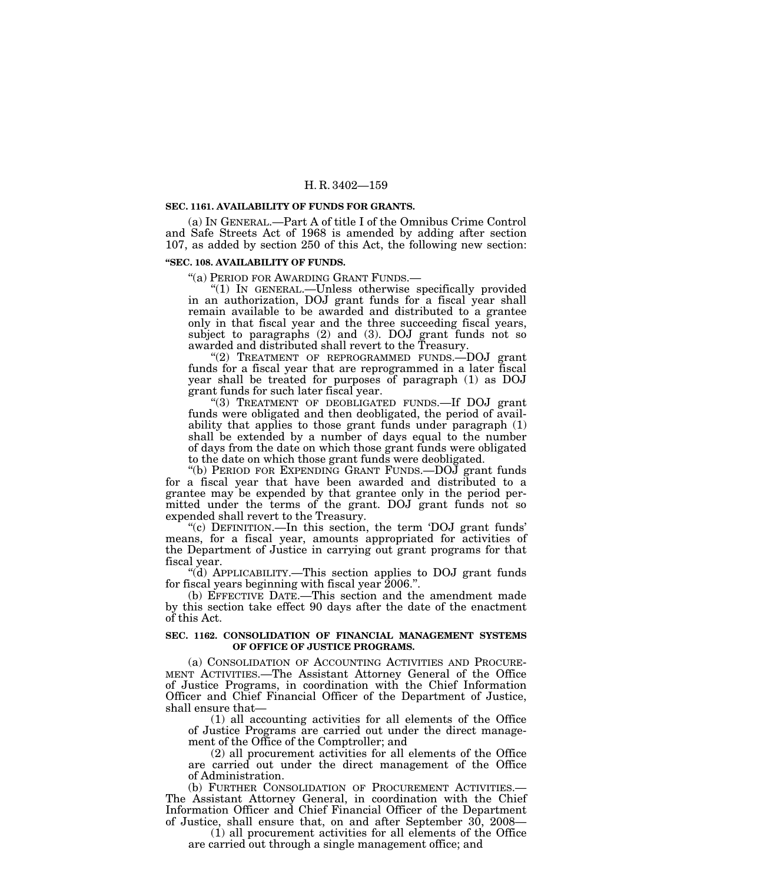**SEC. 1161. AVAILABILITY OF FUNDS FOR GRANTS.**

(a) IN GENERAL.—Part A of title I of the Omnibus Crime Control and Safe Streets Act of 1968 is amended by adding after section 107, as added by section 250 of this Act, the following new section:

**"SEC. 108. AVAILABILITY OF FUNDS.**

"(a) PERIOD FOR AWARDING GRANT FUNDS.—

"(1) IN GENERAL.—Unless otherwise specifically provided in an authorization, DOJ grant funds for a fiscal year shall remain available to be awarded and distributed to a grantee only in that fiscal year and the three succeeding fiscal years, subject to paragraphs (2) and (3). DOJ grant funds not so awarded and distributed shall revert to the Treasury.

"(2) TREATMENT OF REPROGRAMMED FUNDS.—DOJ grant funds for a fiscal year that are reprogrammed in a later fiscal year shall be treated for purposes of paragraph (1) as DOJ grant funds for such later fiscal year.

"(3) TREATMENT OF DEOBLIGATED FUNDS.—If DOJ grant funds were obligated and then deobligated, the period of availability that applies to those grant funds under paragraph (1) shall be extended by a number of days equal to the number of days from the date on which those grant funds were obligated to the date on which those grant funds were deobligated.

"(b) PERIOD FOR EXPENDING GRANT FUNDS.—DOJ grant funds for a fiscal year that have been awarded and distributed to a grantee may be expended by that grantee only in the period permitted under the terms of the grant. DOJ grant funds not so expended shall revert to the Treasury.

"(c) DEFINITION.—In this section, the term 'DOJ grant funds' means, for a fiscal year, amounts appropriated for activities of the Department of Justice in carrying out grant programs for that fiscal year.

"(d) APPLICABILITY.—This section applies to DOJ grant funds for fiscal years beginning with fiscal year 2006.".

(b) EFFECTIVE DATE.—This section and the amendment made by this section take effect 90 days after the date of the enactment of this Act.

**SEC. 1162. CONSOLIDATION OF FINANCIAL MANAGEMENT SYSTEMS OF OFFICE OF JUSTICE PROGRAMS.**

(a) CONSOLIDATION OF ACCOUNTING ACTIVITIES AND PROCUREMENT ACTIVITIES.—The Assistant Attorney General of the Office of Justice Programs, in coordination with the Chief Information Officer and Chief Financial Officer of the Department of Justice, shall ensure that—

(1) all accounting activities for all elements of the Office of Justice Programs are carried out under the direct management of the Office of the Comptroller; and

(2) all procurement activities for all elements of the Office are carried out under the direct management of the Office of Administration.

(b) FURTHER CONSOLIDATION OF PROCUREMENT ACTIVITIES.—The Assistant Attorney General, in coordination with the Chief Information Officer and Chief Financial Officer of the Department of Justice, shall ensure that, on and after September 30, 2008—

(1) all procurement activities for all elements of the Office are carried out through a single management office; and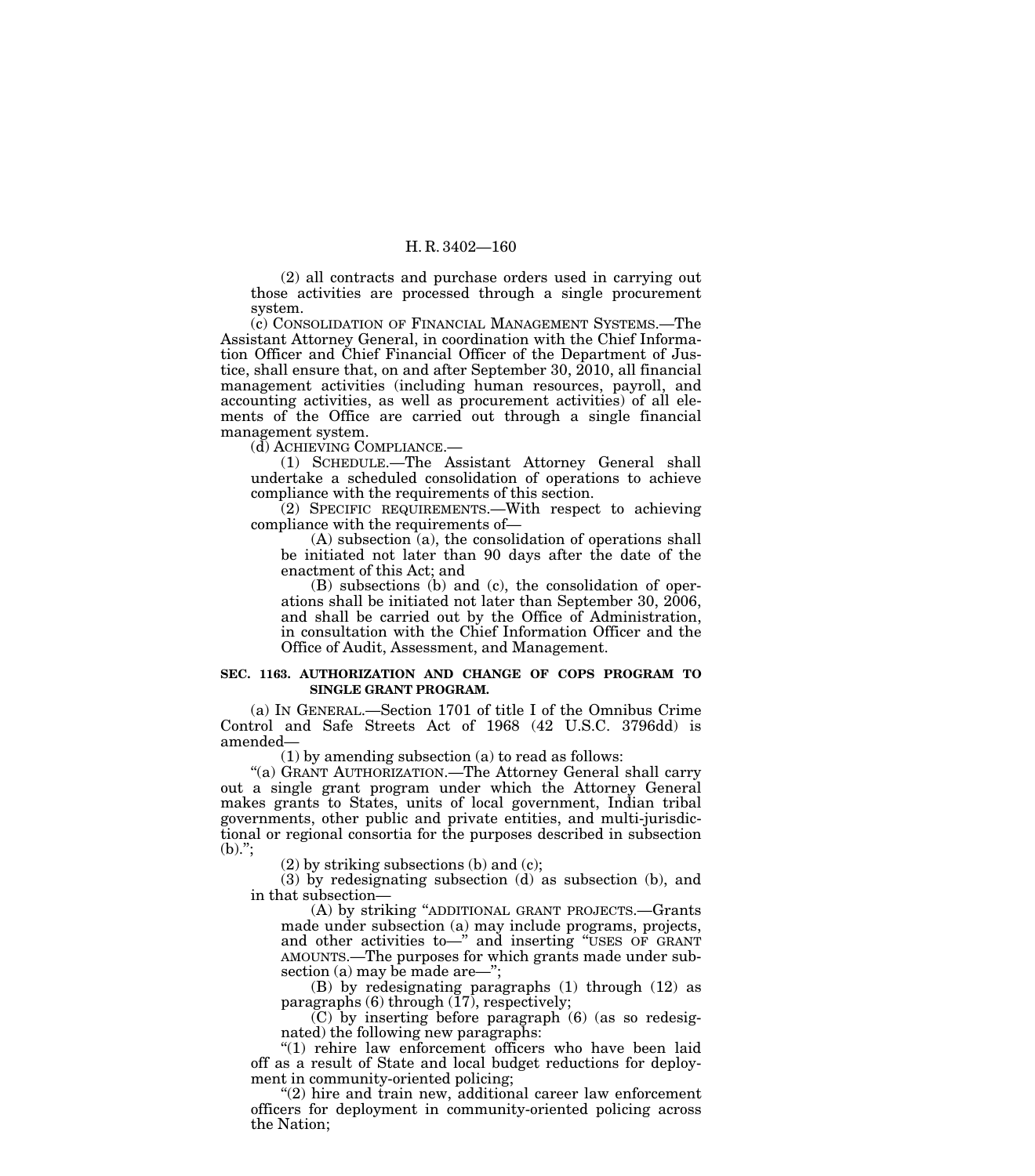(2) all contracts and purchase orders used in carrying out those activities are processed through a single procurement system.

(c) CONSOLIDATION OF FINANCIAL MANAGEMENT SYSTEMS.—The Assistant Attorney General, in coordination with the Chief Information Officer and Chief Financial Officer of the Department of Justice, shall ensure that, on and after September 30, 2010, all financial management activities (including human resources, payroll, and accounting activities, as well as procurement activities) of all elements of the Office are carried out through a single financial management system.

(d) ACHIEVING COMPLIANCE.—

(1) SCHEDULE.—The Assistant Attorney General shall undertake a scheduled consolidation of operations to achieve compliance with the requirements of this section.

(2) SPECIFIC REQUIREMENTS.—With respect to achieving compliance with the requirements of—

(A) subsection (a), the consolidation of operations shall be initiated not later than 90 days after the date of the enactment of this Act; and

(B) subsections (b) and (c), the consolidation of operations shall be initiated not later than September 30, 2006, and shall be carried out by the Office of Administration, in consultation with the Chief Information Officer and the Office of Audit, Assessment, and Management.

**SEC. 1163. AUTHORIZATION AND CHANGE OF COPS PROGRAM TO SINGLE GRANT PROGRAM.**

(a) IN GENERAL.—Section 1701 of title I of the Omnibus Crime Control and Safe Streets Act of 1968 (42 U.S.C. 3796dd) is amended—

(1) by amending subsection (a) to read as follows:

"(a) GRANT AUTHORIZATION.—The Attorney General shall carry out a single grant program under which the Attorney General makes grants to States, units of local government, Indian tribal governments, other public and private entities, and multi-jurisdictional or regional consortia for the purposes described in subsection (b).";

(2) by striking subsections (b) and (c);

(3) by redesignating subsection (d) as subsection (b), and in that subsection—

(A) by striking "ADDITIONAL GRANT PROJECTS.—Grants made under subsection (a) may include programs, projects, and other activities to—" and inserting "USES OF GRANT AMOUNTS.—The purposes for which grants made under subsection (a) may be made are—";

(B) by redesignating paragraphs (1) through (12) as paragraphs (6) through (17), respectively;

(C) by inserting before paragraph (6) (as so redesignated) the following new paragraphs:

"(1) rehire law enforcement officers who have been laid off as a result of State and local budget reductions for deployment in community-oriented policing;

"(2) hire and train new, additional career law enforcement officers for deployment in community-oriented policing across the Nation;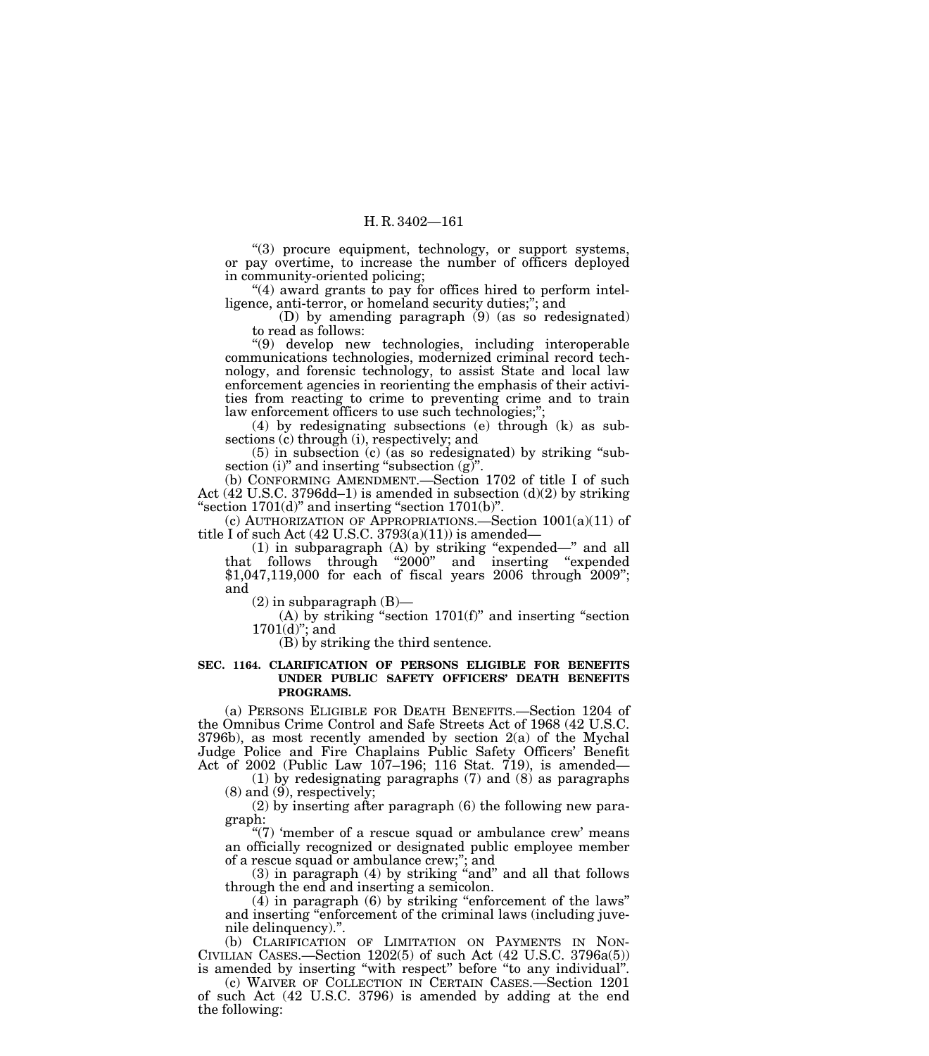"(3) procure equipment, technology, or support systems, or pay overtime, to increase the number of officers deployed in community-oriented policing;

"(4) award grants to pay for offices hired to perform intelligence, anti-terror, or homeland security duties;"; and

(D) by amending paragraph (9) (as so redesignated) to read as follows:

"(9) develop new technologies, including interoperable communications technologies, modernized criminal record technology, and forensic technology, to assist State and local law enforcement agencies in reorienting the emphasis of their activities from reacting to crime to preventing crime and to train law enforcement officers to use such technologies;";

(4) by redesignating subsections (e) through (k) as subsections (c) through (i), respectively; and

(5) in subsection (c) (as so redesignated) by striking "subsection (i)" and inserting "subsection (g)".

(b) CONFORMING AMENDMENT.—Section 1702 of title I of such Act (42 U.S.C. 3796dd–1) is amended in subsection (d)(2) by striking "section 1701(d)" and inserting "section 1701(b)".

(c) AUTHORIZATION OF APPROPRIATIONS.—Section 1001(a)(11) of title I of such Act (42 U.S.C. 3793(a)(11)) is amended—

(1) in subparagraph (A) by striking "expended—" and all that follows through "2000" and inserting "expended $1,047,119,000 for each of fiscal years 2006 through 2009"; and

(2) in subparagraph (B)—

(A) by striking "section 1701(f)" and inserting "section 1701(d)"; and

(B) by striking the third sentence.

**SEC. 1164. CLARIFICATION OF PERSONS ELIGIBLE FOR BENEFITS UNDER PUBLIC SAFETY OFFICERS' DEATH BENEFITS PROGRAMS.**

(a) PERSONS ELIGIBLE FOR DEATH BENEFITS.—Section 1204 of the Omnibus Crime Control and Safe Streets Act of 1968 (42 U.S.C. 3796b), as most recently amended by section 2(a) of the Mychal Judge Police and Fire Chaplains Public Safety Officers' Benefit Act of 2002 (Public Law 107–196; 116 Stat. 719), is amended—

(1) by redesignating paragraphs (7) and (8) as paragraphs (8) and (9), respectively;

(2) by inserting after paragraph (6) the following new paragraph:

"(7) 'member of a rescue squad or ambulance crew' means an officially recognized or designated public employee member of a rescue squad or ambulance crew;"; and

(3) in paragraph (4) by striking "and" and all that follows through the end and inserting a semicolon.

(4) in paragraph (6) by striking "enforcement of the laws" and inserting "enforcement of the criminal laws (including juvenile delinquency).".

(b) CLARIFICATION OF LIMITATION ON PAYMENTS IN NON-CIVILIAN CASES.—Section 1202(5) of such Act (42 U.S.C. 3796a(5)) is amended by inserting "with respect" before "to any individual".

(c) WAIVER OF COLLECTION IN CERTAIN CASES.—Section 1201 of such Act (42 U.S.C. 3796) is amended by adding at the end the following: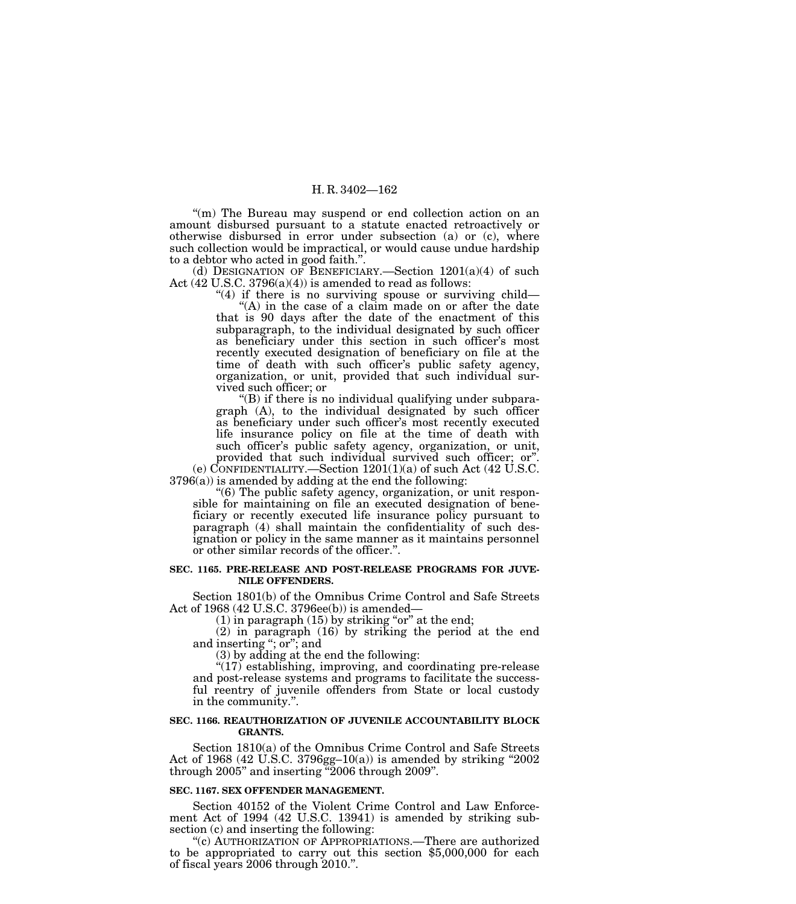"(m) The Bureau may suspend or end collection action on an amount disbursed pursuant to a statute enacted retroactively or otherwise disbursed in error under subsection (a) or (c), where such collection would be impractical, or would cause undue hardship to a debtor who acted in good faith.".

(d) DESIGNATION OF BENEFICIARY.—Section 1201(a)(4) of such Act (42 U.S.C. 3796(a)(4)) is amended to read as follows:

"(4) if there is no surviving spouse or surviving child—

"(A) in the case of a claim made on or after the date that is 90 days after the date of the enactment of this subparagraph, to the individual designated by such officer as beneficiary under this section in such officer's most recently executed designation of beneficiary on file at the time of death with such officer's public safety agency, organization, or unit, provided that such individual survived such officer; or

"(B) if there is no individual qualifying under subparagraph (A), to the individual designated by such officer as beneficiary under such officer's most recently executed life insurance policy on file at the time of death with such officer's public safety agency, organization, or unit, provided that such individual survived such officer; or".

(e) CONFIDENTIALITY.—Section 1201(1)(a) of such Act (42 U.S.C. 3796(a)) is amended by adding at the end the following:

"(6) The public safety agency, organization, or unit responsible for maintaining on file an executed designation of beneficiary or recently executed life insurance policy pursuant to paragraph (4) shall maintain the confidentiality of such designation or policy in the same manner as it maintains personnel or other similar records of the officer.".

**SEC. 1165. PRE-RELEASE AND POST-RELEASE PROGRAMS FOR JUVENILE OFFENDERS.**

Section 1801(b) of the Omnibus Crime Control and Safe Streets Act of 1968 (42 U.S.C. 3796ee(b)) is amended—

(1) in paragraph (15) by striking "or" at the end;

(2) in paragraph (16) by striking the period at the end and inserting "; or"; and

(3) by adding at the end the following:

"(17) establishing, improving, and coordinating pre-release and post-release systems and programs to facilitate the successful reentry of juvenile offenders from State or local custody in the community.".

**SEC. 1166. REAUTHORIZATION OF JUVENILE ACCOUNTABILITY BLOCK GRANTS.**

Section 1810(a) of the Omnibus Crime Control and Safe Streets Act of 1968 (42 U.S.C. 3796gg–10(a)) is amended by striking "2002 through 2005" and inserting "2006 through 2009".

**SEC. 1167. SEX OFFENDER MANAGEMENT.**

Section 40152 of the Violent Crime Control and Law Enforcement Act of 1994 (42 U.S.C. 13941) is amended by striking subsection (c) and inserting the following:

"(c) AUTHORIZATION OF APPROPRIATIONS.—There are authorized to be appropriated to carry out this section $5,000,000 for each of fiscal years 2006 through 2010.".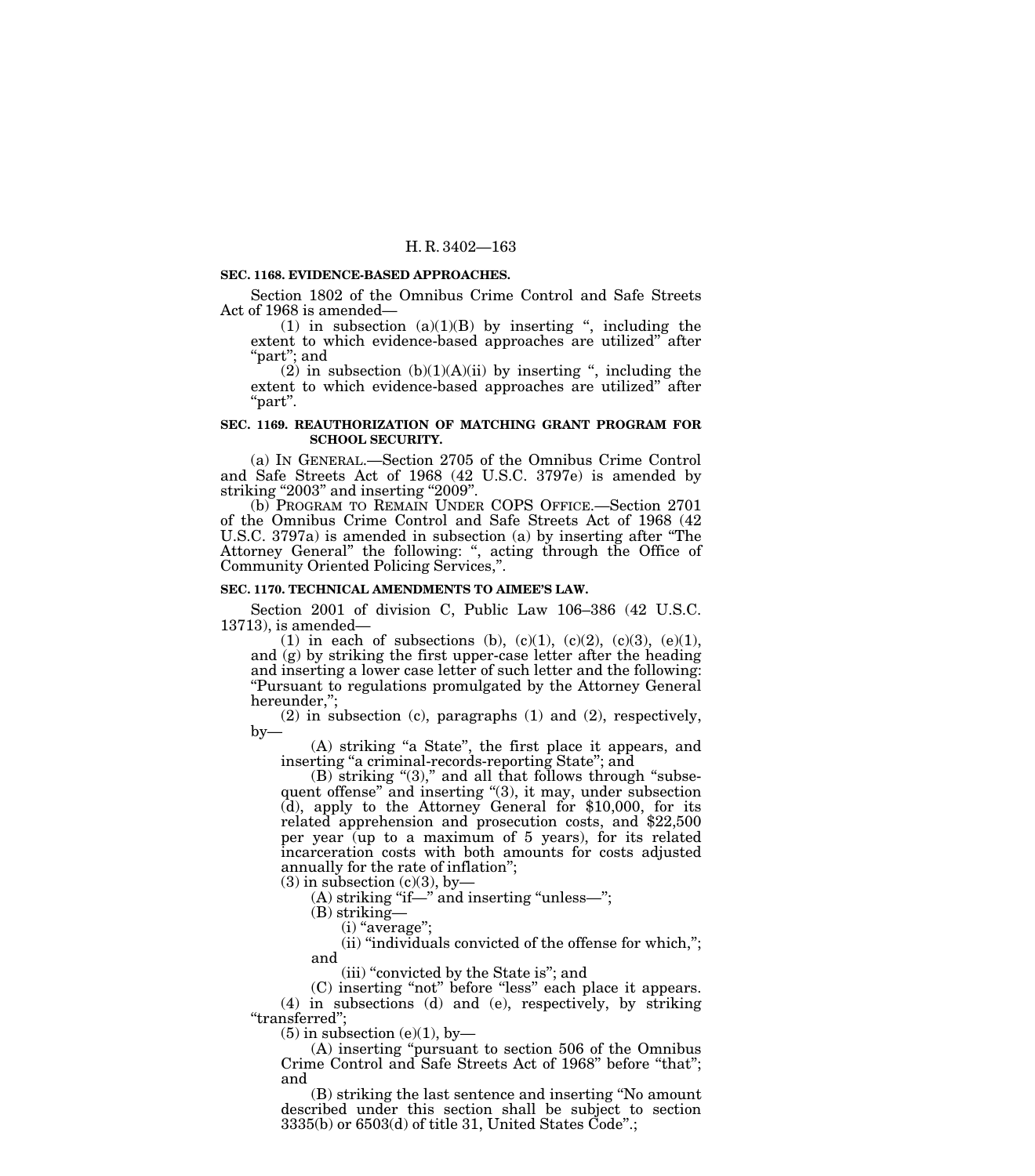**SEC. 1168. EVIDENCE-BASED APPROACHES.**

Section 1802 of the Omnibus Crime Control and Safe Streets Act of 1968 is amended—

(1) in subsection (a)(1)(B) by inserting ", including the extent to which evidence-based approaches are utilized" after "part"; and

(2) in subsection (b)(1)(A)(ii) by inserting ", including the extent to which evidence-based approaches are utilized" after "part".

**SEC. 1169. REAUTHORIZATION OF MATCHING GRANT PROGRAM FOR SCHOOL SECURITY.**

(a) IN GENERAL.—Section 2705 of the Omnibus Crime Control and Safe Streets Act of 1968 (42 U.S.C. 3797e) is amended by striking "2003" and inserting "2009".

(b) PROGRAM TO REMAIN UNDER COPS OFFICE.—Section 2701 of the Omnibus Crime Control and Safe Streets Act of 1968 (42 U.S.C. 3797a) is amended in subsection (a) by inserting after "The Attorney General" the following: ", acting through the Office of Community Oriented Policing Services,".

**SEC. 1170. TECHNICAL AMENDMENTS TO AIMEE'S LAW.**

Section 2001 of division C, Public Law 106–386 (42 U.S.C. 13713), is amended—

(1) in each of subsections (b), (c)(1), (c)(2), (c)(3), (e)(1), and (g) by striking the first upper-case letter after the heading and inserting a lower case letter of such letter and the following: "Pursuant to regulations promulgated by the Attorney General hereunder,";

(2) in subsection (c), paragraphs (1) and (2), respectively, by—

(A) striking "a State", the first place it appears, and inserting "a criminal-records-reporting State"; and

(B) striking "(3)," and all that follows through "subsequent offense" and inserting "(3), it may, under subsection (d), apply to the Attorney General for $10,000, for its related apprehension and prosecution costs, and $22,500 per year (up to a maximum of 5 years), for its related incarceration costs with both amounts for costs adjusted annually for the rate of inflation";

(3) in subsection (c)(3), by—

(A) striking "if—" and inserting "unless—";

(B) striking—

(i) "average";

(ii) "individuals convicted of the offense for which,"; and

(iii) "convicted by the State is"; and

(C) inserting "not" before "less" each place it appears.

(4) in subsections (d) and (e), respectively, by striking "transferred";

(5) in subsection (e)(1), by—

(A) inserting "pursuant to section 506 of the Omnibus Crime Control and Safe Streets Act of 1968" before "that"; and

(B) striking the last sentence and inserting "No amount described under this section shall be subject to section 3335(b) or 6503(d) of title 31, United States Code".;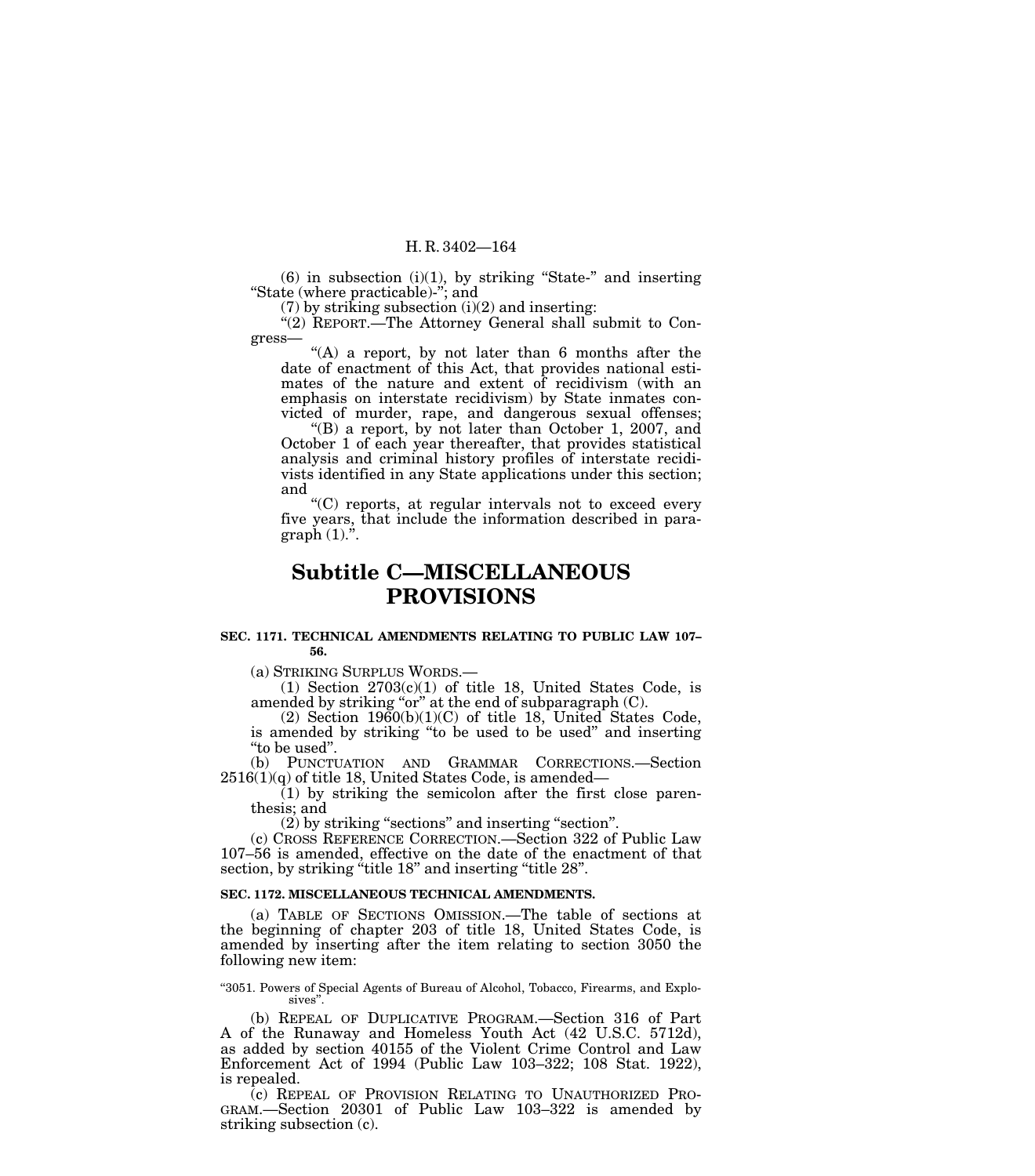(6) in subsection (i)(1), by striking "State-" and inserting "State (where practicable)-"; and

(7) by striking subsection (i)(2) and inserting:

"(2) REPORT.—The Attorney General shall submit to Congress—

"(A) a report, by not later than 6 months after the date of enactment of this Act, that provides national estimates of the nature and extent of recidivism (with an emphasis on interstate recidivism) by State inmates convicted of murder, rape, and dangerous sexual offenses;

"(B) a report, by not later than October 1, 2007, and October 1 of each year thereafter, that provides statistical analysis and criminal history profiles of interstate recidivists identified in any State applications under this section; and

"(C) reports, at regular intervals not to exceed every five years, that include the information described in paragraph (1).".

## Subtitle C—MISCELLANEOUS PROVISIONS

### SEC. 1171. TECHNICAL AMENDMENTS RELATING TO PUBLIC LAW 107–56.

(a) STRIKING SURPLUS WORDS.—

(1) Section 2703(c)(1) of title 18, United States Code, is amended by striking "or" at the end of subparagraph (C).

(2) Section 1960(b)(1)(C) of title 18, United States Code, is amended by striking "to be used to be used" and inserting "to be used".

(b) PUNCTUATION AND GRAMMAR CORRECTIONS.—Section 2516(1)(q) of title 18, United States Code, is amended—

(1) by striking the semicolon after the first close parenthesis; and

(2) by striking "sections" and inserting "section".

(c) CROSS REFERENCE CORRECTION.—Section 322 of Public Law 107–56 is amended, effective on the date of the enactment of that section, by striking "title 18" and inserting "title 28".

### SEC. 1172. MISCELLANEOUS TECHNICAL AMENDMENTS.

(a) TABLE OF SECTIONS OMISSION.—The table of sections at the beginning of chapter 203 of title 18, United States Code, is amended by inserting after the item relating to section 3050 the following new item:

"3051. Powers of Special Agents of Bureau of Alcohol, Tobacco, Firearms, and Explosives".

(b) REPEAL OF DUPLICATIVE PROGRAM.—Section 316 of Part A of the Runaway and Homeless Youth Act (42 U.S.C. 5712d), as added by section 40155 of the Violent Crime Control and Law Enforcement Act of 1994 (Public Law 103–322; 108 Stat. 1922), is repealed.

(c) REPEAL OF PROVISION RELATING TO UNAUTHORIZED PROGRAM.—Section 20301 of Public Law 103–322 is amended by striking subsection (c).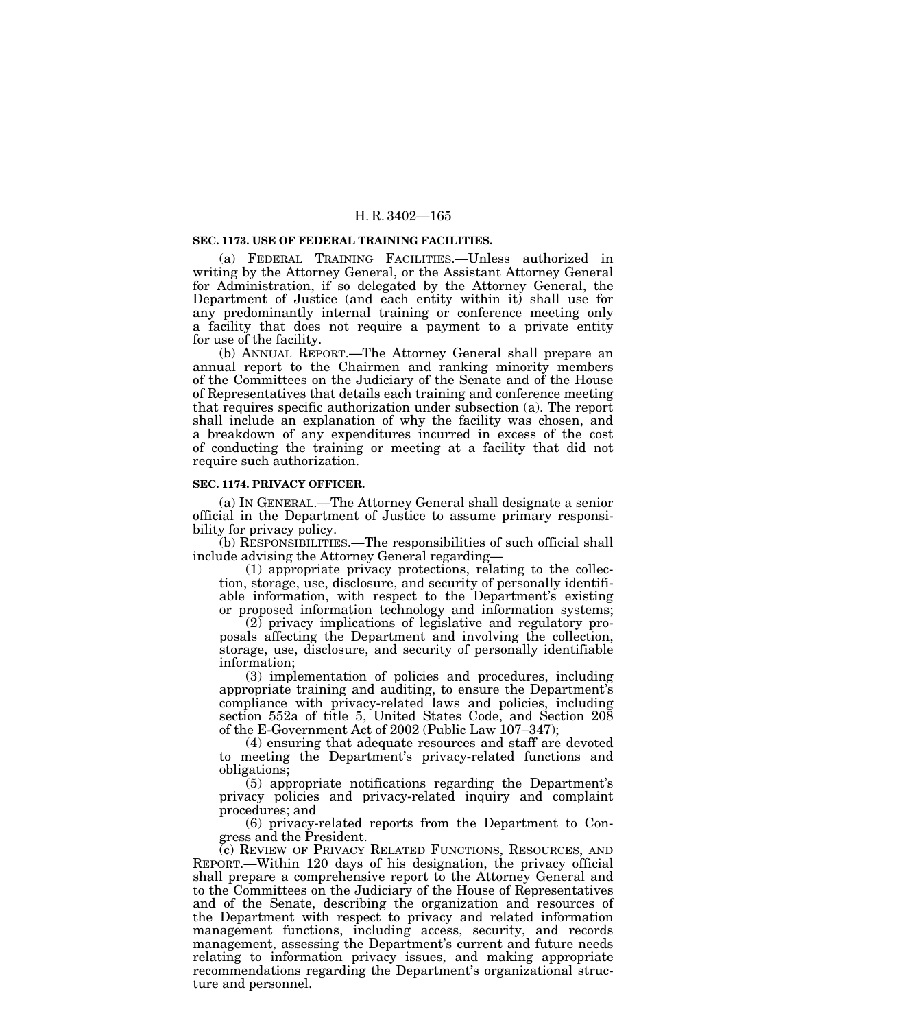**SEC. 1173. USE OF FEDERAL TRAINING FACILITIES.**

(a) FEDERAL TRAINING FACILITIES.—Unless authorized in writing by the Attorney General, or the Assistant Attorney General for Administration, if so delegated by the Attorney General, the Department of Justice (and each entity within it) shall use for any predominantly internal training or conference meeting only a facility that does not require a payment to a private entity for use of the facility.

(b) ANNUAL REPORT.—The Attorney General shall prepare an annual report to the Chairmen and ranking minority members of the Committees on the Judiciary of the Senate and of the House of Representatives that details each training and conference meeting that requires specific authorization under subsection (a). The report shall include an explanation of why the facility was chosen, and a breakdown of any expenditures incurred in excess of the cost of conducting the training or meeting at a facility that did not require such authorization.

**SEC. 1174. PRIVACY OFFICER.**

(a) IN GENERAL.—The Attorney General shall designate a senior official in the Department of Justice to assume primary responsibility for privacy policy.

(b) RESPONSIBILITIES.—The responsibilities of such official shall include advising the Attorney General regarding—

(1) appropriate privacy protections, relating to the collection, storage, use, disclosure, and security of personally identifiable information, with respect to the Department's existing or proposed information technology and information systems;

(2) privacy implications of legislative and regulatory proposals affecting the Department and involving the collection, storage, use, disclosure, and security of personally identifiable information;

(3) implementation of policies and procedures, including appropriate training and auditing, to ensure the Department's compliance with privacy-related laws and policies, including section 552a of title 5, United States Code, and Section 208 of the E-Government Act of 2002 (Public Law 107–347);

(4) ensuring that adequate resources and staff are devoted to meeting the Department's privacy-related functions and obligations;

(5) appropriate notifications regarding the Department's privacy policies and privacy-related inquiry and complaint procedures; and

(6) privacy-related reports from the Department to Congress and the President.

(c) REVIEW OF PRIVACY RELATED FUNCTIONS, RESOURCES, AND REPORT.—Within 120 days of his designation, the privacy official shall prepare a comprehensive report to the Attorney General and to the Committees on the Judiciary of the House of Representatives and of the Senate, describing the organization and resources of the Department with respect to privacy and related information management functions, including access, security, and records management, assessing the Department's current and future needs relating to information privacy issues, and making appropriate recommendations regarding the Department's organizational structure and personnel.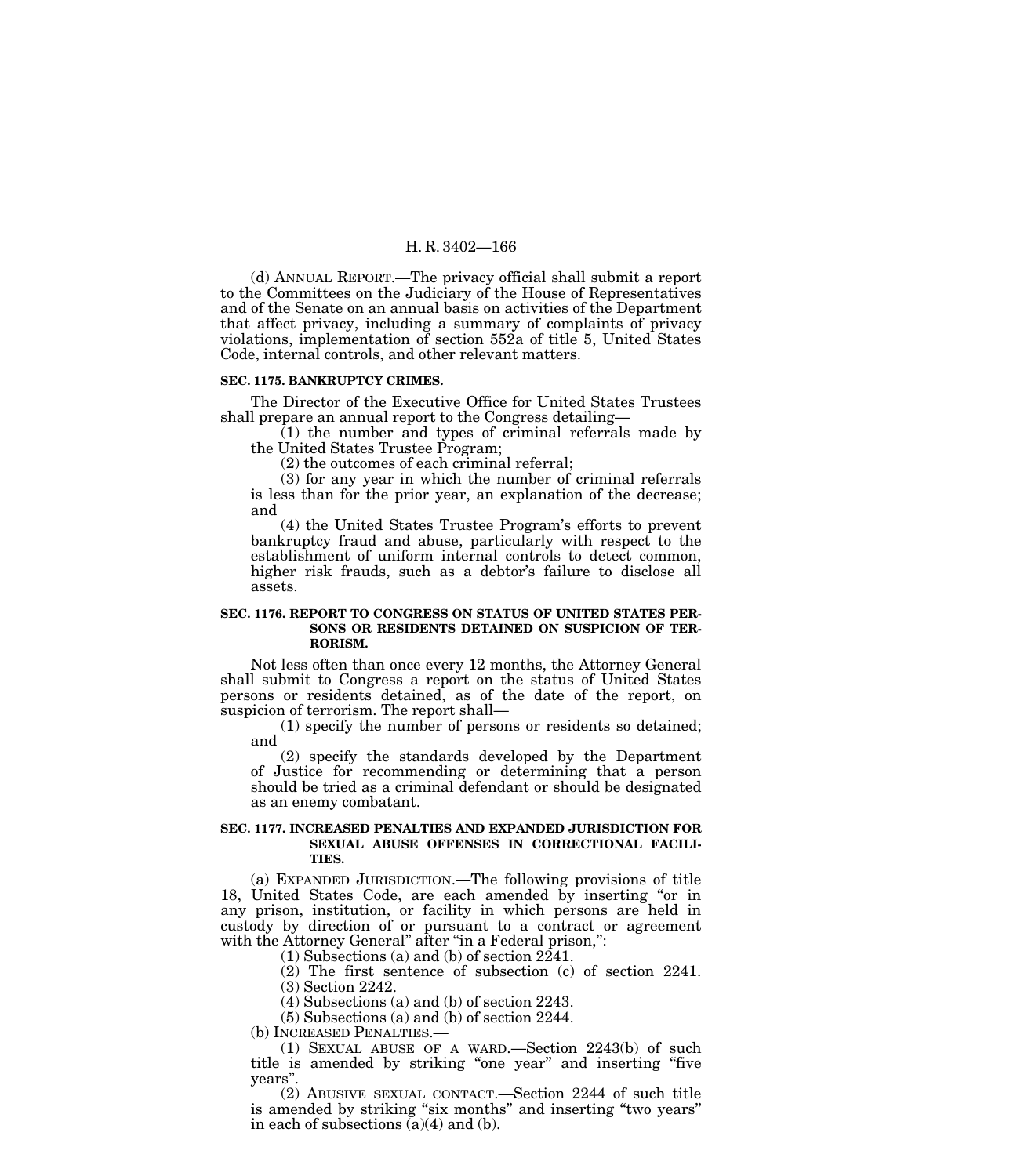(d) ANNUAL REPORT.—The privacy official shall submit a report to the Committees on the Judiciary of the House of Representatives and of the Senate on an annual basis on activities of the Department that affect privacy, including a summary of complaints of privacy violations, implementation of section 552a of title 5, United States Code, internal controls, and other relevant matters.

**SEC. 1175. BANKRUPTCY CRIMES.**

The Director of the Executive Office for United States Trustees shall prepare an annual report to the Congress detailing—

(1) the number and types of criminal referrals made by the United States Trustee Program;

(2) the outcomes of each criminal referral;

(3) for any year in which the number of criminal referrals is less than for the prior year, an explanation of the decrease; and

(4) the United States Trustee Program's efforts to prevent bankruptcy fraud and abuse, particularly with respect to the establishment of uniform internal controls to detect common, higher risk frauds, such as a debtor's failure to disclose all assets.

**SEC. 1176. REPORT TO CONGRESS ON STATUS OF UNITED STATES PERSONS OR RESIDENTS DETAINED ON SUSPICION OF TERRORISM.**

Not less often than once every 12 months, the Attorney General shall submit to Congress a report on the status of United States persons or residents detained, as of the date of the report, on suspicion of terrorism. The report shall—

(1) specify the number of persons or residents so detained; and

(2) specify the standards developed by the Department of Justice for recommending or determining that a person should be tried as a criminal defendant or should be designated as an enemy combatant.

**SEC. 1177. INCREASED PENALTIES AND EXPANDED JURISDICTION FOR SEXUAL ABUSE OFFENSES IN CORRECTIONAL FACILITIES.**

(a) EXPANDED JURISDICTION.—The following provisions of title 18, United States Code, are each amended by inserting "or in any prison, institution, or facility in which persons are held in custody by direction of or pursuant to a contract or agreement with the Attorney General" after "in a Federal prison,":

(1) Subsections (a) and (b) of section 2241.

(2) The first sentence of subsection (c) of section 2241.

(3) Section 2242.

(4) Subsections (a) and (b) of section 2243.

(5) Subsections (a) and (b) of section 2244.

(b) INCREASED PENALTIES.—

(1) SEXUAL ABUSE OF A WARD.—Section 2243(b) of such title is amended by striking "one year" and inserting "five years".

(2) ABUSIVE SEXUAL CONTACT.—Section 2244 of such title is amended by striking "six months" and inserting "two years" in each of subsections (a)(4) and (b).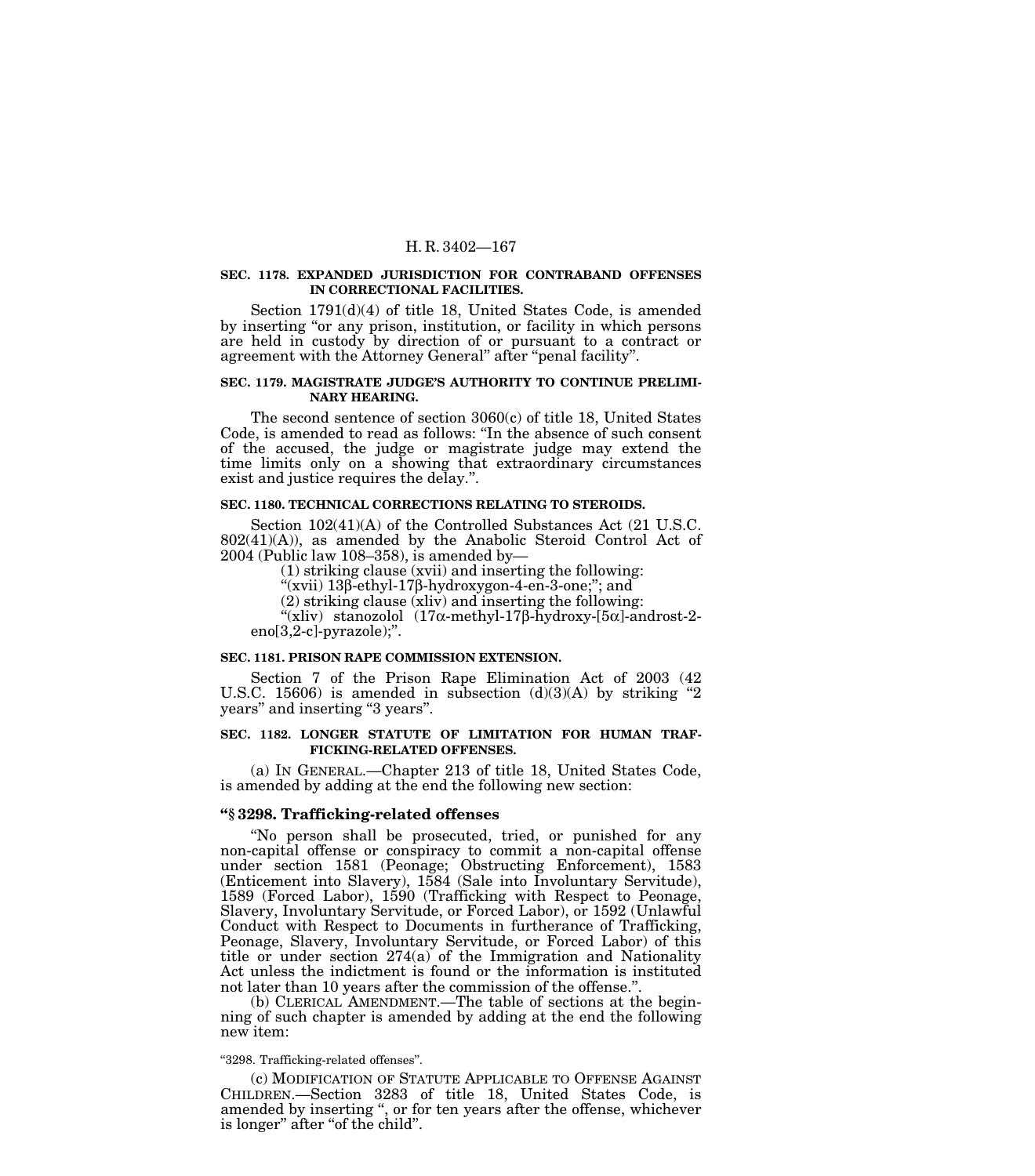**SEC. 1178. EXPANDED JURISDICTION FOR CONTRABAND OFFENSES IN CORRECTIONAL FACILITIES.**

Section 1791(d)(4) of title 18, United States Code, is amended by inserting "or any prison, institution, or facility in which persons are held in custody by direction of or pursuant to a contract or agreement with the Attorney General" after "penal facility".

**SEC. 1179. MAGISTRATE JUDGE'S AUTHORITY TO CONTINUE PRELIMINARY HEARING.**

The second sentence of section 3060(c) of title 18, United States Code, is amended to read as follows: "In the absence of such consent of the accused, the judge or magistrate judge may extend the time limits only on a showing that extraordinary circumstances exist and justice requires the delay.".

**SEC. 1180. TECHNICAL CORRECTIONS RELATING TO STEROIDS.**

Section 102(41)(A) of the Controlled Substances Act (21 U.S.C. 802(41)(A)), as amended by the Anabolic Steroid Control Act of 2004 (Public law 108–358), is amended by—

(1) striking clause (xvii) and inserting the following:

"(xvii) 13β-ethyl-17β-hydroxygon-4-en-3-one;"; and

(2) striking clause (xliv) and inserting the following:

"(xliv) stanozolol (17α-methyl-17β-hydroxy-[5α]-androst-2-eno[3,2-c]-pyrazole);".

**SEC. 1181. PRISON RAPE COMMISSION EXTENSION.**

Section 7 of the Prison Rape Elimination Act of 2003 (42 U.S.C. 15606) is amended in subsection (d)(3)(A) by striking "2 years" and inserting "3 years".

**SEC. 1182. LONGER STATUTE OF LIMITATION FOR HUMAN TRAFFICKING-RELATED OFFENSES.**

(a) IN GENERAL.—Chapter 213 of title 18, United States Code, is amended by adding at the end the following new section:

**"§ 3298. Trafficking-related offenses**

"No person shall be prosecuted, tried, or punished for any non-capital offense or conspiracy to commit a non-capital offense under section 1581 (Peonage; Obstructing Enforcement), 1583 (Enticement into Slavery), 1584 (Sale into Involuntary Servitude), 1589 (Forced Labor), 1590 (Trafficking with Respect to Peonage, Slavery, Involuntary Servitude, or Forced Labor), or 1592 (Unlawful Conduct with Respect to Documents in furtherance of Trafficking, Peonage, Slavery, Involuntary Servitude, or Forced Labor) of this title or under section 274(a) of the Immigration and Nationality Act unless the indictment is found or the information is instituted not later than 10 years after the commission of the offense.".

(b) CLERICAL AMENDMENT.—The table of sections at the beginning of such chapter is amended by adding at the end the following new item:

"3298. Trafficking-related offenses".

(c) MODIFICATION OF STATUTE APPLICABLE TO OFFENSE AGAINST CHILDREN.—Section 3283 of title 18, United States Code, is amended by inserting ", or for ten years after the offense, whichever is longer" after "of the child".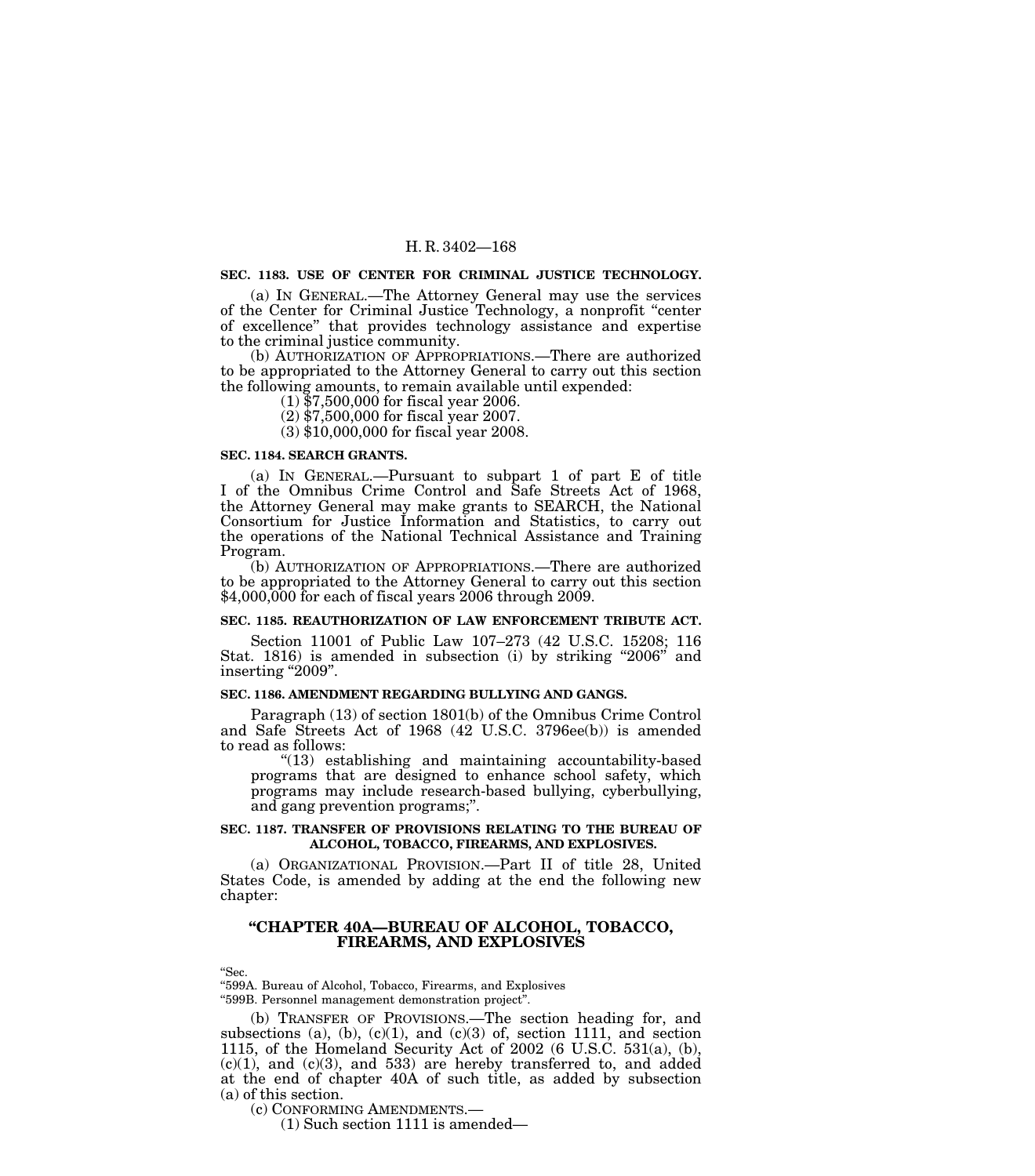**SEC. 1183. USE OF CENTER FOR CRIMINAL JUSTICE TECHNOLOGY.**

(a) IN GENERAL.—The Attorney General may use the services of the Center for Criminal Justice Technology, a nonprofit "center of excellence" that provides technology assistance and expertise to the criminal justice community.

(b) AUTHORIZATION OF APPROPRIATIONS.—There are authorized to be appropriated to the Attorney General to carry out this section the following amounts, to remain available until expended:

(1) $7,500,000 for fiscal year 2006.

(2) $7,500,000 for fiscal year 2007.

(3) $10,000,000 for fiscal year 2008.

**SEC. 1184. SEARCH GRANTS.**

(a) IN GENERAL.—Pursuant to subpart 1 of part E of title I of the Omnibus Crime Control and Safe Streets Act of 1968, the Attorney General may make grants to SEARCH, the National Consortium for Justice Information and Statistics, to carry out the operations of the National Technical Assistance and Training Program.

(b) AUTHORIZATION OF APPROPRIATIONS.—There are authorized to be appropriated to the Attorney General to carry out this section $4,000,000 for each of fiscal years 2006 through 2009.

**SEC. 1185. REAUTHORIZATION OF LAW ENFORCEMENT TRIBUTE ACT.**

Section 11001 of Public Law 107–273 (42 U.S.C. 15208; 116 Stat. 1816) is amended in subsection (i) by striking "2006" and inserting "2009".

**SEC. 1186. AMENDMENT REGARDING BULLYING AND GANGS.**

Paragraph (13) of section 1801(b) of the Omnibus Crime Control and Safe Streets Act of 1968 (42 U.S.C. 3796ee(b)) is amended to read as follows:

"(13) establishing and maintaining accountability-based programs that are designed to enhance school safety, which programs may include research-based bullying, cyberbullying, and gang prevention programs;".

**SEC. 1187. TRANSFER OF PROVISIONS RELATING TO THE BUREAU OF ALCOHOL, TOBACCO, FIREARMS, AND EXPLOSIVES.**

(a) ORGANIZATIONAL PROVISION.—Part II of title 28, United States Code, is amended by adding at the end the following new chapter:

## "CHAPTER 40A—BUREAU OF ALCOHOL, TOBACCO, FIREARMS, AND EXPLOSIVES

"Sec.

"599A. Bureau of Alcohol, Tobacco, Firearms, and Explosives

"599B. Personnel management demonstration project".

(b) TRANSFER OF PROVISIONS.—The section heading for, and subsections (a), (b), (c)(1), and (c)(3) of, section 1111, and section 1115, of the Homeland Security Act of 2002 (6 U.S.C. 531(a), (b), (c)(1), and (c)(3), and 533) are hereby transferred to, and added at the end of chapter 40A of such title, as added by subsection (a) of this section.

(c) CONFORMING AMENDMENTS.—

(1) Such section 1111 is amended—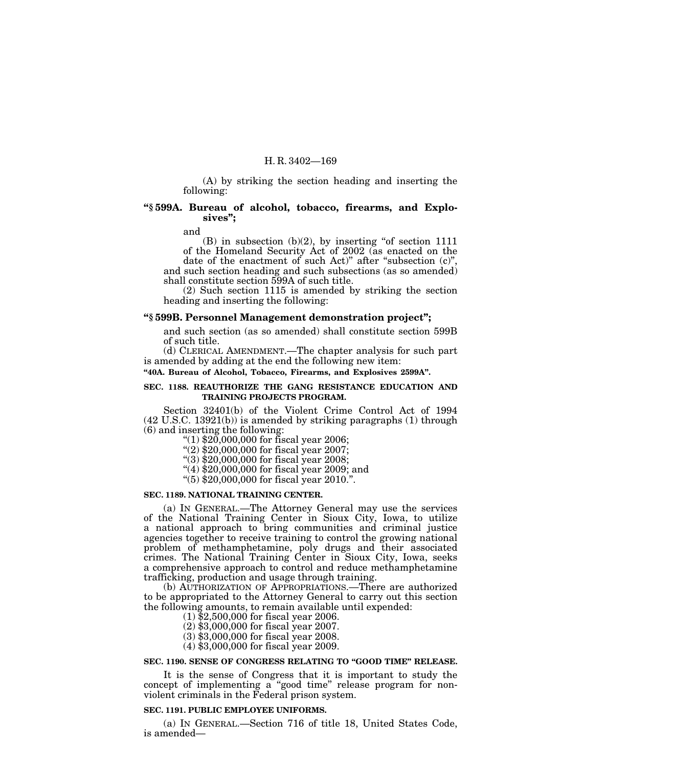(A) by striking the section heading and inserting the following:

**"§ 599A. Bureau of alcohol, tobacco, firearms, and Explosives";**

and

(B) in subsection (b)(2), by inserting "of section 1111 of the Homeland Security Act of 2002 (as enacted on the date of the enactment of such Act)" after "subsection (c)", and such section heading and such subsections (as so amended) shall constitute section 599A of such title.

(2) Such section 1115 is amended by striking the section heading and inserting the following:

**"§ 599B. Personnel Management demonstration project";**

and such section (as so amended) shall constitute section 599B of such title.

(d) CLERICAL AMENDMENT.—The chapter analysis for such part is amended by adding at the end the following new item:

**"40A. Bureau of Alcohol, Tobacco, Firearms, and Explosives 2599A".**

**SEC. 1188. REAUTHORIZE THE GANG RESISTANCE EDUCATION AND TRAINING PROJECTS PROGRAM.**

Section 32401(b) of the Violent Crime Control Act of 1994 (42 U.S.C. 13921(b)) is amended by striking paragraphs (1) through (6) and inserting the following:

"(1) $20,000,000 for fiscal year 2006;

"(2) $20,000,000 for fiscal year 2007;

"(3) $20,000,000 for fiscal year 2008;

"(4) $20,000,000 for fiscal year 2009; and

"(5) $20,000,000 for fiscal year 2010.".

**SEC. 1189. NATIONAL TRAINING CENTER.**

(a) IN GENERAL.—The Attorney General may use the services of the National Training Center in Sioux City, Iowa, to utilize a national approach to bring communities and criminal justice agencies together to receive training to control the growing national problem of methamphetamine, poly drugs and their associated crimes. The National Training Center in Sioux City, Iowa, seeks a comprehensive approach to control and reduce methamphetamine trafficking, production and usage through training.

(b) AUTHORIZATION OF APPROPRIATIONS.—There are authorized to be appropriated to the Attorney General to carry out this section the following amounts, to remain available until expended:

(1) $2,500,000 for fiscal year 2006.

(2) $3,000,000 for fiscal year 2007.

(3) $3,000,000 for fiscal year 2008.

(4) $3,000,000 for fiscal year 2009.

**SEC. 1190. SENSE OF CONGRESS RELATING TO "GOOD TIME" RELEASE.**

It is the sense of Congress that it is important to study the concept of implementing a "good time" release program for non-violent criminals in the Federal prison system.

**SEC. 1191. PUBLIC EMPLOYEE UNIFORMS.**

(a) IN GENERAL.—Section 716 of title 18, United States Code, is amended—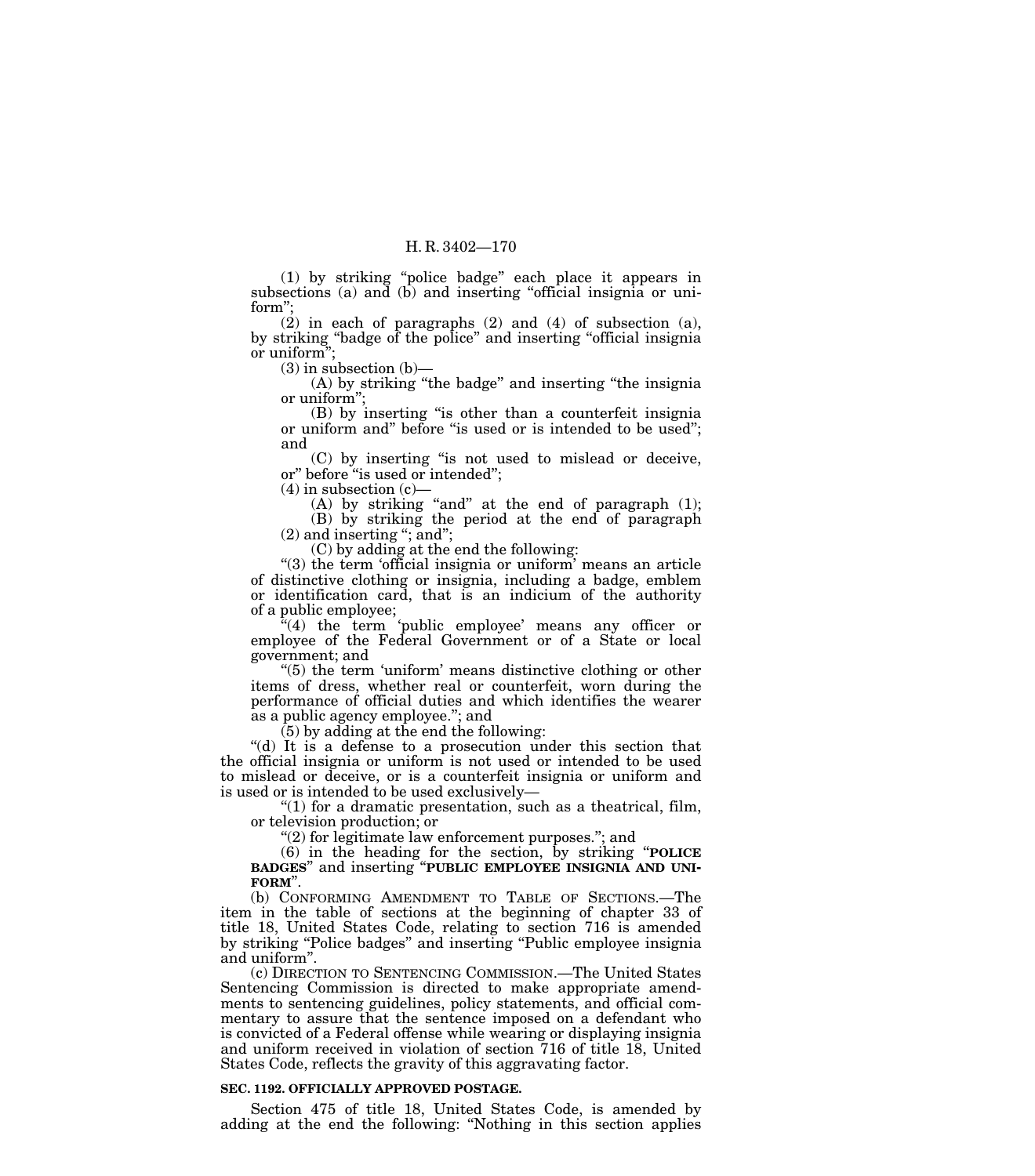(1) by striking "police badge" each place it appears in subsections (a) and (b) and inserting "official insignia or uniform";

(2) in each of paragraphs (2) and (4) of subsection (a), by striking "badge of the police" and inserting "official insignia or uniform";

(3) in subsection (b)—

(A) by striking "the badge" and inserting "the insignia or uniform";

(B) by inserting "is other than a counterfeit insignia or uniform and" before "is used or is intended to be used"; and

(C) by inserting "is not used to mislead or deceive, or" before "is used or intended";

(4) in subsection (c)—

(A) by striking "and" at the end of paragraph (1);

(B) by striking the period at the end of paragraph (2) and inserting "; and";

(C) by adding at the end the following:

"(3) the term 'official insignia or uniform' means an article of distinctive clothing or insignia, including a badge, emblem or identification card, that is an indicium of the authority of a public employee;

"(4) the term 'public employee' means any officer or employee of the Federal Government or of a State or local government; and

"(5) the term 'uniform' means distinctive clothing or other items of dress, whether real or counterfeit, worn during the performance of official duties and which identifies the wearer as a public agency employee."; and

(5) by adding at the end the following:

"(d) It is a defense to a prosecution under this section that the official insignia or uniform is not used or intended to be used to mislead or deceive, or is a counterfeit insignia or uniform and is used or is intended to be used exclusively—

"(1) for a dramatic presentation, such as a theatrical, film, or television production; or

"(2) for legitimate law enforcement purposes."; and

(6) in the heading for the section, by striking "**POLICE BADGES**" and inserting "**PUBLIC EMPLOYEE INSIGNIA AND UNIFORM**".

(b) CONFORMING AMENDMENT TO TABLE OF SECTIONS.—The item in the table of sections at the beginning of chapter 33 of title 18, United States Code, relating to section 716 is amended by striking "Police badges" and inserting "Public employee insignia and uniform".

(c) DIRECTION TO SENTENCING COMMISSION.—The United States Sentencing Commission is directed to make appropriate amendments to sentencing guidelines, policy statements, and official commentary to assure that the sentence imposed on a defendant who is convicted of a Federal offense while wearing or displaying insignia and uniform received in violation of section 716 of title 18, United States Code, reflects the gravity of this aggravating factor.

**SEC. 1192. OFFICIALLY APPROVED POSTAGE.**

Section 475 of title 18, United States Code, is amended by adding at the end the following: "Nothing in this section applies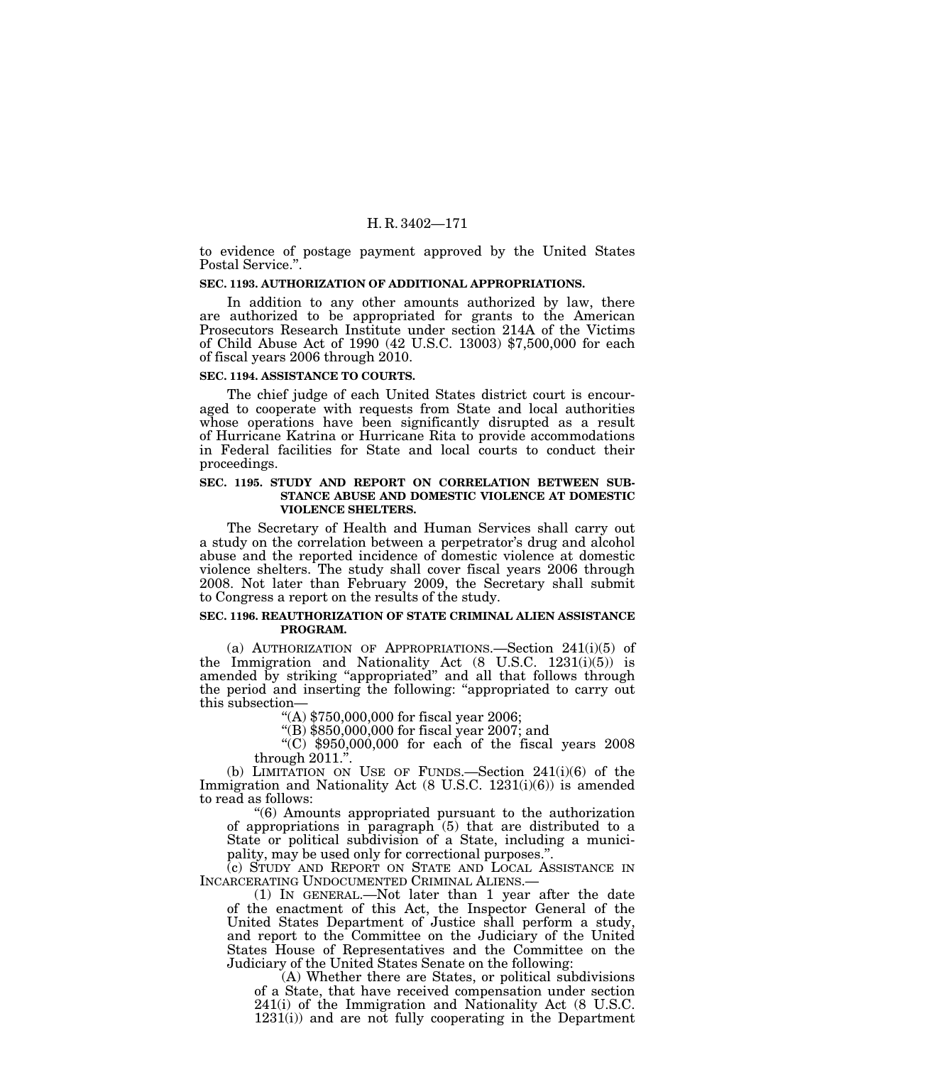to evidence of postage payment approved by the United States Postal Service.".

**SEC. 1193. AUTHORIZATION OF ADDITIONAL APPROPRIATIONS.**

In addition to any other amounts authorized by law, there are authorized to be appropriated for grants to the American Prosecutors Research Institute under section 214A of the Victims of Child Abuse Act of 1990 (42 U.S.C. 13003) $7,500,000 for each of fiscal years 2006 through 2010.

**SEC. 1194. ASSISTANCE TO COURTS.**

The chief judge of each United States district court is encouraged to cooperate with requests from State and local authorities whose operations have been significantly disrupted as a result of Hurricane Katrina or Hurricane Rita to provide accommodations in Federal facilities for State and local courts to conduct their proceedings.

**SEC. 1195. STUDY AND REPORT ON CORRELATION BETWEEN SUBSTANCE ABUSE AND DOMESTIC VIOLENCE AT DOMESTIC VIOLENCE SHELTERS.**

The Secretary of Health and Human Services shall carry out a study on the correlation between a perpetrator's drug and alcohol abuse and the reported incidence of domestic violence at domestic violence shelters. The study shall cover fiscal years 2006 through 2008. Not later than February 2009, the Secretary shall submit to Congress a report on the results of the study.

**SEC. 1196. REAUTHORIZATION OF STATE CRIMINAL ALIEN ASSISTANCE PROGRAM.**

(a) AUTHORIZATION OF APPROPRIATIONS.—Section 241(i)(5) of the Immigration and Nationality Act (8 U.S.C. 1231(i)(5)) is amended by striking "appropriated" and all that follows through the period and inserting the following: "appropriated to carry out this subsection—

"(A) $750,000,000 for fiscal year 2006;

"(B) $850,000,000 for fiscal year 2007; and

"(C) $950,000,000 for each of the fiscal years 2008 through 2011.".

(b) LIMITATION ON USE OF FUNDS.—Section 241(i)(6) of the Immigration and Nationality Act (8 U.S.C. 1231(i)(6)) is amended to read as follows:

"(6) Amounts appropriated pursuant to the authorization of appropriations in paragraph (5) that are distributed to a State or political subdivision of a State, including a municipality, may be used only for correctional purposes.".

(c) STUDY AND REPORT ON STATE AND LOCAL ASSISTANCE IN INCARCERATING UNDOCUMENTED CRIMINAL ALIENS.—

(1) IN GENERAL.—Not later than 1 year after the date of the enactment of this Act, the Inspector General of the United States Department of Justice shall perform a study, and report to the Committee on the Judiciary of the United States House of Representatives and the Committee on the Judiciary of the United States Senate on the following:

(A) Whether there are States, or political subdivisions of a State, that have received compensation under section 241(i) of the Immigration and Nationality Act (8 U.S.C. 1231(i)) and are not fully cooperating in the Department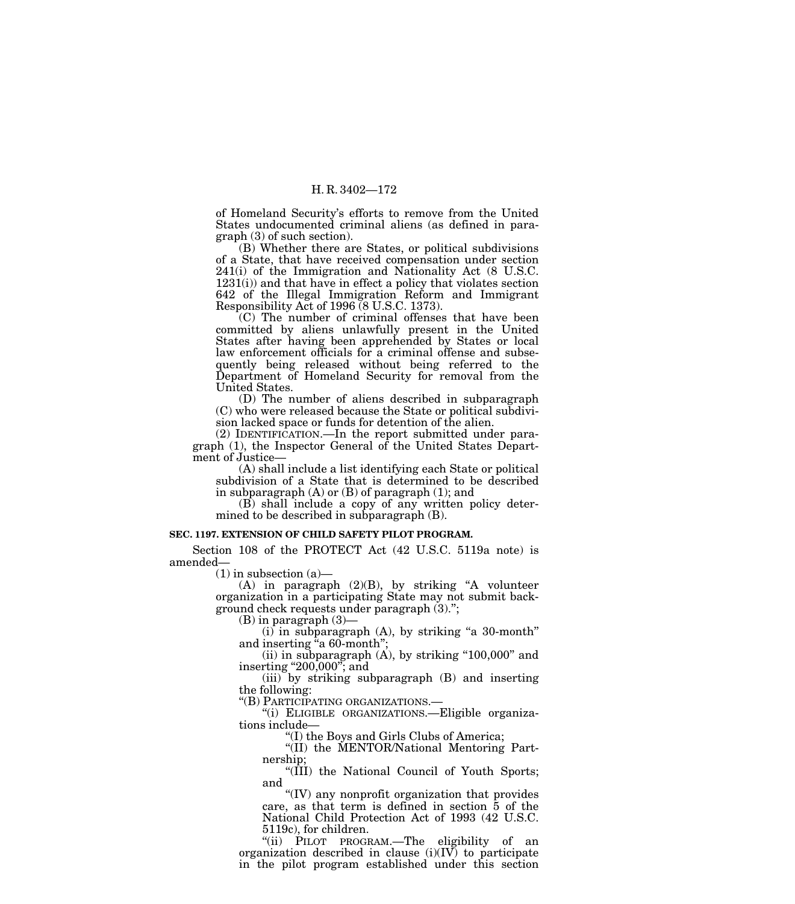of Homeland Security's efforts to remove from the United States undocumented criminal aliens (as defined in paragraph (3) of such section).

(B) Whether there are States, or political subdivisions of a State, that have received compensation under section 241(i) of the Immigration and Nationality Act (8 U.S.C. 1231(i)) and that have in effect a policy that violates section 642 of the Illegal Immigration Reform and Immigrant Responsibility Act of 1996 (8 U.S.C. 1373).

(C) The number of criminal offenses that have been committed by aliens unlawfully present in the United States after having been apprehended by States or local law enforcement officials for a criminal offense and subsequently being released without being referred to the Department of Homeland Security for removal from the United States.

(D) The number of aliens described in subparagraph (C) who were released because the State or political subdivision lacked space or funds for detention of the alien.

(2) IDENTIFICATION.—In the report submitted under paragraph (1), the Inspector General of the United States Department of Justice—

(A) shall include a list identifying each State or political subdivision of a State that is determined to be described in subparagraph (A) or (B) of paragraph (1); and

(B) shall include a copy of any written policy determined to be described in subparagraph (B).

**SEC. 1197. EXTENSION OF CHILD SAFETY PILOT PROGRAM.**

Section 108 of the PROTECT Act (42 U.S.C. 5119a note) is amended—

(1) in subsection (a)—

(A) in paragraph (2)(B), by striking "A volunteer organization in a participating State may not submit background check requests under paragraph (3).";

(B) in paragraph (3)—

(i) in subparagraph (A), by striking "a 30-month" and inserting "a 60-month";

(ii) in subparagraph (A), by striking "100,000" and inserting "200,000"; and

(iii) by striking subparagraph (B) and inserting the following:

"(B) PARTICIPATING ORGANIZATIONS.—

"(i) ELIGIBLE ORGANIZATIONS.—Eligible organizations include—

"(I) the Boys and Girls Clubs of America;

"(II) the MENTOR/National Mentoring Partnership;

"(III) the National Council of Youth Sports; and

"(IV) any nonprofit organization that provides care, as that term is defined in section 5 of the National Child Protection Act of 1993 (42 U.S.C. 5119c), for children.

"(ii) PILOT PROGRAM.—The eligibility of an organization described in clause (i)(IV) to participate in the pilot program established under this section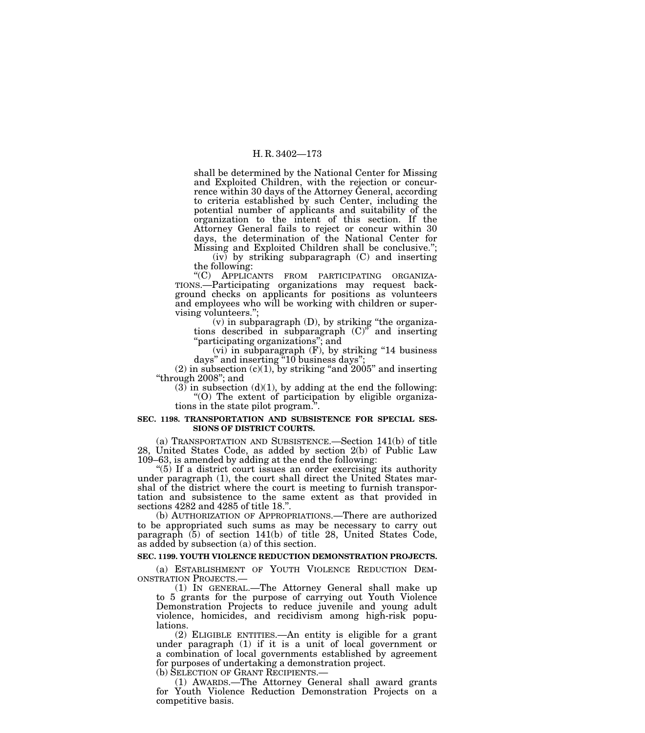shall be determined by the National Center for Missing and Exploited Children, with the rejection or concurrence within 30 days of the Attorney General, according to criteria established by such Center, including the potential number of applicants and suitability of the organization to the intent of this section. If the Attorney General fails to reject or concur within 30 days, the determination of the National Center for Missing and Exploited Children shall be conclusive.";

(iv) by striking subparagraph (C) and inserting the following:

"(C) APPLICANTS FROM PARTICIPATING ORGANIZATIONS.—Participating organizations may request background checks on applicants for positions as volunteers and employees who will be working with children or supervising volunteers.";

(v) in subparagraph (D), by striking "the organizations described in subparagraph (C)" and inserting "participating organizations"; and

(vi) in subparagraph (F), by striking "14 business days" and inserting "10 business days";

(2) in subsection (c)(1), by striking "and 2005" and inserting "through 2008"; and

(3) in subsection (d)(1), by adding at the end the following:

"(O) The extent of participation by eligible organizations in the state pilot program.".

**SEC. 1198. TRANSPORTATION AND SUBSISTENCE FOR SPECIAL SESSIONS OF DISTRICT COURTS.**

(a) TRANSPORTATION AND SUBSISTENCE.—Section 141(b) of title 28, United States Code, as added by section 2(b) of Public Law 109–63, is amended by adding at the end the following:

"(5) If a district court issues an order exercising its authority under paragraph (1), the court shall direct the United States marshal of the district where the court is meeting to furnish transportation and subsistence to the same extent as that provided in sections 4282 and 4285 of title 18.".

(b) AUTHORIZATION OF APPROPRIATIONS.—There are authorized to be appropriated such sums as may be necessary to carry out paragraph (5) of section 141(b) of title 28, United States Code, as added by subsection (a) of this section.

**SEC. 1199. YOUTH VIOLENCE REDUCTION DEMONSTRATION PROJECTS.**

(a) ESTABLISHMENT OF YOUTH VIOLENCE REDUCTION DEMONSTRATION PROJECTS.—

(1) IN GENERAL.—The Attorney General shall make up to 5 grants for the purpose of carrying out Youth Violence Demonstration Projects to reduce juvenile and young adult violence, homicides, and recidivism among high-risk populations.

(2) ELIGIBLE ENTITIES.—An entity is eligible for a grant under paragraph (1) if it is a unit of local government or a combination of local governments established by agreement for purposes of undertaking a demonstration project.

(b) SELECTION OF GRANT RECIPIENTS.—

(1) AWARDS.—The Attorney General shall award grants for Youth Violence Reduction Demonstration Projects on a competitive basis.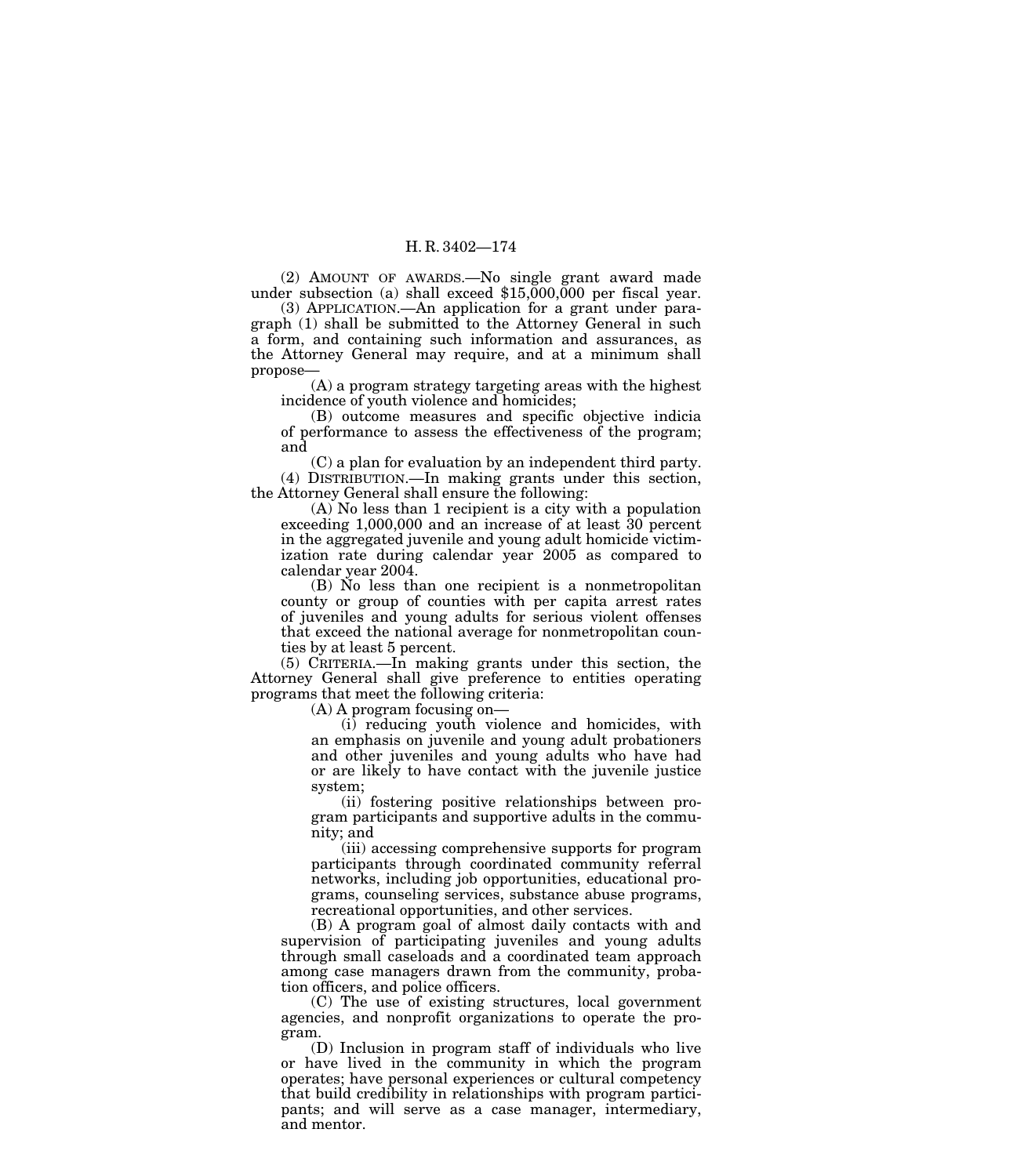(2) AMOUNT OF AWARDS.—No single grant award made under subsection (a) shall exceed $15,000,000 per fiscal year.

(3) APPLICATION.—An application for a grant under paragraph (1) shall be submitted to the Attorney General in such a form, and containing such information and assurances, as the Attorney General may require, and at a minimum shall propose—

(A) a program strategy targeting areas with the highest incidence of youth violence and homicides;

(B) outcome measures and specific objective indicia of performance to assess the effectiveness of the program; and

(C) a plan for evaluation by an independent third party.

(4) DISTRIBUTION.—In making grants under this section, the Attorney General shall ensure the following:

(A) No less than 1 recipient is a city with a population exceeding 1,000,000 and an increase of at least 30 percent in the aggregated juvenile and young adult homicide victimization rate during calendar year 2005 as compared to calendar year 2004.

(B) No less than one recipient is a nonmetropolitan county or group of counties with per capita arrest rates of juveniles and young adults for serious violent offenses that exceed the national average for nonmetropolitan counties by at least 5 percent.

(5) CRITERIA.—In making grants under this section, the Attorney General shall give preference to entities operating programs that meet the following criteria:

(A) A program focusing on—

(i) reducing youth violence and homicides, with an emphasis on juvenile and young adult probationers and other juveniles and young adults who have had or are likely to have contact with the juvenile justice system;

(ii) fostering positive relationships between program participants and supportive adults in the community; and

(iii) accessing comprehensive supports for program participants through coordinated community referral networks, including job opportunities, educational programs, counseling services, substance abuse programs, recreational opportunities, and other services.

(B) A program goal of almost daily contacts with and supervision of participating juveniles and young adults through small caseloads and a coordinated team approach among case managers drawn from the community, probation officers, and police officers.

(C) The use of existing structures, local government agencies, and nonprofit organizations to operate the program.

(D) Inclusion in program staff of individuals who live or have lived in the community in which the program operates; have personal experiences or cultural competency that build credibility in relationships with program participants; and will serve as a case manager, intermediary, and mentor.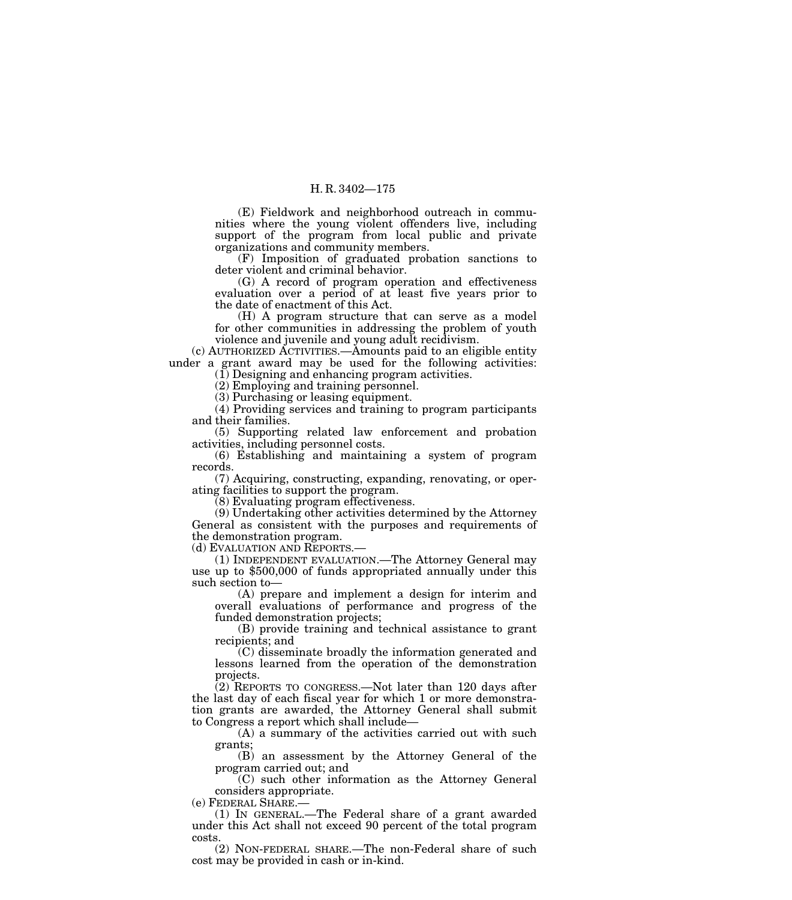(E) Fieldwork and neighborhood outreach in communities where the young violent offenders live, including support of the program from local public and private organizations and community members.

(F) Imposition of graduated probation sanctions to deter violent and criminal behavior.

(G) A record of program operation and effectiveness evaluation over a period of at least five years prior to the date of enactment of this Act.

(H) A program structure that can serve as a model for other communities in addressing the problem of youth violence and juvenile and young adult recidivism.

(c) AUTHORIZED ACTIVITIES.—Amounts paid to an eligible entity under a grant award may be used for the following activities:

(1) Designing and enhancing program activities.

(2) Employing and training personnel.

(3) Purchasing or leasing equipment.

(4) Providing services and training to program participants and their families.

(5) Supporting related law enforcement and probation activities, including personnel costs.

(6) Establishing and maintaining a system of program records.

(7) Acquiring, constructing, expanding, renovating, or operating facilities to support the program.

(8) Evaluating program effectiveness.

(9) Undertaking other activities determined by the Attorney General as consistent with the purposes and requirements of the demonstration program.

(d) EVALUATION AND REPORTS.—

(1) INDEPENDENT EVALUATION.—The Attorney General may use up to $500,000 of funds appropriated annually under this such section to—

(A) prepare and implement a design for interim and overall evaluations of performance and progress of the funded demonstration projects;

(B) provide training and technical assistance to grant recipients; and

(C) disseminate broadly the information generated and lessons learned from the operation of the demonstration projects.

(2) REPORTS TO CONGRESS.—Not later than 120 days after the last day of each fiscal year for which 1 or more demonstration grants are awarded, the Attorney General shall submit to Congress a report which shall include—

(A) a summary of the activities carried out with such grants;

(B) an assessment by the Attorney General of the program carried out; and

(C) such other information as the Attorney General considers appropriate.

(e) FEDERAL SHARE.—

(1) IN GENERAL.—The Federal share of a grant awarded under this Act shall not exceed 90 percent of the total program costs.

(2) NON-FEDERAL SHARE.—The non-Federal share of such cost may be provided in cash or in-kind.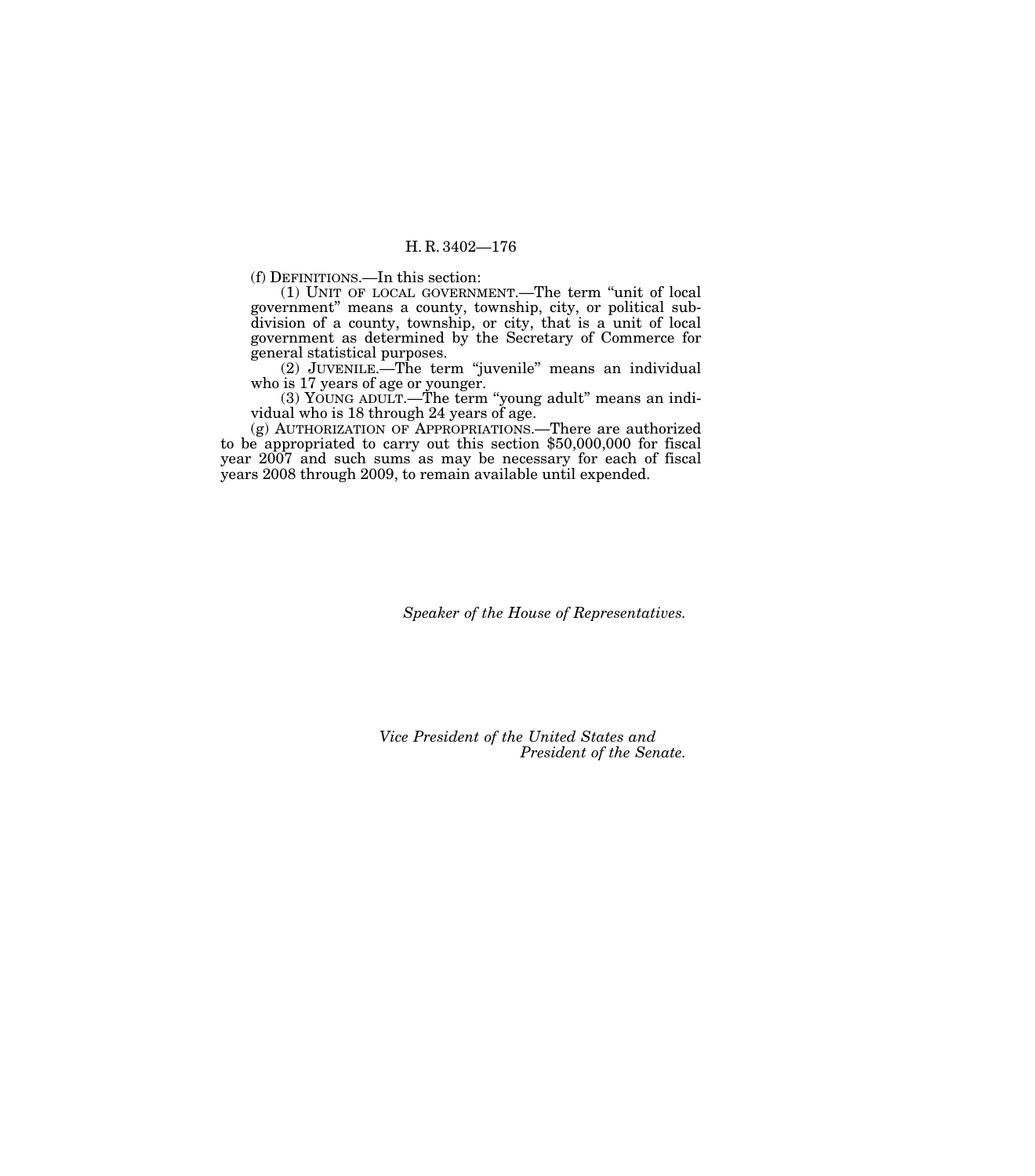(f) DEFINITIONS.—In this section:

(1) UNIT OF LOCAL GOVERNMENT.—The term "unit of local government" means a county, township, city, or political subdivision of a county, township, or city, that is a unit of local government as determined by the Secretary of Commerce for general statistical purposes.

(2) JUVENILE.—The term "juvenile" means an individual who is 17 years of age or younger.

(3) YOUNG ADULT.—The term "young adult" means an individual who is 18 through 24 years of age.

(g) AUTHORIZATION OF APPROPRIATIONS.—There are authorized to be appropriated to carry out this section $50,000,000 for fiscal year 2007 and such sums as may be necessary for each of fiscal years 2008 through 2009, to remain available until expended.

*Speaker of the House of Representatives.*

*Vice President of the United States and President of the Senate.*